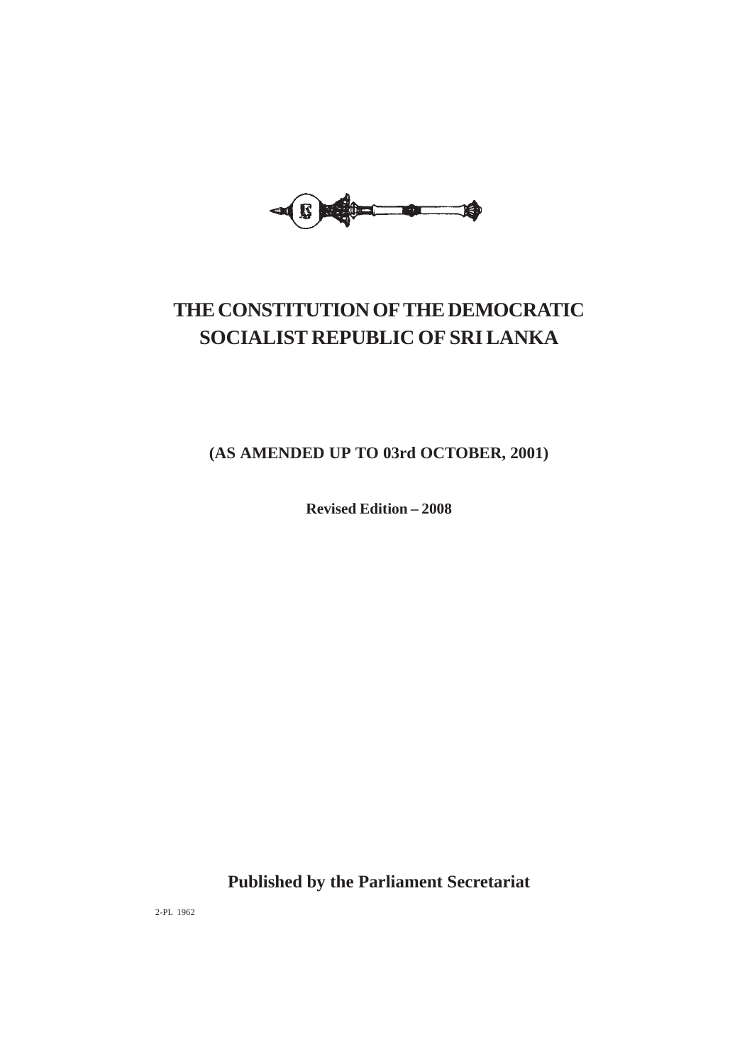# THE CONSTITUTION OF THE DEMOCRATIC SOCIALIST REPUBLIC OF SRI LANKA

**(AS AMENDED UP TO 03rd OCTOBER, 2001)**

**Revised Edition – 2008**

**Published by the Parliament Secretariat**

2-PL 1962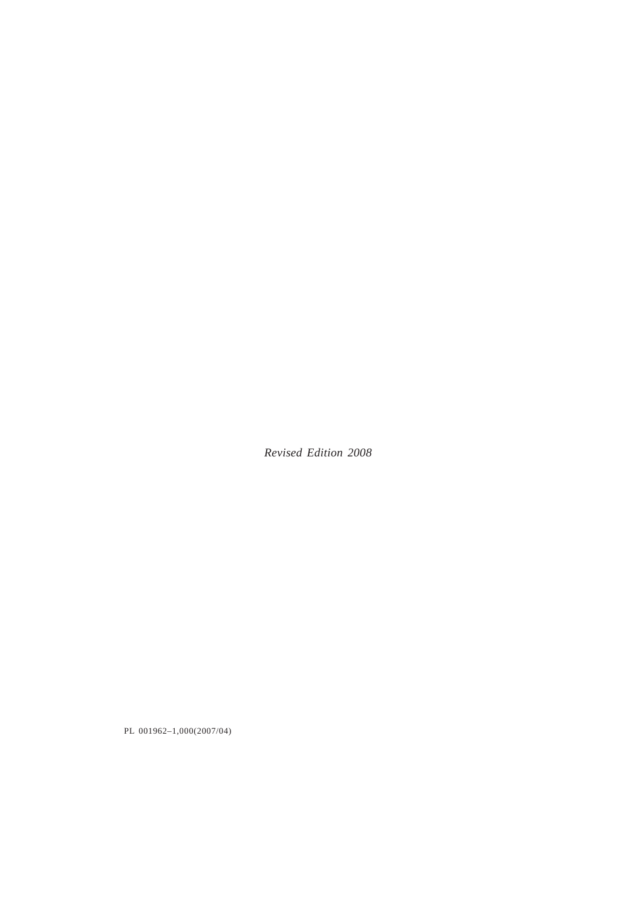*Revised Edition 2008*

PL 001962–1,000(2007/04)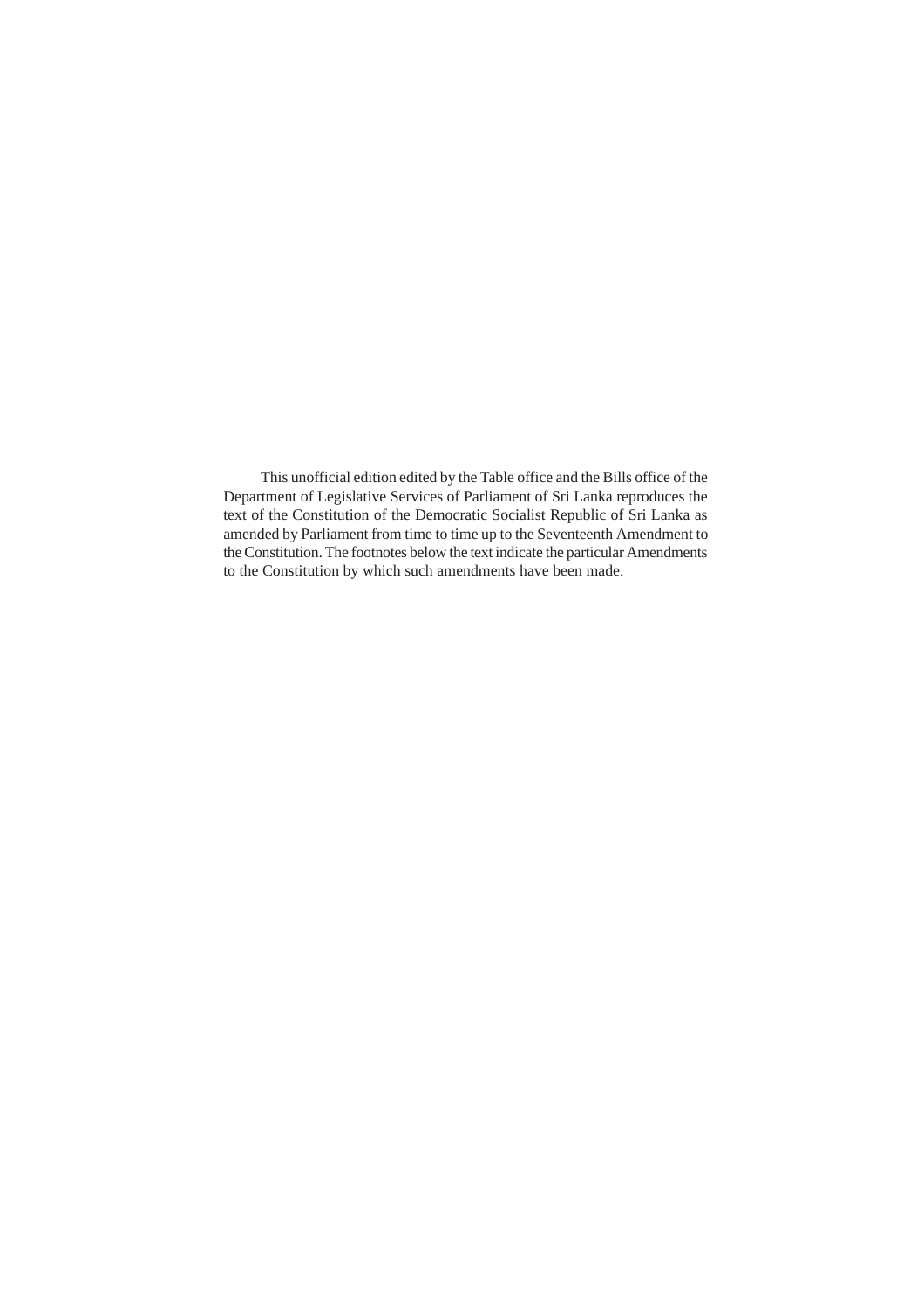This unofficial edition edited by the Table office and the Bills office of the Department of Legislative Services of Parliament of Sri Lanka reproduces the text of the Constitution of the Democratic Socialist Republic of Sri Lanka as amended by Parliament from time to time up to the Seventeenth Amendment to the Constitution. The footnotes below the text indicate the particular Amendments to the Constitution by which such amendments have been made.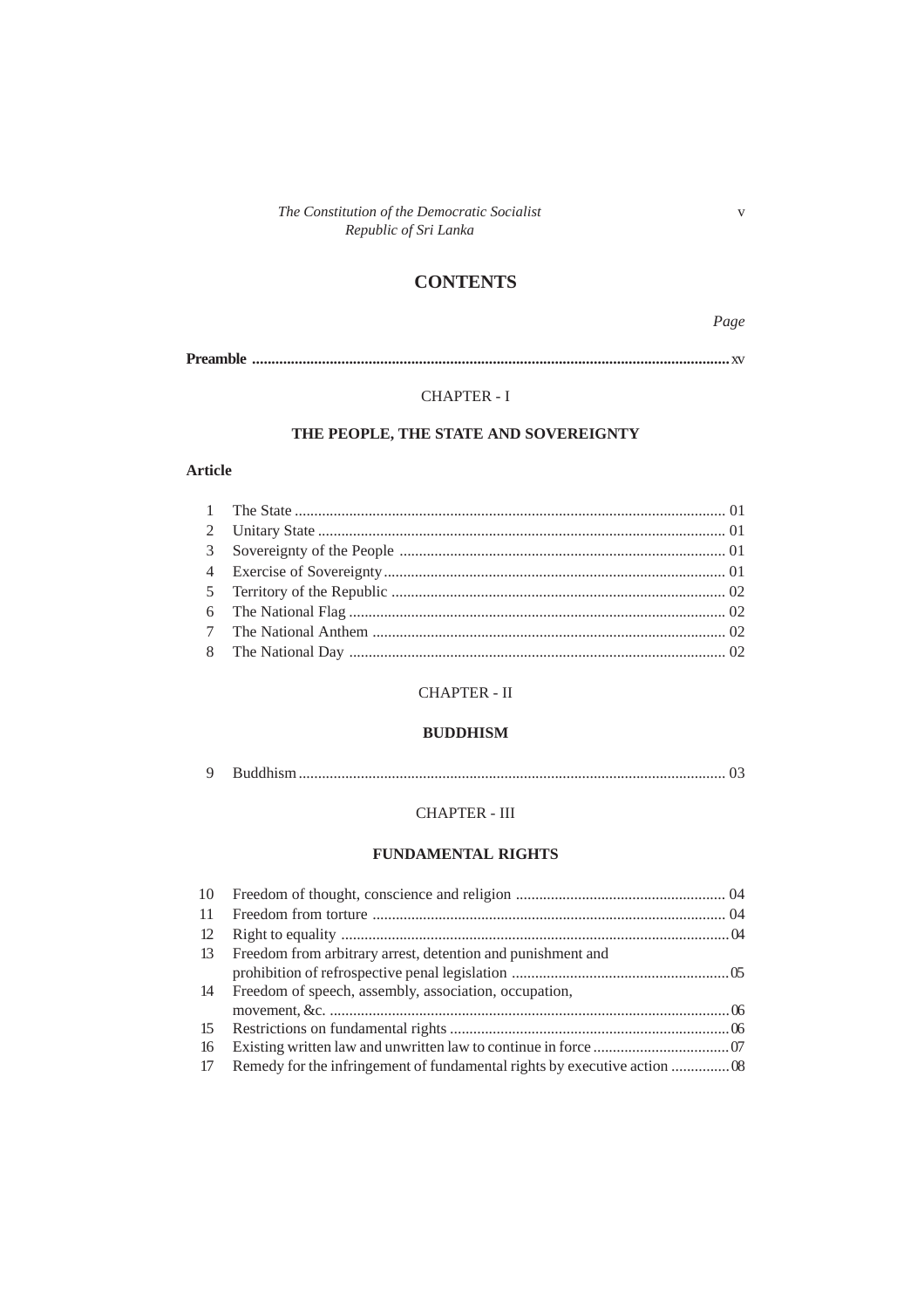# CONTENTS

| | | Page |
|---|---|---|
| **Preamble** | | xv |

## CHAPTER - I

### THE PEOPLE, THE STATE AND SOVEREIGNTY

**Article**

| Article | Title | Page |
|---|---|---|
| 1 | The State | 01 |
| 2 | Unitary State | 01 |
| 3 | Sovereignty of the People | 01 |
| 4 | Exercise of Sovereignty | 01 |
| 5 | Territory of the Republic | 02 |
| 6 | The National Flag | 02 |
| 7 | The National Anthem | 02 |
| 8 | The National Day | 02 |

## CHAPTER - II

### BUDDHISM

| Article | Title | Page |
|---|---|---|
| 9 | Buddhism | 03 |

## CHAPTER - III

### FUNDAMENTAL RIGHTS

| Article | Title | Page |
|---|---|---|
| 10 | Freedom of thought, conscience and religion | 04 |
| 11 | Freedom from torture | 04 |
| 12 | Right to equality | 04 |
| 13 | Freedom from arbitrary arrest, detention and punishment and prohibition of refrospective penal legislation | 05 |
| 14 | Freedom of speech, assembly, association, occupation, movement, &c. | 06 |
| 15 | Restrictions on fundamental rights | 06 |
| 16 | Existing written law and unwritten law to continue in force | 07 |
| 17 | Remedy for the infringement of fundamental rights by executive action | 08 |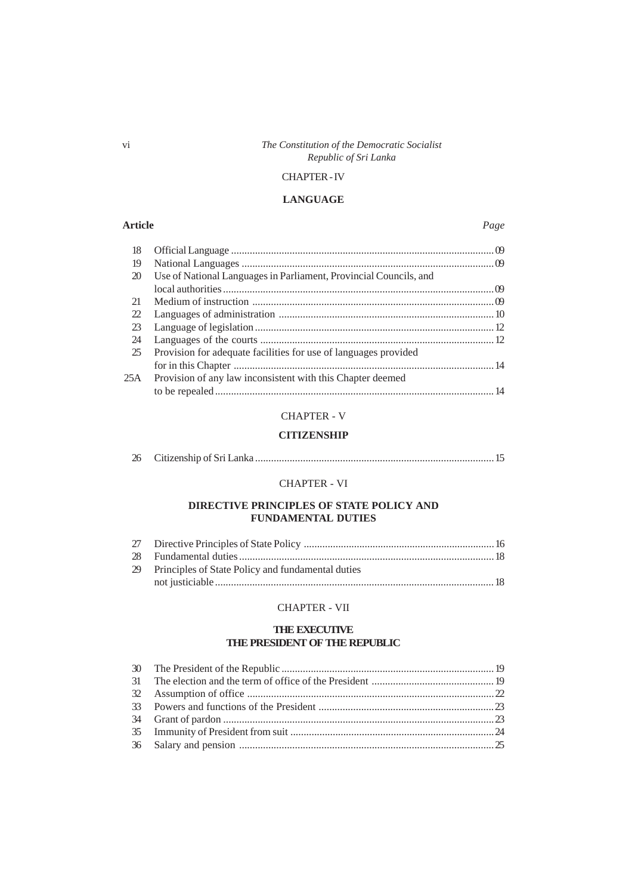## CHAPTER - IV

### LANGUAGE

| Article | | Page |
|---|---|---|
| 18 | Official Language | 09 |
| 19 | National Languages | 09 |
| 20 | Use of National Languages in Parliament, Provincial Councils, and local authorities | 09 |
| 21 | Medium of instruction | 09 |
| 22 | Languages of administration | 10 |
| 23 | Language of legislation | 12 |
| 24 | Languages of the courts | 12 |
| 25 | Provision for adequate facilities for use of languages provided for in this Chapter | 14 |
| 25A | Provision of any law inconsistent with this Chapter deemed to be repealed | 14 |

## CHAPTER - V

### CITIZENSHIP

| Article | | Page |
|---|---|---|
| 26 | Citizenship of Sri Lanka | 15 |

## CHAPTER - VI

### DIRECTIVE PRINCIPLES OF STATE POLICY AND FUNDAMENTAL DUTIES

| Article | | Page |
|---|---|---|
| 27 | Directive Principles of State Policy | 16 |
| 28 | Fundamental duties | 18 |
| 29 | Principles of State Policy and fundamental duties not justiciable | 18 |

## CHAPTER - VII

### THE EXECUTIVE
### THE PRESIDENT OF THE REPUBLIC

| Article | | Page |
|---|---|---|
| 30 | The President of the Republic | 19 |
| 31 | The election and the term of office of the President | 19 |
| 32 | Assumption of office | 22 |
| 33 | Powers and functions of the President | 23 |
| 34 | Grant of pardon | 23 |
| 35 | Immunity of President from suit | 24 |
| 36 | Salary and pension | 25 |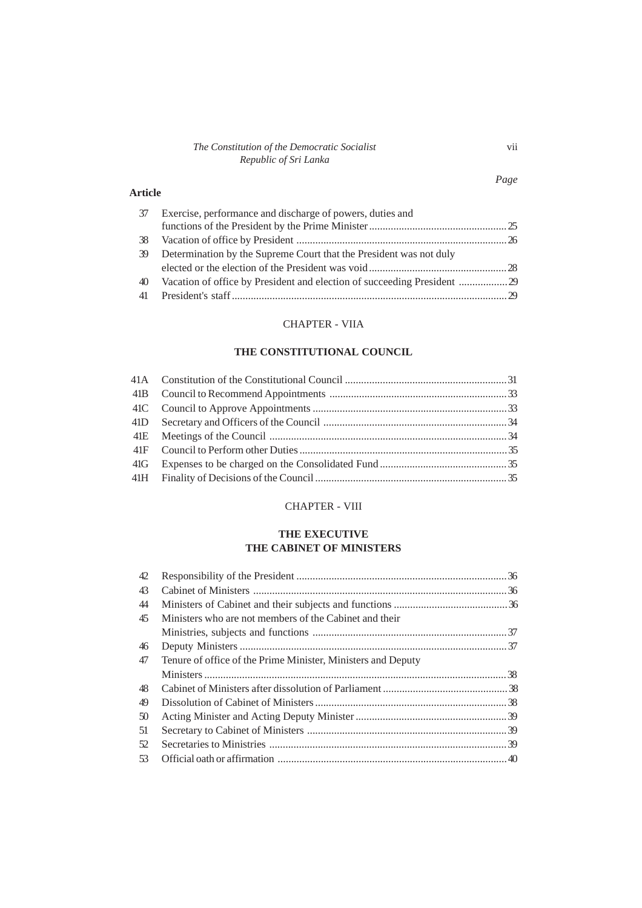| Article | | Page |
|---|---|---|
| 37 | Exercise, performance and discharge of powers, duties and functions of the President by the Prime Minister | 25 |
| 38 | Vacation of office by President | 26 |
| 39 | Determination by the Supreme Court that the President was not duly elected or the election of the President was void | 28 |
| 40 | Vacation of office by President and election of succeeding President | 29 |
| 41 | President's staff | 29 |

## CHAPTER - VIIA

### THE CONSTITUTIONAL COUNCIL

| | | |
|---|---|---|
| 41A | Constitution of the Constitutional Council | 31 |
| 41B | Council to Recommend Appointments | 33 |
| 41C | Council to Approve Appointments | 33 |
| 41D | Secretary and Officers of the Council | 34 |
| 41E | Meetings of the Council | 34 |
| 41F | Council to Perform other Duties | 35 |
| 41G | Expenses to be charged on the Consolidated Fund | 35 |
| 41H | Finality of Decisions of the Council | 35 |

## CHAPTER - VIII

### THE EXECUTIVE
### THE CABINET OF MINISTERS

| | | |
|---|---|---|
| 42 | Responsibility of the President | 36 |
| 43 | Cabinet of Ministers | 36 |
| 44 | Ministers of Cabinet and their subjects and functions | 36 |
| 45 | Ministers who are not members of the Cabinet and their Ministries, subjects and functions | 37 |
| 46 | Deputy Ministers | 37 |
| 47 | Tenure of office of the Prime Minister, Ministers and Deputy Ministers | 38 |
| 48 | Cabinet of Ministers after dissolution of Parliament | 38 |
| 49 | Dissolution of Cabinet of Ministers | 38 |
| 50 | Acting Minister and Acting Deputy Minister | 39 |
| 51 | Secretary to Cabinet of Ministers | 39 |
| 52 | Secretaries to Ministries | 39 |
| 53 | Official oath or affirmation | 40 |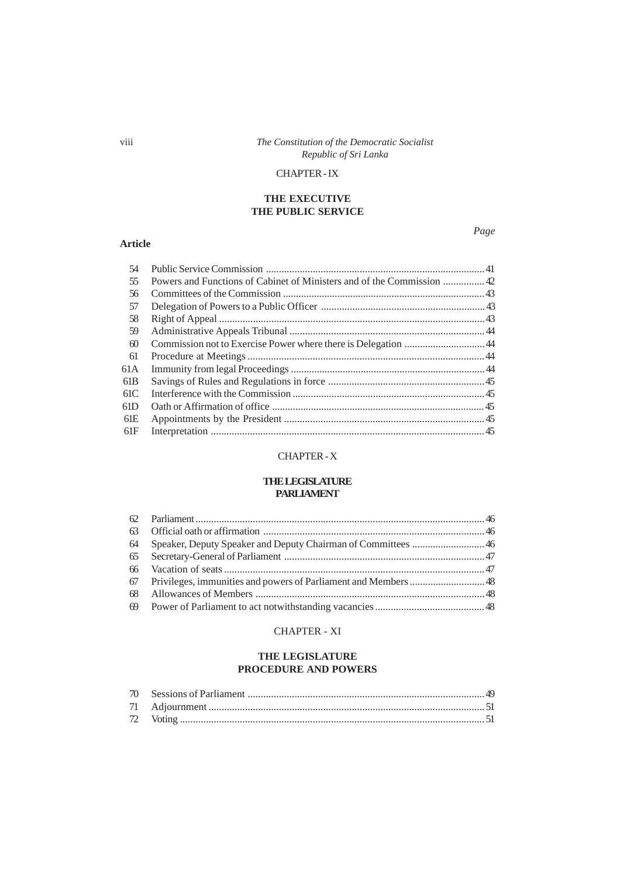## CHAPTER - IX

### THE EXECUTIVE
### THE PUBLIC SERVICE

| Article | | Page |
|---|---|---|
| 54 | Public Service Commission | 41 |
| 55 | Powers and Functions of Cabinet of Ministers and of the Commission | 42 |
| 56 | Committees of the Commission | 43 |
| 57 | Delegation of Powers to a Public Officer | 43 |
| 58 | Right of Appeal | 43 |
| 59 | Administrative Appeals Tribunal | 44 |
| 60 | Commission not to Exercise Power where there is Delegation | 44 |
| 61 | Procedure at Meetings | 44 |
| 61A | Immunity from legal Proceedings | 44 |
| 61B | Savings of Rules and Regulations in force | 45 |
| 61C | Interference with the Commission | 45 |
| 61D | Oath or Affirmation of office | 45 |
| 61E | Appointments by the President | 45 |
| 61F | Interpretation | 45 |

## CHAPTER - X

### THE LEGISLATURE
### PARLIAMENT

| | | |
|---|---|---|
| 62 | Parliament | 46 |
| 63 | Official oath or affirmation | 46 |
| 64 | Speaker, Deputy Speaker and Deputy Chairman of Committees | 46 |
| 65 | Secretary-General of Parliament | 47 |
| 66 | Vacation of seats | 47 |
| 67 | Privileges, immunities and powers of Parliament and Members | 48 |
| 68 | Allowances of Members | 48 |
| 69 | Power of Parliament to act notwithstanding vacancies | 48 |

## CHAPTER - XI

### THE LEGISLATURE
### PROCEDURE AND POWERS

| | | |
|---|---|---|
| 70 | Sessions of Parliament | 49 |
| 71 | Adjournment | 51 |
| 72 | Voting | 51 |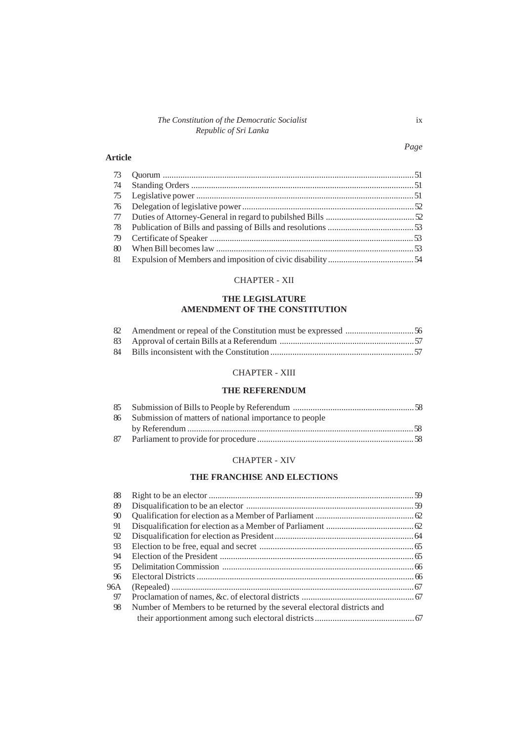| Article | | Page |
|---|---|---|
| 73 | Quorum | 51 |
| 74 | Standing Orders | 51 |
| 75 | Legislative power | 51 |
| 76 | Delegation of legislative power | 52 |
| 77 | Duties of Attorney-General in regard to pubilshed Bills | 52 |
| 78 | Publication of Bills and passing of Bills and resolutions | 53 |
| 79 | Certificate of Speaker | 53 |
| 80 | When Bill becomes law | 53 |
| 81 | Expulsion of Members and imposition of civic disability | 54 |

## CHAPTER - XII

## THE LEGISLATURE AMENDMENT OF THE CONSTITUTION

| | | |
|---|---|---|
| 82 | Amendment or repeal of the Constitution must be expressed | 56 |
| 83 | Approval of certain Bills at a Referendum | 57 |
| 84 | Bills inconsistent with the Constitution | 57 |

## CHAPTER - XIII

## THE REFERENDUM

| | | |
|---|---|---|
| 85 | Submission of Bills to People by Referendum | 58 |
| 86 | Submission of matters of national importance to people by Referendum | 58 |
| 87 | Parliament to provide for procedure | 58 |

## CHAPTER - XIV

## THE FRANCHISE AND ELECTIONS

| | | |
|---|---|---|
| 88 | Right to be an elector | 59 |
| 89 | Disqualification to be an elector | 59 |
| 90 | Qualification for election as a Member of Parliament | 62 |
| 91 | Disqualification for election as a Member of Parliament | 62 |
| 92 | Disqualification for election as President | 64 |
| 93 | Election to be free, equal and secret | 65 |
| 94 | Election of the President | 65 |
| 95 | Delimitation Commission | 66 |
| 96 | Electoral Districts | 66 |
| 96A | (Repealed) | 67 |
| 97 | Proclamation of names, &c. of electoral districts | 67 |
| 98 | Number of Members to be returned by the several electoral districts and their apportionment among such electoral districts | 67 |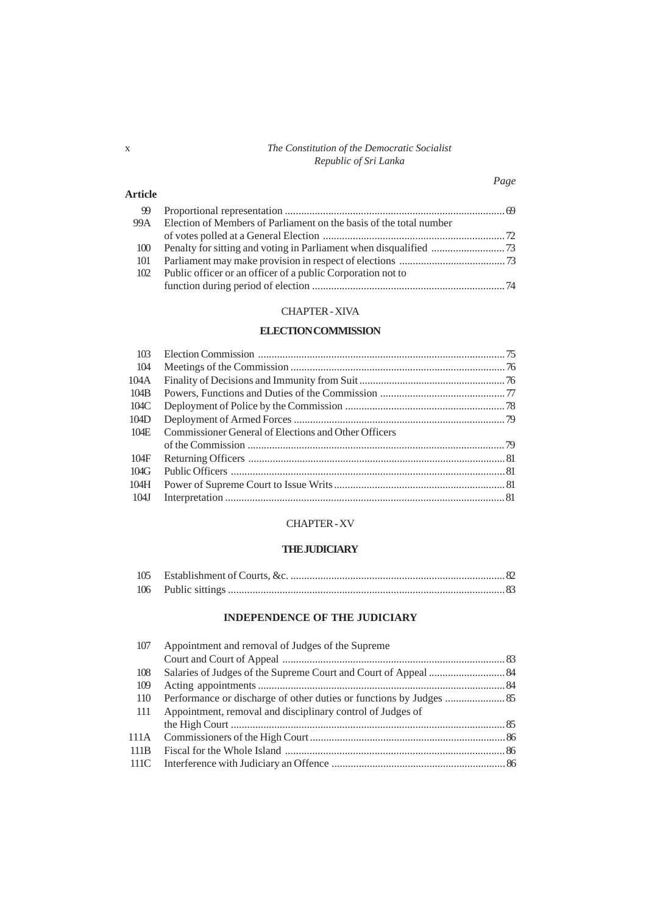| Article | | Page |
|---|---|---|
| 99 | Proportional representation | 69 |
| 99A | Election of Members of Parliament on the basis of the total number of votes polled at a General Election | 72 |
| 100 | Penalty for sitting and voting in Parliament when disqualified | 73 |
| 101 | Parliament may make provision in respect of elections | 73 |
| 102 | Public officer or an officer of a public Corporation not to function during period of election | 74 |

## CHAPTER - XIVA

### ELECTION COMMISSION

| | | |
|---|---|---|
| 103 | Election Commission | 75 |
| 104 | Meetings of the Commission | 76 |
| 104A | Finality of Decisions and Immunity from Suit | 76 |
| 104B | Powers, Functions and Duties of the Commission | 77 |
| 104C | Deployment of Police by the Commission | 78 |
| 104D | Deployment of Armed Forces | 79 |
| 104E | Commissioner General of Elections and Other Officers of the Commission | 79 |
| 104F | Returning Officers | 81 |
| 104G | Public Officers | 81 |
| 104H | Power of Supreme Court to Issue Writs | 81 |
| 104J | Interpretation | 81 |

## CHAPTER - XV

### THE JUDICIARY

| | | |
|---|---|---|
| 105 | Establishment of Courts, &c. | 82 |
| 106 | Public sittings | 83 |

### INDEPENDENCE OF THE JUDICIARY

| | | |
|---|---|---|
| 107 | Appointment and removal of Judges of the Supreme Court and Court of Appeal | 83 |
| 108 | Salaries of Judges of the Supreme Court and Court of Appeal | 84 |
| 109 | Acting appointments | 84 |
| 110 | Performance or discharge of other duties or functions by Judges | 85 |
| 111 | Appointment, removal and disciplinary control of Judges of the High Court | 85 |
| 111A | Commissioners of the High Court | 86 |
| 111B | Fiscal for the Whole Island | 86 |
| 111C | Interference with Judiciary an Offence | 86 |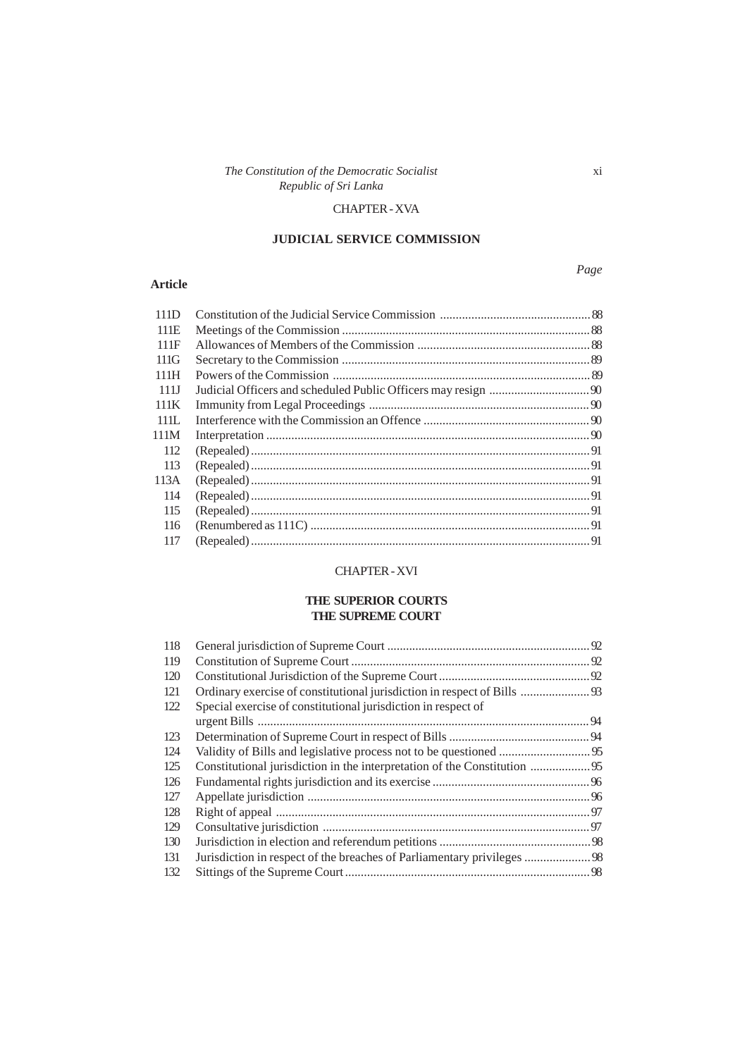## CHAPTER - XVA

### JUDICIAL SERVICE COMMISSION

| Article | | Page |
|---|---|---|
| 111D | Constitution of the Judicial Service Commission | 88 |
| 111E | Meetings of the Commission | 88 |
| 111F | Allowances of Members of the Commission | 88 |
| 111G | Secretary to the Commission | 89 |
| 111H | Powers of the Commission | 89 |
| 111J | Judicial Officers and scheduled Public Officers may resign | 90 |
| 111K | Immunity from Legal Proceedings | 90 |
| 111L | Interference with the Commission an Offence | 90 |
| 111M | Interpretation | 90 |
| 112 | (Repealed) | 91 |
| 113 | (Repealed) | 91 |
| 113A | (Repealed) | 91 |
| 114 | (Repealed) | 91 |
| 115 | (Repealed) | 91 |
| 116 | (Renumbered as 111C) | 91 |
| 117 | (Repealed) | 91 |

## CHAPTER - XVI

### THE SUPERIOR COURTS
### THE SUPREME COURT

| Article | | Page |
|---|---|---|
| 118 | General jurisdiction of Supreme Court | 92 |
| 119 | Constitution of Supreme Court | 92 |
| 120 | Constitutional Jurisdiction of the Supreme Court | 92 |
| 121 | Ordinary exercise of constitutional jurisdiction in respect of Bills | 93 |
| 122 | Special exercise of constitutional jurisdiction in respect of urgent Bills | 94 |
| 123 | Determination of Supreme Court in respect of Bills | 94 |
| 124 | Validity of Bills and legislative process not to be questioned | 95 |
| 125 | Constitutional jurisdiction in the interpretation of the Constitution | 95 |
| 126 | Fundamental rights jurisdiction and its exercise | 96 |
| 127 | Appellate jurisdiction | 96 |
| 128 | Right of appeal | 97 |
| 129 | Consultative jurisdiction | 97 |
| 130 | Jurisdiction in election and referendum petitions | 98 |
| 131 | Jurisdiction in respect of the breaches of Parliamentary privileges | 98 |
| 132 | Sittings of the Supreme Court | 98 |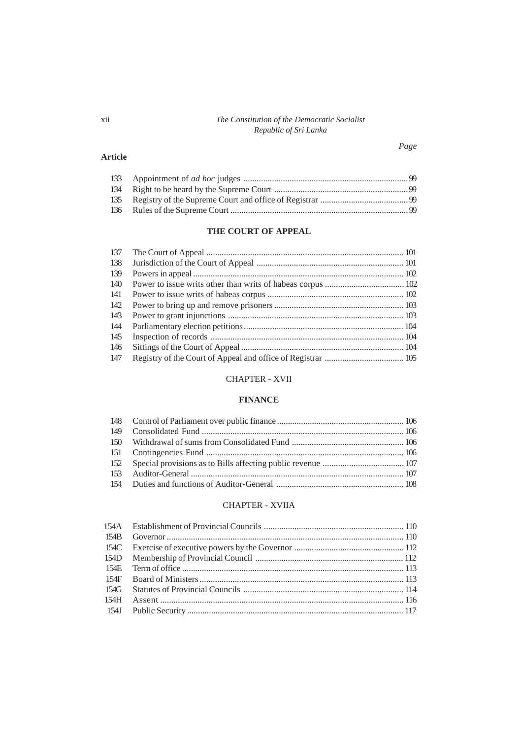| Article | | Page |
|---|---|---|
| 133 | Appointment of *ad hoc* judges | 99 |
| 134 | Right to be heard by the Supreme Court | 99 |
| 135 | Registry of the Supreme Court and office of Registrar | 99 |
| 136 | Rules of the Supreme Court | 99 |

**THE COURT OF APPEAL**

| | | |
|---|---|---|
| 137 | The Court of Appeal | 101 |
| 138 | Jurisdiction of the Court of Appeal | 101 |
| 139 | Powers in appeal | 102 |
| 140 | Power to issue writs other than writs of habeas corpus | 102 |
| 141 | Power to issue writs of habeas corpus | 102 |
| 142 | Power to bring up and remove prisoners | 103 |
| 143 | Power to grant injunctions | 103 |
| 144 | Parliamentary election petitions | 104 |
| 145 | Inspection of records | 104 |
| 146 | Sittings of the Court of Appeal | 104 |
| 147 | Registry of the Court of Appeal and office of Registrar | 105 |

CHAPTER - XVII

**FINANCE**

| | | |
|---|---|---|
| 148 | Control of Parliament over public finance | 106 |
| 149 | Consolidated Fund | 106 |
| 150 | Withdrawal of sums from Consolidated Fund | 106 |
| 151 | Contingencies Fund | 106 |
| 152 | Special provisions as to Bills affecting public revenue | 107 |
| 153 | Auditor-General | 107 |
| 154 | Duties and functions of Auditor-General | 108 |

CHAPTER - XVIIA

| | | |
|---|---|---|
| 154A | Establishment of Provincial Councils | 110 |
| 154B | Governor | 110 |
| 154C | Exercise of executive powers by the Governor | 112 |
| 154D | Membership of Provincial Council | 112 |
| 154E | Term of office | 113 |
| 154F | Board of Ministers | 113 |
| 154G | Statutes of Provincial Councils | 114 |
| 154H | Assent | 116 |
| 154J | Public Security | 117 |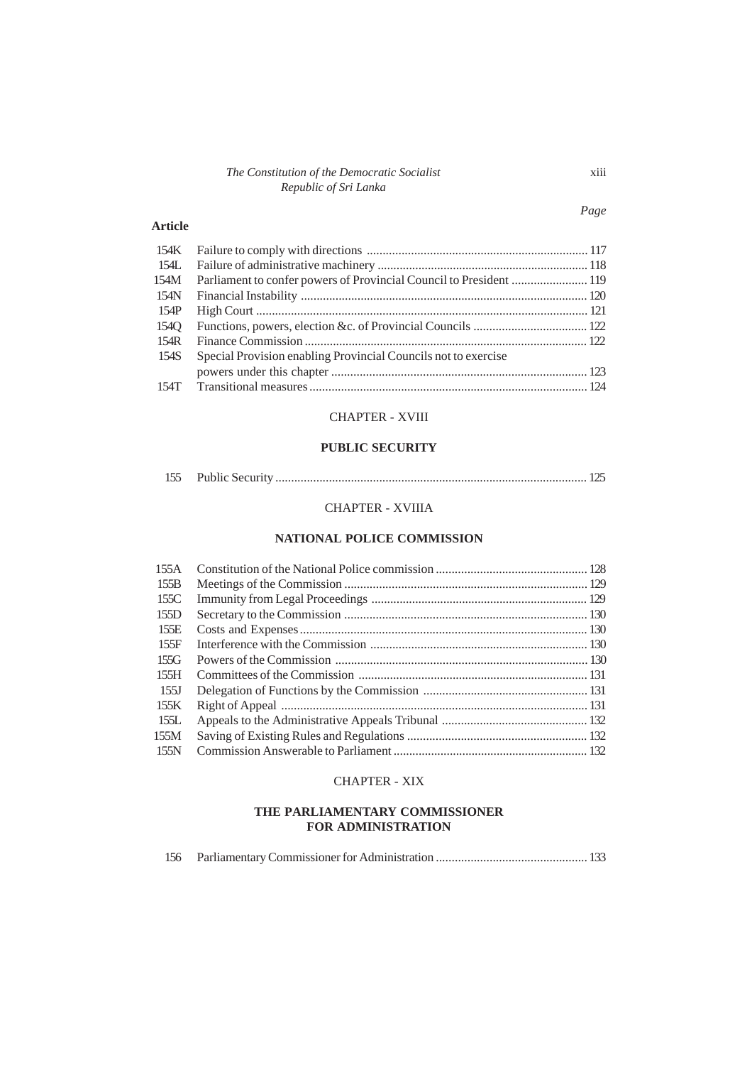| Article | | Page |
|---|---|---|
| 154K | Failure to comply with directions | 117 |
| 154L | Failure of administrative machinery | 118 |
| 154M | Parliament to confer powers of Provincial Council to President | 119 |
| 154N | Financial Instability | 120 |
| 154P | High Court | 121 |
| 154Q | Functions, powers, election &c. of Provincial Councils | 122 |
| 154R | Finance Commission | 122 |
| 154S | Special Provision enabling Provincial Councils not to exercise powers under this chapter | 123 |
| 154T | Transitional measures | 124 |

## CHAPTER - XVIII

### PUBLIC SECURITY

| | | |
|---|---|---|
| 155 | Public Security | 125 |

## CHAPTER - XVIIIA

### NATIONAL POLICE COMMISSION

| | | |
|---|---|---|
| 155A | Constitution of the National Police commission | 128 |
| 155B | Meetings of the Commission | 129 |
| 155C | Immunity from Legal Proceedings | 129 |
| 155D | Secretary to the Commission | 130 |
| 155E | Costs and Expenses | 130 |
| 155F | Interference with the Commission | 130 |
| 155G | Powers of the Commission | 130 |
| 155H | Committees of the Commission | 131 |
| 155J | Delegation of Functions by the Commission | 131 |
| 155K | Right of Appeal | 131 |
| 155L | Appeals to the Administrative Appeals Tribunal | 132 |
| 155M | Saving of Existing Rules and Regulations | 132 |
| 155N | Commission Answerable to Parliament | 132 |

## CHAPTER - XIX

### THE PARLIAMENTARY COMMISSIONER FOR ADMINISTRATION

| | | |
|---|---|---|
| 156 | Parliamentary Commissioner for Administration | 133 |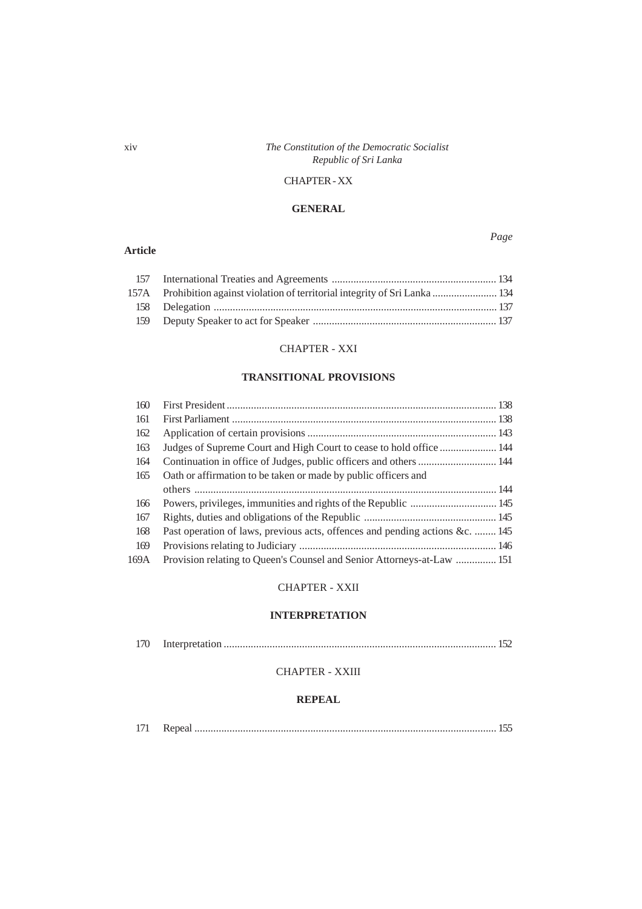## CHAPTER - XX

### GENERAL

| Article | | Page |
|---|---|---|
| 157 | International Treaties and Agreements | 134 |
| 157A | Prohibition against violation of territorial integrity of Sri Lanka | 134 |
| 158 | Delegation | 137 |
| 159 | Deputy Speaker to act for Speaker | 137 |

## CHAPTER - XXI

### TRANSITIONAL PROVISIONS

| | | |
|---|---|---|
| 160 | First President | 138 |
| 161 | First Parliament | 138 |
| 162 | Application of certain provisions | 143 |
| 163 | Judges of Supreme Court and High Court to cease to hold office | 144 |
| 164 | Continuation in office of Judges, public officers and others | 144 |
| 165 | Oath or affirmation to be taken or made by public officers and others | 144 |
| 166 | Powers, privileges, immunities and rights of the Republic | 145 |
| 167 | Rights, duties and obligations of the Republic | 145 |
| 168 | Past operation of laws, previous acts, offences and pending actions &c. | 145 |
| 169 | Provisions relating to Judiciary | 146 |
| 169A | Provision relating to Queen's Counsel and Senior Attorneys-at-Law | 151 |

## CHAPTER - XXII

### INTERPRETATION

| | | |
|---|---|---|
| 170 | Interpretation | 152 |

## CHAPTER - XXIII

### REPEAL

| | | |
|---|---|---|
| 171 | Repeal | 155 |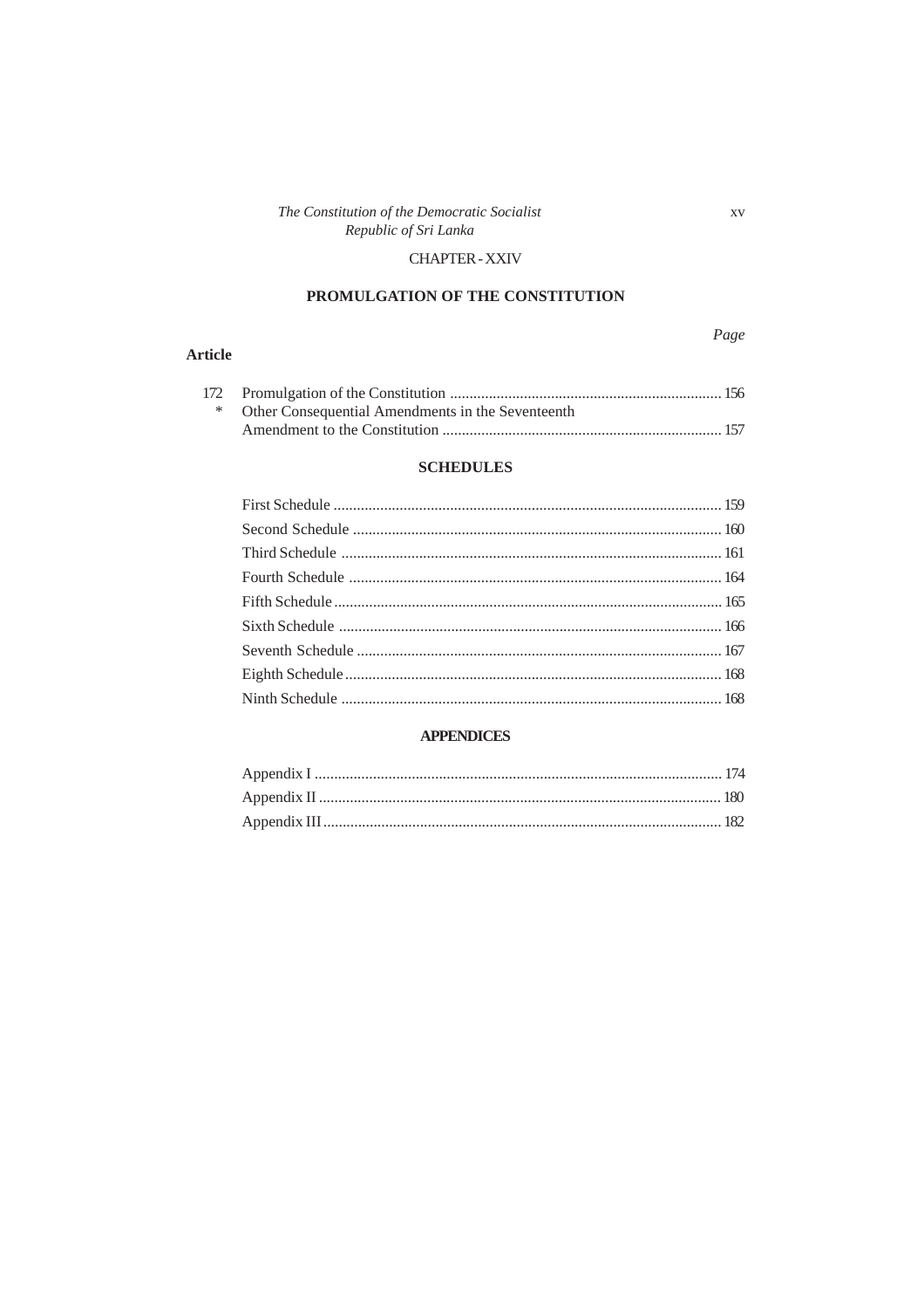## CHAPTER - XXIV

### PROMULGATION OF THE CONSTITUTION

| Article | | Page |
|---|---|---|
| 172 | Promulgation of the Constitution | 156 |
| * | Other Consequential Amendments in the Seventeenth Amendment to the Constitution | 157 |

### SCHEDULES

| | Page |
|---|---|
| First Schedule | 159 |
| Second Schedule | 160 |
| Third Schedule | 161 |
| Fourth Schedule | 164 |
| Fifth Schedule | 165 |
| Sixth Schedule | 166 |
| Seventh Schedule | 167 |
| Eighth Schedule | 168 |
| Ninth Schedule | 168 |

### APPENDICES

| | Page |
|---|---|
| Appendix I | 174 |
| Appendix II | 180 |
| Appendix III | 182 |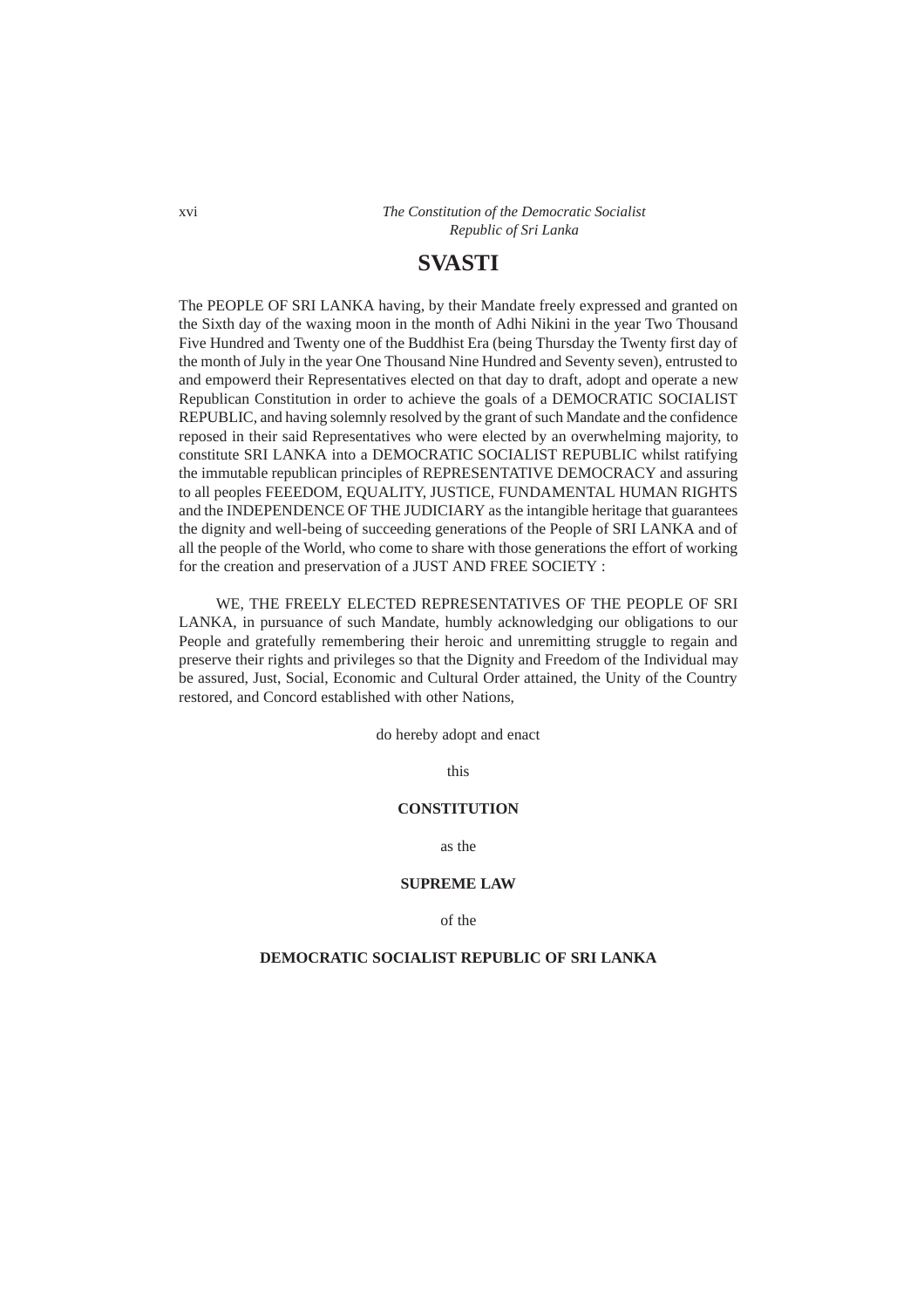# SVASTI

The PEOPLE OF SRI LANKA having, by their Mandate freely expressed and granted on the Sixth day of the waxing moon in the month of Adhi Nikini in the year Two Thousand Five Hundred and Twenty one of the Buddhist Era (being Thursday the Twenty first day of the month of July in the year One Thousand Nine Hundred and Seventy seven), entrusted to and empowerd their Representatives elected on that day to draft, adopt and operate a new Republican Constitution in order to achieve the goals of a DEMOCRATIC SOCIALIST REPUBLIC, and having solemnly resolved by the grant of such Mandate and the confidence reposed in their said Representatives who were elected by an overwhelming majority, to constitute SRI LANKA into a DEMOCRATIC SOCIALIST REPUBLIC whilst ratifying the immutable republican principles of REPRESENTATIVE DEMOCRACY and assuring to all peoples FEEEDOM, EQUALITY, JUSTICE, FUNDAMENTAL HUMAN RIGHTS and the INDEPENDENCE OF THE JUDICIARY as the intangible heritage that guarantees the dignity and well-being of succeeding generations of the People of SRI LANKA and of all the people of the World, who come to share with those generations the effort of working for the creation and preservation of a JUST AND FREE SOCIETY :

WE, THE FREELY ELECTED REPRESENTATIVES OF THE PEOPLE OF SRI LANKA, in pursuance of such Mandate, humbly acknowledging our obligations to our People and gratefully remembering their heroic and unremitting struggle to regain and preserve their rights and privileges so that the Dignity and Freedom of the Individual may be assured, Just, Social, Economic and Cultural Order attained, the Unity of the Country restored, and Concord established with other Nations,

do hereby adopt and enact

this

**CONSTITUTION**

as the

**SUPREME LAW**

of the

**DEMOCRATIC SOCIALIST REPUBLIC OF SRI LANKA**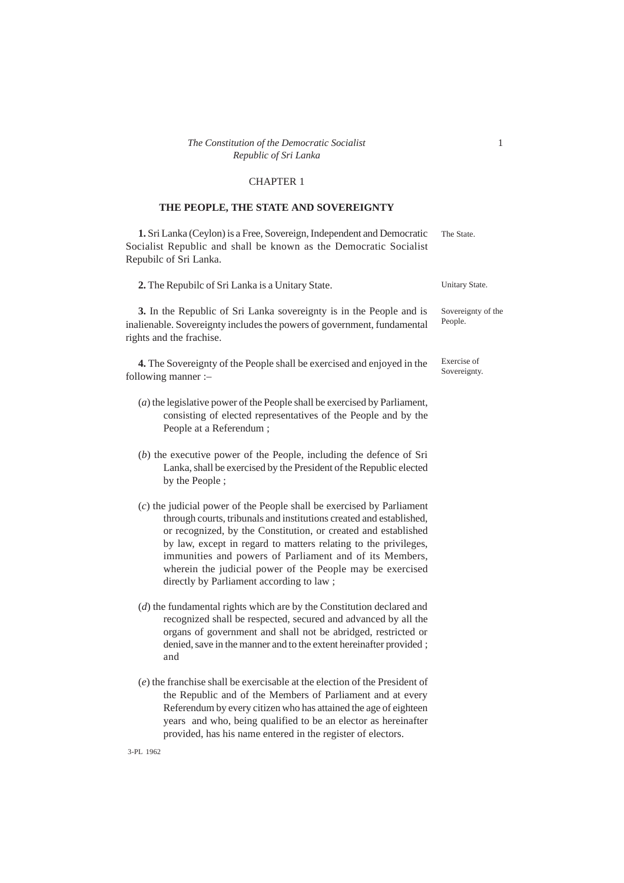*The Constitution of the Democratic Socialist Republic of Sri Lanka*

CHAPTER 1

## THE PEOPLE, THE STATE AND SOVEREIGNTY

**1.** Sri Lanka (Ceylon) is a Free, Sovereign, Independent and Democratic Socialist Republic and shall be known as the Democratic Socialist Repubilc of Sri Lanka.

The State.

**2.** The Repubilc of Sri Lanka is a Unitary State.

Unitary State.

**3.** In the Republic of Sri Lanka sovereignty is in the People and is inalienable. Sovereignty includes the powers of government, fundamental rights and the frachise.

Sovereignty of the People.

**4.** The Sovereignty of the People shall be exercised and enjoyed in the following manner :–

Exercise of Sovereignty.

(*a*) the legislative power of the People shall be exercised by Parliament, consisting of elected representatives of the People and by the People at a Referendum ;

(*b*) the executive power of the People, including the defence of Sri Lanka, shall be exercised by the President of the Republic elected by the People ;

(*c*) the judicial power of the People shall be exercised by Parliament through courts, tribunals and institutions created and established, or recognized, by the Constitution, or created and established by law, except in regard to matters relating to the privileges, immunities and powers of Parliament and of its Members, wherein the judicial power of the People may be exercised directly by Parliament according to law ;

(*d*) the fundamental rights which are by the Constitution declared and recognized shall be respected, secured and advanced by all the organs of government and shall not be abridged, restricted or denied, save in the manner and to the extent hereinafter provided ; and

(*e*) the franchise shall be exercisable at the election of the President of the Republic and of the Members of Parliament and at every Referendum by every citizen who has attained the age of eighteen years and who, being qualified to be an elector as hereinafter provided, has his name entered in the register of electors.

3-PL 1962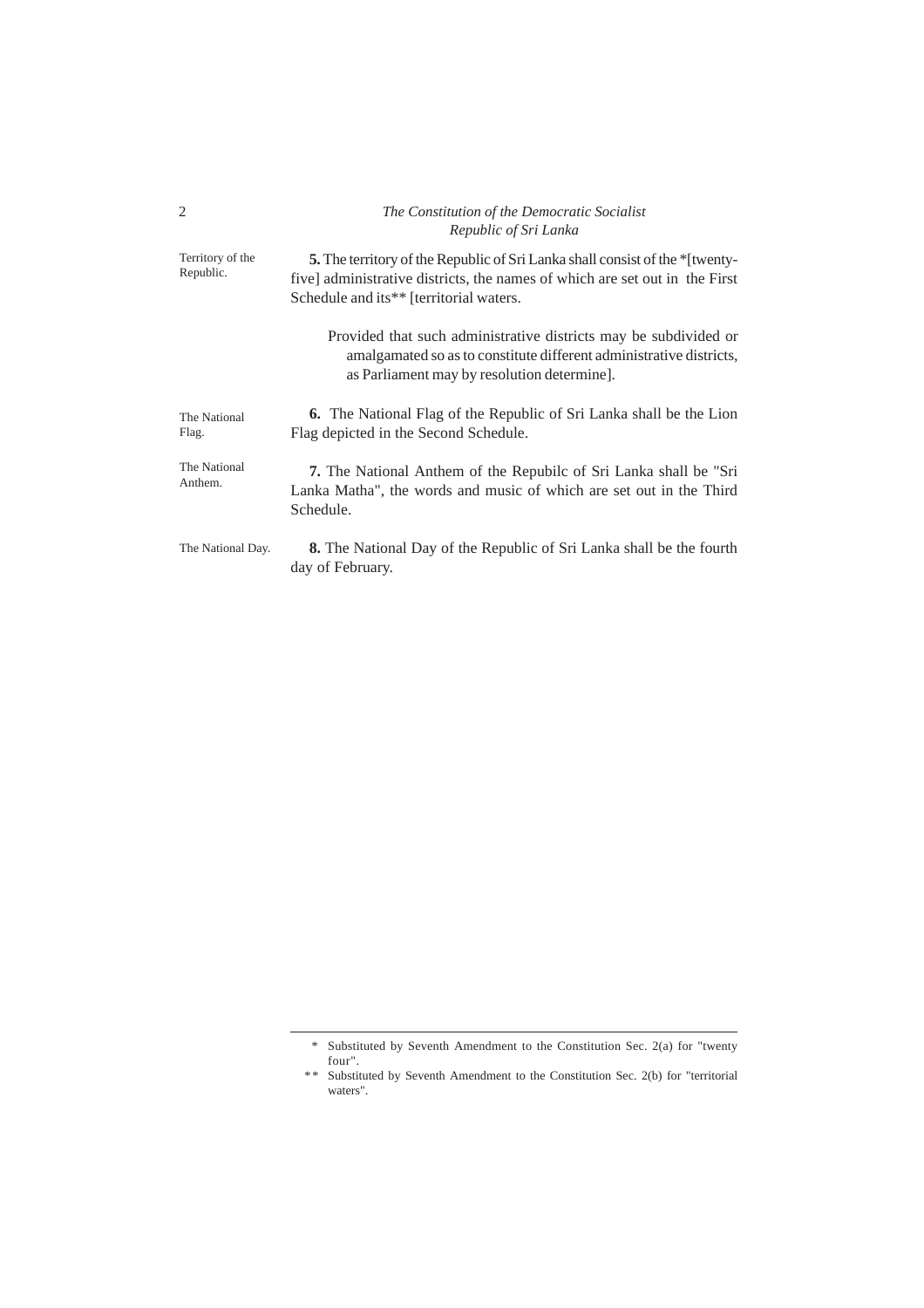Territory of the Republic.

**5.** The territory of the Republic of Sri Lanka shall consist of the *[twenty-five] administrative districts, the names of which are set out in the First Schedule and its** [territorial waters.

> Provided that such administrative districts may be subdivided or amalgamated so as to constitute different administrative districts, as Parliament may by resolution determine].

The National Flag.

**6.** The National Flag of the Republic of Sri Lanka shall be the Lion Flag depicted in the Second Schedule.

The National Anthem.

**7.** The National Anthem of the Repubilc of Sri Lanka shall be "Sri Lanka Matha", the words and music of which are set out in the Third Schedule.

The National Day.

**8.** The National Day of the Republic of Sri Lanka shall be the fourth day of February.

---

\* Substituted by Seventh Amendment to the Constitution Sec. 2(a) for "twenty four".

\** Substituted by Seventh Amendment to the Constitution Sec. 2(b) for "territorial waters".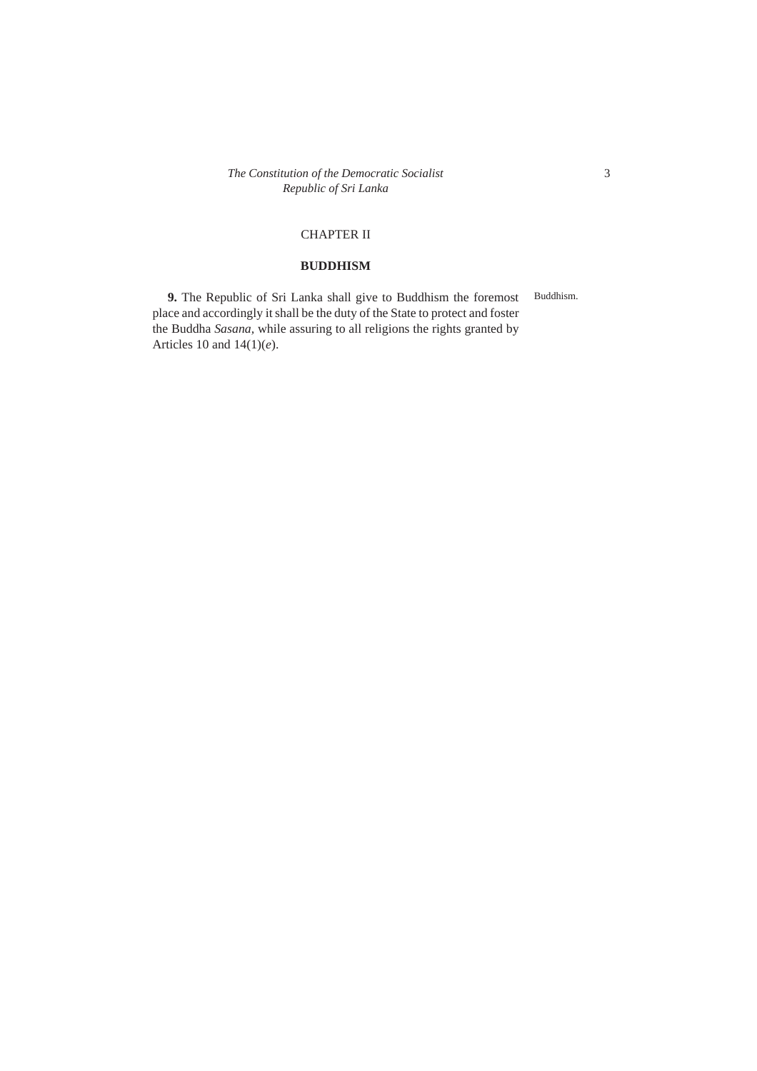## CHAPTER II

## BUDDHISM

**9.** The Republic of Sri Lanka shall give to Buddhism the foremost place and accordingly it shall be the duty of the State to protect and foster the Buddha *Sasana*, while assuring to all religions the rights granted by Articles 10 and 14(1)(*e*).

Buddhism.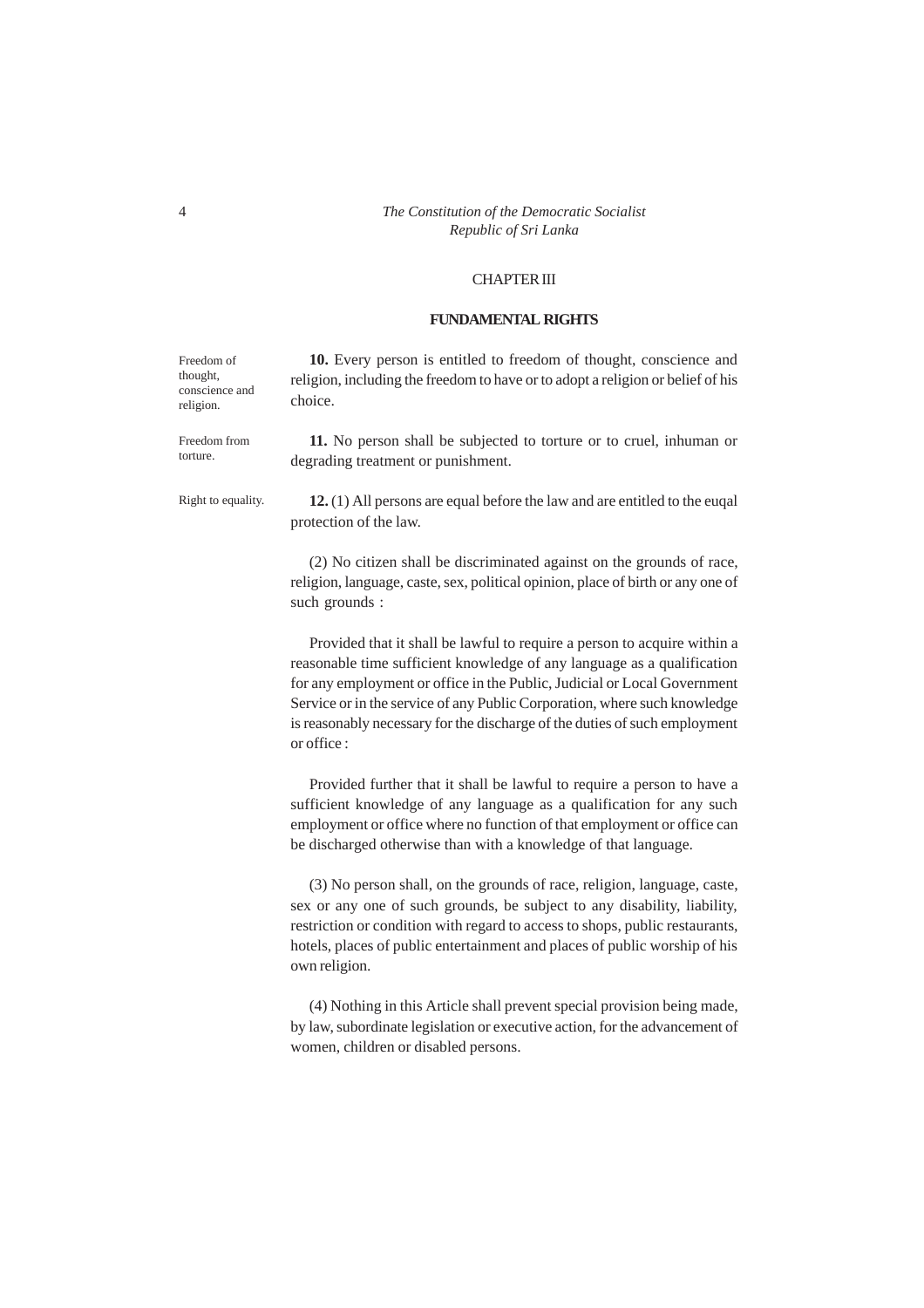## CHAPTER III

### FUNDAMENTAL RIGHTS

Freedom of thought, conscience and religion.

**10.** Every person is entitled to freedom of thought, conscience and religion, including the freedom to have or to adopt a religion or belief of his choice.

Freedom from torture.

**11.** No person shall be subjected to torture or to cruel, inhuman or degrading treatment or punishment.

Right to equality.

**12.** (1) All persons are equal before the law and are entitled to the euqal protection of the law.

(2) No citizen shall be discriminated against on the grounds of race, religion, language, caste, sex, political opinion, place of birth or any one of such grounds :

Provided that it shall be lawful to require a person to acquire within a reasonable time sufficient knowledge of any language as a qualification for any employment or office in the Public, Judicial or Local Government Service or in the service of any Public Corporation, where such knowledge is reasonably necessary for the discharge of the duties of such employment or office :

Provided further that it shall be lawful to require a person to have a sufficient knowledge of any language as a qualification for any such employment or office where no function of that employment or office can be discharged otherwise than with a knowledge of that language.

(3) No person shall, on the grounds of race, religion, language, caste, sex or any one of such grounds, be subject to any disability, liability, restriction or condition with regard to access to shops, public restaurants, hotels, places of public entertainment and places of public worship of his own religion.

(4) Nothing in this Article shall prevent special provision being made, by law, subordinate legislation or executive action, for the advancement of women, children or disabled persons.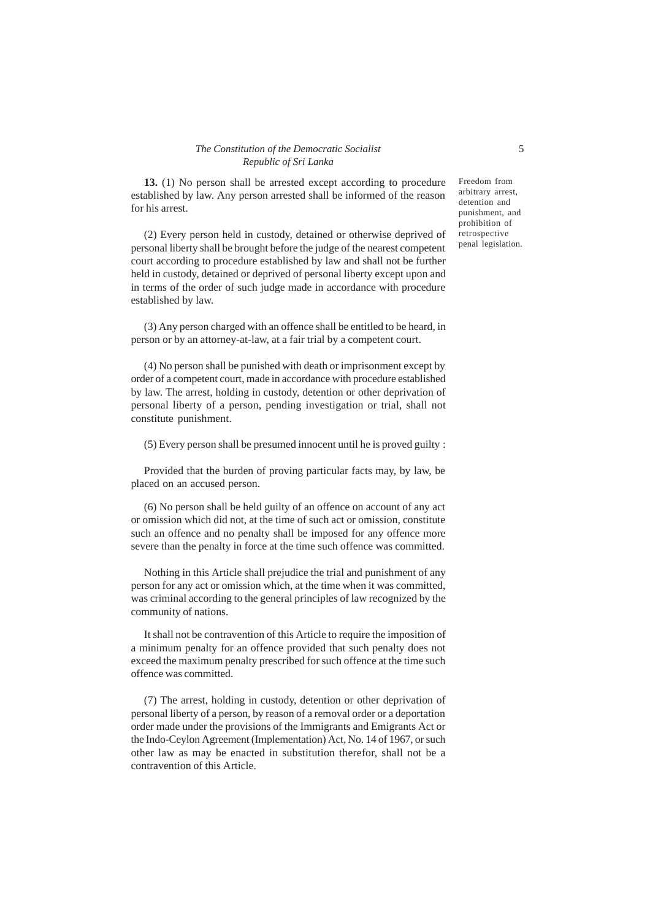**13.** (1) No person shall be arrested except according to procedure established by law. Any person arrested shall be informed of the reason for his arrest.

Freedom from arbitrary arrest, detention and punishment, and prohibition of retrospective penal legislation.

(2) Every person held in custody, detained or otherwise deprived of personal liberty shall be brought before the judge of the nearest competent court according to procedure established by law and shall not be further held in custody, detained or deprived of personal liberty except upon and in terms of the order of such judge made in accordance with procedure established by law.

(3) Any person charged with an offence shall be entitled to be heard, in person or by an attorney-at-law, at a fair trial by a competent court.

(4) No person shall be punished with death or imprisonment except by order of a competent court, made in accordance with procedure established by law. The arrest, holding in custody, detention or other deprivation of personal liberty of a person, pending investigation or trial, shall not constitute punishment.

(5) Every person shall be presumed innocent until he is proved guilty :

Provided that the burden of proving particular facts may, by law, be placed on an accused person.

(6) No person shall be held guilty of an offence on account of any act or omission which did not, at the time of such act or omission, constitute such an offence and no penalty shall be imposed for any offence more severe than the penalty in force at the time such offence was committed.

Nothing in this Article shall prejudice the trial and punishment of any person for any act or omission which, at the time when it was committed, was criminal according to the general principles of law recognized by the community of nations.

It shall not be contravention of this Article to require the imposition of a minimum penalty for an offence provided that such penalty does not exceed the maximum penalty prescribed for such offence at the time such offence was committed.

(7) The arrest, holding in custody, detention or other deprivation of personal liberty of a person, by reason of a removal order or a deportation order made under the provisions of the Immigrants and Emigrants Act or the Indo-Ceylon Agreement (Implementation) Act, No. 14 of 1967, or such other law as may be enacted in substitution therefor, shall not be a contravention of this Article.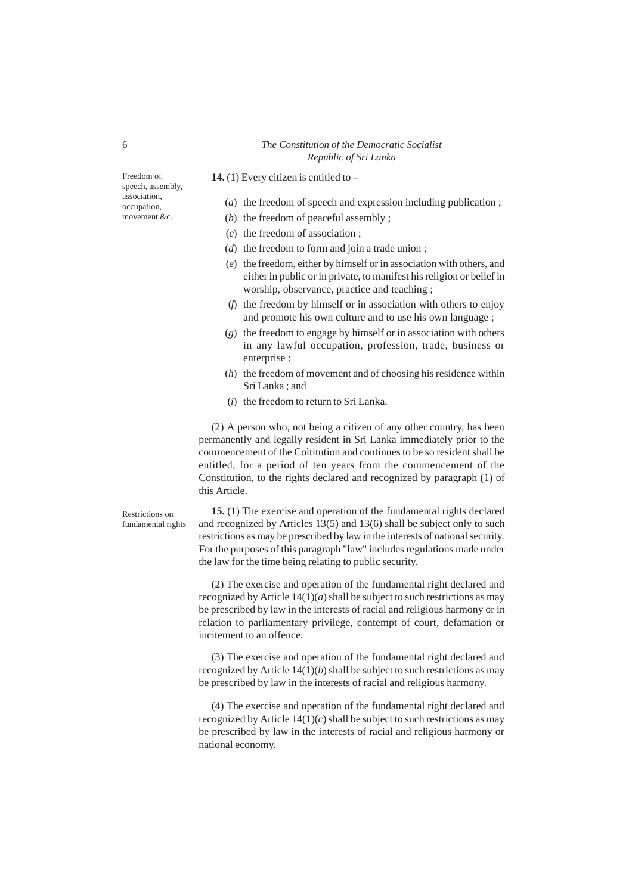Freedom of speech, assembly, association, occupation, movement &c.

**14.** (1) Every citizen is entitled to –

(*a*) the freedom of speech and expression including publication ;

(*b*) the freedom of peaceful assembly ;

(*c*) the freedom of association ;

(*d*) the freedom to form and join a trade union ;

(*e*) the freedom, either by himself or in association with others, and either in public or in private, to manifest his religion or belief in worship, observance, practice and teaching ;

(*f*) the freedom by himself or in association with others to enjoy and promote his own culture and to use his own language ;

(*g*) the freedom to engage by himself or in association with others in any lawful occupation, profession, trade, business or enterprise ;

(*h*) the freedom of movement and of choosing his residence within Sri Lanka ; and

(*i*) the freedom to return to Sri Lanka.

(2) A person who, not being a citizen of any other country, has been permanently and legally resident in Sri Lanka immediately prior to the commencement of the Coìtitution and continues to be so resident shall be entitled, for a period of ten years from the commencement of the Constitution, to the rights declared and recognized by paragraph (1) of this Article.

Restrictions on fundamental rights

**15.** (1) The exercise and operation of the fundamental rights declared and recognized by Articles 13(5) and 13(6) shall be subject only to such restrictions as may be prescribed by law in the interests of national security. For the purposes of this paragraph "law" includes regulations made under the law for the time being relating to public security.

(2) The exercise and operation of the fundamental right declared and recognized by Article 14(1)(*a*) shall be subject to such restrictions as may be prescribed by law in the interests of racial and religious harmony or in relation to parliamentary privilege, contempt of court, defamation or incitement to an offence.

(3) The exercise and operation of the fundamental right declared and recognized by Article 14(1)(*b*) shall be subject to such restrictions as may be prescribed by law in the interests of racial and religious harmony.

(4) The exercise and operation of the fundamental right declared and recognized by Article 14(1)(*c*) shall be subject to such restrictions as may be prescribed by law in the interests of racial and religious harmony or national economy.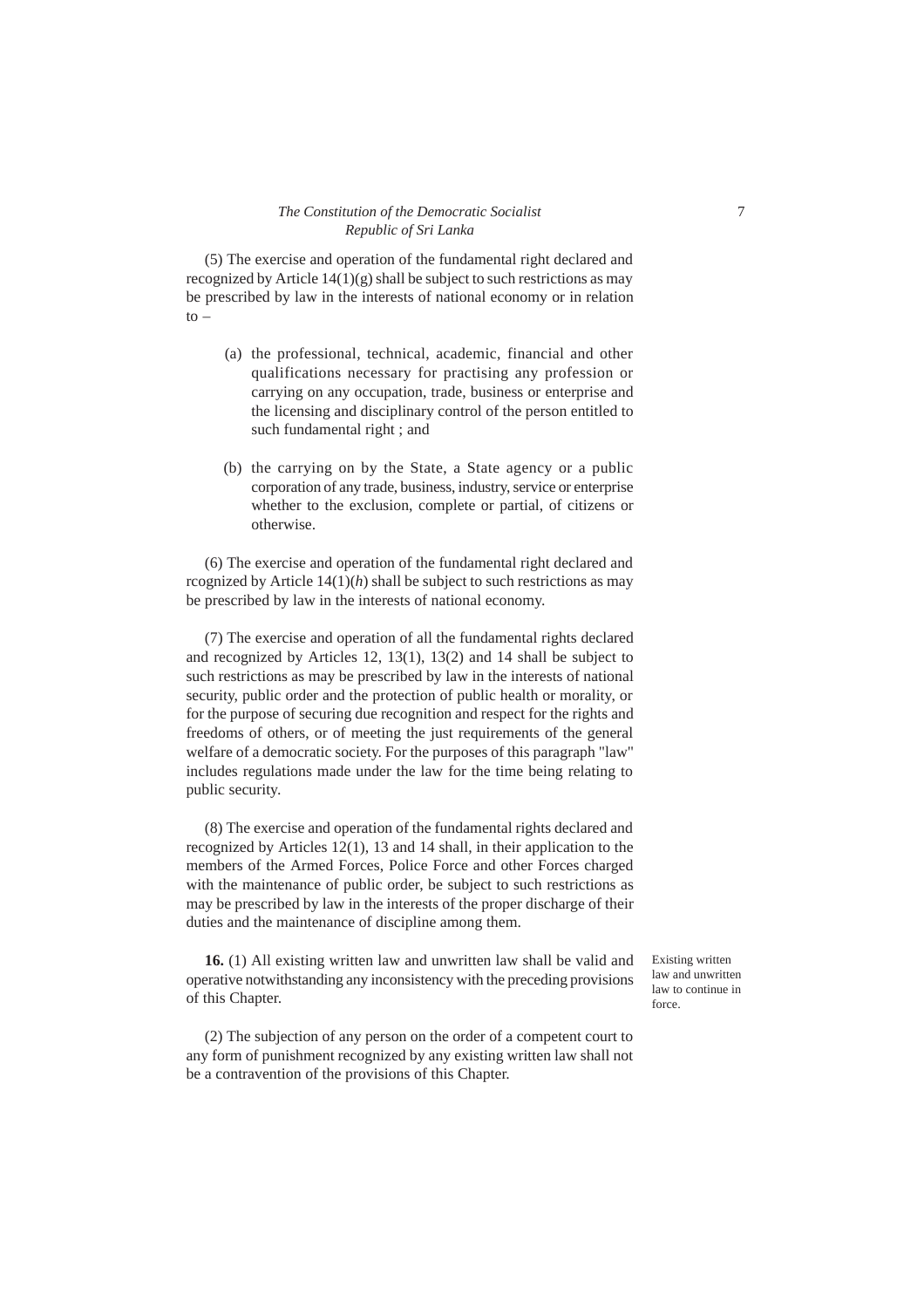(5) The exercise and operation of the fundamental right declared and recognized by Article 14(1)(g) shall be subject to such restrictions as may be prescribed by law in the interests of national economy or in relation to –

(a) the professional, technical, academic, financial and other qualifications necessary for practising any profession or carrying on any occupation, trade, business or enterprise and the licensing and disciplinary control of the person entitled to such fundamental right ; and

(b) the carrying on by the State, a State agency or a public corporation of any trade, business, industry, service or enterprise whether to the exclusion, complete or partial, of citizens or otherwise.

(6) The exercise and operation of the fundamental right declared and rcognized by Article 14(1)(*h*) shall be subject to such restrictions as may be prescribed by law in the interests of national economy.

(7) The exercise and operation of all the fundamental rights declared and recognized by Articles 12, 13(1), 13(2) and 14 shall be subject to such restrictions as may be prescribed by law in the interests of national security, public order and the protection of public health or morality, or for the purpose of securing due recognition and respect for the rights and freedoms of others, or of meeting the just requirements of the general welfare of a democratic society. For the purposes of this paragraph "law" includes regulations made under the law for the time being relating to public security.

(8) The exercise and operation of the fundamental rights declared and recognized by Articles 12(1), 13 and 14 shall, in their application to the members of the Armed Forces, Police Force and other Forces charged with the maintenance of public order, be subject to such restrictions as may be prescribed by law in the interests of the proper discharge of their duties and the maintenance of discipline among them.

Existing written law and unwritten law to continue in force.

**16.** (1) All existing written law and unwritten law shall be valid and operative notwithstanding any inconsistency with the preceding provisions of this Chapter.

(2) The subjection of any person on the order of a competent court to any form of punishment recognized by any existing written law shall not be a contravention of the provisions of this Chapter.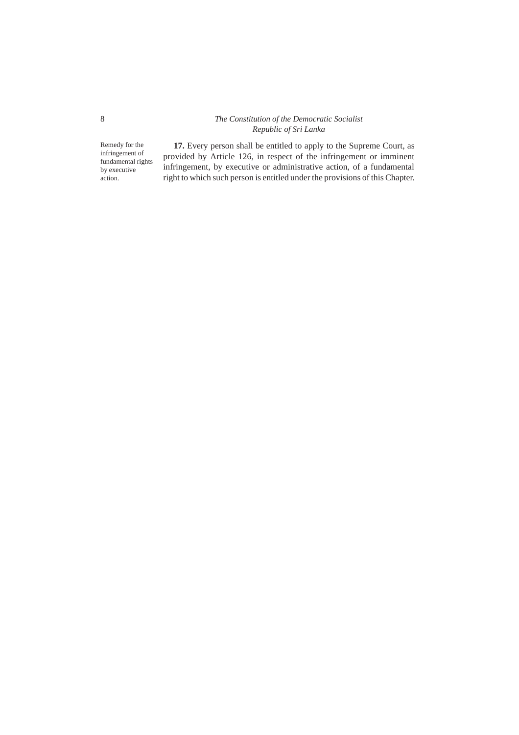Remedy for the infringement of fundamental rights by executive action.

**17.** Every person shall be entitled to apply to the Supreme Court, as provided by Article 126, in respect of the infringement or imminent infringement, by executive or administrative action, of a fundamental right to which such person is entitled under the provisions of this Chapter.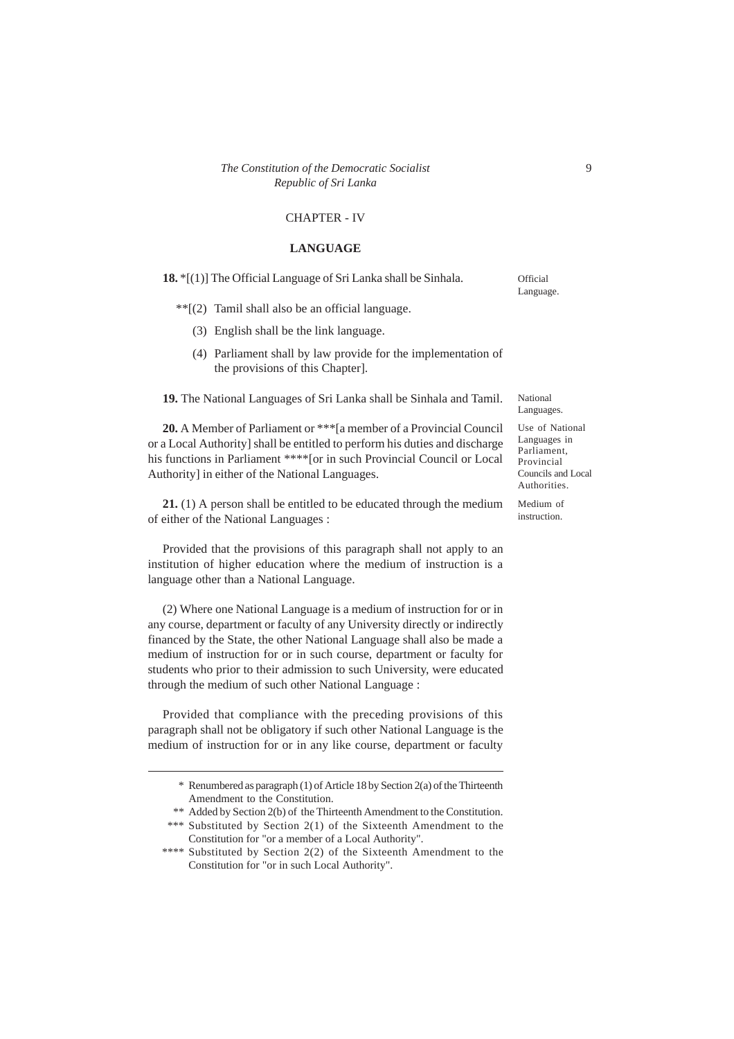## CHAPTER - IV

### LANGUAGE

**18.** *[(1)] The Official Language of Sri Lanka shall be Sinhala.

Official Language.

**[(2) Tamil shall also be an official language.

(3) English shall be the link language.

(4) Parliament shall by law provide for the implementation of the provisions of this Chapter].

**19.** The National Languages of Sri Lanka shall be Sinhala and Tamil.

National Languages.

**20.** A Member of Parliament or ***[a member of a Provincial Council or a Local Authority] shall be entitled to perform his duties and discharge his functions in Parliament ****[or in such Provincial Council or Local Authority] in either of the National Languages.

Use of National Languages in Parliament, Provincial Councils and Local Authorities.

**21.** (1) A person shall be entitled to be educated through the medium of either of the National Languages :

Medium of instruction.

Provided that the provisions of this paragraph shall not apply to an institution of higher education where the medium of instruction is a language other than a National Language.

(2) Where one National Language is a medium of instruction for or in any course, department or faculty of any University directly or indirectly financed by the State, the other National Language shall also be made a medium of instruction for or in such course, department or faculty for students who prior to their admission to such University, were educated through the medium of such other National Language :

Provided that compliance with the preceding provisions of this paragraph shall not be obligatory if such other National Language is the medium of instruction for or in any like course, department or faculty

---

\* Renumbered as paragraph (1) of Article 18 by Section 2(a) of the Thirteenth Amendment to the Constitution.

\*\* Added by Section 2(b) of the Thirteenth Amendment to the Constitution.

\*\*\* Substituted by Section 2(1) of the Sixteenth Amendment to the Constitution for "or a member of a Local Authority".

\*\*\*\* Substituted by Section 2(2) of the Sixteenth Amendment to the Constitution for "or in such Local Authority".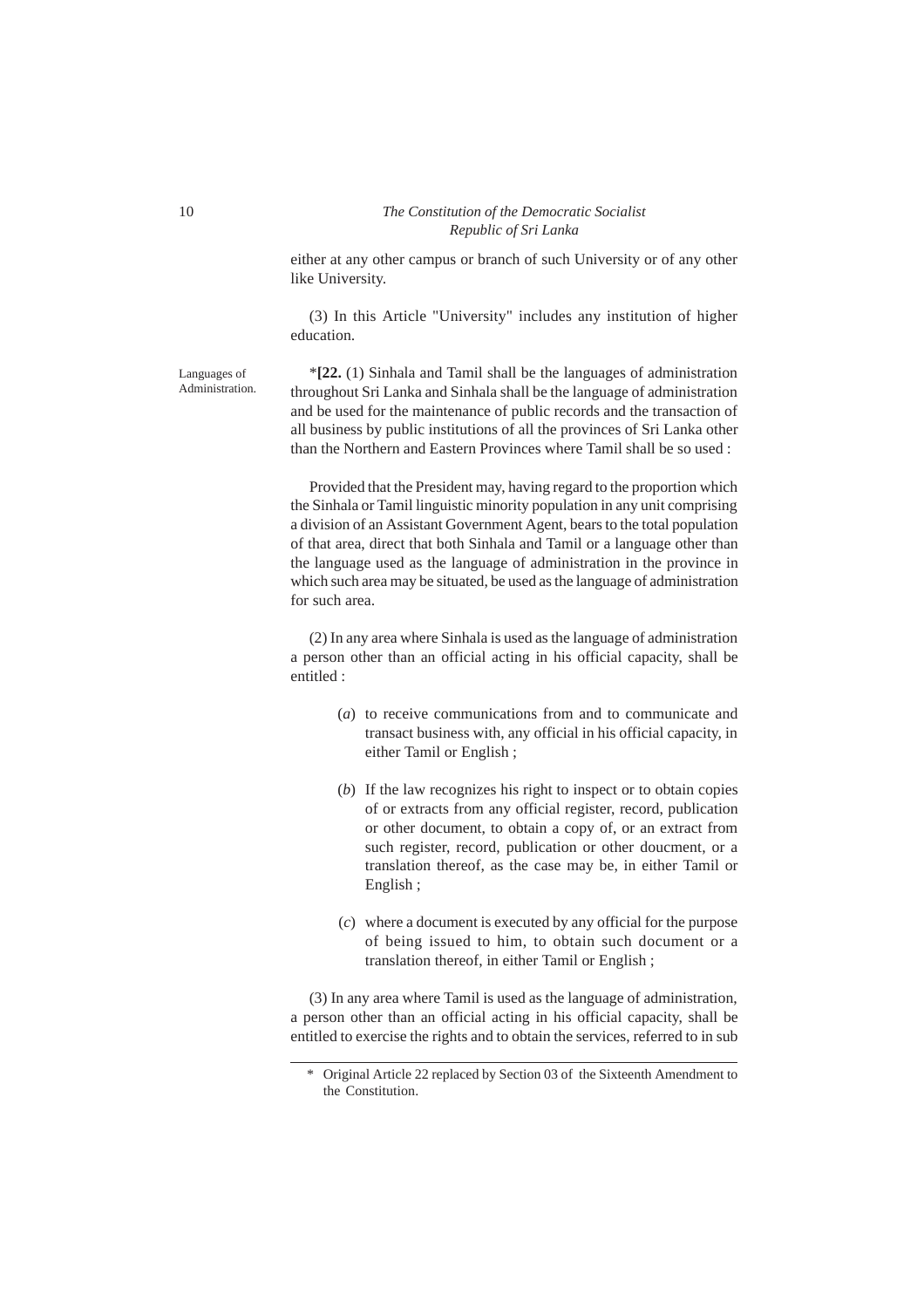either at any other campus or branch of such University or of any other like University.

(3) In this Article "University" includes any institution of higher education.

Languages of Administration.

*[**22.** (1) Sinhala and Tamil shall be the languages of administration throughout Sri Lanka and Sinhala shall be the language of administration and be used for the maintenance of public records and the transaction of all business by public institutions of all the provinces of Sri Lanka other than the Northern and Eastern Provinces where Tamil shall be so used :

Provided that the President may, having regard to the proportion which the Sinhala or Tamil linguistic minority population in any unit comprising a division of an Assistant Government Agent, bears to the total population of that area, direct that both Sinhala and Tamil or a language other than the language used as the language of administration in the province in which such area may be situated, be used as the language of administration for such area.

(2) In any area where Sinhala is used as the language of administration a person other than an official acting in his official capacity, shall be entitled :

(*a*) to receive communications from and to communicate and transact business with, any official in his official capacity, in either Tamil or English ;

(*b*) If the law recognizes his right to inspect or to obtain copies of or extracts from any official register, record, publication or other document, to obtain a copy of, or an extract from such register, record, publication or other doucment, or a translation thereof, as the case may be, in either Tamil or English ;

(*c*) where a document is executed by any official for the purpose of being issued to him, to obtain such document or a translation thereof, in either Tamil or English ;

(3) In any area where Tamil is used as the language of administration, a person other than an official acting in his official capacity, shall be entitled to exercise the rights and to obtain the services, referred to in sub

---

\* Original Article 22 replaced by Section 03 of the Sixteenth Amendment to the Constitution.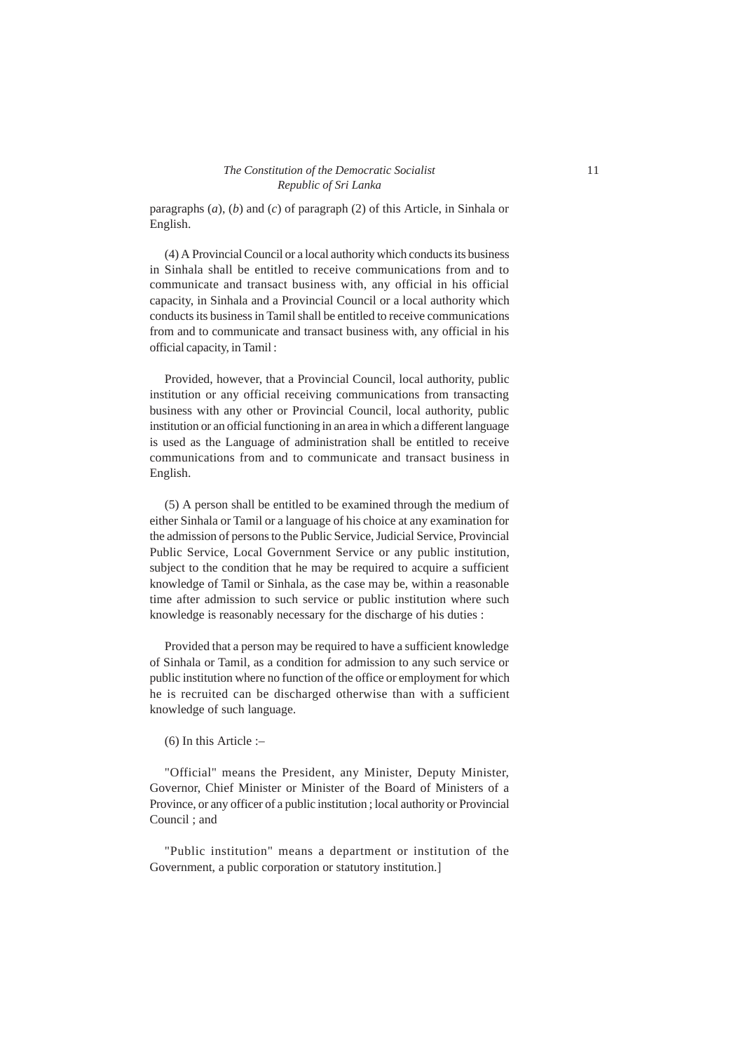paragraphs (*a*), (*b*) and (*c*) of paragraph (2) of this Article, in Sinhala or English.

(4) A Provincial Council or a local authority which conducts its business in Sinhala shall be entitled to receive communications from and to communicate and transact business with, any official in his official capacity, in Sinhala and a Provincial Council or a local authority which conducts its business in Tamil shall be entitled to receive communications from and to communicate and transact business with, any official in his official capacity, in Tamil :

Provided, however, that a Provincial Council, local authority, public institution or any official receiving communications from transacting business with any other or Provincial Council, local authority, public institution or an official functioning in an area in which a different language is used as the Language of administration shall be entitled to receive communications from and to communicate and transact business in English.

(5) A person shall be entitled to be examined through the medium of either Sinhala or Tamil or a language of his choice at any examination for the admission of persons to the Public Service, Judicial Service, Provincial Public Service, Local Government Service or any public institution, subject to the condition that he may be required to acquire a sufficient knowledge of Tamil or Sinhala, as the case may be, within a reasonable time after admission to such service or public institution where such knowledge is reasonably necessary for the discharge of his duties :

Provided that a person may be required to have a sufficient knowledge of Sinhala or Tamil, as a condition for admission to any such service or public institution where no function of the office or employment for which he is recruited can be discharged otherwise than with a sufficient knowledge of such language.

(6) In this Article :–

"Official" means the President, any Minister, Deputy Minister, Governor, Chief Minister or Minister of the Board of Ministers of a Province, or any officer of a public institution ; local authority or Provincial Council ; and

"Public institution" means a department or institution of the Government, a public corporation or statutory institution.]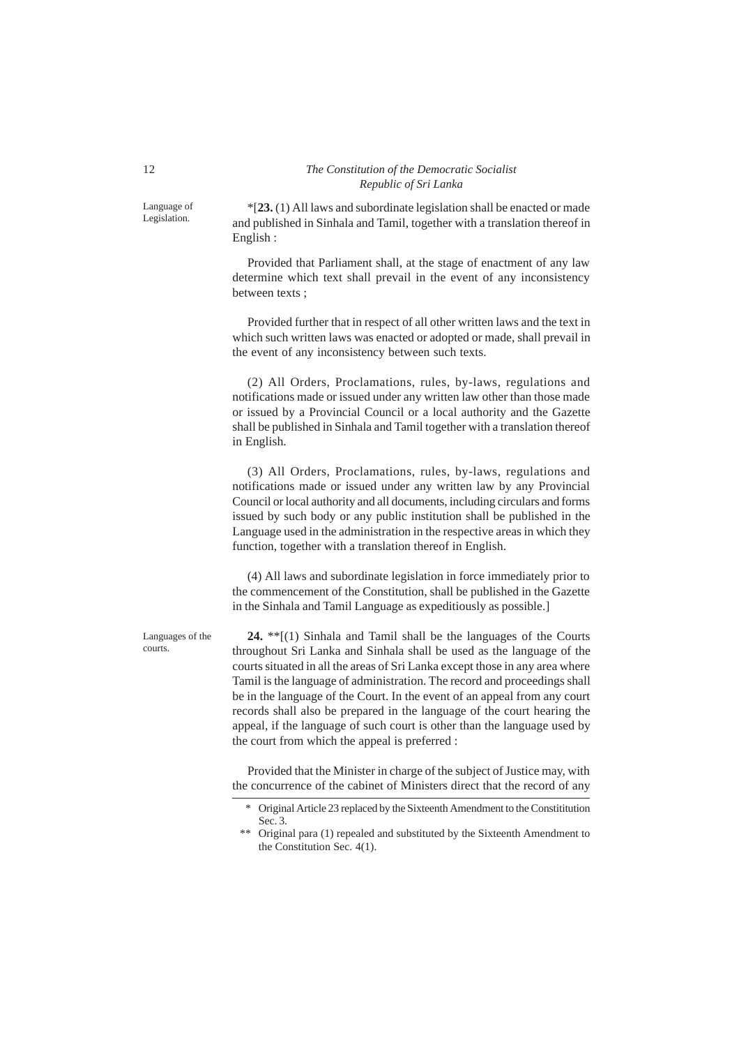Language of Legislation.

*[**23.** (1) All laws and subordinate legislation shall be enacted or made and published in Sinhala and Tamil, together with a translation thereof in English :

Provided that Parliament shall, at the stage of enactment of any law determine which text shall prevail in the event of any inconsistency between texts ;

Provided further that in respect of all other written laws and the text in which such written laws was enacted or adopted or made, shall prevail in the event of any inconsistency between such texts.

(2) All Orders, Proclamations, rules, by-laws, regulations and notifications made or issued under any written law other than those made or issued by a Provincial Council or a local authority and the Gazette shall be published in Sinhala and Tamil together with a translation thereof in English.

(3) All Orders, Proclamations, rules, by-laws, regulations and notifications made or issued under any written law by any Provincial Council or local authority and all documents, including circulars and forms issued by such body or any public institution shall be published in the Language used in the administration in the respective areas in which they function, together with a translation thereof in English.

(4) All laws and subordinate legislation in force immediately prior to the commencement of the Constitution, shall be published in the Gazette in the Sinhala and Tamil Language as expeditiously as possible.]

Languages of the courts.

**24.** **[(1) Sinhala and Tamil shall be the languages of the Courts throughout Sri Lanka and Sinhala shall be used as the language of the courts situated in all the areas of Sri Lanka except those in any area where Tamil is the language of administration. The record and proceedings shall be in the language of the Court. In the event of an appeal from any court records shall also be prepared in the language of the court hearing the appeal, if the language of such court is other than the language used by the court from which the appeal is preferred :

Provided that the Minister in charge of the subject of Justice may, with the concurrence of the cabinet of Ministers direct that the record of any

---

\* Original Article 23 replaced by the Sixteenth Amendment to the Constititution Sec. 3.

\*\* Original para (1) repealed and substituted by the Sixteenth Amendment to the Constitution Sec. 4(1).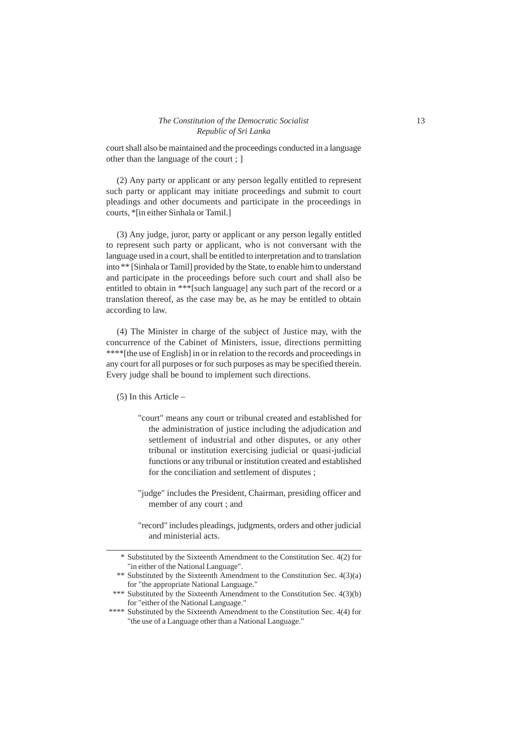court shall also be maintained and the proceedings conducted in a language other than the language of the court ; ]

(2) Any party or applicant or any person legally entitled to represent such party or applicant may initiate proceedings and submit to court pleadings and other documents and participate in the proceedings in courts, *[in either Sinhala or Tamil.]

(3) Any judge, juror, party or applicant or any person legally entitled to represent such party or applicant, who is not conversant with the language used in a court, shall be entitled to interpretation and to translation into ** [Sinhala or Tamil] provided by the State, to enable him to understand and participate in the proceedings before such court and shall also be entitled to obtain in ***[such language] any such part of the record or a translation thereof, as the case may be, as he may be entitled to obtain according to law.

(4) The Minister in charge of the subject of Justice may, with the concurrence of the Cabinet of Ministers, issue, directions permitting ****[the use of English] in or in relation to the records and proceedings in any court for all purposes or for such purposes as may be specified therein. Every judge shall be bound to implement such directions.

(5) In this Article –

"court" means any court or tribunal created and established for the administration of justice including the adjudication and settlement of industrial and other disputes, or any other tribunal or institution exercising judicial or quasi-judicial functions or any tribunal or institution created and established for the conciliation and settlement of disputes ;

"judge" includes the President, Chairman, presiding officer and member of any court ; and

"record" includes pleadings, judgments, orders and other judicial and ministerial acts.

---

\* Substituted by the Sixteenth Amendment to the Constitution Sec. 4(2) for "in either of the National Language".

\*\* Substituted by the Sixteenth Amendment to the Constitution Sec. 4(3)(a) for "the appropriate National Language."

\*\*\* Substituted by the Sixteenth Amendment to the Constitution Sec. 4(3)(b) for "either of the National Language."

\*\*\*\* Substituted by the Sixteenth Amendment to the Constitution Sec. 4(4) for "the use of a Language other than a National Language."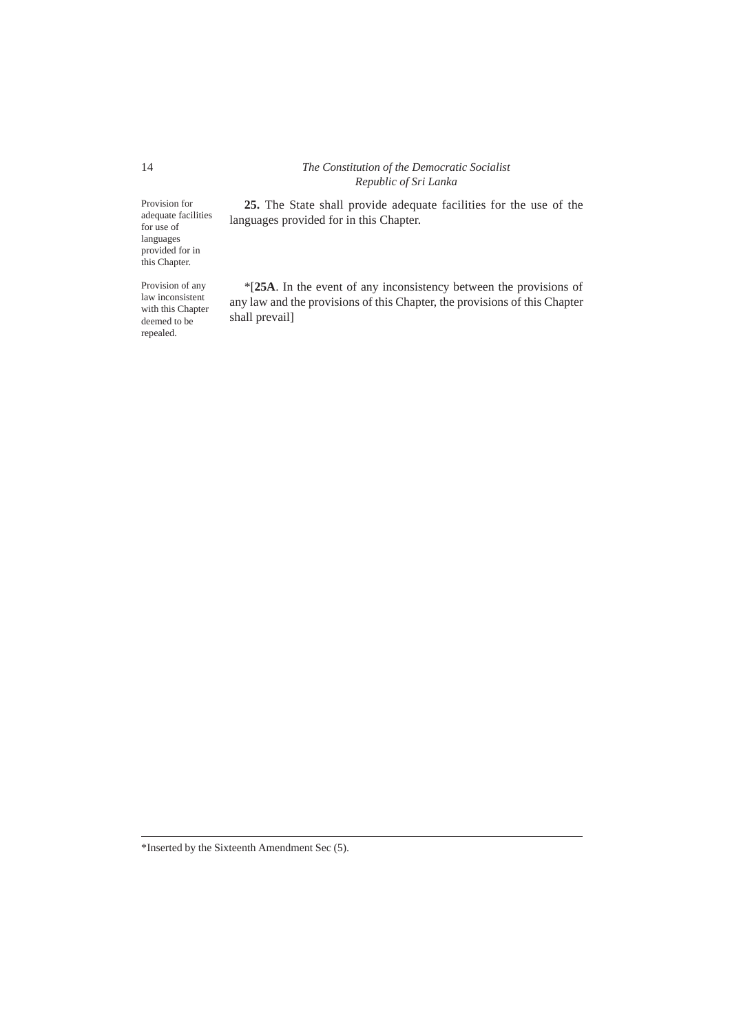Provision for adequate facilities for use of languages provided for in this Chapter.

**25.** The State shall provide adequate facilities for the use of the languages provided for in this Chapter.

Provision of any law inconsistent with this Chapter deemed to be repealed.

*[**25A**. In the event of any inconsistency between the provisions of any law and the provisions of this Chapter, the provisions of this Chapter shall prevail]

---

*Inserted by the Sixteenth Amendment Sec (5).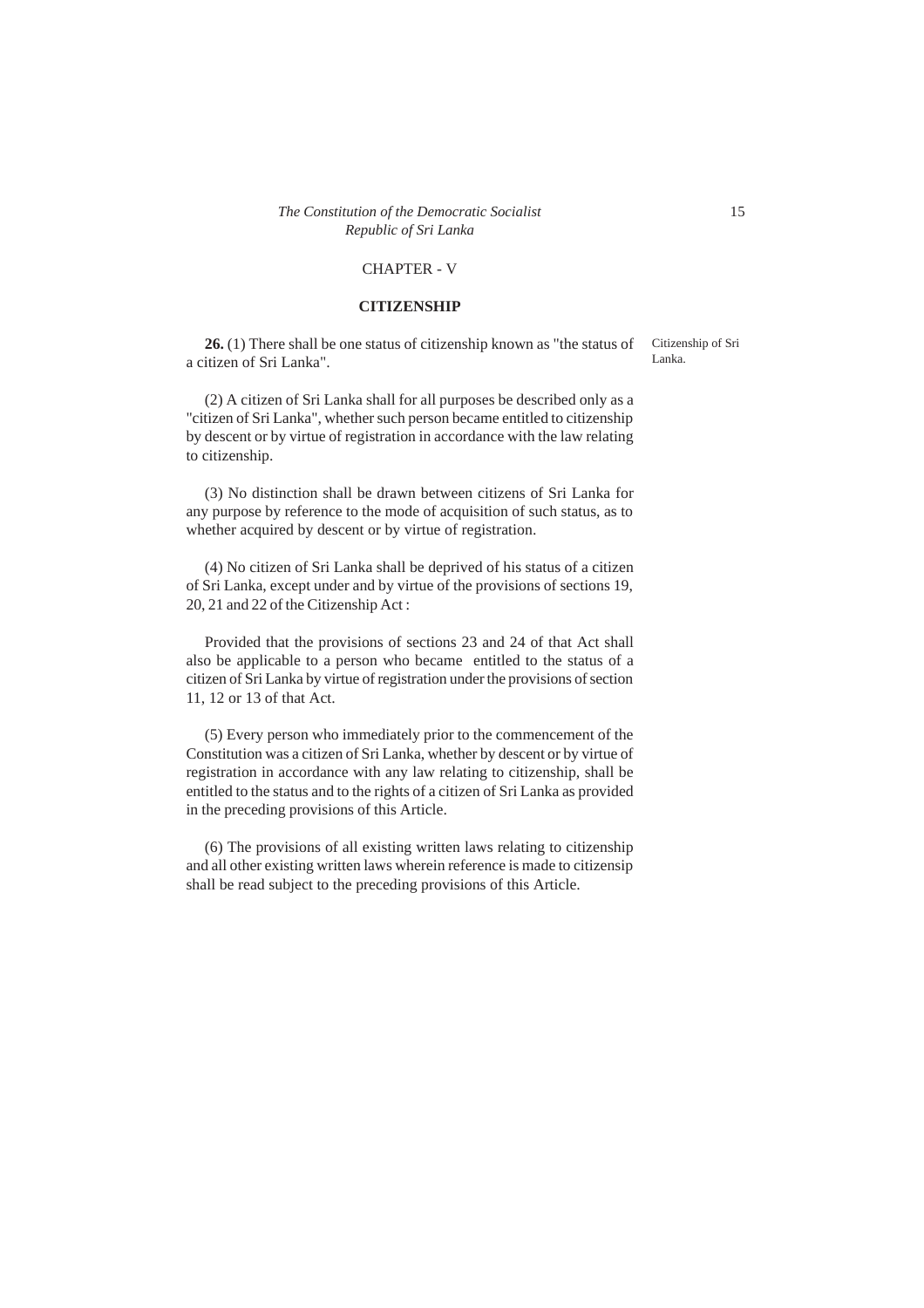## CHAPTER - V

## CITIZENSHIP

Citizenship of Sri Lanka.

**26.** (1) There shall be one status of citizenship known as "the status of a citizen of Sri Lanka".

(2) A citizen of Sri Lanka shall for all purposes be described only as a "citizen of Sri Lanka", whether such person became entitled to citizenship by descent or by virtue of registration in accordance with the law relating to citizenship.

(3) No distinction shall be drawn between citizens of Sri Lanka for any purpose by reference to the mode of acquisition of such status, as to whether acquired by descent or by virtue of registration.

(4) No citizen of Sri Lanka shall be deprived of his status of a citizen of Sri Lanka, except under and by virtue of the provisions of sections 19, 20, 21 and 22 of the Citizenship Act :

Provided that the provisions of sections 23 and 24 of that Act shall also be applicable to a person who became entitled to the status of a citizen of Sri Lanka by virtue of registration under the provisions of section 11, 12 or 13 of that Act.

(5) Every person who immediately prior to the commencement of the Constitution was a citizen of Sri Lanka, whether by descent or by virtue of registration in accordance with any law relating to citizenship, shall be entitled to the status and to the rights of a citizen of Sri Lanka as provided in the preceding provisions of this Article.

(6) The provisions of all existing written laws relating to citizenship and all other existing written laws wherein reference is made to citizensip shall be read subject to the preceding provisions of this Article.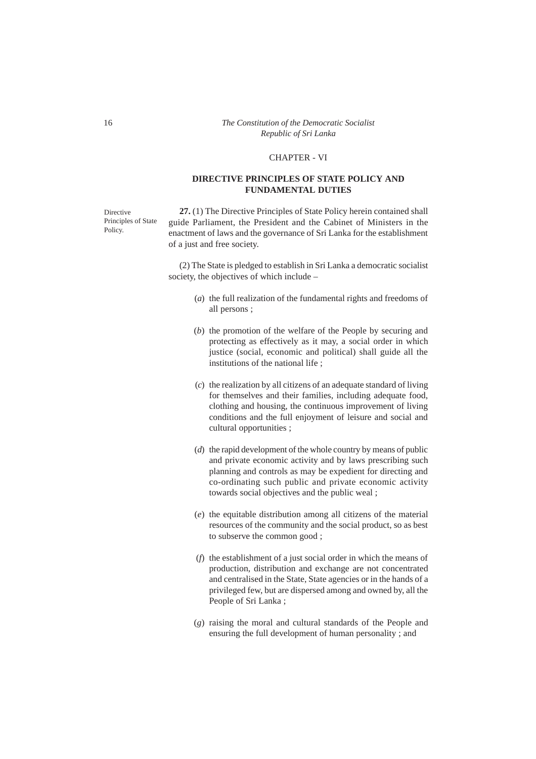## CHAPTER - VI

## DIRECTIVE PRINCIPLES OF STATE POLICY AND FUNDAMENTAL DUTIES

Directive Principles of State Policy.

**27.** (1) The Directive Principles of State Policy herein contained shall guide Parliament, the President and the Cabinet of Ministers in the enactment of laws and the governance of Sri Lanka for the establishment of a just and free society.

(2) The State is pledged to establish in Sri Lanka a democratic socialist society, the objectives of which include –

(*a*) the full realization of the fundamental rights and freedoms of all persons ;

(*b*) the promotion of the welfare of the People by securing and protecting as effectively as it may, a social order in which justice (social, economic and political) shall guide all the institutions of the national life ;

(*c*) the realization by all citizens of an adequate standard of living for themselves and their families, including adequate food, clothing and housing, the continuous improvement of living conditions and the full enjoyment of leisure and social and cultural opportunities ;

(*d*) the rapid development of the whole country by means of public and private economic activity and by laws prescribing such planning and controls as may be expedient for directing and co-ordinating such public and private economic activity towards social objectives and the public weal ;

(*e*) the equitable distribution among all citizens of the material resources of the community and the social product, so as best to subserve the common good ;

(*f*) the establishment of a just social order in which the means of production, distribution and exchange are not concentrated and centralised in the State, State agencies or in the hands of a privileged few, but are dispersed among and owned by, all the People of Sri Lanka ;

(*g*) raising the moral and cultural standards of the People and ensuring the full development of human personality ; and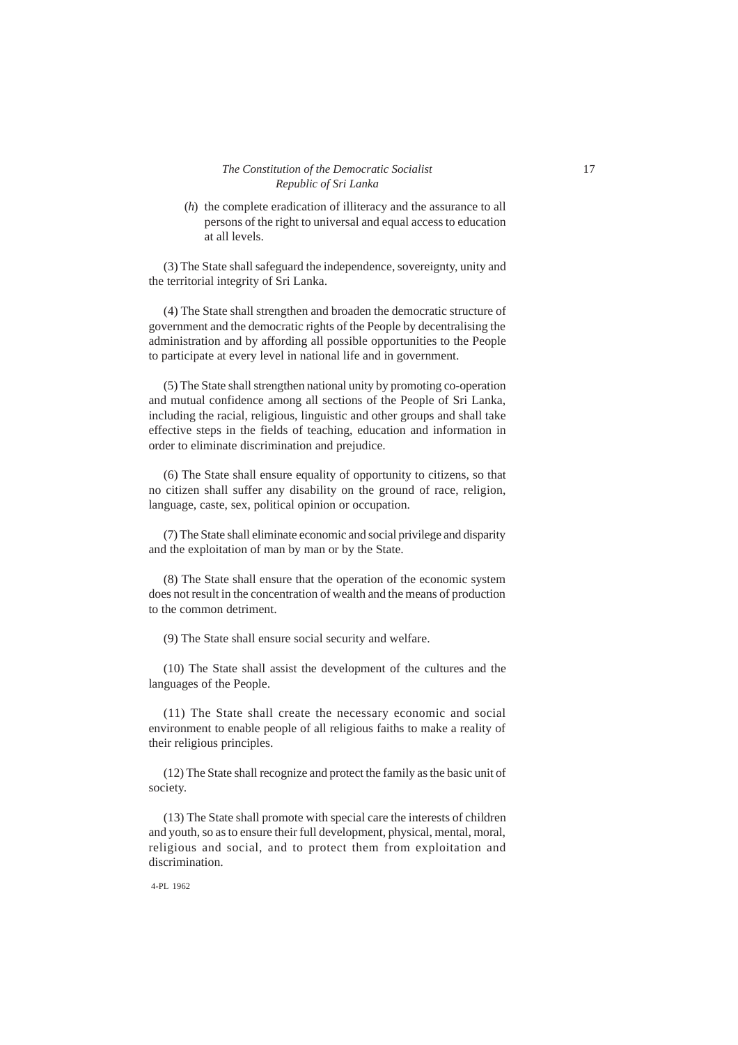(*h*) the complete eradication of illiteracy and the assurance to all persons of the right to universal and equal access to education at all levels.

(3) The State shall safeguard the independence, sovereignty, unity and the territorial integrity of Sri Lanka.

(4) The State shall strengthen and broaden the democratic structure of government and the democratic rights of the People by decentralising the administration and by affording all possible opportunities to the People to participate at every level in national life and in government.

(5) The State shall strengthen national unity by promoting co-operation and mutual confidence among all sections of the People of Sri Lanka, including the racial, religious, linguistic and other groups and shall take effective steps in the fields of teaching, education and information in order to eliminate discrimination and prejudice.

(6) The State shall ensure equality of opportunity to citizens, so that no citizen shall suffer any disability on the ground of race, religion, language, caste, sex, political opinion or occupation.

(7) The State shall eliminate economic and social privilege and disparity and the exploitation of man by man or by the State.

(8) The State shall ensure that the operation of the economic system does not result in the concentration of wealth and the means of production to the common detriment.

(9) The State shall ensure social security and welfare.

(10) The State shall assist the development of the cultures and the languages of the People.

(11) The State shall create the necessary economic and social environment to enable people of all religious faiths to make a reality of their religious principles.

(12) The State shall recognize and protect the family as the basic unit of society.

(13) The State shall promote with special care the interests of children and youth, so as to ensure their full development, physical, mental, moral, religious and social, and to protect them from exploitation and discrimination.

4-PL 1962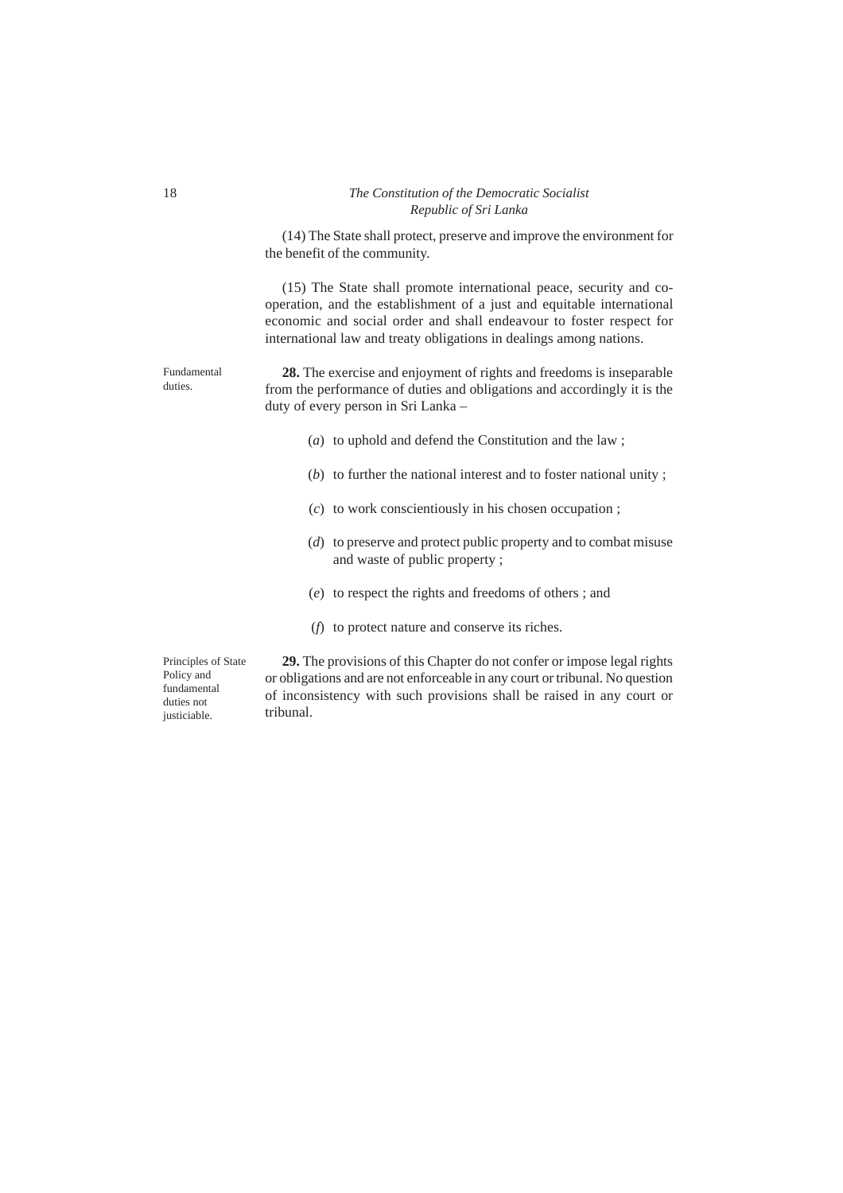(14) The State shall protect, preserve and improve the environment for the benefit of the community.

(15) The State shall promote international peace, security and co-operation, and the establishment of a just and equitable international economic and social order and shall endeavour to foster respect for international law and treaty obligations in dealings among nations.

Fundamental duties.

**28.** The exercise and enjoyment of rights and freedoms is inseparable from the performance of duties and obligations and accordingly it is the duty of every person in Sri Lanka –

(*a*) to uphold and defend the Constitution and the law ;

(*b*) to further the national interest and to foster national unity ;

(*c*) to work conscientiously in his chosen occupation ;

(*d*) to preserve and protect public property and to combat misuse and waste of public property ;

(*e*) to respect the rights and freedoms of others ; and

(*f*) to protect nature and conserve its riches.

Principles of State Policy and fundamental duties not justiciable.

**29.** The provisions of this Chapter do not confer or impose legal rights or obligations and are not enforceable in any court or tribunal. No question of inconsistency with such provisions shall be raised in any court or tribunal.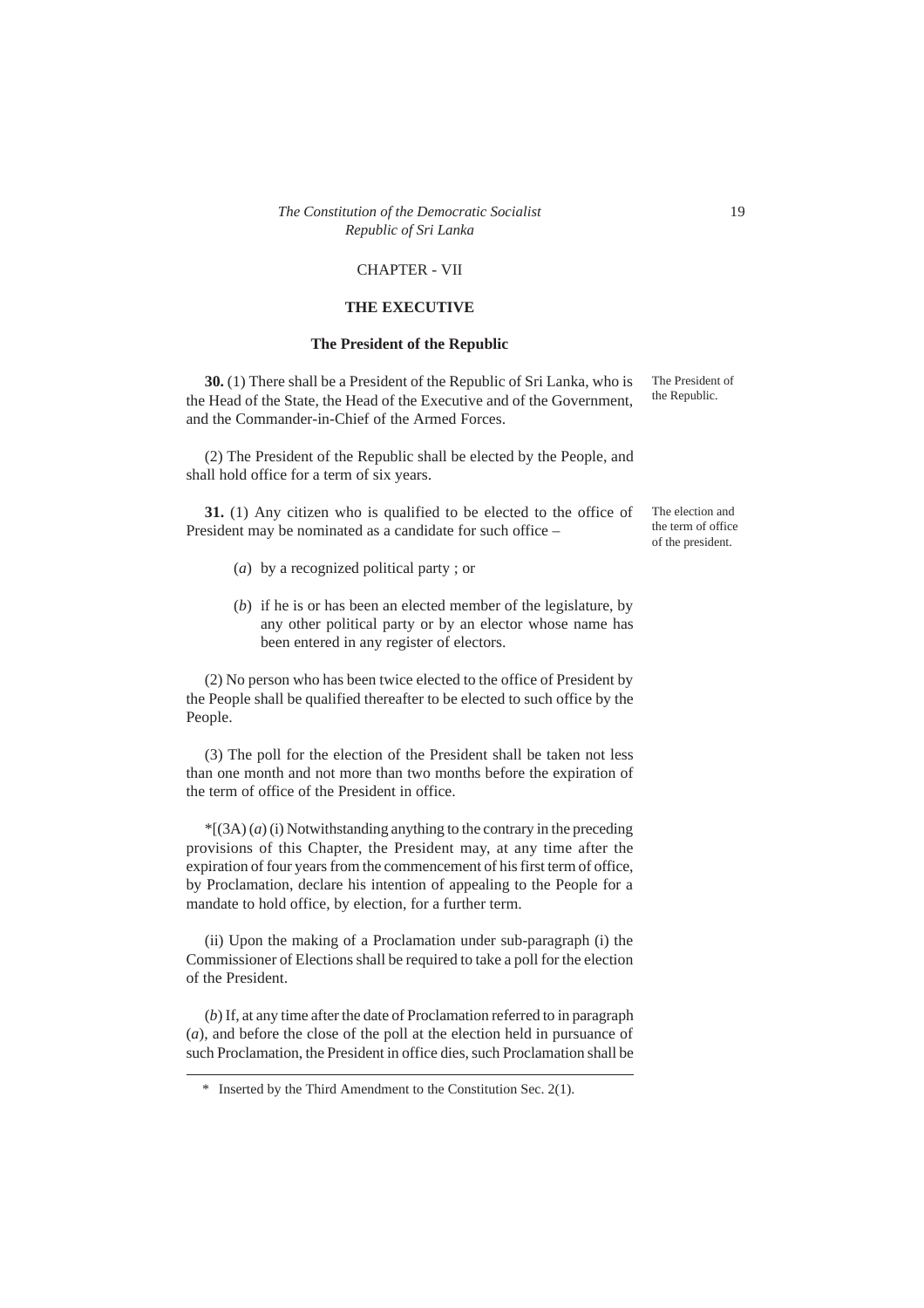## CHAPTER - VII

## THE EXECUTIVE

### The President of the Republic

*The President of the Republic.*

**30.** (1) There shall be a President of the Republic of Sri Lanka, who is the Head of the State, the Head of the Executive and of the Government, and the Commander-in-Chief of the Armed Forces.

(2) The President of the Republic shall be elected by the People, and shall hold office for a term of six years.

*The election and the term of office of the president.*

**31.** (1) Any citizen who is qualified to be elected to the office of President may be nominated as a candidate for such office –

(*a*) by a recognized political party ; or

(*b*) if he is or has been an elected member of the legislature, by any other political party or by an elector whose name has been entered in any register of electors.

(2) No person who has been twice elected to the office of President by the People shall be qualified thereafter to be elected to such office by the People.

(3) The poll for the election of the President shall be taken not less than one month and not more than two months before the expiration of the term of office of the President in office.

*[(3A) (*a*) (i) Notwithstanding anything to the contrary in the preceding provisions of this Chapter, the President may, at any time after the expiration of four years from the commencement of his first term of office, by Proclamation, declare his intention of appealing to the People for a mandate to hold office, by election, for a further term.

(ii) Upon the making of a Proclamation under sub-paragraph (i) the Commissioner of Elections shall be required to take a poll for the election of the President.

(*b*) If, at any time after the date of Proclamation referred to in paragraph (*a*), and before the close of the poll at the election held in pursuance of such Proclamation, the President in office dies, such Proclamation shall be

---

\* Inserted by the Third Amendment to the Constitution Sec. 2(1).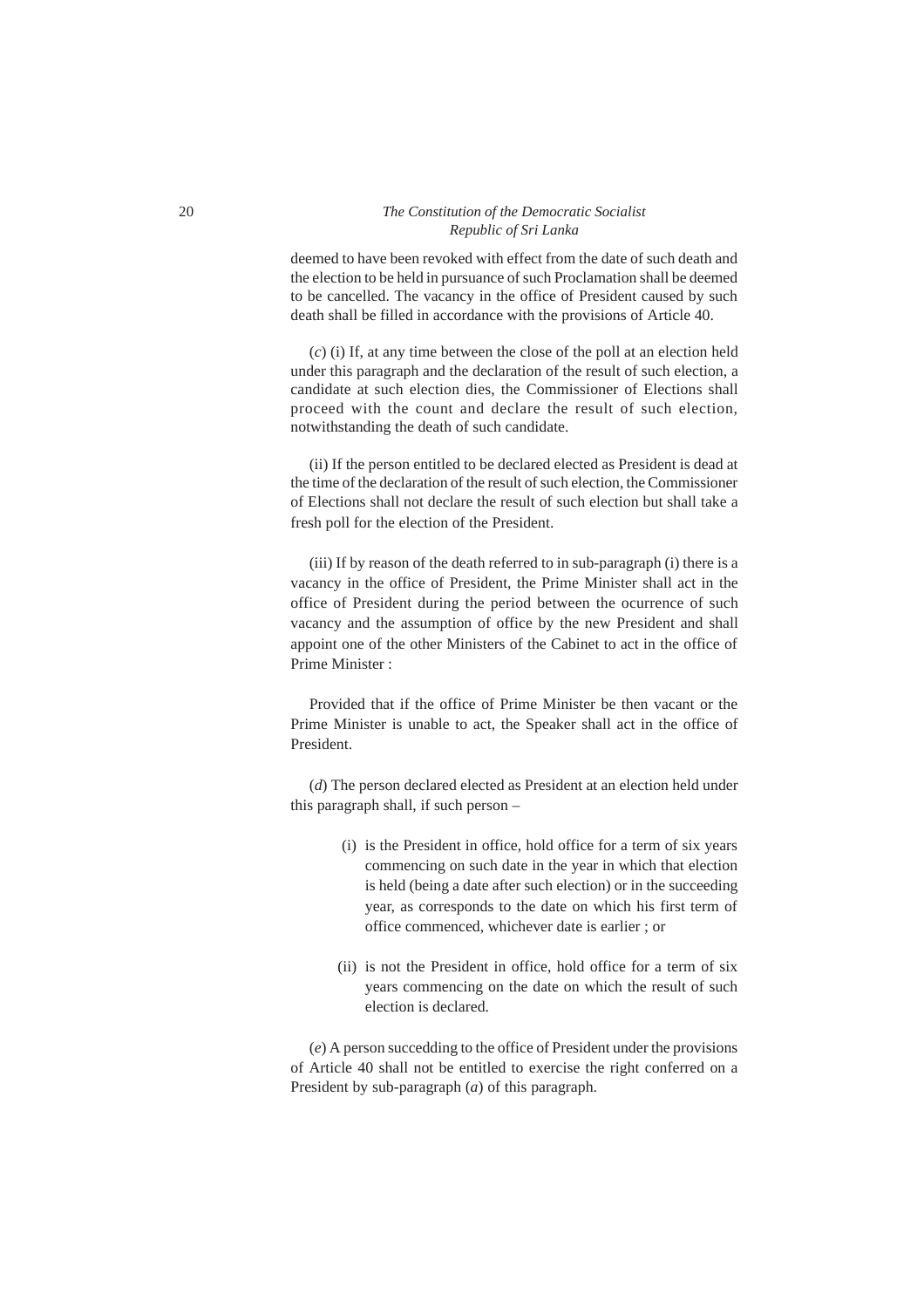deemed to have been revoked with effect from the date of such death and the election to be held in pursuance of such Proclamation shall be deemed to be cancelled. The vacancy in the office of President caused by such death shall be filled in accordance with the provisions of Article 40.

(*c*) (i) If, at any time between the close of the poll at an election held under this paragraph and the declaration of the result of such election, a candidate at such election dies, the Commissioner of Elections shall proceed with the count and declare the result of such election, notwithstanding the death of such candidate.

(ii) If the person entitled to be declared elected as President is dead at the time of the declaration of the result of such election, the Commissioner of Elections shall not declare the result of such election but shall take a fresh poll for the election of the President.

(iii) If by reason of the death referred to in sub-paragraph (i) there is a vacancy in the office of President, the Prime Minister shall act in the office of President during the period between the ocurrence of such vacancy and the assumption of office by the new President and shall appoint one of the other Ministers of the Cabinet to act in the office of Prime Minister :

Provided that if the office of Prime Minister be then vacant or the Prime Minister is unable to act, the Speaker shall act in the office of President.

(*d*) The person declared elected as President at an election held under this paragraph shall, if such person –

(i) is the President in office, hold office for a term of six years commencing on such date in the year in which that election is held (being a date after such election) or in the succeeding year, as corresponds to the date on which his first term of office commenced, whichever date is earlier ; or

(ii) is not the President in office, hold office for a term of six years commencing on the date on which the result of such election is declared.

(*e*) A person succedding to the office of President under the provisions of Article 40 shall not be entitled to exercise the right conferred on a President by sub-paragraph (*a*) of this paragraph.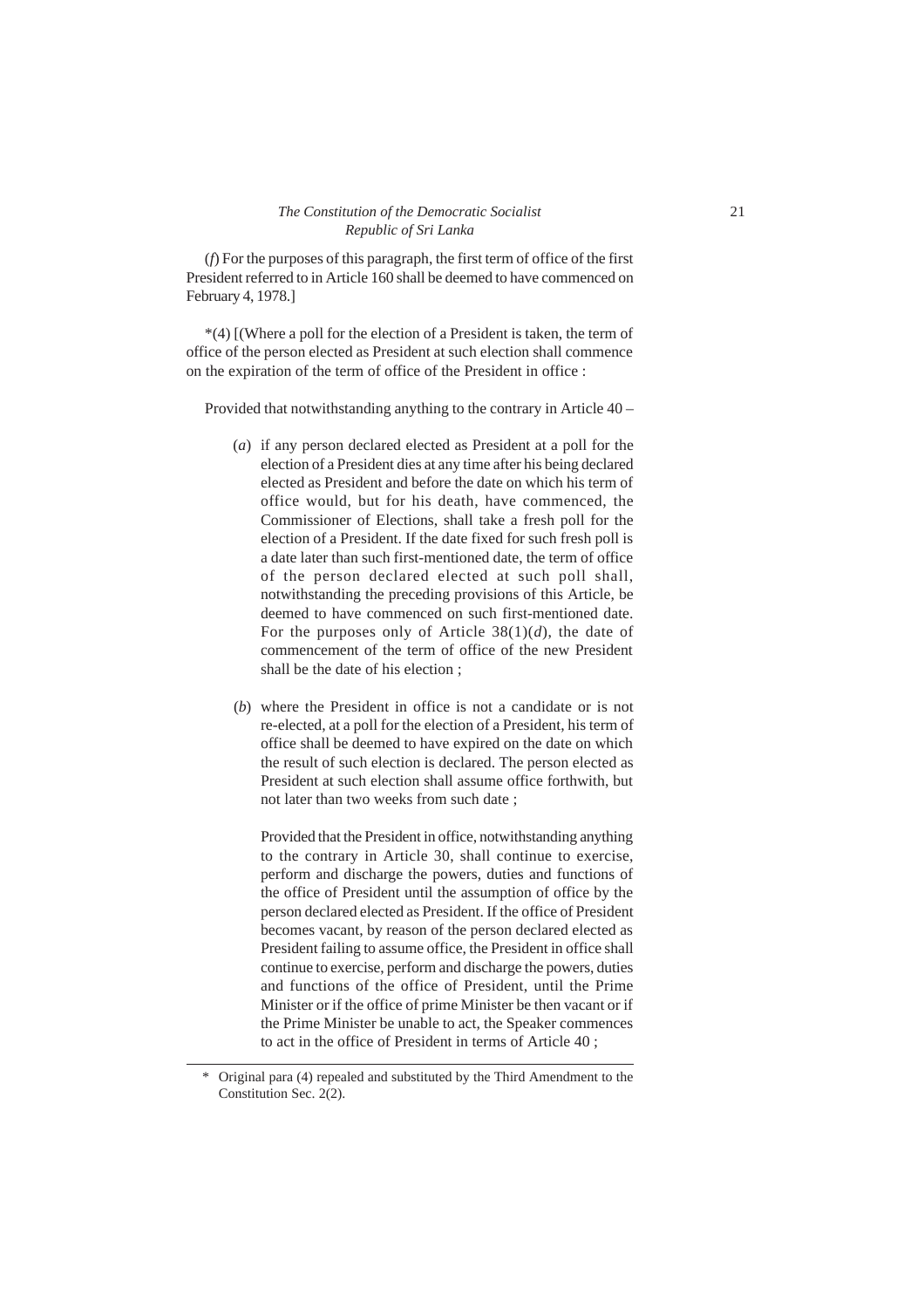(*f*) For the purposes of this paragraph, the first term of office of the first President referred to in Article 160 shall be deemed to have commenced on February 4, 1978.]

*(4) [(Where a poll for the election of a President is taken, the term of office of the person elected as President at such election shall commence on the expiration of the term of office of the President in office :

Provided that notwithstanding anything to the contrary in Article 40 –

(*a*) if any person declared elected as President at a poll for the election of a President dies at any time after his being declared elected as President and before the date on which his term of office would, but for his death, have commenced, the Commissioner of Elections, shall take a fresh poll for the election of a President. If the date fixed for such fresh poll is a date later than such first-mentioned date, the term of office of the person declared elected at such poll shall, notwithstanding the preceding provisions of this Article, be deemed to have commenced on such first-mentioned date. For the purposes only of Article 38(1)(*d*), the date of commencement of the term of office of the new President shall be the date of his election ;

(*b*) where the President in office is not a candidate or is not re-elected, at a poll for the election of a President, his term of office shall be deemed to have expired on the date on which the result of such election is declared. The person elected as President at such election shall assume office forthwith, but not later than two weeks from such date ;

Provided that the President in office, notwithstanding anything to the contrary in Article 30, shall continue to exercise, perform and discharge the powers, duties and functions of the office of President until the assumption of office by the person declared elected as President. If the office of President becomes vacant, by reason of the person declared elected as President failing to assume office, the President in office shall continue to exercise, perform and discharge the powers, duties and functions of the office of President, until the Prime Minister or if the office of prime Minister be then vacant or if the Prime Minister be unable to act, the Speaker commences to act in the office of President in terms of Article 40 ;

---

\* Original para (4) repealed and substituted by the Third Amendment to the Constitution Sec. 2(2).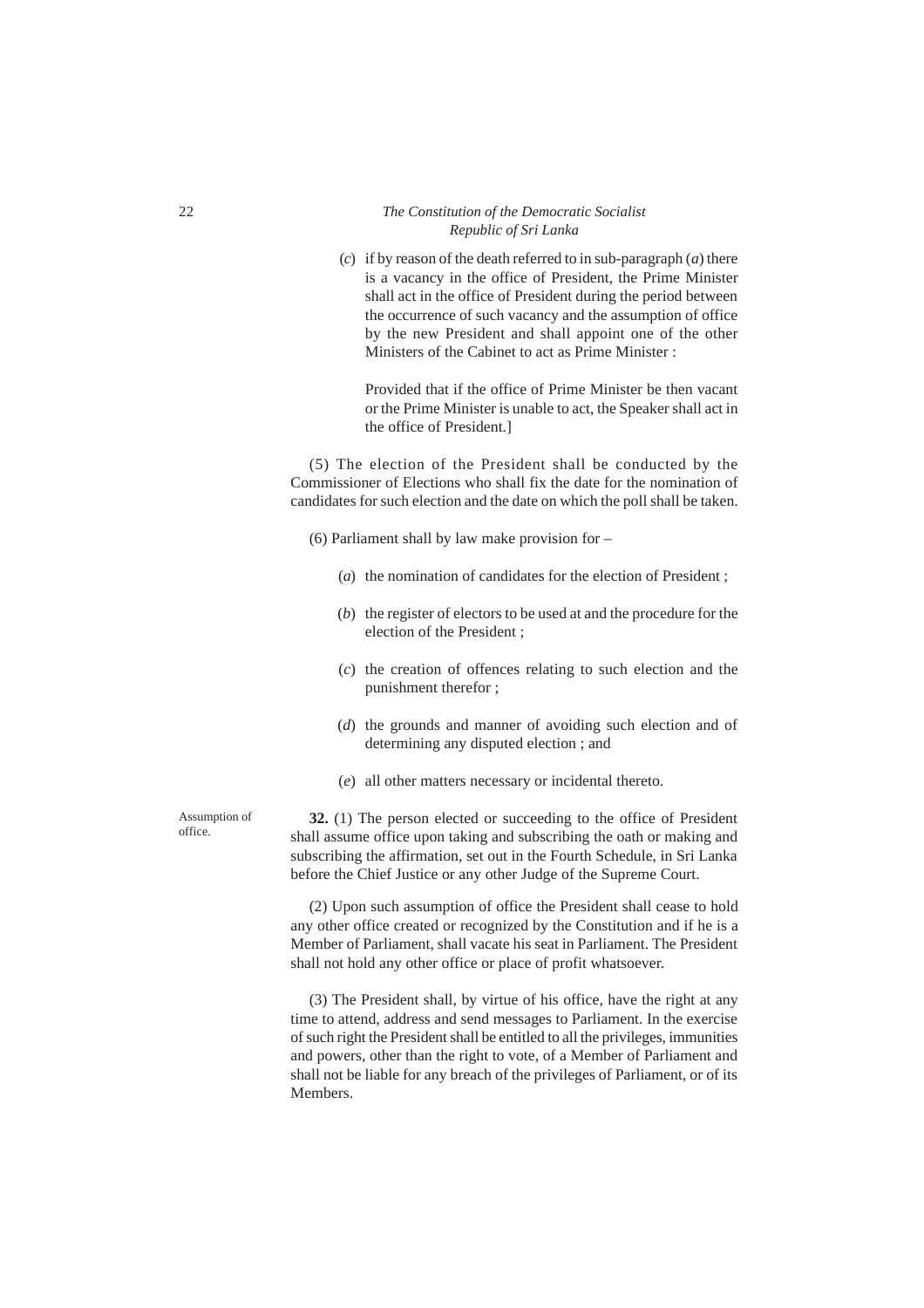(*c*) if by reason of the death referred to in sub-paragraph (*a*) there is a vacancy in the office of President, the Prime Minister shall act in the office of President during the period between the occurrence of such vacancy and the assumption of office by the new President and shall appoint one of the other Ministers of the Cabinet to act as Prime Minister :

Provided that if the office of Prime Minister be then vacant or the Prime Minister is unable to act, the Speaker shall act in the office of President.]

(5) The election of the President shall be conducted by the Commissioner of Elections who shall fix the date for the nomination of candidates for such election and the date on which the poll shall be taken.

(6) Parliament shall by law make provision for –

(*a*) the nomination of candidates for the election of President ;

(*b*) the register of electors to be used at and the procedure for the election of the President ;

(*c*) the creation of offences relating to such election and the punishment therefor ;

(*d*) the grounds and manner of avoiding such election and of determining any disputed election ; and

(*e*) all other matters necessary or incidental thereto.

Assumption of office.

**32.** (1) The person elected or succeeding to the office of President shall assume office upon taking and subscribing the oath or making and subscribing the affirmation, set out in the Fourth Schedule, in Sri Lanka before the Chief Justice or any other Judge of the Supreme Court.

(2) Upon such assumption of office the President shall cease to hold any other office created or recognized by the Constitution and if he is a Member of Parliament, shall vacate his seat in Parliament. The President shall not hold any other office or place of profit whatsoever.

(3) The President shall, by virtue of his office, have the right at any time to attend, address and send messages to Parliament. In the exercise of such right the President shall be entitled to all the privileges, immunities and powers, other than the right to vote, of a Member of Parliament and shall not be liable for any breach of the privileges of Parliament, or of its Members.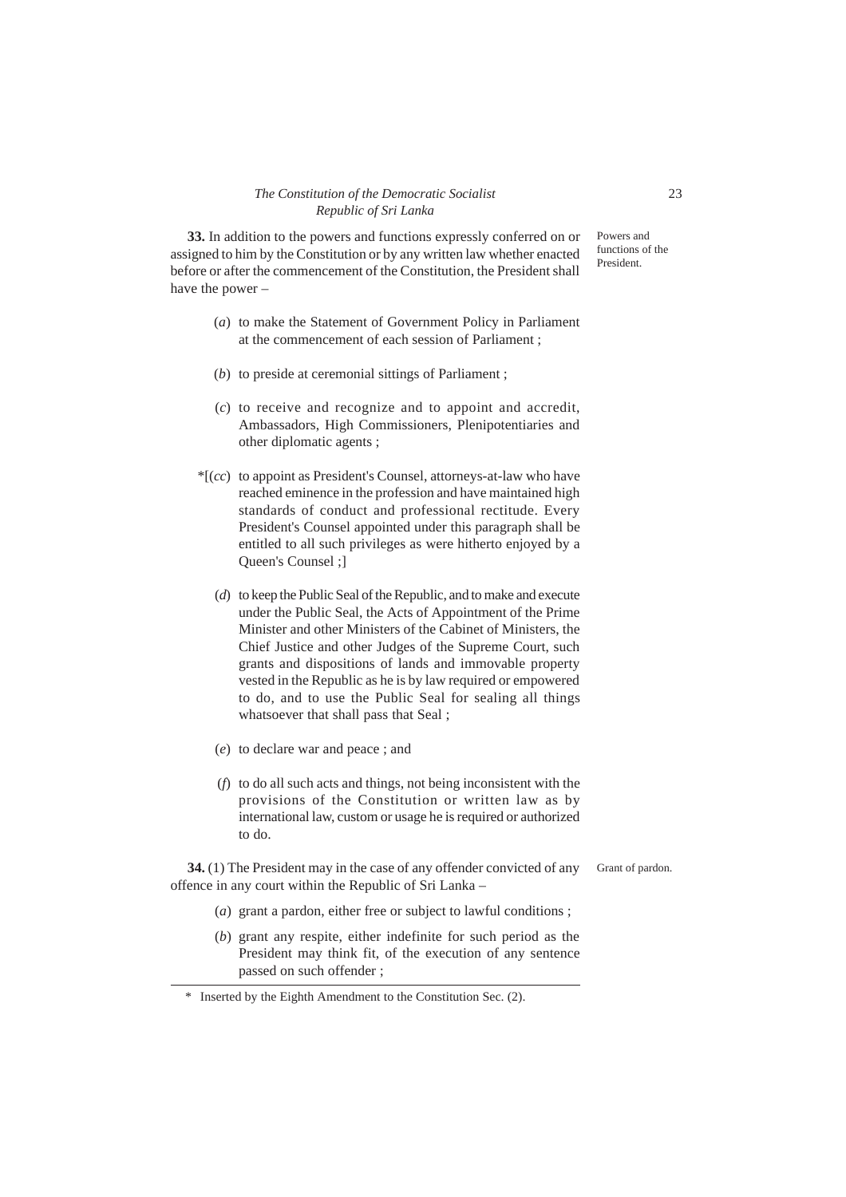Powers and functions of the President.

**33.** In addition to the powers and functions expressly conferred on or assigned to him by the Constitution or by any written law whether enacted before or after the commencement of the Constitution, the President shall have the power –

(*a*) to make the Statement of Government Policy in Parliament at the commencement of each session of Parliament ;

(*b*) to preside at ceremonial sittings of Parliament ;

(*c*) to receive and recognize and to appoint and accredit, Ambassadors, High Commissioners, Plenipotentiaries and other diplomatic agents ;

*[(*cc*) to appoint as President's Counsel, attorneys-at-law who have reached eminence in the profession and have maintained high standards of conduct and professional rectitude. Every President's Counsel appointed under this paragraph shall be entitled to all such privileges as were hitherto enjoyed by a Queen's Counsel ;]

(*d*) to keep the Public Seal of the Republic, and to make and execute under the Public Seal, the Acts of Appointment of the Prime Minister and other Ministers of the Cabinet of Ministers, the Chief Justice and other Judges of the Supreme Court, such grants and dispositions of lands and immovable property vested in the Republic as he is by law required or empowered to do, and to use the Public Seal for sealing all things whatsoever that shall pass that Seal ;

(*e*) to declare war and peace ; and

(*f*) to do all such acts and things, not being inconsistent with the provisions of the Constitution or written law as by international law, custom or usage he is required or authorized to do.

Grant of pardon.

**34.** (1) The President may in the case of any offender convicted of any offence in any court within the Republic of Sri Lanka –

(*a*) grant a pardon, either free or subject to lawful conditions ;

(*b*) grant any respite, either indefinite for such period as the President may think fit, of the execution of any sentence passed on such offender ;

---

\* Inserted by the Eighth Amendment to the Constitution Sec. (2).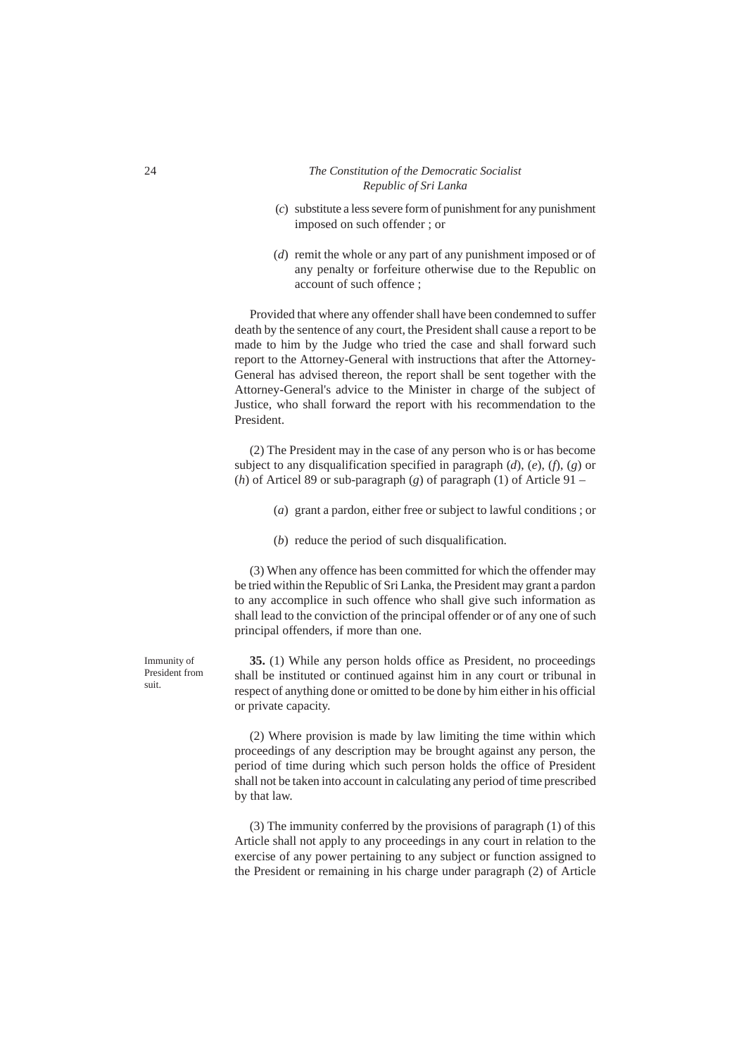(*c*) substitute a less severe form of punishment for any punishment imposed on such offender ; or

(*d*) remit the whole or any part of any punishment imposed or of any penalty or forfeiture otherwise due to the Republic on account of such offence ;

Provided that where any offender shall have been condemned to suffer death by the sentence of any court, the President shall cause a report to be made to him by the Judge who tried the case and shall forward such report to the Attorney-General with instructions that after the Attorney-General has advised thereon, the report shall be sent together with the Attorney-General's advice to the Minister in charge of the subject of Justice, who shall forward the report with his recommendation to the President.

(2) The President may in the case of any person who is or has become subject to any disqualification specified in paragraph (*d*), (*e*), (*f*), (*g*) or (*h*) of Articel 89 or sub-paragraph (*g*) of paragraph (1) of Article 91 –

(*a*) grant a pardon, either free or subject to lawful conditions ; or

(*b*) reduce the period of such disqualification.

(3) When any offence has been committed for which the offender may be tried within the Republic of Sri Lanka, the President may grant a pardon to any accomplice in such offence who shall give such information as shall lead to the conviction of the principal offender or of any one of such principal offenders, if more than one.

Immunity of President from suit.

**35.** (1) While any person holds office as President, no proceedings shall be instituted or continued against him in any court or tribunal in respect of anything done or omitted to be done by him either in his official or private capacity.

(2) Where provision is made by law limiting the time within which proceedings of any description may be brought against any person, the period of time during which such person holds the office of President shall not be taken into account in calculating any period of time prescribed by that law.

(3) The immunity conferred by the provisions of paragraph (1) of this Article shall not apply to any proceedings in any court in relation to the exercise of any power pertaining to any subject or function assigned to the President or remaining in his charge under paragraph (2) of Article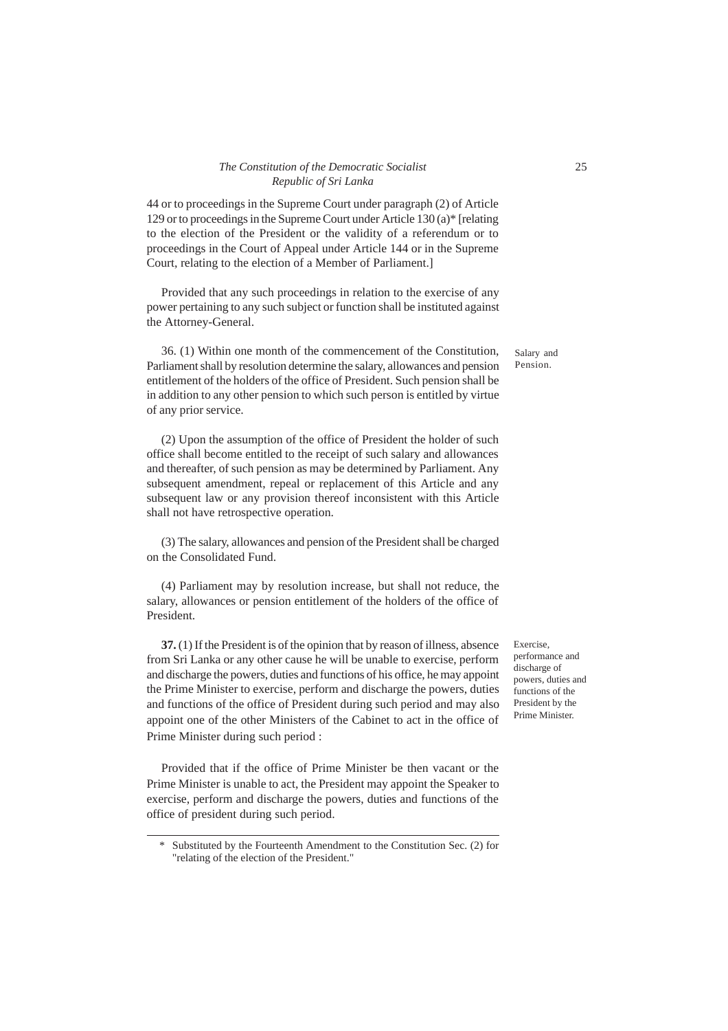44 or to proceedings in the Supreme Court under paragraph (2) of Article 129 or to proceedings in the Supreme Court under Article 130 (a)* [relating to the election of the President or the validity of a referendum or to proceedings in the Court of Appeal under Article 144 or in the Supreme Court, relating to the election of a Member of Parliament.]

Provided that any such proceedings in relation to the exercise of any power pertaining to any such subject or function shall be instituted against the Attorney-General.

*Salary and Pension.*

36. (1) Within one month of the commencement of the Constitution, Parliament shall by resolution determine the salary, allowances and pension entitlement of the holders of the office of President. Such pension shall be in addition to any other pension to which such person is entitled by virtue of any prior service.

(2) Upon the assumption of the office of President the holder of such office shall become entitled to the receipt of such salary and allowances and thereafter, of such pension as may be determined by Parliament. Any subsequent amendment, repeal or replacement of this Article and any subsequent law or any provision thereof inconsistent with this Article shall not have retrospective operation.

(3) The salary, allowances and pension of the President shall be charged on the Consolidated Fund.

(4) Parliament may by resolution increase, but shall not reduce, the salary, allowances or pension entitlement of the holders of the office of President.

*Exercise, performance and discharge of powers, duties and functions of the President by the Prime Minister.*

**37.** (1) If the President is of the opinion that by reason of illness, absence from Sri Lanka or any other cause he will be unable to exercise, perform and discharge the powers, duties and functions of his office, he may appoint the Prime Minister to exercise, perform and discharge the powers, duties and functions of the office of President during such period and may also appoint one of the other Ministers of the Cabinet to act in the office of Prime Minister during such period :

Provided that if the office of Prime Minister be then vacant or the Prime Minister is unable to act, the President may appoint the Speaker to exercise, perform and discharge the powers, duties and functions of the office of president during such period.

---

\* Substituted by the Fourteenth Amendment to the Constitution Sec. (2) for "relating of the election of the President."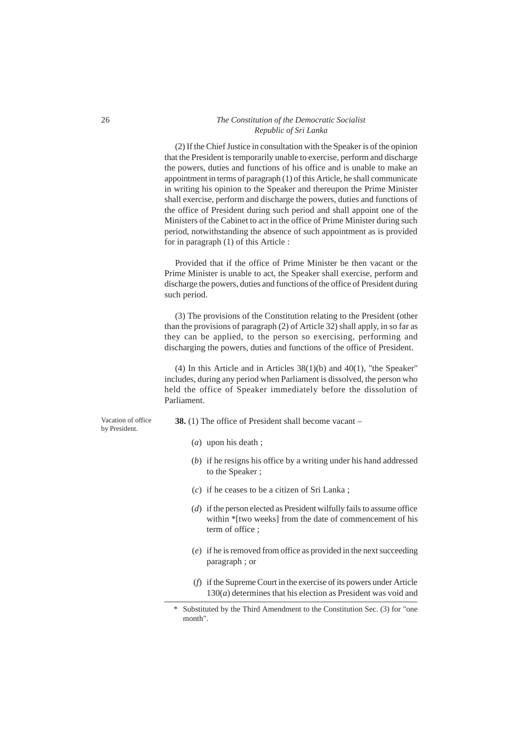(2) If the Chief Justice in consultation with the Speaker is of the opinion that the President is temporarily unable to exercise, perform and discharge the powers, duties and functions of his office and is unable to make an appointment in terms of paragraph (1) of this Article, he shall communicate in writing his opinion to the Speaker and thereupon the Prime Minister shall exercise, perform and discharge the powers, duties and functions of the office of President during such period and shall appoint one of the Ministers of the Cabinet to act in the office of Prime Minister during such period, notwithstanding the absence of such appointment as is provided for in paragraph (1) of this Article :

Provided that if the office of Prime Minister be then vacant or the Prime Minister is unable to act, the Speaker shall exercise, perform and discharge the powers, duties and functions of the office of President during such period.

(3) The provisions of the Constitution relating to the President (other than the provisions of paragraph (2) of Article 32) shall apply, in so far as they can be applied, to the person so exercising, performing and discharging the powers, duties and functions of the office of President.

(4) In this Article and in Articles 38(1)(b) and 40(1), "the Speaker" includes, during any period when Parliament is dissolved, the person who held the office of Speaker immediately before the dissolution of Parliament.

Vacation of office by President.

**38.** (1) The office of President shall become vacant –

(*a*) upon his death ;

(*b*) if he resigns his office by a writing under his hand addressed to the Speaker ;

(*c*) if he ceases to be a citizen of Sri Lanka ;

(*d*) if the person elected as President wilfully fails to assume office within *[two weeks] from the date of commencement of his term of office ;

(*e*) if he is removed from office as provided in the next succeeding paragraph ; or

(*f*) if the Supreme Court in the exercise of its powers under Article 130(*a*) determines that his election as President was void and

\* Substituted by the Third Amendment to the Constitution Sec. (3) for "one month".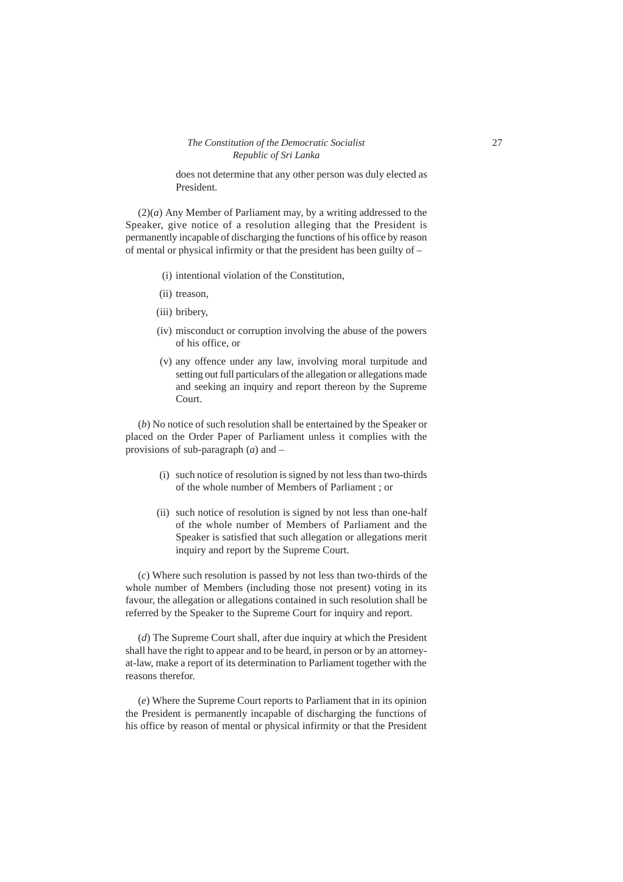does not determine that any other person was duly elected as President.

(2)(*a*) Any Member of Parliament may, by a writing addressed to the Speaker, give notice of a resolution alleging that the President is permanently incapable of discharging the functions of his office by reason of mental or physical infirmity or that the president has been guilty of –

(i) intentional violation of the Constitution,

(ii) treason,

(iii) bribery,

(iv) misconduct or corruption involving the abuse of the powers of his office, or

(v) any offence under any law, involving moral turpitude and setting out full particulars of the allegation or allegations made and seeking an inquiry and report thereon by the Supreme Court.

(*b*) No notice of such resolution shall be entertained by the Speaker or placed on the Order Paper of Parliament unless it complies with the provisions of sub-paragraph (*a*) and –

(i) such notice of resolution is signed by not less than two-thirds of the whole number of Members of Parliament ; or

(ii) such notice of resolution is signed by not less than one-half of the whole number of Members of Parliament and the Speaker is satisfied that such allegation or allegations merit inquiry and report by the Supreme Court.

(*c*) Where such resolution is passed by not less than two-thirds of the whole number of Members (including those not present) voting in its favour, the allegation or allegations contained in such resolution shall be referred by the Speaker to the Supreme Court for inquiry and report.

(*d*) The Supreme Court shall, after due inquiry at which the President shall have the right to appear and to be heard, in person or by an attorney-at-law, make a report of its determination to Parliament together with the reasons therefor.

(*e*) Where the Supreme Court reports to Parliament that in its opinion the President is permanently incapable of discharging the functions of his office by reason of mental or physical infirmity or that the President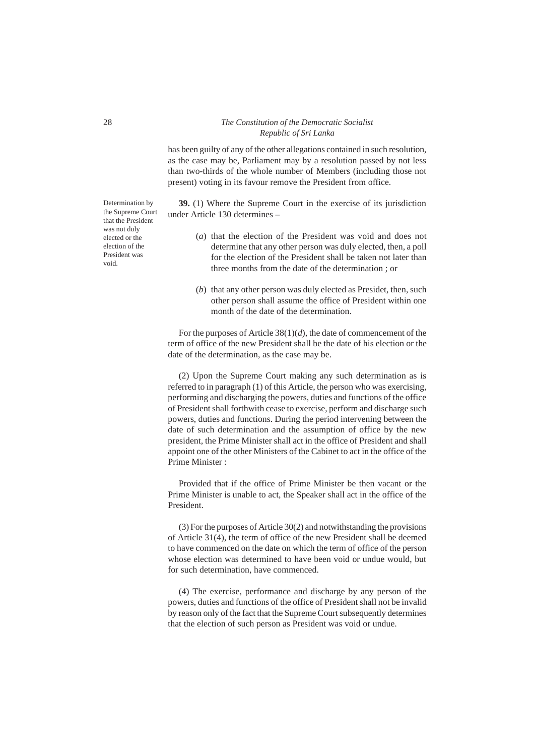has been guilty of any of the other allegations contained in such resolution, as the case may be, Parliament may by a resolution passed by not less than two-thirds of the whole number of Members (including those not present) voting in its favour remove the President from office.

Determination by the Supreme Court that the President was not duly elected or the election of the President was void.

**39.** (1) Where the Supreme Court in the exercise of its jurisdiction under Article 130 determines –

(*a*) that the election of the President was void and does not determine that any other person was duly elected, then, a poll for the election of the President shall be taken not later than three months from the date of the determination ; or

(*b*) that any other person was duly elected as Presidet, then, such other person shall assume the office of President within one month of the date of the determination.

For the purposes of Article 38(1)(*d*), the date of commencement of the term of office of the new President shall be the date of his election or the date of the determination, as the case may be.

(2) Upon the Supreme Court making any such determination as is referred to in paragraph (1) of this Article, the person who was exercising, performing and discharging the powers, duties and functions of the office of President shall forthwith cease to exercise, perform and discharge such powers, duties and functions. During the period intervening between the date of such determination and the assumption of office by the new president, the Prime Minister shall act in the office of President and shall appoint one of the other Ministers of the Cabinet to act in the office of the Prime Minister :

Provided that if the office of Prime Minister be then vacant or the Prime Minister is unable to act, the Speaker shall act in the office of the President.

(3) For the purposes of Article 30(2) and notwithstanding the provisions of Article 31(4), the term of office of the new President shall be deemed to have commenced on the date on which the term of office of the person whose election was determined to have been void or undue would, but for such determination, have commenced.

(4) The exercise, performance and discharge by any person of the powers, duties and functions of the office of President shall not be invalid by reason only of the fact that the Supreme Court subsequently determines that the election of such person as President was void or undue.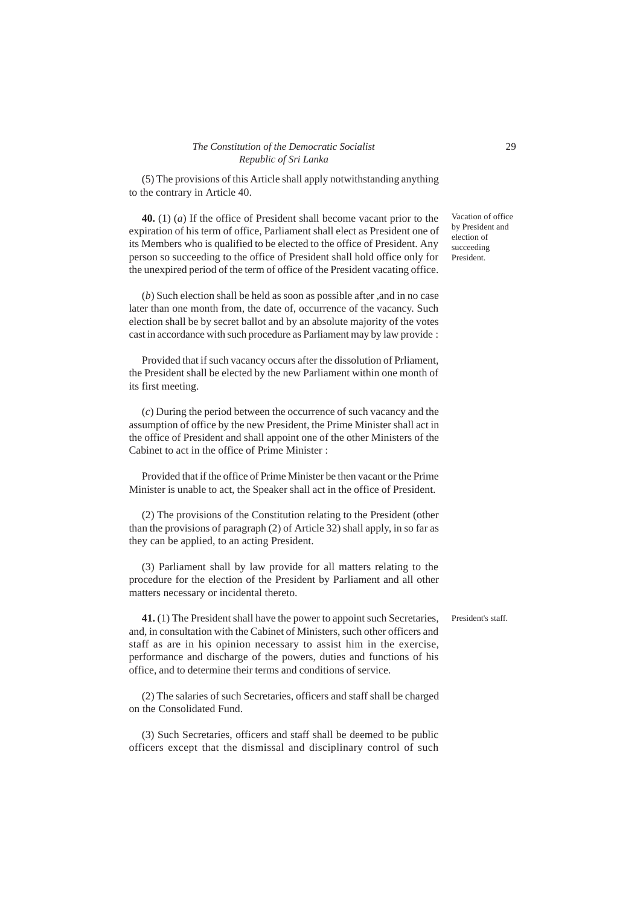(5) The provisions of this Article shall apply notwithstanding anything to the contrary in Article 40.

Vacation of office by President and election of succeeding President.

**40.** (1) (*a*) If the office of President shall become vacant prior to the expiration of his term of office, Parliament shall elect as President one of its Members who is qualified to be elected to the office of President. Any person so succeeding to the office of President shall hold office only for the unexpired period of the term of office of the President vacating office.

(*b*) Such election shall be held as soon as possible after ,and in no case later than one month from, the date of, occurrence of the vacancy. Such election shall be by secret ballot and by an absolute majority of the votes cast in accordance with such procedure as Parliament may by law provide :

Provided that if such vacancy occurs after the dissolution of Prliament, the President shall be elected by the new Parliament within one month of its first meeting.

(*c*) During the period between the occurrence of such vacancy and the assumption of office by the new President, the Prime Minister shall act in the office of President and shall appoint one of the other Ministers of the Cabinet to act in the office of Prime Minister :

Provided that if the office of Prime Minister be then vacant or the Prime Minister is unable to act, the Speaker shall act in the office of President.

(2) The provisions of the Constitution relating to the President (other than the provisions of paragraph (2) of Article 32) shall apply, in so far as they can be applied, to an acting President.

(3) Parliament shall by law provide for all matters relating to the procedure for the election of the President by Parliament and all other matters necessary or incidental thereto.

President's staff.

**41.** (1) The President shall have the power to appoint such Secretaries, and, in consultation with the Cabinet of Ministers, such other officers and staff as are in his opinion necessary to assist him in the exercise, performance and discharge of the powers, duties and functions of his office, and to determine their terms and conditions of service.

(2) The salaries of such Secretaries, officers and staff shall be charged on the Consolidated Fund.

(3) Such Secretaries, officers and staff shall be deemed to be public officers except that the dismissal and disciplinary control of such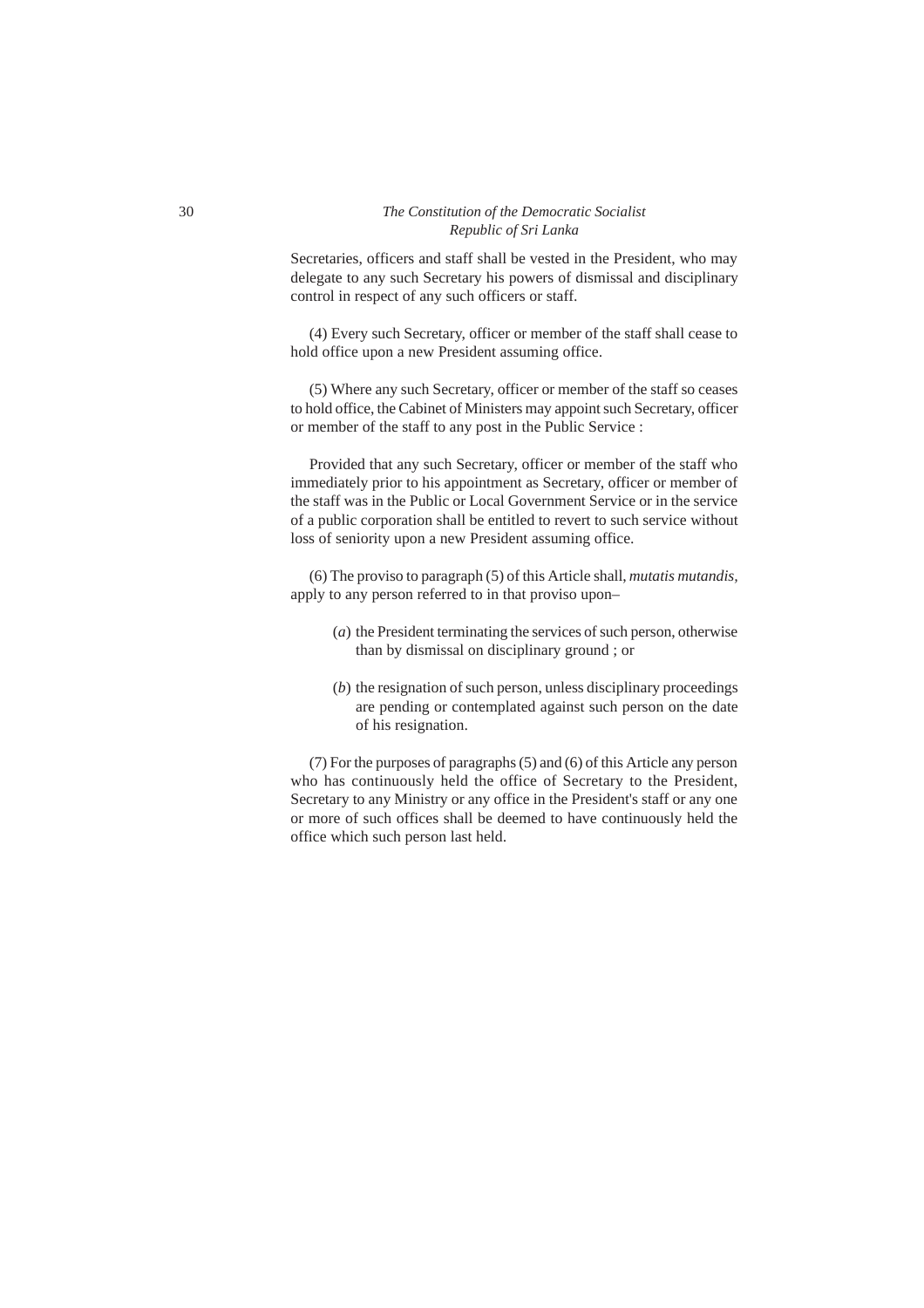Secretaries, officers and staff shall be vested in the President, who may delegate to any such Secretary his powers of dismissal and disciplinary control in respect of any such officers or staff.

(4) Every such Secretary, officer or member of the staff shall cease to hold office upon a new President assuming office.

(5) Where any such Secretary, officer or member of the staff so ceases to hold office, the Cabinet of Ministers may appoint such Secretary, officer or member of the staff to any post in the Public Service :

Provided that any such Secretary, officer or member of the staff who immediately prior to his appointment as Secretary, officer or member of the staff was in the Public or Local Government Service or in the service of a public corporation shall be entitled to revert to such service without loss of seniority upon a new President assuming office.

(6) The proviso to paragraph (5) of this Article shall, *mutatis mutandis*, apply to any person referred to in that proviso upon–

(*a*) the President terminating the services of such person, otherwise than by dismissal on disciplinary ground ; or

(*b*) the resignation of such person, unless disciplinary proceedings are pending or contemplated against such person on the date of his resignation.

(7) For the purposes of paragraphs (5) and (6) of this Article any person who has continuously held the office of Secretary to the President, Secretary to any Ministry or any office in the President's staff or any one or more of such offices shall be deemed to have continuously held the office which such person last held.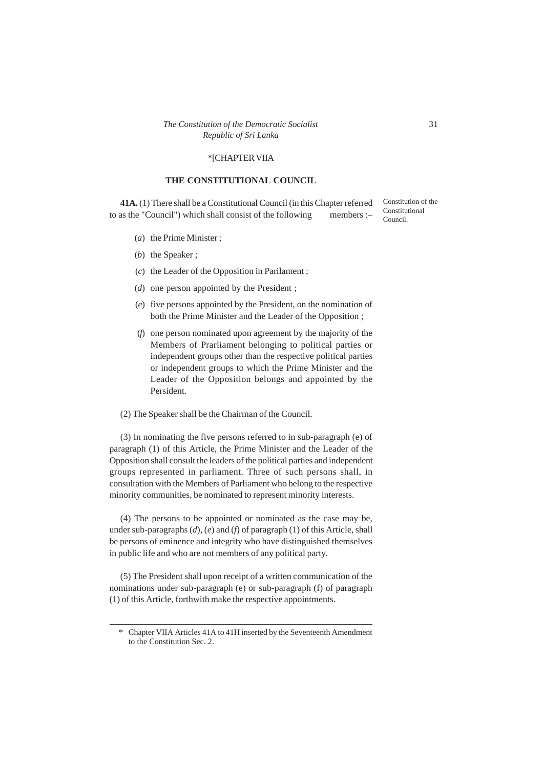*[CHAPTER VIIA

## THE CONSTITUTIONAL COUNCIL

Constitution of the Constitutional Council.

**41A.** (1) There shall be a Constitutional Council (in this Chapter referred to as the "Council") which shall consist of the following members :–

(*a*) the Prime Minister ;

(*b*) the Speaker ;

(*c*) the Leader of the Opposition in Parilament ;

(*d*) one person appointed by the President ;

(*e*) five persons appointed by the President, on the nomination of both the Prime Minister and the Leader of the Opposition ;

(*f*) one person nominated upon agreement by the majority of the Members of Prarliament belonging to political parties or independent groups other than the respective political parties or independent groups to which the Prime Minister and the Leader of the Opposition belongs and appointed by the Persident.

(2) The Speaker shall be the Chairman of the Council.

(3) In nominating the five persons referred to in sub-paragraph (e) of paragraph (1) of this Article, the Prime Minister and the Leader of the Opposition shall consult the leaders of the political parties and independent groups represented in parliament. Three of such persons shall, in consultation with the Members of Parliament who belong to the respective minority communities, be nominated to represent minority interests.

(4) The persons to be appointed or nominated as the case may be, under sub-paragraphs (*d*), (*e*) and (*f*) of paragraph (1) of this Article, shall be persons of eminence and integrity who have distinguished themselves in public life and who are not members of any political party.

(5) The President shall upon receipt of a written communication of the nominations under sub-paragraph (e) or sub-paragraph (f) of paragraph (1) of this Article, forthwith make the respective appointments.

---

\* Chapter VIIA Articles 41A to 41H inserted by the Seventeenth Amendment to the Constitution Sec. 2.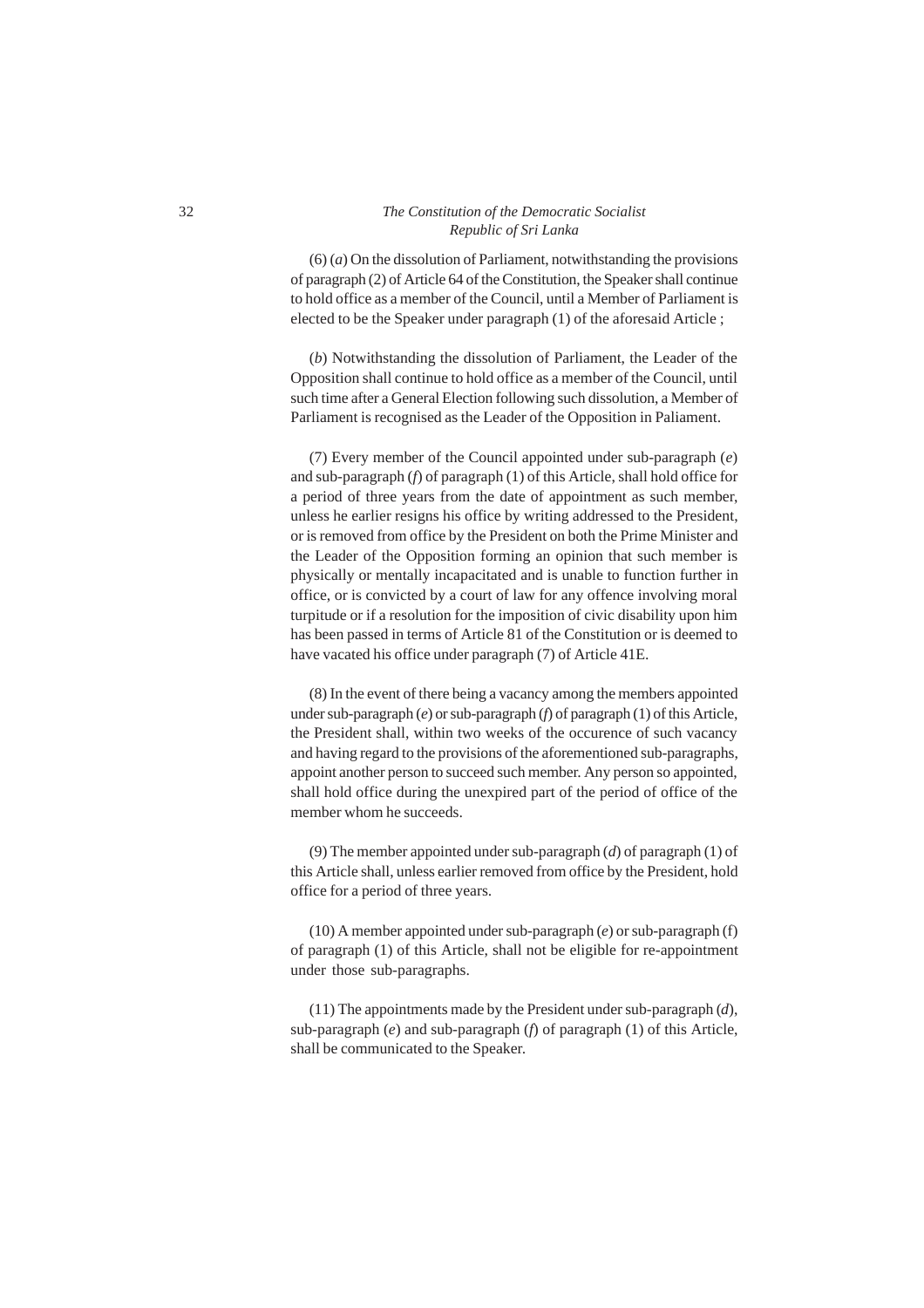(6) (*a*) On the dissolution of Parliament, notwithstanding the provisions of paragraph (2) of Article 64 of the Constitution, the Speaker shall continue to hold office as a member of the Council, until a Member of Parliament is elected to be the Speaker under paragraph (1) of the aforesaid Article ;

(*b*) Notwithstanding the dissolution of Parliament, the Leader of the Opposition shall continue to hold office as a member of the Council, until such time after a General Election following such dissolution, a Member of Parliament is recognised as the Leader of the Opposition in Paliament.

(7) Every member of the Council appointed under sub-paragraph (*e*) and sub-paragraph (*f*) of paragraph (1) of this Article, shall hold office for a period of three years from the date of appointment as such member, unless he earlier resigns his office by writing addressed to the President, or is removed from office by the President on both the Prime Minister and the Leader of the Opposition forming an opinion that such member is physically or mentally incapacitated and is unable to function further in office, or is convicted by a court of law for any offence involving moral turpitude or if a resolution for the imposition of civic disability upon him has been passed in terms of Article 81 of the Constitution or is deemed to have vacated his office under paragraph (7) of Article 41E.

(8) In the event of there being a vacancy among the members appointed under sub-paragraph (*e*) or sub-paragraph (*f*) of paragraph (1) of this Article, the President shall, within two weeks of the occurence of such vacancy and having regard to the provisions of the aforementioned sub-paragraphs, appoint another person to succeed such member. Any person so appointed, shall hold office during the unexpired part of the period of office of the member whom he succeeds.

(9) The member appointed under sub-paragraph (*d*) of paragraph (1) of this Article shall, unless earlier removed from office by the President, hold office for a period of three years.

(10) A member appointed under sub-paragraph (*e*) or sub-paragraph (f) of paragraph (1) of this Article, shall not be eligible for re-appointment under those sub-paragraphs.

(11) The appointments made by the President under sub-paragraph (*d*), sub-paragraph (*e*) and sub-paragraph (*f*) of paragraph (1) of this Article, shall be communicated to the Speaker.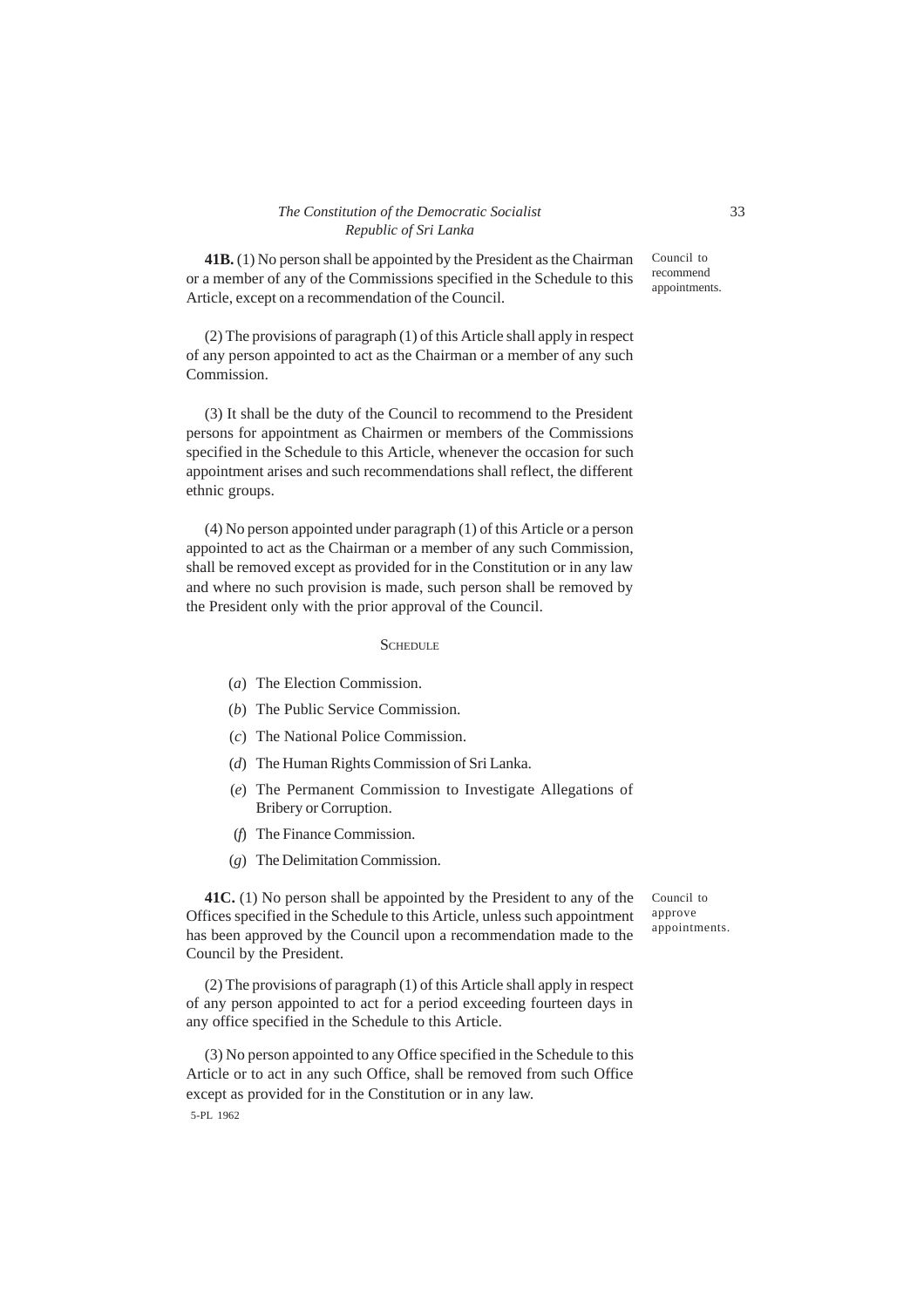**41B.** (1) No person shall be appointed by the President as the Chairman or a member of any of the Commissions specified in the Schedule to this Article, except on a recommendation of the Council.

Council to recommend appointments.

(2) The provisions of paragraph (1) of this Article shall apply in respect of any person appointed to act as the Chairman or a member of any such Commission.

(3) It shall be the duty of the Council to recommend to the President persons for appointment as Chairmen or members of the Commissions specified in the Schedule to this Article, whenever the occasion for such appointment arises and such recommendations shall reflect, the different ethnic groups.

(4) No person appointed under paragraph (1) of this Article or a person appointed to act as the Chairman or a member of any such Commission, shall be removed except as provided for in the Constitution or in any law and where no such provision is made, such person shall be removed by the President only with the prior approval of the Council.

SCHEDULE

(*a*) The Election Commission.

(*b*) The Public Service Commission.

(*c*) The National Police Commission.

(*d*) The Human Rights Commission of Sri Lanka.

(*e*) The Permanent Commission to Investigate Allegations of Bribery or Corruption.

(*f*) The Finance Commission.

(*g*) The Delimitation Commission.

**41C.** (1) No person shall be appointed by the President to any of the Offices specified in the Schedule to this Article, unless such appointment has been approved by the Council upon a recommendation made to the Council by the President.

Council to approve appointments.

(2) The provisions of paragraph (1) of this Article shall apply in respect of any person appointed to act for a period exceeding fourteen days in any office specified in the Schedule to this Article.

(3) No person appointed to any Office specified in the Schedule to this Article or to act in any such Office, shall be removed from such Office except as provided for in the Constitution or in any law.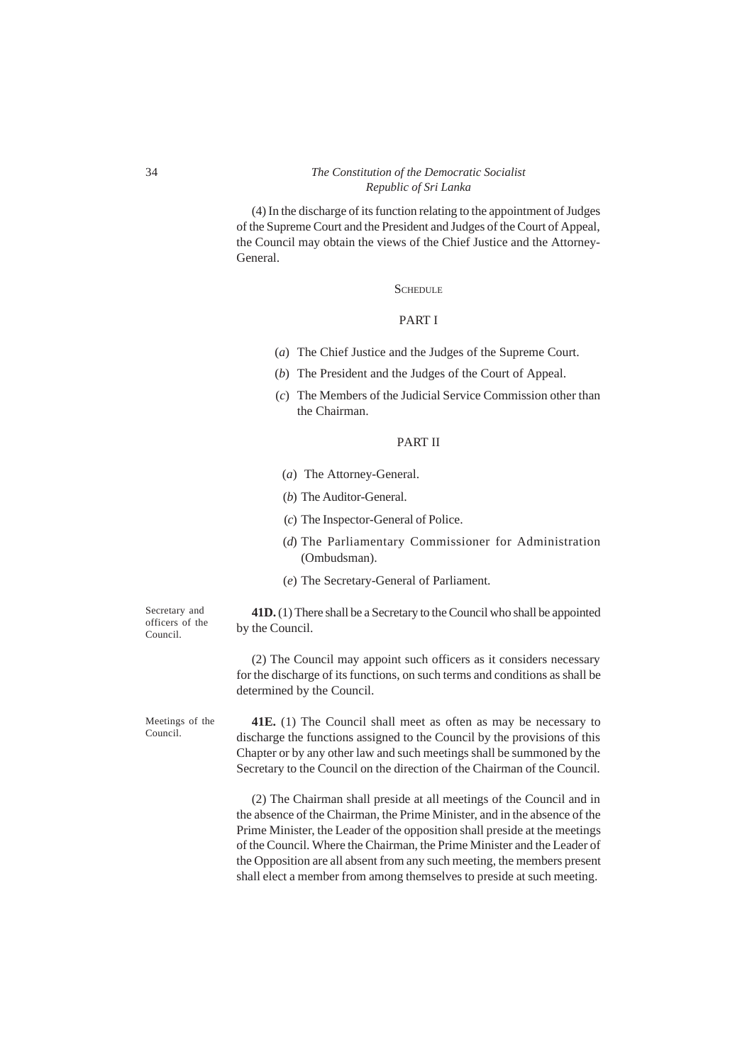(4) In the discharge of its function relating to the appointment of Judges of the Supreme Court and the President and Judges of the Court of Appeal, the Council may obtain the views of the Chief Justice and the Attorney-General.

SCHEDULE

PART I

(*a*) The Chief Justice and the Judges of the Supreme Court.

(*b*) The President and the Judges of the Court of Appeal.

(*c*) The Members of the Judicial Service Commission other than the Chairman.

PART II

(*a*) The Attorney-General.

(*b*) The Auditor-General.

(*c*) The Inspector-General of Police.

(*d*) The Parliamentary Commissioner for Administration (Ombudsman).

(*e*) The Secretary-General of Parliament.

Secretary and officers of the Council.

**41D.** (1) There shall be a Secretary to the Council who shall be appointed by the Council.

(2) The Council may appoint such officers as it considers necessary for the discharge of its functions, on such terms and conditions as shall be determined by the Council.

Meetings of the Council.

**41E.** (1) The Council shall meet as often as may be necessary to discharge the functions assigned to the Council by the provisions of this Chapter or by any other law and such meetings shall be summoned by the Secretary to the Council on the direction of the Chairman of the Council.

(2) The Chairman shall preside at all meetings of the Council and in the absence of the Chairman, the Prime Minister, and in the absence of the Prime Minister, the Leader of the opposition shall preside at the meetings of the Council. Where the Chairman, the Prime Minister and the Leader of the Opposition are all absent from any such meeting, the members present shall elect a member from among themselves to preside at such meeting.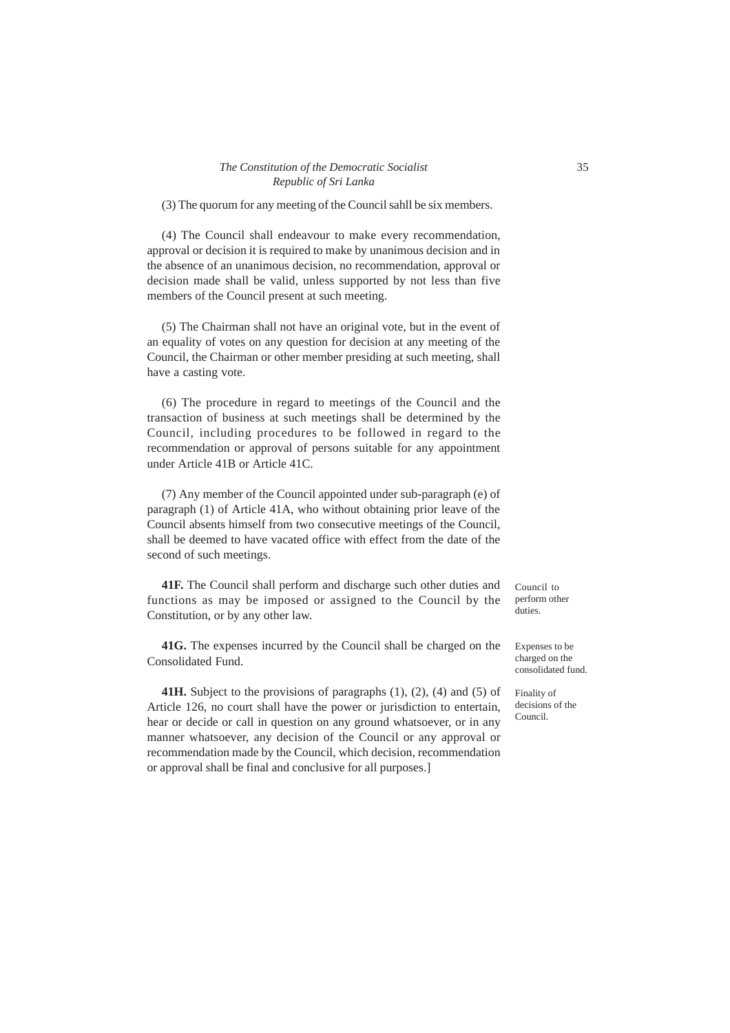(3) The quorum for any meeting of the Council sahll be six members.

(4) The Council shall endeavour to make every recommendation, approval or decision it is required to make by unanimous decision and in the absence of an unanimous decision, no recommendation, approval or decision made shall be valid, unless supported by not less than five members of the Council present at such meeting.

(5) The Chairman shall not have an original vote, but in the event of an equality of votes on any question for decision at any meeting of the Council, the Chairman or other member presiding at such meeting, shall have a casting vote.

(6) The procedure in regard to meetings of the Council and the transaction of business at such meetings shall be determined by the Council, including procedures to be followed in regard to the recommendation or approval of persons suitable for any appointment under Article 41B or Article 41C.

(7) Any member of the Council appointed under sub-paragraph (e) of paragraph (1) of Article 41A, who without obtaining prior leave of the Council absents himself from two consecutive meetings of the Council, shall be deemed to have vacated office with effect from the date of the second of such meetings.

Council to perform other duties.

**41F.** The Council shall perform and discharge such other duties and functions as may be imposed or assigned to the Council by the Constitution, or by any other law.

Expenses to be charged on the consolidated fund.

**41G.** The expenses incurred by the Council shall be charged on the Consolidated Fund.

Finality of decisions of the Council.

**41H.** Subject to the provisions of paragraphs (1), (2), (4) and (5) of Article 126, no court shall have the power or jurisdiction to entertain, hear or decide or call in question on any ground whatsoever, or in any manner whatsoever, any decision of the Council or any approval or recommendation made by the Council, which decision, recommendation or approval shall be final and conclusive for all purposes.]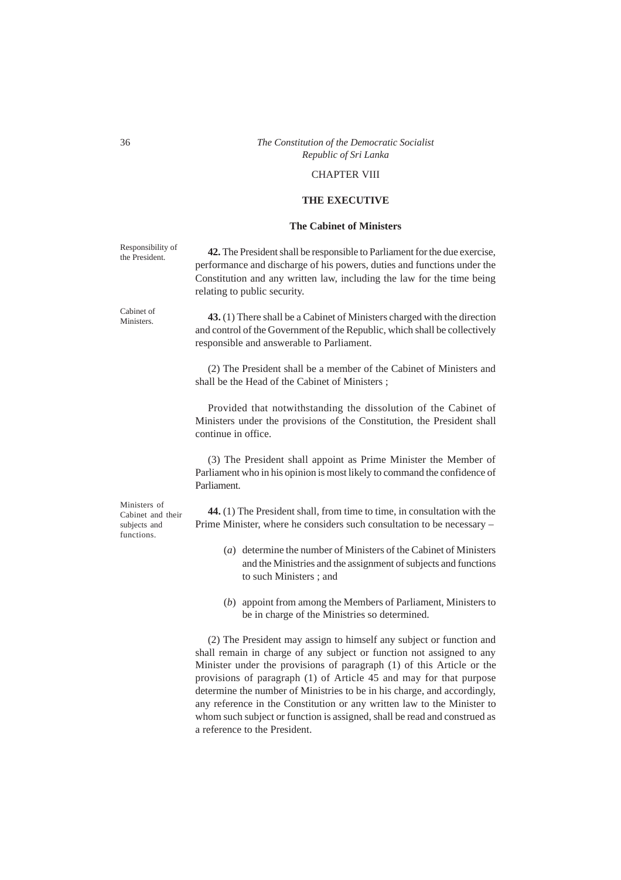## CHAPTER VIII

## THE EXECUTIVE

### The Cabinet of Ministers

Responsibility of the President.

**42.** The President shall be responsible to Parliament for the due exercise, performance and discharge of his powers, duties and functions under the Constitution and any written law, including the law for the time being relating to public security.

Cabinet of Ministers.

**43.** (1) There shall be a Cabinet of Ministers charged with the direction and control of the Government of the Republic, which shall be collectively responsible and answerable to Parliament.

(2) The President shall be a member of the Cabinet of Ministers and shall be the Head of the Cabinet of Ministers ;

Provided that notwithstanding the dissolution of the Cabinet of Ministers under the provisions of the Constitution, the President shall continue in office.

(3) The President shall appoint as Prime Minister the Member of Parliament who in his opinion is most likely to command the confidence of Parliament.

Ministers of Cabinet and their subjects and functions.

**44.** (1) The President shall, from time to time, in consultation with the Prime Minister, where he considers such consultation to be necessary –

(*a*) determine the number of Ministers of the Cabinet of Ministers and the Ministries and the assignment of subjects and functions to such Ministers ; and

(*b*) appoint from among the Members of Parliament, Ministers to be in charge of the Ministries so determined.

(2) The President may assign to himself any subject or function and shall remain in charge of any subject or function not assigned to any Minister under the provisions of paragraph (1) of this Article or the provisions of paragraph (1) of Article 45 and may for that purpose determine the number of Ministries to be in his charge, and accordingly, any reference in the Constitution or any written law to the Minister to whom such subject or function is assigned, shall be read and construed as a reference to the President.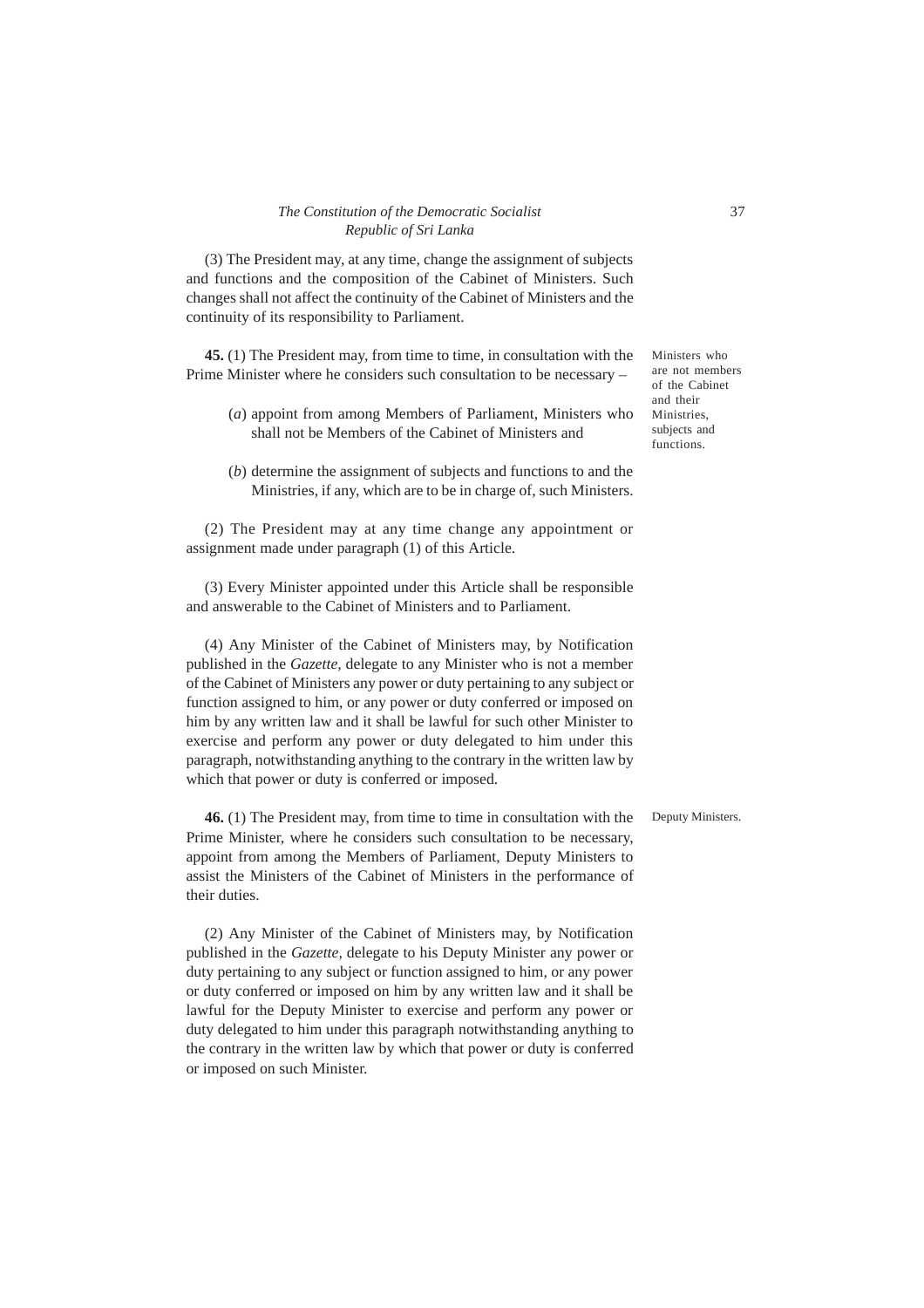(3) The President may, at any time, change the assignment of subjects and functions and the composition of the Cabinet of Ministers. Such changes shall not affect the continuity of the Cabinet of Ministers and the continuity of its responsibility to Parliament.

Ministers who are not members of the Cabinet and their Ministries, subjects and functions.

**45.** (1) The President may, from time to time, in consultation with the Prime Minister where he considers such consultation to be necessary –

(*a*) appoint from among Members of Parliament, Ministers who shall not be Members of the Cabinet of Ministers and

(*b*) determine the assignment of subjects and functions to and the Ministries, if any, which are to be in charge of, such Ministers.

(2) The President may at any time change any appointment or assignment made under paragraph (1) of this Article.

(3) Every Minister appointed under this Article shall be responsible and answerable to the Cabinet of Ministers and to Parliament.

(4) Any Minister of the Cabinet of Ministers may, by Notification published in the *Gazette,* delegate to any Minister who is not a member of the Cabinet of Ministers any power or duty pertaining to any subject or function assigned to him, or any power or duty conferred or imposed on him by any written law and it shall be lawful for such other Minister to exercise and perform any power or duty delegated to him under this paragraph, notwithstanding anything to the contrary in the written law by which that power or duty is conferred or imposed.

Deputy Ministers.

**46.** (1) The President may, from time to time in consultation with the Prime Minister, where he considers such consultation to be necessary, appoint from among the Members of Parliament, Deputy Ministers to assist the Ministers of the Cabinet of Ministers in the performance of their duties.

(2) Any Minister of the Cabinet of Ministers may, by Notification published in the *Gazette,* delegate to his Deputy Minister any power or duty pertaining to any subject or function assigned to him, or any power or duty conferred or imposed on him by any written law and it shall be lawful for the Deputy Minister to exercise and perform any power or duty delegated to him under this paragraph notwithstanding anything to the contrary in the written law by which that power or duty is conferred or imposed on such Minister.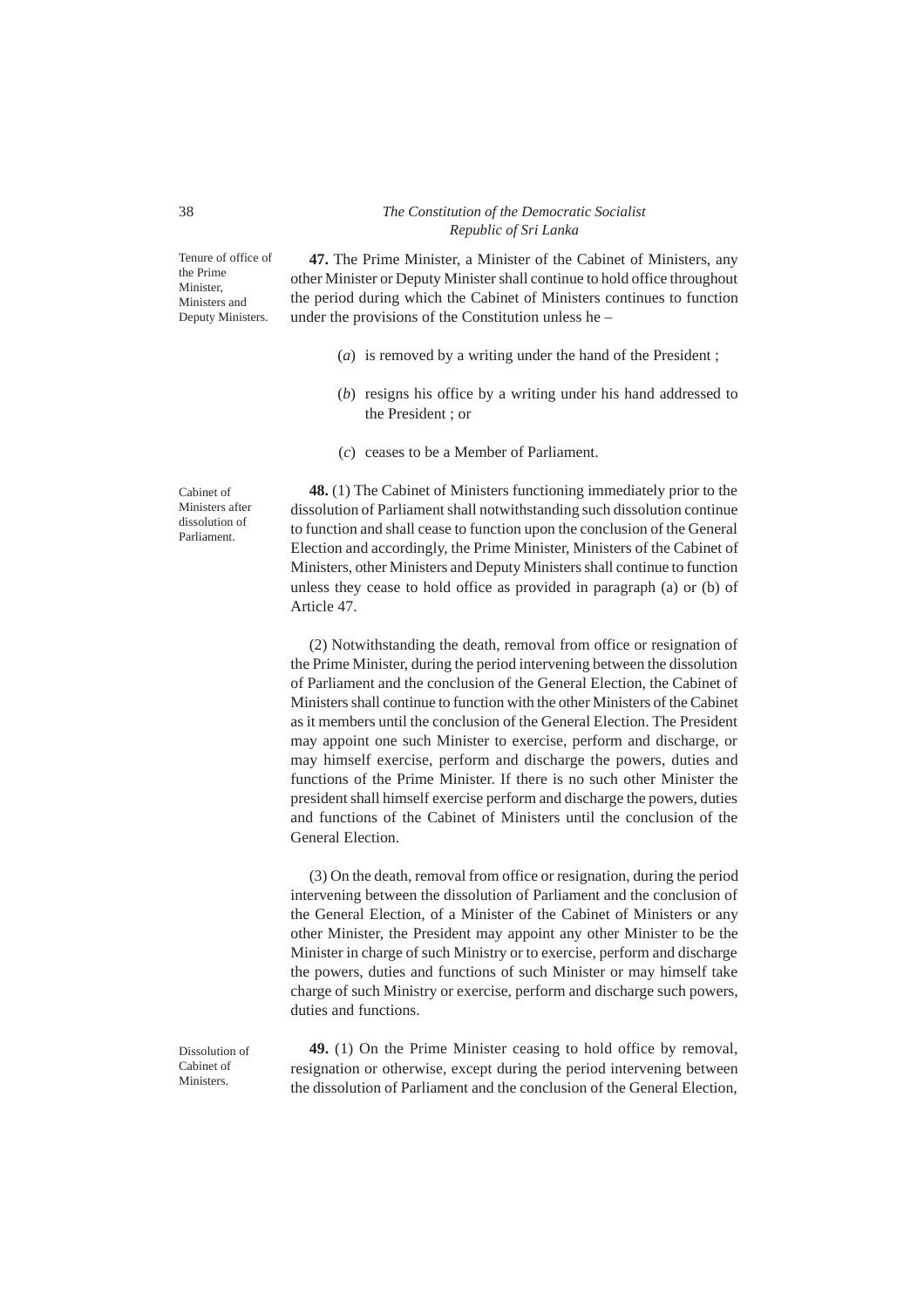**Tenure of office of the Prime Minister, Ministers and Deputy Ministers.**

**47.** The Prime Minister, a Minister of the Cabinet of Ministers, any other Minister or Deputy Minister shall continue to hold office throughout the period during which the Cabinet of Ministers continues to function under the provisions of the Constitution unless he –

(*a*) is removed by a writing under the hand of the President ;

(*b*) resigns his office by a writing under his hand addressed to the President ; or

(*c*) ceases to be a Member of Parliament.

**Cabinet of Ministers after dissolution of Parliament.**

**48.** (1) The Cabinet of Ministers functioning immediately prior to the dissolution of Parliament shall notwithstanding such dissolution continue to function and shall cease to function upon the conclusion of the General Election and accordingly, the Prime Minister, Ministers of the Cabinet of Ministers, other Ministers and Deputy Ministers shall continue to function unless they cease to hold office as provided in paragraph (a) or (b) of Article 47.

(2) Notwithstanding the death, removal from office or resignation of the Prime Minister, during the period intervening between the dissolution of Parliament and the conclusion of the General Election, the Cabinet of Ministers shall continue to function with the other Ministers of the Cabinet as it members until the conclusion of the General Election. The President may appoint one such Minister to exercise, perform and discharge, or may himself exercise, perform and discharge the powers, duties and functions of the Prime Minister. If there is no such other Minister the president shall himself exercise perform and discharge the powers, duties and functions of the Cabinet of Ministers until the conclusion of the General Election.

(3) On the death, removal from office or resignation, during the period intervening between the dissolution of Parliament and the conclusion of the General Election, of a Minister of the Cabinet of Ministers or any other Minister, the President may appoint any other Minister to be the Minister in charge of such Ministry or to exercise, perform and discharge the powers, duties and functions of such Minister or may himself take charge of such Ministry or exercise, perform and discharge such powers, duties and functions.

**Dissolution of Cabinet of Ministers.**

**49.** (1) On the Prime Minister ceasing to hold office by removal, resignation or otherwise, except during the period intervening between the dissolution of Parliament and the conclusion of the General Election,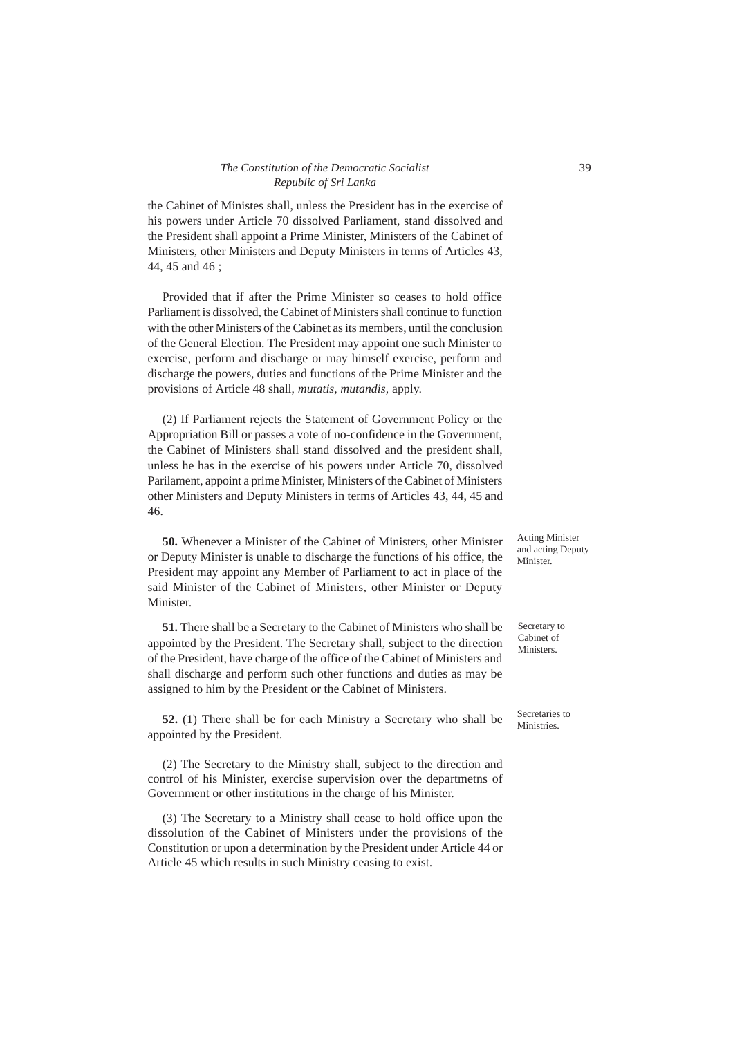the Cabinet of Ministes shall, unless the President has in the exercise of his powers under Article 70 dissolved Parliament, stand dissolved and the President shall appoint a Prime Minister, Ministers of the Cabinet of Ministers, other Ministers and Deputy Ministers in terms of Articles 43, 44, 45 and 46 ;

Provided that if after the Prime Minister so ceases to hold office Parliament is dissolved, the Cabinet of Ministers shall continue to function with the other Ministers of the Cabinet as its members, until the conclusion of the General Election. The President may appoint one such Minister to exercise, perform and discharge or may himself exercise, perform and discharge the powers, duties and functions of the Prime Minister and the provisions of Article 48 shall, *mutatis, mutandis*, apply.

(2) If Parliament rejects the Statement of Government Policy or the Appropriation Bill or passes a vote of no-confidence in the Government, the Cabinet of Ministers shall stand dissolved and the president shall, unless he has in the exercise of his powers under Article 70, dissolved Parilament, appoint a prime Minister, Ministers of the Cabinet of Ministers other Ministers and Deputy Ministers in terms of Articles 43, 44, 45 and 46.

Acting Minister and acting Deputy Minister.

**50.** Whenever a Minister of the Cabinet of Ministers, other Minister or Deputy Minister is unable to discharge the functions of his office, the President may appoint any Member of Parliament to act in place of the said Minister of the Cabinet of Ministers, other Minister or Deputy Minister.

Secretary to Cabinet of Ministers.

**51.** There shall be a Secretary to the Cabinet of Ministers who shall be appointed by the President. The Secretary shall, subject to the direction of the President, have charge of the office of the Cabinet of Ministers and shall discharge and perform such other functions and duties as may be assigned to him by the President or the Cabinet of Ministers.

Secretaries to Ministries.

**52.** (1) There shall be for each Ministry a Secretary who shall be appointed by the President.

(2) The Secretary to the Ministry shall, subject to the direction and control of his Minister, exercise supervision over the departmetns of Government or other institutions in the charge of his Minister.

(3) The Secretary to a Ministry shall cease to hold office upon the dissolution of the Cabinet of Ministers under the provisions of the Constitution or upon a determination by the President under Article 44 or Article 45 which results in such Ministry ceasing to exist.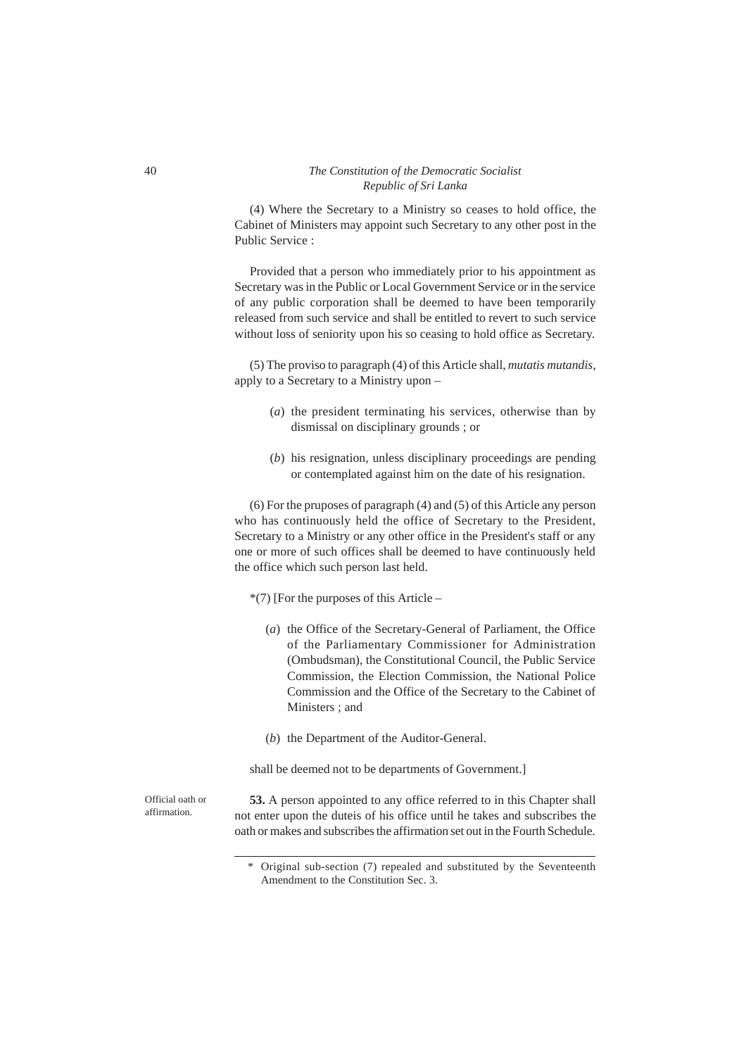(4) Where the Secretary to a Ministry so ceases to hold office, the Cabinet of Ministers may appoint such Secretary to any other post in the Public Service :

Provided that a person who immediately prior to his appointment as Secretary was in the Public or Local Government Service or in the service of any public corporation shall be deemed to have been temporarily released from such service and shall be entitled to revert to such service without loss of seniority upon his so ceasing to hold office as Secretary.

(5) The proviso to paragraph (4) of this Article shall, *mutatis mutandis,* apply to a Secretary to a Ministry upon –

(*a*) the president terminating his services, otherwise than by dismissal on disciplinary grounds ; or

(*b*) his resignation, unless disciplinary proceedings are pending or contemplated against him on the date of his resignation.

(6) For the pruposes of paragraph (4) and (5) of this Article any person who has continuously held the office of Secretary to the President, Secretary to a Ministry or any other office in the President's staff or any one or more of such offices shall be deemed to have continuously held the office which such person last held.

*(7) [For the purposes of this Article –

(*a*) the Office of the Secretary-General of Parliament, the Office of the Parliamentary Commissioner for Administration (Ombudsman), the Constitutional Council, the Public Service Commission, the Election Commission, the National Police Commission and the Office of the Secretary to the Cabinet of Ministers ; and

(*b*) the Department of the Auditor-General.

shall be deemed not to be departments of Government.]

Official oath or affirmation.

**53.** A person appointed to any office referred to in this Chapter shall not enter upon the duteis of his office until he takes and subscribes the oath or makes and subscribes the affirmation set out in the Fourth Schedule.

---

\* Original sub-section (7) repealed and substituted by the Seventeenth Amendment to the Constitution Sec. 3.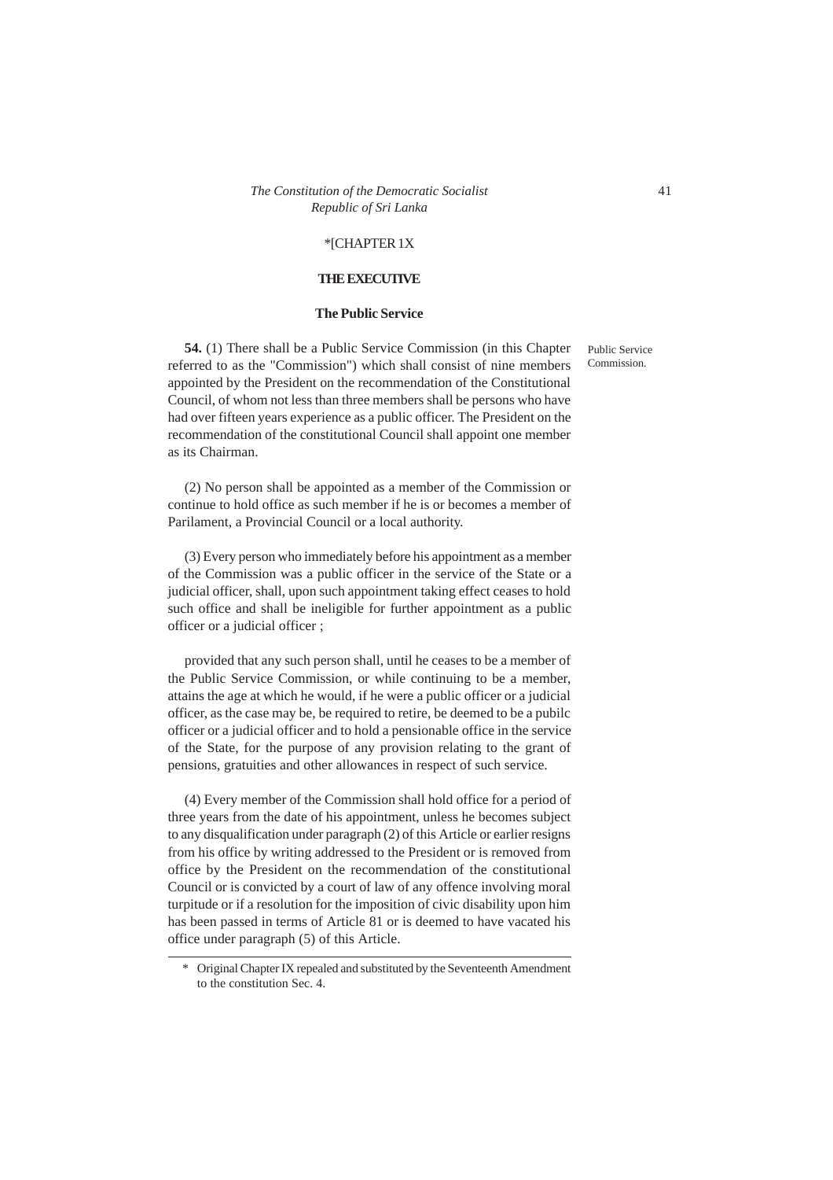*[CHAPTER 1X

## THE EXECUTIVE

### The Public Service

Public Service Commission.

**54.** (1) There shall be a Public Service Commission (in this Chapter referred to as the "Commission") which shall consist of nine members appointed by the President on the recommendation of the Constitutional Council, of whom not less than three members shall be persons who have had over fifteen years experience as a public officer. The President on the recommendation of the constitutional Council shall appoint one member as its Chairman.

(2) No person shall be appointed as a member of the Commission or continue to hold office as such member if he is or becomes a member of Parilament, a Provincial Council or a local authority.

(3) Every person who immediately before his appointment as a member of the Commission was a public officer in the service of the State or a judicial officer, shall, upon such appointment taking effect ceases to hold such office and shall be ineligible for further appointment as a public officer or a judicial officer ;

provided that any such person shall, until he ceases to be a member of the Public Service Commission, or while continuing to be a member, attains the age at which he would, if he were a public officer or a judicial officer, as the case may be, be required to retire, be deemed to be a pubilc officer or a judicial officer and to hold a pensionable office in the service of the State, for the purpose of any provision relating to the grant of pensions, gratuities and other allowances in respect of such service.

(4) Every member of the Commission shall hold office for a period of three years from the date of his appointment, unless he becomes subject to any disqualification under paragraph (2) of this Article or earlier resigns from his office by writing addressed to the President or is removed from office by the President on the recommendation of the constitutional Council or is convicted by a court of law of any offence involving moral turpitude or if a resolution for the imposition of civic disability upon him has been passed in terms of Article 81 or is deemed to have vacated his office under paragraph (5) of this Article.

---

\* Original Chapter IX repealed and substituted by the Seventeenth Amendment to the constitution Sec. 4.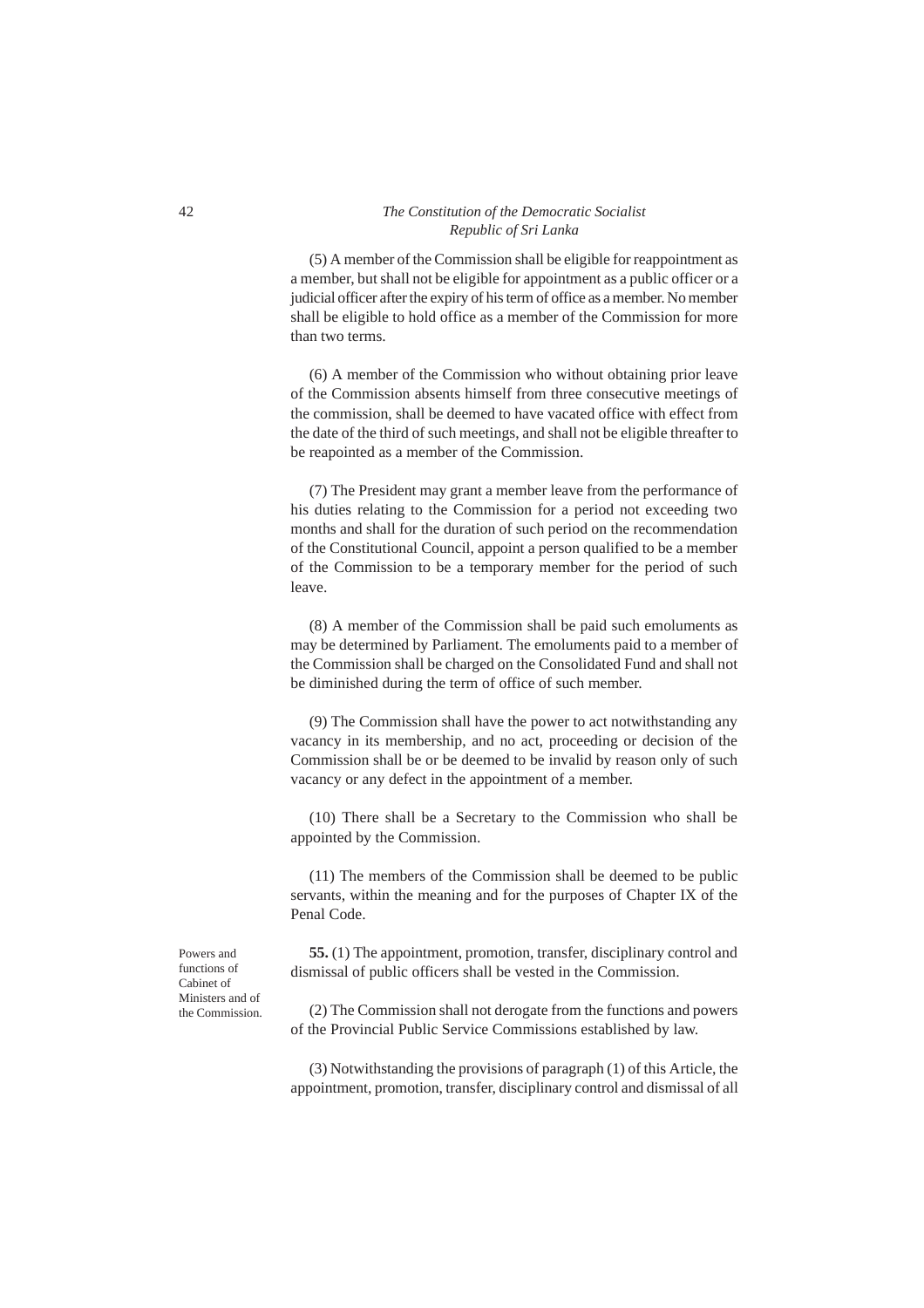(5) A member of the Commission shall be eligible for reappointment as a member, but shall not be eligible for appointment as a public officer or a judicial officer after the expiry of his term of office as a member. No member shall be eligible to hold office as a member of the Commission for more than two terms.

(6) A member of the Commission who without obtaining prior leave of the Commission absents himself from three consecutive meetings of the commission, shall be deemed to have vacated office with effect from the date of the third of such meetings, and shall not be eligible threafter to be reapointed as a member of the Commission.

(7) The President may grant a member leave from the performance of his duties relating to the Commission for a period not exceeding two months and shall for the duration of such period on the recommendation of the Constitutional Council, appoint a person qualified to be a member of the Commission to be a temporary member for the period of such leave.

(8) A member of the Commission shall be paid such emoluments as may be determined by Parliament. The emoluments paid to a member of the Commission shall be charged on the Consolidated Fund and shall not be diminished during the term of office of such member.

(9) The Commission shall have the power to act notwithstanding any vacancy in its membership, and no act, proceeding or decision of the Commission shall be or be deemed to be invalid by reason only of such vacancy or any defect in the appointment of a member.

(10) There shall be a Secretary to the Commission who shall be appointed by the Commission.

(11) The members of the Commission shall be deemed to be public servants, within the meaning and for the purposes of Chapter IX of the Penal Code.

*Powers and functions of Cabinet of Ministers and of the Commission.*

**55.** (1) The appointment, promotion, transfer, disciplinary control and dismissal of public officers shall be vested in the Commission.

(2) The Commission shall not derogate from the functions and powers of the Provincial Public Service Commissions established by law.

(3) Notwithstanding the provisions of paragraph (1) of this Article, the appointment, promotion, transfer, disciplinary control and dismissal of all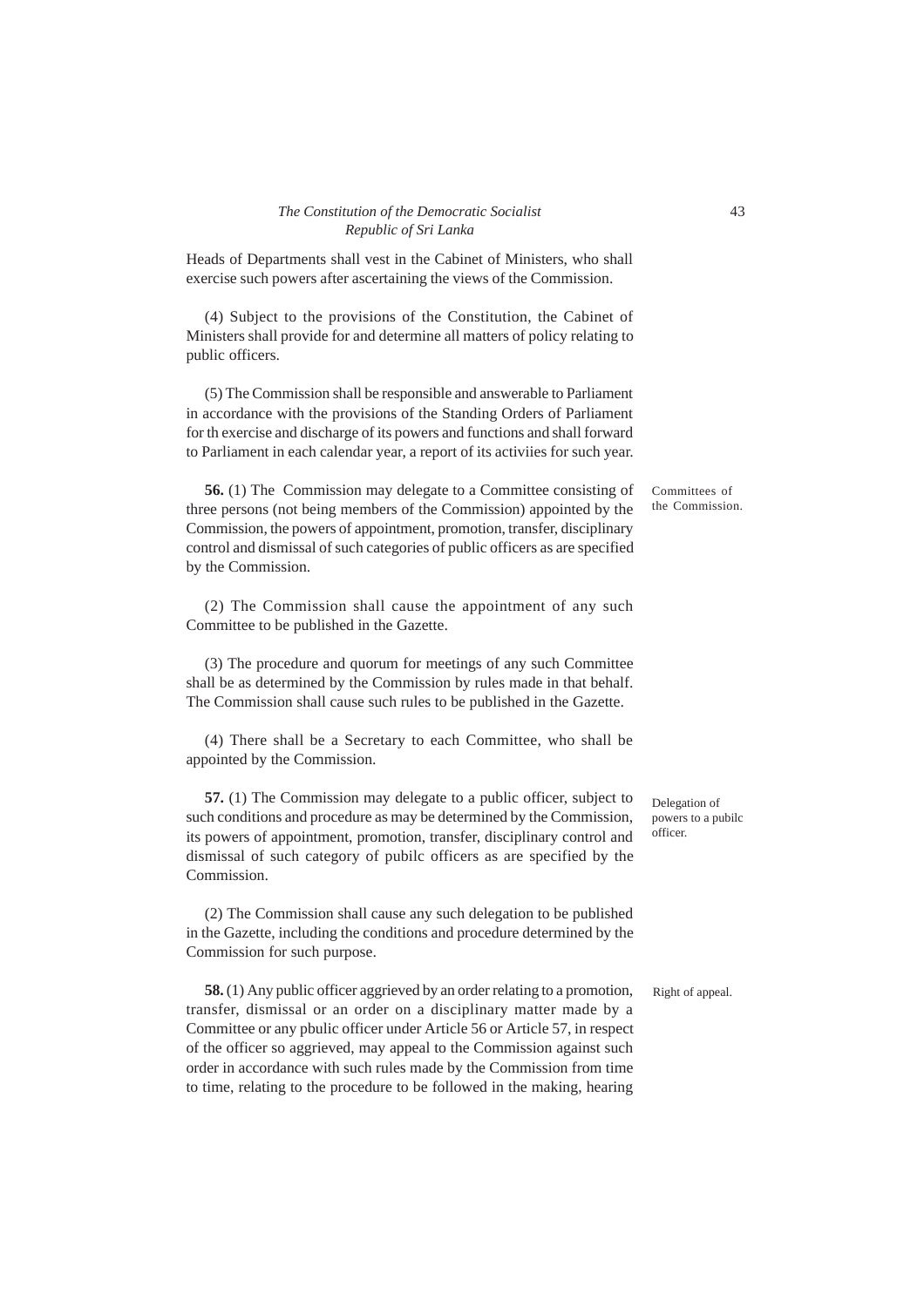Heads of Departments shall vest in the Cabinet of Ministers, who shall exercise such powers after ascertaining the views of the Commission.

(4) Subject to the provisions of the Constitution, the Cabinet of Ministers shall provide for and determine all matters of policy relating to public officers.

(5) The Commission shall be responsible and answerable to Parliament in accordance with the provisions of the Standing Orders of Parliament for th exercise and discharge of its powers and functions and shall forward to Parliament in each calendar year, a report of its activiies for such year.

Committees of the Commission.

**56.** (1) The Commission may delegate to a Committee consisting of three persons (not being members of the Commission) appointed by the Commission, the powers of appointment, promotion, transfer, disciplinary control and dismissal of such categories of public officers as are specified by the Commission.

(2) The Commission shall cause the appointment of any such Committee to be published in the Gazette.

(3) The procedure and quorum for meetings of any such Committee shall be as determined by the Commission by rules made in that behalf. The Commission shall cause such rules to be published in the Gazette.

(4) There shall be a Secretary to each Committee, who shall be appointed by the Commission.

Delegation of powers to a pubilc officer.

**57.** (1) The Commission may delegate to a public officer, subject to such conditions and procedure as may be determined by the Commission, its powers of appointment, promotion, transfer, disciplinary control and dismissal of such category of pubilc officers as are specified by the Commission.

(2) The Commission shall cause any such delegation to be published in the Gazette, including the conditions and procedure determined by the Commission for such purpose.

Right of appeal.

**58.** (1) Any public officer aggrieved by an order relating to a promotion, transfer, dismissal or an order on a disciplinary matter made by a Committee or any pbulic officer under Article 56 or Article 57, in respect of the officer so aggrieved, may appeal to the Commission against such order in accordance with such rules made by the Commission from time to time, relating to the procedure to be followed in the making, hearing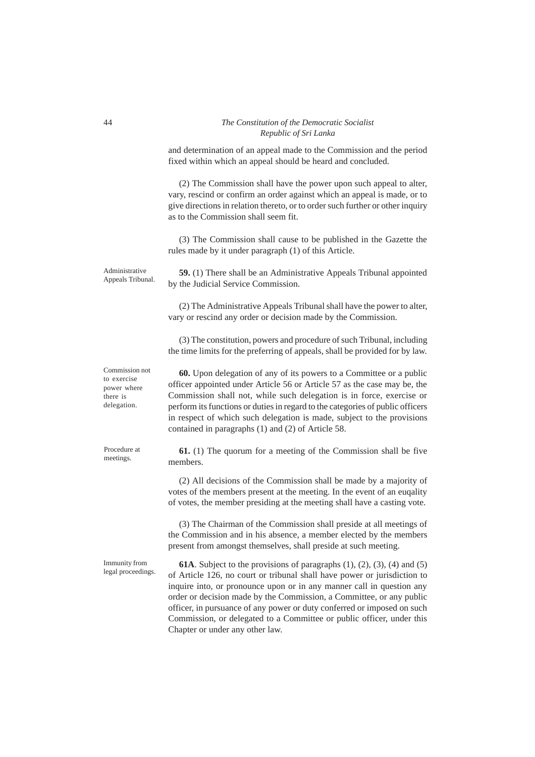and determination of an appeal made to the Commission and the period fixed within which an appeal should be heard and concluded.

(2) The Commission shall have the power upon such appeal to alter, vary, rescind or confirm an order against which an appeal is made, or to give directions in relation thereto, or to order such further or other inquiry as to the Commission shall seem fit.

(3) The Commission shall cause to be published in the Gazette the rules made by it under paragraph (1) of this Article.

Administrative Appeals Tribunal.

**59.** (1) There shall be an Administrative Appeals Tribunal appointed by the Judicial Service Commission.

(2) The Administrative Appeals Tribunal shall have the power to alter, vary or rescind any order or decision made by the Commission.

(3) The constitution, powers and procedure of such Tribunal, including the time limits for the preferring of appeals, shall be provided for by law.

Commission not to exercise power where there is delegation.

**60.** Upon delegation of any of its powers to a Committee or a public officer appointed under Article 56 or Article 57 as the case may be, the Commission shall not, while such delegation is in force, exercise or perform its functions or duties in regard to the categories of public officers in respect of which such delegation is made, subject to the provisions contained in paragraphs (1) and (2) of Article 58.

Procedure at meetings.

**61.** (1) The quorum for a meeting of the Commission shall be five members.

(2) All decisions of the Commission shall be made by a majority of votes of the members present at the meeting. In the event of an euqality of votes, the member presiding at the meeting shall have a casting vote.

(3) The Chairman of the Commission shall preside at all meetings of the Commission and in his absence, a member elected by the members present from amongst themselves, shall preside at such meeting.

Immunity from legal proceedings.

**61A**. Subject to the provisions of paragraphs (1), (2), (3), (4) and (5) of Article 126, no court or tribunal shall have power or jurisdiction to inquire into, or pronounce upon or in any manner call in question any order or decision made by the Commission, a Committee, or any public officer, in pursuance of any power or duty conferred or imposed on such Commission, or delegated to a Committee or public officer, under this Chapter or under any other law.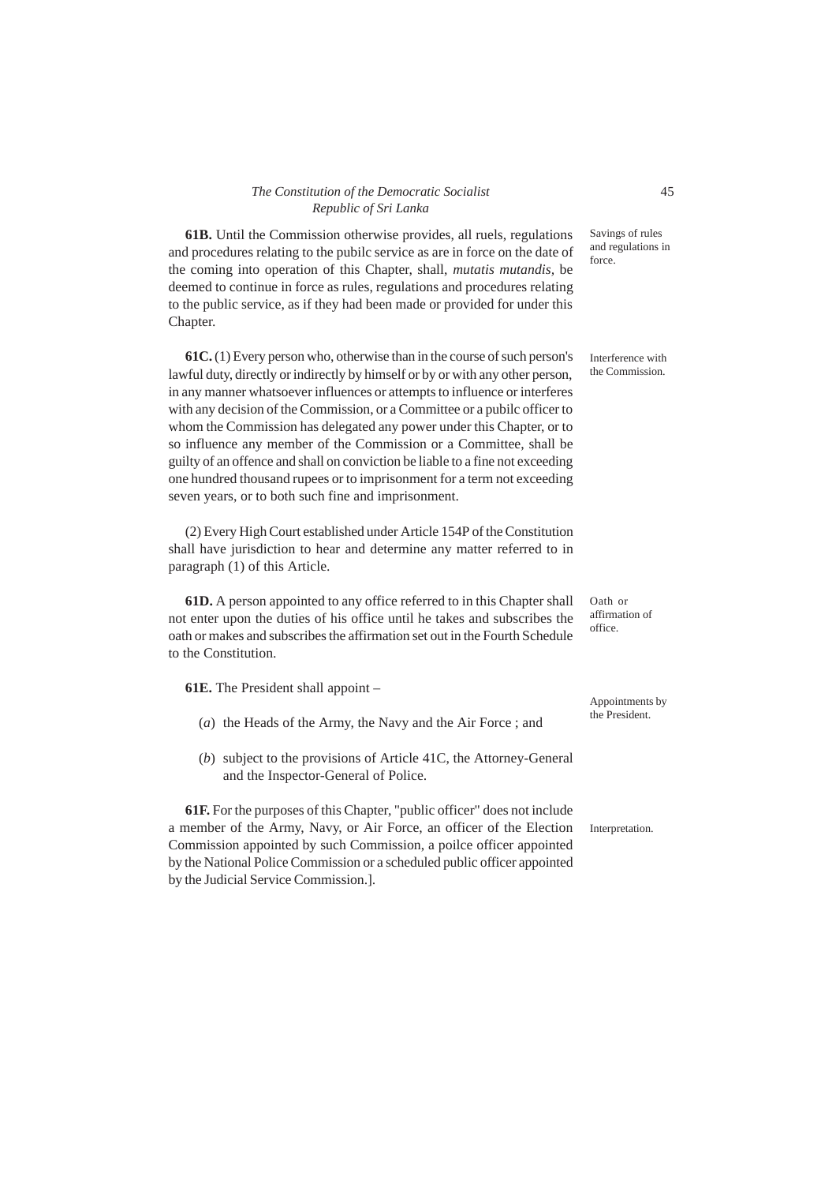**61B.** Until the Commission otherwise provides, all ruels, regulations and procedures relating to the pubilc service as are in force on the date of the coming into operation of this Chapter, shall, *mutatis mutandis*, be deemed to continue in force as rules, regulations and procedures relating to the public service, as if they had been made or provided for under this Chapter.

Savings of rules and regulations in force.

**61C.** (1) Every person who, otherwise than in the course of such person's lawful duty, directly or indirectly by himself or by or with any other person, in any manner whatsoever influences or attempts to influence or interferes with any decision of the Commission, or a Committee or a pubilc officer to whom the Commission has delegated any power under this Chapter, or to so influence any member of the Commission or a Committee, shall be guilty of an offence and shall on conviction be liable to a fine not exceeding one hundred thousand rupees or to imprisonment for a term not exceeding seven years, or to both such fine and imprisonment.

Interference with the Commission.

(2) Every High Court established under Article 154P of the Constitution shall have jurisdiction to hear and determine any matter referred to in paragraph (1) of this Article.

**61D.** A person appointed to any office referred to in this Chapter shall not enter upon the duties of his office until he takes and subscribes the oath or makes and subscribes the affirmation set out in the Fourth Schedule to the Constitution.

Oath or affirmation of office.

**61E.** The President shall appoint –

Appointments by the President.

(*a*) the Heads of the Army, the Navy and the Air Force ; and

(*b*) subject to the provisions of Article 41C, the Attorney-General and the Inspector-General of Police.

**61F.** For the purposes of this Chapter, "public officer" does not include a member of the Army, Navy, or Air Force, an officer of the Election Commission appointed by such Commission, a poilce officer appointed by the National Police Commission or a scheduled public officer appointed by the Judicial Service Commission.].

Interpretation.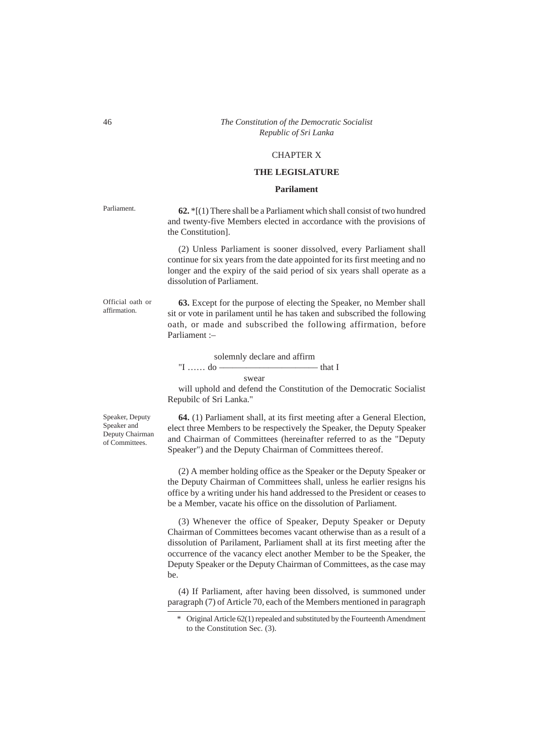# CHAPTER X

## THE LEGISLATURE

### Parilament

Parliament.

**62.** *[(1) There shall be a Parliament which shall consist of two hundred and twenty-five Members elected in accordance with the provisions of the Constitution].

(2) Unless Parliament is sooner dissolved, every Parliament shall continue for six years from the date appointed for its first meeting and no longer and the expiry of the said period of six years shall operate as a dissolution of Parliament.

Official oath or affirmation.

**63.** Except for the purpose of electing the Speaker, no Member shall sit or vote in parilament until he has taken and subscribed the following oath, or made and subscribed the following affirmation, before Parliament :–

"I …… do solemnly declare and affirm / swear that I will uphold and defend the Constitution of the Democratic Socialist Repubilc of Sri Lanka."

Speaker, Deputy Speaker and Deputy Chairman of Committees.

**64.** (1) Parliament shall, at its first meeting after a General Election, elect three Members to be respectively the Speaker, the Deputy Speaker and Chairman of Committees (hereinafter referred to as the "Deputy Speaker") and the Deputy Chairman of Committees thereof.

(2) A member holding office as the Speaker or the Deputy Speaker or the Deputy Chairman of Committees shall, unless he earlier resigns his office by a writing under his hand addressed to the President or ceases to be a Member, vacate his office on the dissolution of Parliament.

(3) Whenever the office of Speaker, Deputy Speaker or Deputy Chairman of Committees becomes vacant otherwise than as a result of a dissolution of Parilament, Parliament shall at its first meeting after the occurrence of the vacancy elect another Member to be the Speaker, the Deputy Speaker or the Deputy Chairman of Committees, as the case may be.

(4) If Parliament, after having been dissolved, is summoned under paragraph (7) of Article 70, each of the Members mentioned in paragraph

---

\* Original Article 62(1) repealed and substituted by the Fourteenth Amendment to the Constitution Sec. (3).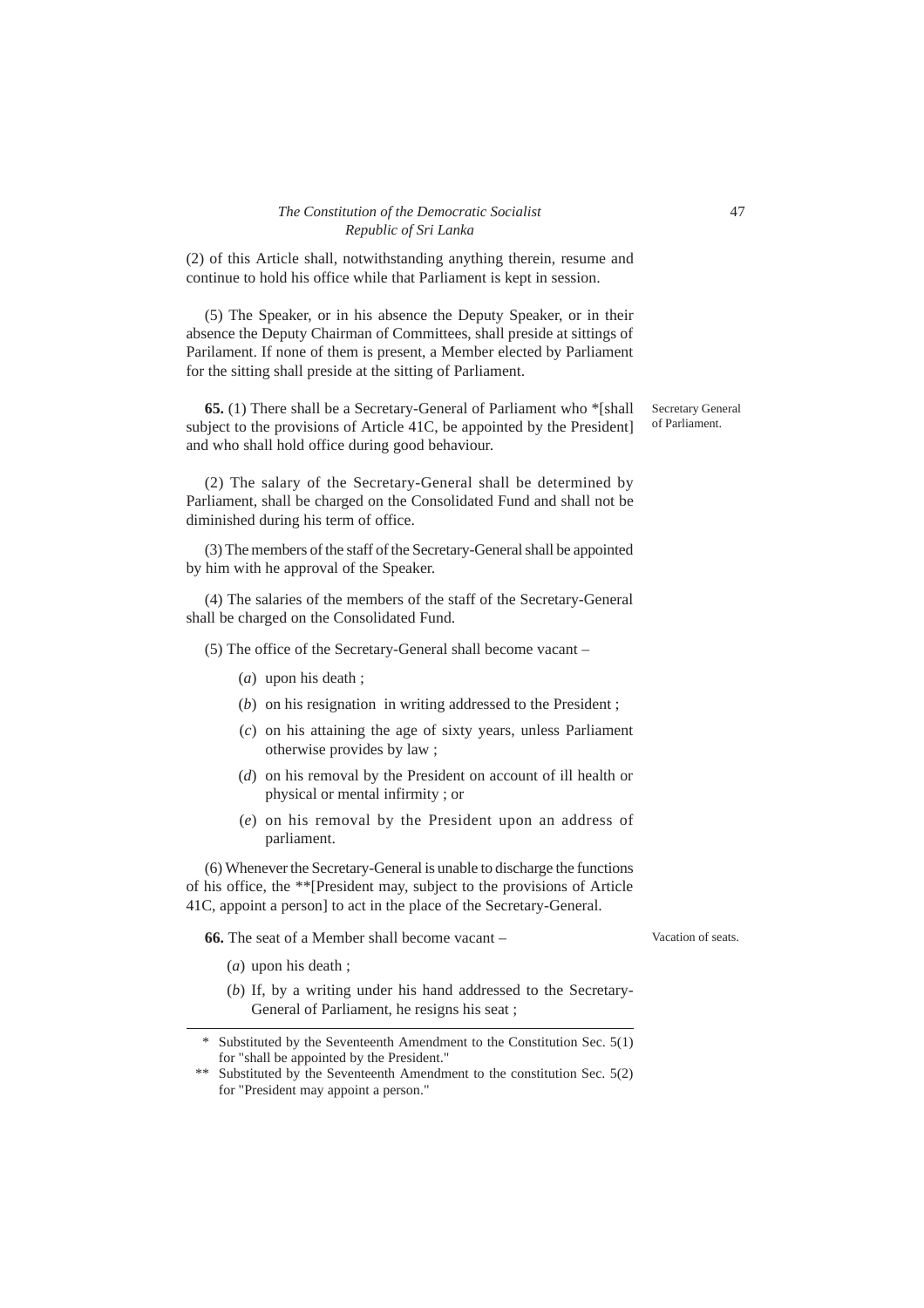(2) of this Article shall, notwithstanding anything therein, resume and continue to hold his office while that Parliament is kept in session.

(5) The Speaker, or in his absence the Deputy Speaker, or in their absence the Deputy Chairman of Committees, shall preside at sittings of Parilament. If none of them is present, a Member elected by Parliament for the sitting shall preside at the sitting of Parliament.

Secretary General of Parliament.

**65.** (1) There shall be a Secretary-General of Parliament who *[shall subject to the provisions of Article 41C, be appointed by the President] and who shall hold office during good behaviour.

(2) The salary of the Secretary-General shall be determined by Parliament, shall be charged on the Consolidated Fund and shall not be diminished during his term of office.

(3) The members of the staff of the Secretary-General shall be appointed by him with he approval of the Speaker.

(4) The salaries of the members of the staff of the Secretary-General shall be charged on the Consolidated Fund.

(5) The office of the Secretary-General shall become vacant –

(*a*) upon his death ;

(*b*) on his resignation in writing addressed to the President ;

(*c*) on his attaining the age of sixty years, unless Parliament otherwise provides by law ;

(*d*) on his removal by the President on account of ill health or physical or mental infirmity ; or

(*e*) on his removal by the President upon an address of parliament.

(6) Whenever the Secretary-General is unable to discharge the functions of his office, the **[President may, subject to the provisions of Article 41C, appoint a person] to act in the place of the Secretary-General.

Vacation of seats.

**66.** The seat of a Member shall become vacant –

(*a*) upon his death ;

(*b*) If, by a writing under his hand addressed to the Secretary-General of Parliament, he resigns his seat ;

---

\* Substituted by the Seventeenth Amendment to the Constitution Sec. 5(1) for "shall be appointed by the President."

\*\* Substituted by the Seventeenth Amendment to the constitution Sec. 5(2) for "President may appoint a person."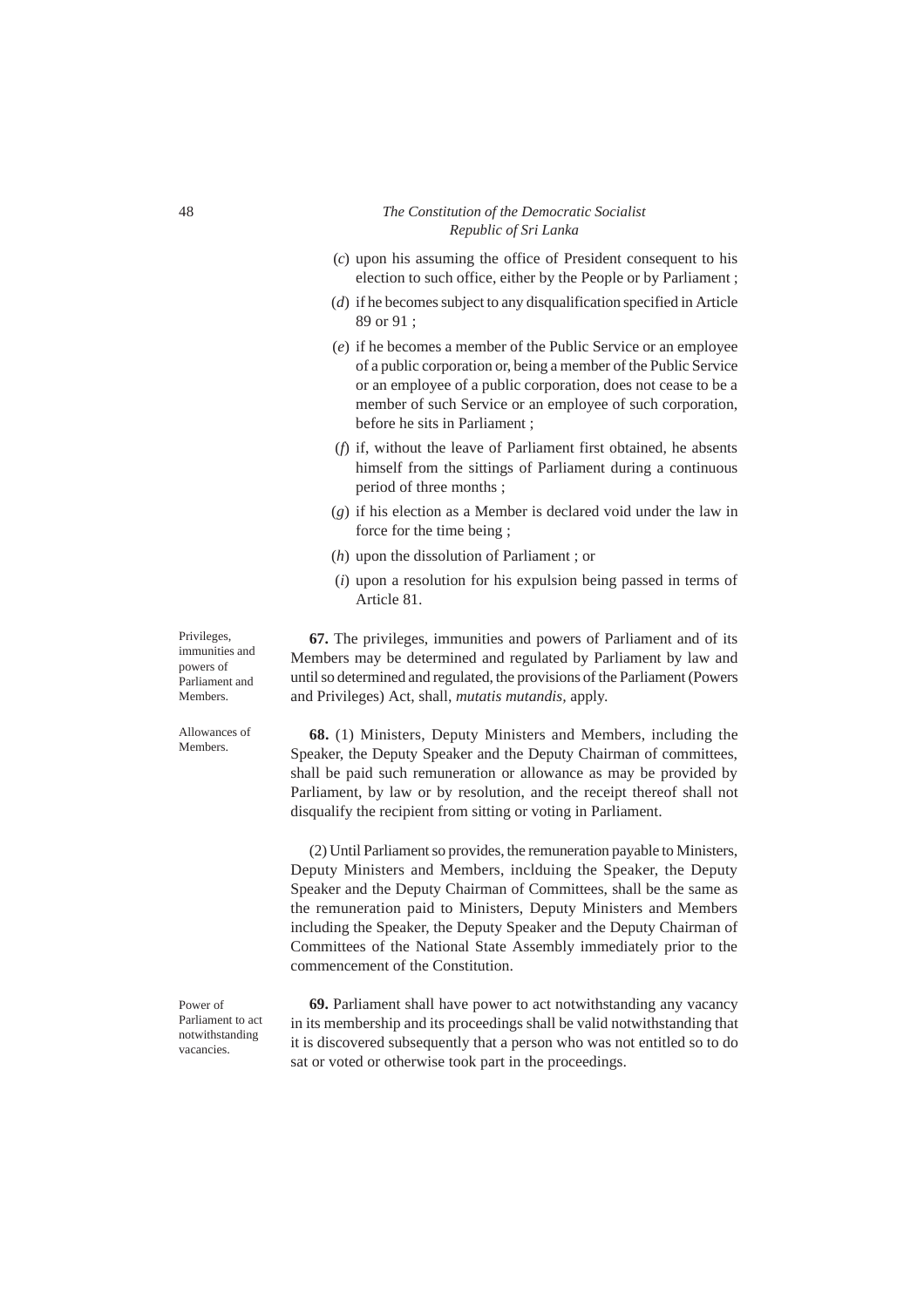(*c*) upon his assuming the office of President consequent to his election to such office, either by the People or by Parliament ;

(*d*) if he becomes subject to any disqualification specified in Article 89 or 91 ;

(*e*) if he becomes a member of the Public Service or an employee of a public corporation or, being a member of the Public Service or an employee of a public corporation, does not cease to be a member of such Service or an employee of such corporation, before he sits in Parliament ;

(*f*) if, without the leave of Parliament first obtained, he absents himself from the sittings of Parliament during a continuous period of three months ;

(*g*) if his election as a Member is declared void under the law in force for the time being ;

(*h*) upon the dissolution of Parliament ; or

(*i*) upon a resolution for his expulsion being passed in terms of Article 81.

Privileges, immunities and powers of Parliament and Members.

**67.** The privileges, immunities and powers of Parliament and of its Members may be determined and regulated by Parliament by law and until so determined and regulated, the provisions of the Parliament (Powers and Privileges) Act, shall, *mutatis mutandis,* apply.

Allowances of Members.

**68.** (1) Ministers, Deputy Ministers and Members, including the Speaker, the Deputy Speaker and the Deputy Chairman of committees, shall be paid such remuneration or allowance as may be provided by Parliament, by law or by resolution, and the receipt thereof shall not disqualify the recipient from sitting or voting in Parliament.

(2) Until Parliament so provides, the remuneration payable to Ministers, Deputy Ministers and Members, inclduing the Speaker, the Deputy Speaker and the Deputy Chairman of Committees, shall be the same as the remuneration paid to Ministers, Deputy Ministers and Members including the Speaker, the Deputy Speaker and the Deputy Chairman of Committees of the National State Assembly immediately prior to the commencement of the Constitution.

Power of Parliament to act notwithstanding vacancies.

**69.** Parliament shall have power to act notwithstanding any vacancy in its membership and its proceedings shall be valid notwithstanding that it is discovered subsequently that a person who was not entitled so to do sat or voted or otherwise took part in the proceedings.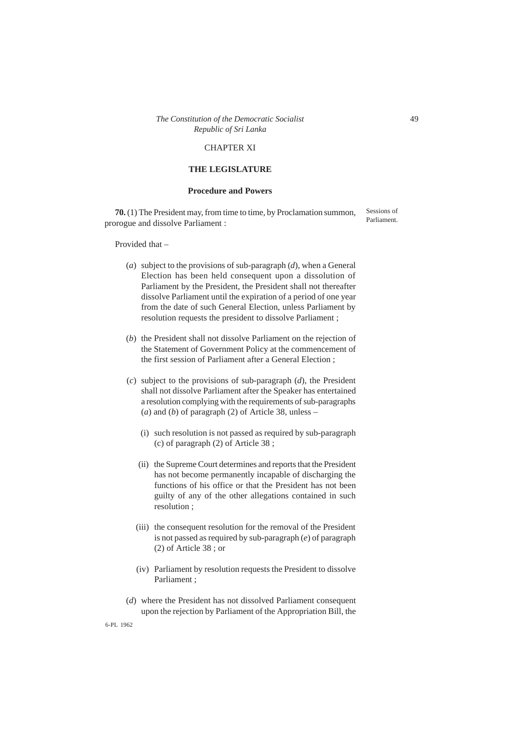## CHAPTER XI

## THE LEGISLATURE

### Procedure and Powers

Sessions of Parliament.

**70.** (1) The President may, from time to time, by Proclamation summon, prorogue and dissolve Parliament :

Provided that –

(*a*) subject to the provisions of sub-paragraph (*d*), when a General Election has been held consequent upon a dissolution of Parliament by the President, the President shall not thereafter dissolve Parliament until the expiration of a period of one year from the date of such General Election, unless Parliament by resolution requests the president to dissolve Parliament ;

(*b*) the President shall not dissolve Parliament on the rejection of the Statement of Government Policy at the commencement of the first session of Parliament after a General Election ;

(*c*) subject to the provisions of sub-paragraph (*d*), the President shall not dissolve Parliament after the Speaker has entertained a resolution complying with the requirements of sub-paragraphs (*a*) and (*b*) of paragraph (2) of Article 38, unless –

(i) such resolution is not passed as required by sub-paragraph (c) of paragraph (2) of Article 38 ;

(ii) the Supreme Court determines and reports that the President has not become permanently incapable of discharging the functions of his office or that the President has not been guilty of any of the other allegations contained in such resolution ;

(iii) the consequent resolution for the removal of the President is not passed as required by sub-paragraph (*e*) of paragraph (2) of Article 38 ; or

(iv) Parliament by resolution requests the President to dissolve Parliament ;

(*d*) where the President has not dissolved Parliament consequent upon the rejection by Parliament of the Appropriation Bill, the

6-PL 1962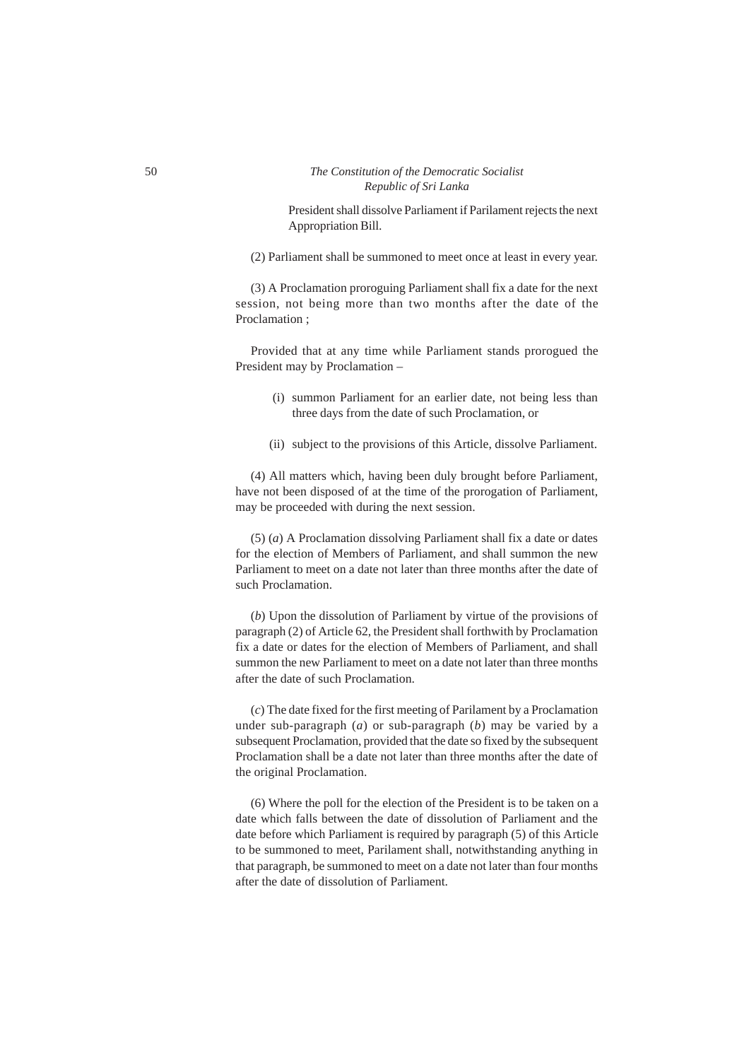President shall dissolve Parliament if Parilament rejects the next Appropriation Bill.

(2) Parliament shall be summoned to meet once at least in every year.

(3) A Proclamation proroguing Parliament shall fix a date for the next session, not being more than two months after the date of the Proclamation ;

Provided that at any time while Parliament stands prorogued the President may by Proclamation –

(i) summon Parliament for an earlier date, not being less than three days from the date of such Proclamation, or

(ii) subject to the provisions of this Article, dissolve Parliament.

(4) All matters which, having been duly brought before Parliament, have not been disposed of at the time of the prorogation of Parliament, may be proceeded with during the next session.

(5) (*a*) A Proclamation dissolving Parliament shall fix a date or dates for the election of Members of Parliament, and shall summon the new Parliament to meet on a date not later than three months after the date of such Proclamation.

(*b*) Upon the dissolution of Parliament by virtue of the provisions of paragraph (2) of Article 62, the President shall forthwith by Proclamation fix a date or dates for the election of Members of Parliament, and shall summon the new Parliament to meet on a date not later than three months after the date of such Proclamation.

(*c*) The date fixed for the first meeting of Parilament by a Proclamation under sub-paragraph (*a*) or sub-paragraph (*b*) may be varied by a subsequent Proclamation, provided that the date so fixed by the subsequent Proclamation shall be a date not later than three months after the date of the original Proclamation.

(6) Where the poll for the election of the President is to be taken on a date which falls between the date of dissolution of Parliament and the date before which Parliament is required by paragraph (5) of this Article to be summoned to meet, Parilament shall, notwithstanding anything in that paragraph, be summoned to meet on a date not later than four months after the date of dissolution of Parliament.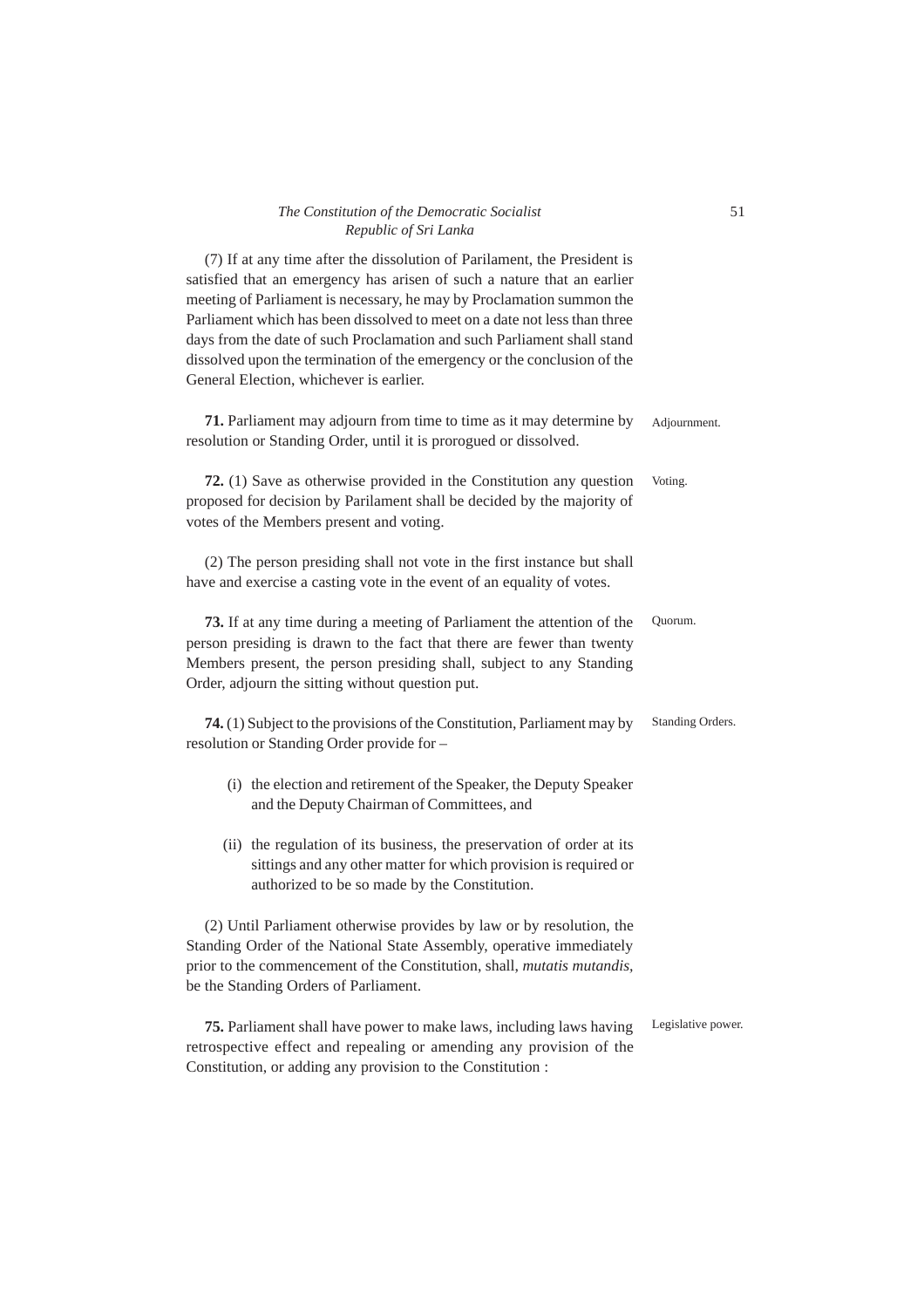(7) If at any time after the dissolution of Parilament, the President is satisfied that an emergency has arisen of such a nature that an earlier meeting of Parliament is necessary, he may by Proclamation summon the Parliament which has been dissolved to meet on a date not less than three days from the date of such Proclamation and such Parliament shall stand dissolved upon the termination of the emergency or the conclusion of the General Election, whichever is earlier.

Adjournment.

**71.** Parliament may adjourn from time to time as it may determine by resolution or Standing Order, until it is prorogued or dissolved.

Voting.

**72.** (1) Save as otherwise provided in the Constitution any question proposed for decision by Parilament shall be decided by the majority of votes of the Members present and voting.

(2) The person presiding shall not vote in the first instance but shall have and exercise a casting vote in the event of an equality of votes.

Quorum.

**73.** If at any time during a meeting of Parliament the attention of the person presiding is drawn to the fact that there are fewer than twenty Members present, the person presiding shall, subject to any Standing Order, adjourn the sitting without question put.

Standing Orders.

**74.** (1) Subject to the provisions of the Constitution, Parliament may by resolution or Standing Order provide for –

(i) the election and retirement of the Speaker, the Deputy Speaker and the Deputy Chairman of Committees, and

(ii) the regulation of its business, the preservation of order at its sittings and any other matter for which provision is required or authorized to be so made by the Constitution.

(2) Until Parliament otherwise provides by law or by resolution, the Standing Order of the National State Assembly, operative immediately prior to the commencement of the Constitution, shall, *mutatis mutandis*, be the Standing Orders of Parliament.

Legislative power.

**75.** Parliament shall have power to make laws, including laws having retrospective effect and repealing or amending any provision of the Constitution, or adding any provision to the Constitution :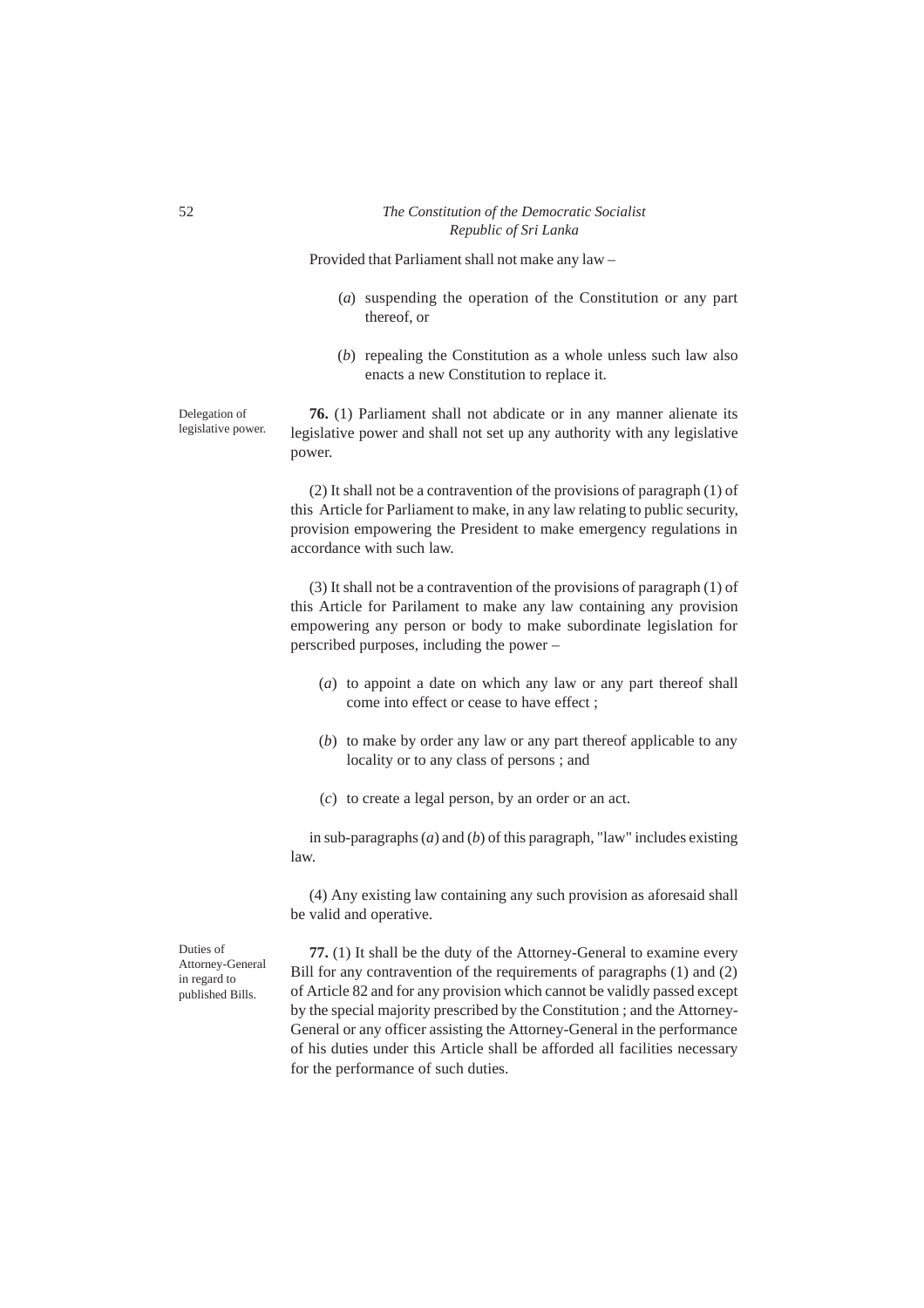Provided that Parliament shall not make any law –

(*a*) suspending the operation of the Constitution or any part thereof, or

(*b*) repealing the Constitution as a whole unless such law also enacts a new Constitution to replace it.

Delegation of legislative power.

**76.** (1) Parliament shall not abdicate or in any manner alienate its legislative power and shall not set up any authority with any legislative power.

(2) It shall not be a contravention of the provisions of paragraph (1) of this Article for Parliament to make, in any law relating to public security, provision empowering the President to make emergency regulations in accordance with such law.

(3) It shall not be a contravention of the provisions of paragraph (1) of this Article for Parilament to make any law containing any provision empowering any person or body to make subordinate legislation for perscribed purposes, including the power –

(*a*) to appoint a date on which any law or any part thereof shall come into effect or cease to have effect ;

(*b*) to make by order any law or any part thereof applicable to any locality or to any class of persons ; and

(*c*) to create a legal person, by an order or an act.

in sub-paragraphs (*a*) and (*b*) of this paragraph, "law" includes existing law.

(4) Any existing law containing any such provision as aforesaid shall be valid and operative.

Duties of Attorney-General in regard to published Bills.

**77.** (1) It shall be the duty of the Attorney-General to examine every Bill for any contravention of the requirements of paragraphs (1) and (2) of Article 82 and for any provision which cannot be validly passed except by the special majority prescribed by the Constitution ; and the Attorney-General or any officer assisting the Attorney-General in the performance of his duties under this Article shall be afforded all facilities necessary for the performance of such duties.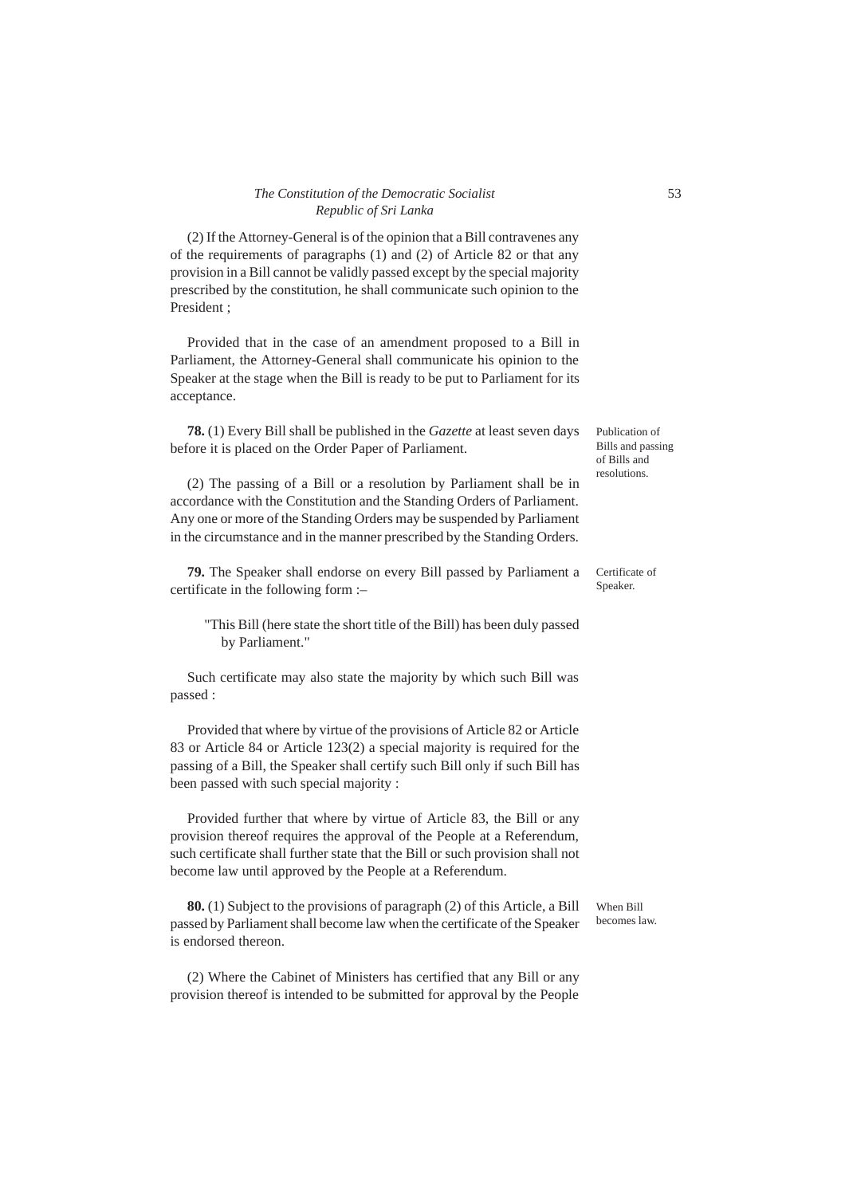(2) If the Attorney-General is of the opinion that a Bill contravenes any of the requirements of paragraphs (1) and (2) of Article 82 or that any provision in a Bill cannot be validly passed except by the special majority prescribed by the constitution, he shall communicate such opinion to the President ;

Provided that in the case of an amendment proposed to a Bill in Parliament, the Attorney-General shall communicate his opinion to the Speaker at the stage when the Bill is ready to be put to Parliament for its acceptance.

Publication of Bills and passing of Bills and resolutions.

**78.** (1) Every Bill shall be published in the *Gazette* at least seven days before it is placed on the Order Paper of Parliament.

(2) The passing of a Bill or a resolution by Parliament shall be in accordance with the Constitution and the Standing Orders of Parliament. Any one or more of the Standing Orders may be suspended by Parliament in the circumstance and in the manner prescribed by the Standing Orders.

Certificate of Speaker.

**79.** The Speaker shall endorse on every Bill passed by Parliament a certificate in the following form :–

"This Bill (here state the short title of the Bill) has been duly passed by Parliament."

Such certificate may also state the majority by which such Bill was passed :

Provided that where by virtue of the provisions of Article 82 or Article 83 or Article 84 or Article 123(2) a special majority is required for the passing of a Bill, the Speaker shall certify such Bill only if such Bill has been passed with such special majority :

Provided further that where by virtue of Article 83, the Bill or any provision thereof requires the approval of the People at a Referendum, such certificate shall further state that the Bill or such provision shall not become law until approved by the People at a Referendum.

When Bill becomes law.

**80.** (1) Subject to the provisions of paragraph (2) of this Article, a Bill passed by Parliament shall become law when the certificate of the Speaker is endorsed thereon.

(2) Where the Cabinet of Ministers has certified that any Bill or any provision thereof is intended to be submitted for approval by the People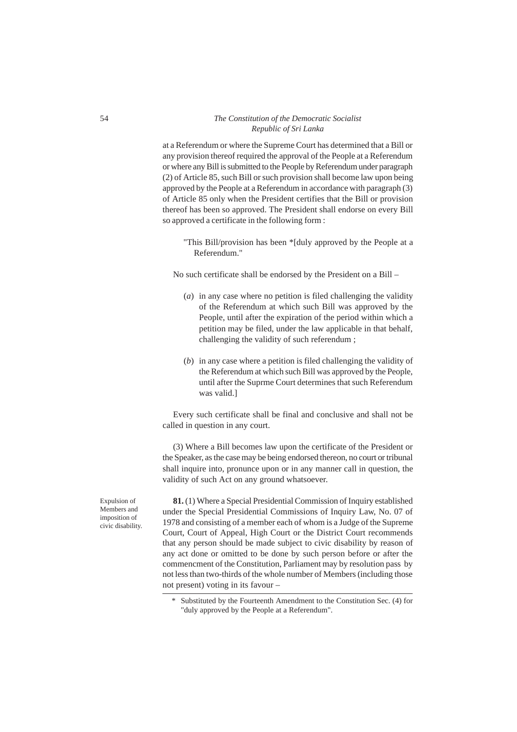at a Referendum or where the Supreme Court has determined that a Bill or any provision thereof required the approval of the People at a Referendum or where any Bill is submitted to the People by Referendum under paragraph (2) of Article 85, such Bill or such provision shall become law upon being approved by the People at a Referendum in accordance with paragraph (3) of Article 85 only when the President certifies that the Bill or provision thereof has been so approved. The President shall endorse on every Bill so approved a certificate in the following form :

"This Bill/provision has been *[duly approved by the People at a Referendum."

No such certificate shall be endorsed by the President on a Bill –

(*a*) in any case where no petition is filed challenging the validity of the Referendum at which such Bill was approved by the People, until after the expiration of the period within which a petition may be filed, under the law applicable in that behalf, challenging the validity of such referendum ;

(*b*) in any case where a petition is filed challenging the validity of the Referendum at which such Bill was approved by the People, until after the Suprme Court determines that such Referendum was valid.]

Every such certificate shall be final and conclusive and shall not be called in question in any court.

(3) Where a Bill becomes law upon the certificate of the President or the Speaker, as the case may be being endorsed thereon, no court or tribunal shall inquire into, pronounce upon or in any manner call in question, the validity of such Act on any ground whatsoever.

Expulsion of Members and imposition of civic disability.

**81.** (1) Where a Special Presidential Commission of Inquiry established under the Special Presidential Commissions of Inquiry Law, No. 07 of 1978 and consisting of a member each of whom is a Judge of the Supreme Court, Court of Appeal, High Court or the District Court recommends that any person should be made subject to civic disability by reason of any act done or omitted to be done by such person before or after the commencment of the Constitution, Parliament may by resolution pass by not less than two-thirds of the whole number of Members (including those not present) voting in its favour –

\* Substituted by the Fourteenth Amendment to the Constitution Sec. (4) for "duly approved by the People at a Referendum".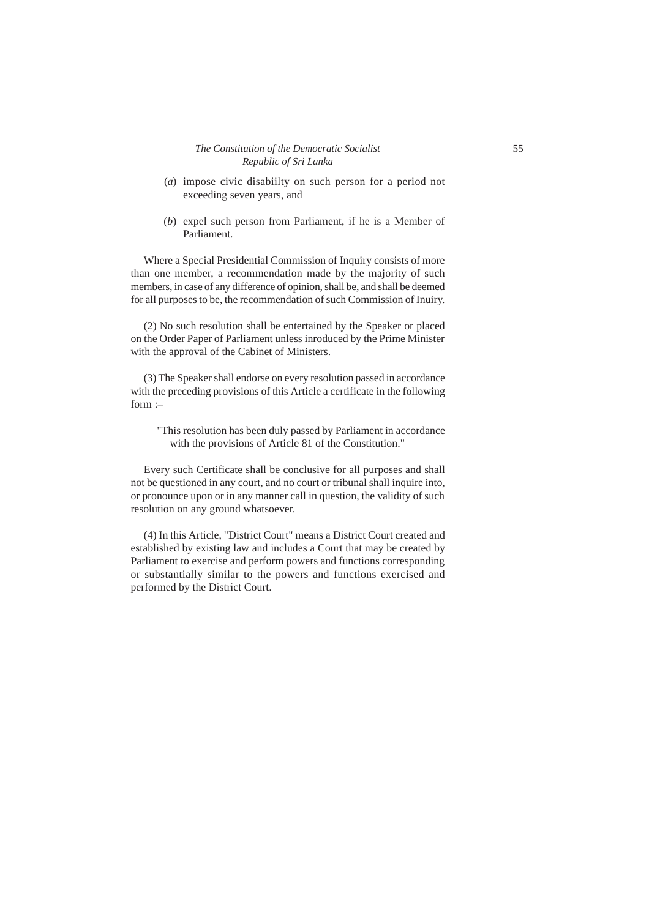(*a*) impose civic disabiilty on such person for a period not exceeding seven years, and

(*b*) expel such person from Parliament, if he is a Member of Parliament.

Where a Special Presidential Commission of Inquiry consists of more than one member, a recommendation made by the majority of such members, in case of any difference of opinion, shall be, and shall be deemed for all purposes to be, the recommendation of such Commission of Inuiry.

(2) No such resolution shall be entertained by the Speaker or placed on the Order Paper of Parliament unless inroduced by the Prime Minister with the approval of the Cabinet of Ministers.

(3) The Speaker shall endorse on every resolution passed in accordance with the preceding provisions of this Article a certificate in the following form :–

> "This resolution has been duly passed by Parliament in accordance with the provisions of Article 81 of the Constitution."

Every such Certificate shall be conclusive for all purposes and shall not be questioned in any court, and no court or tribunal shall inquire into, or pronounce upon or in any manner call in question, the validity of such resolution on any ground whatsoever.

(4) In this Article, "District Court" means a District Court created and established by existing law and includes a Court that may be created by Parliament to exercise and perform powers and functions corresponding or substantially similar to the powers and functions exercised and performed by the District Court.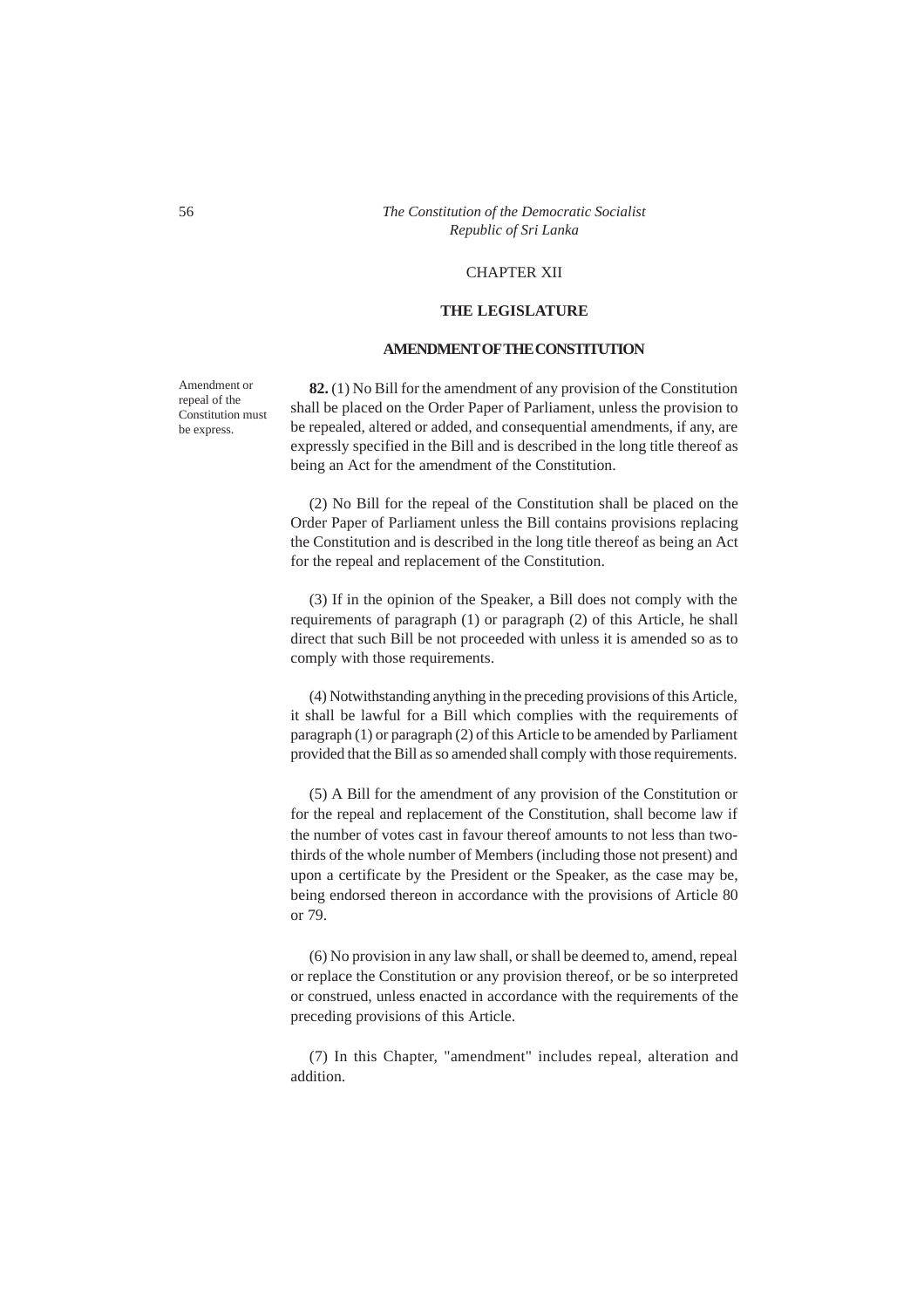# CHAPTER XII

## THE LEGISLATURE

### AMENDMENT OF THE CONSTITUTION

*Amendment or repeal of the Constitution must be express.*

**82.** (1) No Bill for the amendment of any provision of the Constitution shall be placed on the Order Paper of Parliament, unless the provision to be repealed, altered or added, and consequential amendments, if any, are expressly specified in the Bill and is described in the long title thereof as being an Act for the amendment of the Constitution.

(2) No Bill for the repeal of the Constitution shall be placed on the Order Paper of Parliament unless the Bill contains provisions replacing the Constitution and is described in the long title thereof as being an Act for the repeal and replacement of the Constitution.

(3) If in the opinion of the Speaker, a Bill does not comply with the requirements of paragraph (1) or paragraph (2) of this Article, he shall direct that such Bill be not proceeded with unless it is amended so as to comply with those requirements.

(4) Notwithstanding anything in the preceding provisions of this Article, it shall be lawful for a Bill which complies with the requirements of paragraph (1) or paragraph (2) of this Article to be amended by Parliament provided that the Bill as so amended shall comply with those requirements.

(5) A Bill for the amendment of any provision of the Constitution or for the repeal and replacement of the Constitution, shall become law if the number of votes cast in favour thereof amounts to not less than two-thirds of the whole number of Members (including those not present) and upon a certificate by the President or the Speaker, as the case may be, being endorsed thereon in accordance with the provisions of Article 80 or 79.

(6) No provision in any law shall, or shall be deemed to, amend, repeal or replace the Constitution or any provision thereof, or be so interpreted or construed, unless enacted in accordance with the requirements of the preceding provisions of this Article.

(7) In this Chapter, "amendment" includes repeal, alteration and addition.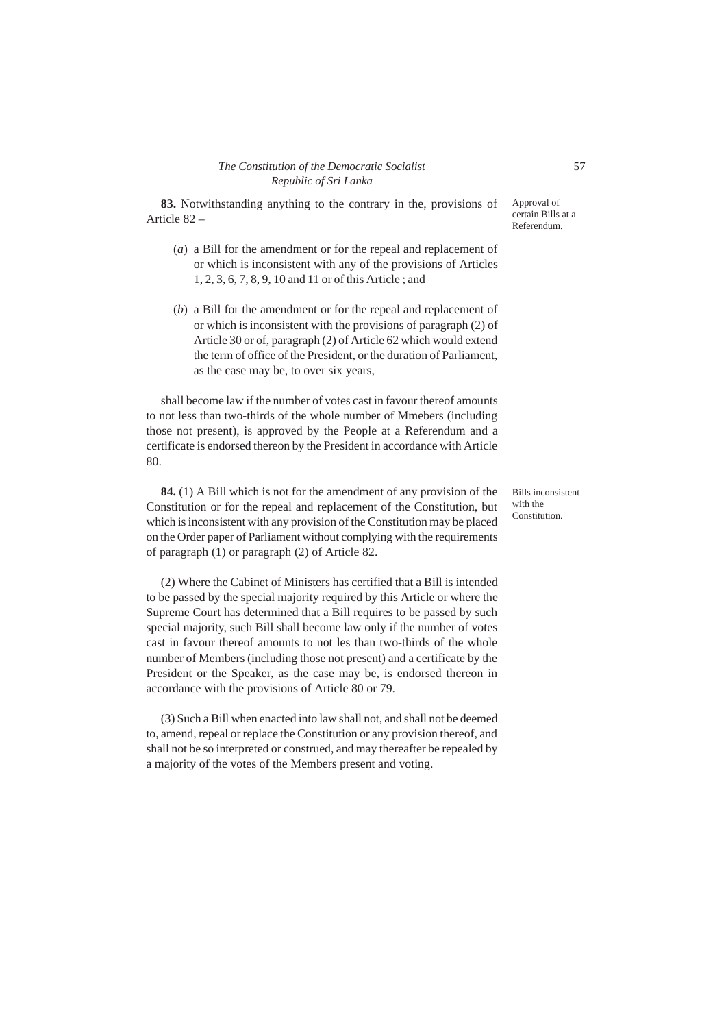**83.** Notwithstanding anything to the contrary in the, provisions of Article 82 –

Approval of certain Bills at a Referendum.

(*a*) a Bill for the amendment or for the repeal and replacement of or which is inconsistent with any of the provisions of Articles 1, 2, 3, 6, 7, 8, 9, 10 and 11 or of this Article ; and

(*b*) a Bill for the amendment or for the repeal and replacement of or which is inconsistent with the provisions of paragraph (2) of Article 30 or of, paragraph (2) of Article 62 which would extend the term of office of the President, or the duration of Parliament, as the case may be, to over six years,

shall become law if the number of votes cast in favour thereof amounts to not less than two-thirds of the whole number of Mmebers (including those not present), is approved by the People at a Referendum and a certificate is endorsed thereon by the President in accordance with Article 80.

**84.** (1) A Bill which is not for the amendment of any provision of the Constitution or for the repeal and replacement of the Constitution, but which is inconsistent with any provision of the Constitution may be placed on the Order paper of Parliament without complying with the requirements of paragraph (1) or paragraph (2) of Article 82.

Bills inconsistent with the Constitution.

(2) Where the Cabinet of Ministers has certified that a Bill is intended to be passed by the special majority required by this Article or where the Supreme Court has determined that a Bill requires to be passed by such special majority, such Bill shall become law only if the number of votes cast in favour thereof amounts to not les than two-thirds of the whole number of Members (including those not present) and a certificate by the President or the Speaker, as the case may be, is endorsed thereon in accordance with the provisions of Article 80 or 79.

(3) Such a Bill when enacted into law shall not, and shall not be deemed to, amend, repeal or replace the Constitution or any provision thereof, and shall not be so interpreted or construed, and may thereafter be repealed by a majority of the votes of the Members present and voting.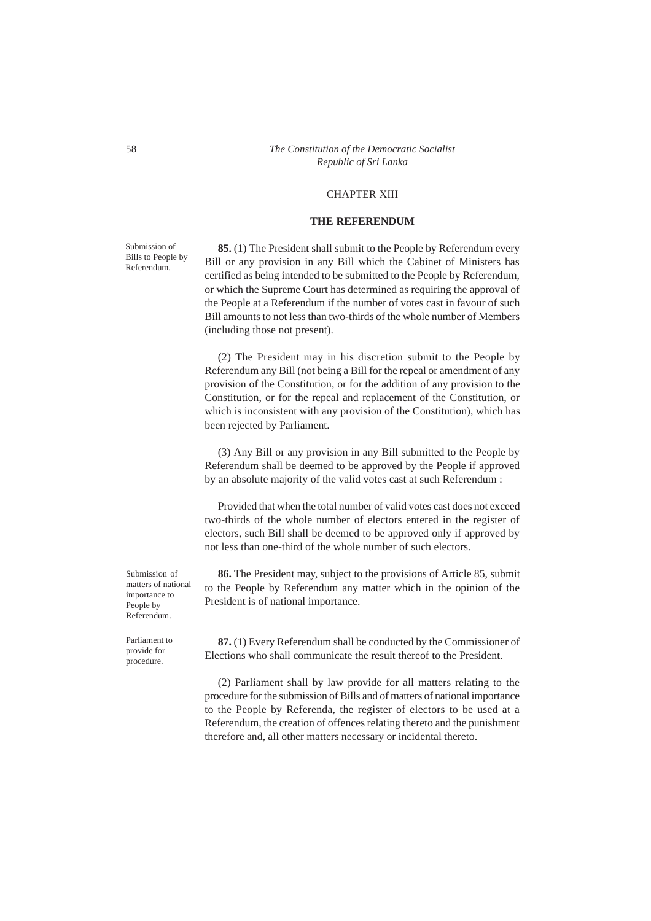## CHAPTER XIII

### THE REFERENDUM

*Submission of Bills to People by Referendum.*

**85.** (1) The President shall submit to the People by Referendum every Bill or any provision in any Bill which the Cabinet of Ministers has certified as being intended to be submitted to the People by Referendum, or which the Supreme Court has determined as requiring the approval of the People at a Referendum if the number of votes cast in favour of such Bill amounts to not less than two-thirds of the whole number of Members (including those not present).

(2) The President may in his discretion submit to the People by Referendum any Bill (not being a Bill for the repeal or amendment of any provision of the Constitution, or for the addition of any provision to the Constitution, or for the repeal and replacement of the Constitution, or which is inconsistent with any provision of the Constitution), which has been rejected by Parliament.

(3) Any Bill or any provision in any Bill submitted to the People by Referendum shall be deemed to be approved by the People if approved by an absolute majority of the valid votes cast at such Referendum :

Provided that when the total number of valid votes cast does not exceed two-thirds of the whole number of electors entered in the register of electors, such Bill shall be deemed to be approved only if approved by not less than one-third of the whole number of such electors.

*Submission of matters of national importance to People by Referendum.*

**86.** The President may, subject to the provisions of Article 85, submit to the People by Referendum any matter which in the opinion of the President is of national importance.

*Parliament to provide for procedure.*

**87.** (1) Every Referendum shall be conducted by the Commissioner of Elections who shall communicate the result thereof to the President.

(2) Parliament shall by law provide for all matters relating to the procedure for the submission of Bills and of matters of national importance to the People by Referenda, the register of electors to be used at a Referendum, the creation of offences relating thereto and the punishment therefore and, all other matters necessary or incidental thereto.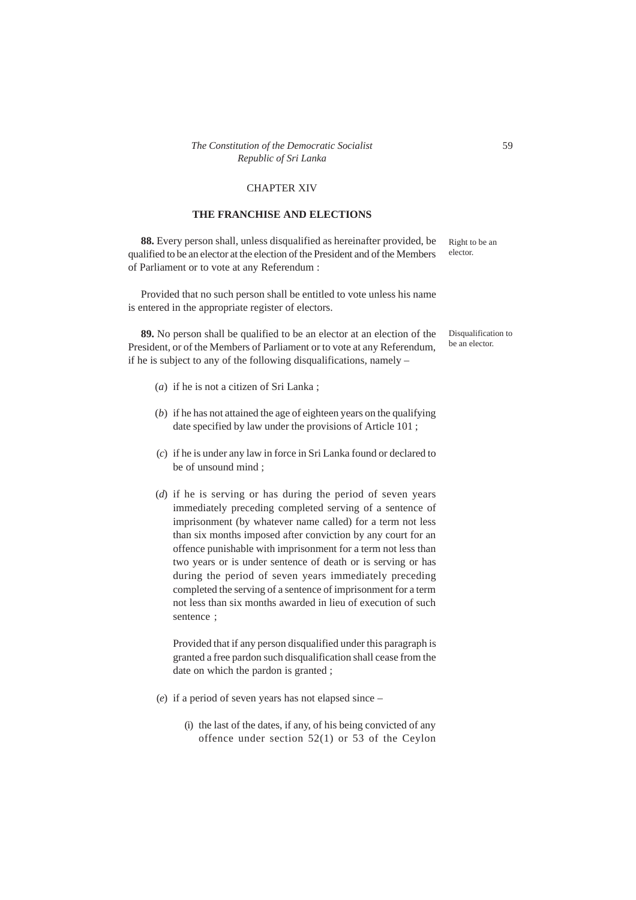## CHAPTER XIV

## THE FRANCHISE AND ELECTIONS

Right to be an elector.

**88.** Every person shall, unless disqualified as hereinafter provided, be qualified to be an elector at the election of the President and of the Members of Parliament or to vote at any Referendum :

Provided that no such person shall be entitled to vote unless his name is entered in the appropriate register of electors.

Disqualification to be an elector.

**89.** No person shall be qualified to be an elector at an election of the President, or of the Members of Parliament or to vote at any Referendum, if he is subject to any of the following disqualifications, namely –

(*a*) if he is not a citizen of Sri Lanka ;

(*b*) if he has not attained the age of eighteen years on the qualifying date specified by law under the provisions of Article 101 ;

(*c*) if he is under any law in force in Sri Lanka found or declared to be of unsound mind ;

(*d*) if he is serving or has during the period of seven years immediately preceding completed serving of a sentence of imprisonment (by whatever name called) for a term not less than six months imposed after conviction by any court for an offence punishable with imprisonment for a term not less than two years or is under sentence of death or is serving or has during the period of seven years immediately preceding completed the serving of a sentence of imprisonment for a term not less than six months awarded in lieu of execution of such sentence ;

Provided that if any person disqualified under this paragraph is granted a free pardon such disqualification shall cease from the date on which the pardon is granted ;

(*e*) if a period of seven years has not elapsed since –

(i) the last of the dates, if any, of his being convicted of any offence under section 52(1) or 53 of the Ceylon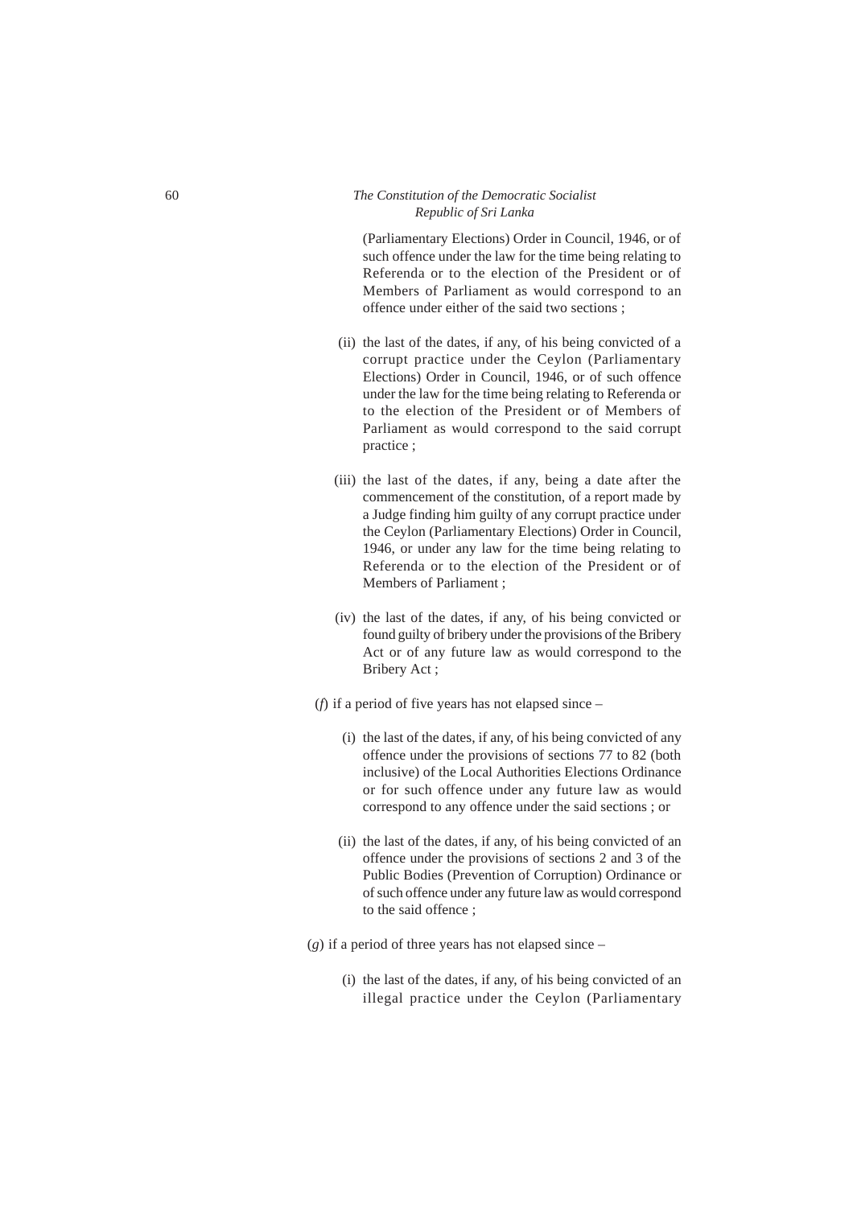(Parliamentary Elections) Order in Council, 1946, or of such offence under the law for the time being relating to Referenda or to the election of the President or of Members of Parliament as would correspond to an offence under either of the said two sections ;

(ii) the last of the dates, if any, of his being convicted of a corrupt practice under the Ceylon (Parliamentary Elections) Order in Council, 1946, or of such offence under the law for the time being relating to Referenda or to the election of the President or of Members of Parliament as would correspond to the said corrupt practice ;

(iii) the last of the dates, if any, being a date after the commencement of the constitution, of a report made by a Judge finding him guilty of any corrupt practice under the Ceylon (Parliamentary Elections) Order in Council, 1946, or under any law for the time being relating to Referenda or to the election of the President or of Members of Parliament ;

(iv) the last of the dates, if any, of his being convicted or found guilty of bribery under the provisions of the Bribery Act or of any future law as would correspond to the Bribery Act ;

(*f*) if a period of five years has not elapsed since –

(i) the last of the dates, if any, of his being convicted of any offence under the provisions of sections 77 to 82 (both inclusive) of the Local Authorities Elections Ordinance or for such offence under any future law as would correspond to any offence under the said sections ; or

(ii) the last of the dates, if any, of his being convicted of an offence under the provisions of sections 2 and 3 of the Public Bodies (Prevention of Corruption) Ordinance or of such offence under any future law as would correspond to the said offence ;

(*g*) if a period of three years has not elapsed since –

(i) the last of the dates, if any, of his being convicted of an illegal practice under the Ceylon (Parliamentary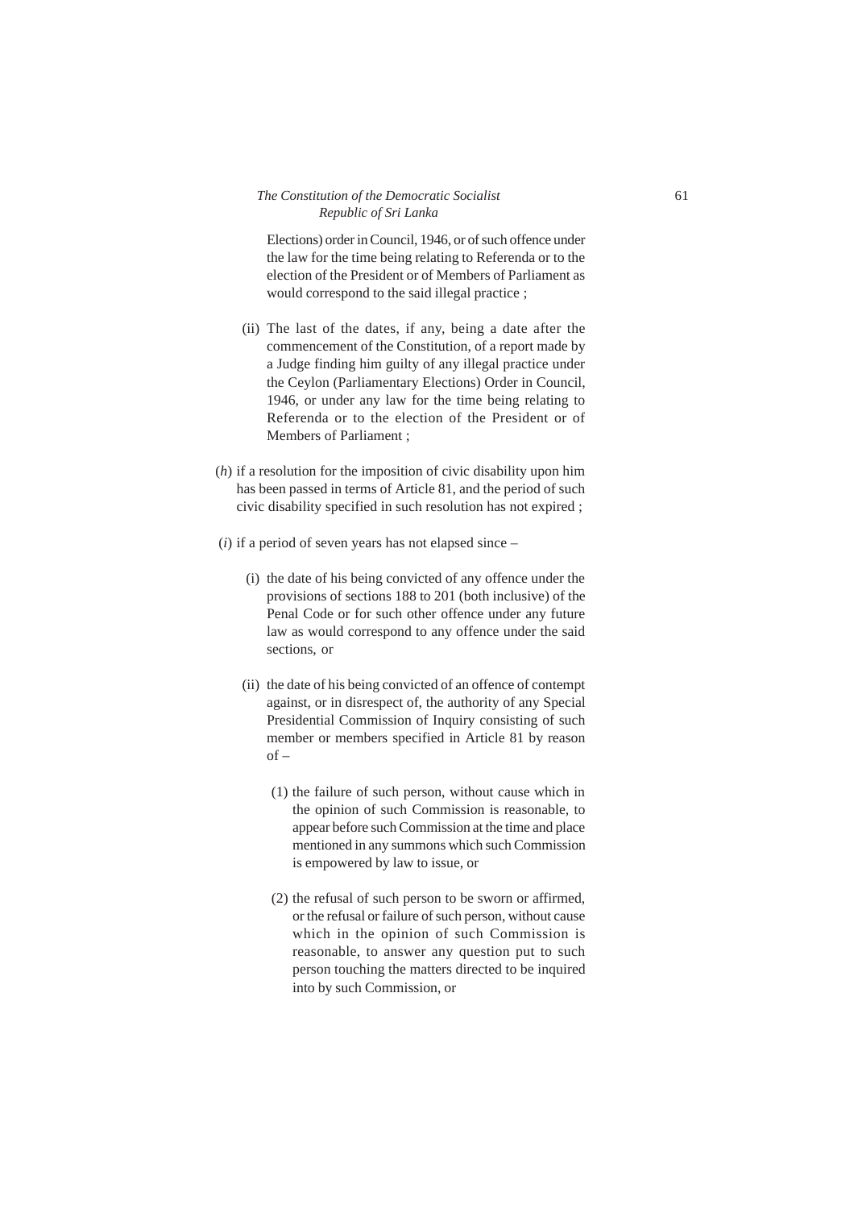Elections) order in Council, 1946, or of such offence under the law for the time being relating to Referenda or to the election of the President or of Members of Parliament as would correspond to the said illegal practice ;

(ii) The last of the dates, if any, being a date after the commencement of the Constitution, of a report made by a Judge finding him guilty of any illegal practice under the Ceylon (Parliamentary Elections) Order in Council, 1946, or under any law for the time being relating to Referenda or to the election of the President or of Members of Parliament ;

(*h*) if a resolution for the imposition of civic disability upon him has been passed in terms of Article 81, and the period of such civic disability specified in such resolution has not expired ;

(*i*) if a period of seven years has not elapsed since –

(i) the date of his being convicted of any offence under the provisions of sections 188 to 201 (both inclusive) of the Penal Code or for such other offence under any future law as would correspond to any offence under the said sections, or

(ii) the date of his being convicted of an offence of contempt against, or in disrespect of, the authority of any Special Presidential Commission of Inquiry consisting of such member or members specified in Article 81 by reason of –

(1) the failure of such person, without cause which in the opinion of such Commission is reasonable, to appear before such Commission at the time and place mentioned in any summons which such Commission is empowered by law to issue, or

(2) the refusal of such person to be sworn or affirmed, or the refusal or failure of such person, without cause which in the opinion of such Commission is reasonable, to answer any question put to such person touching the matters directed to be inquired into by such Commission, or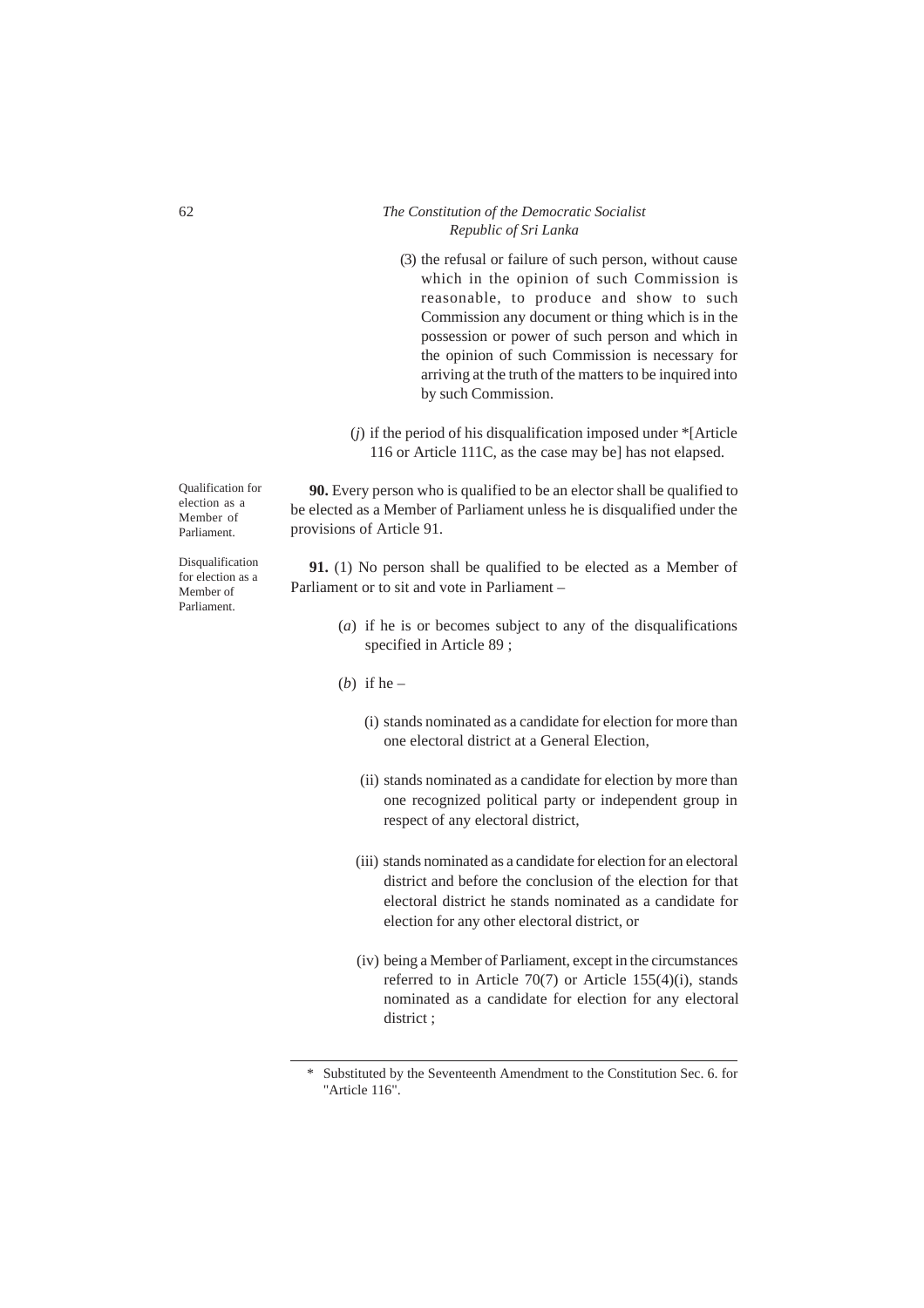(3) the refusal or failure of such person, without cause which in the opinion of such Commission is reasonable, to produce and show to such Commission any document or thing which is in the possession or power of such person and which in the opinion of such Commission is necessary for arriving at the truth of the matters to be inquired into by such Commission.

(*j*) if the period of his disqualification imposed under *[Article 116 or Article 111C, as the case may be] has not elapsed.

*Qualification for election as a Member of Parliament.*

**90.** Every person who is qualified to be an elector shall be qualified to be elected as a Member of Parliament unless he is disqualified under the provisions of Article 91.

*Disqualification for election as a Member of Parliament.*

**91.** (1) No person shall be qualified to be elected as a Member of Parliament or to sit and vote in Parliament –

(*a*) if he is or becomes subject to any of the disqualifications specified in Article 89 ;

(*b*) if he –

(i) stands nominated as a candidate for election for more than one electoral district at a General Election,

(ii) stands nominated as a candidate for election by more than one recognized political party or independent group in respect of any electoral district,

(iii) stands nominated as a candidate for election for an electoral district and before the conclusion of the election for that electoral district he stands nominated as a candidate for election for any other electoral district, or

(iv) being a Member of Parliament, except in the circumstances referred to in Article 70(7) or Article 155(4)(i), stands nominated as a candidate for election for any electoral district ;

---

* Substituted by the Seventeenth Amendment to the Constitution Sec. 6. for "Article 116".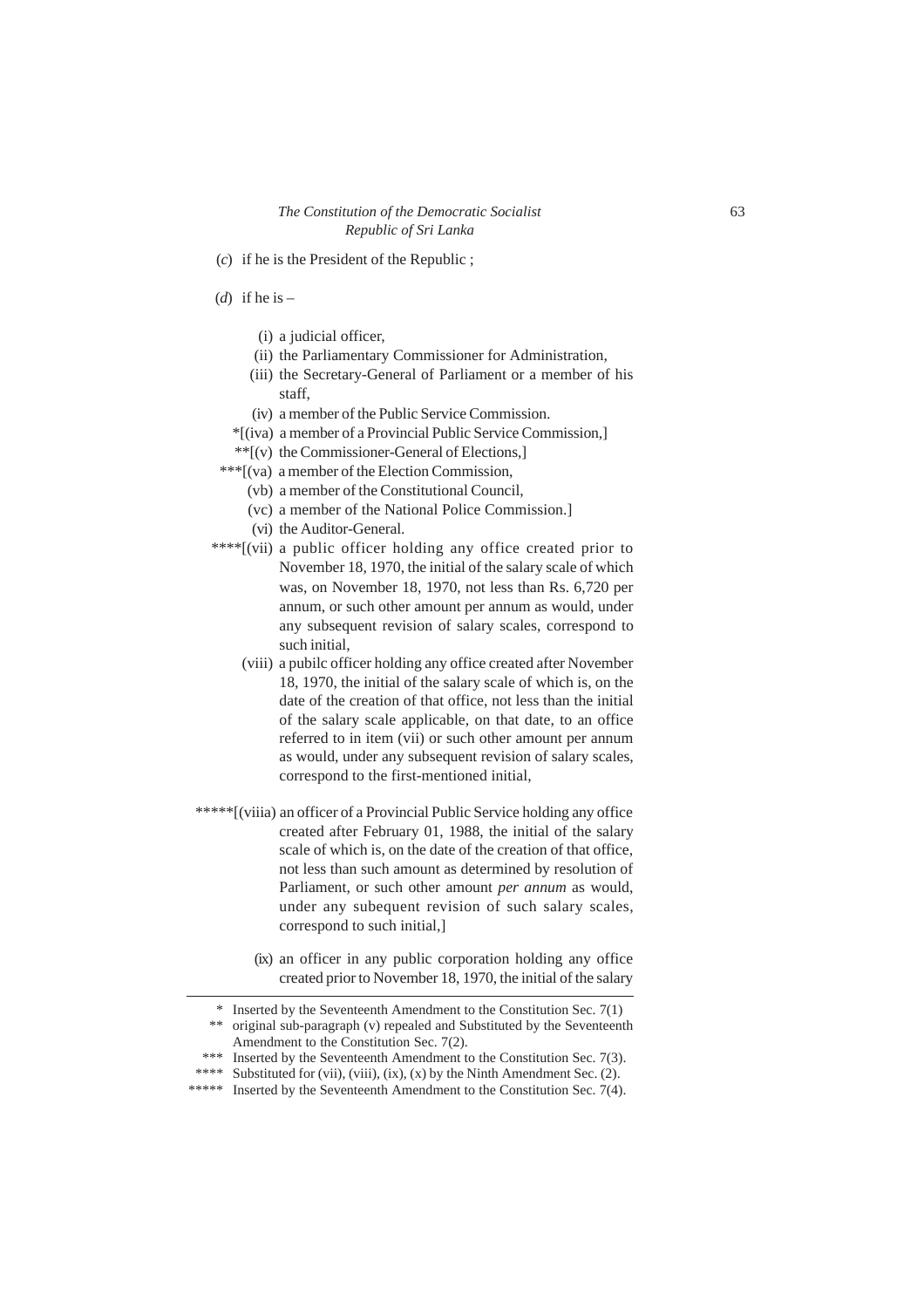(*c*) if he is the President of the Republic ;

(*d*) if he is –

(i) a judicial officer,

(ii) the Parliamentary Commissioner for Administration,

(iii) the Secretary-General of Parliament or a member of his staff,

(iv) a member of the Public Service Commission.

*[(iva) a member of a Provincial Public Service Commission,]

**[(v) the Commissioner-General of Elections,]

***[(va) a member of the Election Commission,

(vb) a member of the Constitutional Council,

(vc) a member of the National Police Commission.]

(vi) the Auditor-General.

****[(vii) a public officer holding any office created prior to November 18, 1970, the initial of the salary scale of which was, on November 18, 1970, not less than Rs. 6,720 per annum, or such other amount per annum as would, under any subsequent revision of salary scales, correspond to such initial,

(viii) a pubilc officer holding any office created after November 18, 1970, the initial of the salary scale of which is, on the date of the creation of that office, not less than the initial of the salary scale applicable, on that date, to an office referred to in item (vii) or such other amount per annum as would, under any subsequent revision of salary scales, correspond to the first-mentioned initial,

*****[(viiia) an officer of a Provincial Public Service holding any office created after February 01, 1988, the initial of the salary scale of which is, on the date of the creation of that office, not less than such amount as determined by resolution of Parliament, or such other amount *per annum* as would, under any subequent revision of such salary scales, correspond to such initial,]

(ix) an officer in any public corporation holding any office created prior to November 18, 1970, the initial of the salary

---

\* Inserted by the Seventeenth Amendment to the Constitution Sec. 7(1)

** original sub-paragraph (v) repealed and Substituted by the Seventeenth Amendment to the Constitution Sec. 7(2).

*** Inserted by the Seventeenth Amendment to the Constitution Sec. 7(3).

**** Substituted for (vii), (viii), (ix), (x) by the Ninth Amendment Sec. (2).

***** Inserted by the Seventeenth Amendment to the Constitution Sec. 7(4).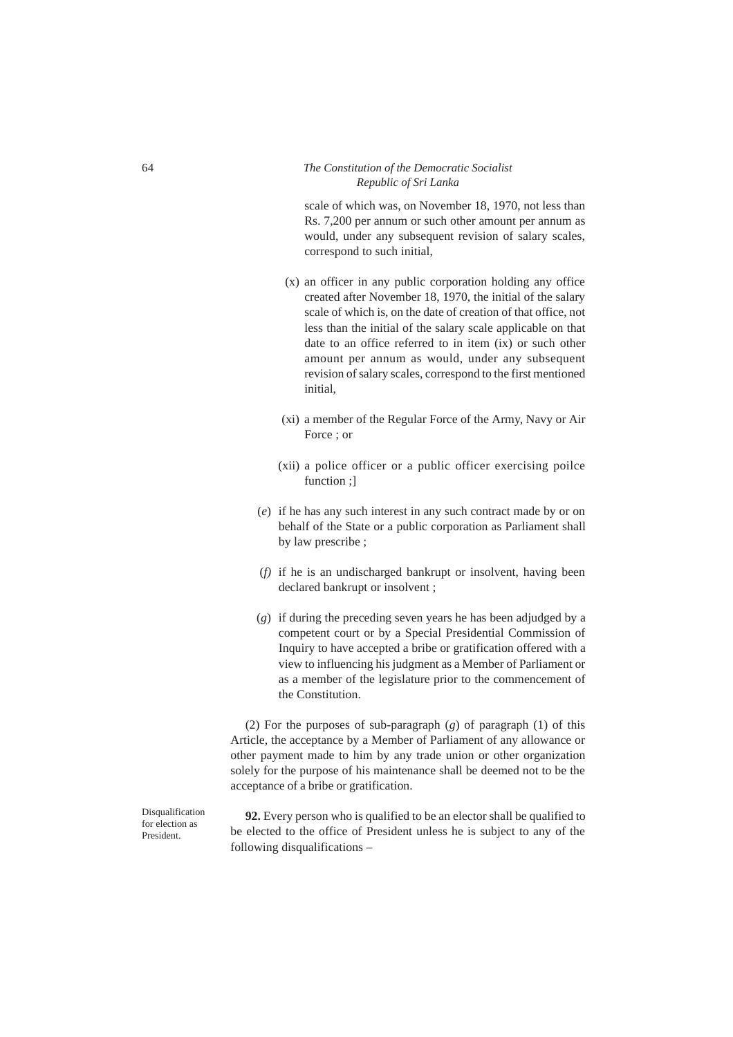scale of which was, on November 18, 1970, not less than Rs. 7,200 per annum or such other amount per annum as would, under any subsequent revision of salary scales, correspond to such initial,

(x) an officer in any public corporation holding any office created after November 18, 1970, the initial of the salary scale of which is, on the date of creation of that office, not less than the initial of the salary scale applicable on that date to an office referred to in item (ix) or such other amount per annum as would, under any subsequent revision of salary scales, correspond to the first mentioned initial,

(xi) a member of the Regular Force of the Army, Navy or Air Force ; or

(xii) a police officer or a public officer exercising poilce function ;]

(*e*) if he has any such interest in any such contract made by or on behalf of the State or a public corporation as Parliament shall by law prescribe ;

(*f*) if he is an undischarged bankrupt or insolvent, having been declared bankrupt or insolvent ;

(*g*) if during the preceding seven years he has been adjudged by a competent court or by a Special Presidential Commission of Inquiry to have accepted a bribe or gratification offered with a view to influencing his judgment as a Member of Parliament or as a member of the legislature prior to the commencement of the Constitution.

(2) For the purposes of sub-paragraph (*g*) of paragraph (1) of this Article, the acceptance by a Member of Parliament of any allowance or other payment made to him by any trade union or other organization solely for the purpose of his maintenance shall be deemed not to be the acceptance of a bribe or gratification.

Disqualification for election as President.

**92.** Every person who is qualified to be an elector shall be qualified to be elected to the office of President unless he is subject to any of the following disqualifications –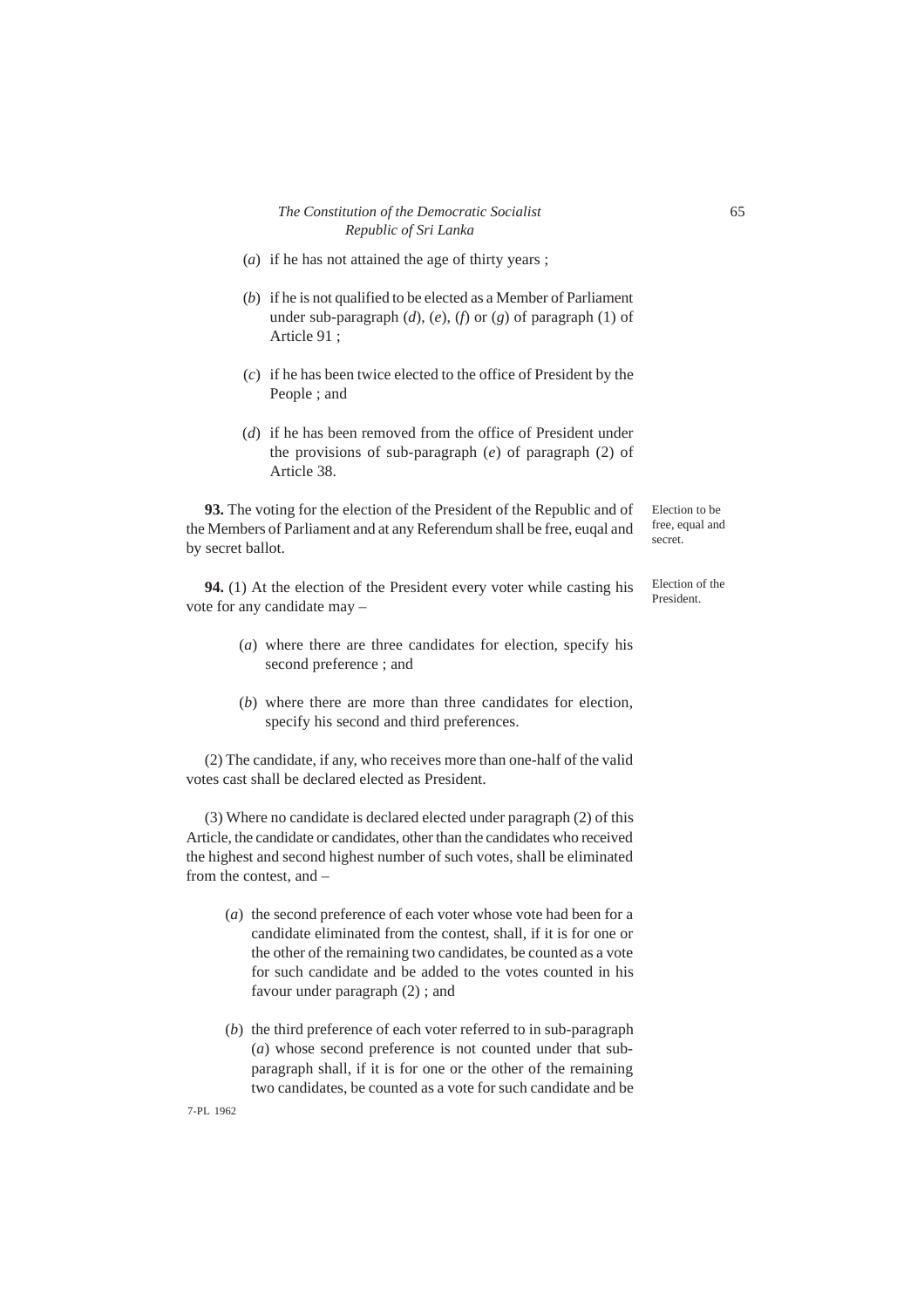(*a*) if he has not attained the age of thirty years ;

(*b*) if he is not qualified to be elected as a Member of Parliament under sub-paragraph (*d*), (*e*), (*f*) or (*g*) of paragraph (1) of Article 91 ;

(*c*) if he has been twice elected to the office of President by the People ; and

(*d*) if he has been removed from the office of President under the provisions of sub-paragraph (*e*) of paragraph (2) of Article 38.

Election to be free, equal and secret.

**93.** The voting for the election of the President of the Republic and of the Members of Parliament and at any Referendum shall be free, euqal and by secret ballot.

Election of the President.

**94.** (1) At the election of the President every voter while casting his vote for any candidate may –

(*a*) where there are three candidates for election, specify his second preference ; and

(*b*) where there are more than three candidates for election, specify his second and third preferences.

(2) The candidate, if any, who receives more than one-half of the valid votes cast shall be declared elected as President.

(3) Where no candidate is declared elected under paragraph (2) of this Article, the candidate or candidates, other than the candidates who received the highest and second highest number of such votes, shall be eliminated from the contest, and –

(*a*) the second preference of each voter whose vote had been for a candidate eliminated from the contest, shall, if it is for one or the other of the remaining two candidates, be counted as a vote for such candidate and be added to the votes counted in his favour under paragraph (2) ; and

(*b*) the third preference of each voter referred to in sub-paragraph (*a*) whose second preference is not counted under that sub-paragraph shall, if it is for one or the other of the remaining two candidates, be counted as a vote for such candidate and be

7-PL 1962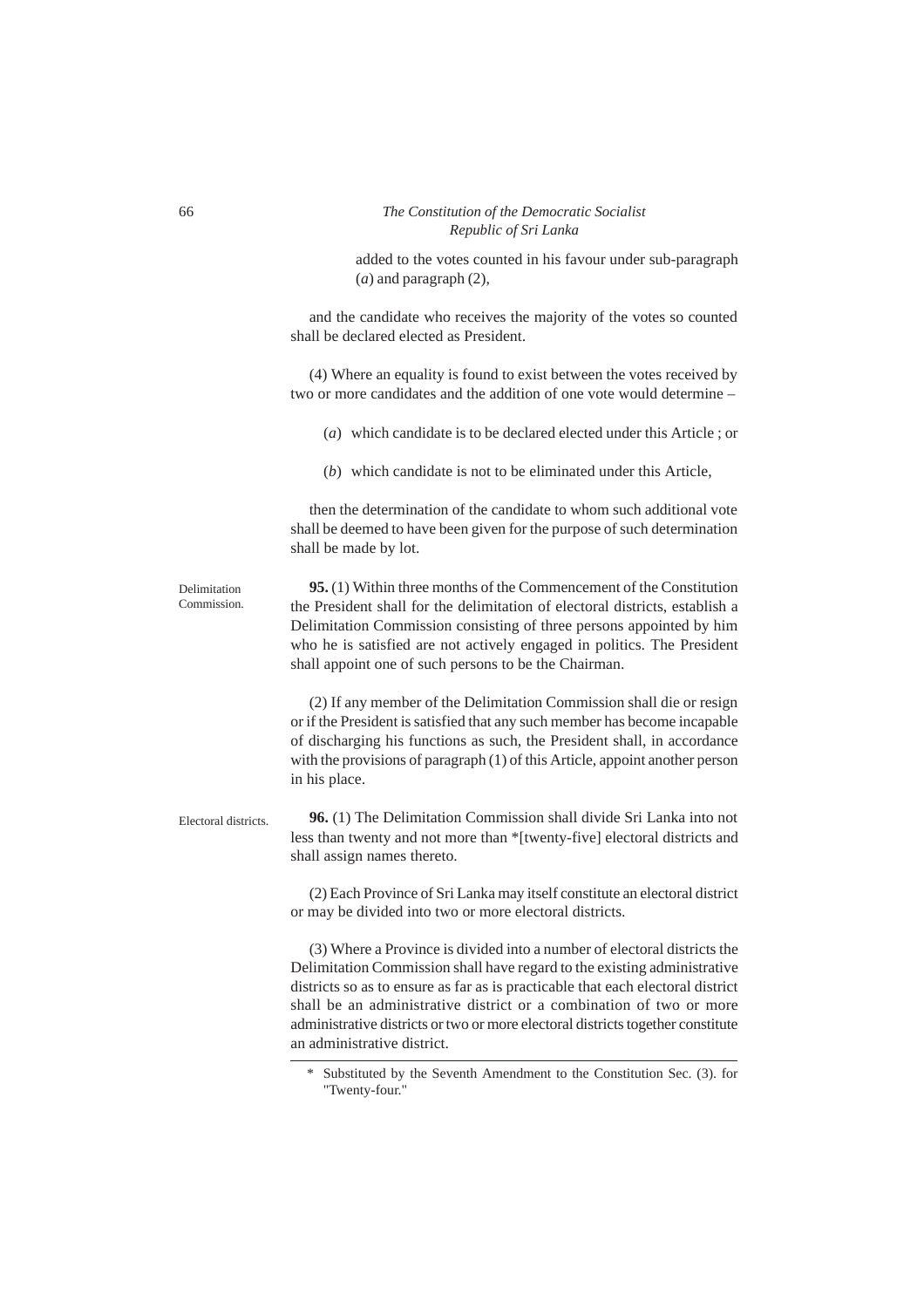added to the votes counted in his favour under sub-paragraph (*a*) and paragraph (2),

and the candidate who receives the majority of the votes so counted shall be declared elected as President.

(4) Where an equality is found to exist between the votes received by two or more candidates and the addition of one vote would determine –

(*a*) which candidate is to be declared elected under this Article ; or

(*b*) which candidate is not to be eliminated under this Article,

then the determination of the candidate to whom such additional vote shall be deemed to have been given for the purpose of such determination shall be made by lot.

Delimitation Commission.

**95.** (1) Within three months of the Commencement of the Constitution the President shall for the delimitation of electoral districts, establish a Delimitation Commission consisting of three persons appointed by him who he is satisfied are not actively engaged in politics. The President shall appoint one of such persons to be the Chairman.

(2) If any member of the Delimitation Commission shall die or resign or if the President is satisfied that any such member has become incapable of discharging his functions as such, the President shall, in accordance with the provisions of paragraph (1) of this Article, appoint another person in his place.

Electoral districts.

**96.** (1) The Delimitation Commission shall divide Sri Lanka into not less than twenty and not more than *[twenty-five] electoral districts and shall assign names thereto.

(2) Each Province of Sri Lanka may itself constitute an electoral district or may be divided into two or more electoral districts.

(3) Where a Province is divided into a number of electoral districts the Delimitation Commission shall have regard to the existing administrative districts so as to ensure as far as is practicable that each electoral district shall be an administrative district or a combination of two or more administrative districts or two or more electoral districts together constitute an administrative district.

---

\* Substituted by the Seventh Amendment to the Constitution Sec. (3). for "Twenty-four."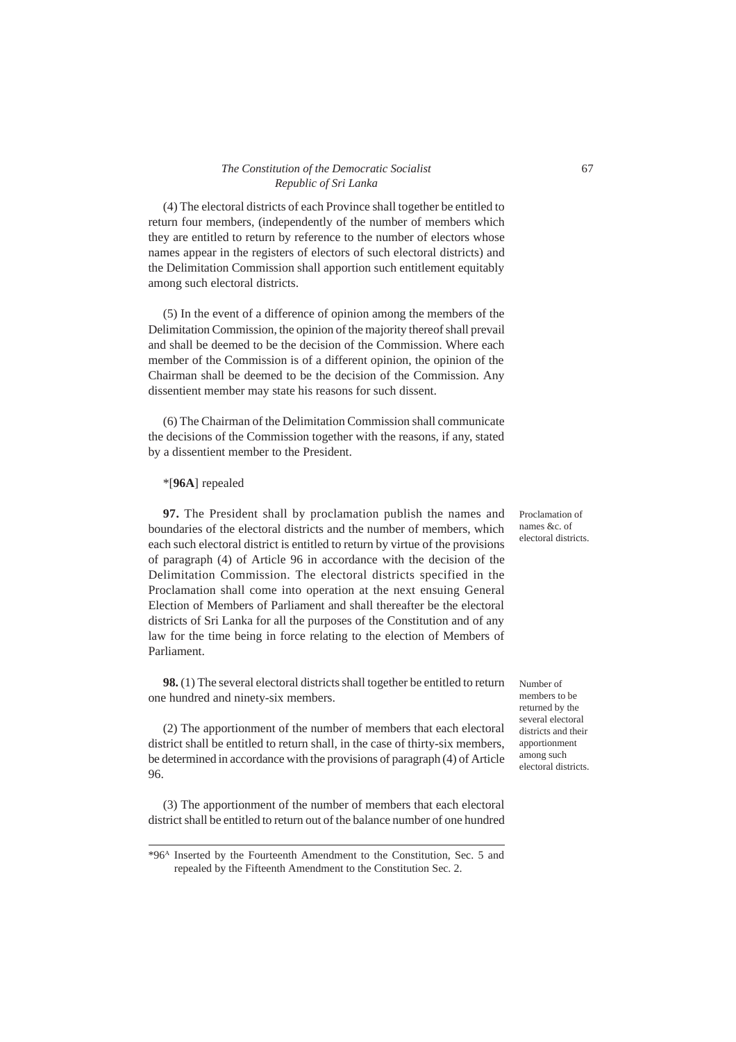(4) The electoral districts of each Province shall together be entitled to return four members, (independently of the number of members which they are entitled to return by reference to the number of electors whose names appear in the registers of electors of such electoral districts) and the Delimitation Commission shall apportion such entitlement equitably among such electoral districts.

(5) In the event of a difference of opinion among the members of the Delimitation Commission, the opinion of the majority thereof shall prevail and shall be deemed to be the decision of the Commission. Where each member of the Commission is of a different opinion, the opinion of the Chairman shall be deemed to be the decision of the Commission. Any dissentient member may state his reasons for such dissent.

(6) The Chairman of the Delimitation Commission shall communicate the decisions of the Commission together with the reasons, if any, stated by a dissentient member to the President.

*[**96A**] repealed

Proclamation of names &c. of electoral districts.

**97.** The President shall by proclamation publish the names and boundaries of the electoral districts and the number of members, which each such electoral district is entitled to return by virtue of the provisions of paragraph (4) of Article 96 in accordance with the decision of the Delimitation Commission. The electoral districts specified in the Proclamation shall come into operation at the next ensuing General Election of Members of Parliament and shall thereafter be the electoral districts of Sri Lanka for all the purposes of the Constitution and of any law for the time being in force relating to the election of Members of Parliament.

Number of members to be returned by the several electoral districts and their apportionment among such electoral districts.

**98.** (1) The several electoral districts shall together be entitled to return one hundred and ninety-six members.

(2) The apportionment of the number of members that each electoral district shall be entitled to return shall, in the case of thirty-six members, be determined in accordance with the provisions of paragraph (4) of Article 96.

(3) The apportionment of the number of members that each electoral district shall be entitled to return out of the balance number of one hundred

---

*96A Inserted by the Fourteenth Amendment to the Constitution, Sec. 5 and repealed by the Fifteenth Amendment to the Constitution Sec. 2.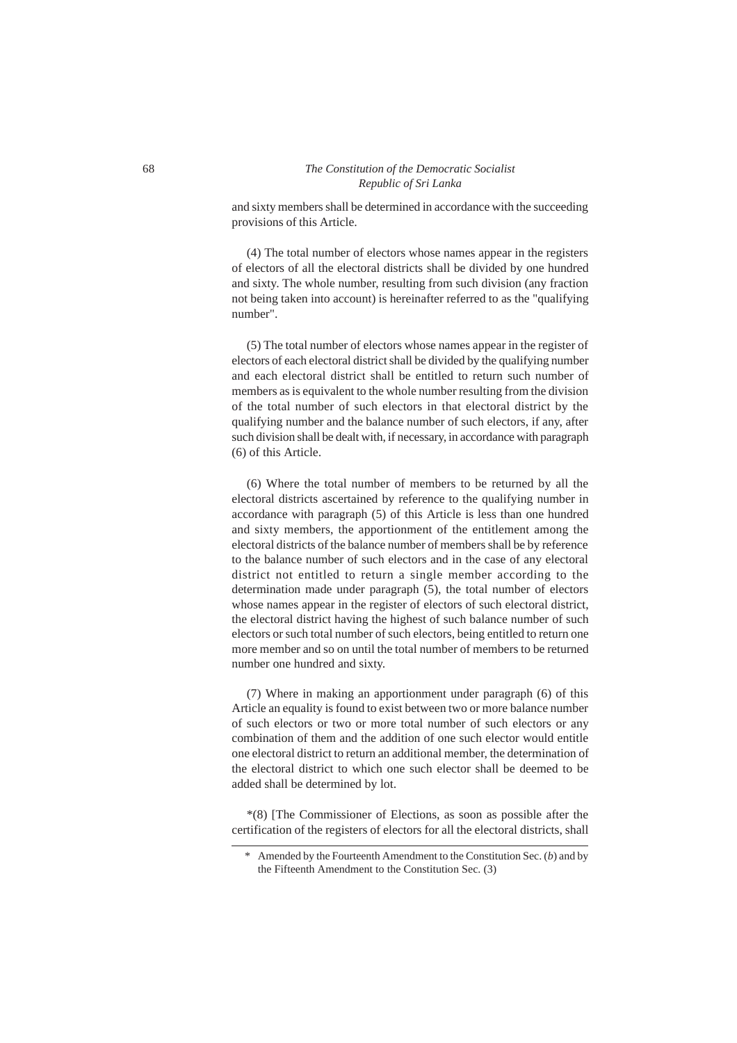and sixty members shall be determined in accordance with the succeeding provisions of this Article.

(4) The total number of electors whose names appear in the registers of electors of all the electoral districts shall be divided by one hundred and sixty. The whole number, resulting from such division (any fraction not being taken into account) is hereinafter referred to as the "qualifying number".

(5) The total number of electors whose names appear in the register of electors of each electoral district shall be divided by the qualifying number and each electoral district shall be entitled to return such number of members as is equivalent to the whole number resulting from the division of the total number of such electors in that electoral district by the qualifying number and the balance number of such electors, if any, after such division shall be dealt with, if necessary, in accordance with paragraph (6) of this Article.

(6) Where the total number of members to be returned by all the electoral districts ascertained by reference to the qualifying number in accordance with paragraph (5) of this Article is less than one hundred and sixty members, the apportionment of the entitlement among the electoral districts of the balance number of members shall be by reference to the balance number of such electors and in the case of any electoral district not entitled to return a single member according to the determination made under paragraph (5), the total number of electors whose names appear in the register of electors of such electoral district, the electoral district having the highest of such balance number of such electors or such total number of such electors, being entitled to return one more member and so on until the total number of members to be returned number one hundred and sixty.

(7) Where in making an apportionment under paragraph (6) of this Article an equality is found to exist between two or more balance number of such electors or two or more total number of such electors or any combination of them and the addition of one such elector would entitle one electoral district to return an additional member, the determination of the electoral district to which one such elector shall be deemed to be added shall be determined by lot.

*(8) [The Commissioner of Elections, as soon as possible after the certification of the registers of electors for all the electoral districts, shall

---

\* Amended by the Fourteenth Amendment to the Constitution Sec. (*b*) and by the Fifteenth Amendment to the Constitution Sec. (3)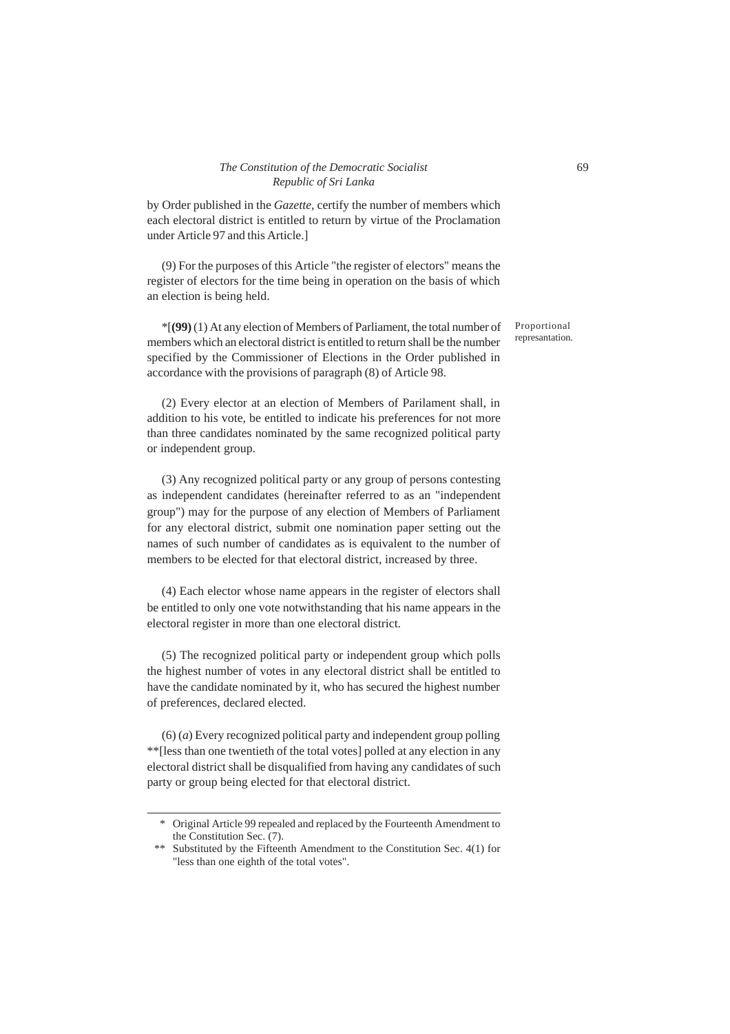by Order published in the *Gazette,* certify the number of members which each electoral district is entitled to return by virtue of the Proclamation under Article 97 and this Article.]

(9) For the purposes of this Article "the register of electors" means the register of electors for the time being in operation on the basis of which an election is being held.

Proportional represantation.

*[**(99)** (1) At any election of Members of Parliament, the total number of members which an electoral district is entitled to return shall be the number specified by the Commissioner of Elections in the Order published in accordance with the provisions of paragraph (8) of Article 98.

(2) Every elector at an election of Members of Parilament shall, in addition to his vote, be entitled to indicate his preferences for not more than three candidates nominated by the same recognized political party or independent group.

(3) Any recognized political party or any group of persons contesting as independent candidates (hereinafter referred to as an "independent group") may for the purpose of any election of Members of Parliament for any electoral district, submit one nomination paper setting out the names of such number of candidates as is equivalent to the number of members to be elected for that electoral district, increased by three.

(4) Each elector whose name appears in the register of electors shall be entitled to only one vote notwithstanding that his name appears in the electoral register in more than one electoral district.

(5) The recognized political party or independent group which polls the highest number of votes in any electoral district shall be entitled to have the candidate nominated by it, who has secured the highest number of preferences, declared elected.

(6) (*a*) Every recognized political party and independent group polling **[less than one twentieth of the total votes] polled at any election in any electoral district shall be disqualified from having any candidates of such party or group being elected for that electoral district.

---

\* Original Article 99 repealed and replaced by the Fourteenth Amendment to the Constitution Sec. (7).

\*\* Substituted by the Fifteenth Amendment to the Constitution Sec. 4(1) for "less than one eighth of the total votes".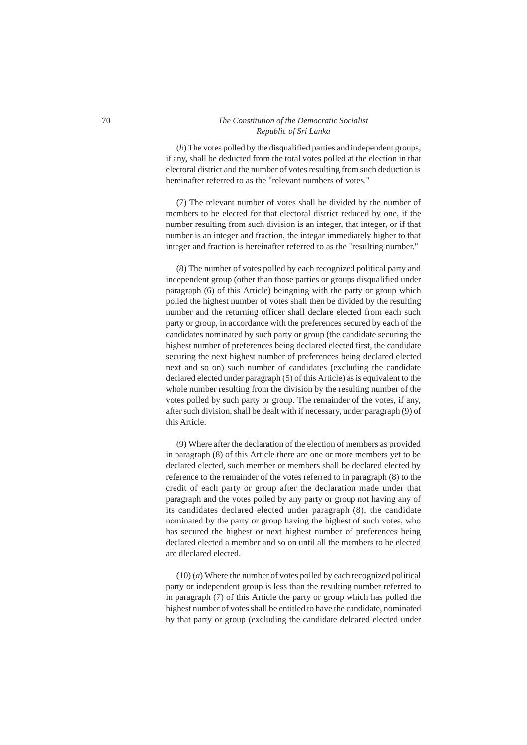(*b*) The votes polled by the disqualified parties and independent groups, if any, shall be deducted from the total votes polled at the election in that electoral district and the number of votes resulting from such deduction is hereinafter referred to as the "relevant numbers of votes."

(7) The relevant number of votes shall be divided by the number of members to be elected for that electoral district reduced by one, if the number resulting from such division is an integer, that integer, or if that number is an integer and fraction, the integar immediately higher to that integer and fraction is hereinafter referred to as the "resulting number."

(8) The number of votes polled by each recognized political party and independent group (other than those parties or groups disqualified under paragraph (6) of this Article) beingning with the party or group which polled the highest number of votes shall then be divided by the resulting number and the returning officer shall declare elected from each such party or group, in accordance with the preferences secured by each of the candidates nominated by such party or group (the candidate securing the highest number of preferences being declared elected first, the candidate securing the next highest number of preferences being declared elected next and so on) such number of candidates (excluding the candidate declared elected under paragraph (5) of this Article) as is equivalent to the whole number resulting from the division by the resulting number of the votes polled by such party or group. The remainder of the votes, if any, after such division, shall be dealt with if necessary, under paragraph (9) of this Article.

(9) Where after the declaration of the election of members as provided in paragraph (8) of this Article there are one or more members yet to be declared elected, such member or members shall be declared elected by reference to the remainder of the votes referred to in paragraph (8) to the credit of each party or group after the declaration made under that paragraph and the votes polled by any party or group not having any of its candidates declared elected under paragraph (8), the candidate nominated by the party or group having the highest of such votes, who has secured the highest or next highest number of preferences being declared elected a member and so on until all the members to be elected are dleclared elected.

(10) (*a*) Where the number of votes polled by each recognized political party or independent group is less than the resulting number referred to in paragraph (7) of this Article the party or group which has polled the highest number of votes shall be entitled to have the candidate, nominated by that party or group (excluding the candidate delcared elected under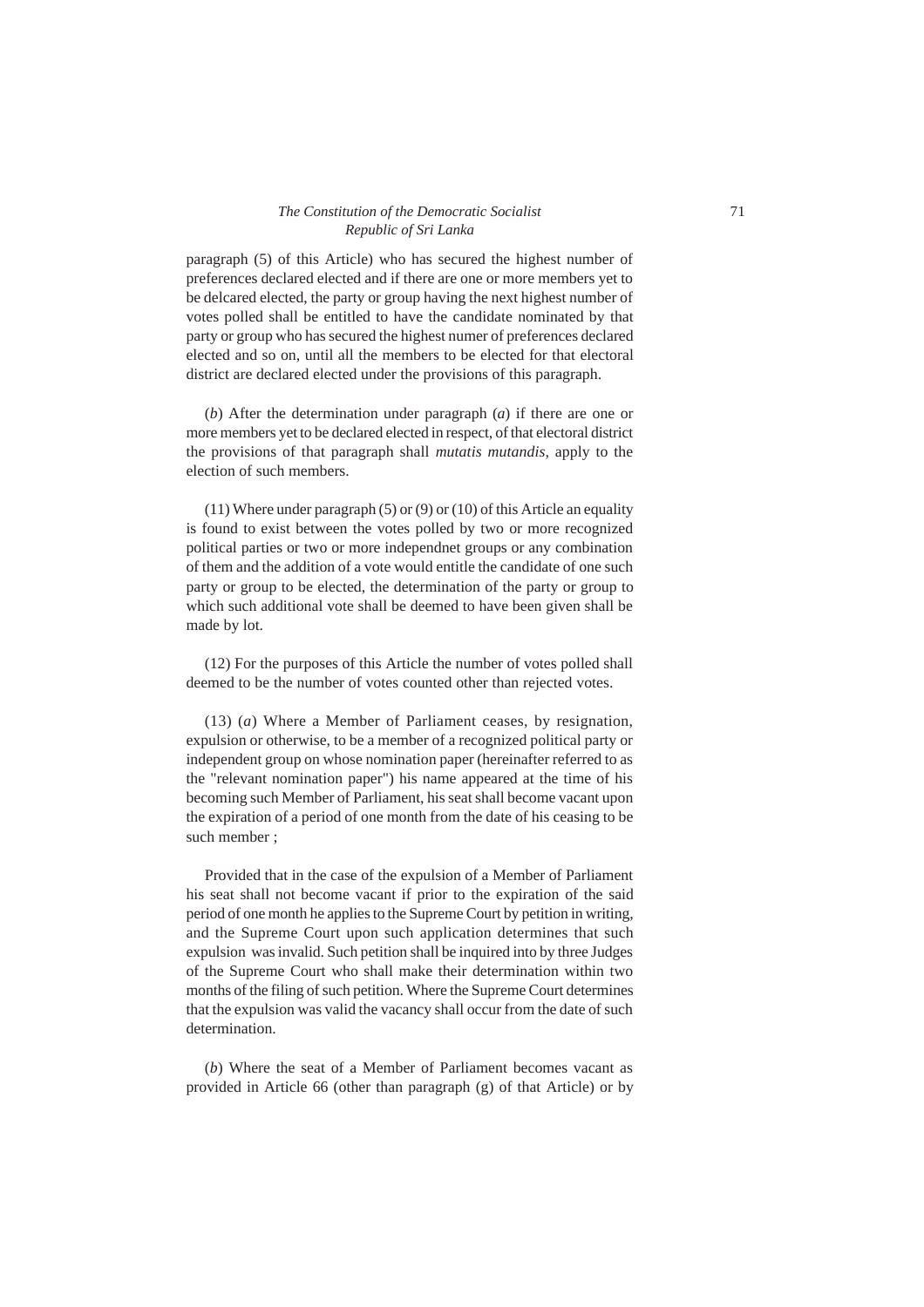paragraph (5) of this Article) who has secured the highest number of preferences declared elected and if there are one or more members yet to be delcared elected, the party or group having the next highest number of votes polled shall be entitled to have the candidate nominated by that party or group who has secured the highest numer of preferences declared elected and so on, until all the members to be elected for that electoral district are declared elected under the provisions of this paragraph.

(*b*) After the determination under paragraph (*a*) if there are one or more members yet to be declared elected in respect, of that electoral district the provisions of that paragraph shall *mutatis mutandis,* apply to the election of such members.

(11) Where under paragraph (5) or (9) or (10) of this Article an equality is found to exist between the votes polled by two or more recognized political parties or two or more independnet groups or any combination of them and the addition of a vote would entitle the candidate of one such party or group to be elected, the determination of the party or group to which such additional vote shall be deemed to have been given shall be made by lot.

(12) For the purposes of this Article the number of votes polled shall deemed to be the number of votes counted other than rejected votes.

(13) (*a*) Where a Member of Parliament ceases, by resignation, expulsion or otherwise, to be a member of a recognized political party or independent group on whose nomination paper (hereinafter referred to as the "relevant nomination paper") his name appeared at the time of his becoming such Member of Parliament, his seat shall become vacant upon the expiration of a period of one month from the date of his ceasing to be such member ;

Provided that in the case of the expulsion of a Member of Parliament his seat shall not become vacant if prior to the expiration of the said period of one month he applies to the Supreme Court by petition in writing, and the Supreme Court upon such application determines that such expulsion was invalid. Such petition shall be inquired into by three Judges of the Supreme Court who shall make their determination within two months of the filing of such petition. Where the Supreme Court determines that the expulsion was valid the vacancy shall occur from the date of such determination.

(*b*) Where the seat of a Member of Parliament becomes vacant as provided in Article 66 (other than paragraph (g) of that Article) or by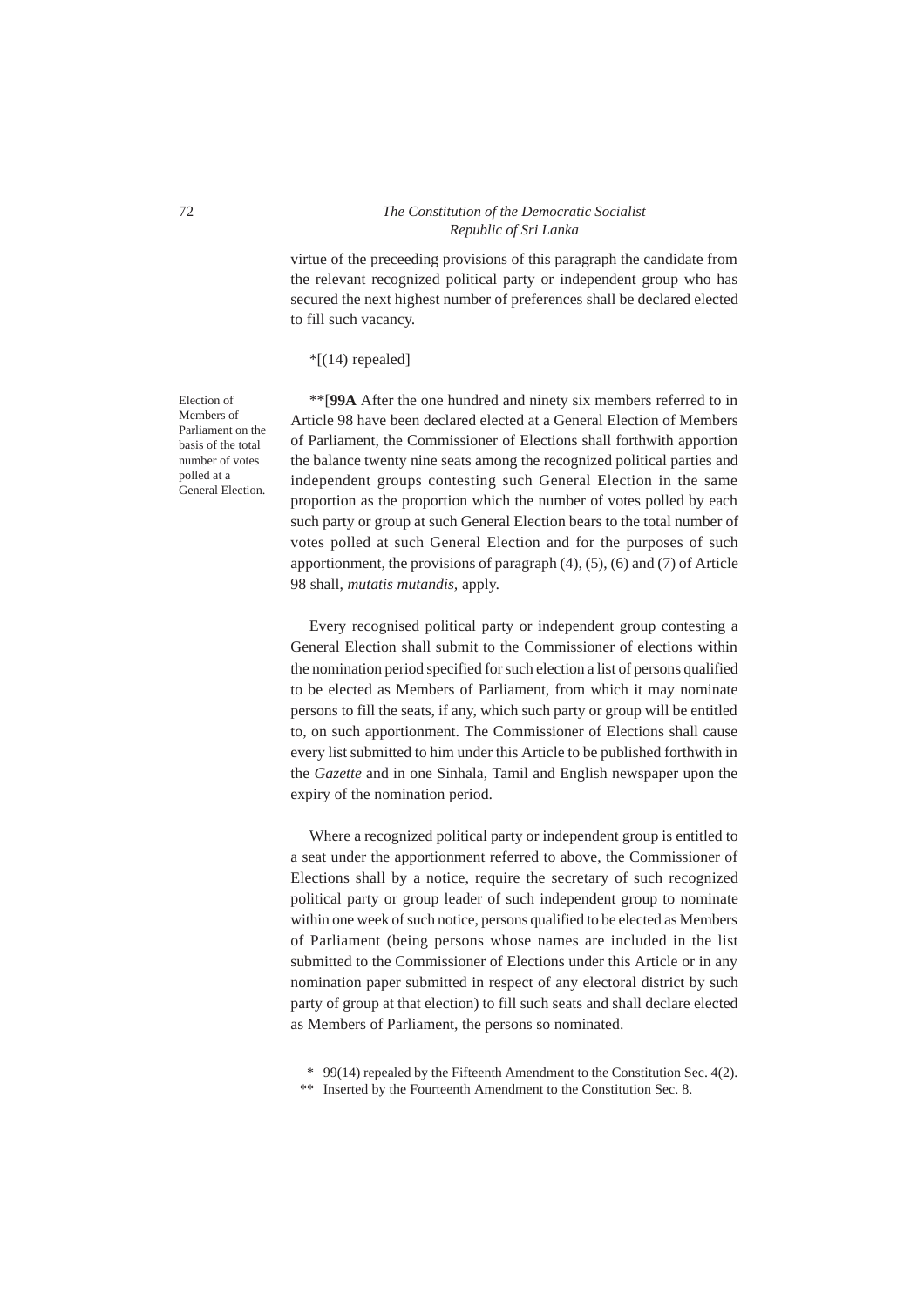virtue of the preceeding provisions of this paragraph the candidate from the relevant recognized political party or independent group who has secured the next highest number of preferences shall be declared elected to fill such vacancy.

*[(14) repealed]

Election of Members of Parliament on the basis of the total number of votes polled at a General Election.

**[**99A** After the one hundred and ninety six members referred to in Article 98 have been declared elected at a General Election of Members of Parliament, the Commissioner of Elections shall forthwith apportion the balance twenty nine seats among the recognized political parties and independent groups contesting such General Election in the same proportion as the proportion which the number of votes polled by each such party or group at such General Election bears to the total number of votes polled at such General Election and for the purposes of such apportionment, the provisions of paragraph (4), (5), (6) and (7) of Article 98 shall, *mutatis mutandis*, apply.

Every recognised political party or independent group contesting a General Election shall submit to the Commissioner of elections within the nomination period specified for such election a list of persons qualified to be elected as Members of Parliament, from which it may nominate persons to fill the seats, if any, which such party or group will be entitled to, on such apportionment. The Commissioner of Elections shall cause every list submitted to him under this Article to be published forthwith in the *Gazette* and in one Sinhala, Tamil and English newspaper upon the expiry of the nomination period.

Where a recognized political party or independent group is entitled to a seat under the apportionment referred to above, the Commissioner of Elections shall by a notice, require the secretary of such recognized political party or group leader of such independent group to nominate within one week of such notice, persons qualified to be elected as Members of Parliament (being persons whose names are included in the list submitted to the Commissioner of Elections under this Article or in any nomination paper submitted in respect of any electoral district by such party of group at that election) to fill such seats and shall declare elected as Members of Parliament, the persons so nominated.

---

\* 99(14) repealed by the Fifteenth Amendment to the Constitution Sec. 4(2).

\*\* Inserted by the Fourteenth Amendment to the Constitution Sec. 8.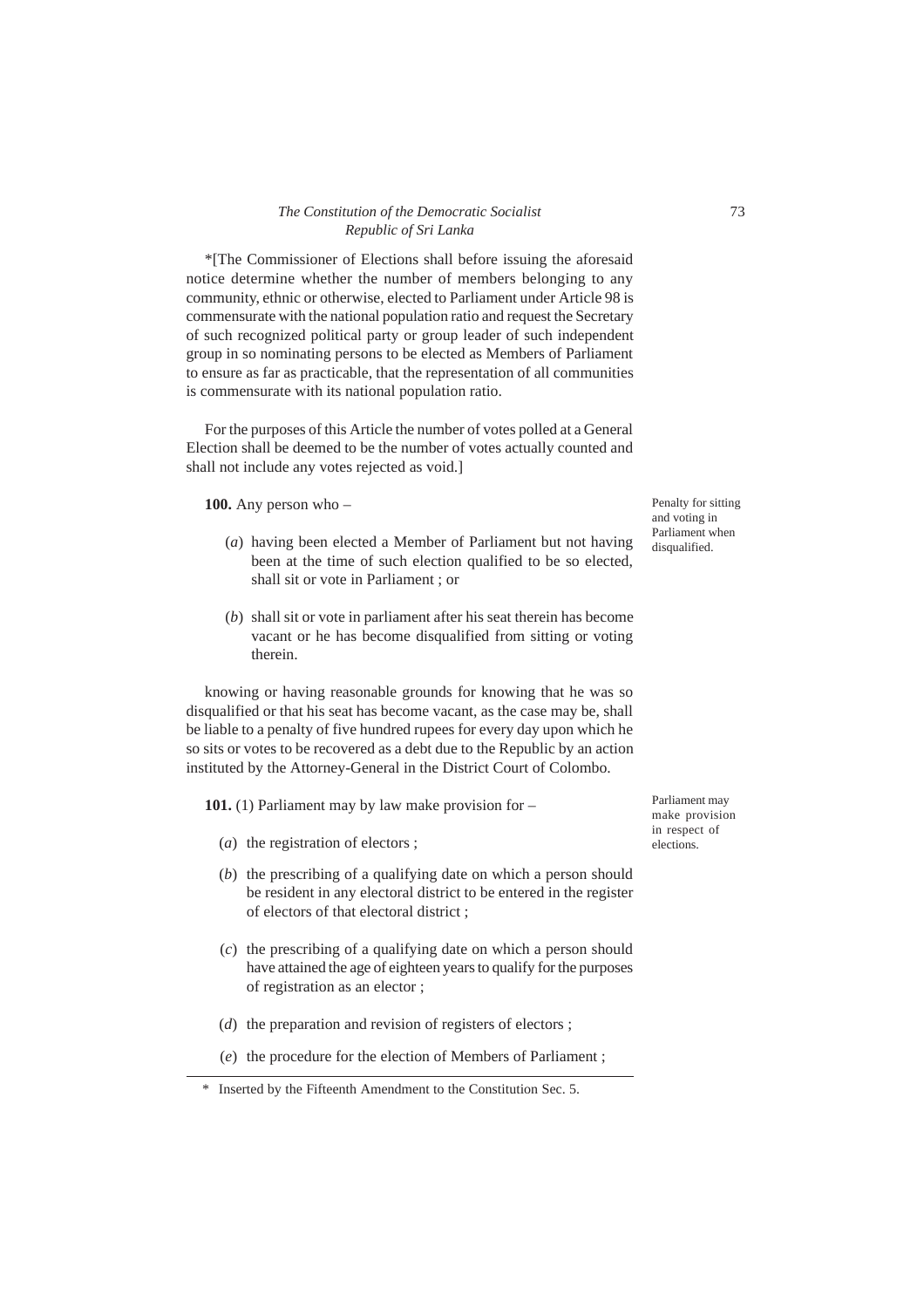*[The Commissioner of Elections shall before issuing the aforesaid notice determine whether the number of members belonging to any community, ethnic or otherwise, elected to Parliament under Article 98 is commensurate with the national population ratio and request the Secretary of such recognized political party or group leader of such independent group in so nominating persons to be elected as Members of Parliament to ensure as far as practicable, that the representation of all communities is commensurate with its national population ratio.

For the purposes of this Article the number of votes polled at a General Election shall be deemed to be the number of votes actually counted and shall not include any votes rejected as void.]

Penalty for sitting and voting in Parliament when disqualified.

**100.** Any person who –

(*a*) having been elected a Member of Parliament but not having been at the time of such election qualified to be so elected, shall sit or vote in Parliament ; or

(*b*) shall sit or vote in parliament after his seat therein has become vacant or he has become disqualified from sitting or voting therein.

knowing or having reasonable grounds for knowing that he was so disqualified or that his seat has become vacant, as the case may be, shall be liable to a penalty of five hundred rupees for every day upon which he so sits or votes to be recovered as a debt due to the Republic by an action instituted by the Attorney-General in the District Court of Colombo.

Parliament may make provision in respect of elections.

**101.** (1) Parliament may by law make provision for –

(*a*) the registration of electors ;

(*b*) the prescribing of a qualifying date on which a person should be resident in any electoral district to be entered in the register of electors of that electoral district ;

(*c*) the prescribing of a qualifying date on which a person should have attained the age of eighteen years to qualify for the purposes of registration as an elector ;

(*d*) the preparation and revision of registers of electors ;

(*e*) the procedure for the election of Members of Parliament ;

\* Inserted by the Fifteenth Amendment to the Constitution Sec. 5.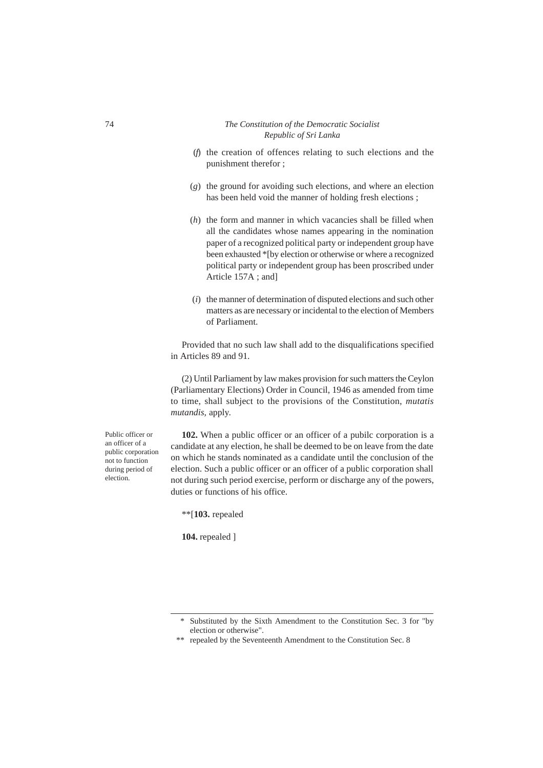(*f*) the creation of offences relating to such elections and the punishment therefor ;

(*g*) the ground for avoiding such elections, and where an election has been held void the manner of holding fresh elections ;

(*h*) the form and manner in which vacancies shall be filled when all the candidates whose names appearing in the nomination paper of a recognized political party or independent group have been exhausted *[by election or otherwise or where a recognized political party or independent group has been proscribed under Article 157A ; and]

(*i*) the manner of determination of disputed elections and such other matters as are necessary or incidental to the election of Members of Parliament.

Provided that no such law shall add to the disqualifications specified in Articles 89 and 91.

(2) Until Parliament by law makes provision for such matters the Ceylon (Parliamentary Elections) Order in Council, 1946 as amended from time to time, shall subject to the provisions of the Constitution, *mutatis mutandis,* apply.

Public officer or an officer of a public corporation not to function during period of election.

**102.** When a public officer or an officer of a pubilc corporation is a candidate at any election, he shall be deemed to be on leave from the date on which he stands nominated as a candidate until the conclusion of the election. Such a public officer or an officer of a public corporation shall not during such period exercise, perform or discharge any of the powers, duties or functions of his office.

**[**103.** repealed

**104.** repealed ]

---

\* Substituted by the Sixth Amendment to the Constitution Sec. 3 for "by election or otherwise".

\*\* repealed by the Seventeenth Amendment to the Constitution Sec. 8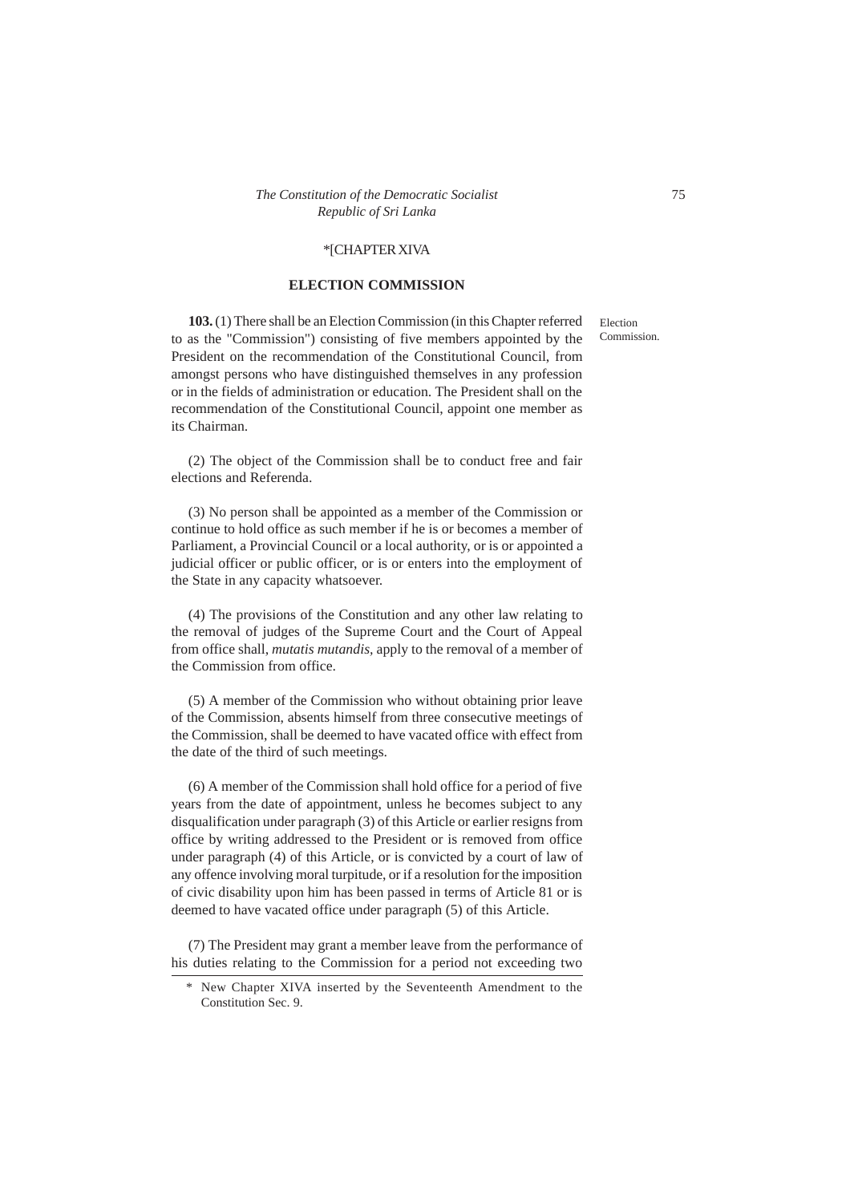*[CHAPTER XIVA

## ELECTION COMMISSION

Election Commission.

**103.** (1) There shall be an Election Commission (in this Chapter referred to as the "Commission") consisting of five members appointed by the President on the recommendation of the Constitutional Council, from amongst persons who have distinguished themselves in any profession or in the fields of administration or education. The President shall on the recommendation of the Constitutional Council, appoint one member as its Chairman.

(2) The object of the Commission shall be to conduct free and fair elections and Referenda.

(3) No person shall be appointed as a member of the Commission or continue to hold office as such member if he is or becomes a member of Parliament, a Provincial Council or a local authority, or is or appointed a judicial officer or public officer, or is or enters into the employment of the State in any capacity whatsoever.

(4) The provisions of the Constitution and any other law relating to the removal of judges of the Supreme Court and the Court of Appeal from office shall, *mutatis mutandis*, apply to the removal of a member of the Commission from office.

(5) A member of the Commission who without obtaining prior leave of the Commission, absents himself from three consecutive meetings of the Commission, shall be deemed to have vacated office with effect from the date of the third of such meetings.

(6) A member of the Commission shall hold office for a period of five years from the date of appointment, unless he becomes subject to any disqualification under paragraph (3) of this Article or earlier resigns from office by writing addressed to the President or is removed from office under paragraph (4) of this Article, or is convicted by a court of law of any offence involving moral turpitude, or if a resolution for the imposition of civic disability upon him has been passed in terms of Article 81 or is deemed to have vacated office under paragraph (5) of this Article.

(7) The President may grant a member leave from the performance of his duties relating to the Commission for a period not exceeding two

\* New Chapter XIVA inserted by the Seventeenth Amendment to the Constitution Sec. 9.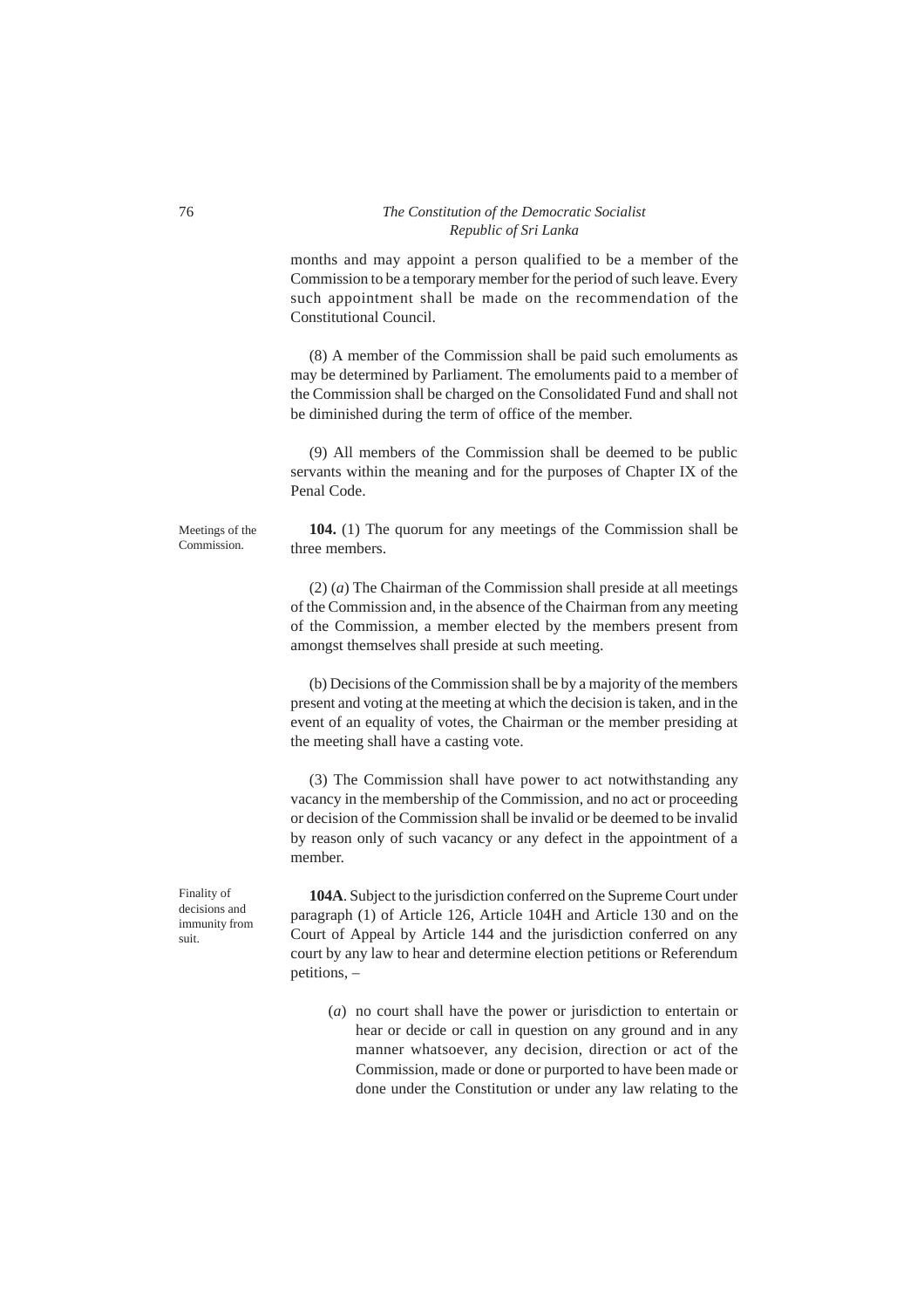months and may appoint a person qualified to be a member of the Commission to be a temporary member for the period of such leave. Every such appointment shall be made on the recommendation of the Constitutional Council.

(8) A member of the Commission shall be paid such emoluments as may be determined by Parliament. The emoluments paid to a member of the Commission shall be charged on the Consolidated Fund and shall not be diminished during the term of office of the member.

(9) All members of the Commission shall be deemed to be public servants within the meaning and for the purposes of Chapter IX of the Penal Code.

Meetings of the Commission.

**104.** (1) The quorum for any meetings of the Commission shall be three members.

(2) (*a*) The Chairman of the Commission shall preside at all meetings of the Commission and, in the absence of the Chairman from any meeting of the Commission, a member elected by the members present from amongst themselves shall preside at such meeting.

(b) Decisions of the Commission shall be by a majority of the members present and voting at the meeting at which the decision is taken, and in the event of an equality of votes, the Chairman or the member presiding at the meeting shall have a casting vote.

(3) The Commission shall have power to act notwithstanding any vacancy in the membership of the Commission, and no act or proceeding or decision of the Commission shall be invalid or be deemed to be invalid by reason only of such vacancy or any defect in the appointment of a member.

Finality of decisions and immunity from suit.

**104A**. Subject to the jurisdiction conferred on the Supreme Court under paragraph (1) of Article 126, Article 104H and Article 130 and on the Court of Appeal by Article 144 and the jurisdiction conferred on any court by any law to hear and determine election petitions or Referendum petitions, –

(*a*) no court shall have the power or jurisdiction to entertain or hear or decide or call in question on any ground and in any manner whatsoever, any decision, direction or act of the Commission, made or done or purported to have been made or done under the Constitution or under any law relating to the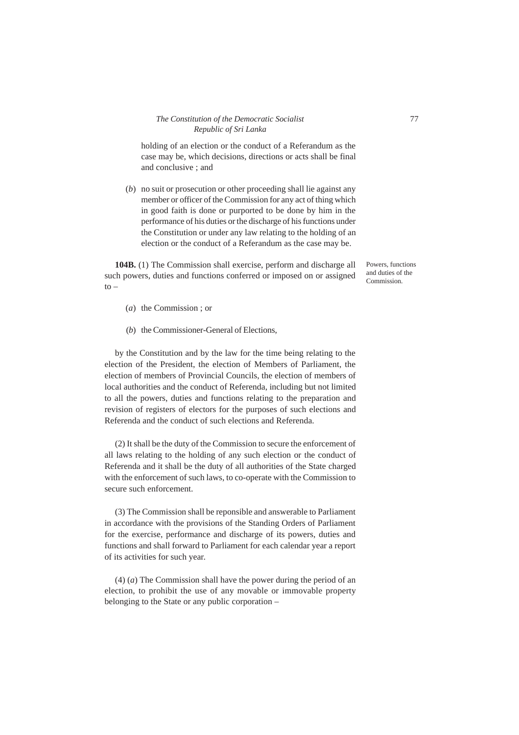holding of an election or the conduct of a Referandum as the case may be, which decisions, directions or acts shall be final and conclusive ; and

(*b*) no suit or prosecution or other proceeding shall lie against any member or officer of the Commission for any act of thing which in good faith is done or purported to be done by him in the performance of his duties or the discharge of his functions under the Constitution or under any law relating to the holding of an election or the conduct of a Referandum as the case may be.

Powers, functions and duties of the Commission.

**104B.** (1) The Commission shall exercise, perform and discharge all such powers, duties and functions conferred or imposed on or assigned to –

(*a*) the Commission ; or

(*b*) the Commissioner-General of Elections,

by the Constitution and by the law for the time being relating to the election of the President, the election of Members of Parliament, the election of members of Provincial Councils, the election of members of local authorities and the conduct of Referenda, including but not limited to all the powers, duties and functions relating to the preparation and revision of registers of electors for the purposes of such elections and Referenda and the conduct of such elections and Referenda.

(2) It shall be the duty of the Commission to secure the enforcement of all laws relating to the holding of any such election or the conduct of Referenda and it shall be the duty of all authorities of the State charged with the enforcement of such laws, to co-operate with the Commission to secure such enforcement.

(3) The Commission shall be reponsible and answerable to Parliament in accordance with the provisions of the Standing Orders of Parliament for the exercise, performance and discharge of its powers, duties and functions and shall forward to Parliament for each calendar year a report of its activities for such year.

(4) (*a*) The Commission shall have the power during the period of an election, to prohibit the use of any movable or immovable property belonging to the State or any public corporation –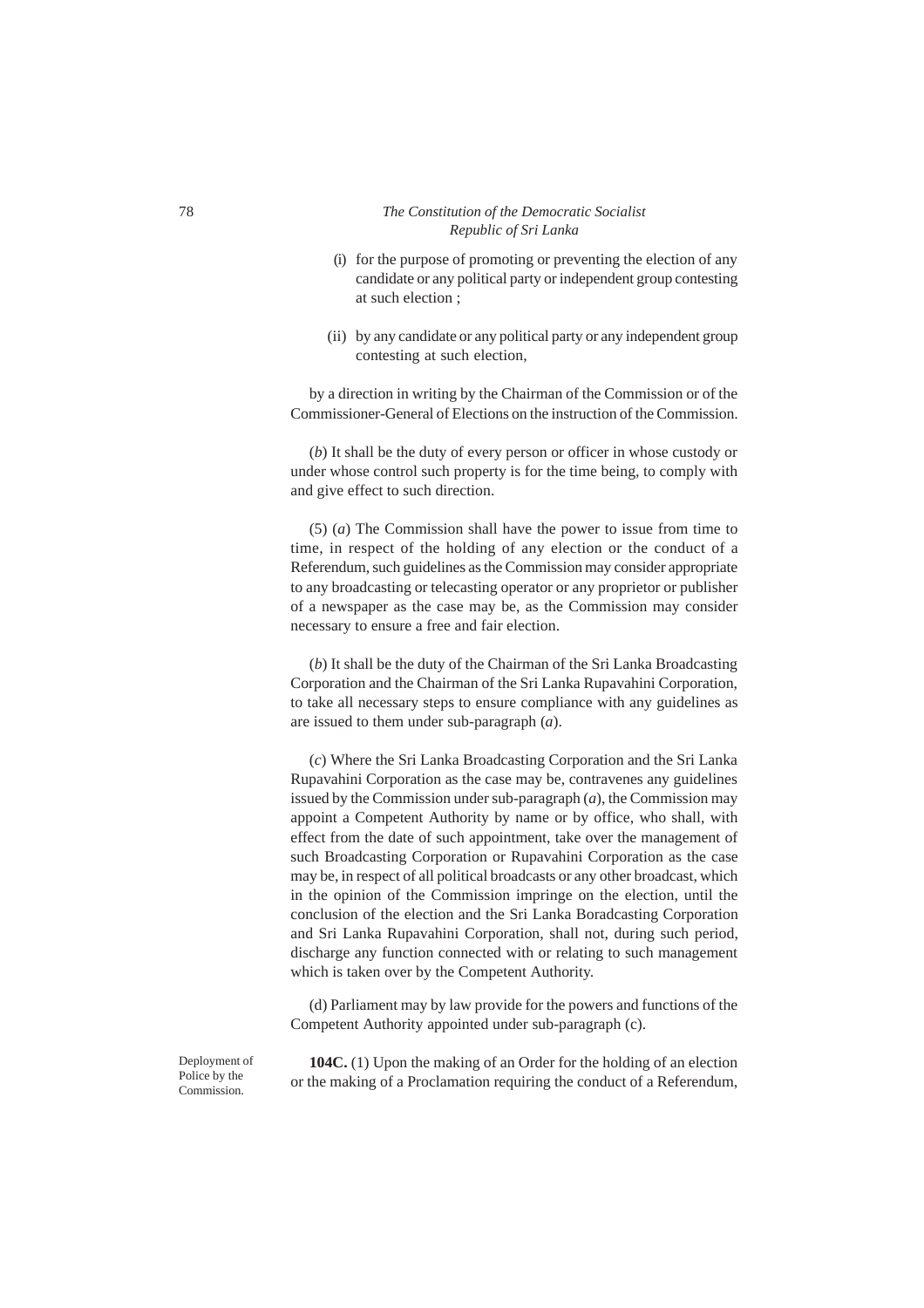(i) for the purpose of promoting or preventing the election of any candidate or any political party or independent group contesting at such election ;

(ii) by any candidate or any political party or any independent group contesting at such election,

by a direction in writing by the Chairman of the Commission or of the Commissioner-General of Elections on the instruction of the Commission.

(*b*) It shall be the duty of every person or officer in whose custody or under whose control such property is for the time being, to comply with and give effect to such direction.

(5) (*a*) The Commission shall have the power to issue from time to time, in respect of the holding of any election or the conduct of a Referendum, such guidelines as the Commission may consider appropriate to any broadcasting or telecasting operator or any proprietor or publisher of a newspaper as the case may be, as the Commission may consider necessary to ensure a free and fair election.

(*b*) It shall be the duty of the Chairman of the Sri Lanka Broadcasting Corporation and the Chairman of the Sri Lanka Rupavahini Corporation, to take all necessary steps to ensure compliance with any guidelines as are issued to them under sub-paragraph (*a*).

(*c*) Where the Sri Lanka Broadcasting Corporation and the Sri Lanka Rupavahini Corporation as the case may be, contravenes any guidelines issued by the Commission under sub-paragraph (*a*), the Commission may appoint a Competent Authority by name or by office, who shall, with effect from the date of such appointment, take over the management of such Broadcasting Corporation or Rupavahini Corporation as the case may be, in respect of all political broadcasts or any other broadcast, which in the opinion of the Commission impringe on the election, until the conclusion of the election and the Sri Lanka Boradcasting Corporation and Sri Lanka Rupavahini Corporation, shall not, during such period, discharge any function connected with or relating to such management which is taken over by the Competent Authority.

(d) Parliament may by law provide for the powers and functions of the Competent Authority appointed under sub-paragraph (c).

Deployment of Police by the Commission.

**104C.** (1) Upon the making of an Order for the holding of an election or the making of a Proclamation requiring the conduct of a Referendum,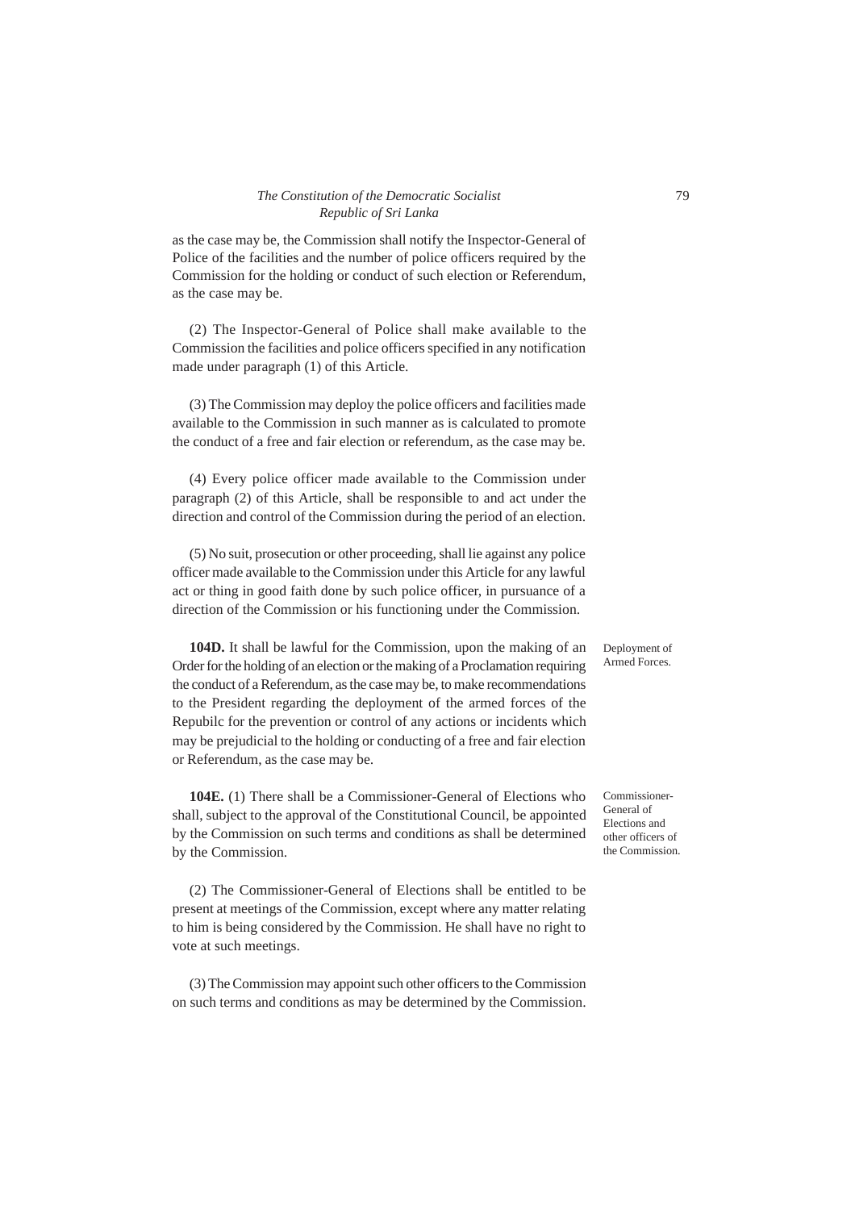as the case may be, the Commission shall notify the Inspector-General of Police of the facilities and the number of police officers required by the Commission for the holding or conduct of such election or Referendum, as the case may be.

(2) The Inspector-General of Police shall make available to the Commission the facilities and police officers specified in any notification made under paragraph (1) of this Article.

(3) The Commission may deploy the police officers and facilities made available to the Commission in such manner as is calculated to promote the conduct of a free and fair election or referendum, as the case may be.

(4) Every police officer made available to the Commission under paragraph (2) of this Article, shall be responsible to and act under the direction and control of the Commission during the period of an election.

(5) No suit, prosecution or other proceeding, shall lie against any police officer made available to the Commission under this Article for any lawful act or thing in good faith done by such police officer, in pursuance of a direction of the Commission or his functioning under the Commission.

Deployment of Armed Forces.

**104D.** It shall be lawful for the Commission, upon the making of an Order for the holding of an election or the making of a Proclamation requiring the conduct of a Referendum, as the case may be, to make recommendations to the President regarding the deployment of the armed forces of the Repubilc for the prevention or control of any actions or incidents which may be prejudicial to the holding or conducting of a free and fair election or Referendum, as the case may be.

Commissioner-General of Elections and other officers of the Commission.

**104E.** (1) There shall be a Commissioner-General of Elections who shall, subject to the approval of the Constitutional Council, be appointed by the Commission on such terms and conditions as shall be determined by the Commission.

(2) The Commissioner-General of Elections shall be entitled to be present at meetings of the Commission, except where any matter relating to him is being considered by the Commission. He shall have no right to vote at such meetings.

(3) The Commission may appoint such other officers to the Commission on such terms and conditions as may be determined by the Commission.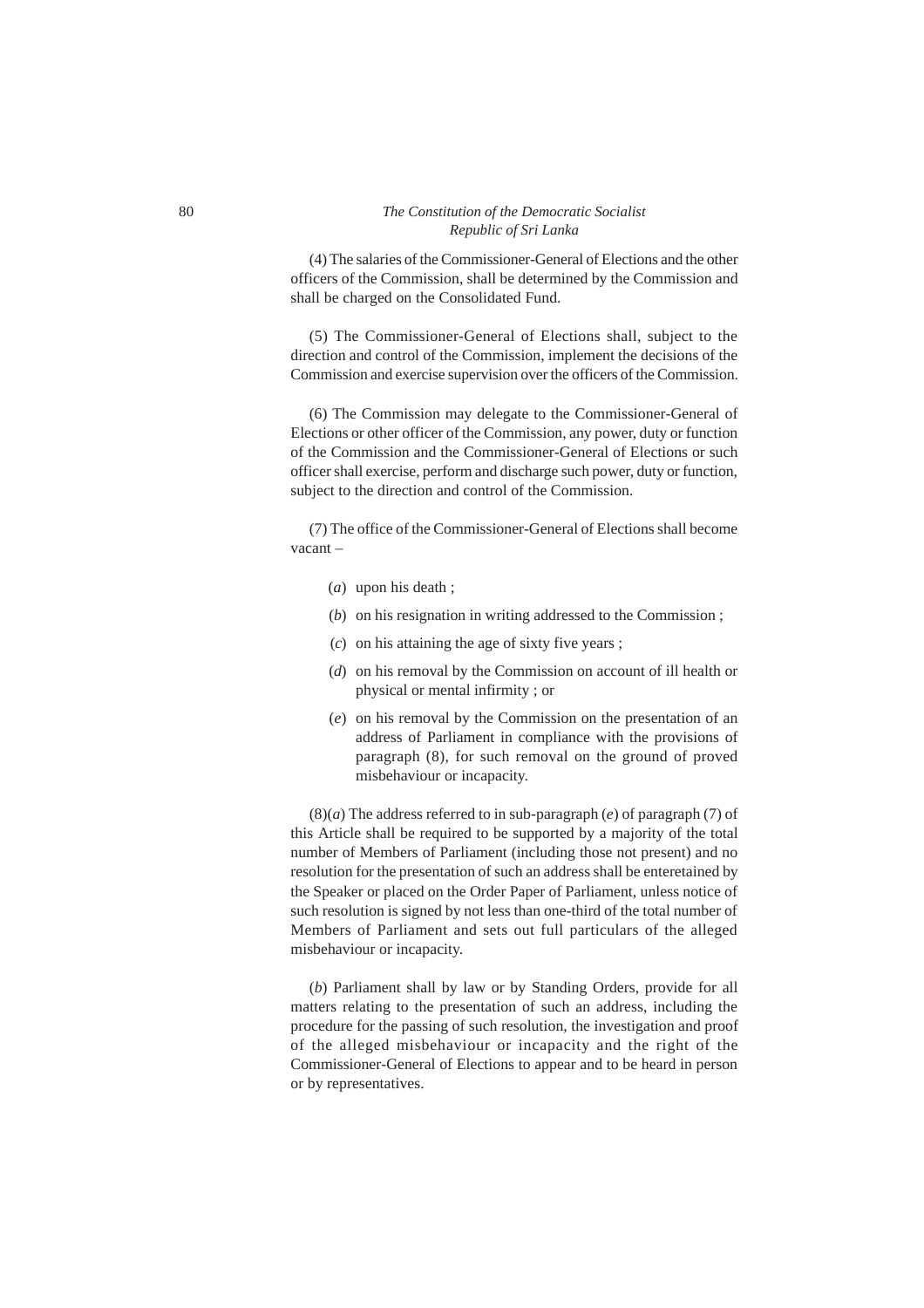(4) The salaries of the Commissioner-General of Elections and the other officers of the Commission, shall be determined by the Commission and shall be charged on the Consolidated Fund.

(5) The Commissioner-General of Elections shall, subject to the direction and control of the Commission, implement the decisions of the Commission and exercise supervision over the officers of the Commission.

(6) The Commission may delegate to the Commissioner-General of Elections or other officer of the Commission, any power, duty or function of the Commission and the Commissioner-General of Elections or such officer shall exercise, perform and discharge such power, duty or function, subject to the direction and control of the Commission.

(7) The office of the Commissioner-General of Elections shall become vacant –

(*a*) upon his death ;

(*b*) on his resignation in writing addressed to the Commission ;

(*c*) on his attaining the age of sixty five years ;

(*d*) on his removal by the Commission on account of ill health or physical or mental infirmity ; or

(*e*) on his removal by the Commission on the presentation of an address of Parliament in compliance with the provisions of paragraph (8), for such removal on the ground of proved misbehaviour or incapacity.

(8)(*a*) The address referred to in sub-paragraph (*e*) of paragraph (7) of this Article shall be required to be supported by a majority of the total number of Members of Parliament (including those not present) and no resolution for the presentation of such an address shall be enteretained by the Speaker or placed on the Order Paper of Parliament, unless notice of such resolution is signed by not less than one-third of the total number of Members of Parliament and sets out full particulars of the alleged misbehaviour or incapacity.

(*b*) Parliament shall by law or by Standing Orders, provide for all matters relating to the presentation of such an address, including the procedure for the passing of such resolution, the investigation and proof of the alleged misbehaviour or incapacity and the right of the Commissioner-General of Elections to appear and to be heard in person or by representatives.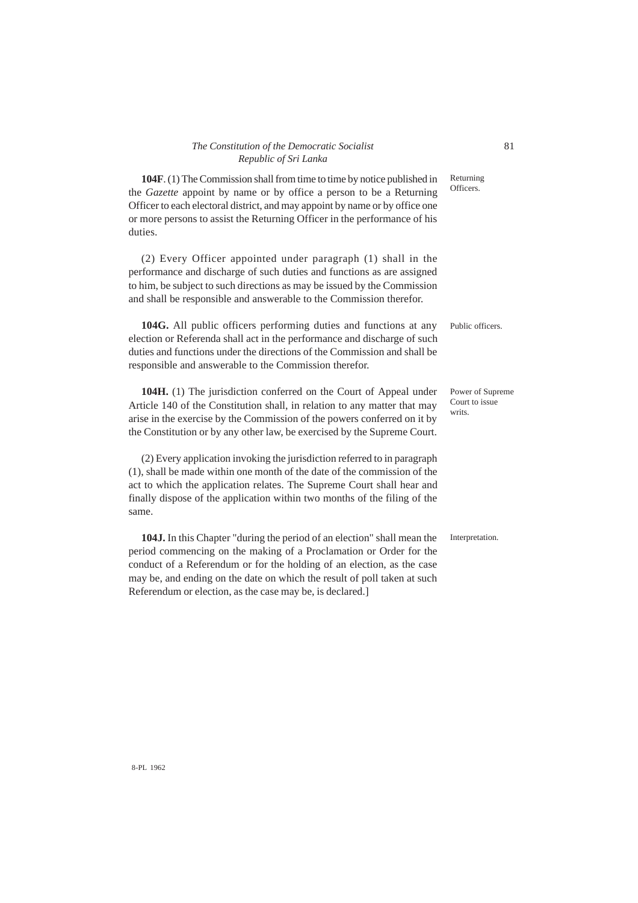**104F**. (1) The Commission shall from time to time by notice published in the *Gazette* appoint by name or by office a person to be a Returning Officer to each electoral district, and may appoint by name or by office one or more persons to assist the Returning Officer in the performance of his duties.

Returning Officers.

(2) Every Officer appointed under paragraph (1) shall in the performance and discharge of such duties and functions as are assigned to him, be subject to such directions as may be issued by the Commission and shall be responsible and answerable to the Commission therefor.

**104G.** All public officers performing duties and functions at any election or Referenda shall act in the performance and discharge of such duties and functions under the directions of the Commission and shall be responsible and answerable to the Commission therefor.

Public officers.

**104H.** (1) The jurisdiction conferred on the Court of Appeal under Article 140 of the Constitution shall, in relation to any matter that may arise in the exercise by the Commission of the powers conferred on it by the Constitution or by any other law, be exercised by the Supreme Court.

Power of Supreme Court to issue writs.

(2) Every application invoking the jurisdiction referred to in paragraph (1), shall be made within one month of the date of the commission of the act to which the application relates. The Supreme Court shall hear and finally dispose of the application within two months of the filing of the same.

**104J.** In this Chapter "during the period of an election" shall mean the period commencing on the making of a Proclamation or Order for the conduct of a Referendum or for the holding of an election, as the case may be, and ending on the date on which the result of poll taken at such Referendum or election, as the case may be, is declared.]

Interpretation.

8-PL 1962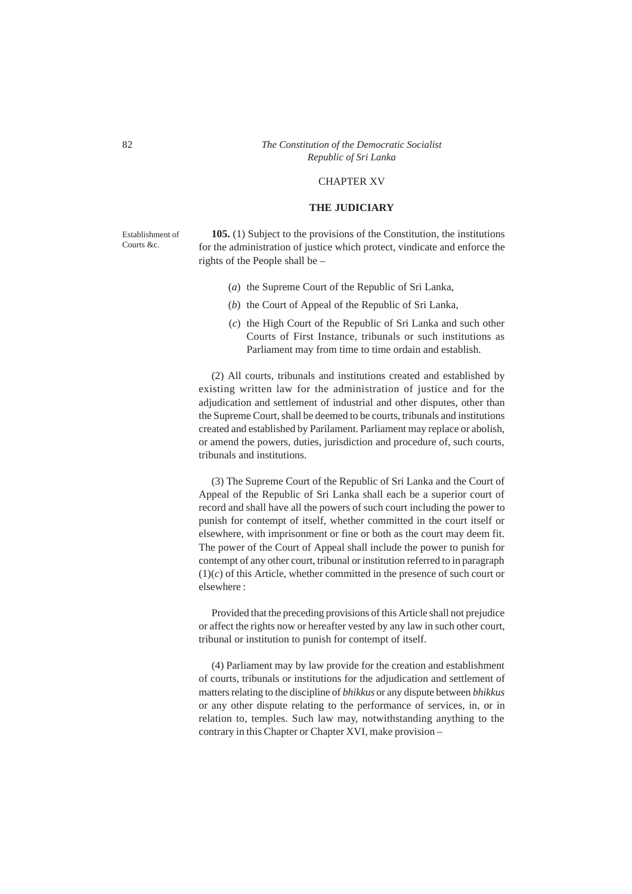## CHAPTER XV

## THE JUDICIARY

Establishment of Courts &c.

**105.** (1) Subject to the provisions of the Constitution, the institutions for the administration of justice which protect, vindicate and enforce the rights of the People shall be –

(*a*) the Supreme Court of the Republic of Sri Lanka,

(*b*) the Court of Appeal of the Republic of Sri Lanka,

(*c*) the High Court of the Republic of Sri Lanka and such other Courts of First Instance, tribunals or such institutions as Parliament may from time to time ordain and establish.

(2) All courts, tribunals and institutions created and established by existing written law for the administration of justice and for the adjudication and settlement of industrial and other disputes, other than the Supreme Court, shall be deemed to be courts, tribunals and institutions created and established by Parilament. Parliament may replace or abolish, or amend the powers, duties, jurisdiction and procedure of, such courts, tribunals and institutions.

(3) The Supreme Court of the Republic of Sri Lanka and the Court of Appeal of the Republic of Sri Lanka shall each be a superior court of record and shall have all the powers of such court including the power to punish for contempt of itself, whether committed in the court itself or elsewhere, with imprisonment or fine or both as the court may deem fit. The power of the Court of Appeal shall include the power to punish for contempt of any other court, tribunal or institution referred to in paragraph (1)(*c*) of this Article, whether committed in the presence of such court or elsewhere :

Provided that the preceding provisions of this Article shall not prejudice or affect the rights now or hereafter vested by any law in such other court, tribunal or institution to punish for contempt of itself.

(4) Parliament may by law provide for the creation and establishment of courts, tribunals or institutions for the adjudication and settlement of matters relating to the discipline of *bhikkus* or any dispute between *bhikkus* or any other dispute relating to the performance of services, in, or in relation to, temples. Such law may, notwithstanding anything to the contrary in this Chapter or Chapter XVI, make provision –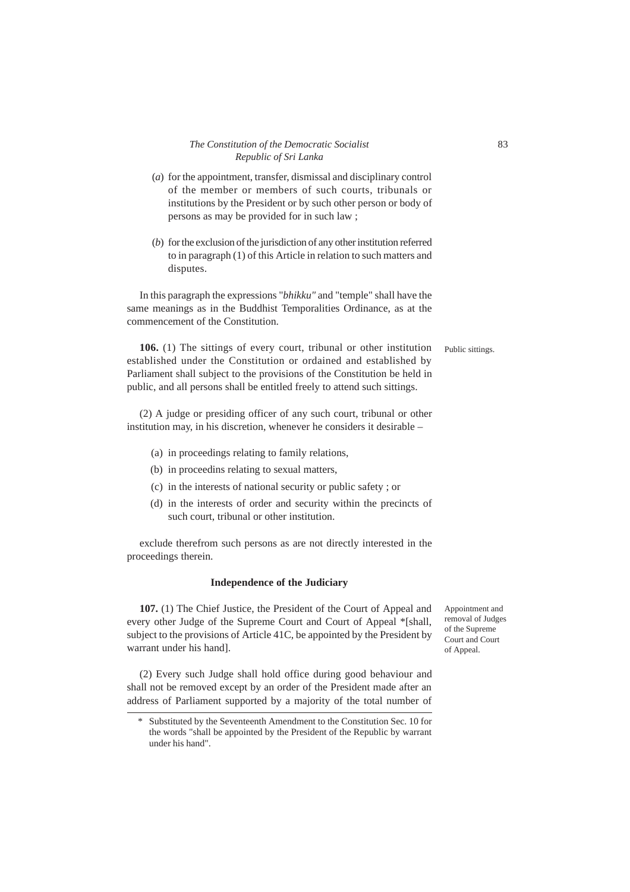(*a*) for the appointment, transfer, dismissal and disciplinary control of the member or members of such courts, tribunals or institutions by the President or by such other person or body of persons as may be provided for in such law ;

(*b*) for the exclusion of the jurisdiction of any other institution referred to in paragraph (1) of this Article in relation to such matters and disputes.

In this paragraph the expressions "*bhikku"* and "temple" shall have the same meanings as in the Buddhist Temporalities Ordinance, as at the commencement of the Constitution.

Public sittings.

**106.** (1) The sittings of every court, tribunal or other institution established under the Constitution or ordained and established by Parliament shall subject to the provisions of the Constitution be held in public, and all persons shall be entitled freely to attend such sittings.

(2) A judge or presiding officer of any such court, tribunal or other institution may, in his discretion, whenever he considers it desirable –

(a) in proceedings relating to family relations,

(b) in proceedins relating to sexual matters,

(c) in the interests of national security or public safety ; or

(d) in the interests of order and security within the precincts of such court, tribunal or other institution.

exclude therefrom such persons as are not directly interested in the proceedings therein.

### Independence of the Judiciary

Appointment and removal of Judges of the Supreme Court and Court of Appeal.

**107.** (1) The Chief Justice, the President of the Court of Appeal and every other Judge of the Supreme Court and Court of Appeal *[shall, subject to the provisions of Article 41C, be appointed by the President by warrant under his hand].

(2) Every such Judge shall hold office during good behaviour and shall not be removed except by an order of the President made after an address of Parliament supported by a majority of the total number of

---

\* Substituted by the Seventeenth Amendment to the Constitution Sec. 10 for the words "shall be appointed by the President of the Republic by warrant under his hand".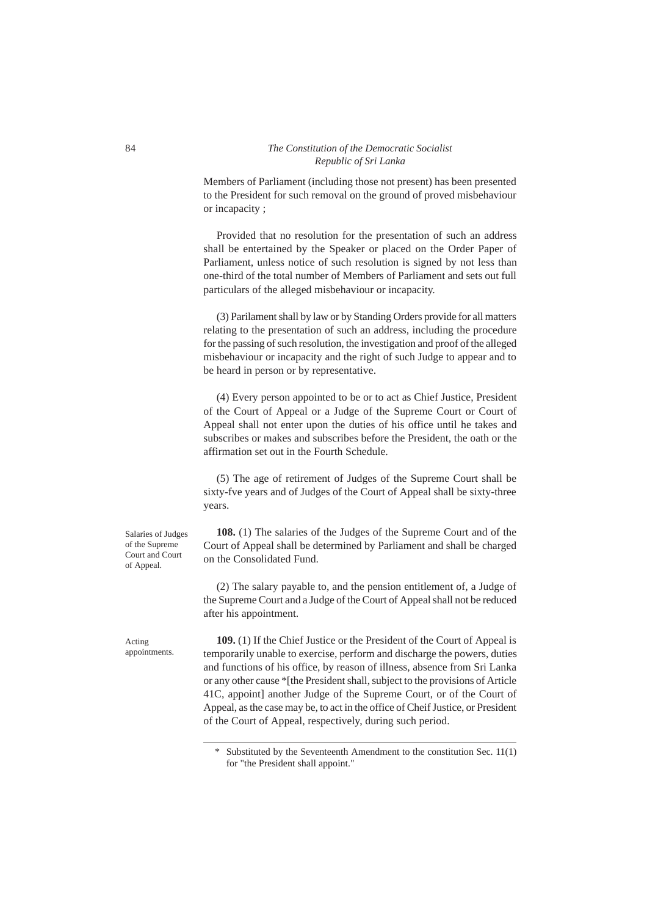Members of Parliament (including those not present) has been presented to the President for such removal on the ground of proved misbehaviour or incapacity ;

Provided that no resolution for the presentation of such an address shall be entertained by the Speaker or placed on the Order Paper of Parliament, unless notice of such resolution is signed by not less than one-third of the total number of Members of Parliament and sets out full particulars of the alleged misbehaviour or incapacity.

(3) Parilament shall by law or by Standing Orders provide for all matters relating to the presentation of such an address, including the procedure for the passing of such resolution, the investigation and proof of the alleged misbehaviour or incapacity and the right of such Judge to appear and to be heard in person or by representative.

(4) Every person appointed to be or to act as Chief Justice, President of the Court of Appeal or a Judge of the Supreme Court or Court of Appeal shall not enter upon the duties of his office until he takes and subscribes or makes and subscribes before the President, the oath or the affirmation set out in the Fourth Schedule.

(5) The age of retirement of Judges of the Supreme Court shall be sixty-fve years and of Judges of the Court of Appeal shall be sixty-three years.

Salaries of Judges of the Supreme Court and Court of Appeal.

**108.** (1) The salaries of the Judges of the Supreme Court and of the Court of Appeal shall be determined by Parliament and shall be charged on the Consolidated Fund.

(2) The salary payable to, and the pension entitlement of, a Judge of the Supreme Court and a Judge of the Court of Appeal shall not be reduced after his appointment.

Acting appointments.

**109.** (1) If the Chief Justice or the President of the Court of Appeal is temporarily unable to exercise, perform and discharge the powers, duties and functions of his office, by reason of illness, absence from Sri Lanka or any other cause *[the President shall, subject to the provisions of Article 41C, appoint] another Judge of the Supreme Court, or of the Court of Appeal, as the case may be, to act in the office of Cheif Justice, or President of the Court of Appeal, respectively, during such period.

---

\* Substituted by the Seventeenth Amendment to the constitution Sec. 11(1) for "the President shall appoint."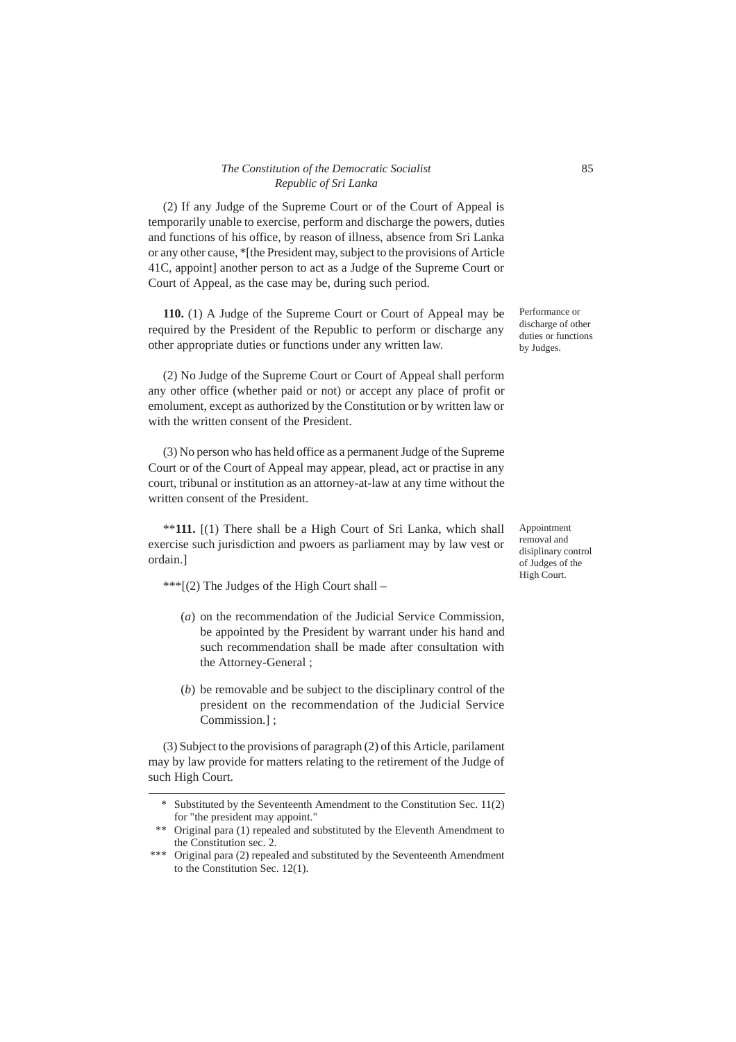(2) If any Judge of the Supreme Court or of the Court of Appeal is temporarily unable to exercise, perform and discharge the powers, duties and functions of his office, by reason of illness, absence from Sri Lanka or any other cause, *[the President may, subject to the provisions of Article 41C, appoint] another person to act as a Judge of the Supreme Court or Court of Appeal, as the case may be, during such period.

Performance or discharge of other duties or functions by Judges.

**110.** (1) A Judge of the Supreme Court or Court of Appeal may be required by the President of the Republic to perform or discharge any other appropriate duties or functions under any written law.

(2) No Judge of the Supreme Court or Court of Appeal shall perform any other office (whether paid or not) or accept any place of profit or emolument, except as authorized by the Constitution or by written law or with the written consent of the President.

(3) No person who has held office as a permanent Judge of the Supreme Court or of the Court of Appeal may appear, plead, act or practise in any court, tribunal or institution as an attorney-at-law at any time without the written consent of the President.

Appointment removal and disiplinary control of Judges of the High Court.

****111.** [(1) There shall be a High Court of Sri Lanka, which shall exercise such jurisdiction and pwoers as parliament may by law vest or ordain.]

***[(2) The Judges of the High Court shall –

(*a*) on the recommendation of the Judicial Service Commission, be appointed by the President by warrant under his hand and such recommendation shall be made after consultation with the Attorney-General ;

(*b*) be removable and be subject to the disciplinary control of the president on the recommendation of the Judicial Service Commission.] ;

(3) Subject to the provisions of paragraph (2) of this Article, parilament may by law provide for matters relating to the retirement of the Judge of such High Court.

---

\* Substituted by the Seventeenth Amendment to the Constitution Sec. 11(2) for "the president may appoint."

\** Original para (1) repealed and substituted by the Eleventh Amendment to the Constitution sec. 2.

\*** Original para (2) repealed and substituted by the Seventeenth Amendment to the Constitution Sec. 12(1).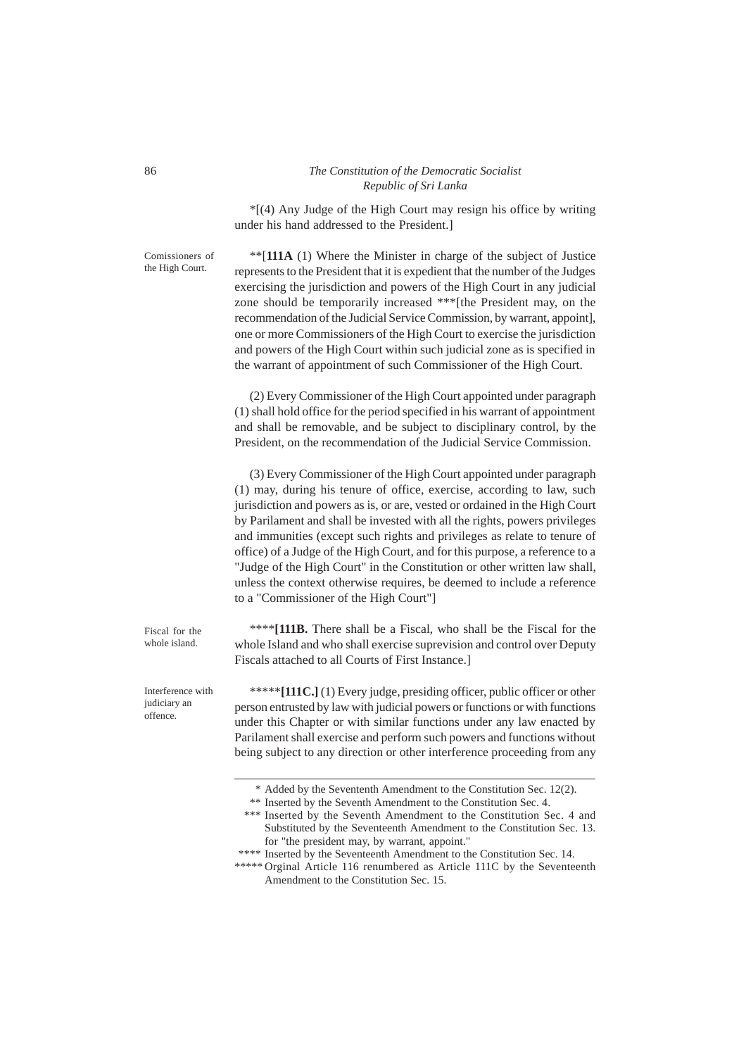*[(4) Any Judge of the High Court may resign his office by writing under his hand addressed to the President.]

Comissioners of the High Court.

**[**111A** (1) Where the Minister in charge of the subject of Justice represents to the President that it is expedient that the number of the Judges exercising the jurisdiction and powers of the High Court in any judicial zone should be temporarily increased ***[the President may, on the recommendation of the Judicial Service Commission, by warrant, appoint], one or more Commissioners of the High Court to exercise the jurisdiction and powers of the High Court within such judicial zone as is specified in the warrant of appointment of such Commissioner of the High Court.

(2) Every Commissioner of the High Court appointed under paragraph (1) shall hold office for the period specified in his warrant of appointment and shall be removable, and be subject to disciplinary control, by the President, on the recommendation of the Judicial Service Commission.

(3) Every Commissioner of the High Court appointed under paragraph (1) may, during his tenure of office, exercise, according to law, such jurisdiction and powers as is, or are, vested or ordained in the High Court by Parilament and shall be invested with all the rights, powers privileges and immunities (except such rights and privileges as relate to tenure of office) of a Judge of the High Court, and for this purpose, a reference to a "Judge of the High Court" in the Constitution or other written law shall, unless the context otherwise requires, be deemed to include a reference to a "Commissioner of the High Court"]

Fiscal for the whole island.

****[**111B.** There shall be a Fiscal, who shall be the Fiscal for the whole Island and who shall exercise suprevision and control over Deputy Fiscals attached to all Courts of First Instance.]

Interference with judiciary an offence.

*****[**111C.**] (1) Every judge, presiding officer, public officer or other person entrusted by law with judicial powers or functions or with functions under this Chapter or with similar functions under any law enacted by Parilament shall exercise and perform such powers and functions without being subject to any direction or other interference proceeding from any

---

\* Added by the Sevententh Amendment to the Constitution Sec. 12(2).

\** Inserted by the Seventh Amendment to the Constitution Sec. 4.

\*** Inserted by the Seventh Amendment to the Constitution Sec. 4 and Substituted by the Seventeenth Amendment to the Constitution Sec. 13. for "the president may, by warrant, appoint."

\**** Inserted by the Seventeenth Amendment to the Constitution Sec. 14.

\***** Orginal Article 116 renumbered as Article 111C by the Seventeenth Amendment to the Constitution Sec. 15.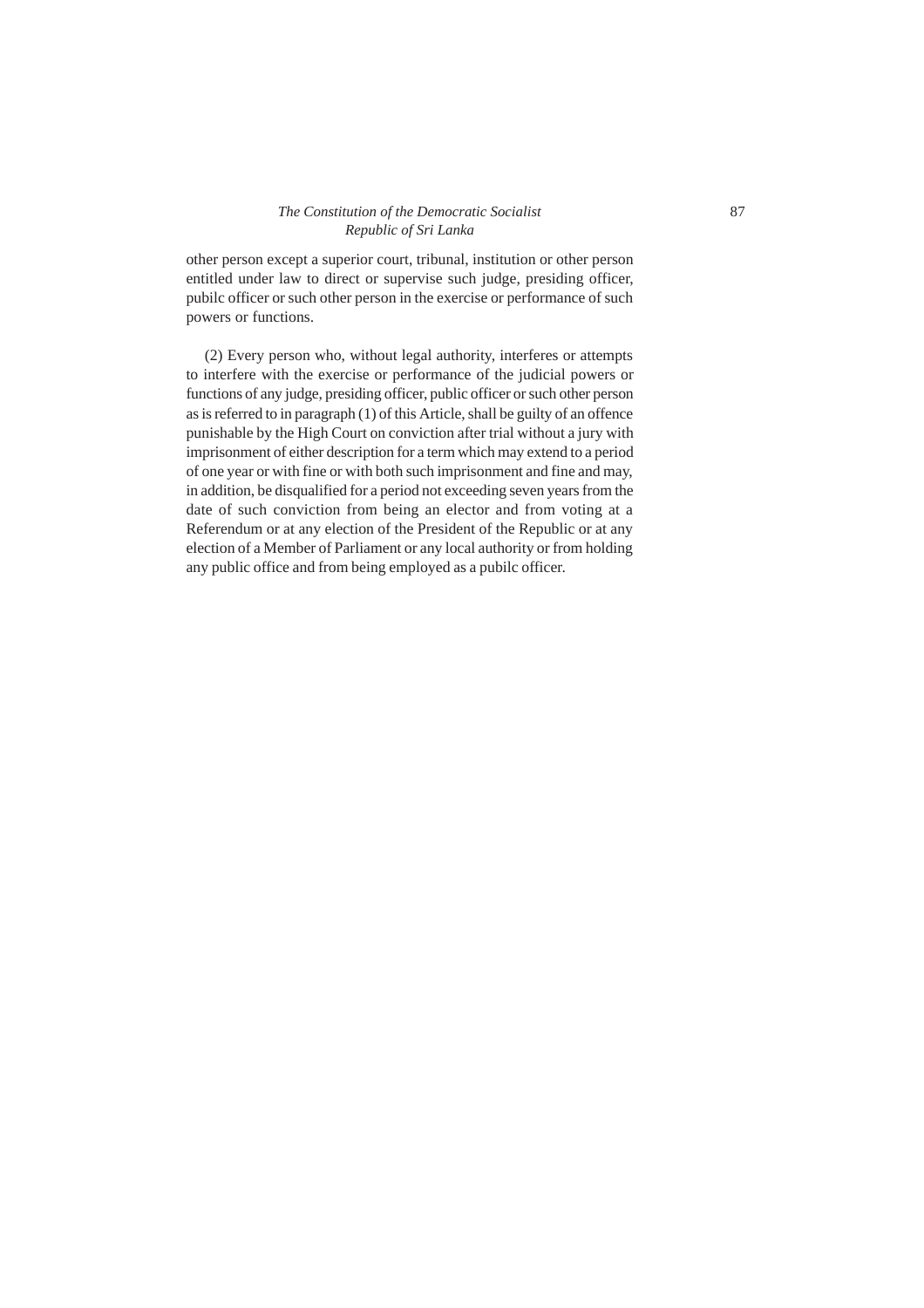other person except a superior court, tribunal, institution or other person entitled under law to direct or supervise such judge, presiding officer, pubilc officer or such other person in the exercise or performance of such powers or functions.

(2) Every person who, without legal authority, interferes or attempts to interfere with the exercise or performance of the judicial powers or functions of any judge, presiding officer, public officer or such other person as is referred to in paragraph (1) of this Article, shall be guilty of an offence punishable by the High Court on conviction after trial without a jury with imprisonment of either description for a term which may extend to a period of one year or with fine or with both such imprisonment and fine and may, in addition, be disqualified for a period not exceeding seven years from the date of such conviction from being an elector and from voting at a Referendum or at any election of the President of the Republic or at any election of a Member of Parliament or any local authority or from holding any public office and from being employed as a pubilc officer.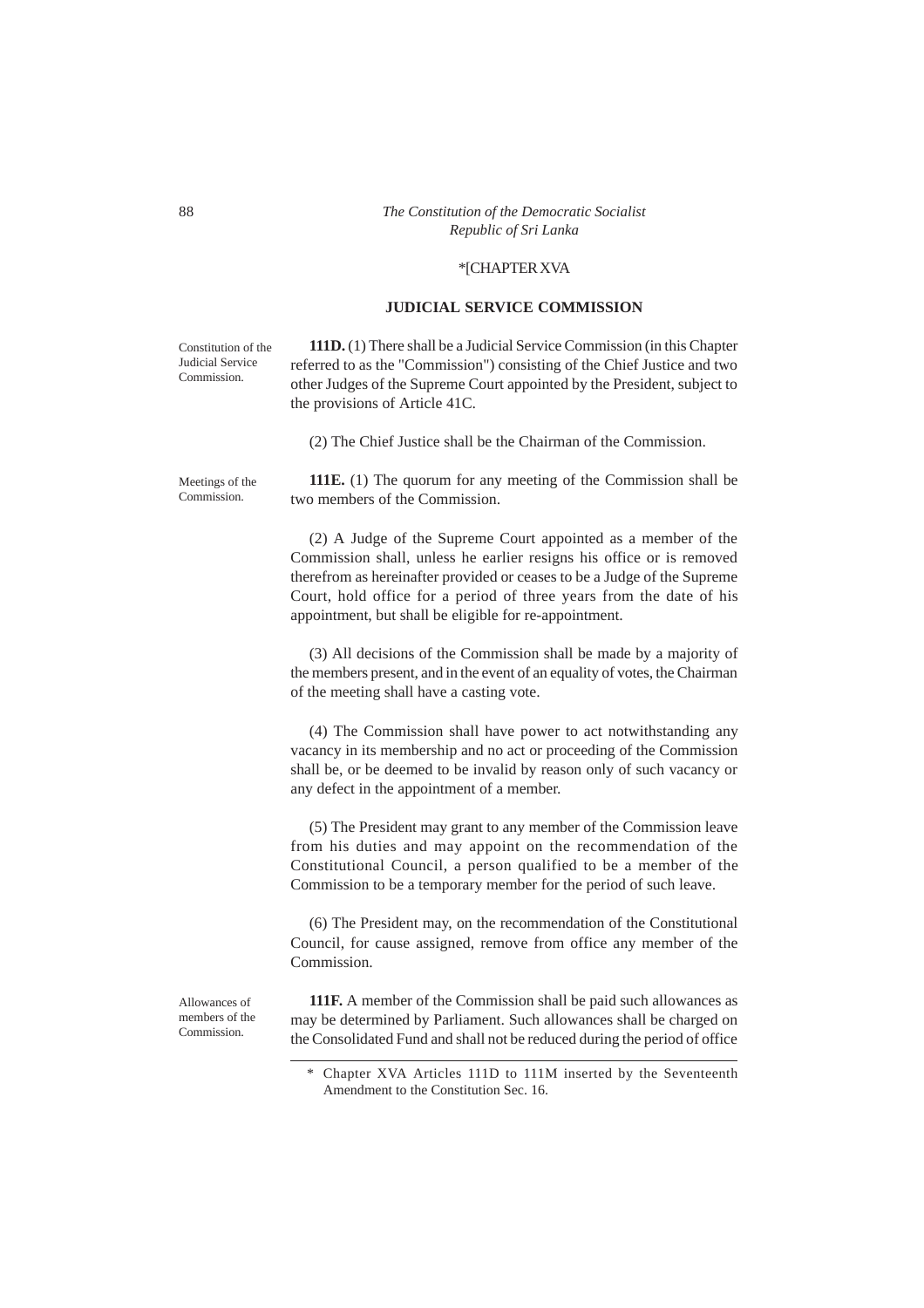*[CHAPTER XVA

## JUDICIAL SERVICE COMMISSION

Constitution of the Judicial Service Commission.

**111D.** (1) There shall be a Judicial Service Commission (in this Chapter referred to as the "Commission") consisting of the Chief Justice and two other Judges of the Supreme Court appointed by the President, subject to the provisions of Article 41C.

(2) The Chief Justice shall be the Chairman of the Commission.

Meetings of the Commission.

**111E.** (1) The quorum for any meeting of the Commission shall be two members of the Commission.

(2) A Judge of the Supreme Court appointed as a member of the Commission shall, unless he earlier resigns his office or is removed therefrom as hereinafter provided or ceases to be a Judge of the Supreme Court, hold office for a period of three years from the date of his appointment, but shall be eligible for re-appointment.

(3) All decisions of the Commission shall be made by a majority of the members present, and in the event of an equality of votes, the Chairman of the meeting shall have a casting vote.

(4) The Commission shall have power to act notwithstanding any vacancy in its membership and no act or proceeding of the Commission shall be, or be deemed to be invalid by reason only of such vacancy or any defect in the appointment of a member.

(5) The President may grant to any member of the Commission leave from his duties and may appoint on the recommendation of the Constitutional Council, a person qualified to be a member of the Commission to be a temporary member for the period of such leave.

(6) The President may, on the recommendation of the Constitutional Council, for cause assigned, remove from office any member of the Commission.

Allowances of members of the Commission.

**111F.** A member of the Commission shall be paid such allowances as may be determined by Parliament. Such allowances shall be charged on the Consolidated Fund and shall not be reduced during the period of office

\* Chapter XVA Articles 111D to 111M inserted by the Seventeenth Amendment to the Constitution Sec. 16.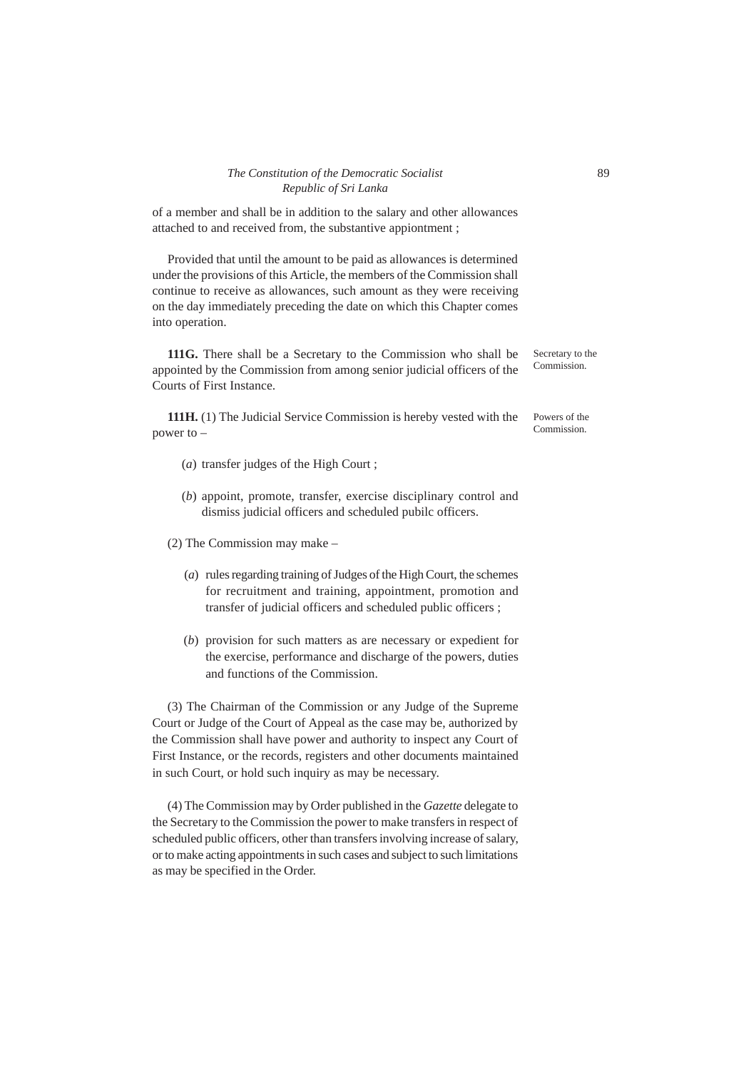of a member and shall be in addition to the salary and other allowances attached to and received from, the substantive appiontment ;

Provided that until the amount to be paid as allowances is determined under the provisions of this Article, the members of the Commission shall continue to receive as allowances, such amount as they were receiving on the day immediately preceding the date on which this Chapter comes into operation.

Secretary to the Commission.

**111G.** There shall be a Secretary to the Commission who shall be appointed by the Commission from among senior judicial officers of the Courts of First Instance.

Powers of the Commission.

**111H.** (1) The Judicial Service Commission is hereby vested with the power to –

(*a*) transfer judges of the High Court ;

(*b*) appoint, promote, transfer, exercise disciplinary control and dismiss judicial officers and scheduled pubilc officers.

(2) The Commission may make –

(*a*) rules regarding training of Judges of the High Court, the schemes for recruitment and training, appointment, promotion and transfer of judicial officers and scheduled public officers ;

(*b*) provision for such matters as are necessary or expedient for the exercise, performance and discharge of the powers, duties and functions of the Commission.

(3) The Chairman of the Commission or any Judge of the Supreme Court or Judge of the Court of Appeal as the case may be, authorized by the Commission shall have power and authority to inspect any Court of First Instance, or the records, registers and other documents maintained in such Court, or hold such inquiry as may be necessary.

(4) The Commission may by Order published in the *Gazette* delegate to the Secretary to the Commission the power to make transfers in respect of scheduled public officers, other than transfers involving increase of salary, or to make acting appointments in such cases and subject to such limitations as may be specified in the Order.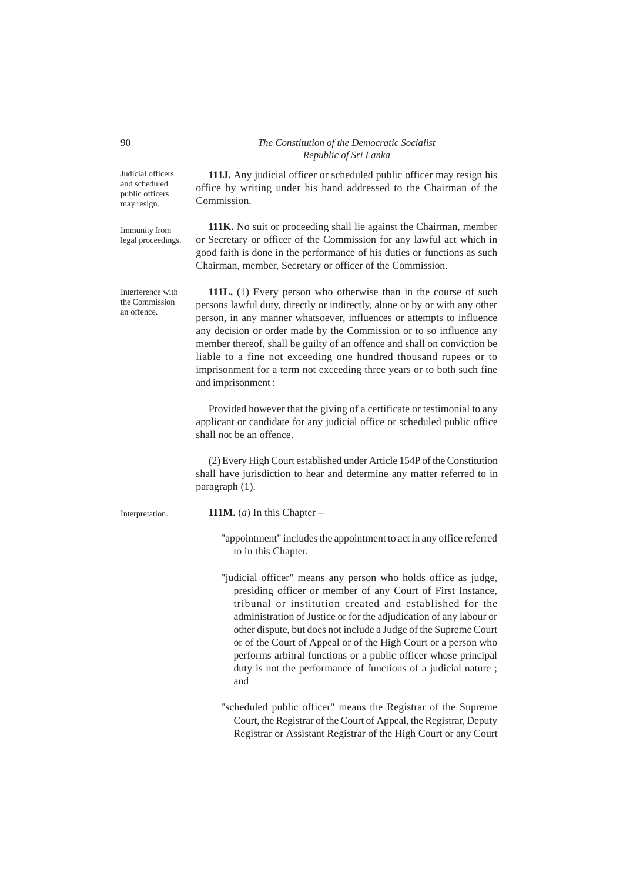*Judicial officers and scheduled public officers may resign.*

**111J.** Any judicial officer or scheduled public officer may resign his office by writing under his hand addressed to the Chairman of the Commission.

*Immunity from legal proceedings.*

**111K.** No suit or proceeding shall lie against the Chairman, member or Secretary or officer of the Commission for any lawful act which in good faith is done in the performance of his duties or functions as such Chairman, member, Secretary or officer of the Commission.

*Interference with the Commission an offence.*

**111L.** (1) Every person who otherwise than in the course of such persons lawful duty, directly or indirectly, alone or by or with any other person, in any manner whatsoever, influences or attempts to influence any decision or order made by the Commission or to so influence any member thereof, shall be guilty of an offence and shall on conviction be liable to a fine not exceeding one hundred thousand rupees or to imprisonment for a term not exceeding three years or to both such fine and imprisonment :

Provided however that the giving of a certificate or testimonial to any applicant or candidate for any judicial office or scheduled public office shall not be an offence.

(2) Every High Court established under Article 154P of the Constitution shall have jurisdiction to hear and determine any matter referred to in paragraph (1).

*Interpretation.*

**111M.** (*a*) In this Chapter –

"appointment" includes the appointment to act in any office referred to in this Chapter.

"judicial officer" means any person who holds office as judge, presiding officer or member of any Court of First Instance, tribunal or institution created and established for the administration of Justice or for the adjudication of any labour or other dispute, but does not include a Judge of the Supreme Court or of the Court of Appeal or of the High Court or a person who performs arbitral functions or a public officer whose principal duty is not the performance of functions of a judicial nature ; and

"scheduled public officer" means the Registrar of the Supreme Court, the Registrar of the Court of Appeal, the Registrar, Deputy Registrar or Assistant Registrar of the High Court or any Court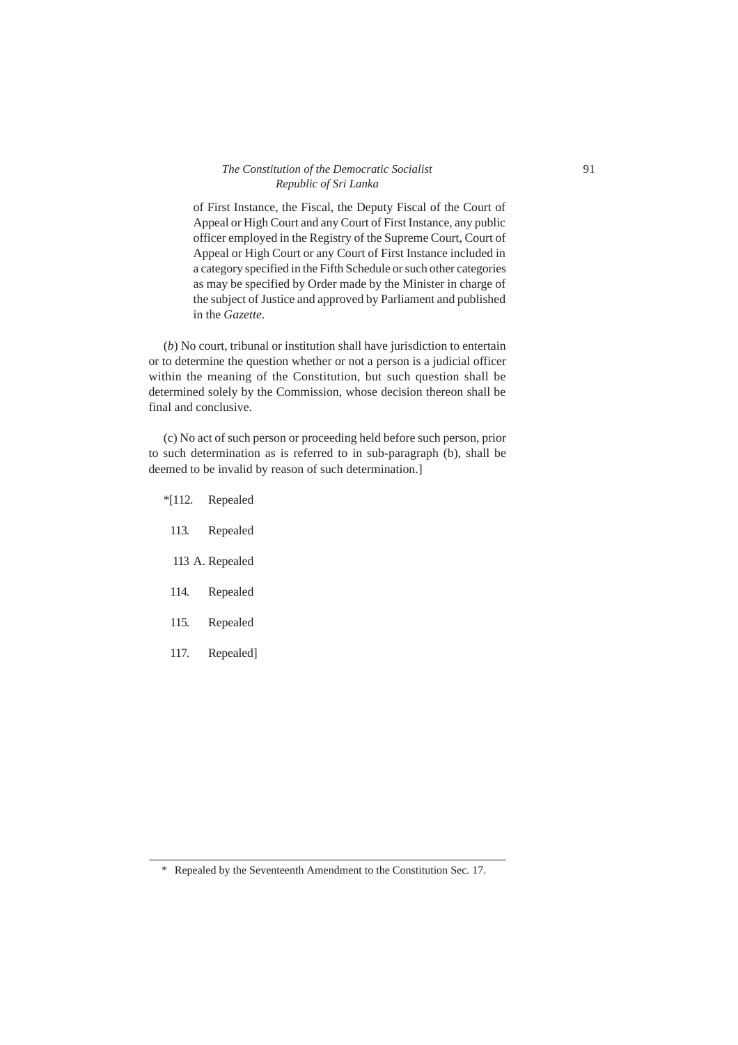of First Instance, the Fiscal, the Deputy Fiscal of the Court of Appeal or High Court and any Court of First Instance, any public officer employed in the Registry of the Supreme Court, Court of Appeal or High Court or any Court of First Instance included in a category specified in the Fifth Schedule or such other categories as may be specified by Order made by the Minister in charge of the subject of Justice and approved by Parliament and published in the *Gazette*.

(*b*) No court, tribunal or institution shall have jurisdiction to entertain or to determine the question whether or not a person is a judicial officer within the meaning of the Constitution, but such question shall be determined solely by the Commission, whose decision thereon shall be final and conclusive.

(c) No act of such person or proceeding held before such person, prior to such determination as is referred to in sub-paragraph (b), shall be deemed to be invalid by reason of such determination.]

*[112. Repealed

113. Repealed

113 A. Repealed

114. Repealed

115. Repealed

117. Repealed]

---

\* Repealed by the Seventeenth Amendment to the Constitution Sec. 17.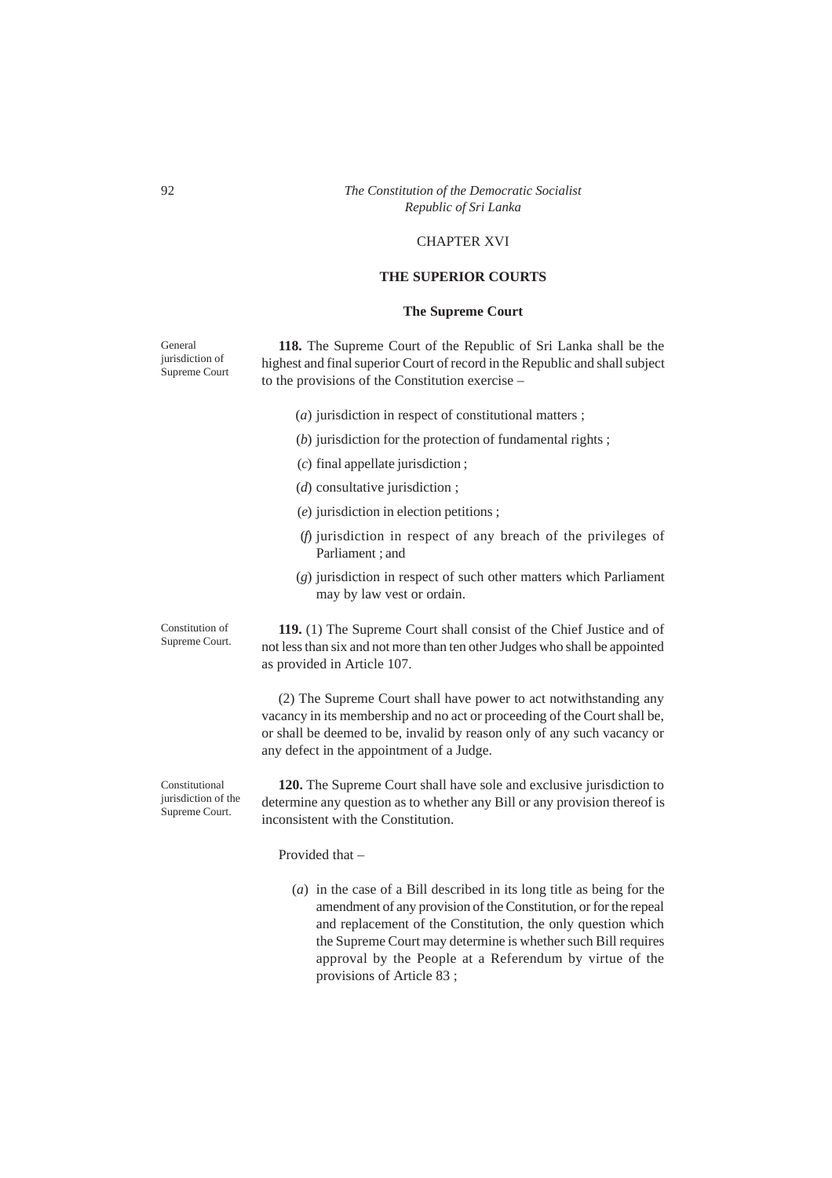## CHAPTER XVI

## THE SUPERIOR COURTS

### The Supreme Court

General jurisdiction of Supreme Court

**118.** The Supreme Court of the Republic of Sri Lanka shall be the highest and final superior Court of record in the Republic and shall subject to the provisions of the Constitution exercise –

(*a*) jurisdiction in respect of constitutional matters ;

(*b*) jurisdiction for the protection of fundamental rights ;

(*c*) final appellate jurisdiction ;

(*d*) consultative jurisdiction ;

(*e*) jurisdiction in election petitions ;

(*f*) jurisdiction in respect of any breach of the privileges of Parliament ; and

(*g*) jurisdiction in respect of such other matters which Parliament may by law vest or ordain.

Constitution of Supreme Court.

**119.** (1) The Supreme Court shall consist of the Chief Justice and of not less than six and not more than ten other Judges who shall be appointed as provided in Article 107.

(2) The Supreme Court shall have power to act notwithstanding any vacancy in its membership and no act or proceeding of the Court shall be, or shall be deemed to be, invalid by reason only of any such vacancy or any defect in the appointment of a Judge.

Constitutional jurisdiction of the Supreme Court.

**120.** The Supreme Court shall have sole and exclusive jurisdiction to determine any question as to whether any Bill or any provision thereof is inconsistent with the Constitution.

Provided that –

(*a*) in the case of a Bill described in its long title as being for the amendment of any provision of the Constitution, or for the repeal and replacement of the Constitution, the only question which the Supreme Court may determine is whether such Bill requires approval by the People at a Referendum by virtue of the provisions of Article 83 ;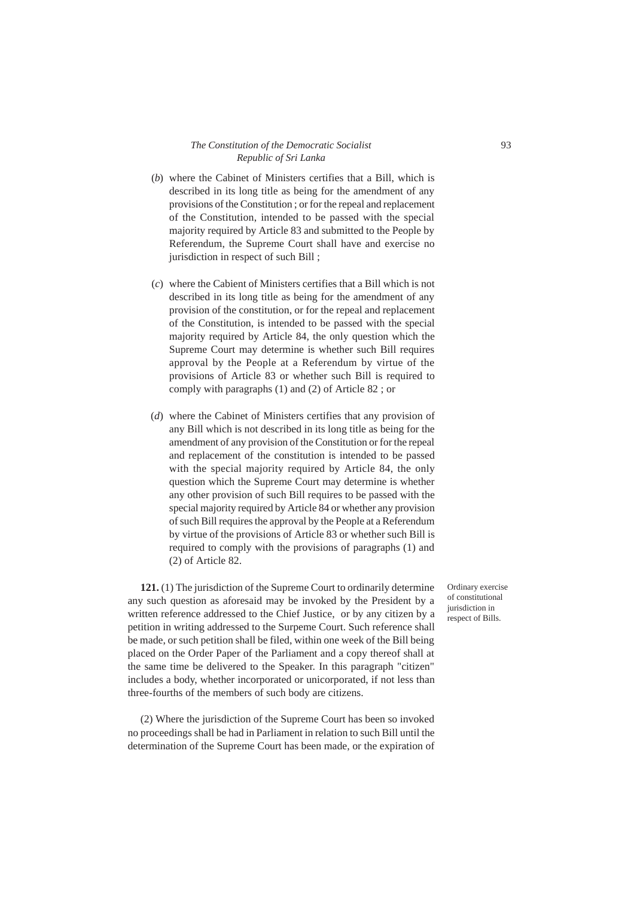(*b*) where the Cabinet of Ministers certifies that a Bill, which is described in its long title as being for the amendment of any provisions of the Constitution ; or for the repeal and replacement of the Constitution, intended to be passed with the special majority required by Article 83 and submitted to the People by Referendum, the Supreme Court shall have and exercise no jurisdiction in respect of such Bill ;

(*c*) where the Cabient of Ministers certifies that a Bill which is not described in its long title as being for the amendment of any provision of the constitution, or for the repeal and replacement of the Constitution, is intended to be passed with the special majority required by Article 84, the only question which the Supreme Court may determine is whether such Bill requires approval by the People at a Referendum by virtue of the provisions of Article 83 or whether such Bill is required to comply with paragraphs (1) and (2) of Article 82 ; or

(*d*) where the Cabinet of Ministers certifies that any provision of any Bill which is not described in its long title as being for the amendment of any provision of the Constitution or for the repeal and replacement of the constitution is intended to be passed with the special majority required by Article 84, the only question which the Supreme Court may determine is whether any other provision of such Bill requires to be passed with the special majority required by Article 84 or whether any provision of such Bill requires the approval by the People at a Referendum by virtue of the provisions of Article 83 or whether such Bill is required to comply with the provisions of paragraphs (1) and (2) of Article 82.

Ordinary exercise of constitutional jurisdiction in respect of Bills.

**121.** (1) The jurisdiction of the Supreme Court to ordinarily determine any such question as aforesaid may be invoked by the President by a written reference addressed to the Chief Justice, or by any citizen by a petition in writing addressed to the Surpeme Court. Such reference shall be made, or such petition shall be filed, within one week of the Bill being placed on the Order Paper of the Parliament and a copy thereof shall at the same time be delivered to the Speaker. In this paragraph "citizen" includes a body, whether incorporated or unicorporated, if not less than three-fourths of the members of such body are citizens.

(2) Where the jurisdiction of the Supreme Court has been so invoked no proceedings shall be had in Parliament in relation to such Bill until the determination of the Supreme Court has been made, or the expiration of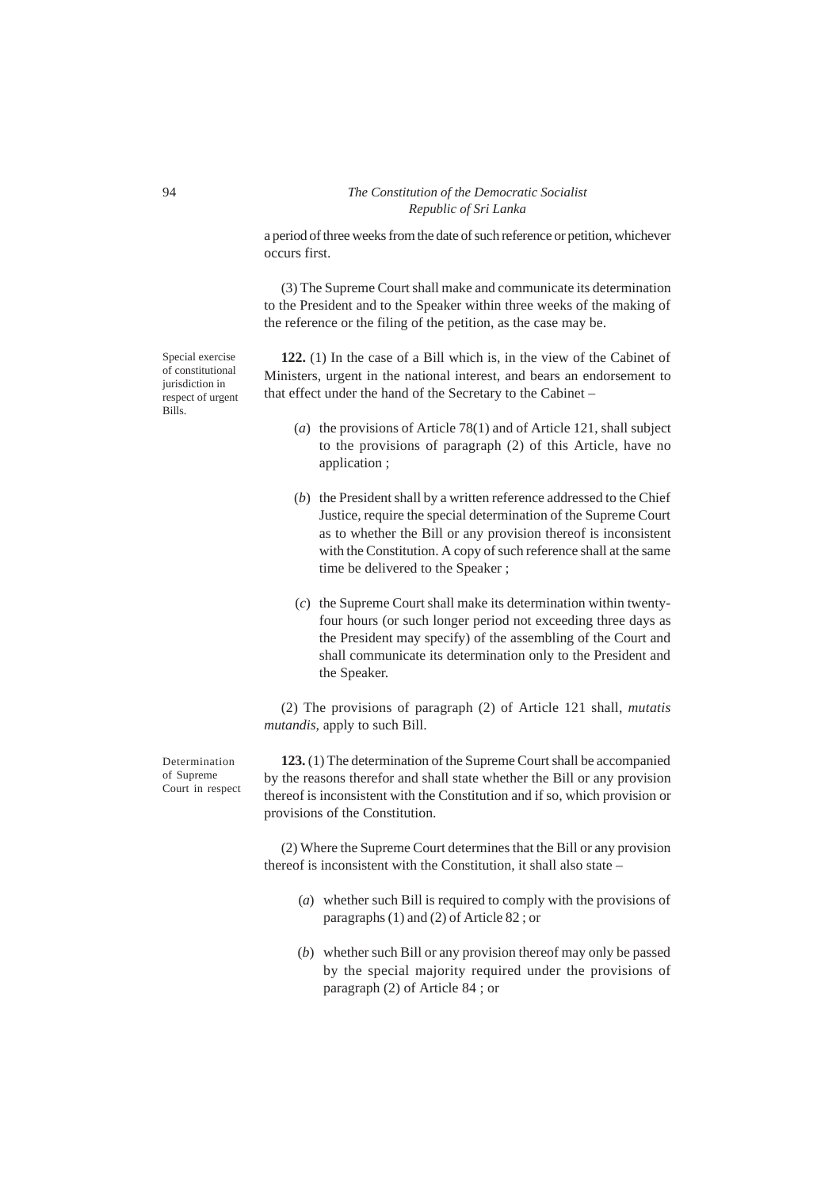a period of three weeks from the date of such reference or petition, whichever occurs first.

(3) The Supreme Court shall make and communicate its determination to the President and to the Speaker within three weeks of the making of the reference or the filing of the petition, as the case may be.

Special exercise of constitutional jurisdiction in respect of urgent Bills.

**122.** (1) In the case of a Bill which is, in the view of the Cabinet of Ministers, urgent in the national interest, and bears an endorsement to that effect under the hand of the Secretary to the Cabinet –

(*a*) the provisions of Article 78(1) and of Article 121, shall subject to the provisions of paragraph (2) of this Article, have no application ;

(*b*) the President shall by a written reference addressed to the Chief Justice, require the special determination of the Supreme Court as to whether the Bill or any provision thereof is inconsistent with the Constitution. A copy of such reference shall at the same time be delivered to the Speaker ;

(*c*) the Supreme Court shall make its determination within twenty-four hours (or such longer period not exceeding three days as the President may specify) of the assembling of the Court and shall communicate its determination only to the President and the Speaker.

(2) The provisions of paragraph (2) of Article 121 shall, *mutatis mutandis*, apply to such Bill.

Determination of Supreme Court in respect

**123.** (1) The determination of the Supreme Court shall be accompanied by the reasons therefor and shall state whether the Bill or any provision thereof is inconsistent with the Constitution and if so, which provision or provisions of the Constitution.

(2) Where the Supreme Court determines that the Bill or any provision thereof is inconsistent with the Constitution, it shall also state –

(*a*) whether such Bill is required to comply with the provisions of paragraphs (1) and (2) of Article 82 ; or

(*b*) whether such Bill or any provision thereof may only be passed by the special majority required under the provisions of paragraph (2) of Article 84 ; or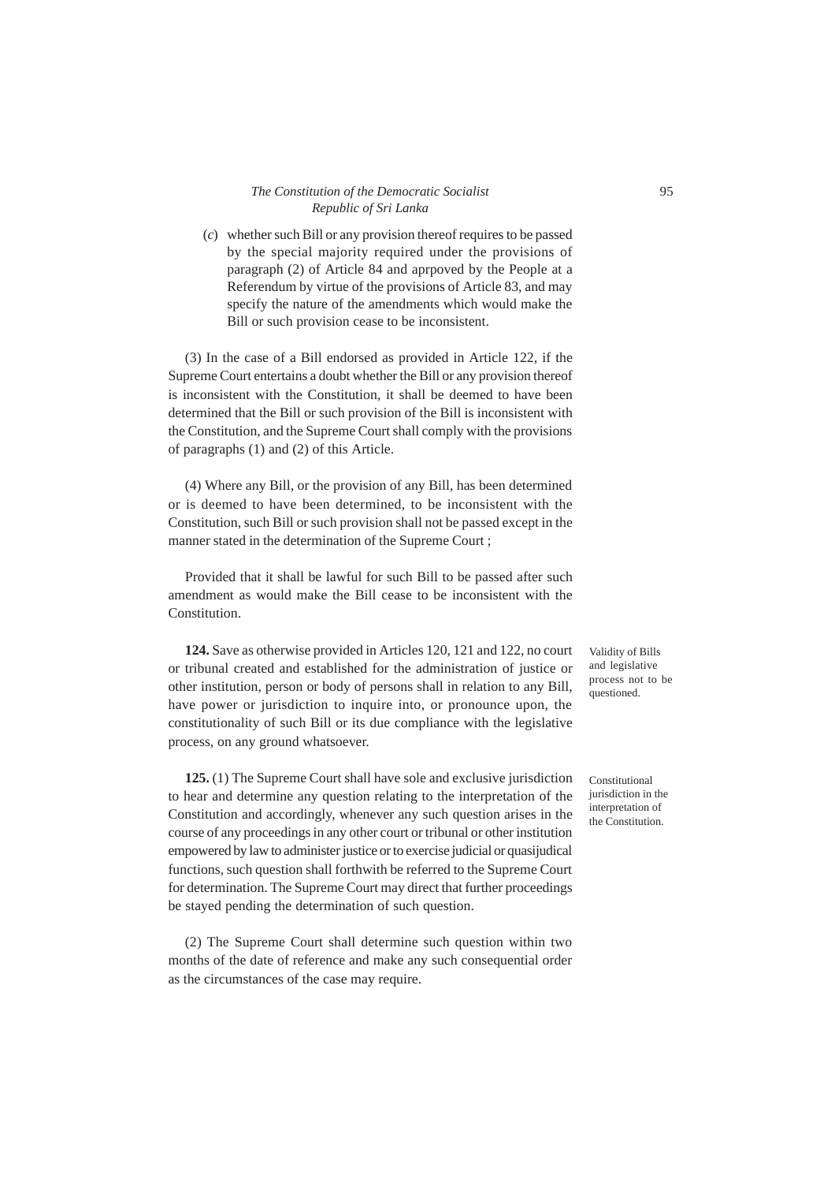(*c*) whether such Bill or any provision thereof requires to be passed by the special majority required under the provisions of paragraph (2) of Article 84 and aprpoved by the People at a Referendum by virtue of the provisions of Article 83, and may specify the nature of the amendments which would make the Bill or such provision cease to be inconsistent.

(3) In the case of a Bill endorsed as provided in Article 122, if the Supreme Court entertains a doubt whether the Bill or any provision thereof is inconsistent with the Constitution, it shall be deemed to have been determined that the Bill or such provision of the Bill is inconsistent with the Constitution, and the Supreme Court shall comply with the provisions of paragraphs (1) and (2) of this Article.

(4) Where any Bill, or the provision of any Bill, has been determined or is deemed to have been determined, to be inconsistent with the Constitution, such Bill or such provision shall not be passed except in the manner stated in the determination of the Supreme Court ;

Provided that it shall be lawful for such Bill to be passed after such amendment as would make the Bill cease to be inconsistent with the Constitution.

*Validity of Bills and legislative process not to be questioned.*

**124.** Save as otherwise provided in Articles 120, 121 and 122, no court or tribunal created and established for the administration of justice or other institution, person or body of persons shall in relation to any Bill, have power or jurisdiction to inquire into, or pronounce upon, the constitutionality of such Bill or its due compliance with the legislative process, on any ground whatsoever.

*Constitutional jurisdiction in the interpretation of the Constitution.*

**125.** (1) The Supreme Court shall have sole and exclusive jurisdiction to hear and determine any question relating to the interpretation of the Constitution and accordingly, whenever any such question arises in the course of any proceedings in any other court or tribunal or other institution empowered by law to administer justice or to exercise judicial or quasijudical functions, such question shall forthwith be referred to the Supreme Court for determination. The Supreme Court may direct that further proceedings be stayed pending the determination of such question.

(2) The Supreme Court shall determine such question within two months of the date of reference and make any such consequential order as the circumstances of the case may require.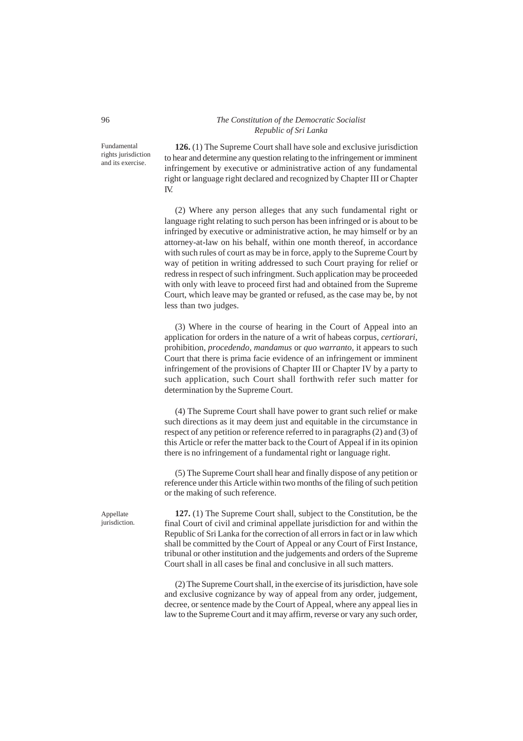Fundamental rights jurisdiction and its exercise.

**126.** (1) The Supreme Court shall have sole and exclusive jurisdiction to hear and determine any question relating to the infringement or imminent infringement by executive or administrative action of any fundamental right or language right declared and recognized by Chapter III or Chapter IV.

(2) Where any person alleges that any such fundamental right or language right relating to such person has been infringed or is about to be infringed by executive or administrative action, he may himself or by an attorney-at-law on his behalf, within one month thereof, in accordance with such rules of court as may be in force, apply to the Supreme Court by way of petition in writing addressed to such Court praying for relief or redress in respect of such infringment. Such application may be proceeded with only with leave to proceed first had and obtained from the Supreme Court, which leave may be granted or refused, as the case may be, by not less than two judges.

(3) Where in the course of hearing in the Court of Appeal into an application for orders in the nature of a writ of habeas corpus, *certiorari*, prohibition, *procedendo, mandamus* or *quo warranto*, it appears to such Court that there is prima facie evidence of an infringement or imminent infringement of the provisions of Chapter III or Chapter IV by a party to such application, such Court shall forthwith refer such matter for determination by the Supreme Court.

(4) The Supreme Court shall have power to grant such relief or make such directions as it may deem just and equitable in the circumstance in respect of any petition or reference referred to in paragraphs (2) and (3) of this Article or refer the matter back to the Court of Appeal if in its opinion there is no infringement of a fundamental right or language right.

(5) The Supreme Court shall hear and finally dispose of any petition or reference under this Article within two months of the filing of such petition or the making of such reference.

Appellate jurisdiction.

**127.** (1) The Supreme Court shall, subject to the Constitution, be the final Court of civil and criminal appellate jurisdiction for and within the Republic of Sri Lanka for the correction of all errors in fact or in law which shall be committed by the Court of Appeal or any Court of First Instance, tribunal or other institution and the judgements and orders of the Supreme Court shall in all cases be final and conclusive in all such matters.

(2) The Supreme Court shall, in the exercise of its jurisdiction, have sole and exclusive cognizance by way of appeal from any order, judgement, decree, or sentence made by the Court of Appeal, where any appeal lies in law to the Supreme Court and it may affirm, reverse or vary any such order,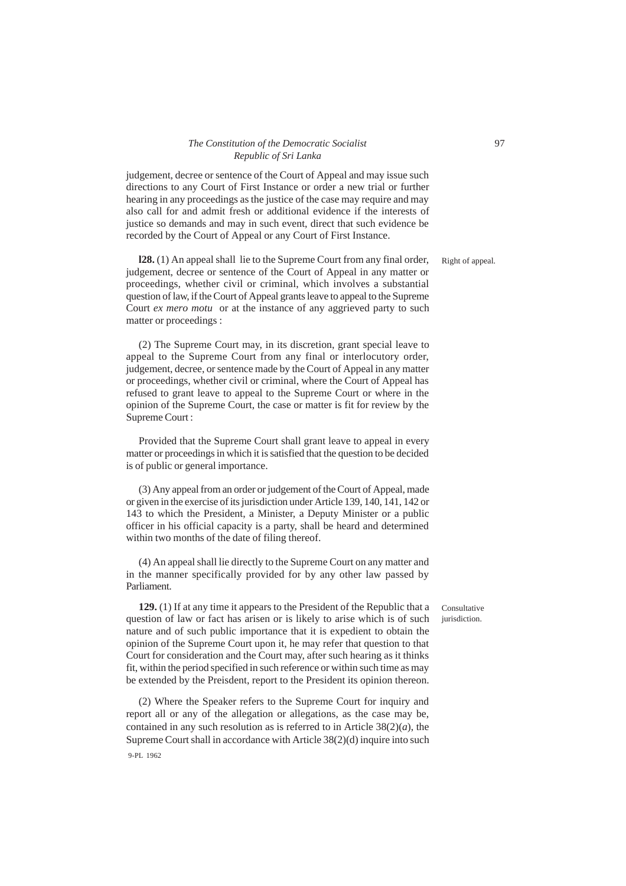judgement, decree or sentence of the Court of Appeal and may issue such directions to any Court of First Instance or order a new trial or further hearing in any proceedings as the justice of the case may require and may also call for and admit fresh or additional evidence if the interests of justice so demands and may in such event, direct that such evidence be recorded by the Court of Appeal or any Court of First Instance.

Right of appeal.

**l28.** (1) An appeal shall lie to the Supreme Court from any final order, judgement, decree or sentence of the Court of Appeal in any matter or proceedings, whether civil or criminal, which involves a substantial question of law, if the Court of Appeal grants leave to appeal to the Supreme Court *ex mero motu* or at the instance of any aggrieved party to such matter or proceedings :

(2) The Supreme Court may, in its discretion, grant special leave to appeal to the Supreme Court from any final or interlocutory order, judgement, decree, or sentence made by the Court of Appeal in any matter or proceedings, whether civil or criminal, where the Court of Appeal has refused to grant leave to appeal to the Supreme Court or where in the opinion of the Supreme Court, the case or matter is fit for review by the Supreme Court :

Provided that the Supreme Court shall grant leave to appeal in every matter or proceedings in which it is satisfied that the question to be decided is of public or general importance.

(3) Any appeal from an order or judgement of the Court of Appeal, made or given in the exercise of its jurisdiction under Article 139, 140, 141, 142 or 143 to which the President, a Minister, a Deputy Minister or a public officer in his official capacity is a party, shall be heard and determined within two months of the date of filing thereof.

(4) An appeal shall lie directly to the Supreme Court on any matter and in the manner specifically provided for by any other law passed by Parliament.

Consultative jurisdiction.

**129.** (1) If at any time it appears to the President of the Republic that a question of law or fact has arisen or is likely to arise which is of such nature and of such public importance that it is expedient to obtain the opinion of the Supreme Court upon it, he may refer that question to that Court for consideration and the Court may, after such hearing as it thinks fit, within the period specified in such reference or within such time as may be extended by the Preisdent, report to the President its opinion thereon.

(2) Where the Speaker refers to the Supreme Court for inquiry and report all or any of the allegation or allegations, as the case may be, contained in any such resolution as is referred to in Article 38(2)(*a*), the Supreme Court shall in accordance with Article 38(2)(d) inquire into such

9-PL 1962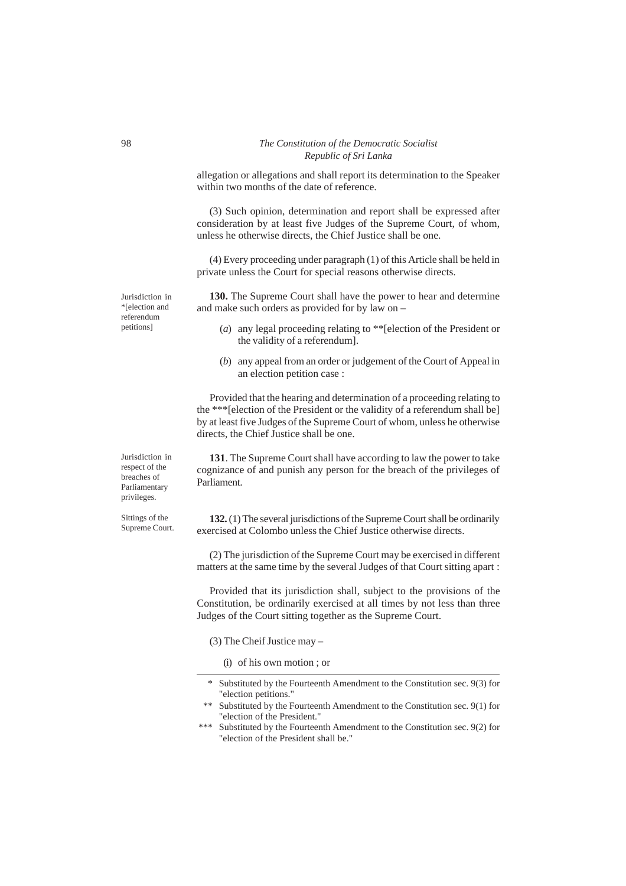allegation or allegations and shall report its determination to the Speaker within two months of the date of reference.

(3) Such opinion, determination and report shall be expressed after consideration by at least five Judges of the Supreme Court, of whom, unless he otherwise directs, the Chief Justice shall be one.

(4) Every proceeding under paragraph (1) of this Article shall be held in private unless the Court for special reasons otherwise directs.

*Jurisdiction in \*[election and referendum petitions]*

**130.** The Supreme Court shall have the power to hear and determine and make such orders as provided for by law on –

(*a*) any legal proceeding relating to **[election of the President or the validity of a referendum].

(*b*) any appeal from an order or judgement of the Court of Appeal in an election petition case :

Provided that the hearing and determination of a proceeding relating to the ***[election of the President or the validity of a referendum shall be] by at least five Judges of the Supreme Court of whom, unless he otherwise directs, the Chief Justice shall be one.

*Jurisdiction in respect of the breaches of Parliamentary privileges.*

**131**. The Supreme Court shall have according to law the power to take cognizance of and punish any person for the breach of the privileges of Parliament.

*Sittings of the Supreme Court.*

**132.** (1) The several jurisdictions of the Supreme Court shall be ordinarily exercised at Colombo unless the Chief Justice otherwise directs.

(2) The jurisdiction of the Supreme Court may be exercised in different matters at the same time by the several Judges of that Court sitting apart :

Provided that its jurisdiction shall, subject to the provisions of the Constitution, be ordinarily exercised at all times by not less than three Judges of the Court sitting together as the Supreme Court.

(3) The Cheif Justice may –

(i) of his own motion ; or

---

\* Substituted by the Fourteenth Amendment to the Constitution sec. 9(3) for "election petitions."

\*\* Substituted by the Fourteenth Amendment to the Constitution sec. 9(1) for "election of the President."

\*\*\* Substituted by the Fourteenth Amendment to the Constitution sec. 9(2) for "election of the President shall be."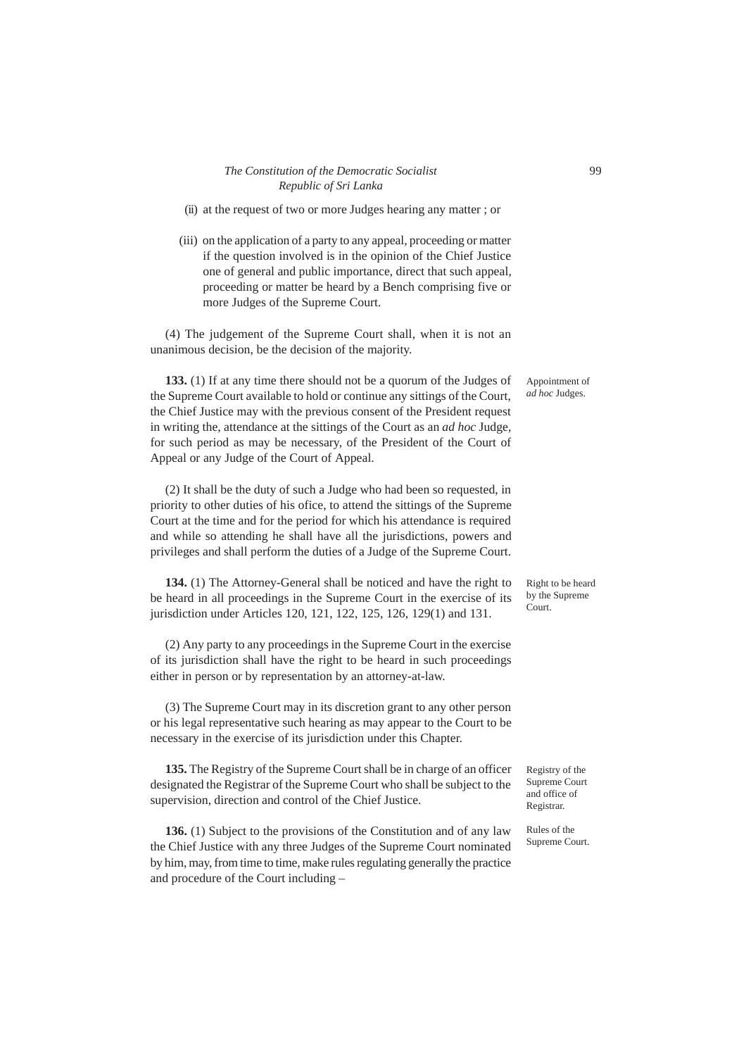(ii) at the request of two or more Judges hearing any matter ; or

(iii) on the application of a party to any appeal, proceeding or matter if the question involved is in the opinion of the Chief Justice one of general and public importance, direct that such appeal, proceeding or matter be heard by a Bench comprising five or more Judges of the Supreme Court.

(4) The judgement of the Supreme Court shall, when it is not an unanimous decision, be the decision of the majority.

Appointment of *ad hoc* Judges.

**133.** (1) If at any time there should not be a quorum of the Judges of the Supreme Court available to hold or continue any sittings of the Court, the Chief Justice may with the previous consent of the President request in writing the, attendance at the sittings of the Court as an *ad hoc* Judge, for such period as may be necessary, of the President of the Court of Appeal or any Judge of the Court of Appeal.

(2) It shall be the duty of such a Judge who had been so requested, in priority to other duties of his ofice, to attend the sittings of the Supreme Court at the time and for the period for which his attendance is required and while so attending he shall have all the jurisdictions, powers and privileges and shall perform the duties of a Judge of the Supreme Court.

Right to be heard by the Supreme Court.

**134.** (1) The Attorney-General shall be noticed and have the right to be heard in all proceedings in the Supreme Court in the exercise of its jurisdiction under Articles 120, 121, 122, 125, 126, 129(1) and 131.

(2) Any party to any proceedings in the Supreme Court in the exercise of its jurisdiction shall have the right to be heard in such proceedings either in person or by representation by an attorney-at-law.

(3) The Supreme Court may in its discretion grant to any other person or his legal representative such hearing as may appear to the Court to be necessary in the exercise of its jurisdiction under this Chapter.

Registry of the Supreme Court and office of Registrar.

**135.** The Registry of the Supreme Court shall be in charge of an officer designated the Registrar of the Supreme Court who shall be subject to the supervision, direction and control of the Chief Justice.

Rules of the Supreme Court.

**136.** (1) Subject to the provisions of the Constitution and of any law the Chief Justice with any three Judges of the Supreme Court nominated by him, may, from time to time, make rules regulating generally the practice and procedure of the Court including –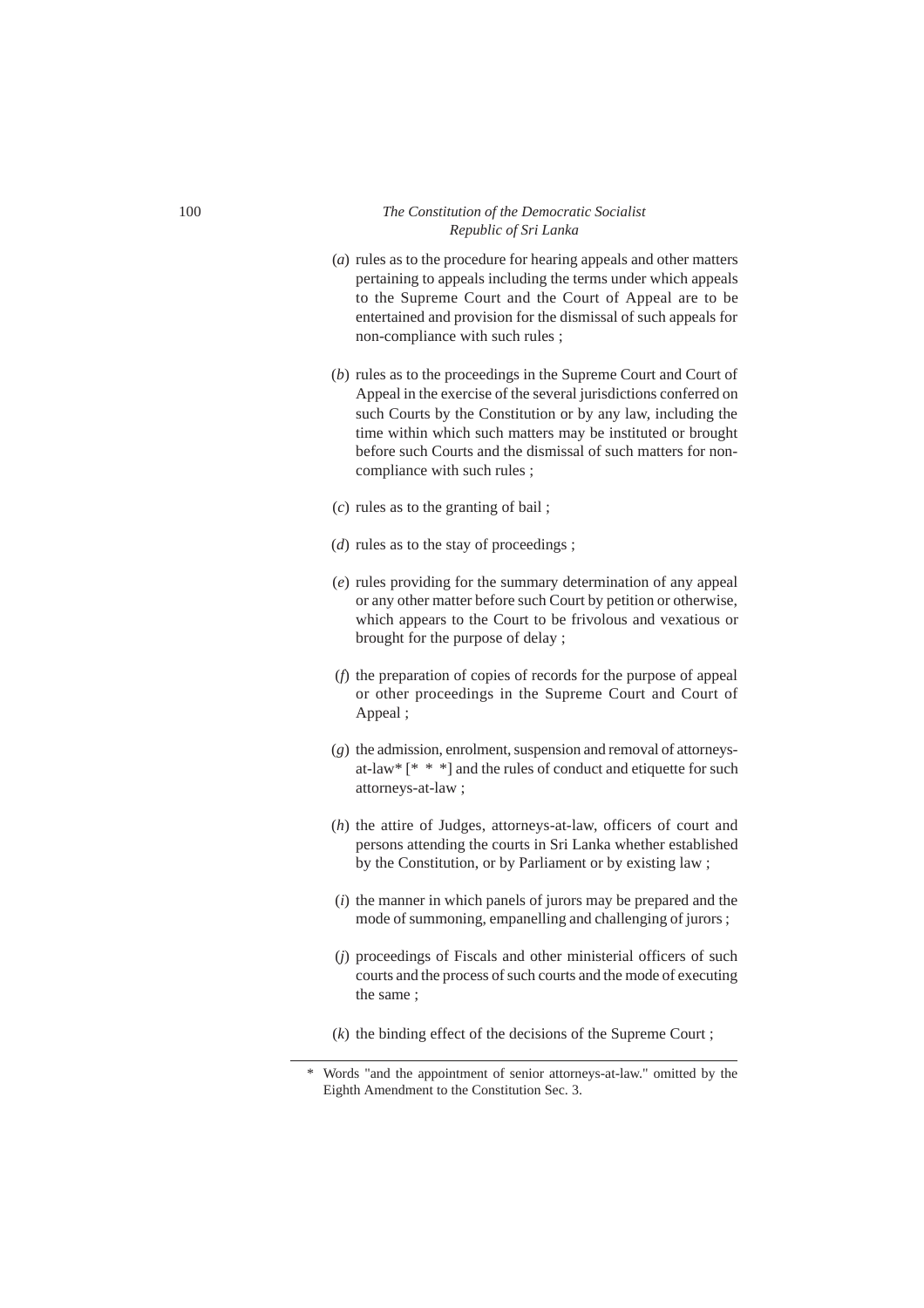(*a*) rules as to the procedure for hearing appeals and other matters pertaining to appeals including the terms under which appeals to the Supreme Court and the Court of Appeal are to be entertained and provision for the dismissal of such appeals for non-compliance with such rules ;

(*b*) rules as to the proceedings in the Supreme Court and Court of Appeal in the exercise of the several jurisdictions conferred on such Courts by the Constitution or by any law, including the time within which such matters may be instituted or brought before such Courts and the dismissal of such matters for non-compliance with such rules ;

(*c*) rules as to the granting of bail ;

(*d*) rules as to the stay of proceedings ;

(*e*) rules providing for the summary determination of any appeal or any other matter before such Court by petition or otherwise, which appears to the Court to be frivolous and vexatious or brought for the purpose of delay ;

(*f*) the preparation of copies of records for the purpose of appeal or other proceedings in the Supreme Court and Court of Appeal ;

(*g*) the admission, enrolment, suspension and removal of attorneys-at-law* [* * *] and the rules of conduct and etiquette for such attorneys-at-law ;

(*h*) the attire of Judges, attorneys-at-law, officers of court and persons attending the courts in Sri Lanka whether established by the Constitution, or by Parliament or by existing law ;

(*i*) the manner in which panels of jurors may be prepared and the mode of summoning, empanelling and challenging of jurors ;

(*j*) proceedings of Fiscals and other ministerial officers of such courts and the process of such courts and the mode of executing the same ;

(*k*) the binding effect of the decisions of the Supreme Court ;

---

\* Words "and the appointment of senior attorneys-at-law." omitted by the Eighth Amendment to the Constitution Sec. 3.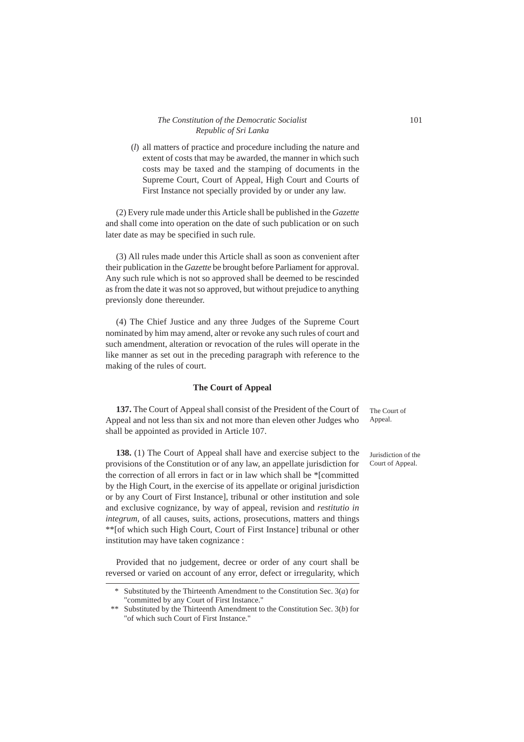(*l*) all matters of practice and procedure including the nature and extent of costs that may be awarded, the manner in which such costs may be taxed and the stamping of documents in the Supreme Court, Court of Appeal, High Court and Courts of First Instance not specially provided by or under any law.

(2) Every rule made under this Article shall be published in the *Gazette* and shall come into operation on the date of such publication or on such later date as may be specified in such rule.

(3) All rules made under this Article shall as soon as convenient after their publication in the *Gazette* be brought before Parliament for approval. Any such rule which is not so approved shall be deemed to be rescinded as from the date it was not so approved, but without prejudice to anything previonsly done thereunder.

(4) The Chief Justice and any three Judges of the Supreme Court nominated by him may amend, alter or revoke any such rules of court and such amendment, alteration or revocation of the rules will operate in the like manner as set out in the preceding paragraph with reference to the making of the rules of court.

### The Court of Appeal

The Court of Appeal.

**137.** The Court of Appeal shall consist of the President of the Court of Appeal and not less than six and not more than eleven other Judges who shall be appointed as provided in Article 107.

Jurisdiction of the Court of Appeal.

**138.** (1) The Court of Appeal shall have and exercise subject to the provisions of the Constitution or of any law, an appellate jurisdiction for the correction of all errors in fact or in law which shall be *[committed by the High Court, in the exercise of its appellate or original jurisdiction or by any Court of First Instance], tribunal or other institution and sole and exclusive cognizance, by way of appeal, revision and *restitutio in integrum,* of all causes, suits, actions, prosecutions, matters and things **[of which such High Court, Court of First Instance] tribunal or other institution may have taken cognizance :

Provided that no judgement, decree or order of any court shall be reversed or varied on account of any error, defect or irregularity, which

---

\* Substituted by the Thirteenth Amendment to the Constitution Sec. 3(*a*) for "committed by any Court of First Instance."

\** Substituted by the Thirteenth Amendment to the Constitution Sec. 3(*b*) for "of which such Court of First Instance."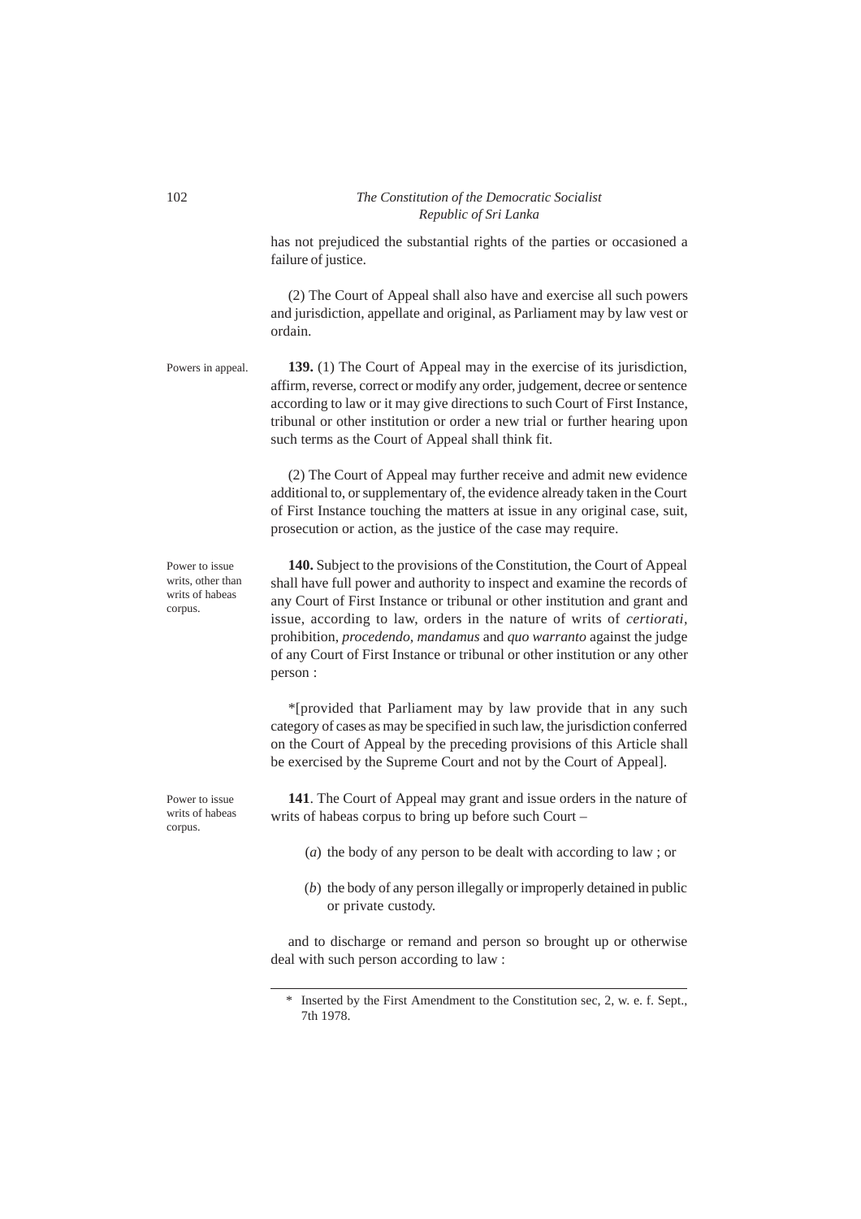has not prejudiced the substantial rights of the parties or occasioned a failure of justice.

(2) The Court of Appeal shall also have and exercise all such powers and jurisdiction, appellate and original, as Parliament may by law vest or ordain.

Powers in appeal.

**139.** (1) The Court of Appeal may in the exercise of its jurisdiction, affirm, reverse, correct or modify any order, judgement, decree or sentence according to law or it may give directions to such Court of First Instance, tribunal or other institution or order a new trial or further hearing upon such terms as the Court of Appeal shall think fit.

(2) The Court of Appeal may further receive and admit new evidence additional to, or supplementary of, the evidence already taken in the Court of First Instance touching the matters at issue in any original case, suit, prosecution or action, as the justice of the case may require.

Power to issue writs, other than writs of habeas corpus.

**140.** Subject to the provisions of the Constitution, the Court of Appeal shall have full power and authority to inspect and examine the records of any Court of First Instance or tribunal or other institution and grant and issue, according to law, orders in the nature of writs of *certiorari*, prohibition, *procedendo*, *mandamus* and *quo warranto* against the judge of any Court of First Instance or tribunal or other institution or any other person :

*[provided that Parliament may by law provide that in any such category of cases as may be specified in such law, the jurisdiction conferred on the Court of Appeal by the preceding provisions of this Article shall be exercised by the Supreme Court and not by the Court of Appeal].

Power to issue writs of habeas corpus.

**141**. The Court of Appeal may grant and issue orders in the nature of writs of habeas corpus to bring up before such Court –

(*a*) the body of any person to be dealt with according to law ; or

(*b*) the body of any person illegally or improperly detained in public or private custody.

and to discharge or remand and person so brought up or otherwise deal with such person according to law :

---

\* Inserted by the First Amendment to the Constitution sec, 2, w. e. f. Sept., 7th 1978.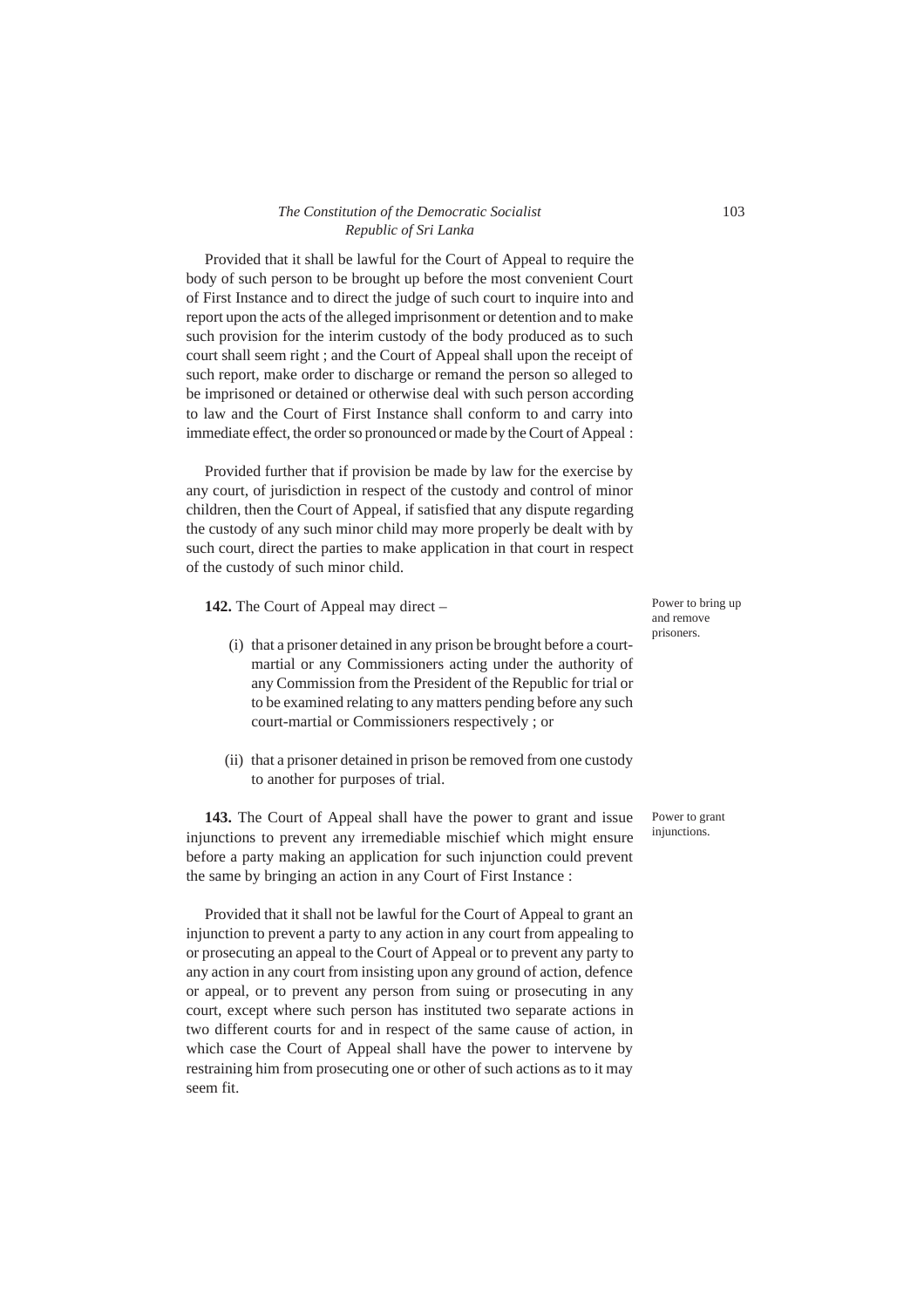Provided that it shall be lawful for the Court of Appeal to require the body of such person to be brought up before the most convenient Court of First Instance and to direct the judge of such court to inquire into and report upon the acts of the alleged imprisonment or detention and to make such provision for the interim custody of the body produced as to such court shall seem right ; and the Court of Appeal shall upon the receipt of such report, make order to discharge or remand the person so alleged to be imprisoned or detained or otherwise deal with such person according to law and the Court of First Instance shall conform to and carry into immediate effect, the order so pronounced or made by the Court of Appeal :

Provided further that if provision be made by law for the exercise by any court, of jurisdiction in respect of the custody and control of minor children, then the Court of Appeal, if satisfied that any dispute regarding the custody of any such minor child may more properly be dealt with by such court, direct the parties to make application in that court in respect of the custody of such minor child.

*Power to bring up and remove prisoners.*

**142.** The Court of Appeal may direct –

(i) that a prisoner detained in any prison be brought before a court-martial or any Commissioners acting under the authority of any Commission from the President of the Republic for trial or to be examined relating to any matters pending before any such court-martial or Commissioners respectively ; or

(ii) that a prisoner detained in prison be removed from one custody to another for purposes of trial.

*Power to grant injunctions.*

**143.** The Court of Appeal shall have the power to grant and issue injunctions to prevent any irremediable mischief which might ensure before a party making an application for such injunction could prevent the same by bringing an action in any Court of First Instance :

Provided that it shall not be lawful for the Court of Appeal to grant an injunction to prevent a party to any action in any court from appealing to or prosecuting an appeal to the Court of Appeal or to prevent any party to any action in any court from insisting upon any ground of action, defence or appeal, or to prevent any person from suing or prosecuting in any court, except where such person has instituted two separate actions in two different courts for and in respect of the same cause of action, in which case the Court of Appeal shall have the power to intervene by restraining him from prosecuting one or other of such actions as to it may seem fit.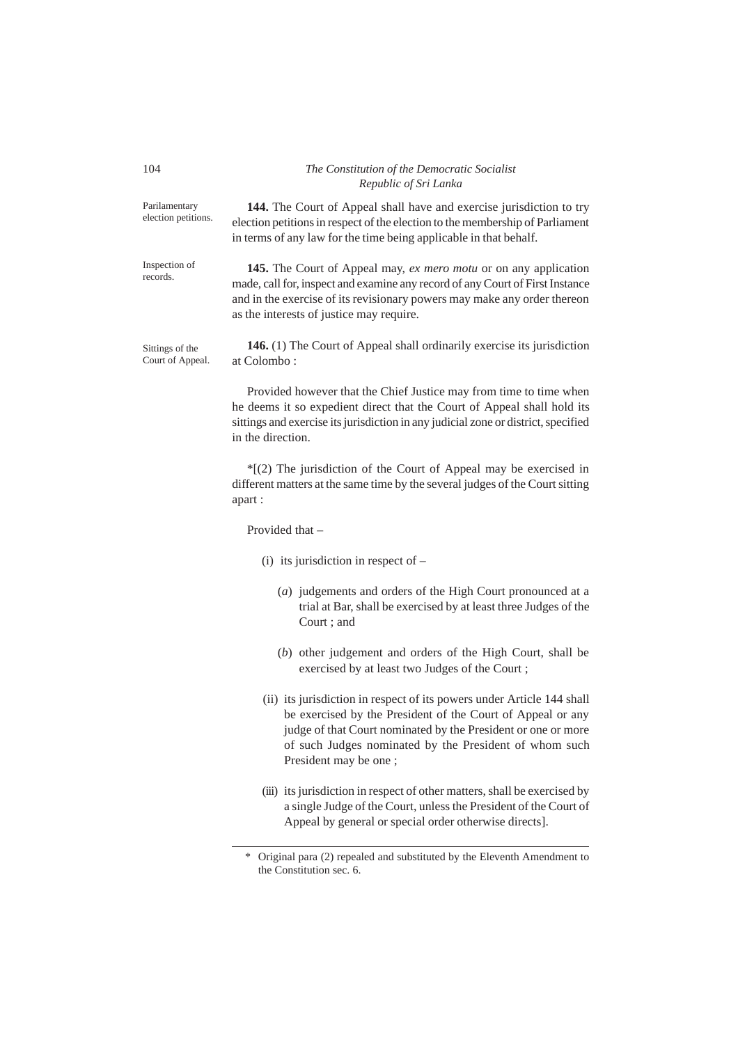Parilamentary election petitions.

**144.** The Court of Appeal shall have and exercise jurisdiction to try election petitions in respect of the election to the membership of Parliament in terms of any law for the time being applicable in that behalf.

Inspection of records.

**145.** The Court of Appeal may, *ex mero motu* or on any application made, call for, inspect and examine any record of any Court of First Instance and in the exercise of its revisionary powers may make any order thereon as the interests of justice may require.

Sittings of the Court of Appeal.

**146.** (1) The Court of Appeal shall ordinarily exercise its jurisdiction at Colombo :

Provided however that the Chief Justice may from time to time when he deems it so expedient direct that the Court of Appeal shall hold its sittings and exercise its jurisdiction in any judicial zone or district, specified in the direction.

*[(2) The jurisdiction of the Court of Appeal may be exercised in different matters at the same time by the several judges of the Court sitting apart :

Provided that –

(i) its jurisdiction in respect of –

(*a*) judgements and orders of the High Court pronounced at a trial at Bar, shall be exercised by at least three Judges of the Court ; and

(*b*) other judgement and orders of the High Court, shall be exercised by at least two Judges of the Court ;

(ii) its jurisdiction in respect of its powers under Article 144 shall be exercised by the President of the Court of Appeal or any judge of that Court nominated by the President or one or more of such Judges nominated by the President of whom such President may be one ;

(iii) its jurisdiction in respect of other matters, shall be exercised by a single Judge of the Court, unless the President of the Court of Appeal by general or special order otherwise directs].

---

\* Original para (2) repealed and substituted by the Eleventh Amendment to the Constitution sec. 6.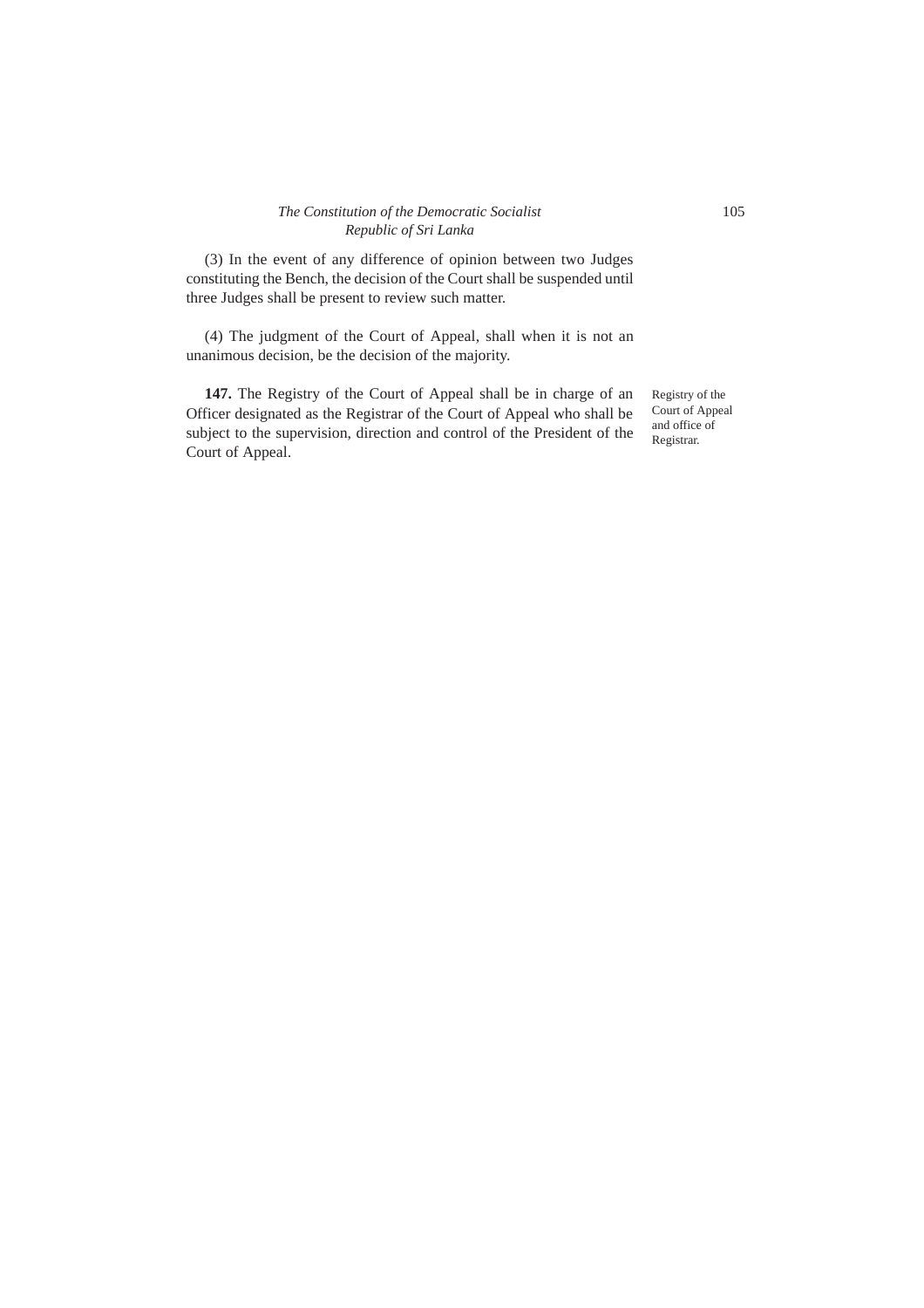(3) In the event of any difference of opinion between two Judges constituting the Bench, the decision of the Court shall be suspended until three Judges shall be present to review such matter.

(4) The judgment of the Court of Appeal, shall when it is not an unanimous decision, be the decision of the majority.

Registry of the Court of Appeal and office of Registrar.

**147.** The Registry of the Court of Appeal shall be in charge of an Officer designated as the Registrar of the Court of Appeal who shall be subject to the supervision, direction and control of the President of the Court of Appeal.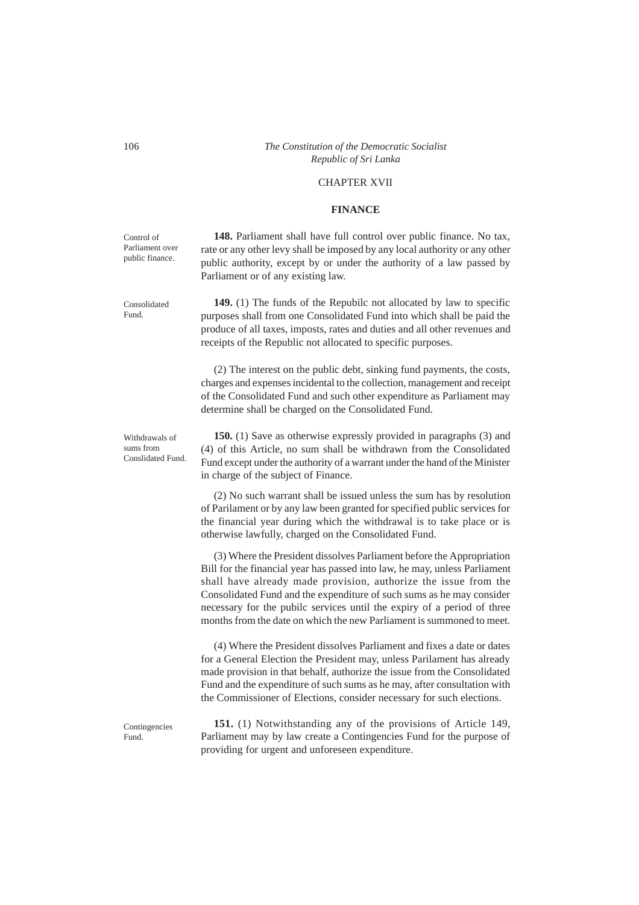## CHAPTER XVII

## FINANCE

Control of Parliament over public finance.

**148.** Parliament shall have full control over public finance. No tax, rate or any other levy shall be imposed by any local authority or any other public authority, except by or under the authority of a law passed by Parliament or of any existing law.

Consolidated Fund.

**149.** (1) The funds of the Repubilc not allocated by law to specific purposes shall from one Consolidated Fund into which shall be paid the produce of all taxes, imposts, rates and duties and all other revenues and receipts of the Republic not allocated to specific purposes.

(2) The interest on the public debt, sinking fund payments, the costs, charges and expenses incidental to the collection, management and receipt of the Consolidated Fund and such other expenditure as Parliament may determine shall be charged on the Consolidated Fund.

Withdrawals of sums from Conslidated Fund.

**150.** (1) Save as otherwise expressly provided in paragraphs (3) and (4) of this Article, no sum shall be withdrawn from the Consolidated Fund except under the authority of a warrant under the hand of the Minister in charge of the subject of Finance.

(2) No such warrant shall be issued unless the sum has by resolution of Parilament or by any law been granted for specified public services for the financial year during which the withdrawal is to take place or is otherwise lawfully, charged on the Consolidated Fund.

(3) Where the President dissolves Parliament before the Appropriation Bill for the financial year has passed into law, he may, unless Parliament shall have already made provision, authorize the issue from the Consolidated Fund and the expenditure of such sums as he may consider necessary for the pubilc services until the expiry of a period of three months from the date on which the new Parliament is summoned to meet.

(4) Where the President dissolves Parliament and fixes a date or dates for a General Election the President may, unless Parilament has already made provision in that behalf, authorize the issue from the Consolidated Fund and the expenditure of such sums as he may, after consultation with the Commissioner of Elections, consider necessary for such elections.

Contingencies Fund.

**151.** (1) Notwithstanding any of the provisions of Article 149, Parliament may by law create a Contingencies Fund for the purpose of providing for urgent and unforeseen expenditure.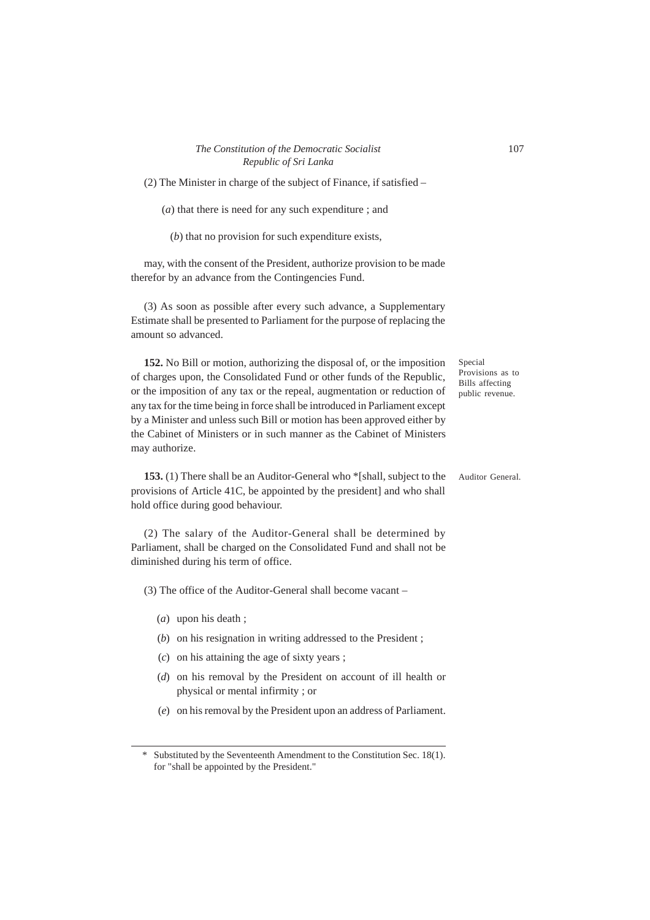(2) The Minister in charge of the subject of Finance, if satisfied –

(*a*) that there is need for any such expenditure ; and

(*b*) that no provision for such expenditure exists,

may, with the consent of the President, authorize provision to be made therefor by an advance from the Contingencies Fund.

(3) As soon as possible after every such advance, a Supplementary Estimate shall be presented to Parliament for the purpose of replacing the amount so advanced.

Special Provisions as to Bills affecting public revenue.

**152.** No Bill or motion, authorizing the disposal of, or the imposition of charges upon, the Consolidated Fund or other funds of the Republic, or the imposition of any tax or the repeal, augmentation or reduction of any tax for the time being in force shall be introduced in Parliament except by a Minister and unless such Bill or motion has been approved either by the Cabinet of Ministers or in such manner as the Cabinet of Ministers may authorize.

Auditor General.

**153.** (1) There shall be an Auditor-General who *[shall, subject to the provisions of Article 41C, be appointed by the president] and who shall hold office during good behaviour.

(2) The salary of the Auditor-General shall be determined by Parliament, shall be charged on the Consolidated Fund and shall not be diminished during his term of office.

(3) The office of the Auditor-General shall become vacant –

(*a*) upon his death ;

(*b*) on his resignation in writing addressed to the President ;

(*c*) on his attaining the age of sixty years ;

(*d*) on his removal by the President on account of ill health or physical or mental infirmity ; or

(*e*) on his removal by the President upon an address of Parliament.

---

\* Substituted by the Seventeenth Amendment to the Constitution Sec. 18(1). for "shall be appointed by the President."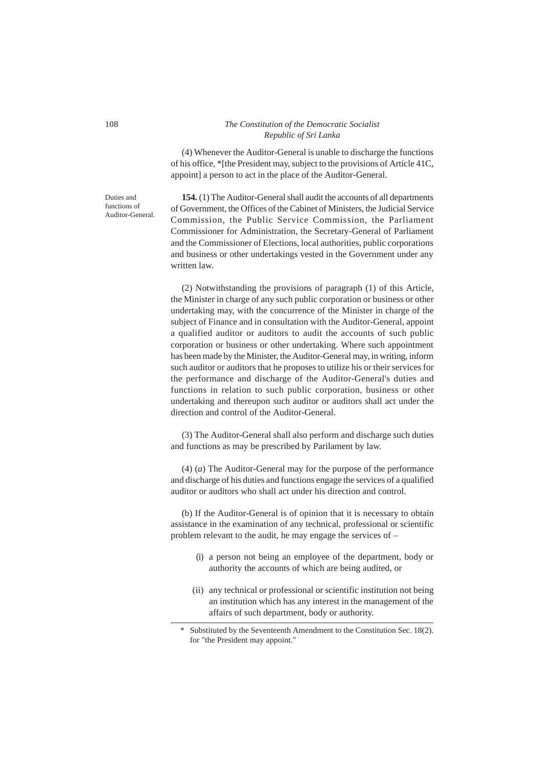(4) Whenever the Auditor-General is unable to discharge the functions of his office, *[the President may, subject to the provisions of Article 41C, appoint] a person to act in the place of the Auditor-General.

Duties and functions of Auditor-General.

**154.** (1) The Auditor-General shall audit the accounts of all departments of Government, the Offices of the Cabinet of Ministers, the Judicial Service Commission, the Public Service Commission, the Parliament Commissioner for Administration, the Secretary-General of Parliament and the Commissioner of Elections, local authorities, public corporations and business or other undertakings vested in the Government under any written law.

(2) Notwithstanding the provisions of paragraph (1) of this Article, the Minister in charge of any such public corporation or business or other undertaking may, with the concurrence of the Minister in charge of the subject of Finance and in consultation with the Auditor-General, appoint a qualified auditor or auditors to audit the accounts of such public corporation or business or other undertaking. Where such appointment has been made by the Minister, the Auditor-General may, in writing, inform such auditor or auditors that he proposes to utilize his or their services for the performance and discharge of the Auditor-General's duties and functions in relation to such public corporation, business or other undertaking and thereupon such auditor or auditors shall act under the direction and control of the Auditor-General.

(3) The Auditor-General shall also perform and discharge such duties and functions as may be prescribed by Parilament by law.

(4) (*a*) The Auditor-General may for the purpose of the performance and discharge of his duties and functions engage the services of a qualified auditor or auditors who shall act under his direction and control.

(b) If the Auditor-General is of opinion that it is necessary to obtain assistance in the examination of any technical, professional or scientific problem relevant to the audit, he may engage the services of –

(i) a person not being an employee of the department, body or authority the accounts of which are being audited, or

(ii) any technical or professional or scientific institution not being an institution which has any interest in the management of the affairs of such department, body or authority.

---

\* Substituted by the Seventeenth Amendment to the Constitution Sec. 18(2). for "the President may appoint."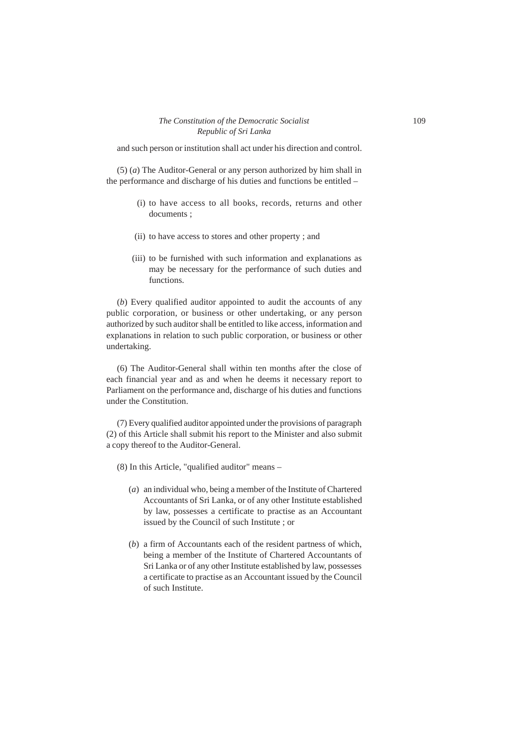and such person or institution shall act under his direction and control.

(5) (*a*) The Auditor-General or any person authorized by him shall in the performance and discharge of his duties and functions be entitled –

(i) to have access to all books, records, returns and other documents ;

(ii) to have access to stores and other property ; and

(iii) to be furnished with such information and explanations as may be necessary for the performance of such duties and functions.

(*b*) Every qualified auditor appointed to audit the accounts of any public corporation, or business or other undertaking, or any person authorized by such auditor shall be entitled to like access, information and explanations in relation to such public corporation, or business or other undertaking.

(6) The Auditor-General shall within ten months after the close of each financial year and as and when he deems it necessary report to Parliament on the performance and, discharge of his duties and functions under the Constitution.

(7) Every qualified auditor appointed under the provisions of paragraph (2) of this Article shall submit his report to the Minister and also submit a copy thereof to the Auditor-General.

(8) In this Article, "qualified auditor" means –

(*a*) an individual who, being a member of the Institute of Chartered Accountants of Sri Lanka, or of any other Institute established by law, possesses a certificate to practise as an Accountant issued by the Council of such Institute ; or

(*b*) a firm of Accountants each of the resident partness of which, being a member of the Institute of Chartered Accountants of Sri Lanka or of any other Institute established by law, possesses a certificate to practise as an Accountant issued by the Council of such Institute.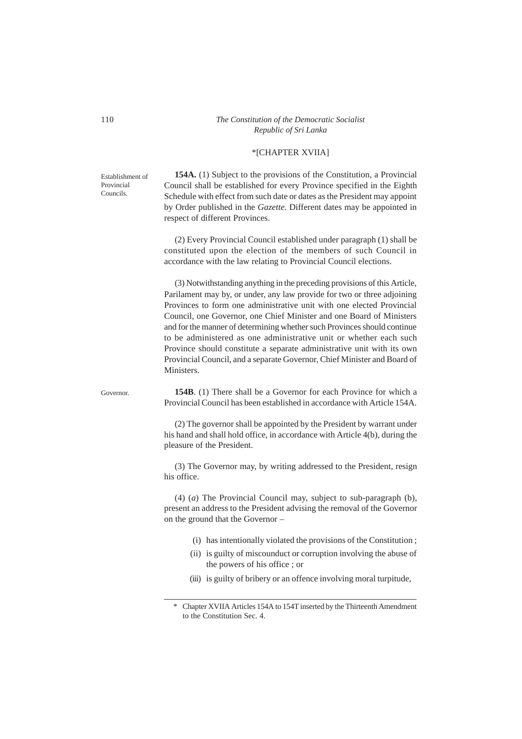*[CHAPTER XVIIA]

Establishment of Provincial Councils.

**154A.** (1) Subject to the provisions of the Constitution, a Provincial Council shall be established for every Province specified in the Eighth Schedule with effect from such date or dates as the President may appoint by Order published in the *Gazette.* Different dates may be appointed in respect of different Provinces.

(2) Every Provincial Council established under paragraph (1) shall be constituted upon the election of the members of such Council in accordance with the law relating to Provincial Council elections.

(3) Notwithstanding anything in the preceding provisions of this Article, Parilament may by, or under, any law provide for two or three adjoining Provinces to form one administrative unit with one elected Provincial Council, one Governor, one Chief Minister and one Board of Ministers and for the manner of determining whether such Provinces should continue to be administered as one administrative unit or whether each such Province should constitute a separate administrative unit with its own Provincial Council, and a separate Governor, Chief Minister and Board of Ministers.

Governor.

**154B**. (1) There shall be a Governor for each Province for which a Provincial Council has been established in accordance with Article 154A.

(2) The governor shall be appointed by the President by warrant under his hand and shall hold office, in accordance with Article 4(b), during the pleasure of the President.

(3) The Governor may, by writing addressed to the President, resign his office.

(4) (*a*) The Provincial Council may, subject to sub-paragraph (b), present an address to the President advising the removal of the Governor on the ground that the Governor –

(i) has intentionally violated the provisions of the Constitution ;

(ii) is guilty of miscounduct or corruption involving the abuse of the powers of his office ; or

(iii) is guilty of bribery or an offence involving moral turpitude,

\* Chapter XVIIA Articles 154A to 154T inserted by the Thirteenth Amendment to the Constitution Sec. 4.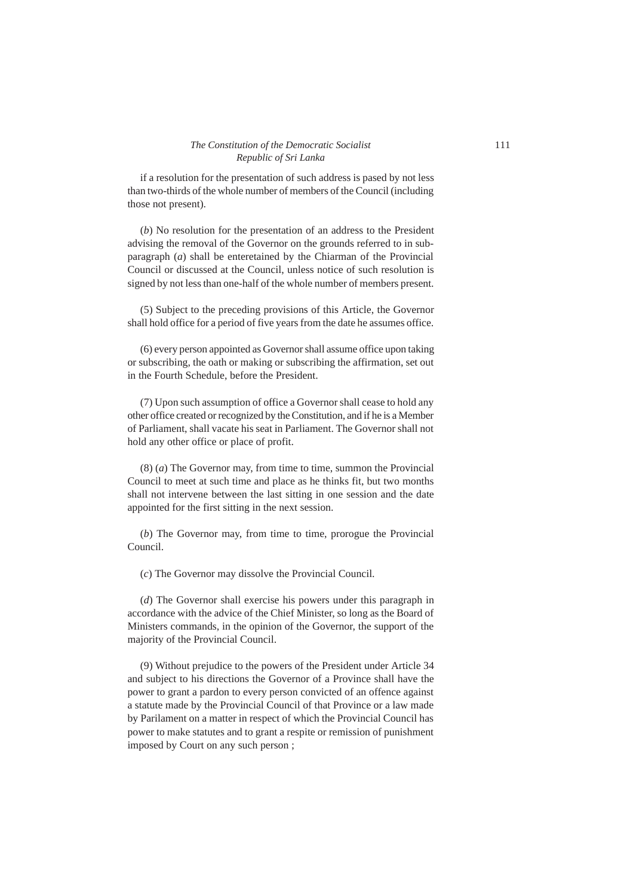if a resolution for the presentation of such address is pased by not less than two-thirds of the whole number of members of the Council (including those not present).

(*b*) No resolution for the presentation of an address to the President advising the removal of the Governor on the grounds referred to in sub-paragraph (*a*) shall be enteretained by the Chiarman of the Provincial Council or discussed at the Council, unless notice of such resolution is signed by not less than one-half of the whole number of members present.

(5) Subject to the preceding provisions of this Article, the Governor shall hold office for a period of five years from the date he assumes office.

(6) every person appointed as Governor shall assume office upon taking or subscribing, the oath or making or subscribing the affirmation, set out in the Fourth Schedule, before the President.

(7) Upon such assumption of office a Governor shall cease to hold any other office created or recognized by the Constitution, and if he is a Member of Parliament, shall vacate his seat in Parliament. The Governor shall not hold any other office or place of profit.

(8) (*a*) The Governor may, from time to time, summon the Provincial Council to meet at such time and place as he thinks fit, but two months shall not intervene between the last sitting in one session and the date appointed for the first sitting in the next session.

(*b*) The Governor may, from time to time, prorogue the Provincial Council.

(*c*) The Governor may dissolve the Provincial Council.

(*d*) The Governor shall exercise his powers under this paragraph in accordance with the advice of the Chief Minister, so long as the Board of Ministers commands, in the opinion of the Governor, the support of the majority of the Provincial Council.

(9) Without prejudice to the powers of the President under Article 34 and subject to his directions the Governor of a Province shall have the power to grant a pardon to every person convicted of an offence against a statute made by the Provincial Council of that Province or a law made by Parilament on a matter in respect of which the Provincial Council has power to make statutes and to grant a respite or remission of punishment imposed by Court on any such person ;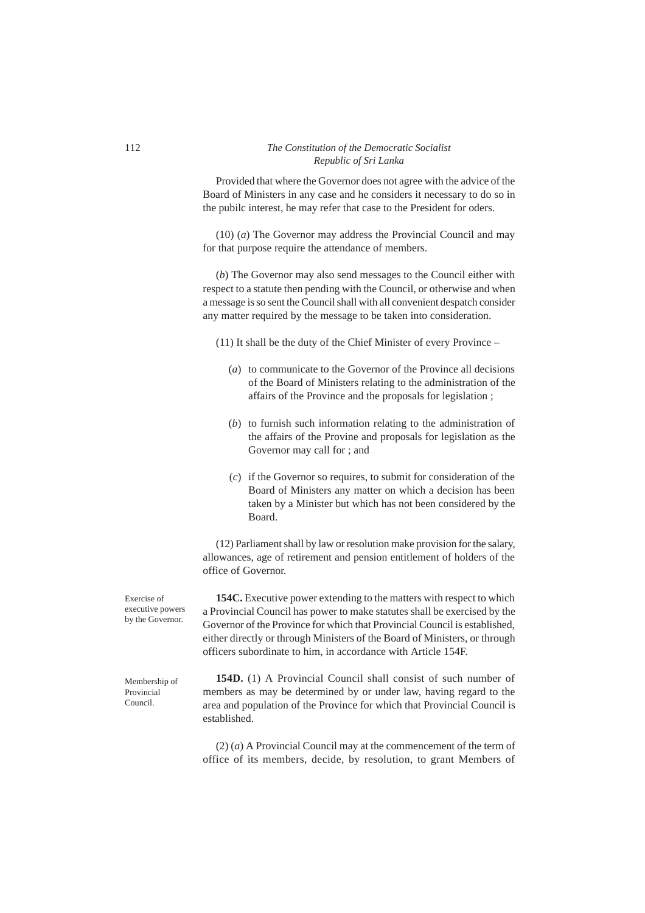Provided that where the Governor does not agree with the advice of the Board of Ministers in any case and he considers it necessary to do so in the pubilc interest, he may refer that case to the President for oders.

(10) (*a*) The Governor may address the Provincial Council and may for that purpose require the attendance of members.

(*b*) The Governor may also send messages to the Council either with respect to a statute then pending with the Council, or otherwise and when a message is so sent the Council shall with all convenient despatch consider any matter required by the message to be taken into consideration.

(11) It shall be the duty of the Chief Minister of every Province –

(*a*) to communicate to the Governor of the Province all decisions of the Board of Ministers relating to the administration of the affairs of the Province and the proposals for legislation ;

(*b*) to furnish such information relating to the administration of the affairs of the Provine and proposals for legislation as the Governor may call for ; and

(*c*) if the Governor so requires, to submit for consideration of the Board of Ministers any matter on which a decision has been taken by a Minister but which has not been considered by the Board.

(12) Parliament shall by law or resolution make provision for the salary, allowances, age of retirement and pension entitlement of holders of the office of Governor.

Exercise of executive powers by the Governor.

**154C.** Executive power extending to the matters with respect to which a Provincial Council has power to make statutes shall be exercised by the Governor of the Province for which that Provincial Council is established, either directly or through Ministers of the Board of Ministers, or through officers subordinate to him, in accordance with Article 154F.

Membership of Provincial Council.

**154D.** (1) A Provincial Council shall consist of such number of members as may be determined by or under law, having regard to the area and population of the Province for which that Provincial Council is established.

(2) (*a*) A Provincial Council may at the commencement of the term of office of its members, decide, by resolution, to grant Members of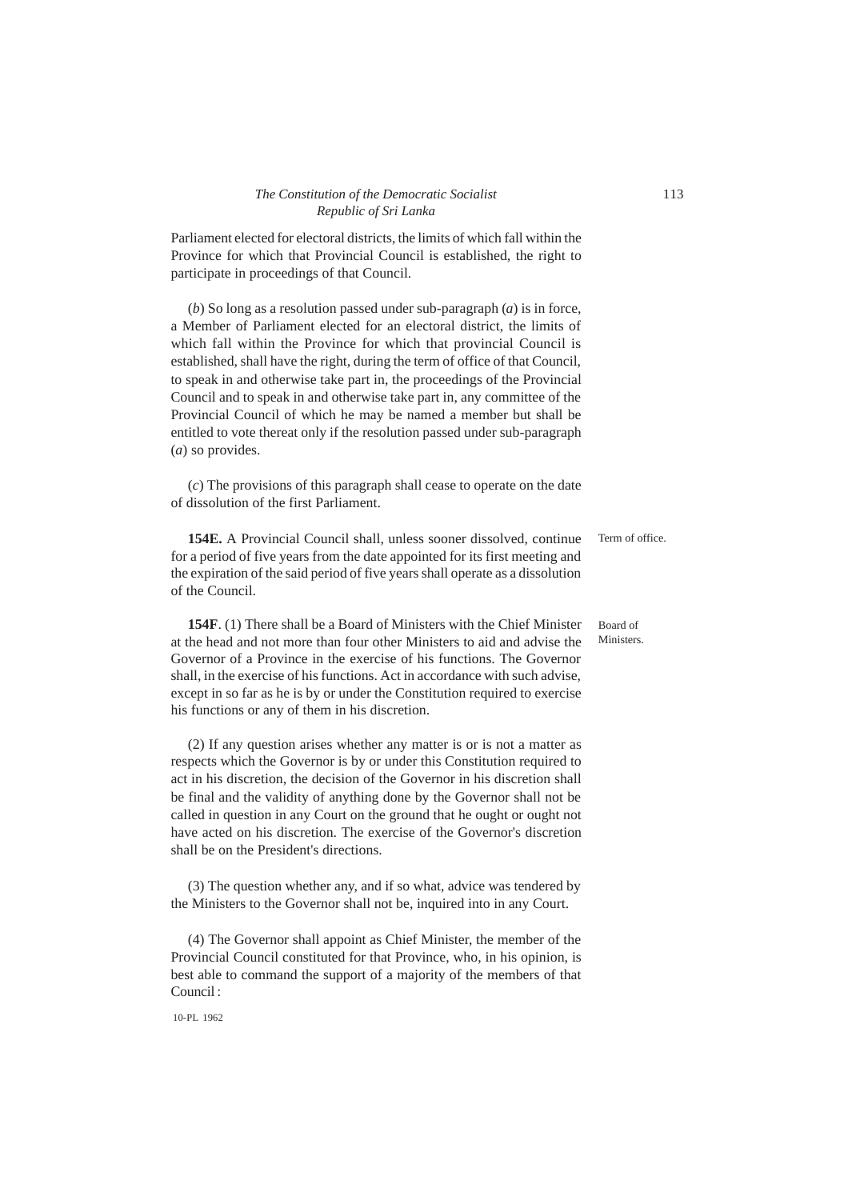Parliament elected for electoral districts, the limits of which fall within the Province for which that Provincial Council is established, the right to participate in proceedings of that Council.

(*b*) So long as a resolution passed under sub-paragraph (*a*) is in force, a Member of Parliament elected for an electoral district, the limits of which fall within the Province for which that provincial Council is established, shall have the right, during the term of office of that Council, to speak in and otherwise take part in, the proceedings of the Provincial Council and to speak in and otherwise take part in, any committee of the Provincial Council of which he may be named a member but shall be entitled to vote thereat only if the resolution passed under sub-paragraph (*a*) so provides.

(*c*) The provisions of this paragraph shall cease to operate on the date of dissolution of the first Parliament.

Term of office.

**154E.** A Provincial Council shall, unless sooner dissolved, continue for a period of five years from the date appointed for its first meeting and the expiration of the said period of five years shall operate as a dissolution of the Council.

Board of Ministers.

**154F**. (1) There shall be a Board of Ministers with the Chief Minister at the head and not more than four other Ministers to aid and advise the Governor of a Province in the exercise of his functions. The Governor shall, in the exercise of his functions. Act in accordance with such advise, except in so far as he is by or under the Constitution required to exercise his functions or any of them in his discretion.

(2) If any question arises whether any matter is or is not a matter as respects which the Governor is by or under this Constitution required to act in his discretion, the decision of the Governor in his discretion shall be final and the validity of anything done by the Governor shall not be called in question in any Court on the ground that he ought or ought not have acted on his discretion. The exercise of the Governor's discretion shall be on the President's directions.

(3) The question whether any, and if so what, advice was tendered by the Ministers to the Governor shall not be, inquired into in any Court.

(4) The Governor shall appoint as Chief Minister, the member of the Provincial Council constituted for that Province, who, in his opinion, is best able to command the support of a majority of the members of that Council :

10-PL 1962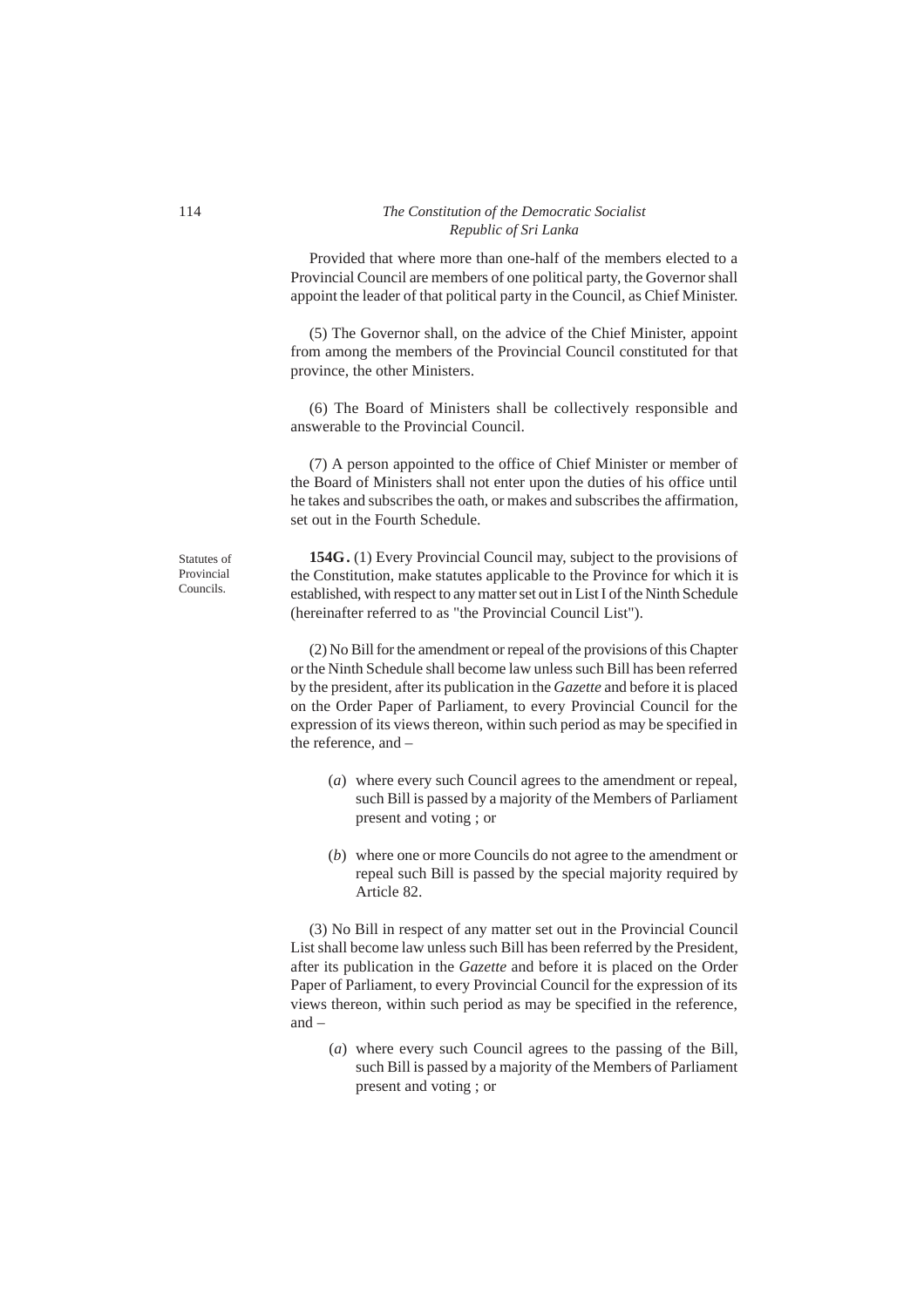Provided that where more than one-half of the members elected to a Provincial Council are members of one political party, the Governor shall appoint the leader of that political party in the Council, as Chief Minister.

(5) The Governor shall, on the advice of the Chief Minister, appoint from among the members of the Provincial Council constituted for that province, the other Ministers.

(6) The Board of Ministers shall be collectively responsible and answerable to the Provincial Council.

(7) A person appointed to the office of Chief Minister or member of the Board of Ministers shall not enter upon the duties of his office until he takes and subscribes the oath, or makes and subscribes the affirmation, set out in the Fourth Schedule.

Statutes of Provincial Councils.

**154G.** (1) Every Provincial Council may, subject to the provisions of the Constitution, make statutes applicable to the Province for which it is established, with respect to any matter set out in List I of the Ninth Schedule (hereinafter referred to as "the Provincial Council List").

(2) No Bill for the amendment or repeal of the provisions of this Chapter or the Ninth Schedule shall become law unless such Bill has been referred by the president, after its publication in the *Gazette* and before it is placed on the Order Paper of Parliament, to every Provincial Council for the expression of its views thereon, within such period as may be specified in the reference, and –

(*a*) where every such Council agrees to the amendment or repeal, such Bill is passed by a majority of the Members of Parliament present and voting ; or

(*b*) where one or more Councils do not agree to the amendment or repeal such Bill is passed by the special majority required by Article 82.

(3) No Bill in respect of any matter set out in the Provincial Council List shall become law unless such Bill has been referred by the President, after its publication in the *Gazette* and before it is placed on the Order Paper of Parliament, to every Provincial Council for the expression of its views thereon, within such period as may be specified in the reference, and –

(*a*) where every such Council agrees to the passing of the Bill, such Bill is passed by a majority of the Members of Parliament present and voting ; or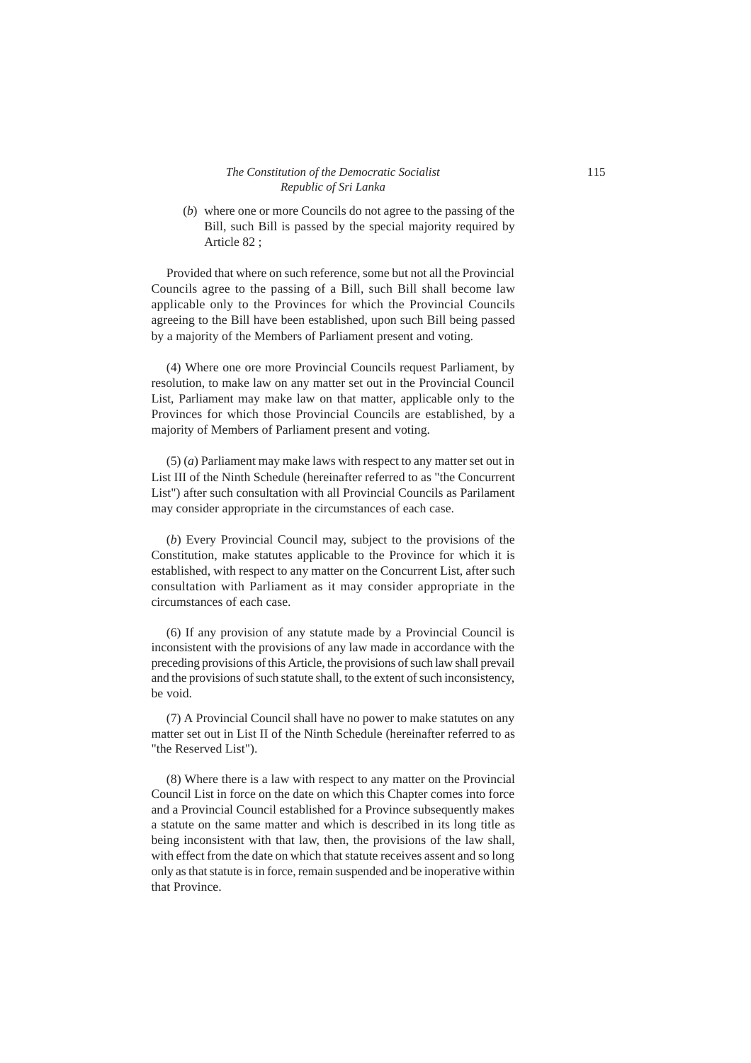(*b*) where one or more Councils do not agree to the passing of the Bill, such Bill is passed by the special majority required by Article 82 ;

Provided that where on such reference, some but not all the Provincial Councils agree to the passing of a Bill, such Bill shall become law applicable only to the Provinces for which the Provincial Councils agreeing to the Bill have been established, upon such Bill being passed by a majority of the Members of Parliament present and voting.

(4) Where one ore more Provincial Councils request Parliament, by resolution, to make law on any matter set out in the Provincial Council List, Parliament may make law on that matter, applicable only to the Provinces for which those Provincial Councils are established, by a majority of Members of Parliament present and voting.

(5) (*a*) Parliament may make laws with respect to any matter set out in List III of the Ninth Schedule (hereinafter referred to as "the Concurrent List") after such consultation with all Provincial Councils as Parilament may consider appropriate in the circumstances of each case.

(*b*) Every Provincial Council may, subject to the provisions of the Constitution, make statutes applicable to the Province for which it is established, with respect to any matter on the Concurrent List, after such consultation with Parliament as it may consider appropriate in the circumstances of each case.

(6) If any provision of any statute made by a Provincial Council is inconsistent with the provisions of any law made in accordance with the preceding provisions of this Article, the provisions of such law shall prevail and the provisions of such statute shall, to the extent of such inconsistency, be void.

(7) A Provincial Council shall have no power to make statutes on any matter set out in List II of the Ninth Schedule (hereinafter referred to as "the Reserved List").

(8) Where there is a law with respect to any matter on the Provincial Council List in force on the date on which this Chapter comes into force and a Provincial Council established for a Province subsequently makes a statute on the same matter and which is described in its long title as being inconsistent with that law, then, the provisions of the law shall, with effect from the date on which that statute receives assent and so long only as that statute is in force, remain suspended and be inoperative within that Province.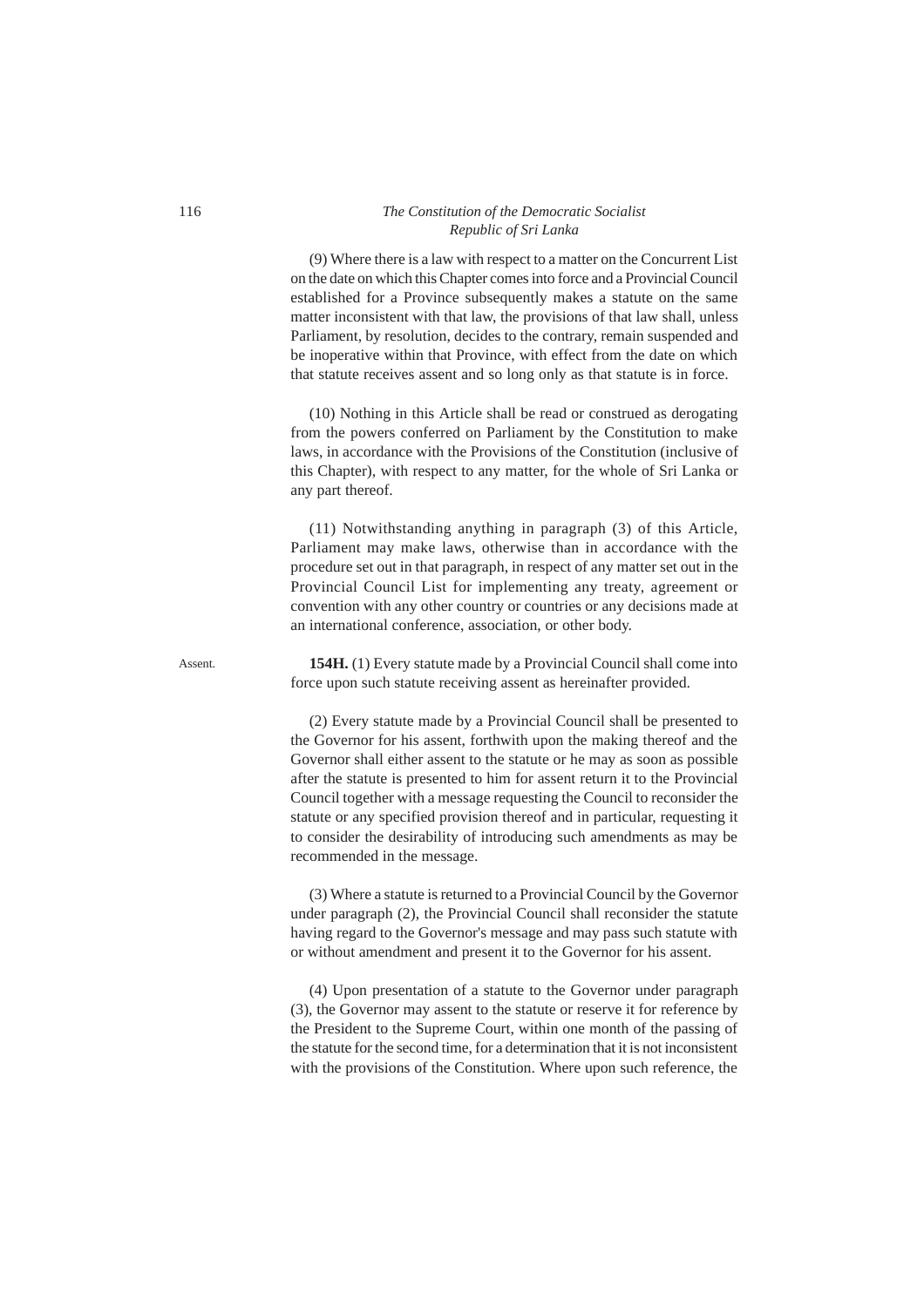(9) Where there is a law with respect to a matter on the Concurrent List on the date on which this Chapter comes into force and a Provincial Council established for a Province subsequently makes a statute on the same matter inconsistent with that law, the provisions of that law shall, unless Parliament, by resolution, decides to the contrary, remain suspended and be inoperative within that Province, with effect from the date on which that statute receives assent and so long only as that statute is in force.

(10) Nothing in this Article shall be read or construed as derogating from the powers conferred on Parliament by the Constitution to make laws, in accordance with the Provisions of the Constitution (inclusive of this Chapter), with respect to any matter, for the whole of Sri Lanka or any part thereof.

(11) Notwithstanding anything in paragraph (3) of this Article, Parliament may make laws, otherwise than in accordance with the procedure set out in that paragraph, in respect of any matter set out in the Provincial Council List for implementing any treaty, agreement or convention with any other country or countries or any decisions made at an international conference, association, or other body.

Assent.

**154H.** (1) Every statute made by a Provincial Council shall come into force upon such statute receiving assent as hereinafter provided.

(2) Every statute made by a Provincial Council shall be presented to the Governor for his assent, forthwith upon the making thereof and the Governor shall either assent to the statute or he may as soon as possible after the statute is presented to him for assent return it to the Provincial Council together with a message requesting the Council to reconsider the statute or any specified provision thereof and in particular, requesting it to consider the desirability of introducing such amendments as may be recommended in the message.

(3) Where a statute is returned to a Provincial Council by the Governor under paragraph (2), the Provincial Council shall reconsider the statute having regard to the Governor's message and may pass such statute with or without amendment and present it to the Governor for his assent.

(4) Upon presentation of a statute to the Governor under paragraph (3), the Governor may assent to the statute or reserve it for reference by the President to the Supreme Court, within one month of the passing of the statute for the second time, for a determination that it is not inconsistent with the provisions of the Constitution. Where upon such reference, the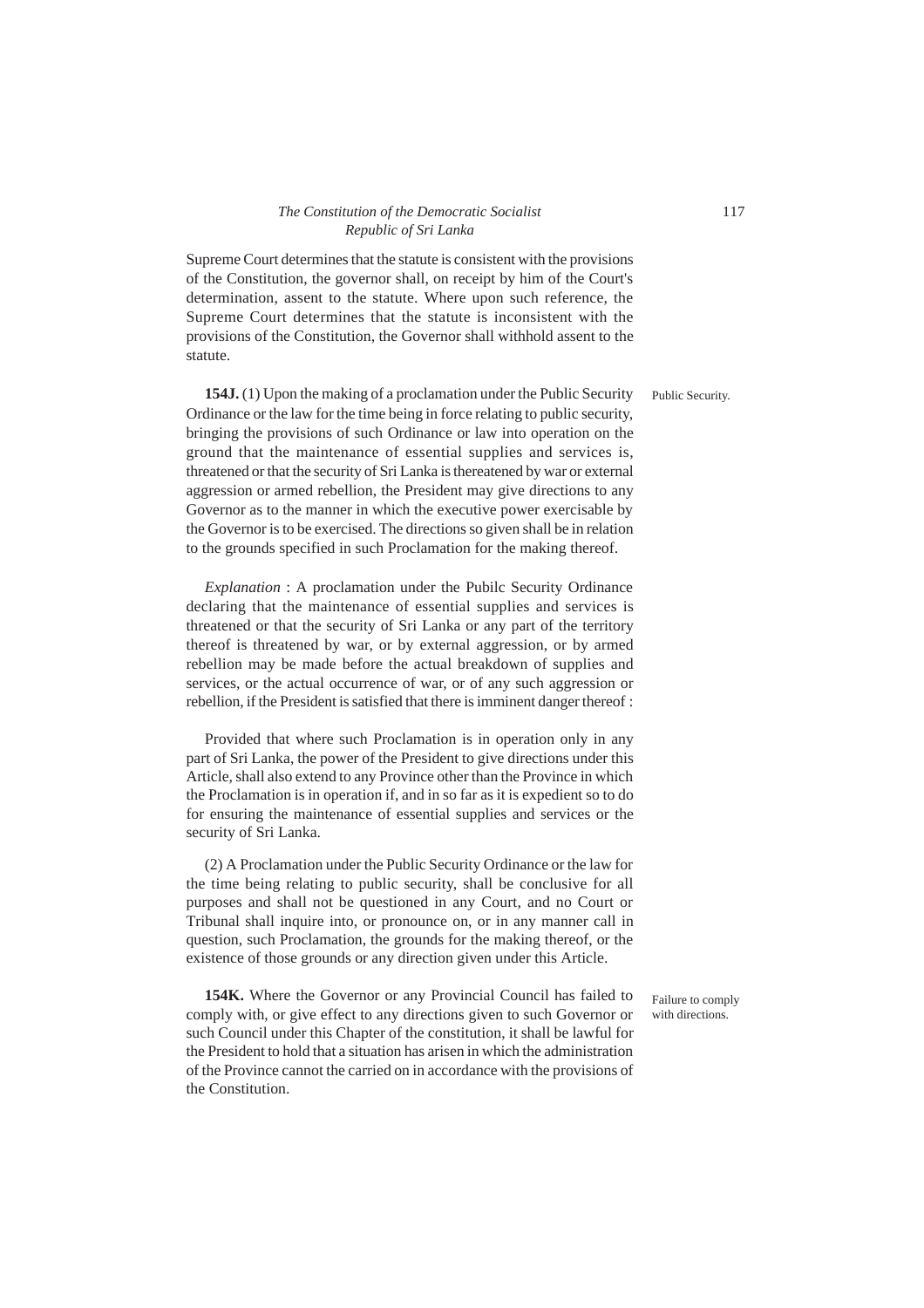Supreme Court determines that the statute is consistent with the provisions of the Constitution, the governor shall, on receipt by him of the Court's determination, assent to the statute. Where upon such reference, the Supreme Court determines that the statute is inconsistent with the provisions of the Constitution, the Governor shall withhold assent to the statute.

Public Security.

**154J.** (1) Upon the making of a proclamation under the Public Security Ordinance or the law for the time being in force relating to public security, bringing the provisions of such Ordinance or law into operation on the ground that the maintenance of essential supplies and services is, threatened or that the security of Sri Lanka is thereatened by war or external aggression or armed rebellion, the President may give directions to any Governor as to the manner in which the executive power exercisable by the Governor is to be exercised. The directions so given shall be in relation to the grounds specified in such Proclamation for the making thereof.

*Explanation* : A proclamation under the Pubilc Security Ordinance declaring that the maintenance of essential supplies and services is threatened or that the security of Sri Lanka or any part of the territory thereof is threatened by war, or by external aggression, or by armed rebellion may be made before the actual breakdown of supplies and services, or the actual occurrence of war, or of any such aggression or rebellion, if the President is satisfied that there is imminent danger thereof :

Provided that where such Proclamation is in operation only in any part of Sri Lanka, the power of the President to give directions under this Article, shall also extend to any Province other than the Province in which the Proclamation is in operation if, and in so far as it is expedient so to do for ensuring the maintenance of essential supplies and services or the security of Sri Lanka.

(2) A Proclamation under the Public Security Ordinance or the law for the time being relating to public security, shall be conclusive for all purposes and shall not be questioned in any Court, and no Court or Tribunal shall inquire into, or pronounce on, or in any manner call in question, such Proclamation, the grounds for the making thereof, or the existence of those grounds or any direction given under this Article.

Failure to comply with directions.

**154K.** Where the Governor or any Provincial Council has failed to comply with, or give effect to any directions given to such Governor or such Council under this Chapter of the constitution, it shall be lawful for the President to hold that a situation has arisen in which the administration of the Province cannot the carried on in accordance with the provisions of the Constitution.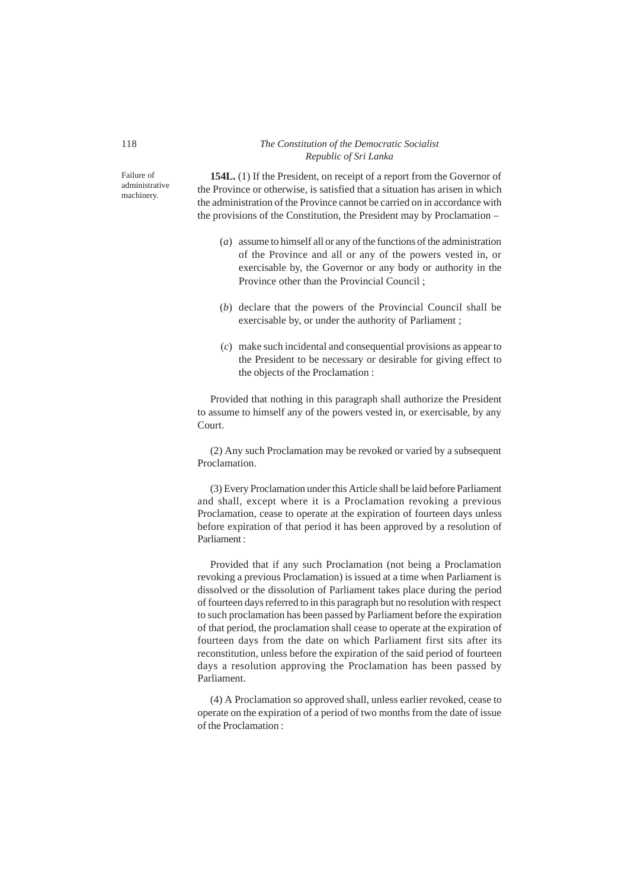Failure of administrative machinery.

**154L.** (1) If the President, on receipt of a report from the Governor of the Province or otherwise, is satisfied that a situation has arisen in which the administration of the Province cannot be carried on in accordance with the provisions of the Constitution, the President may by Proclamation –

(*a*) assume to himself all or any of the functions of the administration of the Province and all or any of the powers vested in, or exercisable by, the Governor or any body or authority in the Province other than the Provincial Council ;

(*b*) declare that the powers of the Provincial Council shall be exercisable by, or under the authority of Parliament ;

(*c*) make such incidental and consequential provisions as appear to the President to be necessary or desirable for giving effect to the objects of the Proclamation :

Provided that nothing in this paragraph shall authorize the President to assume to himself any of the powers vested in, or exercisable, by any Court.

(2) Any such Proclamation may be revoked or varied by a subsequent Proclamation.

(3) Every Proclamation under this Article shall be laid before Parliament and shall, except where it is a Proclamation revoking a previous Proclamation, cease to operate at the expiration of fourteen days unless before expiration of that period it has been approved by a resolution of Parliament :

Provided that if any such Proclamation (not being a Proclamation revoking a previous Proclamation) is issued at a time when Parliament is dissolved or the dissolution of Parliament takes place during the period of fourteen days referred to in this paragraph but no resolution with respect to such proclamation has been passed by Parliament before the expiration of that period, the proclamation shall cease to operate at the expiration of fourteen days from the date on which Parliament first sits after its reconstitution, unless before the expiration of the said period of fourteen days a resolution approving the Proclamation has been passed by Parliament.

(4) A Proclamation so approved shall, unless earlier revoked, cease to operate on the expiration of a period of two months from the date of issue of the Proclamation :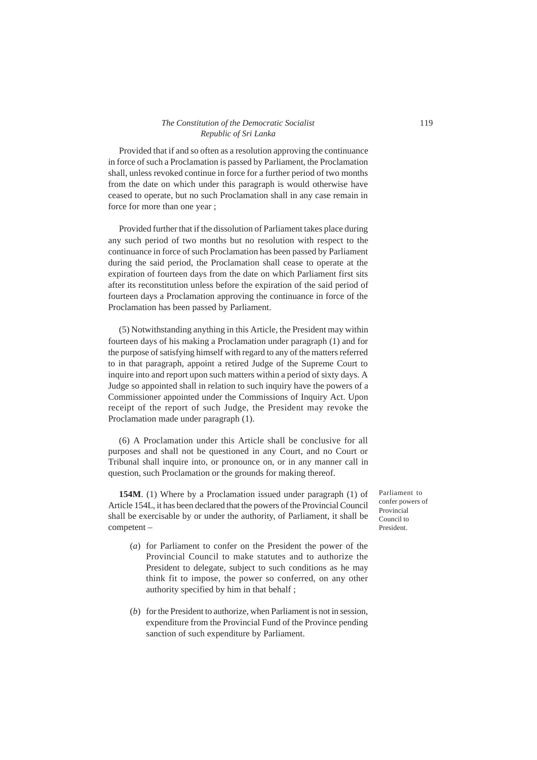Provided that if and so often as a resolution approving the continuance in force of such a Proclamation is passed by Parliament, the Proclamation shall, unless revoked continue in force for a further period of two months from the date on which under this paragraph is would otherwise have ceased to operate, but no such Proclamation shall in any case remain in force for more than one year ;

Provided further that if the dissolution of Parliament takes place during any such period of two months but no resolution with respect to the continuance in force of such Proclamation has been passed by Parliament during the said period, the Proclamation shall cease to operate at the expiration of fourteen days from the date on which Parliament first sits after its reconstitution unless before the expiration of the said period of fourteen days a Proclamation approving the continuance in force of the Proclamation has been passed by Parliament.

(5) Notwithstanding anything in this Article, the President may within fourteen days of his making a Proclamation under paragraph (1) and for the purpose of satisfying himself with regard to any of the matters referred to in that paragraph, appoint a retired Judge of the Supreme Court to inquire into and report upon such matters within a period of sixty days. A Judge so appointed shall in relation to such inquiry have the powers of a Commissioner appointed under the Commissions of Inquiry Act. Upon receipt of the report of such Judge, the President may revoke the Proclamation made under paragraph (1).

(6) A Proclamation under this Article shall be conclusive for all purposes and shall not be questioned in any Court, and no Court or Tribunal shall inquire into, or pronounce on, or in any manner call in question, such Proclamation or the grounds for making thereof.

*Parliament to confer powers of Provincial Council to President.*

**154M**. (1) Where by a Proclamation issued under paragraph (1) of Article 154L, it has been declared that the powers of the Provincial Council shall be exercisable by or under the authority, of Parliament, it shall be competent –

(*a*) for Parliament to confer on the President the power of the Provincial Council to make statutes and to authorize the President to delegate, subject to such conditions as he may think fit to impose, the power so conferred, on any other authority specified by him in that behalf ;

(*b*) for the President to authorize, when Parliament is not in session, expenditure from the Provincial Fund of the Province pending sanction of such expenditure by Parliament.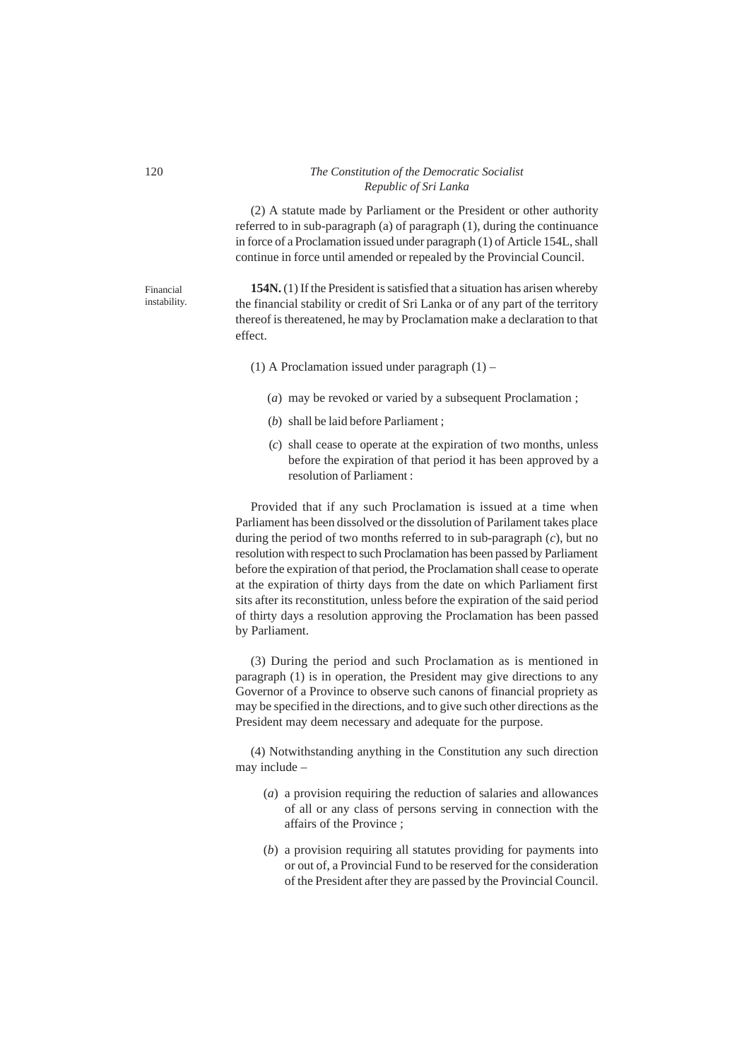(2) A statute made by Parliament or the President or other authority referred to in sub-paragraph (a) of paragraph (1), during the continuance in force of a Proclamation issued under paragraph (1) of Article 154L, shall continue in force until amended or repealed by the Provincial Council.

Financial instability.

**154N.** (1) If the President is satisfied that a situation has arisen whereby the financial stability or credit of Sri Lanka or of any part of the territory thereof is thereatened, he may by Proclamation make a declaration to that effect.

(1) A Proclamation issued under paragraph (1) –

(*a*) may be revoked or varied by a subsequent Proclamation ;

(*b*) shall be laid before Parliament ;

(*c*) shall cease to operate at the expiration of two months, unless before the expiration of that period it has been approved by a resolution of Parliament :

Provided that if any such Proclamation is issued at a time when Parliament has been dissolved or the dissolution of Parilament takes place during the period of two months referred to in sub-paragraph (*c*), but no resolution with respect to such Proclamation has been passed by Parliament before the expiration of that period, the Proclamation shall cease to operate at the expiration of thirty days from the date on which Parliament first sits after its reconstitution, unless before the expiration of the said period of thirty days a resolution approving the Proclamation has been passed by Parliament.

(3) During the period and such Proclamation as is mentioned in paragraph (1) is in operation, the President may give directions to any Governor of a Province to observe such canons of financial propriety as may be specified in the directions, and to give such other directions as the President may deem necessary and adequate for the purpose.

(4) Notwithstanding anything in the Constitution any such direction may include –

(*a*) a provision requiring the reduction of salaries and allowances of all or any class of persons serving in connection with the affairs of the Province ;

(*b*) a provision requiring all statutes providing for payments into or out of, a Provincial Fund to be reserved for the consideration of the President after they are passed by the Provincial Council.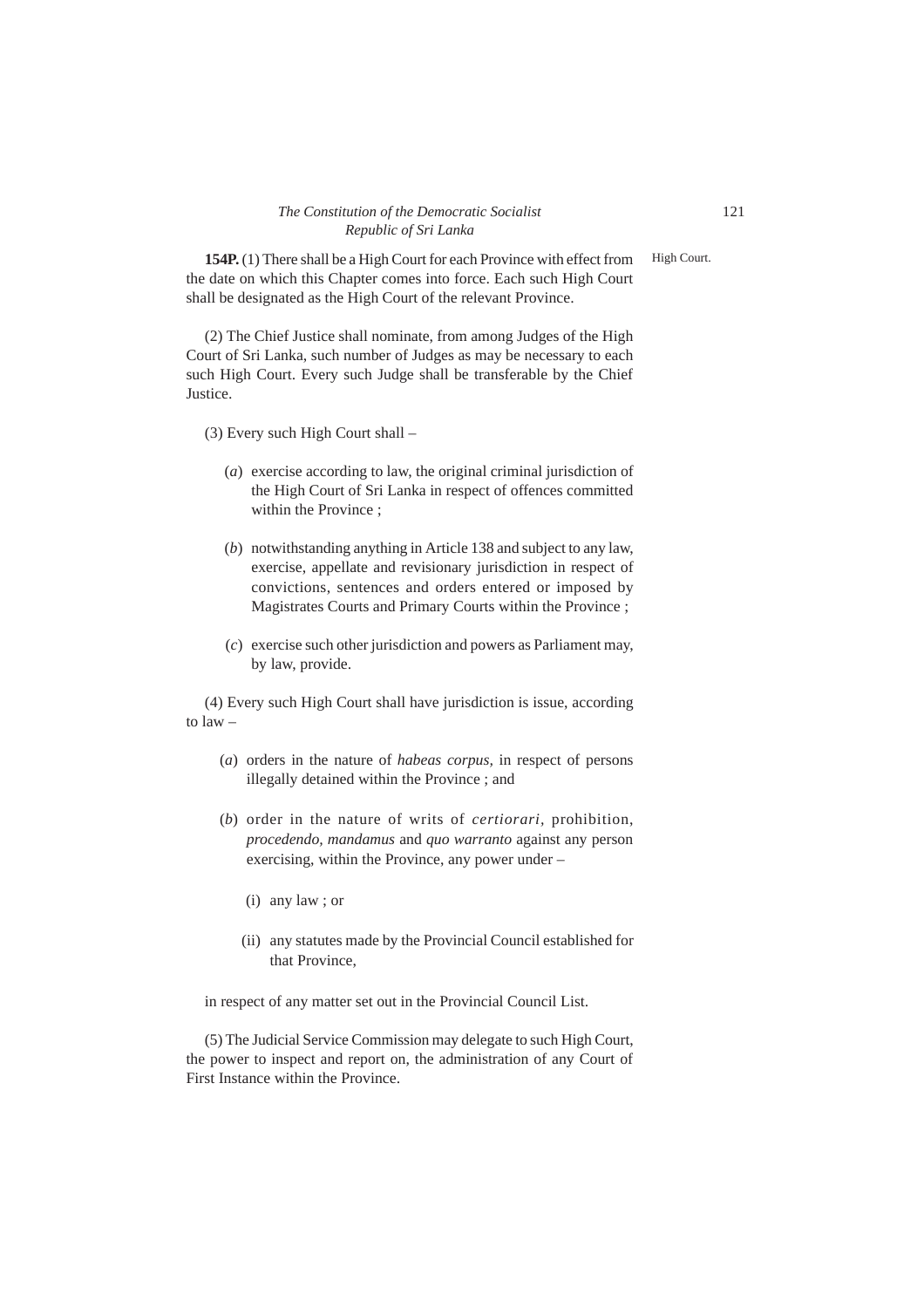**154P.** (1) There shall be a High Court for each Province with effect from the date on which this Chapter comes into force. Each such High Court shall be designated as the High Court of the relevant Province.

High Court.

(2) The Chief Justice shall nominate, from among Judges of the High Court of Sri Lanka, such number of Judges as may be necessary to each such High Court. Every such Judge shall be transferable by the Chief Justice.

(3) Every such High Court shall –

(*a*) exercise according to law, the original criminal jurisdiction of the High Court of Sri Lanka in respect of offences committed within the Province ;

(*b*) notwithstanding anything in Article 138 and subject to any law, exercise, appellate and revisionary jurisdiction in respect of convictions, sentences and orders entered or imposed by Magistrates Courts and Primary Courts within the Province ;

(*c*) exercise such other jurisdiction and powers as Parliament may, by law, provide.

(4) Every such High Court shall have jurisdiction is issue, according to law –

(*a*) orders in the nature of *habeas corpus,* in respect of persons illegally detained within the Province ; and

(*b*) order in the nature of writs of *certiorari*, prohibition, *procedendo, mandamus* and *quo warranto* against any person exercising, within the Province, any power under –

(i) any law ; or

(ii) any statutes made by the Provincial Council established for that Province,

in respect of any matter set out in the Provincial Council List.

(5) The Judicial Service Commission may delegate to such High Court, the power to inspect and report on, the administration of any Court of First Instance within the Province.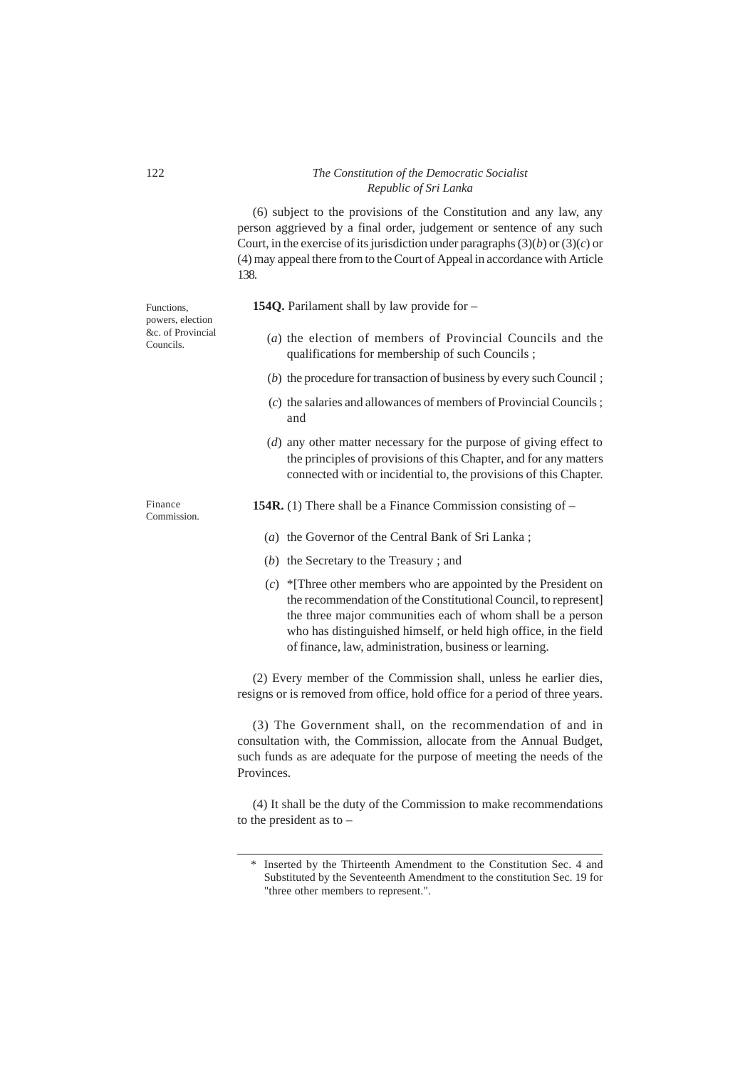(6) subject to the provisions of the Constitution and any law, any person aggrieved by a final order, judgement or sentence of any such Court, in the exercise of its jurisdiction under paragraphs (3)(*b*) or (3)(*c*) or (4) may appeal there from to the Court of Appeal in accordance with Article 138.

Functions, powers, election &c. of Provincial Councils.

**154Q.** Parilament shall by law provide for –

(*a*) the election of members of Provincial Councils and the qualifications for membership of such Councils ;

(*b*) the procedure for transaction of business by every such Council ;

(*c*) the salaries and allowances of members of Provincial Councils ; and

(*d*) any other matter necessary for the purpose of giving effect to the principles of provisions of this Chapter, and for any matters connected with or incidential to, the provisions of this Chapter.

Finance Commission.

**154R.** (1) There shall be a Finance Commission consisting of –

(*a*) the Governor of the Central Bank of Sri Lanka ;

(*b*) the Secretary to the Treasury ; and

(*c*) *[Three other members who are appointed by the President on the recommendation of the Constitutional Council, to represent] the three major communities each of whom shall be a person who has distinguished himself, or held high office, in the field of finance, law, administration, business or learning.

(2) Every member of the Commission shall, unless he earlier dies, resigns or is removed from office, hold office for a period of three years.

(3) The Government shall, on the recommendation of and in consultation with, the Commission, allocate from the Annual Budget, such funds as are adequate for the purpose of meeting the needs of the Provinces.

(4) It shall be the duty of the Commission to make recommendations to the president as to –

---

\* Inserted by the Thirteenth Amendment to the Constitution Sec. 4 and Substituted by the Seventeenth Amendment to the constitution Sec. 19 for "three other members to represent.".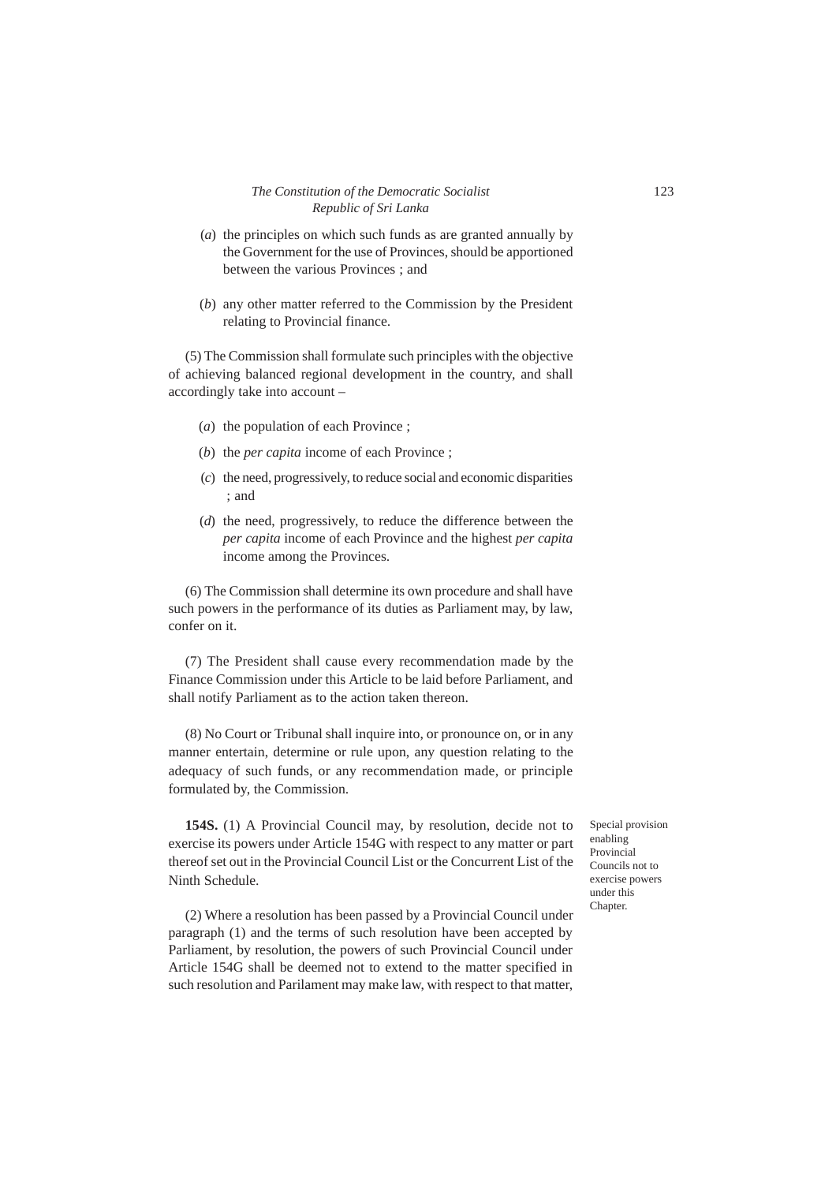(*a*) the principles on which such funds as are granted annually by the Government for the use of Provinces, should be apportioned between the various Provinces ; and

(*b*) any other matter referred to the Commission by the President relating to Provincial finance.

(5) The Commission shall formulate such principles with the objective of achieving balanced regional development in the country, and shall accordingly take into account –

(*a*) the population of each Province ;

(*b*) the *per capita* income of each Province ;

(*c*) the need, progressively, to reduce social and economic disparities ; and

(*d*) the need, progressively, to reduce the difference between the *per capita* income of each Province and the highest *per capita* income among the Provinces.

(6) The Commission shall determine its own procedure and shall have such powers in the performance of its duties as Parliament may, by law, confer on it.

(7) The President shall cause every recommendation made by the Finance Commission under this Article to be laid before Parliament, and shall notify Parliament as to the action taken thereon.

(8) No Court or Tribunal shall inquire into, or pronounce on, or in any manner entertain, determine or rule upon, any question relating to the adequacy of such funds, or any recommendation made, or principle formulated by, the Commission.

Special provision enabling Provincial Councils not to exercise powers under this Chapter.

**154S.** (1) A Provincial Council may, by resolution, decide not to exercise its powers under Article 154G with respect to any matter or part thereof set out in the Provincial Council List or the Concurrent List of the Ninth Schedule.

(2) Where a resolution has been passed by a Provincial Council under paragraph (1) and the terms of such resolution have been accepted by Parliament, by resolution, the powers of such Provincial Council under Article 154G shall be deemed not to extend to the matter specified in such resolution and Parilament may make law, with respect to that matter,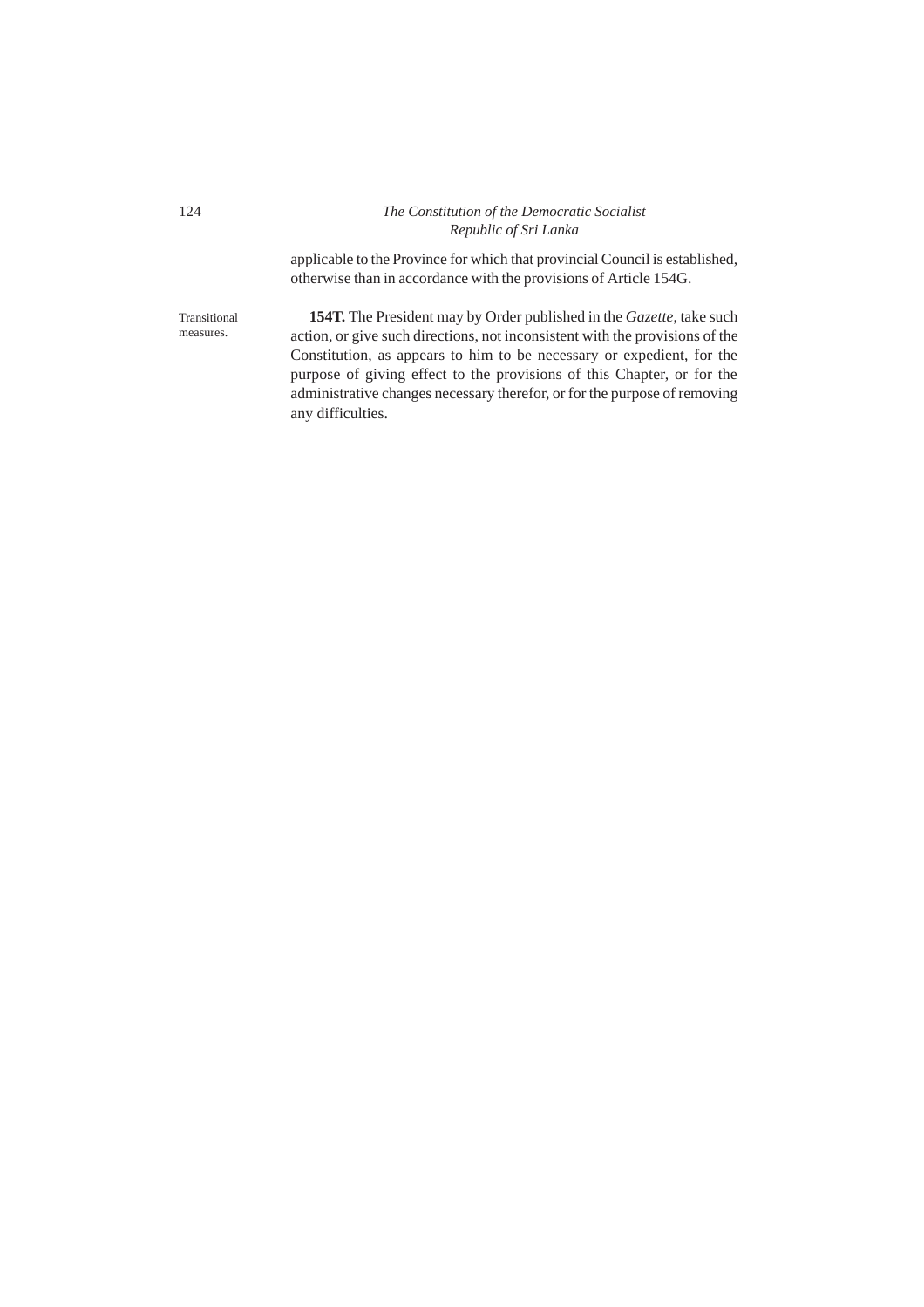applicable to the Province for which that provincial Council is established, otherwise than in accordance with the provisions of Article 154G.

Transitional measures.

**154T.** The President may by Order published in the *Gazette*, take such action, or give such directions, not inconsistent with the provisions of the Constitution, as appears to him to be necessary or expedient, for the purpose of giving effect to the provisions of this Chapter, or for the administrative changes necessary therefor, or for the purpose of removing any difficulties.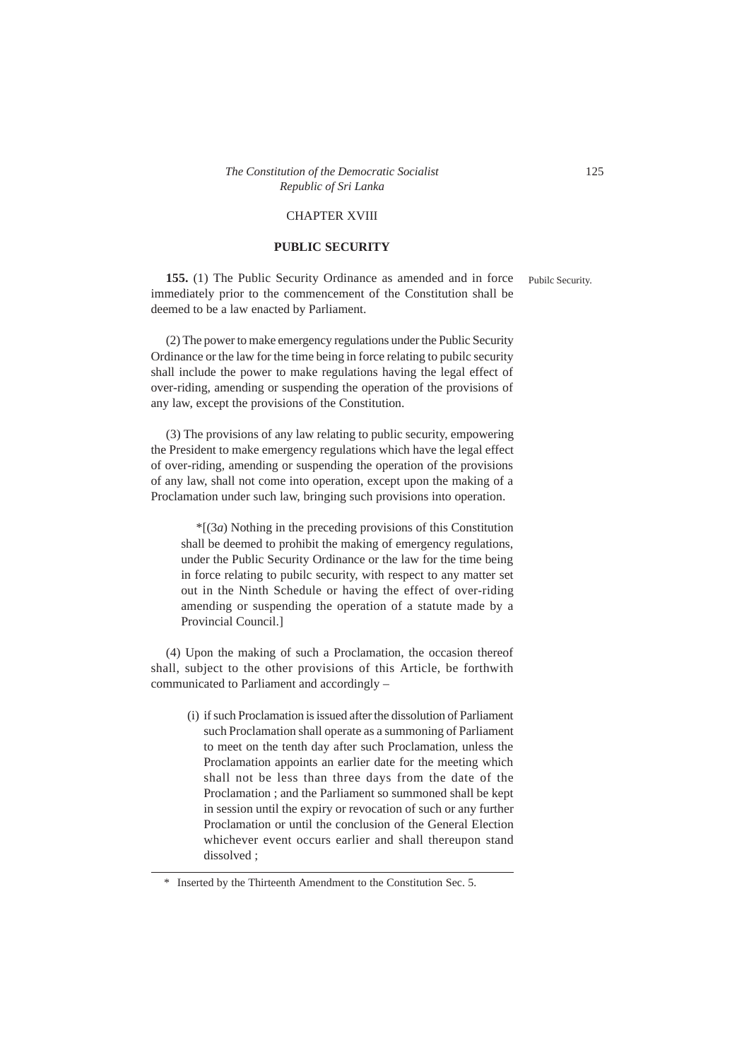## CHAPTER XVIII

## PUBLIC SECURITY

Pubilc Security.

**155.** (1) The Public Security Ordinance as amended and in force immediately prior to the commencement of the Constitution shall be deemed to be a law enacted by Parliament.

(2) The power to make emergency regulations under the Public Security Ordinance or the law for the time being in force relating to pubilc security shall include the power to make regulations having the legal effect of over-riding, amending or suspending the operation of the provisions of any law, except the provisions of the Constitution.

(3) The provisions of any law relating to public security, empowering the President to make emergency regulations which have the legal effect of over-riding, amending or suspending the operation of the provisions of any law, shall not come into operation, except upon the making of a Proclamation under such law, bringing such provisions into operation.

> *[(3*a*) Nothing in the preceding provisions of this Constitution shall be deemed to prohibit the making of emergency regulations, under the Public Security Ordinance or the law for the time being in force relating to pubilc security, with respect to any matter set out in the Ninth Schedule or having the effect of over-riding amending or suspending the operation of a statute made by a Provincial Council.]

(4) Upon the making of such a Proclamation, the occasion thereof shall, subject to the other provisions of this Article, be forthwith communicated to Parliament and accordingly –

> (i) if such Proclamation is issued after the dissolution of Parliament such Proclamation shall operate as a summoning of Parliament to meet on the tenth day after such Proclamation, unless the Proclamation appoints an earlier date for the meeting which shall not be less than three days from the date of the Proclamation ; and the Parliament so summoned shall be kept in session until the expiry or revocation of such or any further Proclamation or until the conclusion of the General Election whichever event occurs earlier and shall thereupon stand dissolved ;

---

\* Inserted by the Thirteenth Amendment to the Constitution Sec. 5.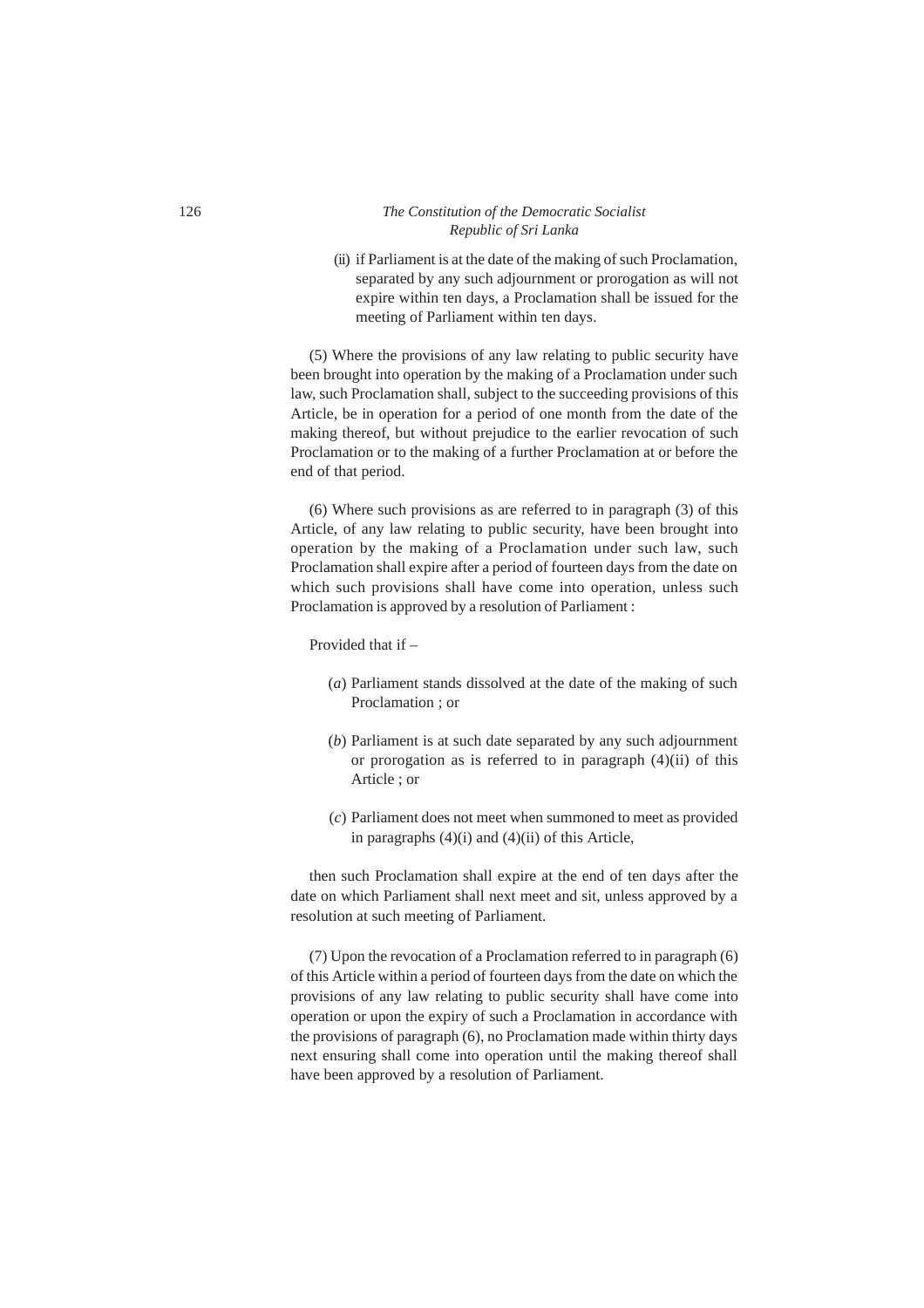(ii) if Parliament is at the date of the making of such Proclamation, separated by any such adjournment or prorogation as will not expire within ten days, a Proclamation shall be issued for the meeting of Parliament within ten days.

(5) Where the provisions of any law relating to public security have been brought into operation by the making of a Proclamation under such law, such Proclamation shall, subject to the succeeding provisions of this Article, be in operation for a period of one month from the date of the making thereof, but without prejudice to the earlier revocation of such Proclamation or to the making of a further Proclamation at or before the end of that period.

(6) Where such provisions as are referred to in paragraph (3) of this Article, of any law relating to public security, have been brought into operation by the making of a Proclamation under such law, such Proclamation shall expire after a period of fourteen days from the date on which such provisions shall have come into operation, unless such Proclamation is approved by a resolution of Parliament :

Provided that if –

(*a*) Parliament stands dissolved at the date of the making of such Proclamation ; or

(*b*) Parliament is at such date separated by any such adjournment or prorogation as is referred to in paragraph (4)(ii) of this Article ; or

(*c*) Parliament does not meet when summoned to meet as provided in paragraphs (4)(i) and (4)(ii) of this Article,

then such Proclamation shall expire at the end of ten days after the date on which Parliament shall next meet and sit, unless approved by a resolution at such meeting of Parliament.

(7) Upon the revocation of a Proclamation referred to in paragraph (6) of this Article within a period of fourteen days from the date on which the provisions of any law relating to public security shall have come into operation or upon the expiry of such a Proclamation in accordance with the provisions of paragraph (6), no Proclamation made within thirty days next ensuring shall come into operation until the making thereof shall have been approved by a resolution of Parliament.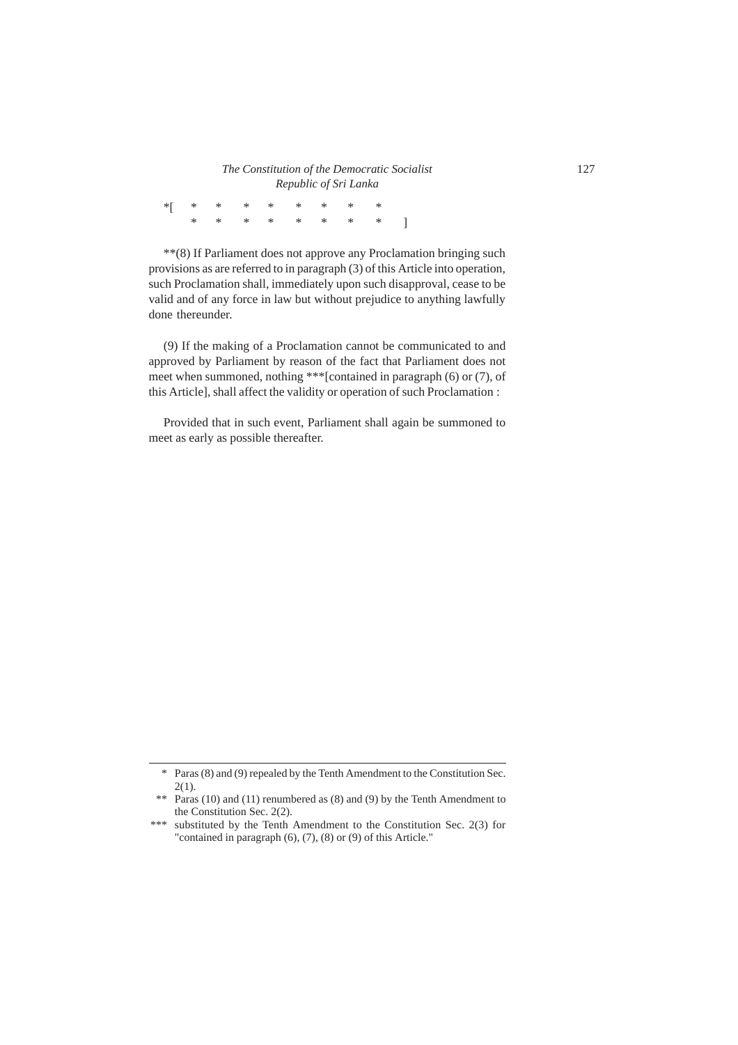*[ * * * * * * * *
* * * * * * * * ]

**(8) If Parliament does not approve any Proclamation bringing such provisions as are referred to in paragraph (3) of this Article into operation, such Proclamation shall, immediately upon such disapproval, cease to be valid and of any force in law but without prejudice to anything lawfully done thereunder.

(9) If the making of a Proclamation cannot be communicated to and approved by Parliament by reason of the fact that Parliament does not meet when summoned, nothing ***[contained in paragraph (6) or (7), of this Article], shall affect the validity or operation of such Proclamation :

Provided that in such event, Parliament shall again be summoned to meet as early as possible thereafter.

---

\* Paras (8) and (9) repealed by the Tenth Amendment to the Constitution Sec. 2(1).

** Paras (10) and (11) renumbered as (8) and (9) by the Tenth Amendment to the Constitution Sec. 2(2).

*** substituted by the Tenth Amendment to the Constitution Sec. 2(3) for "contained in paragraph (6), (7), (8) or (9) of this Article."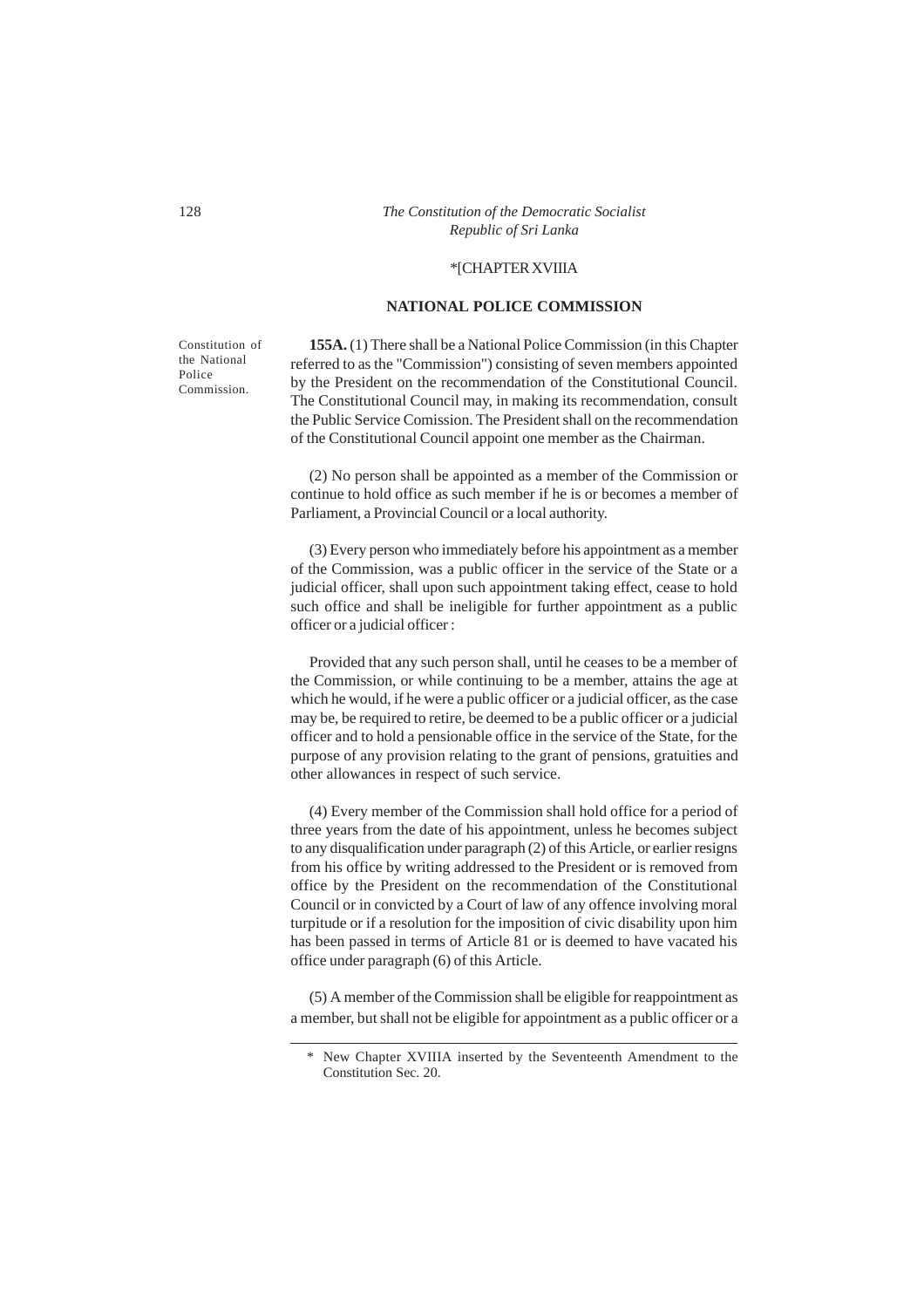*[CHAPTER XVIIIA

## NATIONAL POLICE COMMISSION

Constitution of the National Police Commission.

**155A.** (1) There shall be a National Police Commission (in this Chapter referred to as the "Commission") consisting of seven members appointed by the President on the recommendation of the Constitutional Council. The Constitutional Council may, in making its recommendation, consult the Public Service Comission. The President shall on the recommendation of the Constitutional Council appoint one member as the Chairman.

(2) No person shall be appointed as a member of the Commission or continue to hold office as such member if he is or becomes a member of Parliament, a Provincial Council or a local authority.

(3) Every person who immediately before his appointment as a member of the Commission, was a public officer in the service of the State or a judicial officer, shall upon such appointment taking effect, cease to hold such office and shall be ineligible for further appointment as a public officer or a judicial officer :

Provided that any such person shall, until he ceases to be a member of the Commission, or while continuing to be a member, attains the age at which he would, if he were a public officer or a judicial officer, as the case may be, be required to retire, be deemed to be a public officer or a judicial officer and to hold a pensionable office in the service of the State, for the purpose of any provision relating to the grant of pensions, gratuities and other allowances in respect of such service.

(4) Every member of the Commission shall hold office for a period of three years from the date of his appointment, unless he becomes subject to any disqualification under paragraph (2) of this Article, or earlier resigns from his office by writing addressed to the President or is removed from office by the President on the recommendation of the Constitutional Council or in convicted by a Court of law of any offence involving moral turpitude or if a resolution for the imposition of civic disability upon him has been passed in terms of Article 81 or is deemed to have vacated his office under paragraph (6) of this Article.

(5) A member of the Commission shall be eligible for reappointment as a member, but shall not be eligible for appointment as a public officer or a

---

\* New Chapter XVIIIA inserted by the Seventeenth Amendment to the Constitution Sec. 20.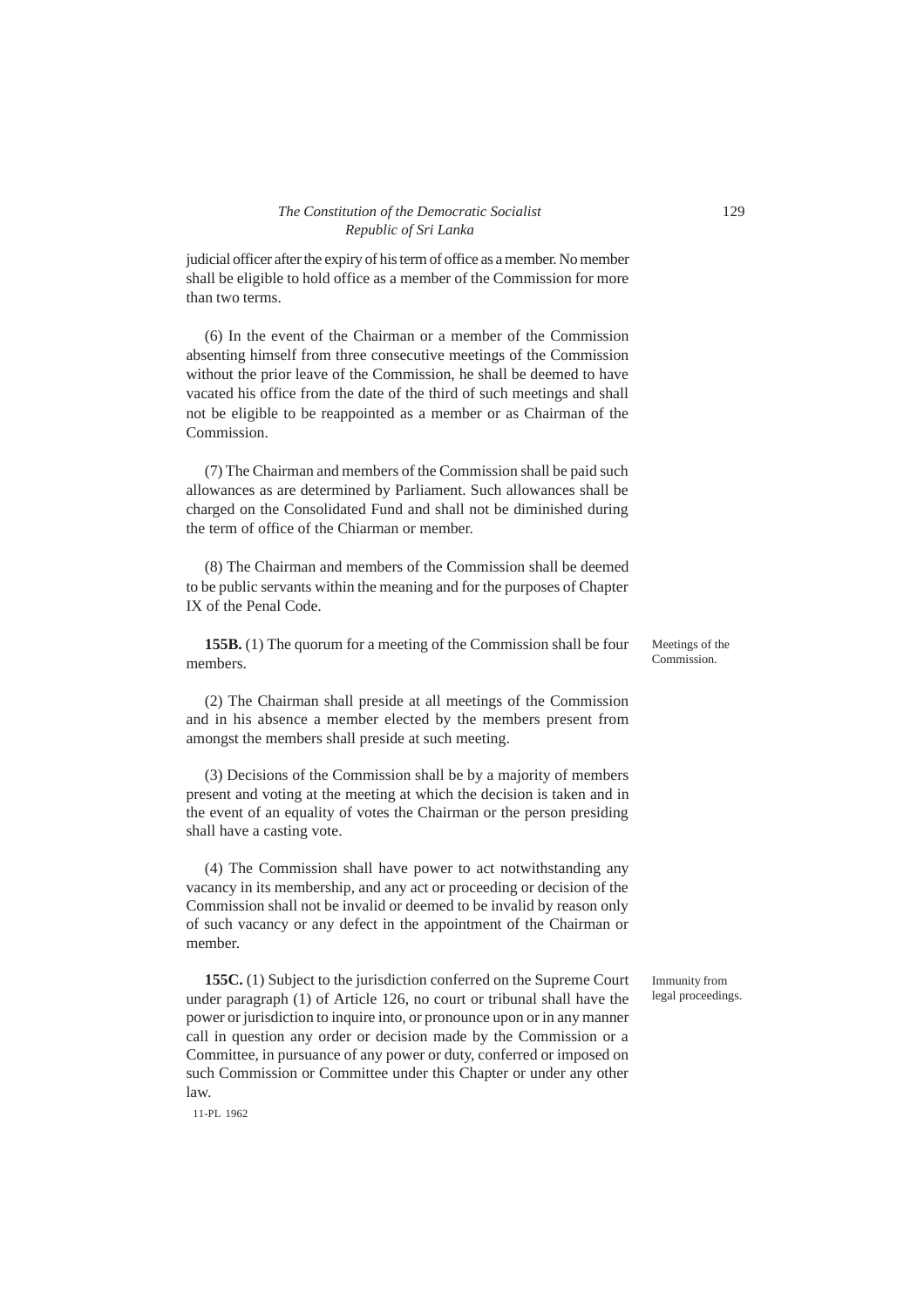judicial officer after the expiry of his term of office as a member. No member shall be eligible to hold office as a member of the Commission for more than two terms.

(6) In the event of the Chairman or a member of the Commission absenting himself from three consecutive meetings of the Commission without the prior leave of the Commission, he shall be deemed to have vacated his office from the date of the third of such meetings and shall not be eligible to be reappointed as a member or as Chairman of the Commission.

(7) The Chairman and members of the Commission shall be paid such allowances as are determined by Parliament. Such allowances shall be charged on the Consolidated Fund and shall not be diminished during the term of office of the Chiarman or member.

(8) The Chairman and members of the Commission shall be deemed to be public servants within the meaning and for the purposes of Chapter IX of the Penal Code.

Meetings of the Commission.

**155B.** (1) The quorum for a meeting of the Commission shall be four members.

(2) The Chairman shall preside at all meetings of the Commission and in his absence a member elected by the members present from amongst the members shall preside at such meeting.

(3) Decisions of the Commission shall be by a majority of members present and voting at the meeting at which the decision is taken and in the event of an equality of votes the Chairman or the person presiding shall have a casting vote.

(4) The Commission shall have power to act notwithstanding any vacancy in its membership, and any act or proceeding or decision of the Commission shall not be invalid or deemed to be invalid by reason only of such vacancy or any defect in the appointment of the Chairman or member.

Immunity from legal proceedings.

**155C.** (1) Subject to the jurisdiction conferred on the Supreme Court under paragraph (1) of Article 126, no court or tribunal shall have the power or jurisdiction to inquire into, or pronounce upon or in any manner call in question any order or decision made by the Commission or a Committee, in pursuance of any power or duty, conferred or imposed on such Commission or Committee under this Chapter or under any other law.

11-PL 1962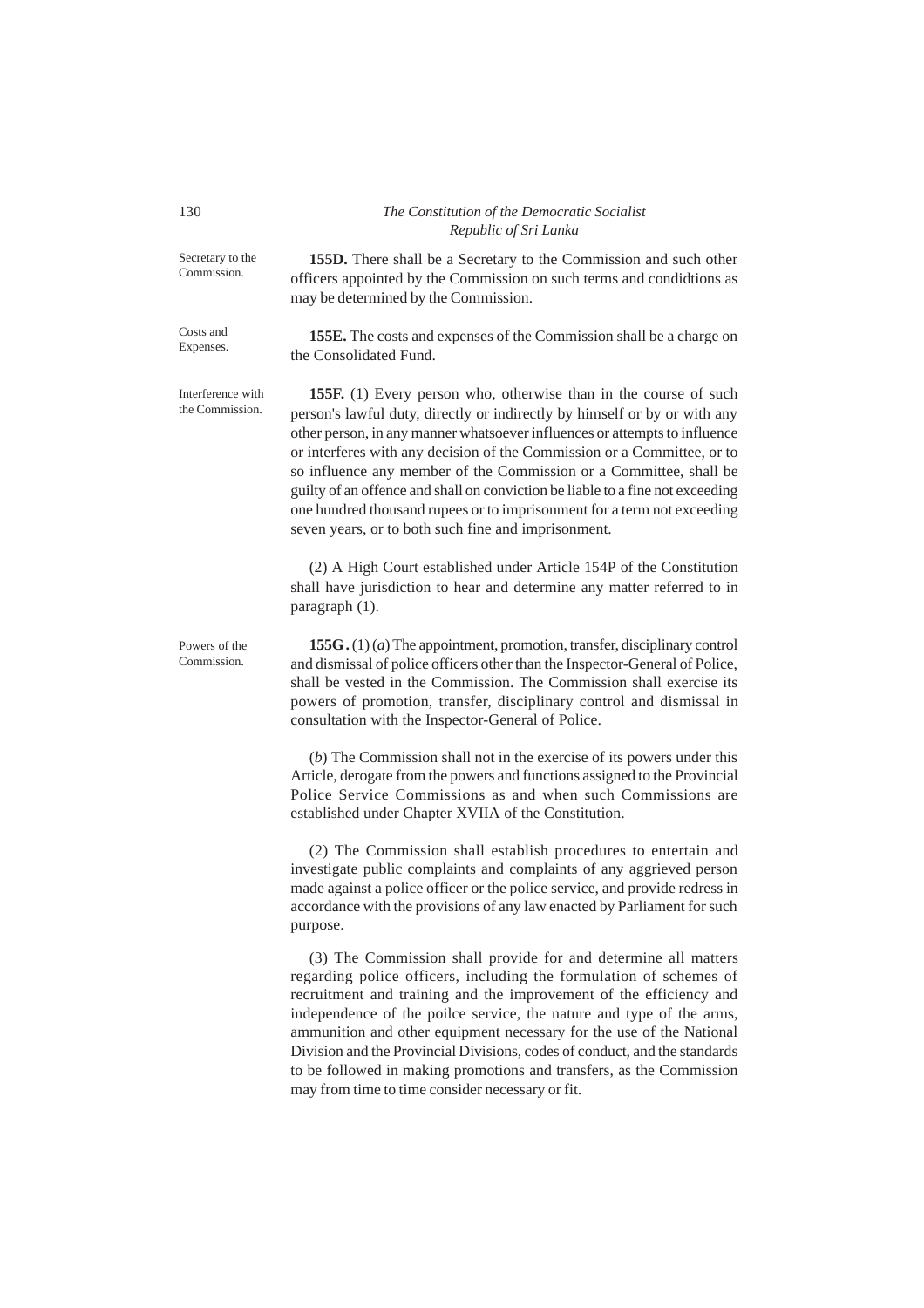Secretary to the Commission.

**155D.** There shall be a Secretary to the Commission and such other officers appointed by the Commission on such terms and condidtions as may be determined by the Commission.

Costs and Expenses.

**155E.** The costs and expenses of the Commission shall be a charge on the Consolidated Fund.

Interference with the Commission.

**155F.** (1) Every person who, otherwise than in the course of such person's lawful duty, directly or indirectly by himself or by or with any other person, in any manner whatsoever influences or attempts to influence or interferes with any decision of the Commission or a Committee, or to so influence any member of the Commission or a Committee, shall be guilty of an offence and shall on conviction be liable to a fine not exceeding one hundred thousand rupees or to imprisonment for a term not exceeding seven years, or to both such fine and imprisonment.

(2) A High Court established under Article 154P of the Constitution shall have jurisdiction to hear and determine any matter referred to in paragraph (1).

Powers of the Commission.

**155G.** (1) (*a*) The appointment, promotion, transfer, disciplinary control and dismissal of police officers other than the Inspector-General of Police, shall be vested in the Commission. The Commission shall exercise its powers of promotion, transfer, disciplinary control and dismissal in consultation with the Inspector-General of Police.

(*b*) The Commission shall not in the exercise of its powers under this Article, derogate from the powers and functions assigned to the Provincial Police Service Commissions as and when such Commissions are established under Chapter XVIIA of the Constitution.

(2) The Commission shall establish procedures to entertain and investigate public complaints and complaints of any aggrieved person made against a police officer or the police service, and provide redress in accordance with the provisions of any law enacted by Parliament for such purpose.

(3) The Commission shall provide for and determine all matters regarding police officers, including the formulation of schemes of recruitment and training and the improvement of the efficiency and independence of the poilce service, the nature and type of the arms, ammunition and other equipment necessary for the use of the National Division and the Provincial Divisions, codes of conduct, and the standards to be followed in making promotions and transfers, as the Commission may from time to time consider necessary or fit.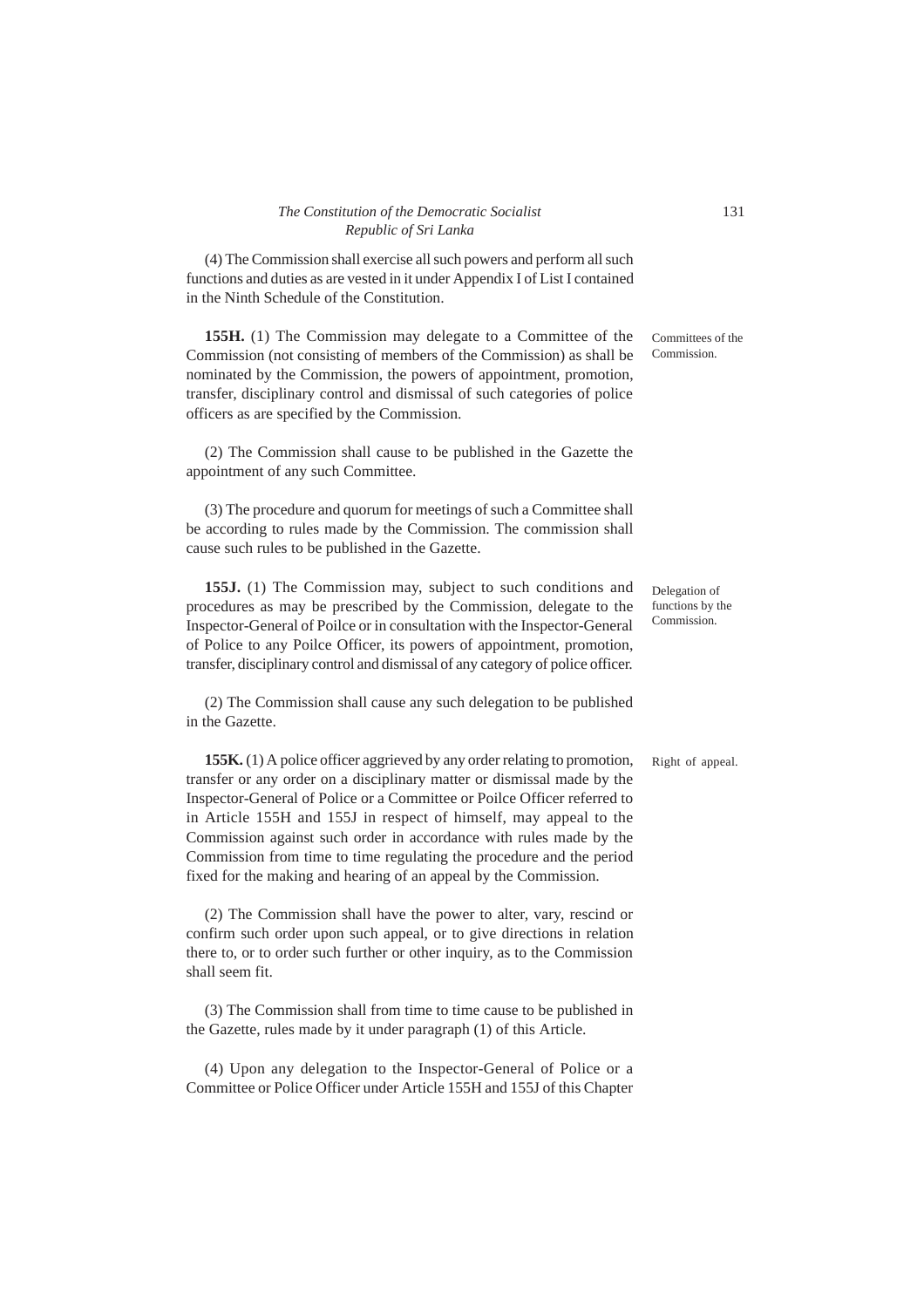(4) The Commission shall exercise all such powers and perform all such functions and duties as are vested in it under Appendix I of List I contained in the Ninth Schedule of the Constitution.

Committees of the Commission.

**155H.** (1) The Commission may delegate to a Committee of the Commission (not consisting of members of the Commission) as shall be nominated by the Commission, the powers of appointment, promotion, transfer, disciplinary control and dismissal of such categories of police officers as are specified by the Commission.

(2) The Commission shall cause to be published in the Gazette the appointment of any such Committee.

(3) The procedure and quorum for meetings of such a Committee shall be according to rules made by the Commission. The commission shall cause such rules to be published in the Gazette.

Delegation of functions by the Commission.

**155J.** (1) The Commission may, subject to such conditions and procedures as may be prescribed by the Commission, delegate to the Inspector-General of Poilce or in consultation with the Inspector-General of Police to any Poilce Officer, its powers of appointment, promotion, transfer, disciplinary control and dismissal of any category of police officer.

(2) The Commission shall cause any such delegation to be published in the Gazette.

Right of appeal.

**155K.** (1) A police officer aggrieved by any order relating to promotion, transfer or any order on a disciplinary matter or dismissal made by the Inspector-General of Police or a Committee or Poilce Officer referred to in Article 155H and 155J in respect of himself, may appeal to the Commission against such order in accordance with rules made by the Commission from time to time regulating the procedure and the period fixed for the making and hearing of an appeal by the Commission.

(2) The Commission shall have the power to alter, vary, rescind or confirm such order upon such appeal, or to give directions in relation there to, or to order such further or other inquiry, as to the Commission shall seem fit.

(3) The Commission shall from time to time cause to be published in the Gazette, rules made by it under paragraph (1) of this Article.

(4) Upon any delegation to the Inspector-General of Police or a Committee or Police Officer under Article 155H and 155J of this Chapter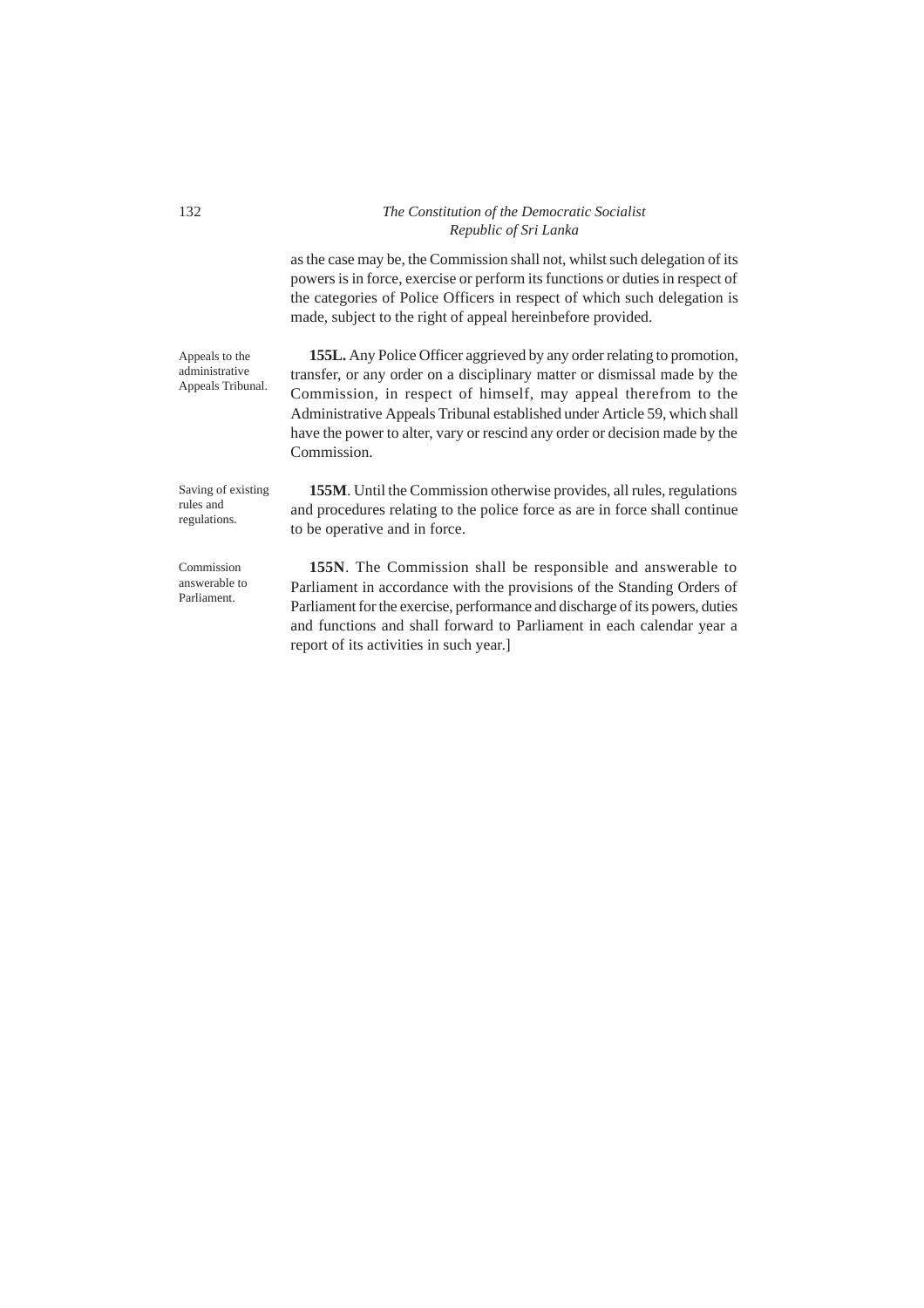as the case may be, the Commission shall not, whilst such delegation of its powers is in force, exercise or perform its functions or duties in respect of the categories of Police Officers in respect of which such delegation is made, subject to the right of appeal hereinbefore provided.

Appeals to the administrative Appeals Tribunal.

**155L.** Any Police Officer aggrieved by any order relating to promotion, transfer, or any order on a disciplinary matter or dismissal made by the Commission, in respect of himself, may appeal therefrom to the Administrative Appeals Tribunal established under Article 59, which shall have the power to alter, vary or rescind any order or decision made by the Commission.

Saving of existing rules and regulations.

**155M**. Until the Commission otherwise provides, all rules, regulations and procedures relating to the police force as are in force shall continue to be operative and in force.

Commission answerable to Parliament.

**155N**. The Commission shall be responsible and answerable to Parliament in accordance with the provisions of the Standing Orders of Parliament for the exercise, performance and discharge of its powers, duties and functions and shall forward to Parliament in each calendar year a report of its activities in such year.]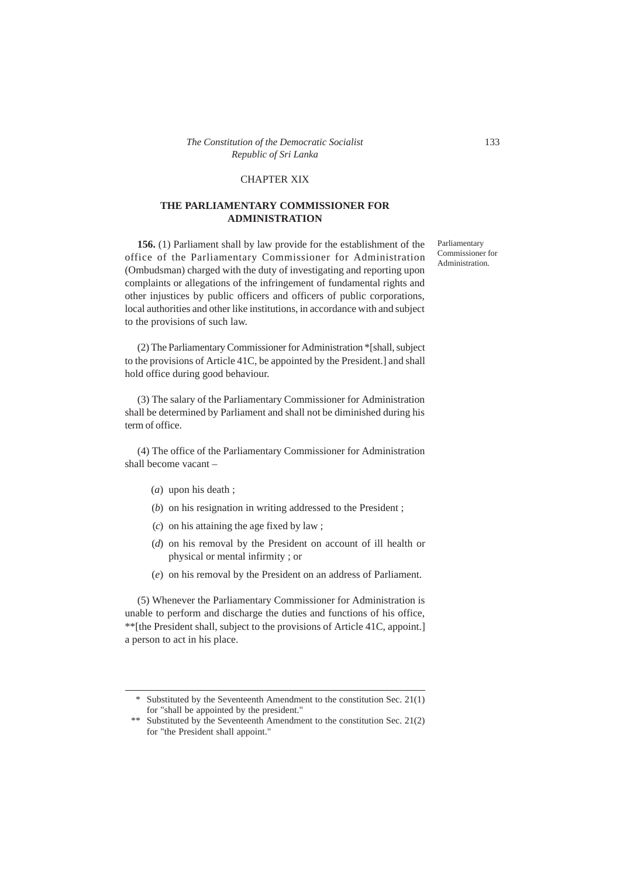# CHAPTER XIX

## THE PARLIAMENTARY COMMISSIONER FOR ADMINISTRATION

Parliamentary Commissioner for Administration.

**156.** (1) Parliament shall by law provide for the establishment of the office of the Parliamentary Commissioner for Administration (Ombudsman) charged with the duty of investigating and reporting upon complaints or allegations of the infringement of fundamental rights and other injustices by public officers and officers of public corporations, local authorities and other like institutions, in accordance with and subject to the provisions of such law.

(2) The Parliamentary Commissioner for Administration *[shall, subject to the provisions of Article 41C, be appointed by the President.] and shall hold office during good behaviour.

(3) The salary of the Parliamentary Commissioner for Administration shall be determined by Parliament and shall not be diminished during his term of office.

(4) The office of the Parliamentary Commissioner for Administration shall become vacant –

(*a*) upon his death ;

(*b*) on his resignation in writing addressed to the President ;

(*c*) on his attaining the age fixed by law ;

(*d*) on his removal by the President on account of ill health or physical or mental infirmity ; or

(*e*) on his removal by the President on an address of Parliament.

(5) Whenever the Parliamentary Commissioner for Administration is unable to perform and discharge the duties and functions of his office, **[the President shall, subject to the provisions of Article 41C, appoint.] a person to act in his place.

---

\* Substituted by the Seventeenth Amendment to the constitution Sec. 21(1) for "shall be appointed by the president."

\*\* Substituted by the Seventeenth Amendment to the constitution Sec. 21(2) for "the President shall appoint."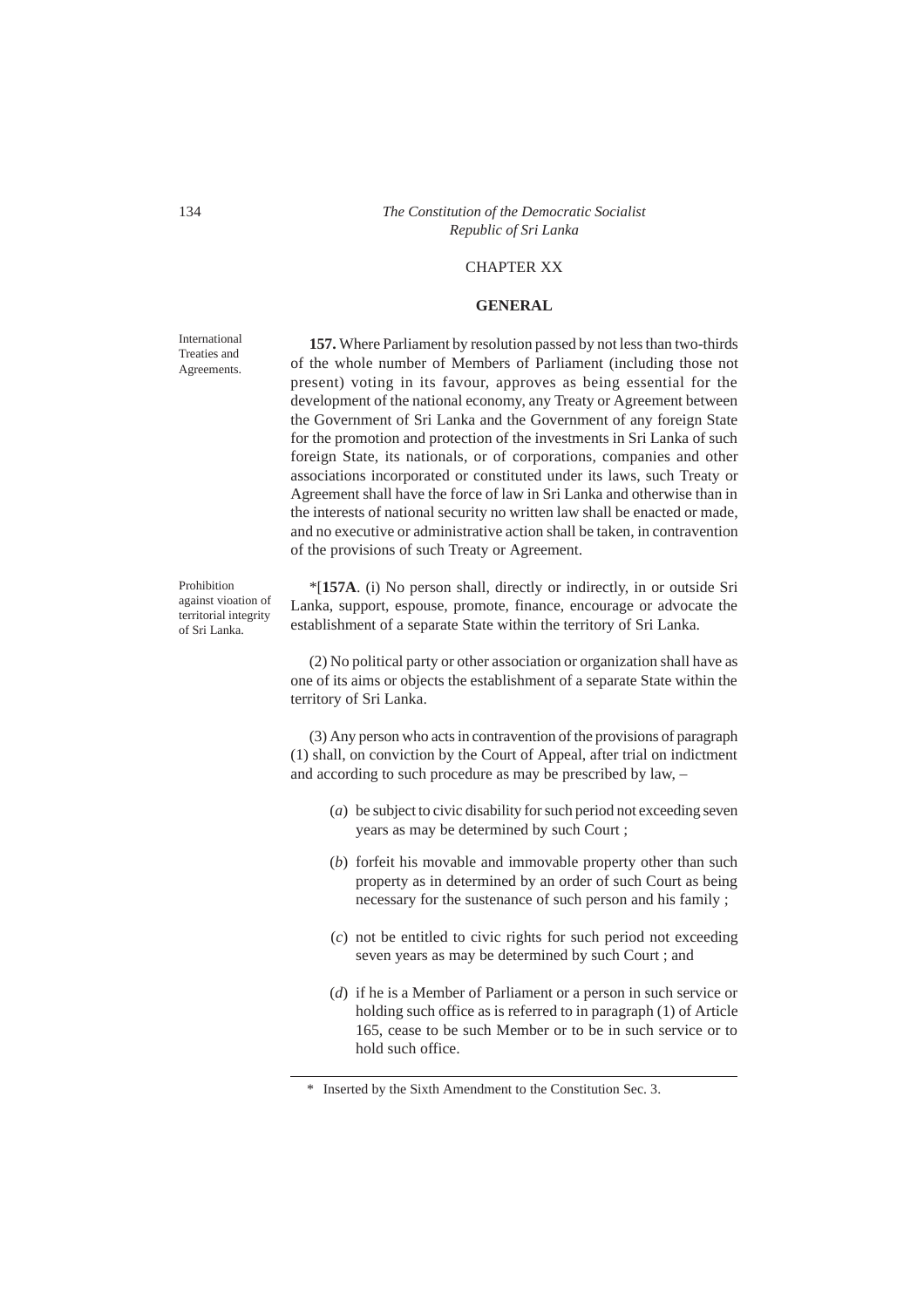## CHAPTER XX

### GENERAL

International Treaties and Agreements.

**157.** Where Parliament by resolution passed by not less than two-thirds of the whole number of Members of Parliament (including those not present) voting in its favour, approves as being essential for the development of the national economy, any Treaty or Agreement between the Government of Sri Lanka and the Government of any foreign State for the promotion and protection of the investments in Sri Lanka of such foreign State, its nationals, or of corporations, companies and other associations incorporated or constituted under its laws, such Treaty or Agreement shall have the force of law in Sri Lanka and otherwise than in the interests of national security no written law shall be enacted or made, and no executive or administrative action shall be taken, in contravention of the provisions of such Treaty or Agreement.

Prohibition against vioation of territorial integrity of Sri Lanka.

*[**157A**. (i) No person shall, directly or indirectly, in or outside Sri Lanka, support, espouse, promote, finance, encourage or advocate the establishment of a separate State within the territory of Sri Lanka.

(2) No political party or other association or organization shall have as one of its aims or objects the establishment of a separate State within the territory of Sri Lanka.

(3) Any person who acts in contravention of the provisions of paragraph (1) shall, on conviction by the Court of Appeal, after trial on indictment and according to such procedure as may be prescribed by law, –

(*a*) be subject to civic disability for such period not exceeding seven years as may be determined by such Court ;

(*b*) forfeit his movable and immovable property other than such property as in determined by an order of such Court as being necessary for the sustenance of such person and his family ;

(*c*) not be entitled to civic rights for such period not exceeding seven years as may be determined by such Court ; and

(*d*) if he is a Member of Parliament or a person in such service or holding such office as is referred to in paragraph (1) of Article 165, cease to be such Member or to be in such service or to hold such office.

---

\* Inserted by the Sixth Amendment to the Constitution Sec. 3.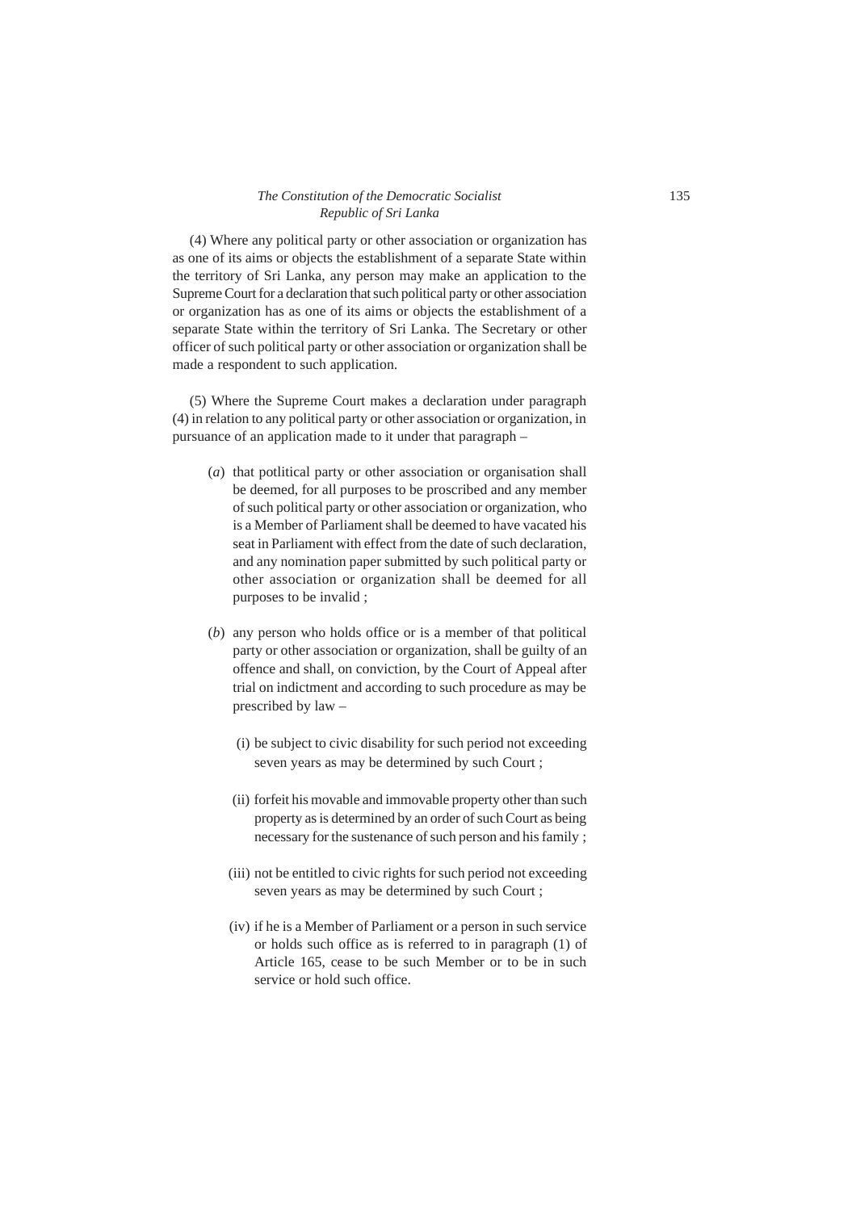(4) Where any political party or other association or organization has as one of its aims or objects the establishment of a separate State within the territory of Sri Lanka, any person may make an application to the Supreme Court for a declaration that such political party or other association or organization has as one of its aims or objects the establishment of a separate State within the territory of Sri Lanka. The Secretary or other officer of such political party or other association or organization shall be made a respondent to such application.

(5) Where the Supreme Court makes a declaration under paragraph (4) in relation to any political party or other association or organization, in pursuance of an application made to it under that paragraph –

(*a*) that potlitical party or other association or organisation shall be deemed, for all purposes to be proscribed and any member of such political party or other association or organization, who is a Member of Parliament shall be deemed to have vacated his seat in Parliament with effect from the date of such declaration, and any nomination paper submitted by such political party or other association or organization shall be deemed for all purposes to be invalid ;

(*b*) any person who holds office or is a member of that political party or other association or organization, shall be guilty of an offence and shall, on conviction, by the Court of Appeal after trial on indictment and according to such procedure as may be prescribed by law –

(i) be subject to civic disability for such period not exceeding seven years as may be determined by such Court ;

(ii) forfeit his movable and immovable property other than such property as is determined by an order of such Court as being necessary for the sustenance of such person and his family ;

(iii) not be entitled to civic rights for such period not exceeding seven years as may be determined by such Court ;

(iv) if he is a Member of Parliament or a person in such service or holds such office as is referred to in paragraph (1) of Article 165, cease to be such Member or to be in such service or hold such office.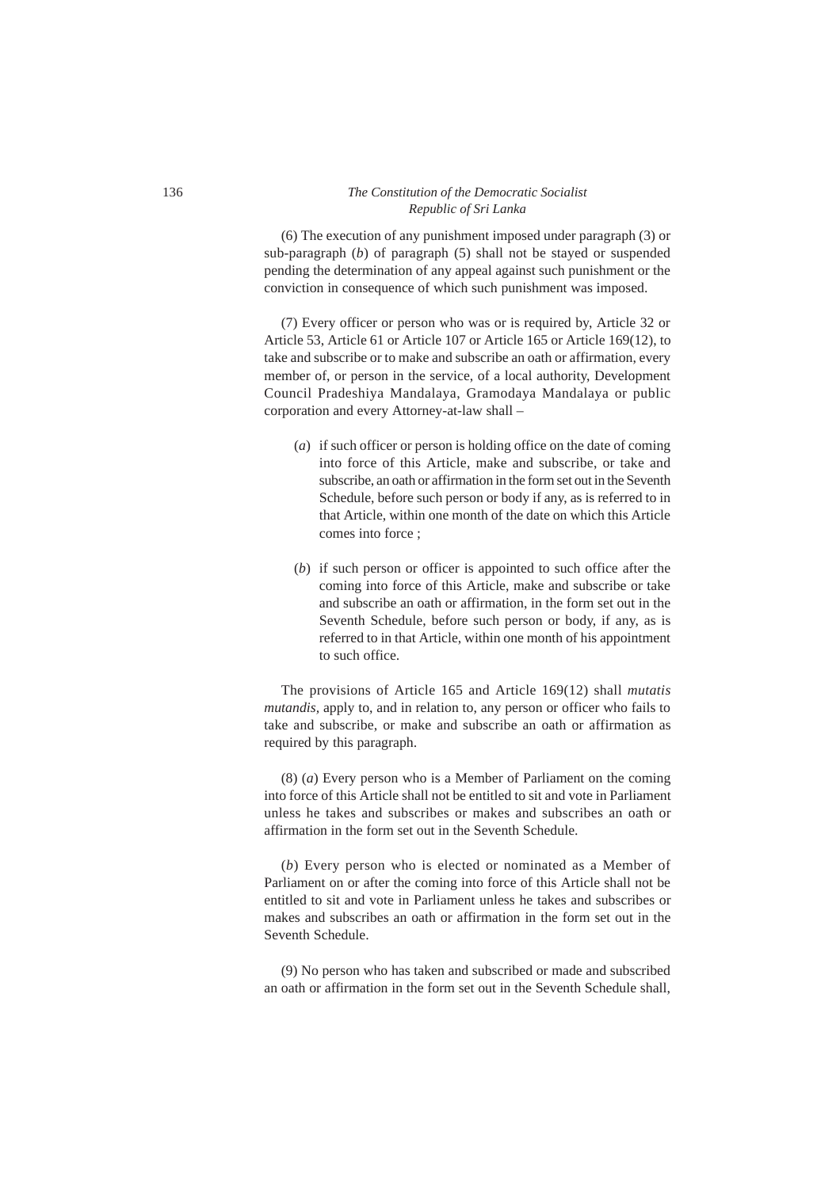(6) The execution of any punishment imposed under paragraph (3) or sub-paragraph (*b*) of paragraph (5) shall not be stayed or suspended pending the determination of any appeal against such punishment or the conviction in consequence of which such punishment was imposed.

(7) Every officer or person who was or is required by, Article 32 or Article 53, Article 61 or Article 107 or Article 165 or Article 169(12), to take and subscribe or to make and subscribe an oath or affirmation, every member of, or person in the service, of a local authority, Development Council Pradeshiya Mandalaya, Gramodaya Mandalaya or public corporation and every Attorney-at-law shall –

(*a*) if such officer or person is holding office on the date of coming into force of this Article, make and subscribe, or take and subscribe, an oath or affirmation in the form set out in the Seventh Schedule, before such person or body if any, as is referred to in that Article, within one month of the date on which this Article comes into force ;

(*b*) if such person or officer is appointed to such office after the coming into force of this Article, make and subscribe or take and subscribe an oath or affirmation, in the form set out in the Seventh Schedule, before such person or body, if any, as is referred to in that Article, within one month of his appointment to such office.

The provisions of Article 165 and Article 169(12) shall *mutatis mutandis*, apply to, and in relation to, any person or officer who fails to take and subscribe, or make and subscribe an oath or affirmation as required by this paragraph.

(8) (*a*) Every person who is a Member of Parliament on the coming into force of this Article shall not be entitled to sit and vote in Parliament unless he takes and subscribes or makes and subscribes an oath or affirmation in the form set out in the Seventh Schedule.

(*b*) Every person who is elected or nominated as a Member of Parliament on or after the coming into force of this Article shall not be entitled to sit and vote in Parliament unless he takes and subscribes or makes and subscribes an oath or affirmation in the form set out in the Seventh Schedule.

(9) No person who has taken and subscribed or made and subscribed an oath or affirmation in the form set out in the Seventh Schedule shall,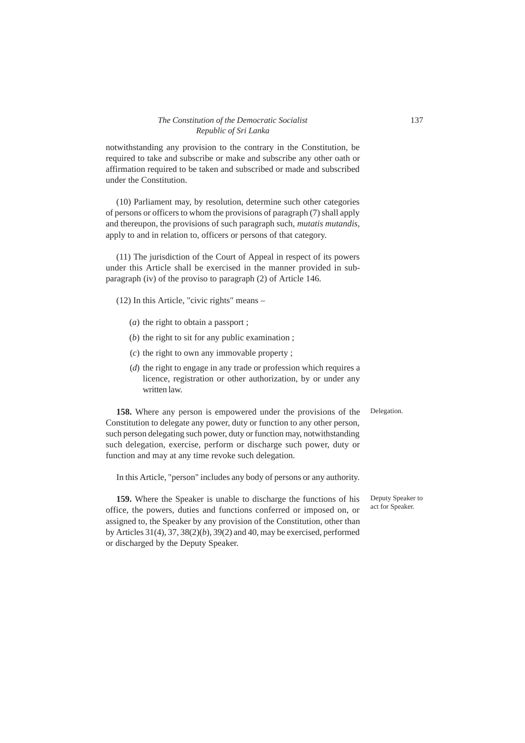notwithstanding any provision to the contrary in the Constitution, be required to take and subscribe or make and subscribe any other oath or affirmation required to be taken and subscribed or made and subscribed under the Constitution.

(10) Parliament may, by resolution, determine such other categories of persons or officers to whom the provisions of paragraph (7) shall apply and thereupon, the provisions of such paragraph such, *mutatis mutandis*, apply to and in relation to, officers or persons of that category.

(11) The jurisdiction of the Court of Appeal in respect of its powers under this Article shall be exercised in the manner provided in sub-paragraph (iv) of the proviso to paragraph (2) of Article 146.

(12) In this Article, "civic rights" means –

(*a*) the right to obtain a passport ;

(*b*) the right to sit for any public examination ;

(*c*) the right to own any immovable property ;

(*d*) the right to engage in any trade or profession which requires a licence, registration or other authorization, by or under any written law.

Delegation.

**158.** Where any person is empowered under the provisions of the Constitution to delegate any power, duty or function to any other person, such person delegating such power, duty or function may, notwithstanding such delegation, exercise, perform or discharge such power, duty or function and may at any time revoke such delegation.

In this Article, "person" includes any body of persons or any authority.

Deputy Speaker to act for Speaker.

**159.** Where the Speaker is unable to discharge the functions of his office, the powers, duties and functions conferred or imposed on, or assigned to, the Speaker by any provision of the Constitution, other than by Articles 31(4), 37, 38(2)(*b*), 39(2) and 40, may be exercised, performed or discharged by the Deputy Speaker.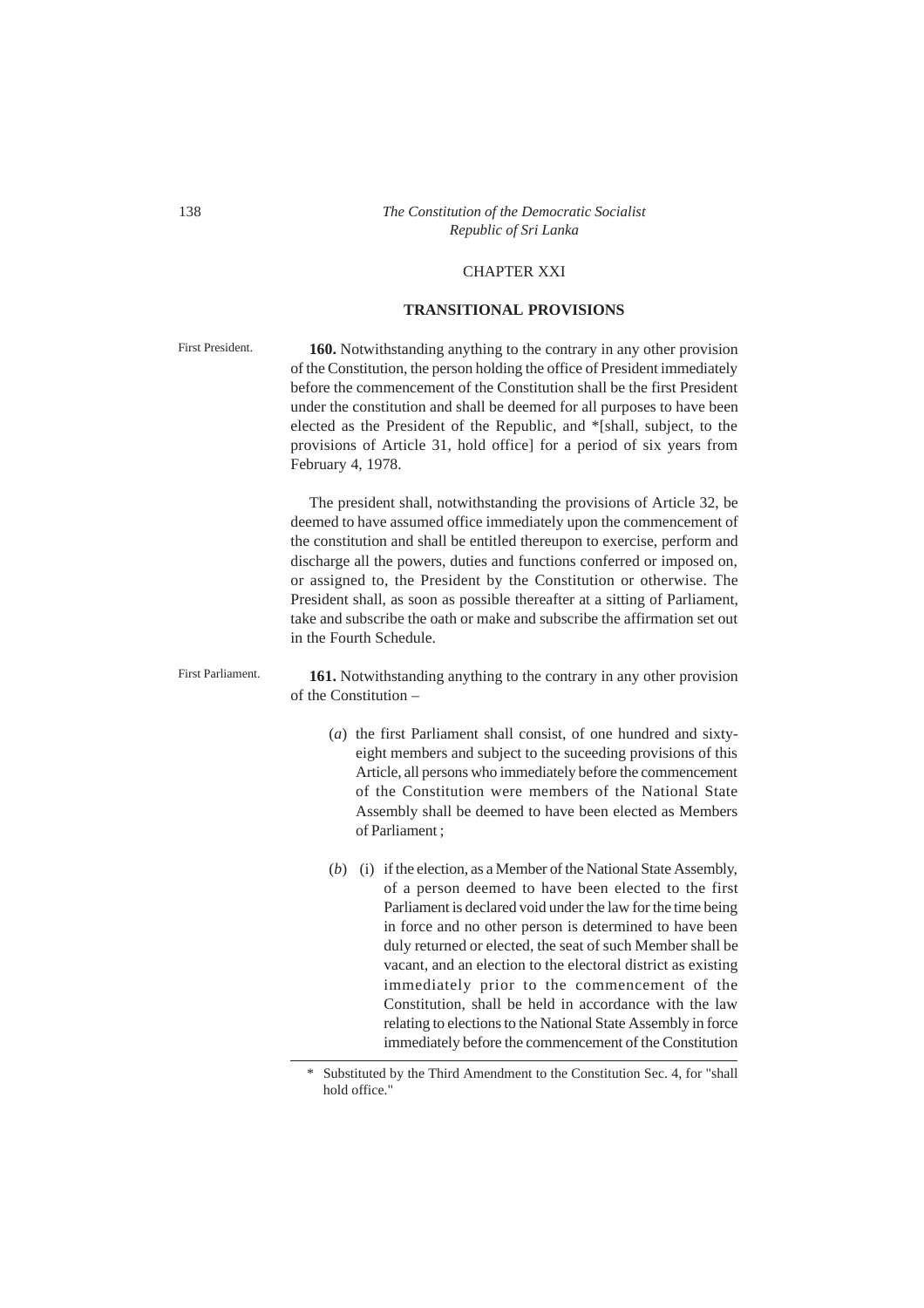## CHAPTER XXI

## TRANSITIONAL PROVISIONS

First President.

**160.** Notwithstanding anything to the contrary in any other provision of the Constitution, the person holding the office of President immediately before the commencement of the Constitution shall be the first President under the constitution and shall be deemed for all purposes to have been elected as the President of the Republic, and *[shall, subject, to the provisions of Article 31, hold office] for a period of six years from February 4, 1978.

The president shall, notwithstanding the provisions of Article 32, be deemed to have assumed office immediately upon the commencement of the constitution and shall be entitled thereupon to exercise, perform and discharge all the powers, duties and functions conferred or imposed on, or assigned to, the President by the Constitution or otherwise. The President shall, as soon as possible thereafter at a sitting of Parliament, take and subscribe the oath or make and subscribe the affirmation set out in the Fourth Schedule.

First Parliament.

**161.** Notwithstanding anything to the contrary in any other provision of the Constitution –

(*a*) the first Parliament shall consist, of one hundred and sixty-eight members and subject to the suceeding provisions of this Article, all persons who immediately before the commencement of the Constitution were members of the National State Assembly shall be deemed to have been elected as Members of Parliament ;

(*b*) (i) if the election, as a Member of the National State Assembly, of a person deemed to have been elected to the first Parliament is declared void under the law for the time being in force and no other person is determined to have been duly returned or elected, the seat of such Member shall be vacant, and an election to the electoral district as existing immediately prior to the commencement of the Constitution, shall be held in accordance with the law relating to elections to the National State Assembly in force immediately before the commencement of the Constitution

---

\* Substituted by the Third Amendment to the Constitution Sec. 4, for "shall hold office."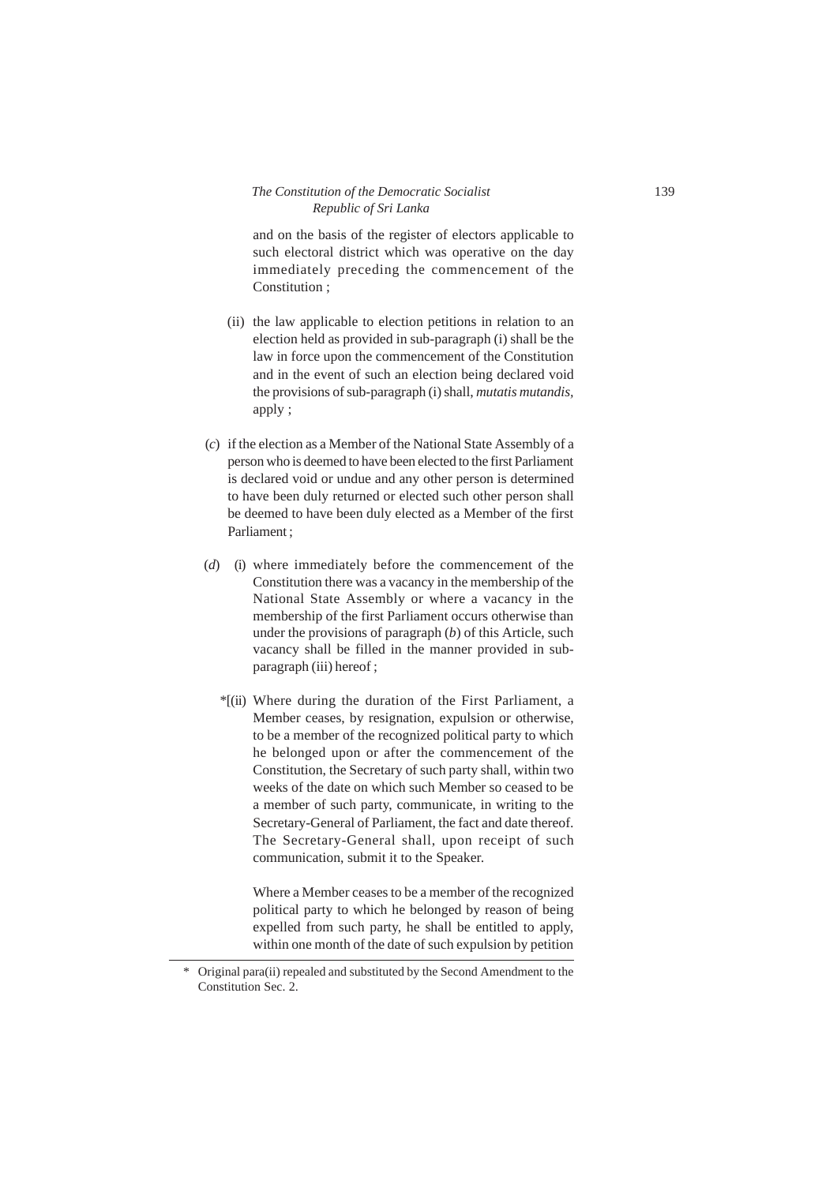and on the basis of the register of electors applicable to such electoral district which was operative on the day immediately preceding the commencement of the Constitution ;

(ii) the law applicable to election petitions in relation to an election held as provided in sub-paragraph (i) shall be the law in force upon the commencement of the Constitution and in the event of such an election being declared void the provisions of sub-paragraph (i) shall, *mutatis mutandis*, apply ;

(*c*) if the election as a Member of the National State Assembly of a person who is deemed to have been elected to the first Parliament is declared void or undue and any other person is determined to have been duly returned or elected such other person shall be deemed to have been duly elected as a Member of the first Parliament ;

(*d*) (i) where immediately before the commencement of the Constitution there was a vacancy in the membership of the National State Assembly or where a vacancy in the membership of the first Parliament occurs otherwise than under the provisions of paragraph (*b*) of this Article, such vacancy shall be filled in the manner provided in sub-paragraph (iii) hereof ;

*[(ii) Where during the duration of the First Parliament, a Member ceases, by resignation, expulsion or otherwise, to be a member of the recognized political party to which he belonged upon or after the commencement of the Constitution, the Secretary of such party shall, within two weeks of the date on which such Member so ceased to be a member of such party, communicate, in writing to the Secretary-General of Parliament, the fact and date thereof. The Secretary-General shall, upon receipt of such communication, submit it to the Speaker.

Where a Member ceases to be a member of the recognized political party to which he belonged by reason of being expelled from such party, he shall be entitled to apply, within one month of the date of such expulsion by petition

---

\* Original para(ii) repealed and substituted by the Second Amendment to the Constitution Sec. 2.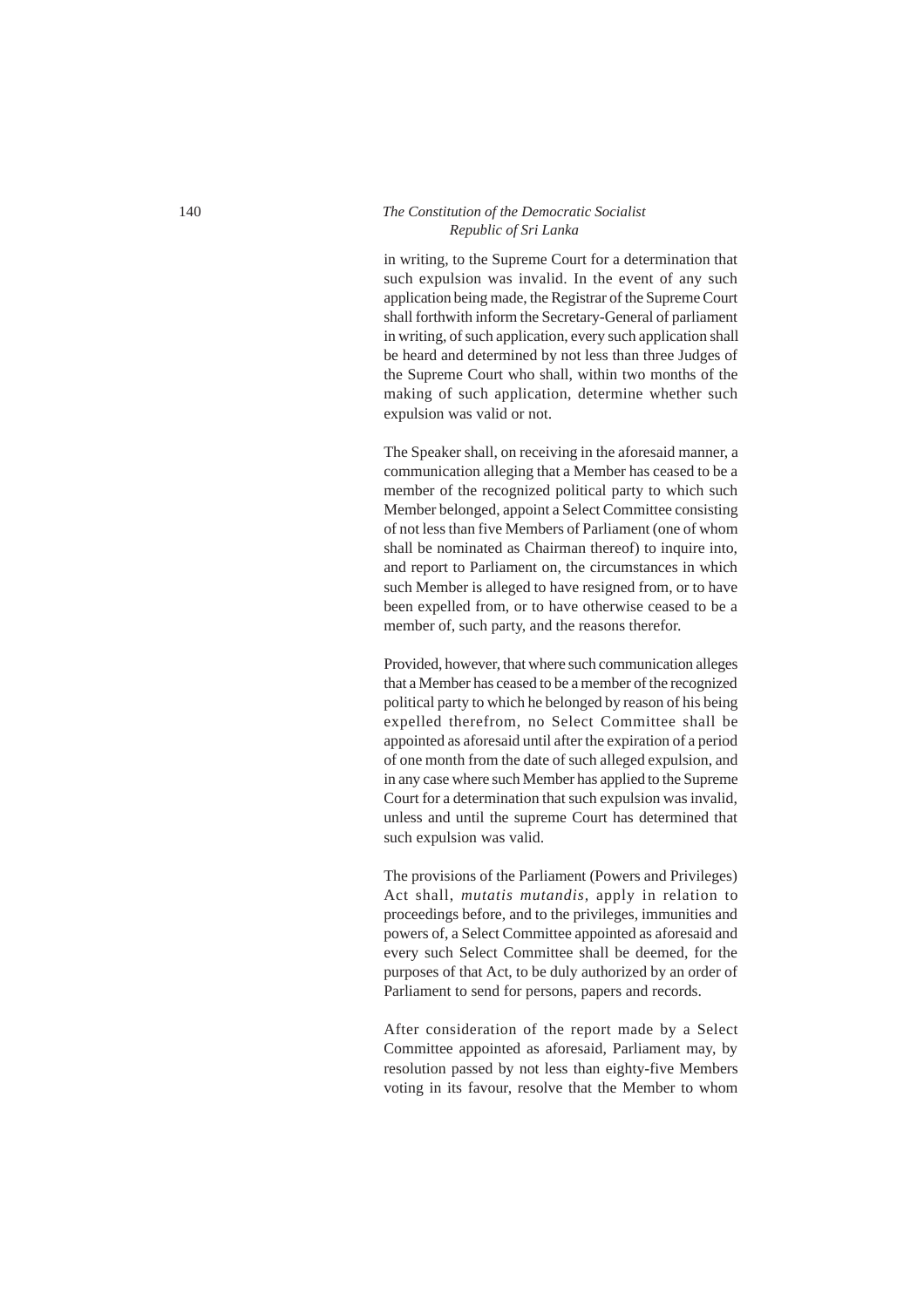in writing, to the Supreme Court for a determination that such expulsion was invalid. In the event of any such application being made, the Registrar of the Supreme Court shall forthwith inform the Secretary-General of parliament in writing, of such application, every such application shall be heard and determined by not less than three Judges of the Supreme Court who shall, within two months of the making of such application, determine whether such expulsion was valid or not.

The Speaker shall, on receiving in the aforesaid manner, a communication alleging that a Member has ceased to be a member of the recognized political party to which such Member belonged, appoint a Select Committee consisting of not less than five Members of Parliament (one of whom shall be nominated as Chairman thereof) to inquire into, and report to Parliament on, the circumstances in which such Member is alleged to have resigned from, or to have been expelled from, or to have otherwise ceased to be a member of, such party, and the reasons therefor.

Provided, however, that where such communication alleges that a Member has ceased to be a member of the recognized political party to which he belonged by reason of his being expelled therefrom, no Select Committee shall be appointed as aforesaid until after the expiration of a period of one month from the date of such alleged expulsion, and in any case where such Member has applied to the Supreme Court for a determination that such expulsion was invalid, unless and until the supreme Court has determined that such expulsion was valid.

The provisions of the Parliament (Powers and Privileges) Act shall, *mutatis mutandis*, apply in relation to proceedings before, and to the privileges, immunities and powers of, a Select Committee appointed as aforesaid and every such Select Committee shall be deemed, for the purposes of that Act, to be duly authorized by an order of Parliament to send for persons, papers and records.

After consideration of the report made by a Select Committee appointed as aforesaid, Parliament may, by resolution passed by not less than eighty-five Members voting in its favour, resolve that the Member to whom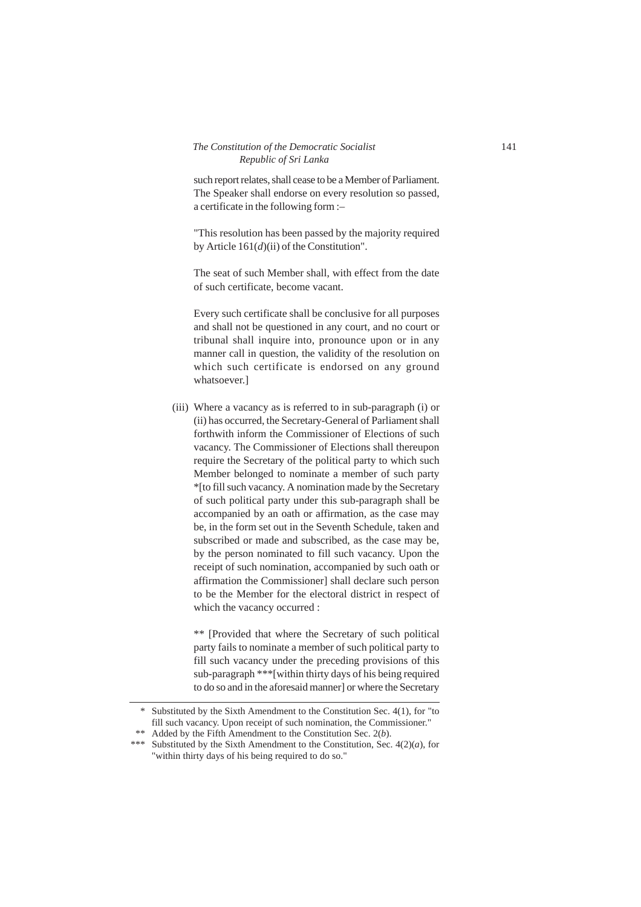such report relates, shall cease to be a Member of Parliament. The Speaker shall endorse on every resolution so passed, a certificate in the following form :–

"This resolution has been passed by the majority required by Article 161(*d*)(ii) of the Constitution".

The seat of such Member shall, with effect from the date of such certificate, become vacant.

Every such certificate shall be conclusive for all purposes and shall not be questioned in any court, and no court or tribunal shall inquire into, pronounce upon or in any manner call in question, the validity of the resolution on which such certificate is endorsed on any ground whatsoever.]

(iii) Where a vacancy as is referred to in sub-paragraph (i) or (ii) has occurred, the Secretary-General of Parliament shall forthwith inform the Commissioner of Elections of such vacancy. The Commissioner of Elections shall thereupon require the Secretary of the political party to which such Member belonged to nominate a member of such party *[to fill such vacancy. A nomination made by the Secretary of such political party under this sub-paragraph shall be accompanied by an oath or affirmation, as the case may be, in the form set out in the Seventh Schedule, taken and subscribed or made and subscribed, as the case may be, by the person nominated to fill such vacancy. Upon the receipt of such nomination, accompanied by such oath or affirmation the Commissioner] shall declare such person to be the Member for the electoral district in respect of which the vacancy occurred :

** [Provided that where the Secretary of such political party fails to nominate a member of such political party to fill such vacancy under the preceding provisions of this sub-paragraph ***[within thirty days of his being required to do so and in the aforesaid manner] or where the Secretary

---

\* Substituted by the Sixth Amendment to the Constitution Sec. 4(1), for "to fill such vacancy. Upon receipt of such nomination, the Commissioner."

\** Added by the Fifth Amendment to the Constitution Sec. 2(*b*).

\*** Substituted by the Sixth Amendment to the Constitution, Sec. 4(2)(*a*), for "within thirty days of his being required to do so."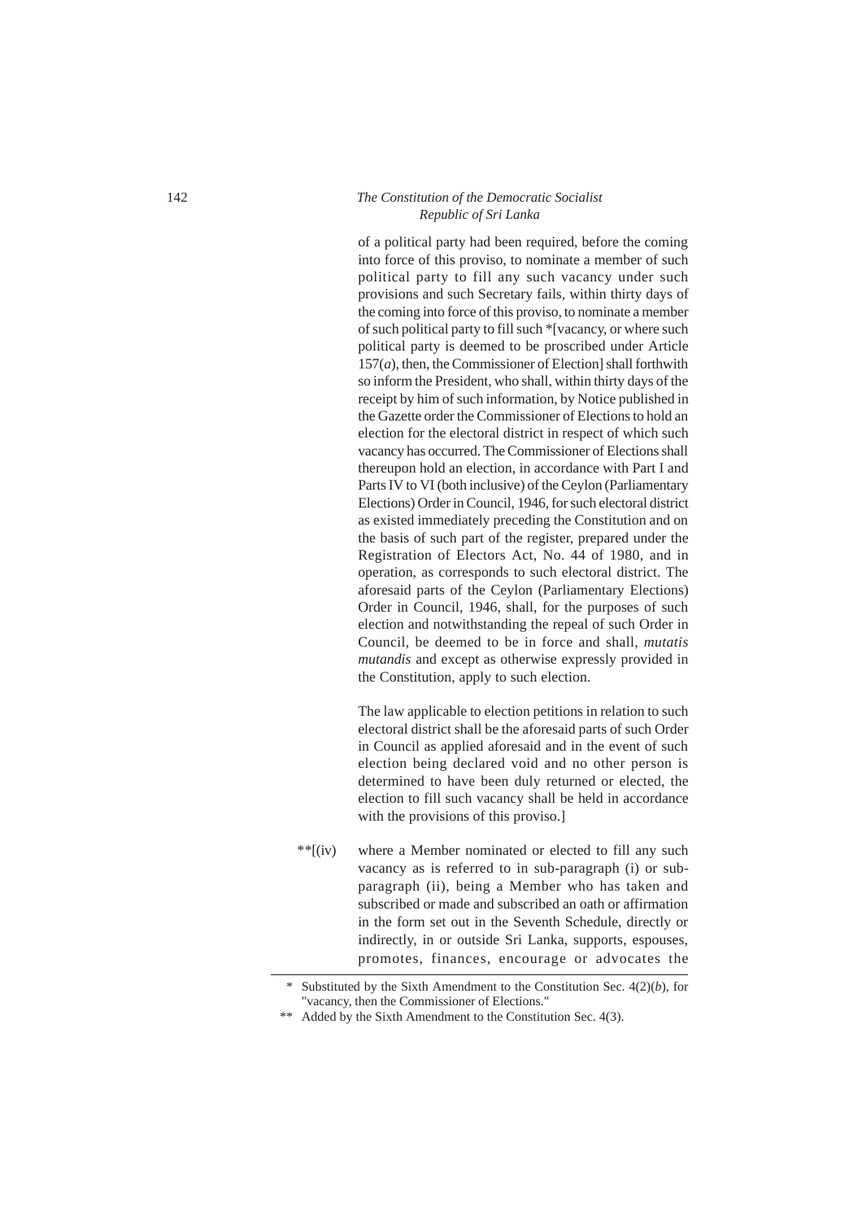of a political party had been required, before the coming into force of this proviso, to nominate a member of such political party to fill any such vacancy under such provisions and such Secretary fails, within thirty days of the coming into force of this proviso, to nominate a member of such political party to fill such *[vacancy, or where such political party is deemed to be proscribed under Article 157(*a*), then, the Commissioner of Election] shall forthwith so inform the President, who shall, within thirty days of the receipt by him of such information, by Notice published in the Gazette order the Commissioner of Elections to hold an election for the electoral district in respect of which such vacancy has occurred. The Commissioner of Elections shall thereupon hold an election, in accordance with Part I and Parts IV to VI (both inclusive) of the Ceylon (Parliamentary Elections) Order in Council, 1946, for such electoral district as existed immediately preceding the Constitution and on the basis of such part of the register, prepared under the Registration of Electors Act, No. 44 of 1980, and in operation, as corresponds to such electoral district. The aforesaid parts of the Ceylon (Parliamentary Elections) Order in Council, 1946, shall, for the purposes of such election and notwithstanding the repeal of such Order in Council, be deemed to be in force and shall, *mutatis mutandis* and except as otherwise expressly provided in the Constitution, apply to such election.

The law applicable to election petitions in relation to such electoral district shall be the aforesaid parts of such Order in Council as applied aforesaid and in the event of such election being declared void and no other person is determined to have been duly returned or elected, the election to fill such vacancy shall be held in accordance with the provisions of this proviso.]

**[(iv) where a Member nominated or elected to fill any such vacancy as is referred to in sub-paragraph (i) or sub-paragraph (ii), being a Member who has taken and subscribed or made and subscribed an oath or affirmation in the form set out in the Seventh Schedule, directly or indirectly, in or outside Sri Lanka, supports, espouses, promotes, finances, encourage or advocates the

---

\* Substituted by the Sixth Amendment to the Constitution Sec. 4(2)(*b*), for "vacancy, then the Commissioner of Elections."

\*\* Added by the Sixth Amendment to the Constitution Sec. 4(3).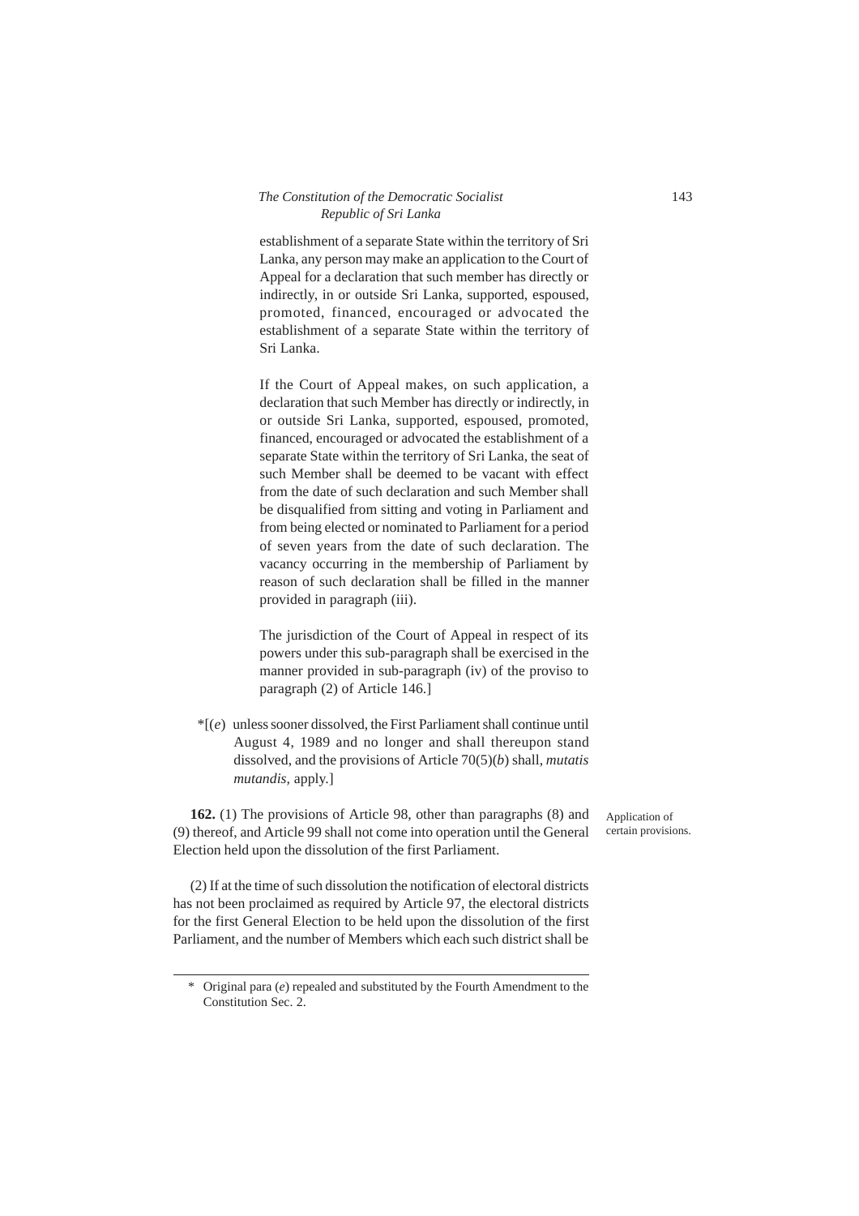establishment of a separate State within the territory of Sri Lanka, any person may make an application to the Court of Appeal for a declaration that such member has directly or indirectly, in or outside Sri Lanka, supported, espoused, promoted, financed, encouraged or advocated the establishment of a separate State within the territory of Sri Lanka.

If the Court of Appeal makes, on such application, a declaration that such Member has directly or indirectly, in or outside Sri Lanka, supported, espoused, promoted, financed, encouraged or advocated the establishment of a separate State within the territory of Sri Lanka, the seat of such Member shall be deemed to be vacant with effect from the date of such declaration and such Member shall be disqualified from sitting and voting in Parliament and from being elected or nominated to Parliament for a period of seven years from the date of such declaration. The vacancy occurring in the membership of Parliament by reason of such declaration shall be filled in the manner provided in paragraph (iii).

The jurisdiction of the Court of Appeal in respect of its powers under this sub-paragraph shall be exercised in the manner provided in sub-paragraph (iv) of the proviso to paragraph (2) of Article 146.]

*[(*e*) unless sooner dissolved, the First Parliament shall continue until August 4, 1989 and no longer and shall thereupon stand dissolved, and the provisions of Article 70(5)(*b*) shall, *mutatis mutandis,* apply.]

Application of certain provisions.

**162.** (1) The provisions of Article 98, other than paragraphs (8) and (9) thereof, and Article 99 shall not come into operation until the General Election held upon the dissolution of the first Parliament.

(2) If at the time of such dissolution the notification of electoral districts has not been proclaimed as required by Article 97, the electoral districts for the first General Election to be held upon the dissolution of the first Parliament, and the number of Members which each such district shall be

---

\* Original para (*e*) repealed and substituted by the Fourth Amendment to the Constitution Sec. 2.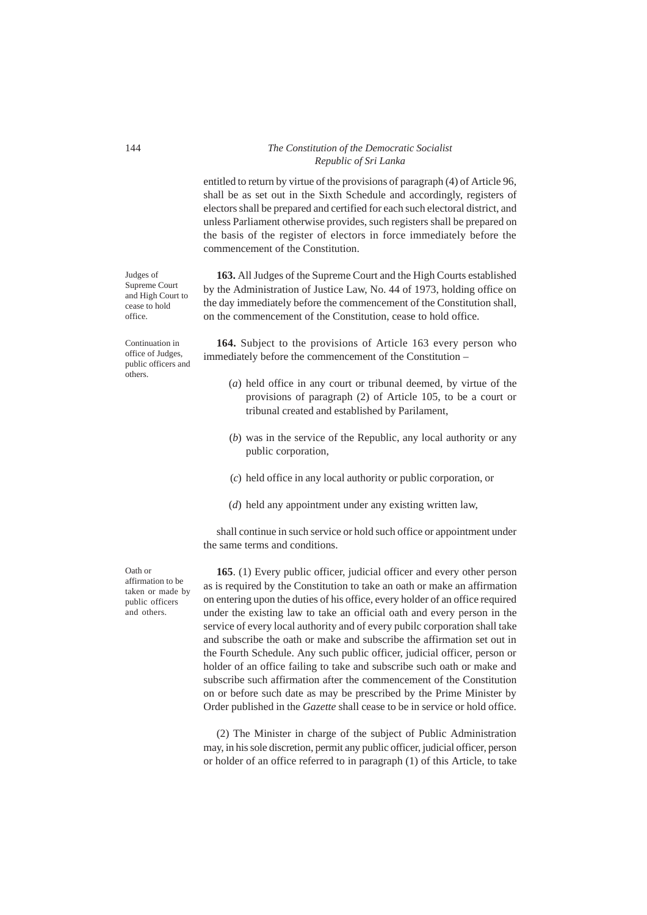entitled to return by virtue of the provisions of paragraph (4) of Article 96, shall be as set out in the Sixth Schedule and accordingly, registers of electors shall be prepared and certified for each such electoral district, and unless Parliament otherwise provides, such registers shall be prepared on the basis of the register of electors in force immediately before the commencement of the Constitution.

Judges of Supreme Court and High Court to cease to hold office.

**163.** All Judges of the Supreme Court and the High Courts established by the Administration of Justice Law, No. 44 of 1973, holding office on the day immediately before the commencement of the Constitution shall, on the commencement of the Constitution, cease to hold office.

Continuation in office of Judges, public officers and others.

**164.** Subject to the provisions of Article 163 every person who immediately before the commencement of the Constitution –

(*a*) held office in any court or tribunal deemed, by virtue of the provisions of paragraph (2) of Article 105, to be a court or tribunal created and established by Parilament,

(*b*) was in the service of the Republic, any local authority or any public corporation,

(*c*) held office in any local authority or public corporation, or

(*d*) held any appointment under any existing written law,

shall continue in such service or hold such office or appointment under the same terms and conditions.

Oath or affirmation to be taken or made by public officers and others.

**165**. (1) Every public officer, judicial officer and every other person as is required by the Constitution to take an oath or make an affirmation on entering upon the duties of his office, every holder of an office required under the existing law to take an official oath and every person in the service of every local authority and of every pubilc corporation shall take and subscribe the oath or make and subscribe the affirmation set out in the Fourth Schedule. Any such public officer, judicial officer, person or holder of an office failing to take and subscribe such oath or make and subscribe such affirmation after the commencement of the Constitution on or before such date as may be prescribed by the Prime Minister by Order published in the *Gazette* shall cease to be in service or hold office.

(2) The Minister in charge of the subject of Public Administration may, in his sole discretion, permit any public officer, judicial officer, person or holder of an office referred to in paragraph (1) of this Article, to take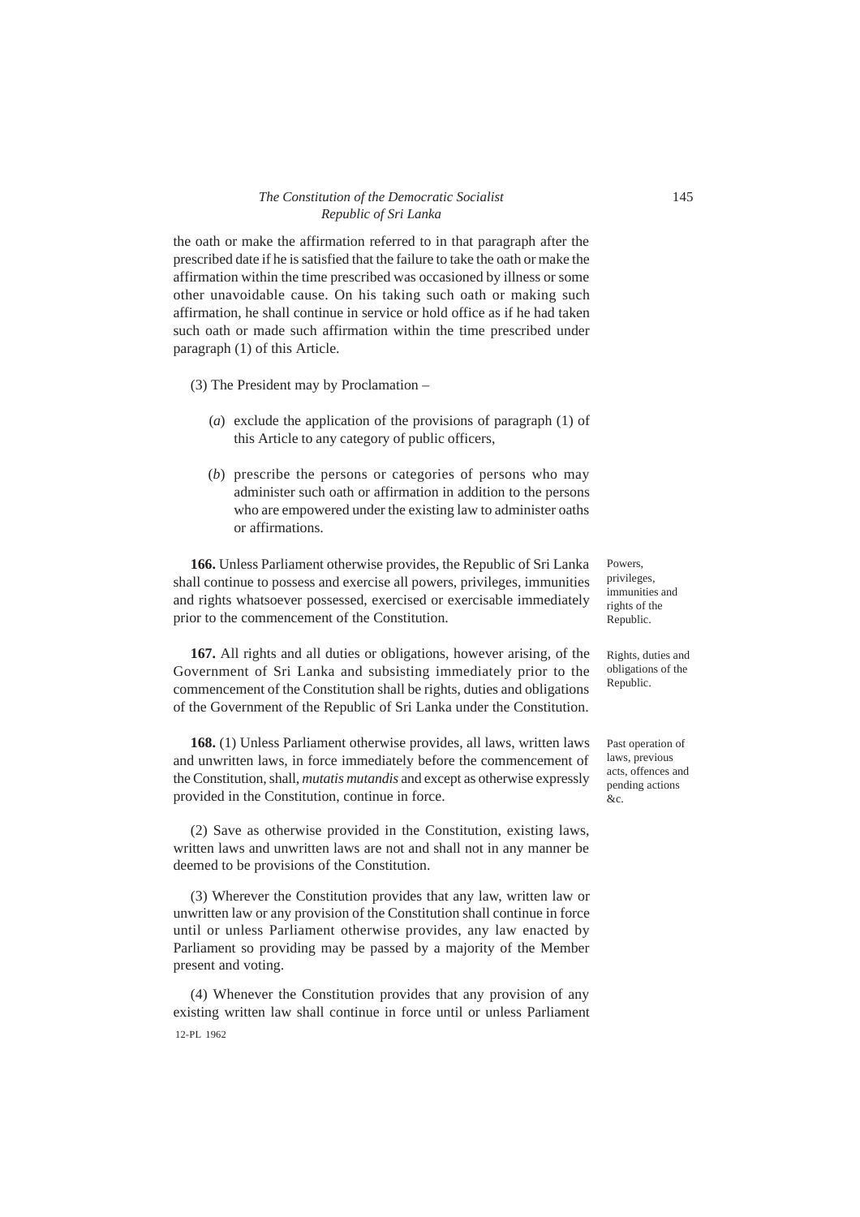the oath or make the affirmation referred to in that paragraph after the prescribed date if he is satisfied that the failure to take the oath or make the affirmation within the time prescribed was occasioned by illness or some other unavoidable cause. On his taking such oath or making such affirmation, he shall continue in service or hold office as if he had taken such oath or made such affirmation within the time prescribed under paragraph (1) of this Article.

(3) The President may by Proclamation –

(*a*) exclude the application of the provisions of paragraph (1) of this Article to any category of public officers,

(*b*) prescribe the persons or categories of persons who may administer such oath or affirmation in addition to the persons who are empowered under the existing law to administer oaths or affirmations.

*Powers, privileges, immunities and rights of the Republic.*

**166.** Unless Parliament otherwise provides, the Republic of Sri Lanka shall continue to possess and exercise all powers, privileges, immunities and rights whatsoever possessed, exercised or exercisable immediately prior to the commencement of the Constitution.

*Rights, duties and obligations of the Republic.*

**167.** All rights and all duties or obligations, however arising, of the Government of Sri Lanka and subsisting immediately prior to the commencement of the Constitution shall be rights, duties and obligations of the Government of the Republic of Sri Lanka under the Constitution.

*Past operation of laws, previous acts, offences and pending actions &c.*

**168.** (1) Unless Parliament otherwise provides, all laws, written laws and unwritten laws, in force immediately before the commencement of the Constitution, shall, *mutatis mutandis* and except as otherwise expressly provided in the Constitution, continue in force.

(2) Save as otherwise provided in the Constitution, existing laws, written laws and unwritten laws are not and shall not in any manner be deemed to be provisions of the Constitution.

(3) Wherever the Constitution provides that any law, written law or unwritten law or any provision of the Constitution shall continue in force until or unless Parliament otherwise provides, any law enacted by Parliament so providing may be passed by a majority of the Member present and voting.

(4) Whenever the Constitution provides that any provision of any existing written law shall continue in force until or unless Parliament

12-PL 1962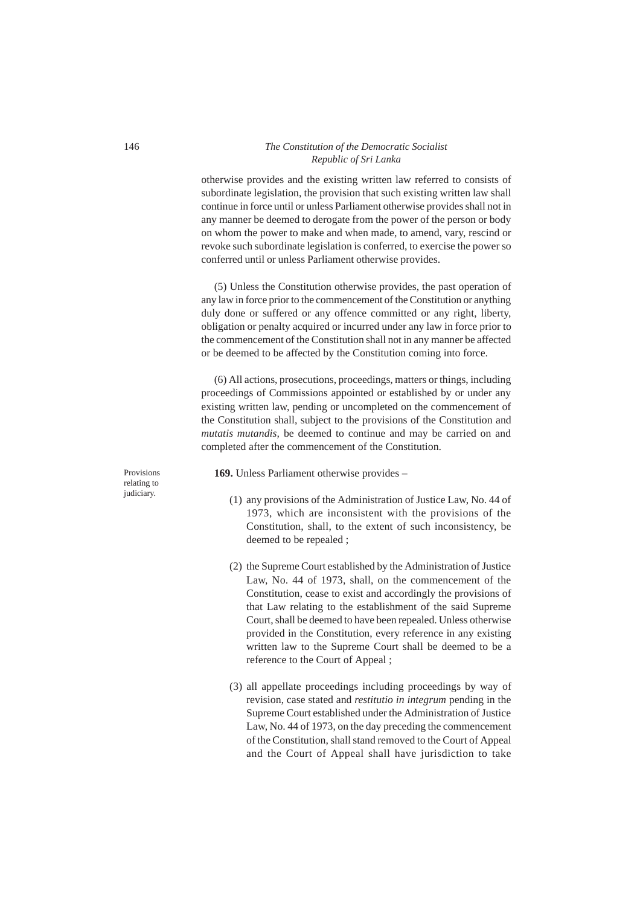otherwise provides and the existing written law referred to consists of subordinate legislation, the provision that such existing written law shall continue in force until or unless Parliament otherwise provides shall not in any manner be deemed to derogate from the power of the person or body on whom the power to make and when made, to amend, vary, rescind or revoke such subordinate legislation is conferred, to exercise the power so conferred until or unless Parliament otherwise provides.

(5) Unless the Constitution otherwise provides, the past operation of any law in force prior to the commencement of the Constitution or anything duly done or suffered or any offence committed or any right, liberty, obligation or penalty acquired or incurred under any law in force prior to the commencement of the Constitution shall not in any manner be affected or be deemed to be affected by the Constitution coming into force.

(6) All actions, prosecutions, proceedings, matters or things, including proceedings of Commissions appointed or established by or under any existing written law, pending or uncompleted on the commencement of the Constitution shall, subject to the provisions of the Constitution and *mutatis mutandis,* be deemed to continue and may be carried on and completed after the commencement of the Constitution.

Provisions relating to judiciary.

**169.** Unless Parliament otherwise provides –

(1) any provisions of the Administration of Justice Law, No. 44 of 1973, which are inconsistent with the provisions of the Constitution, shall, to the extent of such inconsistency, be deemed to be repealed ;

(2) the Supreme Court established by the Administration of Justice Law, No. 44 of 1973, shall, on the commencement of the Constitution, cease to exist and accordingly the provisions of that Law relating to the establishment of the said Supreme Court, shall be deemed to have been repealed. Unless otherwise provided in the Constitution, every reference in any existing written law to the Supreme Court shall be deemed to be a reference to the Court of Appeal ;

(3) all appellate proceedings including proceedings by way of revision, case stated and *restitutio in integrum* pending in the Supreme Court established under the Administration of Justice Law, No. 44 of 1973, on the day preceding the commencement of the Constitution, shall stand removed to the Court of Appeal and the Court of Appeal shall have jurisdiction to take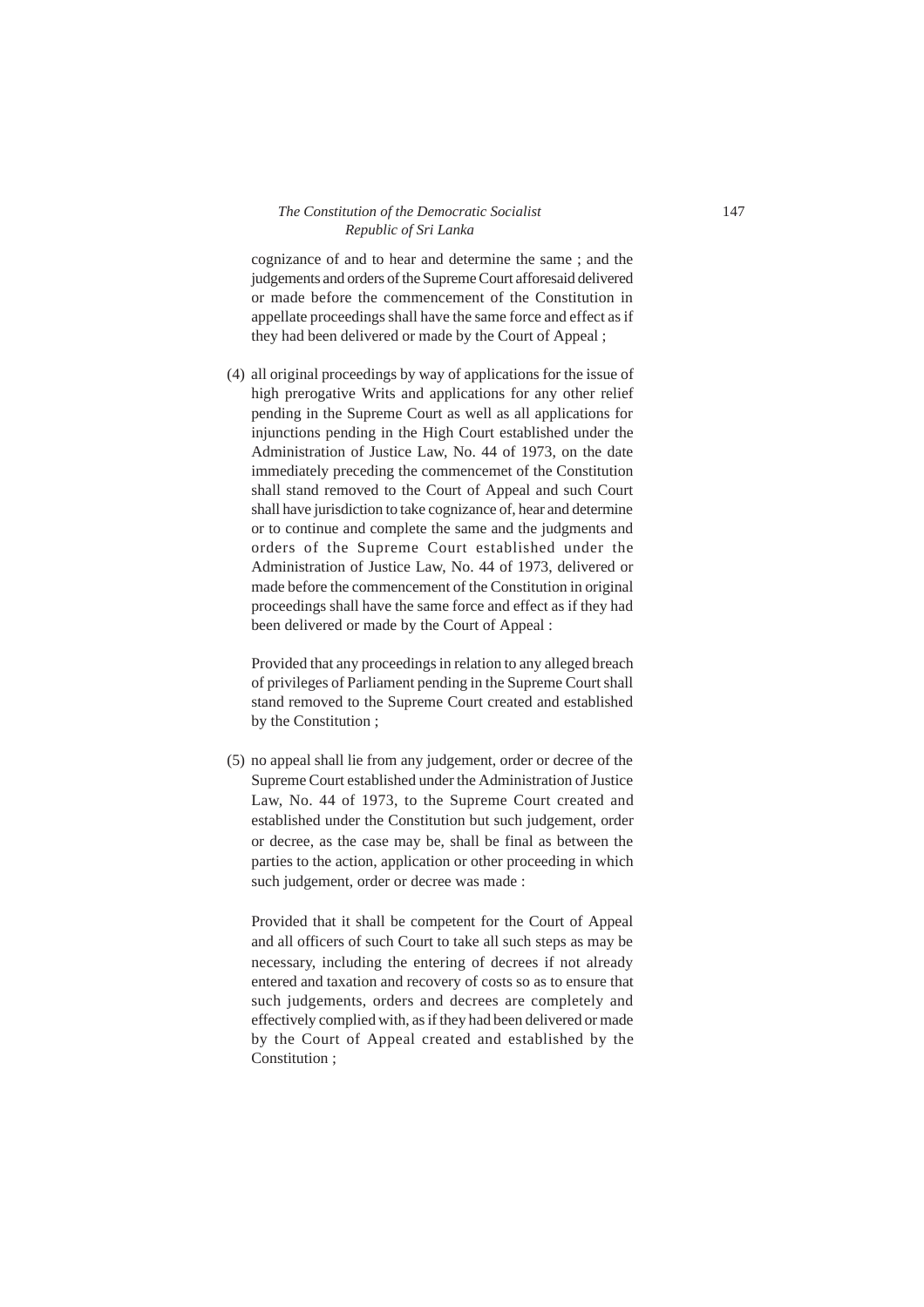cognizance of and to hear and determine the same ; and the judgements and orders of the Supreme Court afforesaid delivered or made before the commencement of the Constitution in appellate proceedings shall have the same force and effect as if they had been delivered or made by the Court of Appeal ;

(4) all original proceedings by way of applications for the issue of high prerogative Writs and applications for any other relief pending in the Supreme Court as well as all applications for injunctions pending in the High Court established under the Administration of Justice Law, No. 44 of 1973, on the date immediately preceding the commencemet of the Constitution shall stand removed to the Court of Appeal and such Court shall have jurisdiction to take cognizance of, hear and determine or to continue and complete the same and the judgments and orders of the Supreme Court established under the Administration of Justice Law, No. 44 of 1973, delivered or made before the commencement of the Constitution in original proceedings shall have the same force and effect as if they had been delivered or made by the Court of Appeal :

Provided that any proceedings in relation to any alleged breach of privileges of Parliament pending in the Supreme Court shall stand removed to the Supreme Court created and established by the Constitution ;

(5) no appeal shall lie from any judgement, order or decree of the Supreme Court established under the Administration of Justice Law, No. 44 of 1973, to the Supreme Court created and established under the Constitution but such judgement, order or decree, as the case may be, shall be final as between the parties to the action, application or other proceeding in which such judgement, order or decree was made :

Provided that it shall be competent for the Court of Appeal and all officers of such Court to take all such steps as may be necessary, including the entering of decrees if not already entered and taxation and recovery of costs so as to ensure that such judgements, orders and decrees are completely and effectively complied with, as if they had been delivered or made by the Court of Appeal created and established by the Constitution ;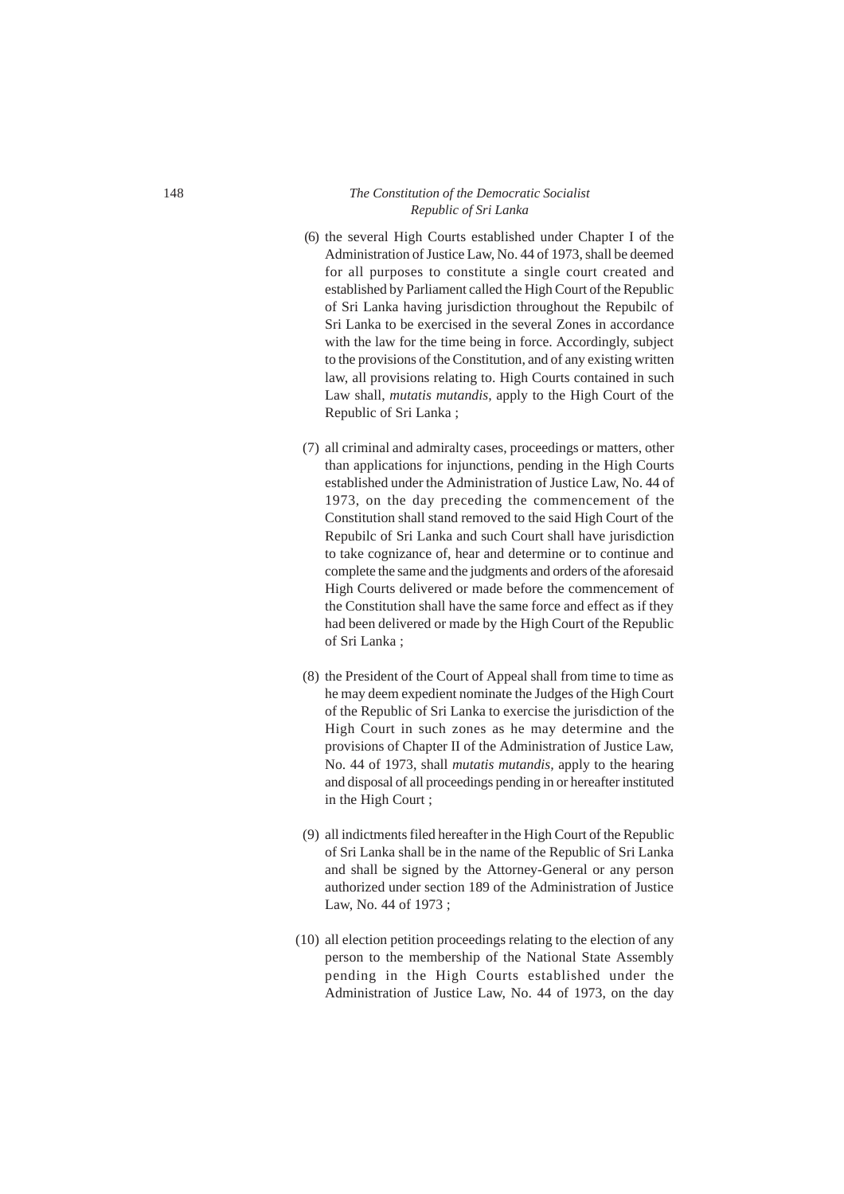(6) the several High Courts established under Chapter I of the Administration of Justice Law, No. 44 of 1973, shall be deemed for all purposes to constitute a single court created and established by Parliament called the High Court of the Republic of Sri Lanka having jurisdiction throughout the Repubilc of Sri Lanka to be exercised in the several Zones in accordance with the law for the time being in force. Accordingly, subject to the provisions of the Constitution, and of any existing written law, all provisions relating to. High Courts contained in such Law shall, *mutatis mutandis*, apply to the High Court of the Republic of Sri Lanka ;

(7) all criminal and admiralty cases, proceedings or matters, other than applications for injunctions, pending in the High Courts established under the Administration of Justice Law, No. 44 of 1973, on the day preceding the commencement of the Constitution shall stand removed to the said High Court of the Repubilc of Sri Lanka and such Court shall have jurisdiction to take cognizance of, hear and determine or to continue and complete the same and the judgments and orders of the aforesaid High Courts delivered or made before the commencement of the Constitution shall have the same force and effect as if they had been delivered or made by the High Court of the Republic of Sri Lanka ;

(8) the President of the Court of Appeal shall from time to time as he may deem expedient nominate the Judges of the High Court of the Republic of Sri Lanka to exercise the jurisdiction of the High Court in such zones as he may determine and the provisions of Chapter II of the Administration of Justice Law, No. 44 of 1973, shall *mutatis mutandis*, apply to the hearing and disposal of all proceedings pending in or hereafter instituted in the High Court ;

(9) all indictments filed hereafter in the High Court of the Republic of Sri Lanka shall be in the name of the Republic of Sri Lanka and shall be signed by the Attorney-General or any person authorized under section 189 of the Administration of Justice Law, No. 44 of 1973 ;

(10) all election petition proceedings relating to the election of any person to the membership of the National State Assembly pending in the High Courts established under the Administration of Justice Law, No. 44 of 1973, on the day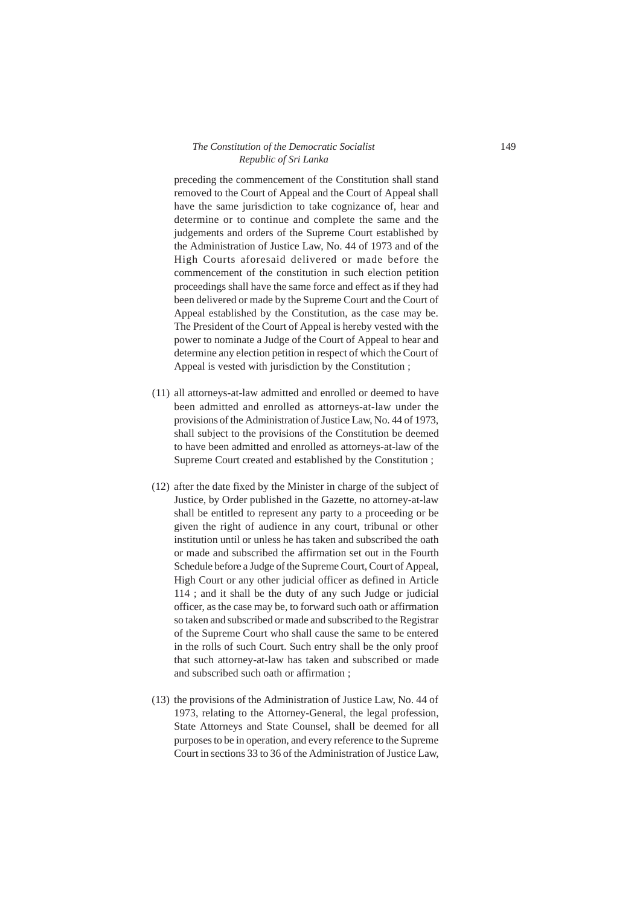preceding the commencement of the Constitution shall stand removed to the Court of Appeal and the Court of Appeal shall have the same jurisdiction to take cognizance of, hear and determine or to continue and complete the same and the judgements and orders of the Supreme Court established by the Administration of Justice Law, No. 44 of 1973 and of the High Courts aforesaid delivered or made before the commencement of the constitution in such election petition proceedings shall have the same force and effect as if they had been delivered or made by the Supreme Court and the Court of Appeal established by the Constitution, as the case may be. The President of the Court of Appeal is hereby vested with the power to nominate a Judge of the Court of Appeal to hear and determine any election petition in respect of which the Court of Appeal is vested with jurisdiction by the Constitution ;

(11) all attorneys-at-law admitted and enrolled or deemed to have been admitted and enrolled as attorneys-at-law under the provisions of the Administration of Justice Law, No. 44 of 1973, shall subject to the provisions of the Constitution be deemed to have been admitted and enrolled as attorneys-at-law of the Supreme Court created and established by the Constitution ;

(12) after the date fixed by the Minister in charge of the subject of Justice, by Order published in the Gazette, no attorney-at-law shall be entitled to represent any party to a proceeding or be given the right of audience in any court, tribunal or other institution until or unless he has taken and subscribed the oath or made and subscribed the affirmation set out in the Fourth Schedule before a Judge of the Supreme Court, Court of Appeal, High Court or any other judicial officer as defined in Article 114 ; and it shall be the duty of any such Judge or judicial officer, as the case may be, to forward such oath or affirmation so taken and subscribed or made and subscribed to the Registrar of the Supreme Court who shall cause the same to be entered in the rolls of such Court. Such entry shall be the only proof that such attorney-at-law has taken and subscribed or made and subscribed such oath or affirmation ;

(13) the provisions of the Administration of Justice Law, No. 44 of 1973, relating to the Attorney-General, the legal profession, State Attorneys and State Counsel, shall be deemed for all purposes to be in operation, and every reference to the Supreme Court in sections 33 to 36 of the Administration of Justice Law,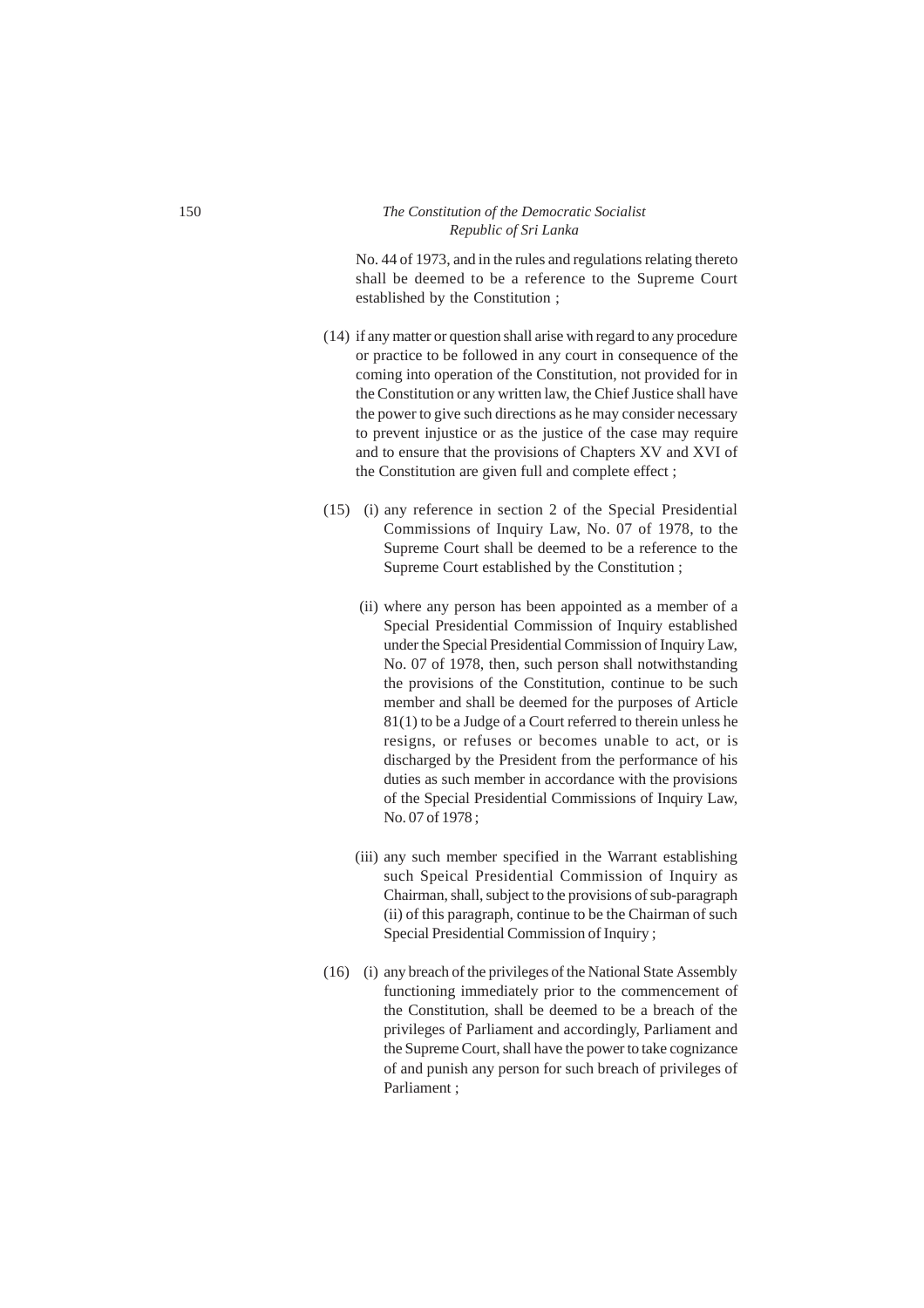No. 44 of 1973, and in the rules and regulations relating thereto shall be deemed to be a reference to the Supreme Court established by the Constitution ;

(14) if any matter or question shall arise with regard to any procedure or practice to be followed in any court in consequence of the coming into operation of the Constitution, not provided for in the Constitution or any written law, the Chief Justice shall have the power to give such directions as he may consider necessary to prevent injustice or as the justice of the case may require and to ensure that the provisions of Chapters XV and XVI of the Constitution are given full and complete effect ;

(15) (i) any reference in section 2 of the Special Presidential Commissions of Inquiry Law, No. 07 of 1978, to the Supreme Court shall be deemed to be a reference to the Supreme Court established by the Constitution ;

(ii) where any person has been appointed as a member of a Special Presidential Commission of Inquiry established under the Special Presidential Commission of Inquiry Law, No. 07 of 1978, then, such person shall notwithstanding the provisions of the Constitution, continue to be such member and shall be deemed for the purposes of Article 81(1) to be a Judge of a Court referred to therein unless he resigns, or refuses or becomes unable to act, or is discharged by the President from the performance of his duties as such member in accordance with the provisions of the Special Presidential Commissions of Inquiry Law, No. 07 of 1978 ;

(iii) any such member specified in the Warrant establishing such Speical Presidential Commission of Inquiry as Chairman, shall, subject to the provisions of sub-paragraph (ii) of this paragraph, continue to be the Chairman of such Special Presidential Commission of Inquiry ;

(16) (i) any breach of the privileges of the National State Assembly functioning immediately prior to the commencement of the Constitution, shall be deemed to be a breach of the privileges of Parliament and accordingly, Parliament and the Supreme Court, shall have the power to take cognizance of and punish any person for such breach of privileges of Parliament ;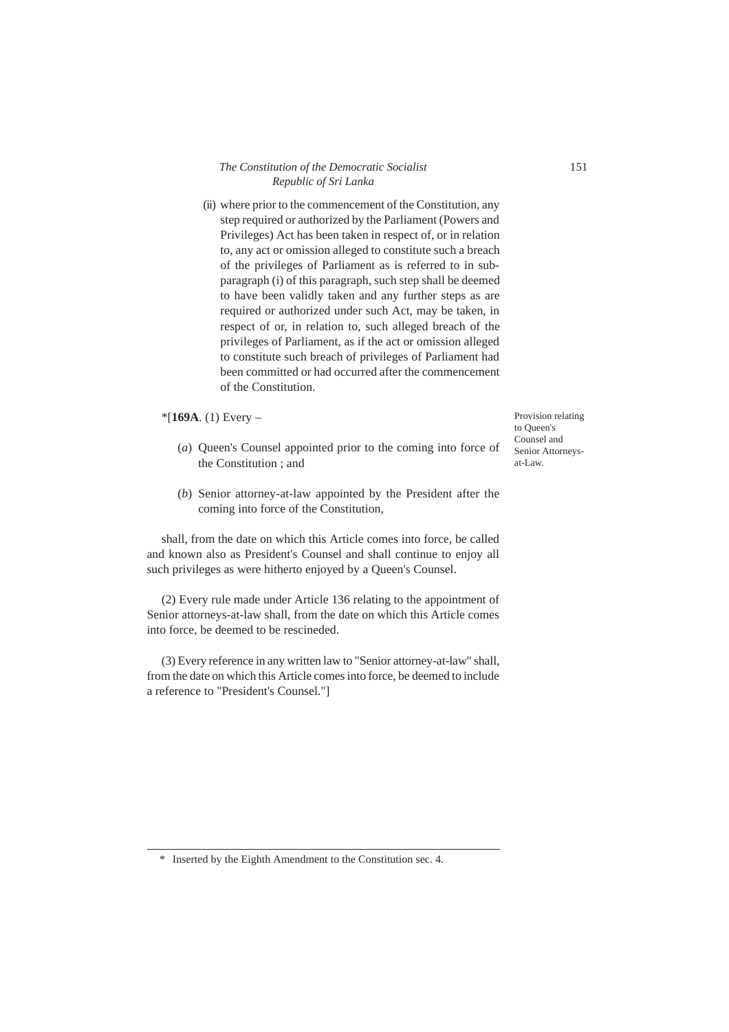(ii) where prior to the commencement of the Constitution, any step required or authorized by the Parliament (Powers and Privileges) Act has been taken in respect of, or in relation to, any act or omission alleged to constitute such a breach of the privileges of Parliament as is referred to in sub-paragraph (i) of this paragraph, such step shall be deemed to have been validly taken and any further steps as are required or authorized under such Act, may be taken, in respect of or, in relation to, such alleged breach of the privileges of Parliament, as if the act or omission alleged to constitute such breach of privileges of Parliament had been committed or had occurred after the commencement of the Constitution.

*[**169A**. (1) Every –

*Provision relating to Queen's Counsel and Senior Attorneys-at-Law.*

(*a*) Queen's Counsel appointed prior to the coming into force of the Constitution ; and

(*b*) Senior attorney-at-law appointed by the President after the coming into force of the Constitution,

shall, from the date on which this Article comes into force, be called and known also as President's Counsel and shall continue to enjoy all such privileges as were hitherto enjoyed by a Queen's Counsel.

(2) Every rule made under Article 136 relating to the appointment of Senior attorneys-at-law shall, from the date on which this Article comes into force, be deemed to be rescineded.

(3) Every reference in any written law to "Senior attorney-at-law" shall, from the date on which this Article comes into force, be deemed to include a reference to "President's Counsel."]

---

\* Inserted by the Eighth Amendment to the Constitution sec. 4.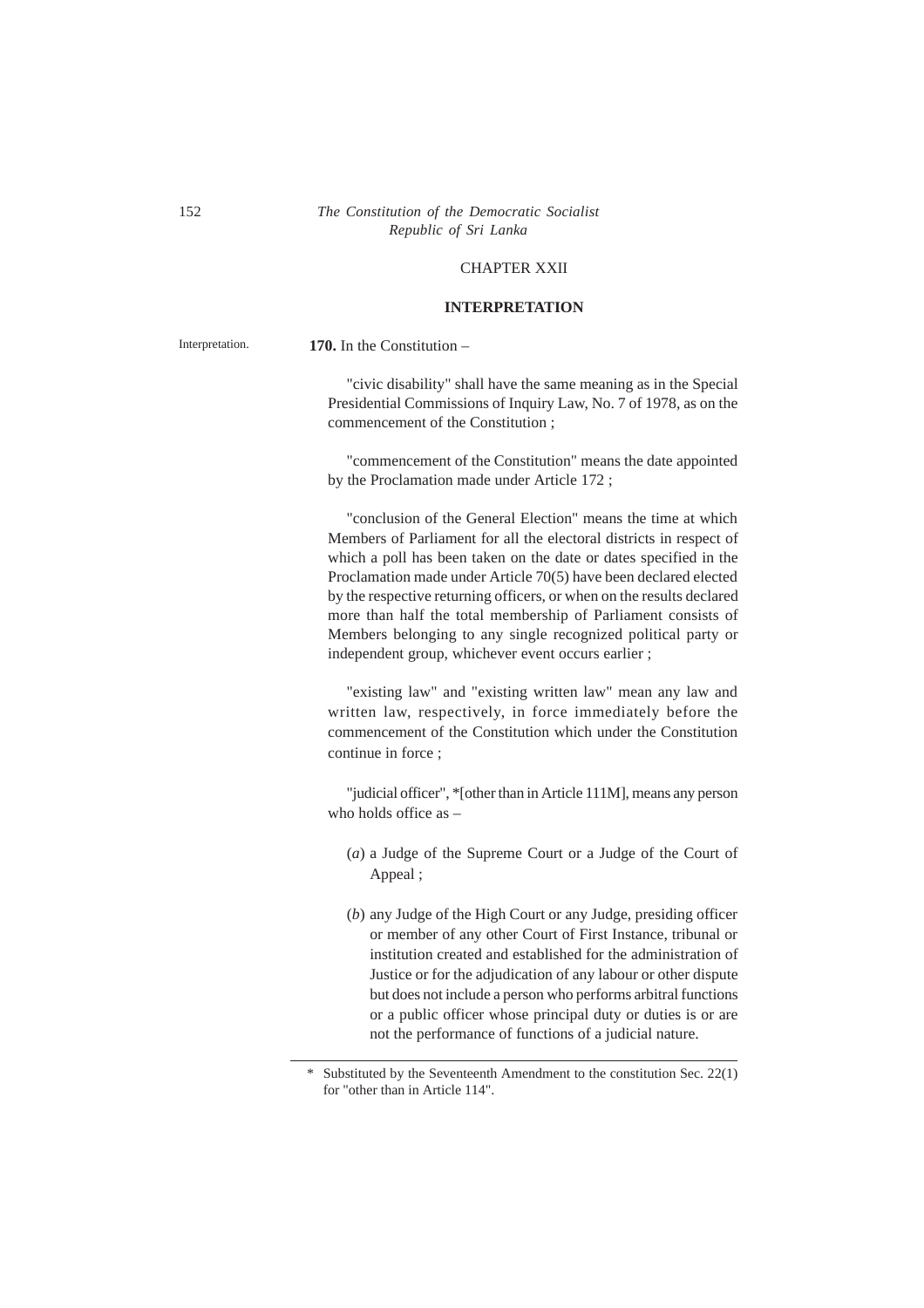## CHAPTER XXII

## INTERPRETATION

Interpretation.

**170.** In the Constitution –

"civic disability" shall have the same meaning as in the Special Presidential Commissions of Inquiry Law, No. 7 of 1978, as on the commencement of the Constitution ;

"commencement of the Constitution" means the date appointed by the Proclamation made under Article 172 ;

"conclusion of the General Election" means the time at which Members of Parliament for all the electoral districts in respect of which a poll has been taken on the date or dates specified in the Proclamation made under Article 70(5) have been declared elected by the respective returning officers, or when on the results declared more than half the total membership of Parliament consists of Members belonging to any single recognized political party or independent group, whichever event occurs earlier ;

"existing law" and "existing written law" mean any law and written law, respectively, in force immediately before the commencement of the Constitution which under the Constitution continue in force ;

"judicial officer", *[other than in Article 111M], means any person who holds office as –

(*a*) a Judge of the Supreme Court or a Judge of the Court of Appeal ;

(*b*) any Judge of the High Court or any Judge, presiding officer or member of any other Court of First Instance, tribunal or institution created and established for the administration of Justice or for the adjudication of any labour or other dispute but does not include a person who performs arbitral functions or a public officer whose principal duty or duties is or are not the performance of functions of a judicial nature.

---

\* Substituted by the Seventeenth Amendment to the constitution Sec. 22(1) for "other than in Article 114".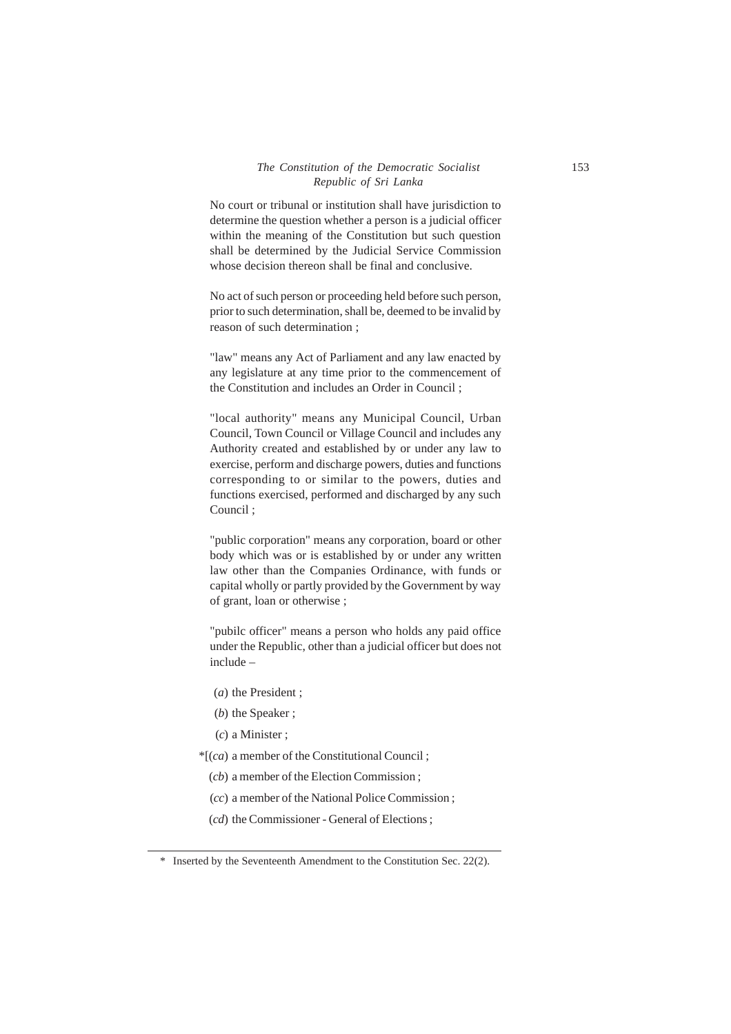No court or tribunal or institution shall have jurisdiction to determine the question whether a person is a judicial officer within the meaning of the Constitution but such question shall be determined by the Judicial Service Commission whose decision thereon shall be final and conclusive.

No act of such person or proceeding held before such person, prior to such determination, shall be, deemed to be invalid by reason of such determination ;

"law" means any Act of Parliament and any law enacted by any legislature at any time prior to the commencement of the Constitution and includes an Order in Council ;

"local authority" means any Municipal Council, Urban Council, Town Council or Village Council and includes any Authority created and established by or under any law to exercise, perform and discharge powers, duties and functions corresponding to or similar to the powers, duties and functions exercised, performed and discharged by any such Council ;

"public corporation" means any corporation, board or other body which was or is established by or under any written law other than the Companies Ordinance, with funds or capital wholly or partly provided by the Government by way of grant, loan or otherwise ;

"pubilc officer" means a person who holds any paid office under the Republic, other than a judicial officer but does not include –

(*a*) the President ;

(*b*) the Speaker ;

(*c*) a Minister ;

*[(*ca*) a member of the Constitutional Council ;

(*cb*) a member of the Election Commission ;

(*cc*) a member of the National Police Commission ;

(*cd*) the Commissioner - General of Elections ;

---

\* Inserted by the Seventeenth Amendment to the Constitution Sec. 22(2).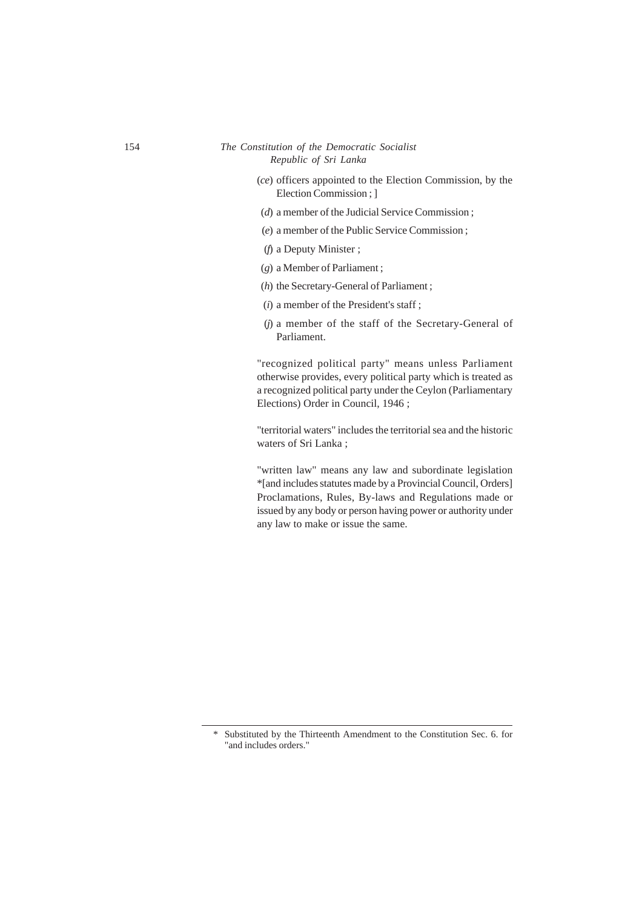(*ce*) officers appointed to the Election Commission, by the Election Commission ; ]

(*d*) a member of the Judicial Service Commission ;

(*e*) a member of the Public Service Commission ;

(*f*) a Deputy Minister ;

(*g*) a Member of Parliament ;

(*h*) the Secretary-General of Parliament ;

(*i*) a member of the President's staff ;

(*j*) a member of the staff of the Secretary-General of Parliament.

"recognized political party" means unless Parliament otherwise provides, every political party which is treated as a recognized political party under the Ceylon (Parliamentary Elections) Order in Council, 1946 ;

"territorial waters" includes the territorial sea and the historic waters of Sri Lanka ;

"written law" means any law and subordinate legislation *[and includes statutes made by a Provincial Council, Orders] Proclamations, Rules, By-laws and Regulations made or issued by any body or person having power or authority under any law to make or issue the same.

---

* Substituted by the Thirteenth Amendment to the Constitution Sec. 6. for "and includes orders."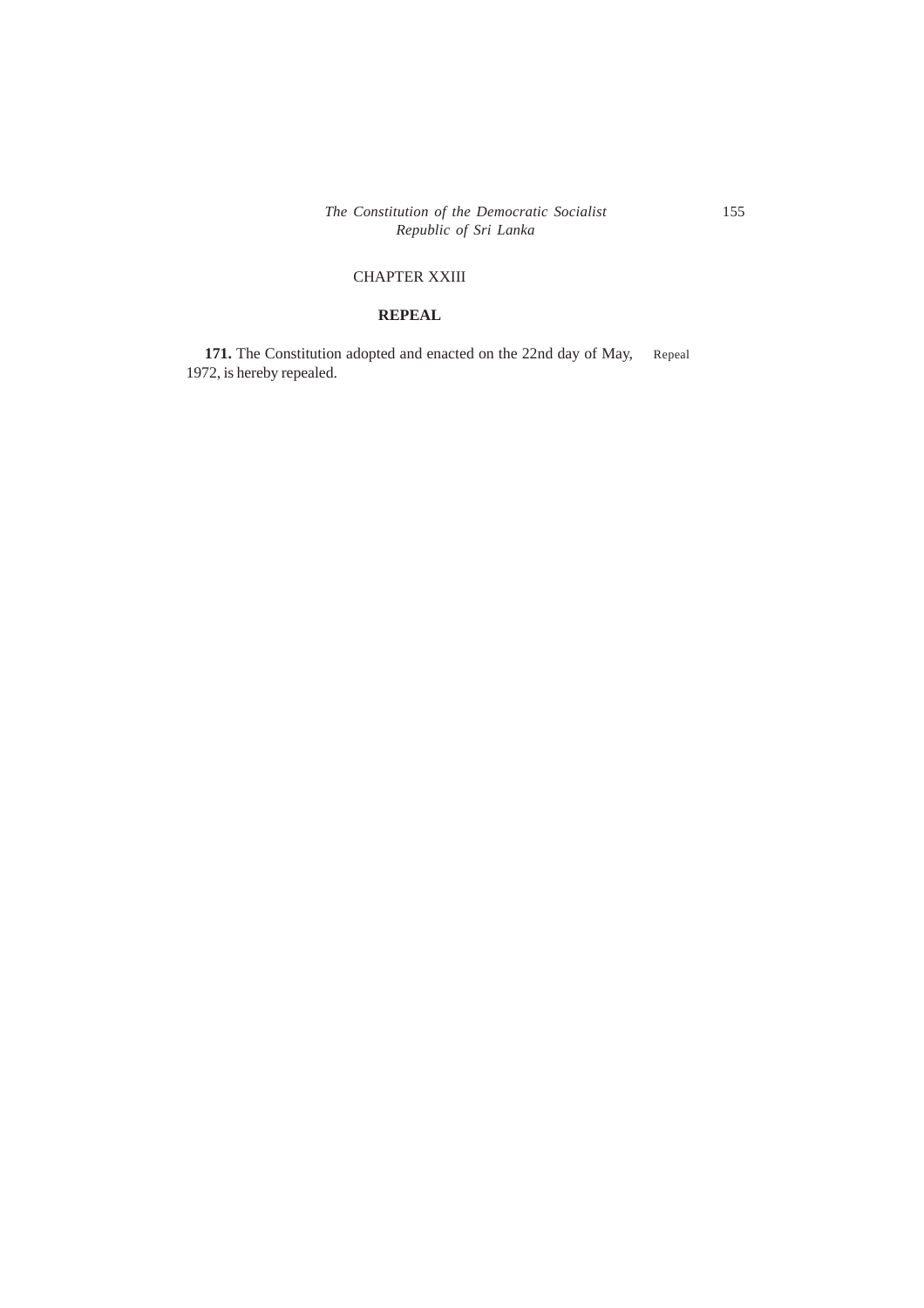## CHAPTER XXIII

### REPEAL

**171.** The Constitution adopted and enacted on the 22nd day of May, 1972, is hereby repealed. Repeal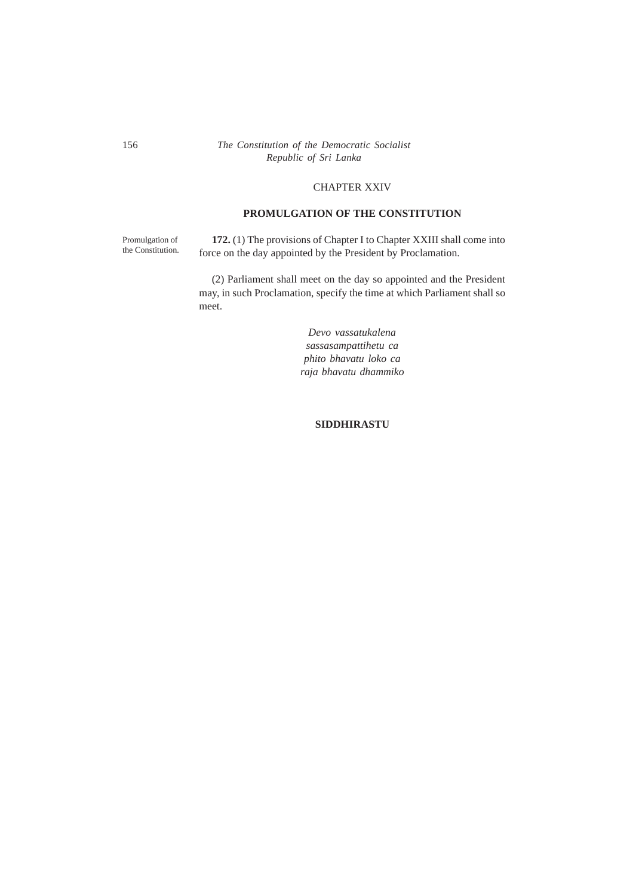## CHAPTER XXIV

## PROMULGATION OF THE CONSTITUTION

Promulgation of the Constitution.

**172.** (1) The provisions of Chapter I to Chapter XXIII shall come into force on the day appointed by the President by Proclamation.

(2) Parliament shall meet on the day so appointed and the President may, in such Proclamation, specify the time at which Parliament shall so meet.

*Devo vassatukalena*
*sassasampattihetu ca*
*phito bhavatu loko ca*
*raja bhavatu dhammiko*

**SIDDHIRASTU**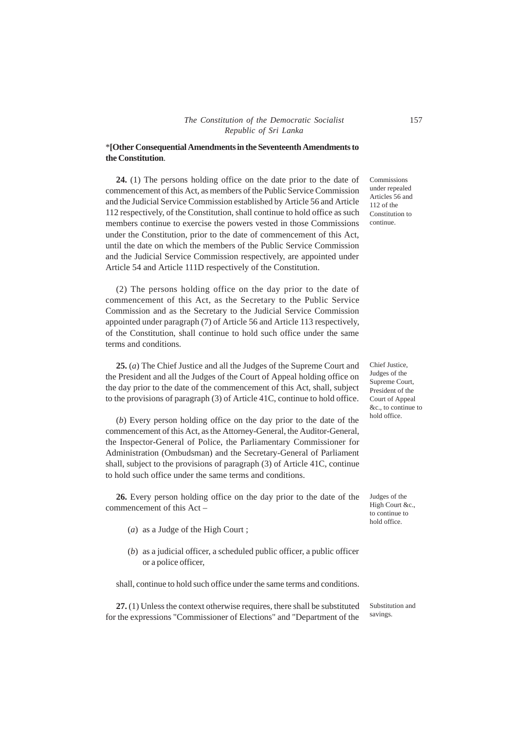*[Other Consequential Amendments in the Seventeenth Amendments to the Constitution.

**24.** (1) The persons holding office on the date prior to the date of commencement of this Act, as members of the Public Service Commission and the Judicial Service Commission established by Article 56 and Article 112 respectively, of the Constitution, shall continue to hold office as such members continue to exercise the powers vested in those Commissions under the Constitution, prior to the date of commencement of this Act, until the date on which the members of the Public Service Commission and the Judicial Service Commission respectively, are appointed under Article 54 and Article 111D respectively of the Constitution.

*Commissions under repealed Articles 56 and 112 of the Constitution to continue.*

(2) The persons holding office on the day prior to the date of commencement of this Act, as the Secretary to the Public Service Commission and as the Secretary to the Judicial Service Commission appointed under paragraph (7) of Article 56 and Article 113 respectively, of the Constitution, shall continue to hold such office under the same terms and conditions.

**25.** (*a*) The Chief Justice and all the Judges of the Supreme Court and the President and all the Judges of the Court of Appeal holding office on the day prior to the date of the commencement of this Act, shall, subject to the provisions of paragraph (3) of Article 41C, continue to hold office.

*Chief Justice, Judges of the Supreme Court, President of the Court of Appeal &c., to continue to hold office.*

(*b*) Every person holding office on the day prior to the date of the commencement of this Act, as the Attorney-General, the Auditor-General, the Inspector-General of Police, the Parliamentary Commissioner for Administration (Ombudsman) and the Secretary-General of Parliament shall, subject to the provisions of paragraph (3) of Article 41C, continue to hold such office under the same terms and conditions.

**26.** Every person holding office on the day prior to the date of the commencement of this Act –

*Judges of the High Court &c., to continue to hold office.*

(*a*) as a Judge of the High Court ;

(*b*) as a judicial officer, a scheduled public officer, a public officer or a police officer,

shall, continue to hold such office under the same terms and conditions.

**27.** (1) Unless the context otherwise requires, there shall be substituted for the expressions "Commissioner of Elections" and "Department of the

*Substitution and savings.*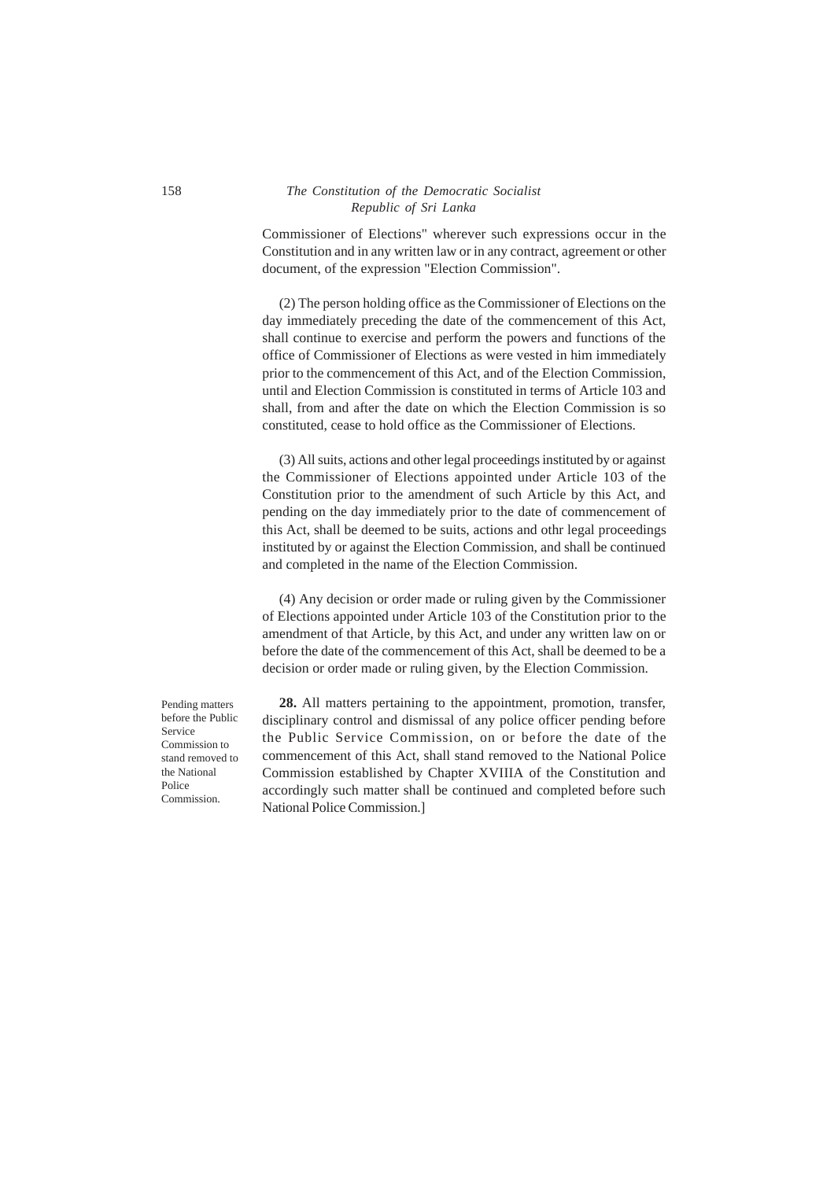Commissioner of Elections" wherever such expressions occur in the Constitution and in any written law or in any contract, agreement or other document, of the expression "Election Commission".

(2) The person holding office as the Commissioner of Elections on the day immediately preceding the date of the commencement of this Act, shall continue to exercise and perform the powers and functions of the office of Commissioner of Elections as were vested in him immediately prior to the commencement of this Act, and of the Election Commission, until and Election Commission is constituted in terms of Article 103 and shall, from and after the date on which the Election Commission is so constituted, cease to hold office as the Commissioner of Elections.

(3) All suits, actions and other legal proceedings instituted by or against the Commissioner of Elections appointed under Article 103 of the Constitution prior to the amendment of such Article by this Act, and pending on the day immediately prior to the date of commencement of this Act, shall be deemed to be suits, actions and othr legal proceedings instituted by or against the Election Commission, and shall be continued and completed in the name of the Election Commission.

(4) Any decision or order made or ruling given by the Commissioner of Elections appointed under Article 103 of the Constitution prior to the amendment of that Article, by this Act, and under any written law on or before the date of the commencement of this Act, shall be deemed to be a decision or order made or ruling given, by the Election Commission.

Pending matters before the Public Service Commission to stand removed to the National Police Commission.

**28.** All matters pertaining to the appointment, promotion, transfer, disciplinary control and dismissal of any police officer pending before the Public Service Commission, on or before the date of the commencement of this Act, shall stand removed to the National Police Commission established by Chapter XVIIIA of the Constitution and accordingly such matter shall be continued and completed before such National Police Commission.]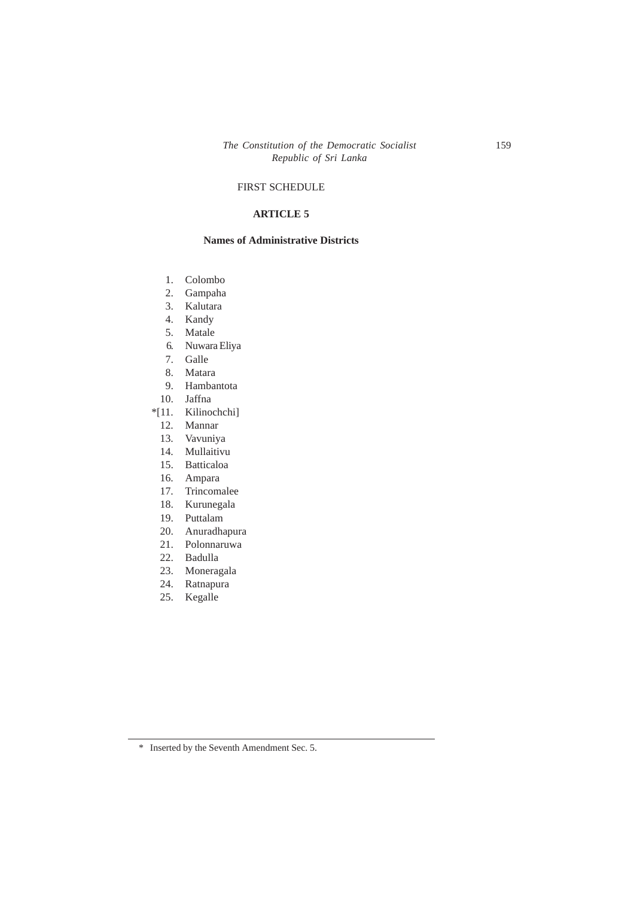FIRST SCHEDULE

**ARTICLE 5**

**Names of Administrative Districts**

1. Colombo
2. Gampaha
3. Kalutara
4. Kandy
5. Matale
6. Nuwara Eliya
7. Galle
8. Matara
9. Hambantota
10. Jaffna

*[11. Kilinochchi]

12. Mannar
13. Vavuniya
14. Mullaitivu
15. Batticaloa
16. Ampara
17. Trincomalee
18. Kurunegala
19. Puttalam
20. Anuradhapura
21. Polonnaruwa
22. Badulla
23. Moneragala
24. Ratnapura
25. Kegalle

---

\* Inserted by the Seventh Amendment Sec. 5.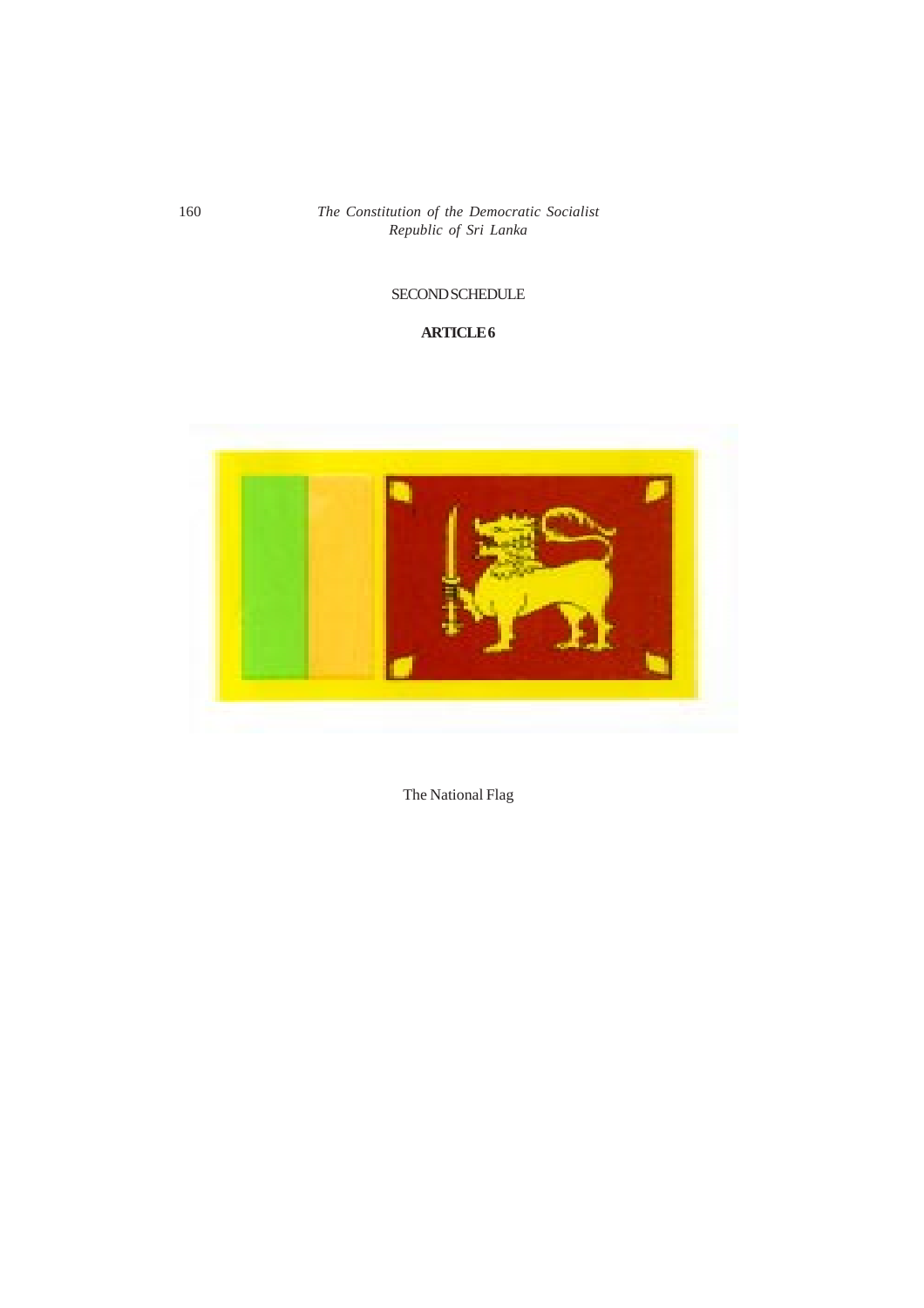SECOND SCHEDULE

**ARTICLE 6**

The National Flag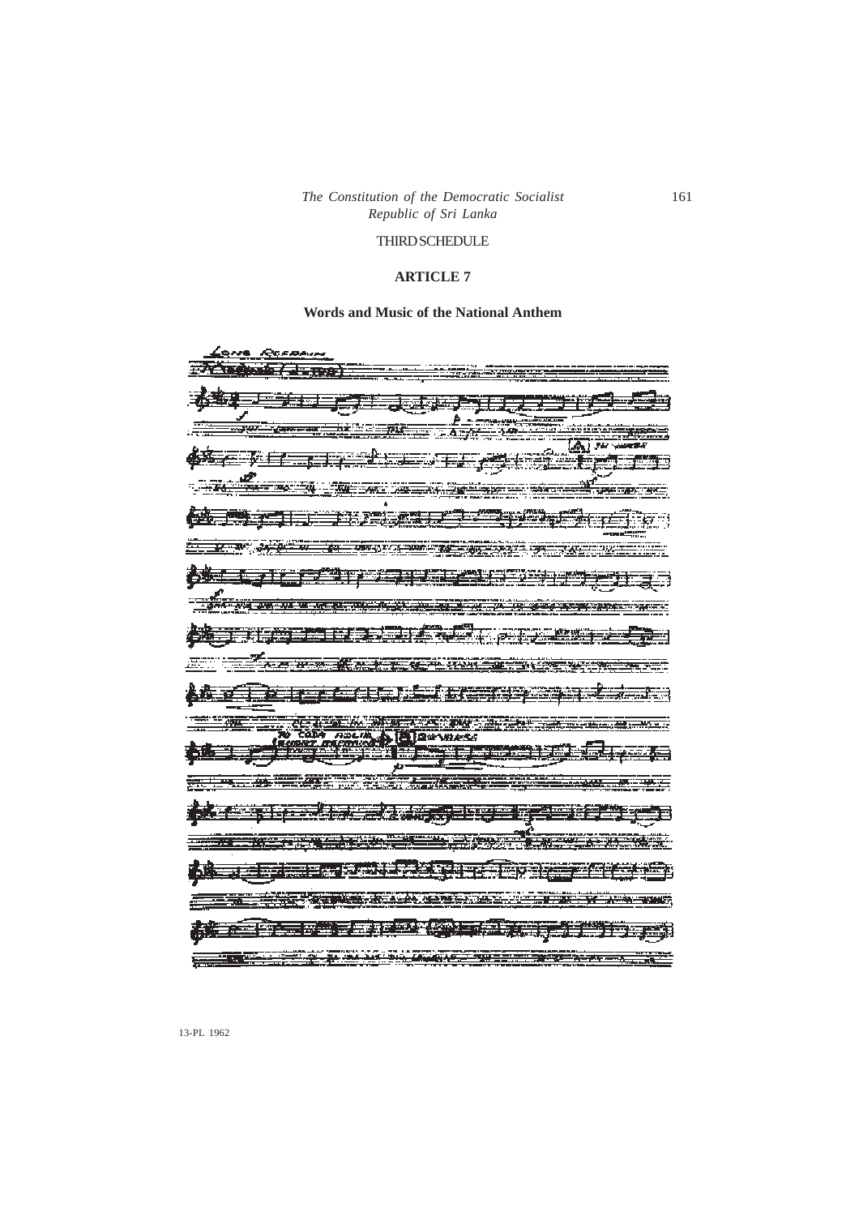THIRD SCHEDULE

## ARTICLE 7

### Words and Music of the National Anthem

13-PL 1962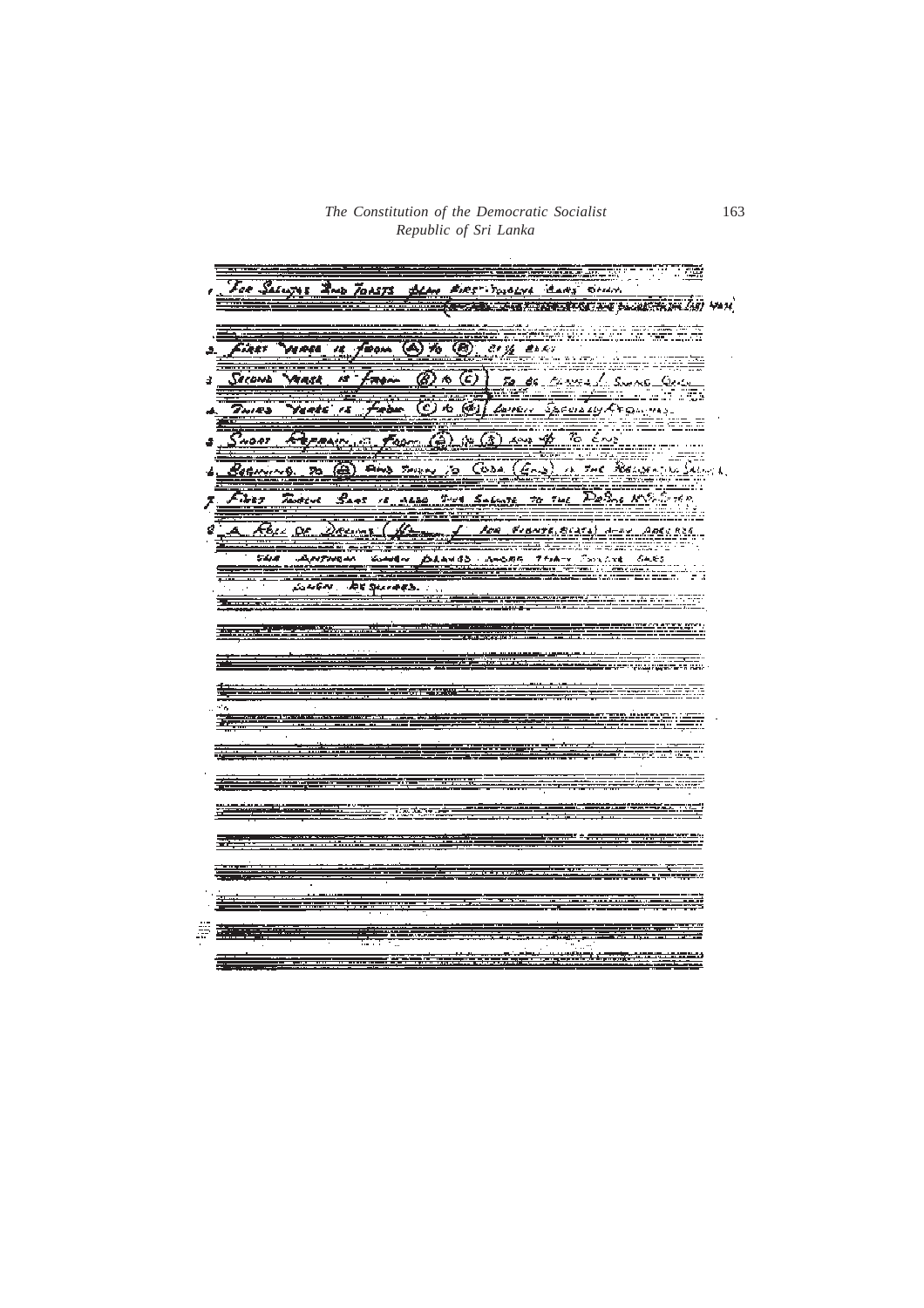1. For Salutes and Toasts play first twelve bars only. (.......................... last verse)
2. First verse is from (A) to (B), 28½ bars
3. Second verse is from (B) to (C) To be played / sung once
4. Third verse is from (C) to (D) Lovely specially arranged.
5. Short Refrain is from (D) to (E) and 4 to End.
6. Beginning to (A) and then to Coda (End) is the Presentation Salute.
7. First twelve bars is used the salute to the Deputy Minister.
8. A Roll of Drums ( ....... / for presentation) ....... ....... the Anthem when played ....... twelve bars ....... required.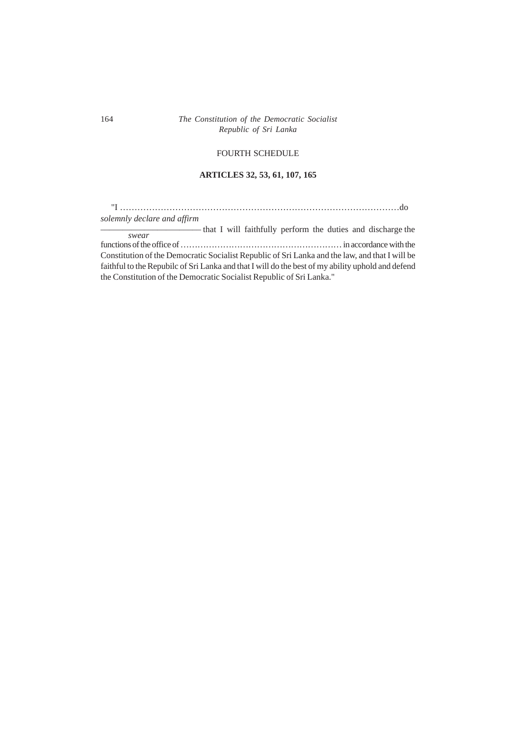FOURTH SCHEDULE

**ARTICLES 32, 53, 61, 107, 165**

"I ……………………………………………………………………………………do

*solemnly declare and affirm*
―――――――――――― that I will faithfully perform the duties and discharge the
*swear*

functions of the office of ………………………………………………… in accordance with the Constitution of the Democratic Socialist Republic of Sri Lanka and the law, and that I will be faithful to the Repubilc of Sri Lanka and that I will do the best of my ability uphold and defend the Constitution of the Democratic Socialist Republic of Sri Lanka."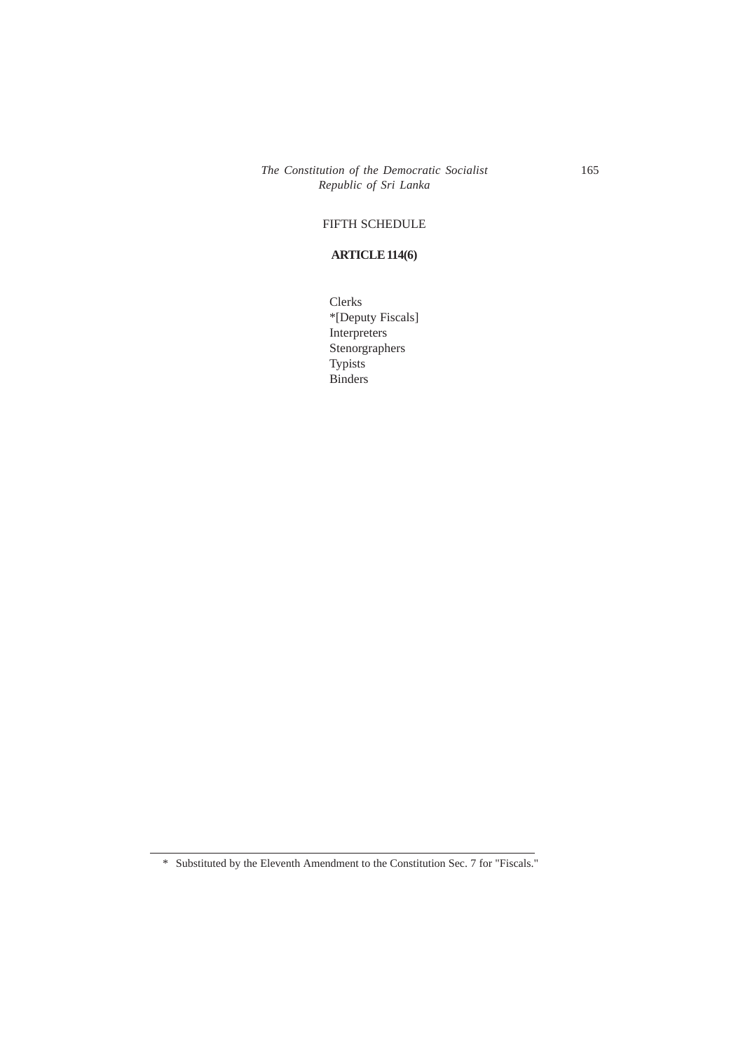# FIFTH SCHEDULE

## ARTICLE 114(6)

Clerks
*[Deputy Fiscals]
Interpreters
Stenorgraphers
Typists
Binders

---

\* Substituted by the Eleventh Amendment to the Constitution Sec. 7 for "Fiscals."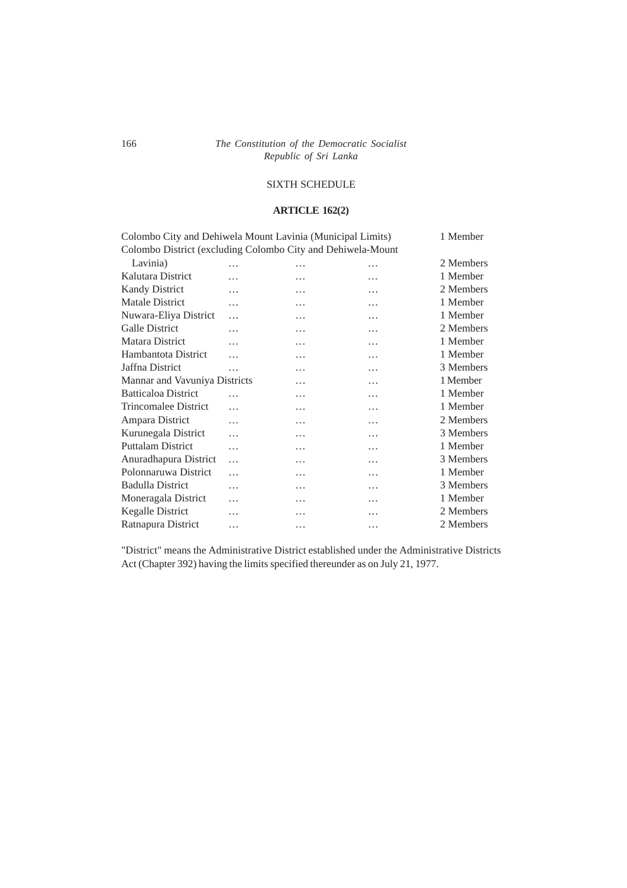## SIXTH SCHEDULE

### ARTICLE 162(2)

| | |
|---|---|
| Colombo City and Dehiwela Mount Lavinia (Municipal Limits) | 1 Member |
| Colombo District (excluding Colombo City and Dehiwela-Mount Lavinia) ... ... ... | 2 Members |
| Kalutara District ... ... ... | 1 Member |
| Kandy District ... ... ... | 2 Members |
| Matale District ... ... ... | 1 Member |
| Nuwara-Eliya District ... ... ... | 1 Member |
| Galle District ... ... ... | 2 Members |
| Matara District ... ... ... | 1 Member |
| Hambantota District ... ... ... | 1 Member |
| Jaffna District ... ... ... | 3 Members |
| Mannar and Vavuniya Districts ... ... | 1 Member |
| Batticaloa District ... ... ... | 1 Member |
| Trincomalee District ... ... ... | 1 Member |
| Ampara District ... ... ... | 2 Members |
| Kurunegala District ... ... ... | 3 Members |
| Puttalam District ... ... ... | 1 Member |
| Anuradhapura District ... ... ... | 3 Members |
| Polonnaruwa District ... ... ... | 1 Member |
| Badulla District ... ... ... | 3 Members |
| Moneragala District ... ... ... | 1 Member |
| Kegalle District ... ... ... | 2 Members |
| Ratnapura District ... ... ... | 2 Members |

"District" means the Administrative District established under the Administrative Districts Act (Chapter 392) having the limits specified thereunder as on July 21, 1977.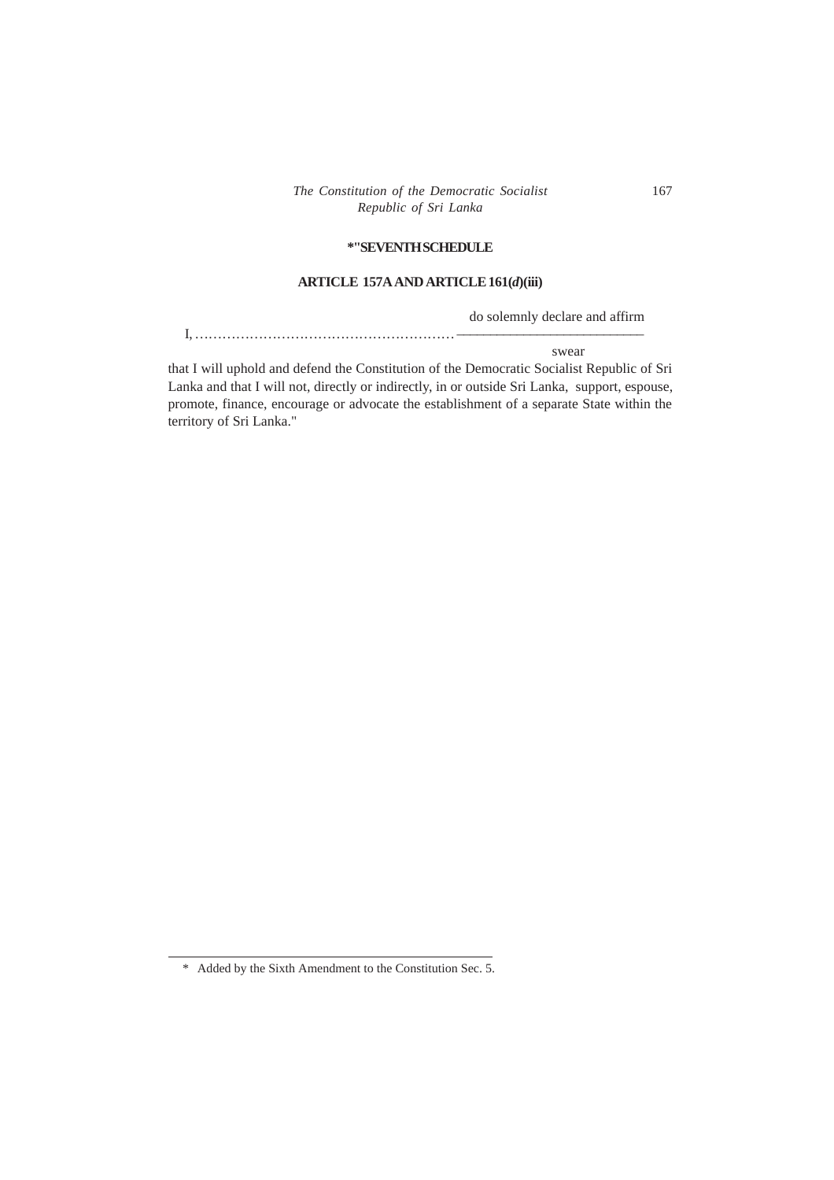## *"SEVENTH SCHEDULE

### ARTICLE 157A AND ARTICLE 161(*d*)(iii)

I, ………………………………………………… do solemnly declare and affirm / swear

that I will uphold and defend the Constitution of the Democratic Socialist Republic of Sri Lanka and that I will not, directly or indirectly, in or outside Sri Lanka, support, espouse, promote, finance, encourage or advocate the establishment of a separate State within the territory of Sri Lanka."

---

\* Added by the Sixth Amendment to the Constitution Sec. 5.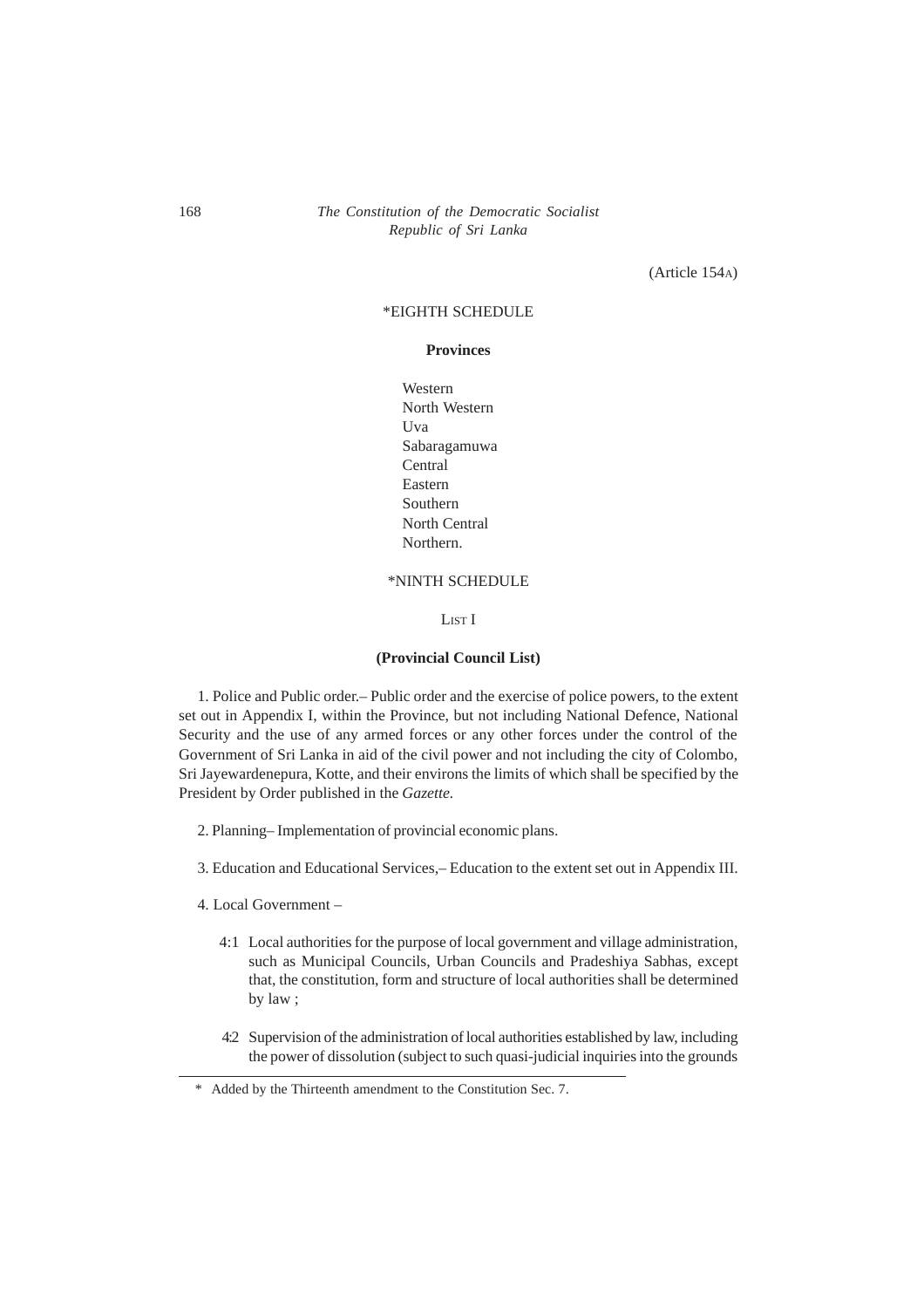(Article 154A)

## *EIGHTH SCHEDULE

### Provinces

Western
North Western
Uva
Sabaragamuwa
Central
Eastern
Southern
North Central
Northern.

## *NINTH SCHEDULE

LIST I

### (Provincial Council List)

1. Police and Public order.– Public order and the exercise of police powers, to the extent set out in Appendix I, within the Province, but not including National Defence, National Security and the use of any armed forces or any other forces under the control of the Government of Sri Lanka in aid of the civil power and not including the city of Colombo, Sri Jayewardenepura, Kotte, and their environs the limits of which shall be specified by the President by Order published in the *Gazette.*

2. Planning– Implementation of provincial economic plans.

3. Education and Educational Services,– Education to the extent set out in Appendix III.

4. Local Government –

4:1 Local authorities for the purpose of local government and village administration, such as Municipal Councils, Urban Councils and Pradeshiya Sabhas, except that, the constitution, form and structure of local authorities shall be determined by law ;

4:2 Supervision of the administration of local authorities established by law, including the power of dissolution (subject to such quasi-judicial inquiries into the grounds

---

\* Added by the Thirteenth amendment to the Constitution Sec. 7.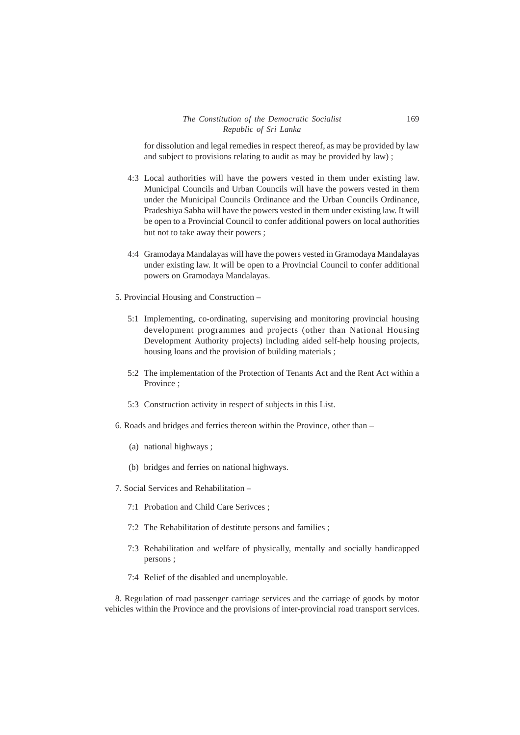for dissolution and legal remedies in respect thereof, as may be provided by law and subject to provisions relating to audit as may be provided by law) ;

4:3 Local authorities will have the powers vested in them under existing law. Municipal Councils and Urban Councils will have the powers vested in them under the Municipal Councils Ordinance and the Urban Councils Ordinance, Pradeshiya Sabha will have the powers vested in them under existing law. It will be open to a Provincial Council to confer additional powers on local authorities but not to take away their powers ;

4:4 Gramodaya Mandalayas will have the powers vested in Gramodaya Mandalayas under existing law. It will be open to a Provincial Council to confer additional powers on Gramodaya Mandalayas.

5. Provincial Housing and Construction –

5:1 Implementing, co-ordinating, supervising and monitoring provincial housing development programmes and projects (other than National Housing Development Authority projects) including aided self-help housing projects, housing loans and the provision of building materials ;

5:2 The implementation of the Protection of Tenants Act and the Rent Act within a Province ;

5:3 Construction activity in respect of subjects in this List.

6. Roads and bridges and ferries thereon within the Province, other than –

(a) national highways ;

(b) bridges and ferries on national highways.

7. Social Services and Rehabilitation –

7:1 Probation and Child Care Serivces ;

7:2 The Rehabilitation of destitute persons and families ;

7:3 Rehabilitation and welfare of physically, mentally and socially handicapped persons ;

7:4 Relief of the disabled and unemployable.

8. Regulation of road passenger carriage services and the carriage of goods by motor vehicles within the Province and the provisions of inter-provincial road transport services.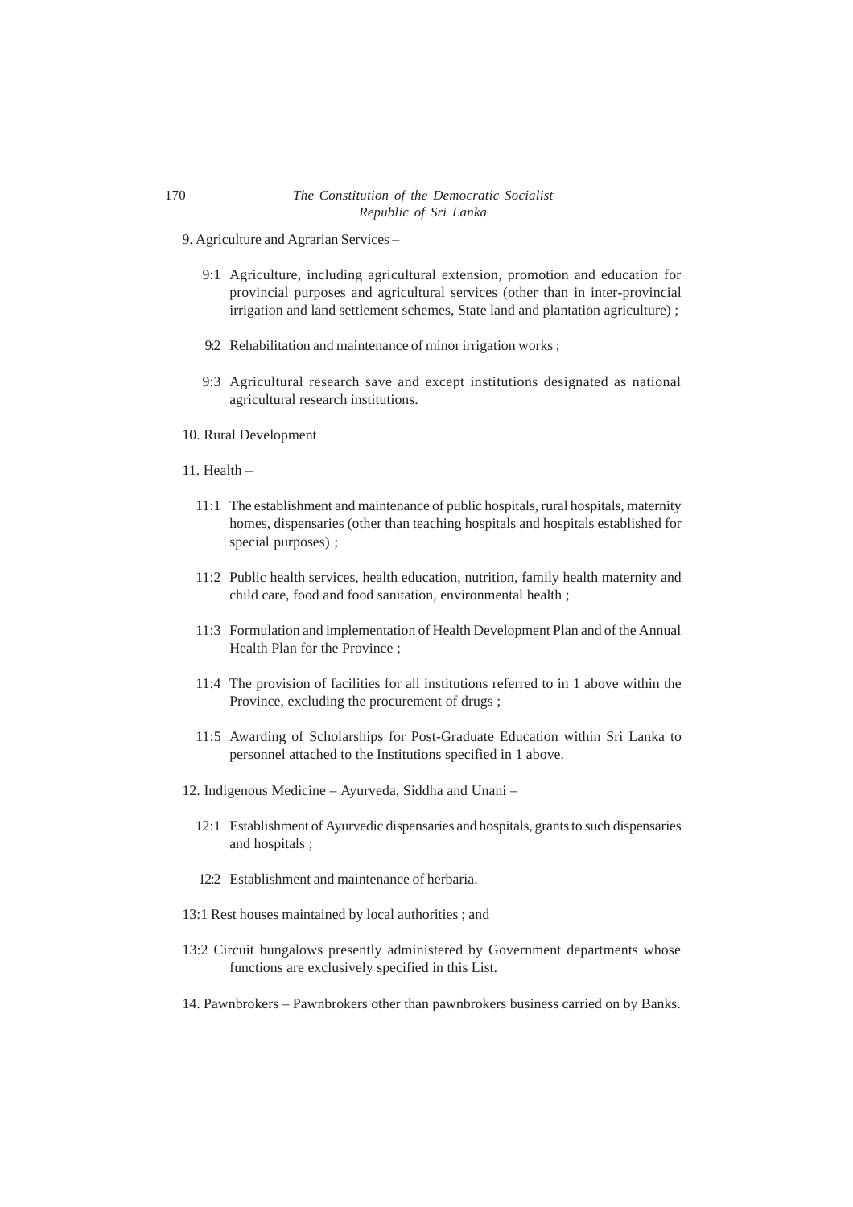9. Agriculture and Agrarian Services –

9:1 Agriculture, including agricultural extension, promotion and education for provincial purposes and agricultural services (other than in inter-provincial irrigation and land settlement schemes, State land and plantation agriculture) ;

9:2 Rehabilitation and maintenance of minor irrigation works ;

9:3 Agricultural research save and except institutions designated as national agricultural research institutions.

10. Rural Development

11. Health –

11:1 The establishment and maintenance of public hospitals, rural hospitals, maternity homes, dispensaries (other than teaching hospitals and hospitals established for special purposes) ;

11:2 Public health services, health education, nutrition, family health maternity and child care, food and food sanitation, environmental health ;

11:3 Formulation and implementation of Health Development Plan and of the Annual Health Plan for the Province ;

11:4 The provision of facilities for all institutions referred to in 1 above within the Province, excluding the procurement of drugs ;

11:5 Awarding of Scholarships for Post-Graduate Education within Sri Lanka to personnel attached to the Institutions specified in 1 above.

12. Indigenous Medicine – Ayurveda, Siddha and Unani –

12:1 Establishment of Ayurvedic dispensaries and hospitals, grants to such dispensaries and hospitals ;

12:2 Establishment and maintenance of herbaria.

13:1 Rest houses maintained by local authorities ; and

13:2 Circuit bungalows presently administered by Government departments whose functions are exclusively specified in this List.

14. Pawnbrokers – Pawnbrokers other than pawnbrokers business carried on by Banks.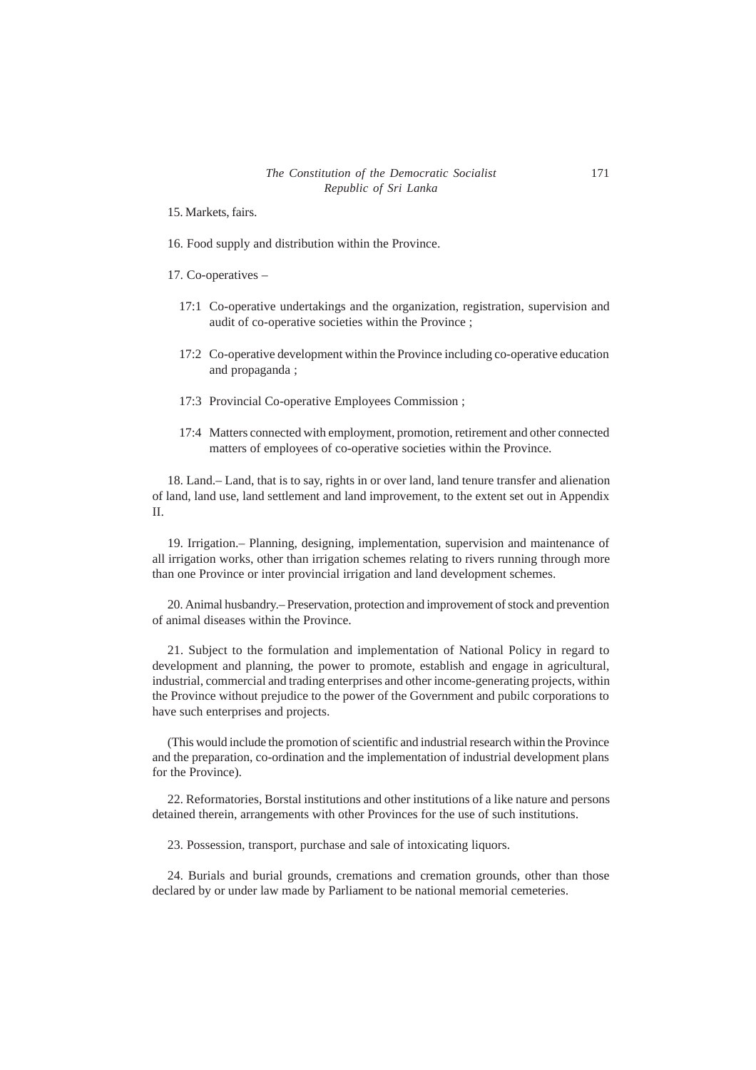15. Markets, fairs.

16. Food supply and distribution within the Province.

17. Co-operatives –

17:1 Co-operative undertakings and the organization, registration, supervision and audit of co-operative societies within the Province ;

17:2 Co-operative development within the Province including co-operative education and propaganda ;

17:3 Provincial Co-operative Employees Commission ;

17:4 Matters connected with employment, promotion, retirement and other connected matters of employees of co-operative societies within the Province.

18. Land.– Land, that is to say, rights in or over land, land tenure transfer and alienation of land, land use, land settlement and land improvement, to the extent set out in Appendix II.

19. Irrigation.– Planning, designing, implementation, supervision and maintenance of all irrigation works, other than irrigation schemes relating to rivers running through more than one Province or inter provincial irrigation and land development schemes.

20. Animal husbandry.– Preservation, protection and improvement of stock and prevention of animal diseases within the Province.

21. Subject to the formulation and implementation of National Policy in regard to development and planning, the power to promote, establish and engage in agricultural, industrial, commercial and trading enterprises and other income-generating projects, within the Province without prejudice to the power of the Government and pubilc corporations to have such enterprises and projects.

(This would include the promotion of scientific and industrial research within the Province and the preparation, co-ordination and the implementation of industrial development plans for the Province).

22. Reformatories, Borstal institutions and other institutions of a like nature and persons detained therein, arrangements with other Provinces for the use of such institutions.

23. Possession, transport, purchase and sale of intoxicating liquors.

24. Burials and burial grounds, cremations and cremation grounds, other than those declared by or under law made by Parliament to be national memorial cemeteries.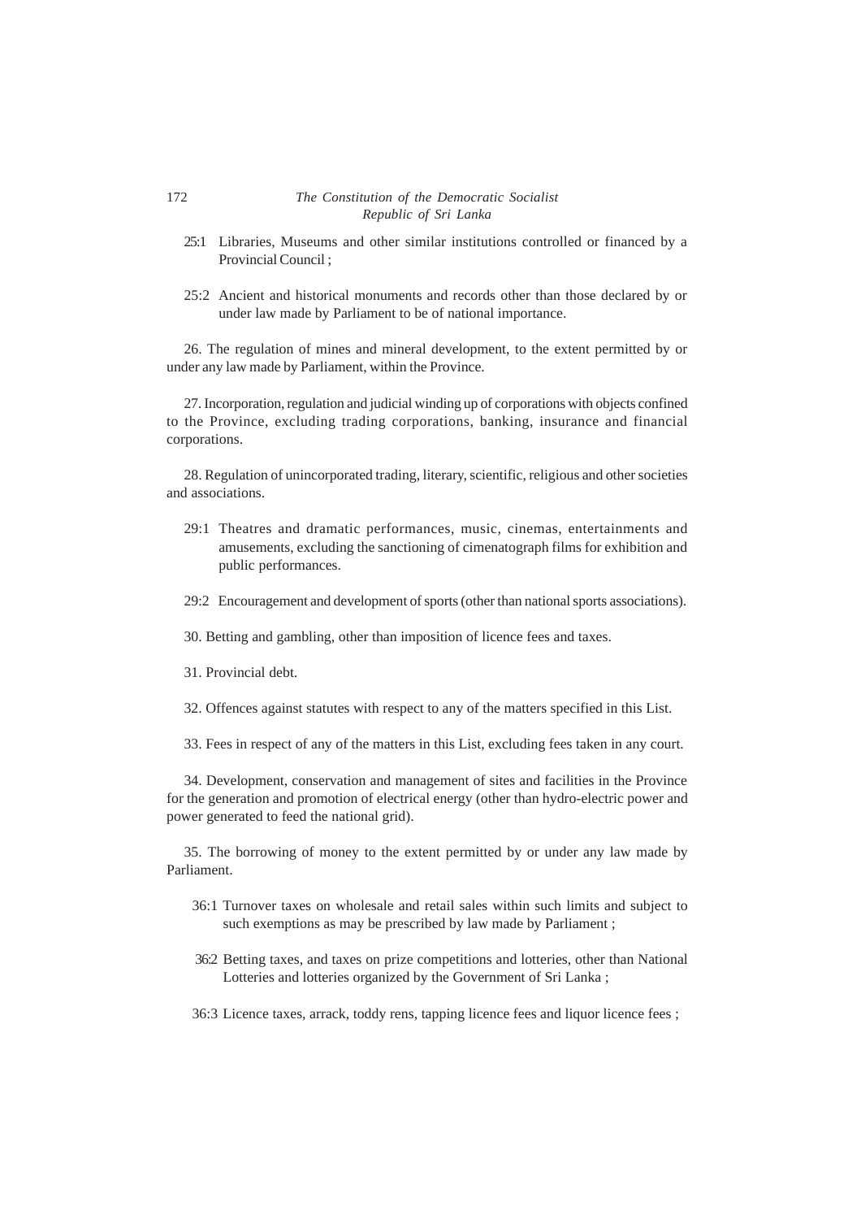25:1 Libraries, Museums and other similar institutions controlled or financed by a Provincial Council ;

25:2 Ancient and historical monuments and records other than those declared by or under law made by Parliament to be of national importance.

26. The regulation of mines and mineral development, to the extent permitted by or under any law made by Parliament, within the Province.

27. Incorporation, regulation and judicial winding up of corporations with objects confined to the Province, excluding trading corporations, banking, insurance and financial corporations.

28. Regulation of unincorporated trading, literary, scientific, religious and other societies and associations.

29:1 Theatres and dramatic performances, music, cinemas, entertainments and amusements, excluding the sanctioning of cimenatograph films for exhibition and public performances.

29:2 Encouragement and development of sports (other than national sports associations).

30. Betting and gambling, other than imposition of licence fees and taxes.

31. Provincial debt.

32. Offences against statutes with respect to any of the matters specified in this List.

33. Fees in respect of any of the matters in this List, excluding fees taken in any court.

34. Development, conservation and management of sites and facilities in the Province for the generation and promotion of electrical energy (other than hydro-electric power and power generated to feed the national grid).

35. The borrowing of money to the extent permitted by or under any law made by Parliament.

36:1 Turnover taxes on wholesale and retail sales within such limits and subject to such exemptions as may be prescribed by law made by Parliament ;

36:2 Betting taxes, and taxes on prize competitions and lotteries, other than National Lotteries and lotteries organized by the Government of Sri Lanka ;

36:3 Licence taxes, arrack, toddy rens, tapping licence fees and liquor licence fees ;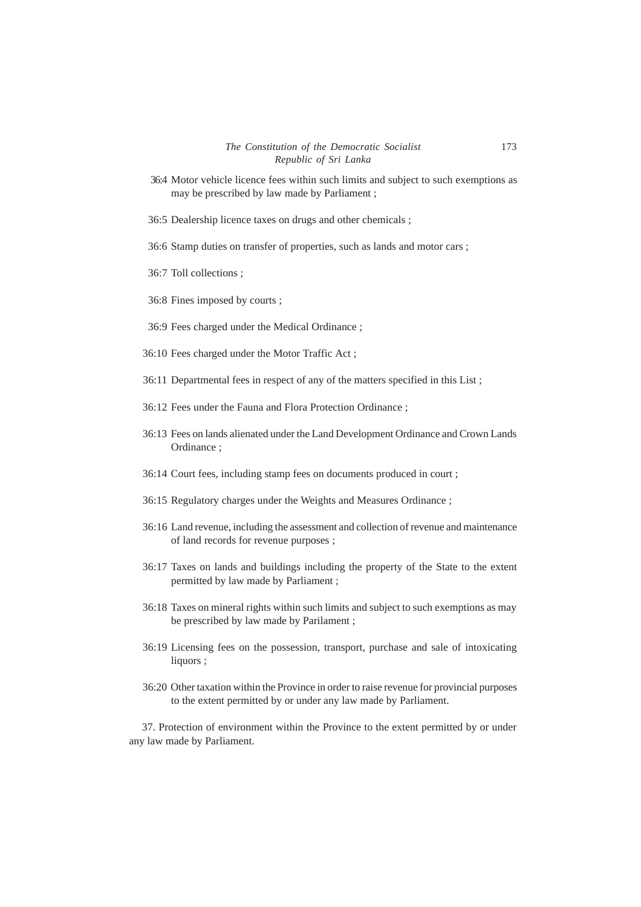36:4 Motor vehicle licence fees within such limits and subject to such exemptions as may be prescribed by law made by Parliament ;

36:5 Dealership licence taxes on drugs and other chemicals ;

36:6 Stamp duties on transfer of properties, such as lands and motor cars ;

36:7 Toll collections ;

36:8 Fines imposed by courts ;

36:9 Fees charged under the Medical Ordinance ;

36:10 Fees charged under the Motor Traffic Act ;

36:11 Departmental fees in respect of any of the matters specified in this List ;

36:12 Fees under the Fauna and Flora Protection Ordinance ;

36:13 Fees on lands alienated under the Land Development Ordinance and Crown Lands Ordinance ;

36:14 Court fees, including stamp fees on documents produced in court ;

36:15 Regulatory charges under the Weights and Measures Ordinance ;

36:16 Land revenue, including the assessment and collection of revenue and maintenance of land records for revenue purposes ;

36:17 Taxes on lands and buildings including the property of the State to the extent permitted by law made by Parliament ;

36:18 Taxes on mineral rights within such limits and subject to such exemptions as may be prescribed by law made by Parilament ;

36:19 Licensing fees on the possession, transport, purchase and sale of intoxicating liquors ;

36:20 Other taxation within the Province in order to raise revenue for provincial purposes to the extent permitted by or under any law made by Parliament.

37. Protection of environment within the Province to the extent permitted by or under any law made by Parliament.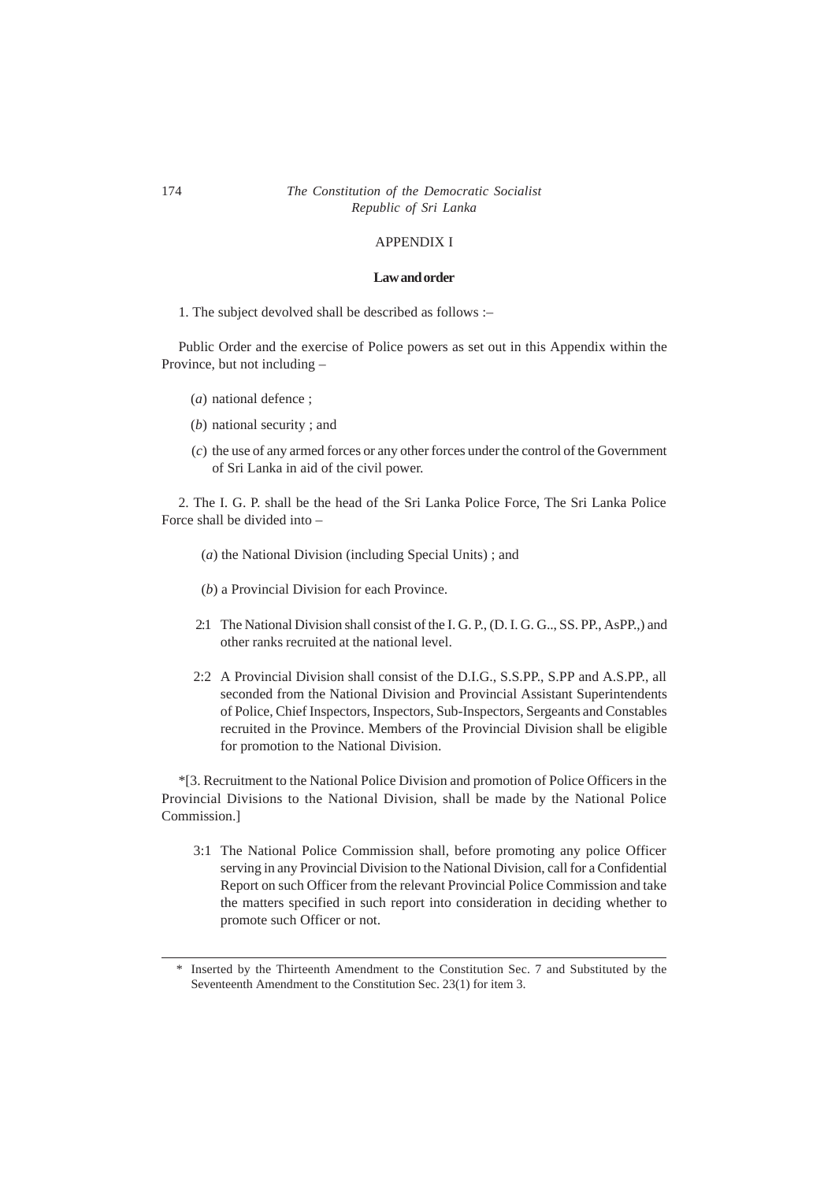## APPENDIX I

### Law and order

1. The subject devolved shall be described as follows :–

Public Order and the exercise of Police powers as set out in this Appendix within the Province, but not including –

(*a*) national defence ;

(*b*) national security ; and

(*c*) the use of any armed forces or any other forces under the control of the Government of Sri Lanka in aid of the civil power.

2. The I. G. P. shall be the head of the Sri Lanka Police Force, The Sri Lanka Police Force shall be divided into –

(*a*) the National Division (including Special Units) ; and

(*b*) a Provincial Division for each Province.

2:1 The National Division shall consist of the I. G. P., (D. I. G. G.., SS. PP., AsPP.,) and other ranks recruited at the national level.

2:2 A Provincial Division shall consist of the D.I.G., S.S.PP., S.PP and A.S.PP., all seconded from the National Division and Provincial Assistant Superintendents of Police, Chief Inspectors, Inspectors, Sub-Inspectors, Sergeants and Constables recruited in the Province. Members of the Provincial Division shall be eligible for promotion to the National Division.

*[3. Recruitment to the National Police Division and promotion of Police Officers in the Provincial Divisions to the National Division, shall be made by the National Police Commission.]

3:1 The National Police Commission shall, before promoting any police Officer serving in any Provincial Division to the National Division, call for a Confidential Report on such Officer from the relevant Provincial Police Commission and take the matters specified in such report into consideration in deciding whether to promote such Officer or not.

---

\* Inserted by the Thirteenth Amendment to the Constitution Sec. 7 and Substituted by the Seventeenth Amendment to the Constitution Sec. 23(1) for item 3.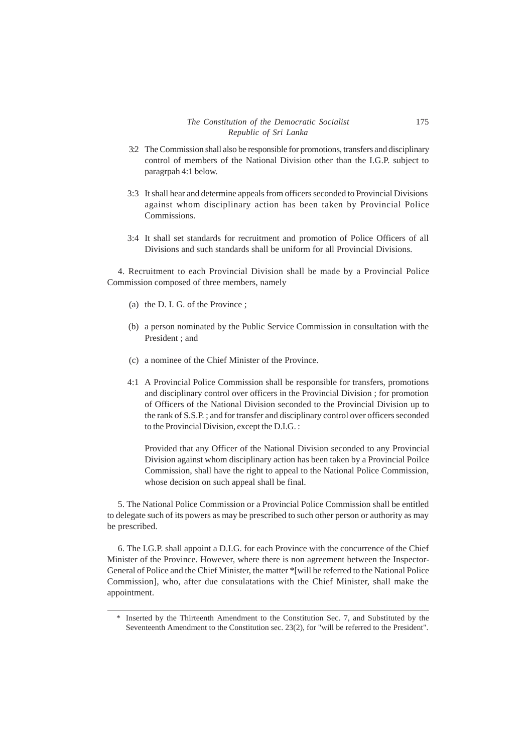3:2 The Commission shall also be responsible for promotions, transfers and disciplinary control of members of the National Division other than the I.G.P. subject to paragrpah 4:1 below.

3:3 It shall hear and determine appeals from officers seconded to Provincial Divisions against whom disciplinary action has been taken by Provincial Police Commissions.

3:4 It shall set standards for recruitment and promotion of Police Officers of all Divisions and such standards shall be uniform for all Provincial Divisions.

4. Recruitment to each Provincial Division shall be made by a Provincial Police Commission composed of three members, namely

(a) the D. I. G. of the Province ;

(b) a person nominated by the Public Service Commission in consultation with the President ; and

(c) a nominee of the Chief Minister of the Province.

4:1 A Provincial Police Commission shall be responsible for transfers, promotions and disciplinary control over officers in the Provincial Division ; for promotion of Officers of the National Division seconded to the Provincial Division up to the rank of S.S.P. ; and for transfer and disciplinary control over officers seconded to the Provincial Division, except the D.I.G. :

Provided that any Officer of the National Division seconded to any Provincial Division against whom disciplinary action has been taken by a Provincial Poilce Commission, shall have the right to appeal to the National Police Commission, whose decision on such appeal shall be final.

5. The National Police Commission or a Provincial Police Commission shall be entitled to delegate such of its powers as may be prescribed to such other person or authority as may be prescribed.

6. The I.G.P. shall appoint a D.I.G. for each Province with the concurrence of the Chief Minister of the Province. However, where there is non agreement between the Inspector-General of Police and the Chief Minister, the matter *[will be referred to the National Police Commission], who, after due consulatations with the Chief Minister, shall make the appointment.

---

\* Inserted by the Thirteenth Amendment to the Constitution Sec. 7, and Substituted by the Seventeenth Amendment to the Constitution sec. 23(2), for "will be referred to the President".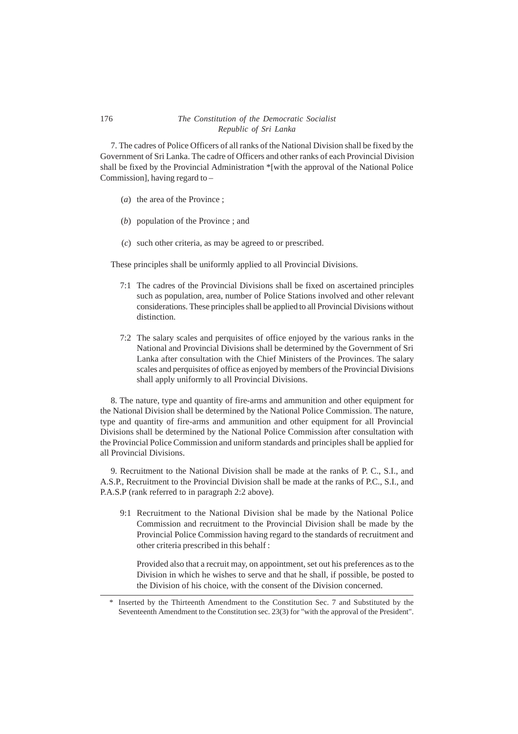7. The cadres of Police Officers of all ranks of the National Division shall be fixed by the Government of Sri Lanka. The cadre of Officers and other ranks of each Provincial Division shall be fixed by the Provincial Administration *[with the approval of the National Police Commission], having regard to –

(*a*) the area of the Province ;

(*b*) population of the Province ; and

(*c*) such other criteria, as may be agreed to or prescribed.

These principles shall be uniformly applied to all Provincial Divisions.

7:1 The cadres of the Provincial Divisions shall be fixed on ascertained principles such as population, area, number of Police Stations involved and other relevant considerations. These principles shall be applied to all Provincial Divisions without distinction.

7:2 The salary scales and perquisites of office enjoyed by the various ranks in the National and Provincial Divisions shall be determined by the Government of Sri Lanka after consultation with the Chief Ministers of the Provinces. The salary scales and perquisites of office as enjoyed by members of the Provincial Divisions shall apply uniformly to all Provincial Divisions.

8. The nature, type and quantity of fire-arms and ammunition and other equipment for the National Division shall be determined by the National Police Commission. The nature, type and quantity of fire-arms and ammunition and other equipment for all Provincial Divisions shall be determined by the National Police Commission after consultation with the Provincial Police Commission and uniform standards and principles shall be applied for all Provincial Divisions.

9. Recruitment to the National Division shall be made at the ranks of P. C., S.I., and A.S.P., Recruitment to the Provincial Division shall be made at the ranks of P.C., S.I., and P.A.S.P (rank referred to in paragraph 2:2 above).

9:1 Recruitment to the National Division shal be made by the National Police Commission and recruitment to the Provincial Division shall be made by the Provincial Police Commission having regard to the standards of recruitment and other criteria prescribed in this behalf :

Provided also that a recruit may, on appointment, set out his preferences as to the Division in which he wishes to serve and that he shall, if possible, be posted to the Division of his choice, with the consent of the Division concerned.

---

* Inserted by the Thirteenth Amendment to the Constitution Sec. 7 and Substituted by the Seventeenth Amendment to the Constitution sec. 23(3) for "with the approval of the President".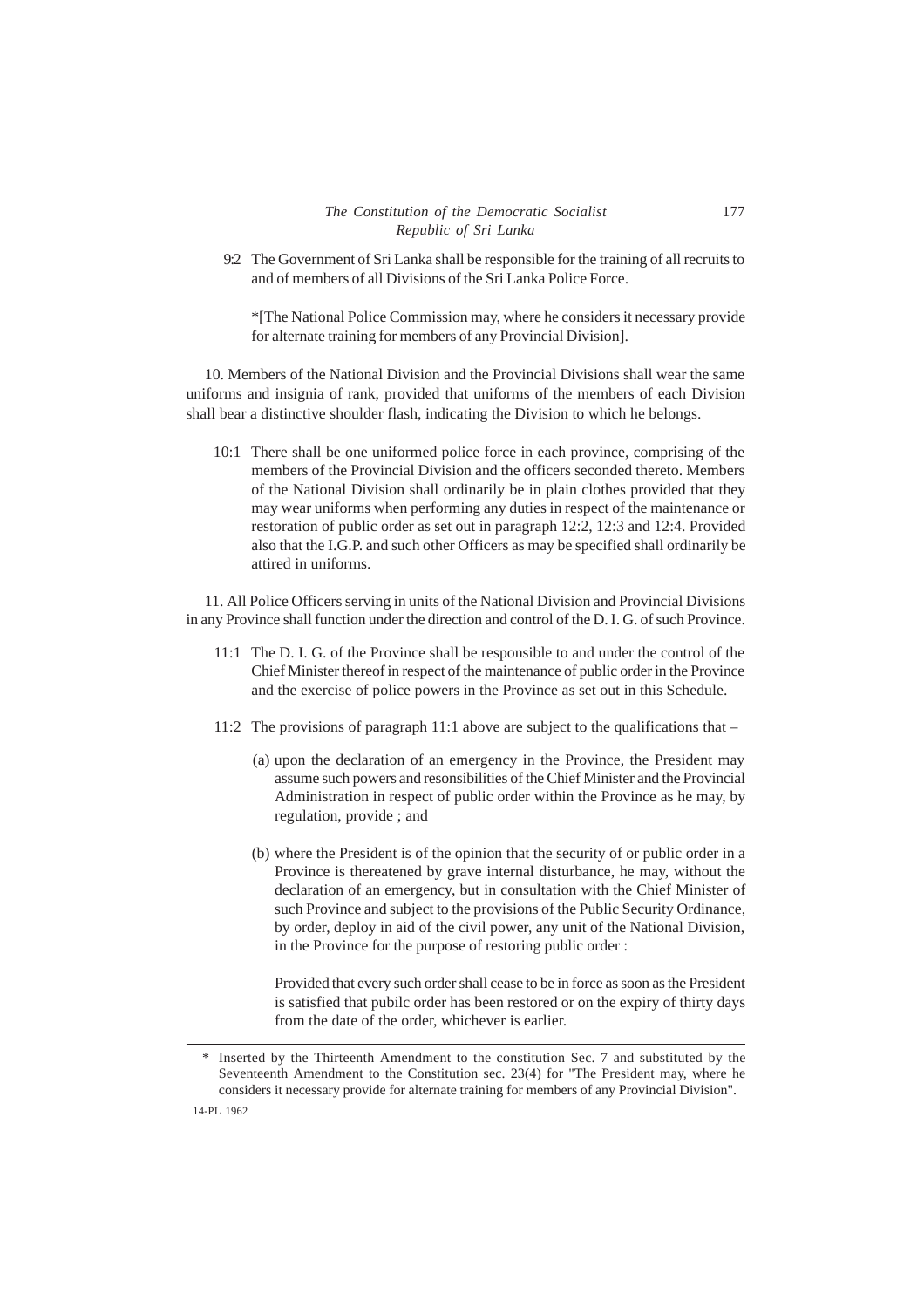9:2 The Government of Sri Lanka shall be responsible for the training of all recruits to and of members of all Divisions of the Sri Lanka Police Force.

*[The National Police Commission may, where he considers it necessary provide for alternate training for members of any Provincial Division].

10. Members of the National Division and the Provincial Divisions shall wear the same uniforms and insignia of rank, provided that uniforms of the members of each Division shall bear a distinctive shoulder flash, indicating the Division to which he belongs.

10:1 There shall be one uniformed police force in each province, comprising of the members of the Provincial Division and the officers seconded thereto. Members of the National Division shall ordinarily be in plain clothes provided that they may wear uniforms when performing any duties in respect of the maintenance or restoration of public order as set out in paragraph 12:2, 12:3 and 12:4. Provided also that the I.G.P. and such other Officers as may be specified shall ordinarily be attired in uniforms.

11. All Police Officers serving in units of the National Division and Provincial Divisions in any Province shall function under the direction and control of the D. I. G. of such Province.

11:1 The D. I. G. of the Province shall be responsible to and under the control of the Chief Minister thereof in respect of the maintenance of public order in the Province and the exercise of police powers in the Province as set out in this Schedule.

11:2 The provisions of paragraph 11:1 above are subject to the qualifications that –

(a) upon the declaration of an emergency in the Province, the President may assume such powers and resonsibilities of the Chief Minister and the Provincial Administration in respect of public order within the Province as he may, by regulation, provide ; and

(b) where the President is of the opinion that the security of or public order in a Province is thereatened by grave internal disturbance, he may, without the declaration of an emergency, but in consultation with the Chief Minister of such Province and subject to the provisions of the Public Security Ordinance, by order, deploy in aid of the civil power, any unit of the National Division, in the Province for the purpose of restoring public order :

Provided that every such order shall cease to be in force as soon as the President is satisfied that pubilc order has been restored or on the expiry of thirty days from the date of the order, whichever is earlier.

---

\* Inserted by the Thirteenth Amendment to the constitution Sec. 7 and substituted by the Seventeenth Amendment to the Constitution sec. 23(4) for "The President may, where he considers it necessary provide for alternate training for members of any Provincial Division".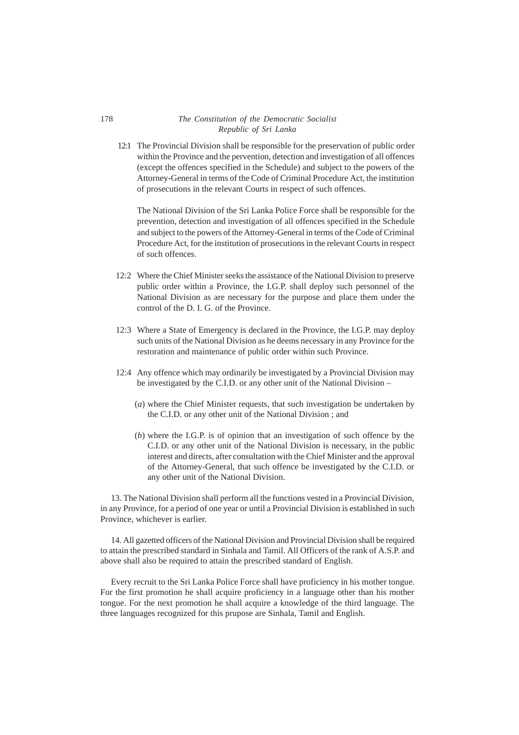12:1 The Provincial Division shall be responsible for the preservation of public order within the Province and the pervention, detection and investigation of all offences (except the offences specified in the Schedule) and subject to the powers of the Attorney-General in terms of the Code of Criminal Procedure Act, the institution of prosecutions in the relevant Courts in respect of such offences.

The National Division of the Sri Lanka Police Force shall be responsible for the prevention, detection and investigation of all offences specified in the Schedule and subject to the powers of the Attorney-General in terms of the Code of Criminal Procedure Act, for the institution of prosecutions in the relevant Courts in respect of such offences.

12:2 Where the Chief Minister seeks the assistance of the National Division to preserve public order within a Province, the I.G.P. shall deploy such personnel of the National Division as are necessary for the purpose and place them under the control of the D. I. G. of the Province.

12:3 Where a State of Emergency is declared in the Province, the I.G.P. may deploy such units of the National Division as he deems necessary in any Province for the restoration and maintenance of public order within such Province.

12:4 Any offence which may ordinarily be investigated by a Provincial Division may be investigated by the C.I.D. or any other unit of the National Division –

(*a*) where the Chief Minister requests, that such investigation be undertaken by the C.I.D. or any other unit of the National Division ; and

(*b*) where the I.G.P. is of opinion that an investigation of such offence by the C.I.D. or any other unit of the National Division is necessary, in the public interest and directs, after consultation with the Chief Minister and the approval of the Attorney-General, that such offence be investigated by the C.I.D. or any other unit of the National Division.

13. The National Division shall perform all the functions vested in a Provincial Division, in any Province, for a period of one year or until a Provincial Division is established in such Province, whichever is earlier.

14. All gazetted officers of the National Division and Provincial Division shall be required to attain the prescribed standard in Sinhala and Tamil. All Officers of the rank of A.S.P. and above shall also be required to attain the prescribed standard of English.

Every recruit to the Sri Lanka Police Force shall have proficiency in his mother tongue. For the first promotion he shall acquire proficiency in a language other than his mother tongue. For the next promotion he shall acquire a knowledge of the third language. The three languages recognized for this prupose are Sinhala, Tamil and English.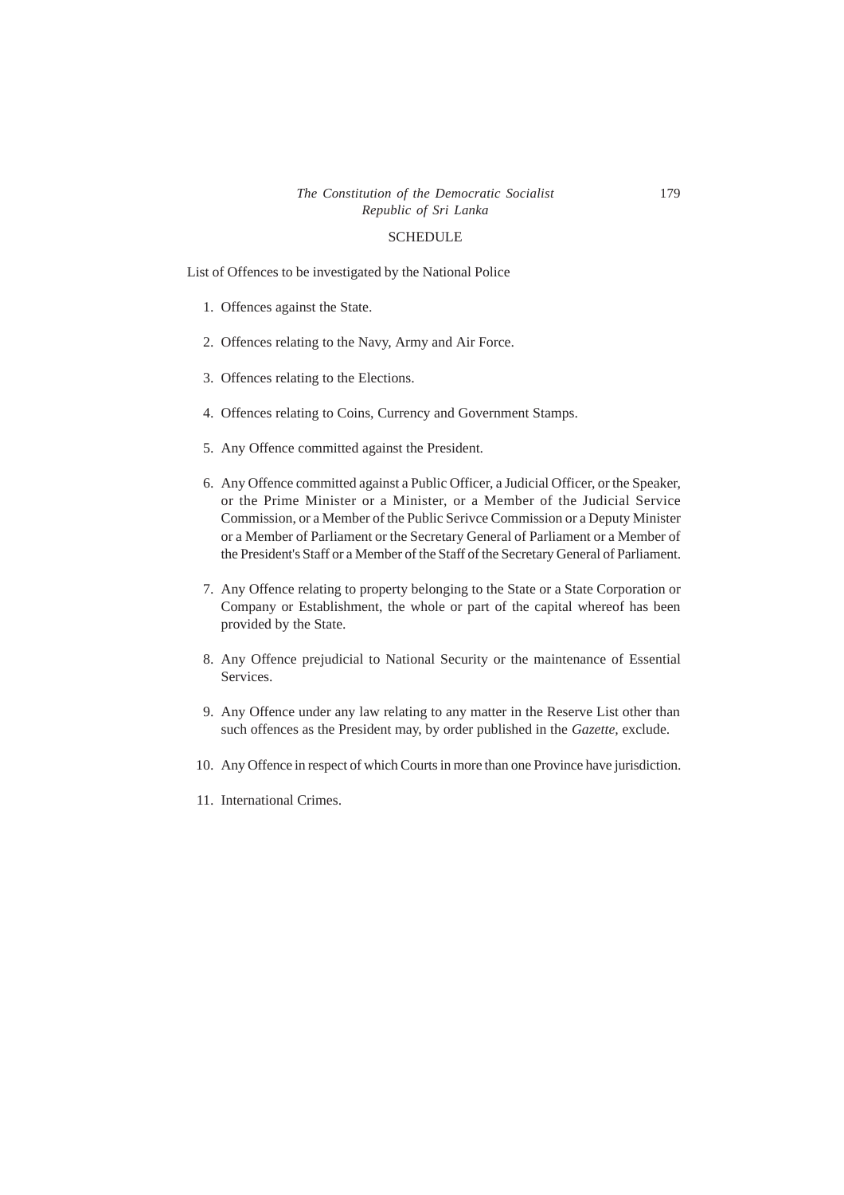## SCHEDULE

List of Offences to be investigated by the National Police

1. Offences against the State.

2. Offences relating to the Navy, Army and Air Force.

3. Offences relating to the Elections.

4. Offences relating to Coins, Currency and Government Stamps.

5. Any Offence committed against the President.

6. Any Offence committed against a Public Officer, a Judicial Officer, or the Speaker, or the Prime Minister or a Minister, or a Member of the Judicial Service Commission, or a Member of the Public Serivce Commission or a Deputy Minister or a Member of Parliament or the Secretary General of Parliament or a Member of the President's Staff or a Member of the Staff of the Secretary General of Parliament.

7. Any Offence relating to property belonging to the State or a State Corporation or Company or Establishment, the whole or part of the capital whereof has been provided by the State.

8. Any Offence prejudicial to National Security or the maintenance of Essential Services.

9. Any Offence under any law relating to any matter in the Reserve List other than such offences as the President may, by order published in the *Gazette*, exclude.

10. Any Offence in respect of which Courts in more than one Province have jurisdiction.

11. International Crimes.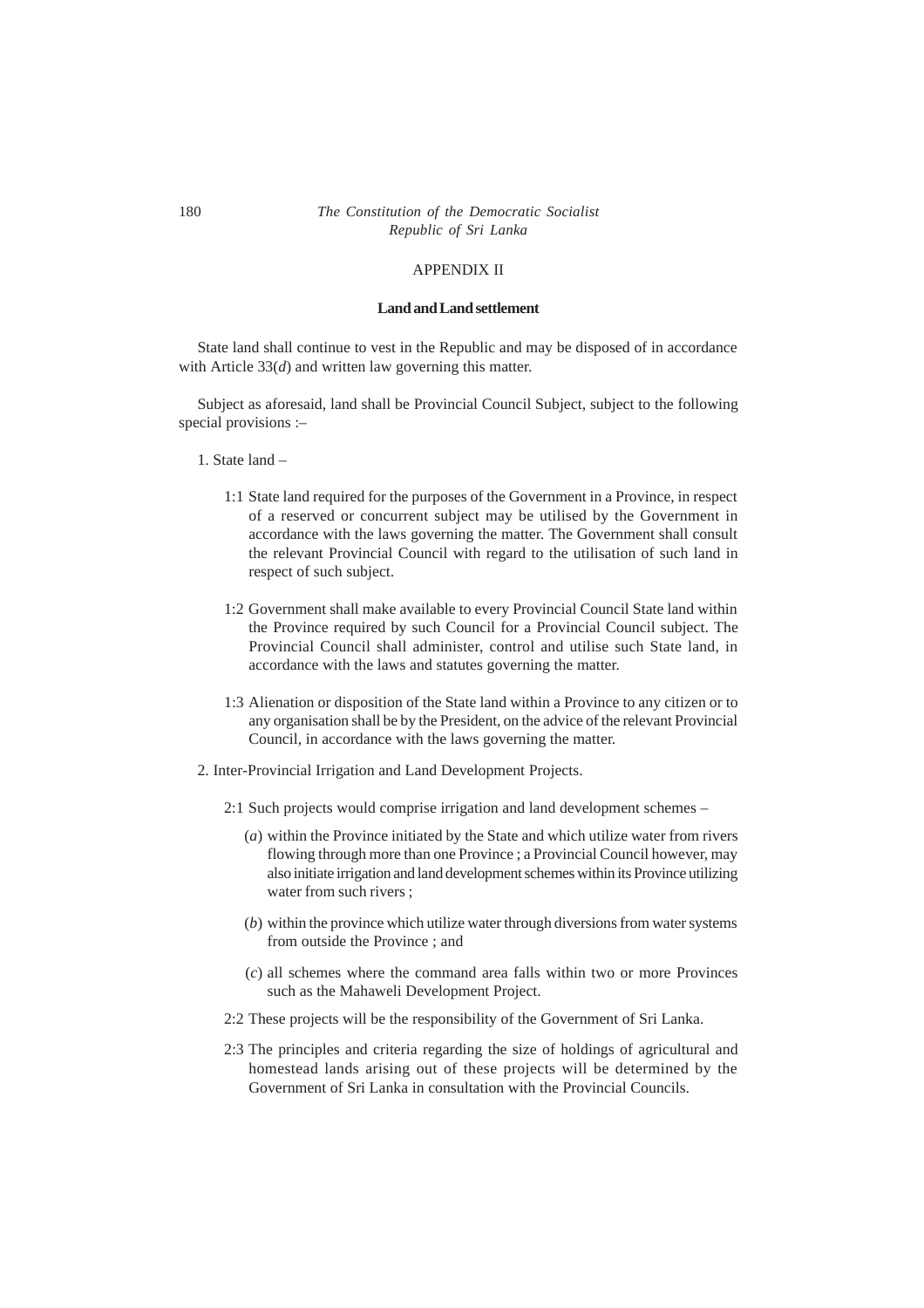# APPENDIX II

## Land and Land settlement

State land shall continue to vest in the Republic and may be disposed of in accordance with Article 33(*d*) and written law governing this matter.

Subject as aforesaid, land shall be Provincial Council Subject, subject to the following special provisions :–

1. State land –

   1:1 State land required for the purposes of the Government in a Province, in respect of a reserved or concurrent subject may be utilised by the Government in accordance with the laws governing the matter. The Government shall consult the relevant Provincial Council with regard to the utilisation of such land in respect of such subject.

   1:2 Government shall make available to every Provincial Council State land within the Province required by such Council for a Provincial Council subject. The Provincial Council shall administer, control and utilise such State land, in accordance with the laws and statutes governing the matter.

   1:3 Alienation or disposition of the State land within a Province to any citizen or to any organisation shall be by the President, on the advice of the relevant Provincial Council, in accordance with the laws governing the matter.

2. Inter-Provincial Irrigation and Land Development Projects.

   2:1 Such projects would comprise irrigation and land development schemes –

   (*a*) within the Province initiated by the State and which utilize water from rivers flowing through more than one Province ; a Provincial Council however, may also initiate irrigation and land development schemes within its Province utilizing water from such rivers ;

   (*b*) within the province which utilize water through diversions from water systems from outside the Province ; and

   (*c*) all schemes where the command area falls within two or more Provinces such as the Mahaweli Development Project.

   2:2 These projects will be the responsibility of the Government of Sri Lanka.

   2:3 The principles and criteria regarding the size of holdings of agricultural and homestead lands arising out of these projects will be determined by the Government of Sri Lanka in consultation with the Provincial Councils.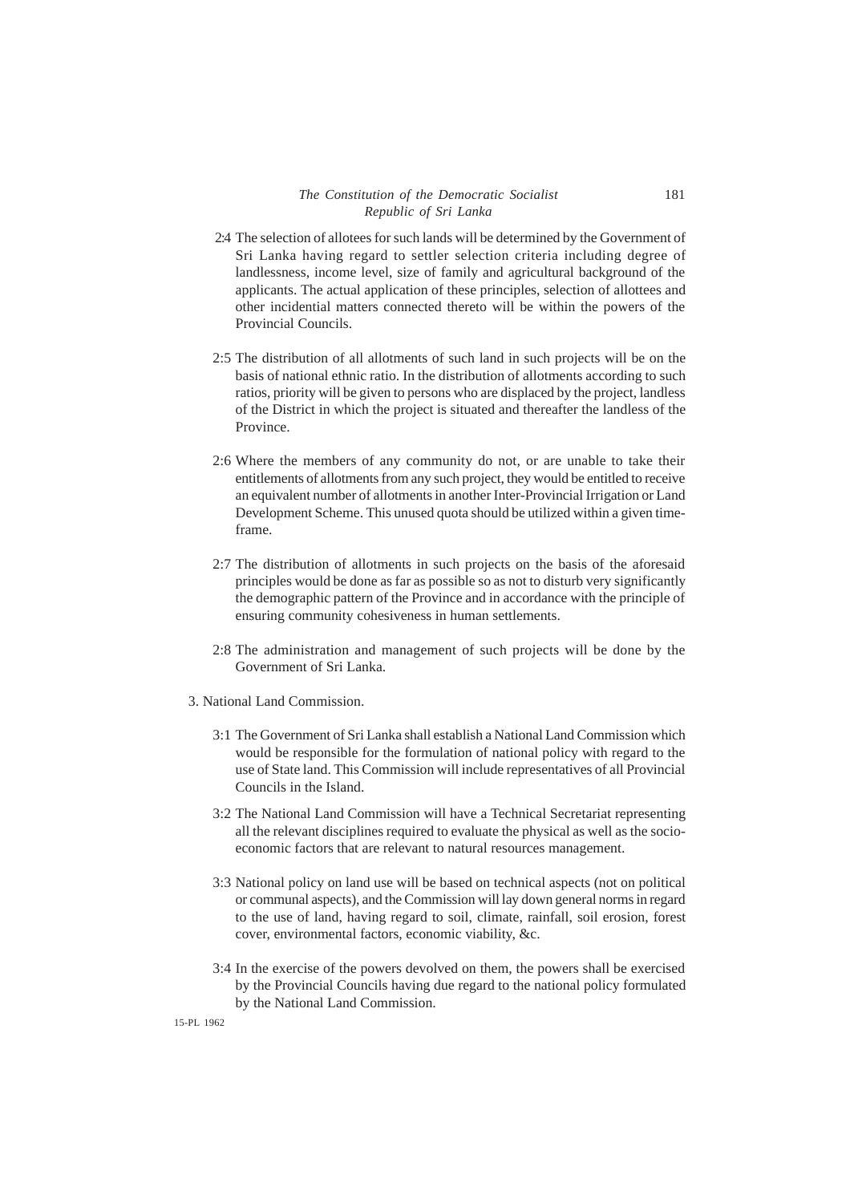2:4 The selection of allotees for such lands will be determined by the Government of Sri Lanka having regard to settler selection criteria including degree of landlessness, income level, size of family and agricultural background of the applicants. The actual application of these principles, selection of allottees and other incidential matters connected thereto will be within the powers of the Provincial Councils.

2:5 The distribution of all allotments of such land in such projects will be on the basis of national ethnic ratio. In the distribution of allotments according to such ratios, priority will be given to persons who are displaced by the project, landless of the District in which the project is situated and thereafter the landless of the Province.

2:6 Where the members of any community do not, or are unable to take their entitlements of allotments from any such project, they would be entitled to receive an equivalent number of allotments in another Inter-Provincial Irrigation or Land Development Scheme. This unused quota should be utilized within a given time-frame.

2:7 The distribution of allotments in such projects on the basis of the aforesaid principles would be done as far as possible so as not to disturb very significantly the demographic pattern of the Province and in accordance with the principle of ensuring community cohesiveness in human settlements.

2:8 The administration and management of such projects will be done by the Government of Sri Lanka.

3. National Land Commission.

3:1 The Government of Sri Lanka shall establish a National Land Commission which would be responsible for the formulation of national policy with regard to the use of State land. This Commission will include representatives of all Provincial Councils in the Island.

3:2 The National Land Commission will have a Technical Secretariat representing all the relevant disciplines required to evaluate the physical as well as the socio-economic factors that are relevant to natural resources management.

3:3 National policy on land use will be based on technical aspects (not on political or communal aspects), and the Commission will lay down general norms in regard to the use of land, having regard to soil, climate, rainfall, soil erosion, forest cover, environmental factors, economic viability, &c.

3:4 In the exercise of the powers devolved on them, the powers shall be exercised by the Provincial Councils having due regard to the national policy formulated by the National Land Commission.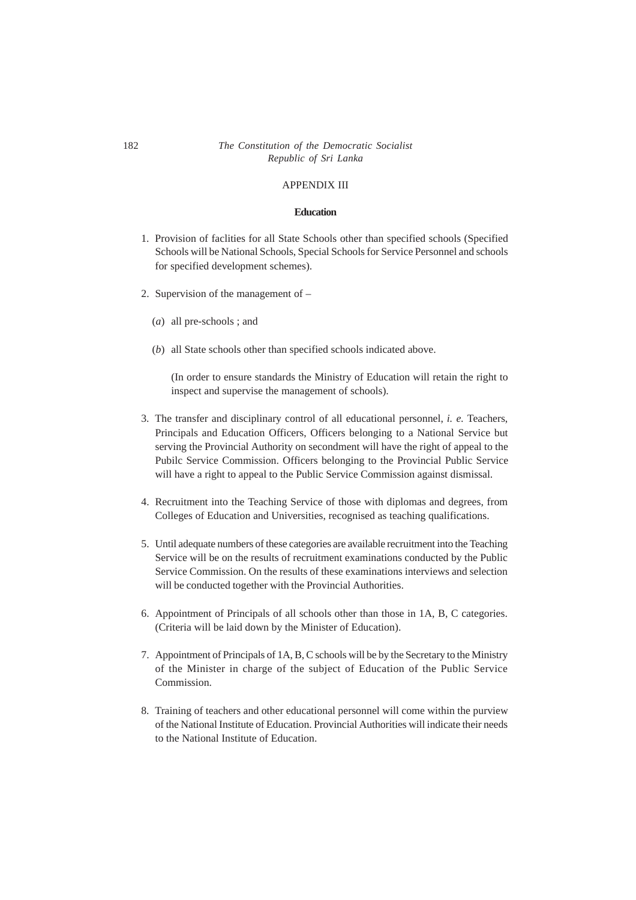## APPENDIX III

### Education

1. Provision of faclities for all State Schools other than specified schools (Specified Schools will be National Schools, Special Schools for Service Personnel and schools for specified development schemes).

2. Supervision of the management of –

   (*a*) all pre-schools ; and

   (*b*) all State schools other than specified schools indicated above.

   (In order to ensure standards the Ministry of Education will retain the right to inspect and supervise the management of schools).

3. The transfer and disciplinary control of all educational personnel, *i. e.* Teachers, Principals and Education Officers, Officers belonging to a National Service but serving the Provincial Authority on secondment will have the right of appeal to the Pubilc Service Commission. Officers belonging to the Provincial Public Service will have a right to appeal to the Public Service Commission against dismissal.

4. Recruitment into the Teaching Service of those with diplomas and degrees, from Colleges of Education and Universities, recognised as teaching qualifications.

5. Until adequate numbers of these categories are available recruitment into the Teaching Service will be on the results of recruitment examinations conducted by the Public Service Commission. On the results of these examinations interviews and selection will be conducted together with the Provincial Authorities.

6. Appointment of Principals of all schools other than those in 1A, B, C categories. (Criteria will be laid down by the Minister of Education).

7. Appointment of Principals of 1A, B, C schools will be by the Secretary to the Ministry of the Minister in charge of the subject of Education of the Public Service Commission.

8. Training of teachers and other educational personnel will come within the purview of the National Institute of Education. Provincial Authorities will indicate their needs to the National Institute of Education.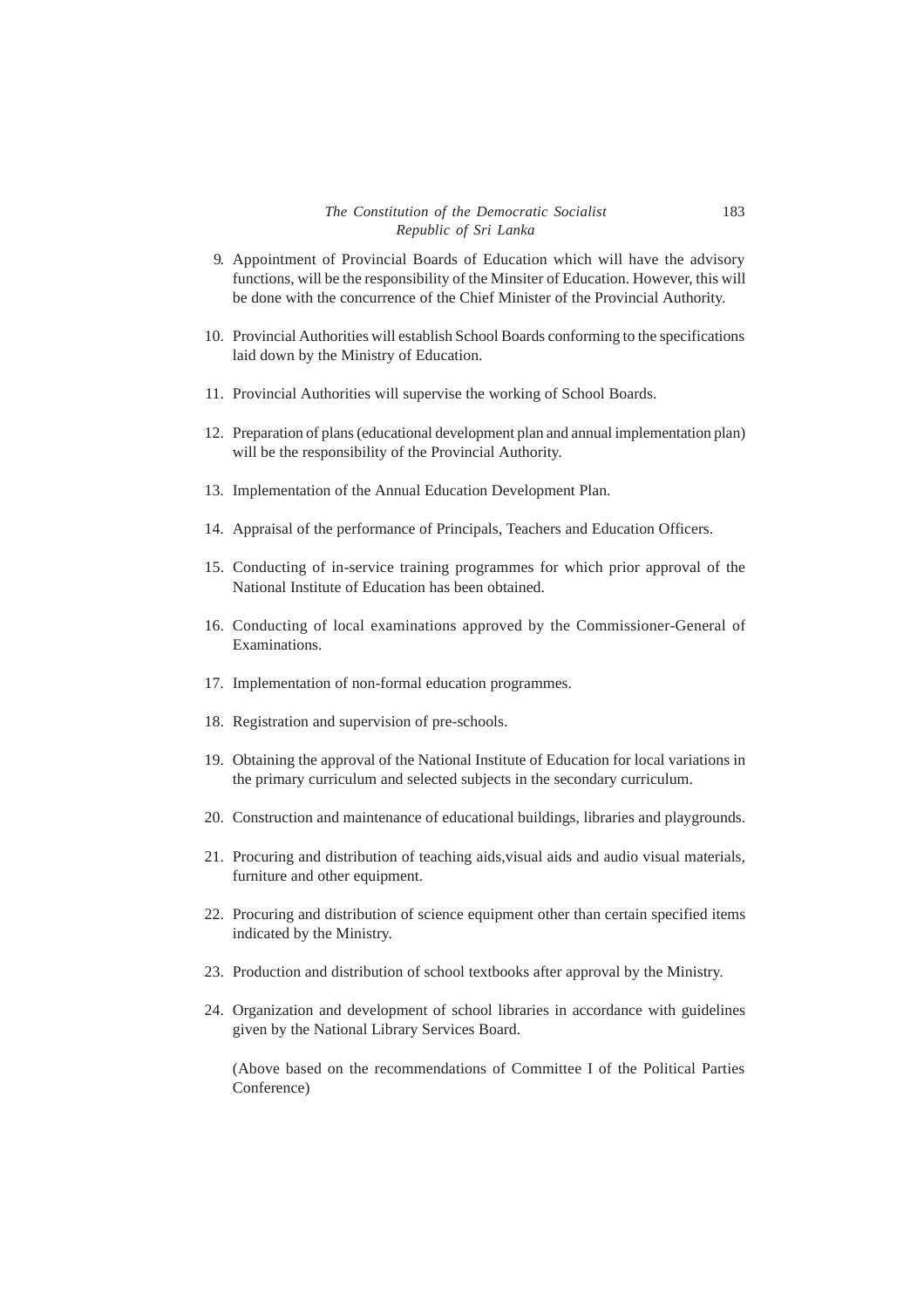9. Appointment of Provincial Boards of Education which will have the advisory functions, will be the responsibility of the Minsiter of Education. However, this will be done with the concurrence of the Chief Minister of the Provincial Authority.

10. Provincial Authorities will establish School Boards conforming to the specifications laid down by the Ministry of Education.

11. Provincial Authorities will supervise the working of School Boards.

12. Preparation of plans (educational development plan and annual implementation plan) will be the responsibility of the Provincial Authority.

13. Implementation of the Annual Education Development Plan.

14. Appraisal of the performance of Principals, Teachers and Education Officers.

15. Conducting of in-service training programmes for which prior approval of the National Institute of Education has been obtained.

16. Conducting of local examinations approved by the Commissioner-General of Examinations.

17. Implementation of non-formal education programmes.

18. Registration and supervision of pre-schools.

19. Obtaining the approval of the National Institute of Education for local variations in the primary curriculum and selected subjects in the secondary curriculum.

20. Construction and maintenance of educational buildings, libraries and playgrounds.

21. Procuring and distribution of teaching aids,visual aids and audio visual materials, furniture and other equipment.

22. Procuring and distribution of science equipment other than certain specified items indicated by the Ministry.

23. Production and distribution of school textbooks after approval by the Ministry.

24. Organization and development of school libraries in accordance with guidelines given by the National Library Services Board.

(Above based on the recommendations of Committee I of the Political Parties Conference)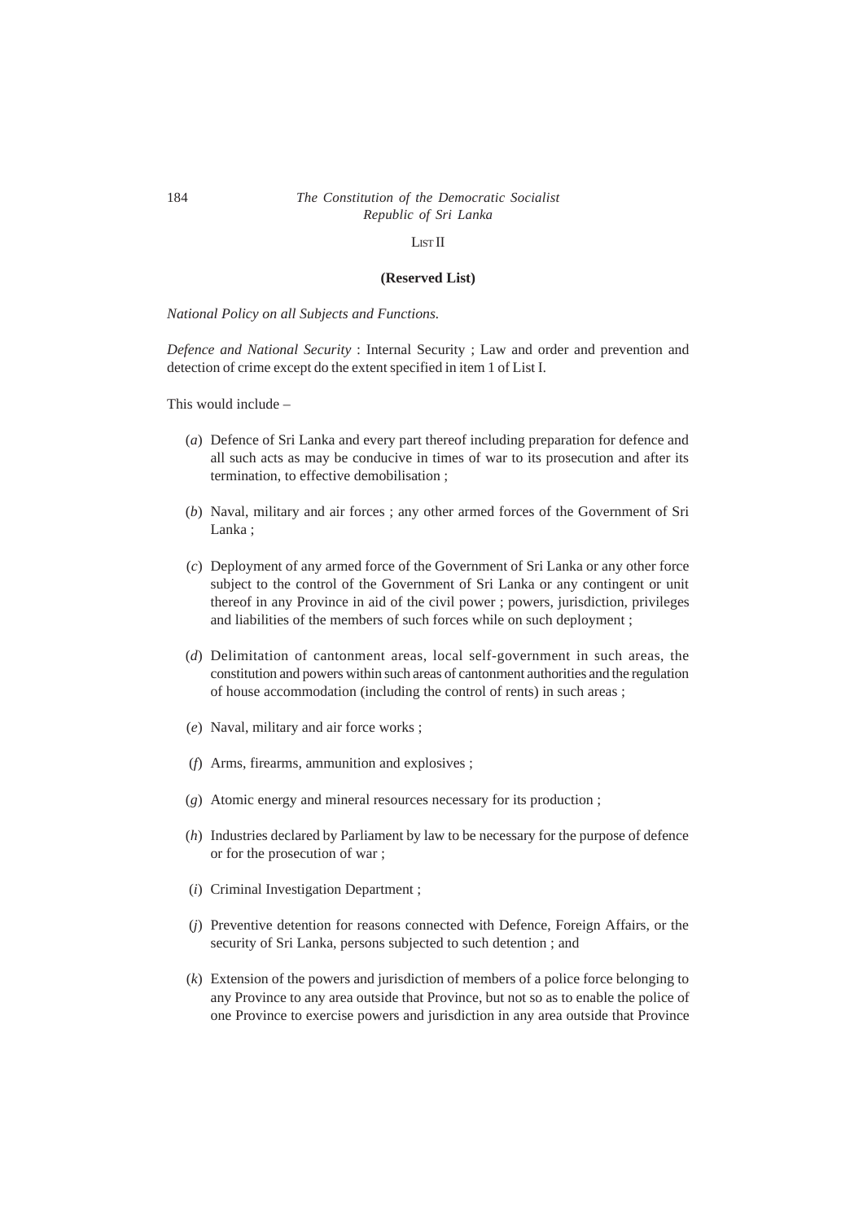LIST II

**(Reserved List)**

*National Policy on all Subjects and Functions.*

*Defence and National Security* : Internal Security ; Law and order and prevention and detection of crime except do the extent specified in item 1 of List I.

This would include –

(*a*) Defence of Sri Lanka and every part thereof including preparation for defence and all such acts as may be conducive in times of war to its prosecution and after its termination, to effective demobilisation ;

(*b*) Naval, military and air forces ; any other armed forces of the Government of Sri Lanka ;

(*c*) Deployment of any armed force of the Government of Sri Lanka or any other force subject to the control of the Government of Sri Lanka or any contingent or unit thereof in any Province in aid of the civil power ; powers, jurisdiction, privileges and liabilities of the members of such forces while on such deployment ;

(*d*) Delimitation of cantonment areas, local self-government in such areas, the constitution and powers within such areas of cantonment authorities and the regulation of house accommodation (including the control of rents) in such areas ;

(*e*) Naval, military and air force works ;

(*f*) Arms, firearms, ammunition and explosives ;

(*g*) Atomic energy and mineral resources necessary for its production ;

(*h*) Industries declared by Parliament by law to be necessary for the purpose of defence or for the prosecution of war ;

(*i*) Criminal Investigation Department ;

(*j*) Preventive detention for reasons connected with Defence, Foreign Affairs, or the security of Sri Lanka, persons subjected to such detention ; and

(*k*) Extension of the powers and jurisdiction of members of a police force belonging to any Province to any area outside that Province, but not so as to enable the police of one Province to exercise powers and jurisdiction in any area outside that Province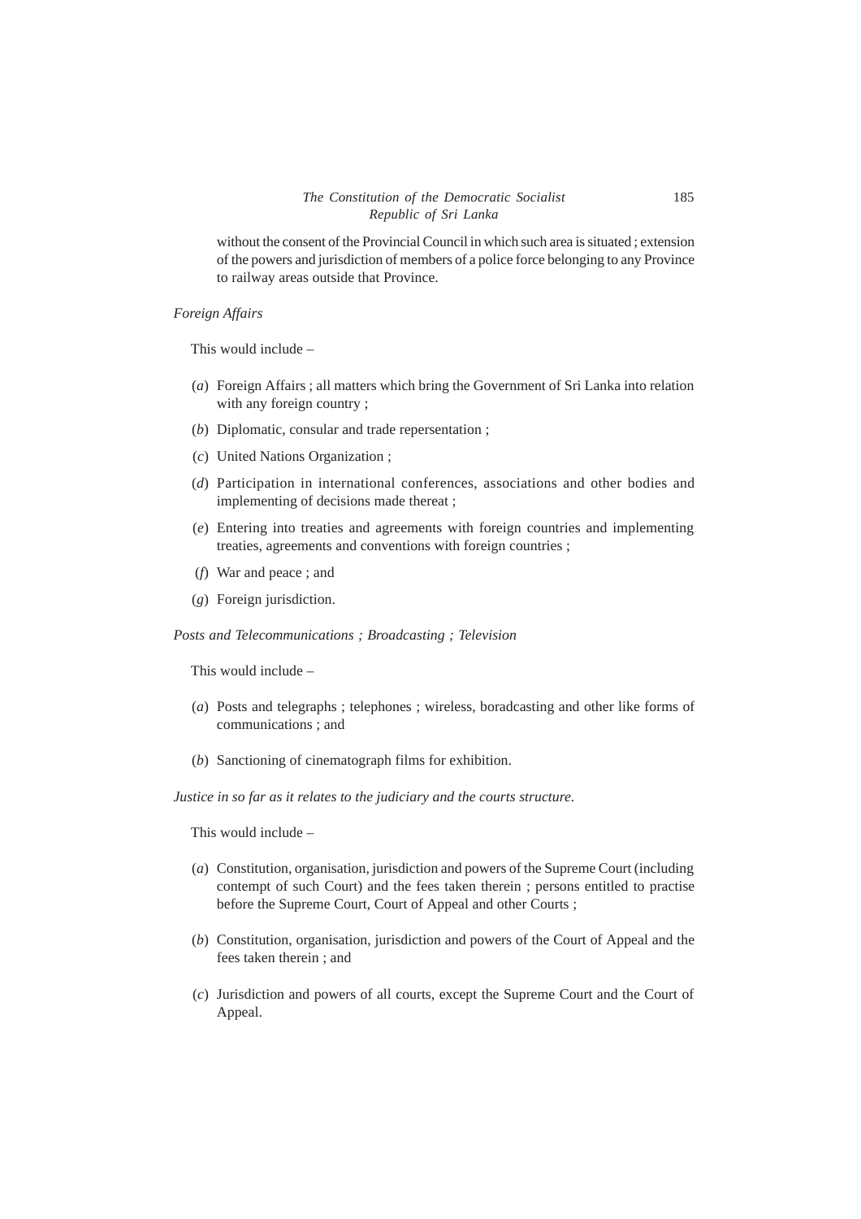without the consent of the Provincial Council in which such area is situated ; extension of the powers and jurisdiction of members of a police force belonging to any Province to railway areas outside that Province.

*Foreign Affairs*

This would include –

(*a*) Foreign Affairs ; all matters which bring the Government of Sri Lanka into relation with any foreign country ;

(*b*) Diplomatic, consular and trade repersentation ;

(*c*) United Nations Organization ;

(*d*) Participation in international conferences, associations and other bodies and implementing of decisions made thereat ;

(*e*) Entering into treaties and agreements with foreign countries and implementing treaties, agreements and conventions with foreign countries ;

(*f*) War and peace ; and

(*g*) Foreign jurisdiction.

*Posts and Telecommunications ; Broadcasting ; Television*

This would include –

(*a*) Posts and telegraphs ; telephones ; wireless, boradcasting and other like forms of communications ; and

(*b*) Sanctioning of cinematograph films for exhibition.

*Justice in so far as it relates to the judiciary and the courts structure.*

This would include –

(*a*) Constitution, organisation, jurisdiction and powers of the Supreme Court (including contempt of such Court) and the fees taken therein ; persons entitled to practise before the Supreme Court, Court of Appeal and other Courts ;

(*b*) Constitution, organisation, jurisdiction and powers of the Court of Appeal and the fees taken therein ; and

(*c*) Jurisdiction and powers of all courts, except the Supreme Court and the Court of Appeal.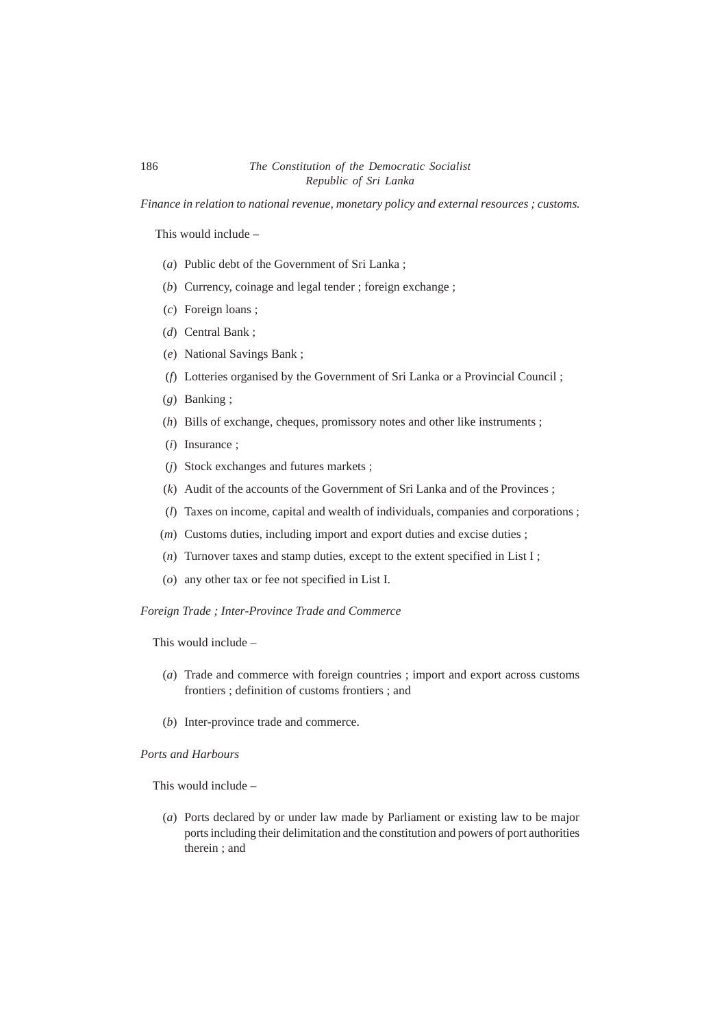*Finance in relation to national revenue, monetary policy and external resources ; customs.*

This would include –

(*a*) Public debt of the Government of Sri Lanka ;

(*b*) Currency, coinage and legal tender ; foreign exchange ;

(*c*) Foreign loans ;

(*d*) Central Bank ;

(*e*) National Savings Bank ;

(*f*) Lotteries organised by the Government of Sri Lanka or a Provincial Council ;

(*g*) Banking ;

(*h*) Bills of exchange, cheques, promissory notes and other like instruments ;

(*i*) Insurance ;

(*j*) Stock exchanges and futures markets ;

(*k*) Audit of the accounts of the Government of Sri Lanka and of the Provinces ;

(*l*) Taxes on income, capital and wealth of individuals, companies and corporations ;

(*m*) Customs duties, including import and export duties and excise duties ;

(*n*) Turnover taxes and stamp duties, except to the extent specified in List I ;

(*o*) any other tax or fee not specified in List I.

*Foreign Trade ; Inter-Province Trade and Commerce*

This would include –

(*a*) Trade and commerce with foreign countries ; import and export across customs frontiers ; definition of customs frontiers ; and

(*b*) Inter-province trade and commerce.

*Ports and Harbours*

This would include –

(*a*) Ports declared by or under law made by Parliament or existing law to be major ports including their delimitation and the constitution and powers of port authorities therein ; and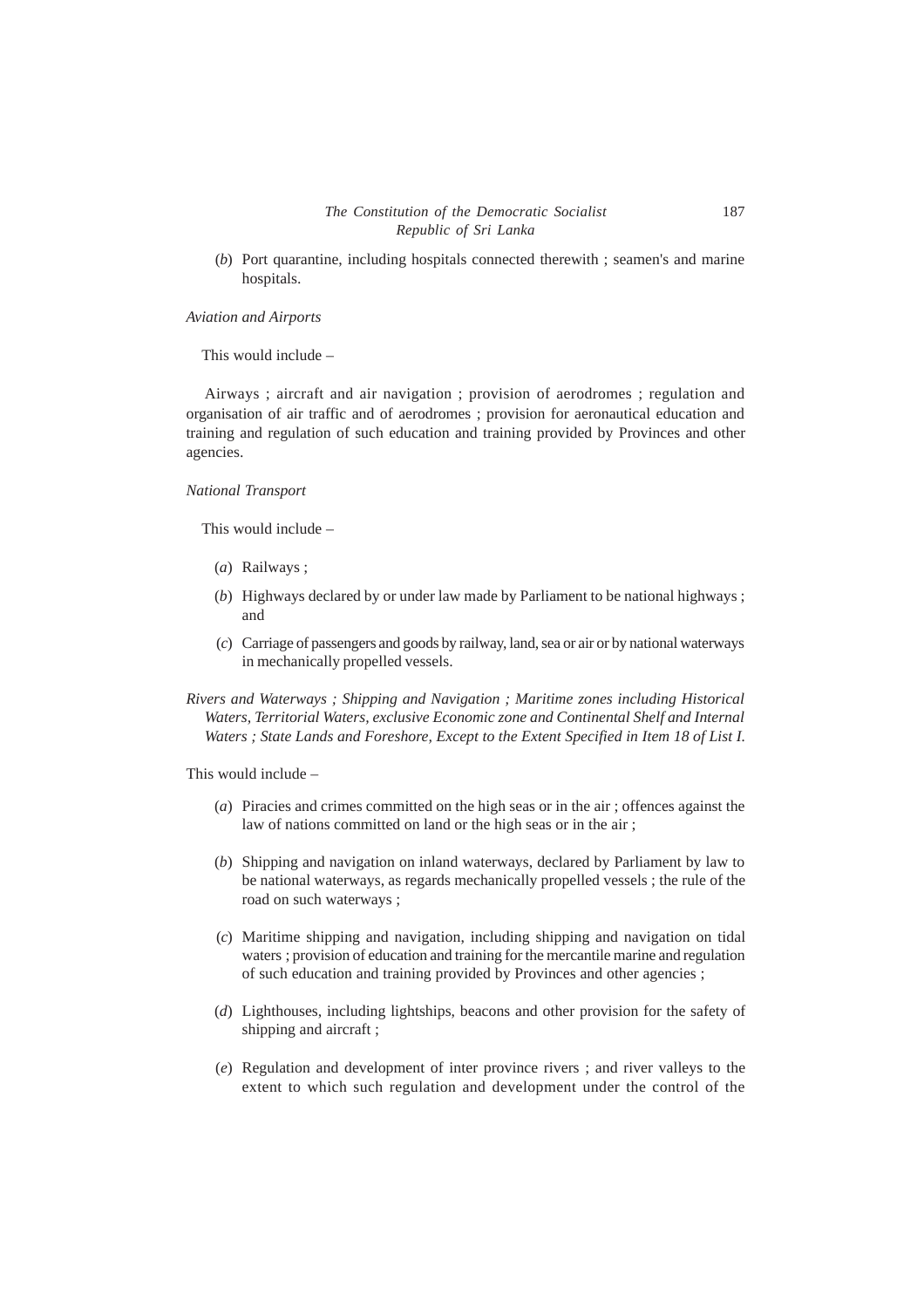(*b*) Port quarantine, including hospitals connected therewith ; seamen's and marine hospitals.

*Aviation and Airports*

This would include –

Airways ; aircraft and air navigation ; provision of aerodromes ; regulation and organisation of air traffic and of aerodromes ; provision for aeronautical education and training and regulation of such education and training provided by Provinces and other agencies.

*National Transport*

This would include –

(*a*) Railways ;

(*b*) Highways declared by or under law made by Parliament to be national highways ; and

(*c*) Carriage of passengers and goods by railway, land, sea or air or by national waterways in mechanically propelled vessels.

*Rivers and Waterways ; Shipping and Navigation ; Maritime zones including Historical Waters, Territorial Waters, exclusive Economic zone and Continental Shelf and Internal Waters ; State Lands and Foreshore, Except to the Extent Specified in Item 18 of List I.*

This would include –

(*a*) Piracies and crimes committed on the high seas or in the air ; offences against the law of nations committed on land or the high seas or in the air ;

(*b*) Shipping and navigation on inland waterways, declared by Parliament by law to be national waterways, as regards mechanically propelled vessels ; the rule of the road on such waterways ;

(*c*) Maritime shipping and navigation, including shipping and navigation on tidal waters ; provision of education and training for the mercantile marine and regulation of such education and training provided by Provinces and other agencies ;

(*d*) Lighthouses, including lightships, beacons and other provision for the safety of shipping and aircraft ;

(*e*) Regulation and development of inter province rivers ; and river valleys to the extent to which such regulation and development under the control of the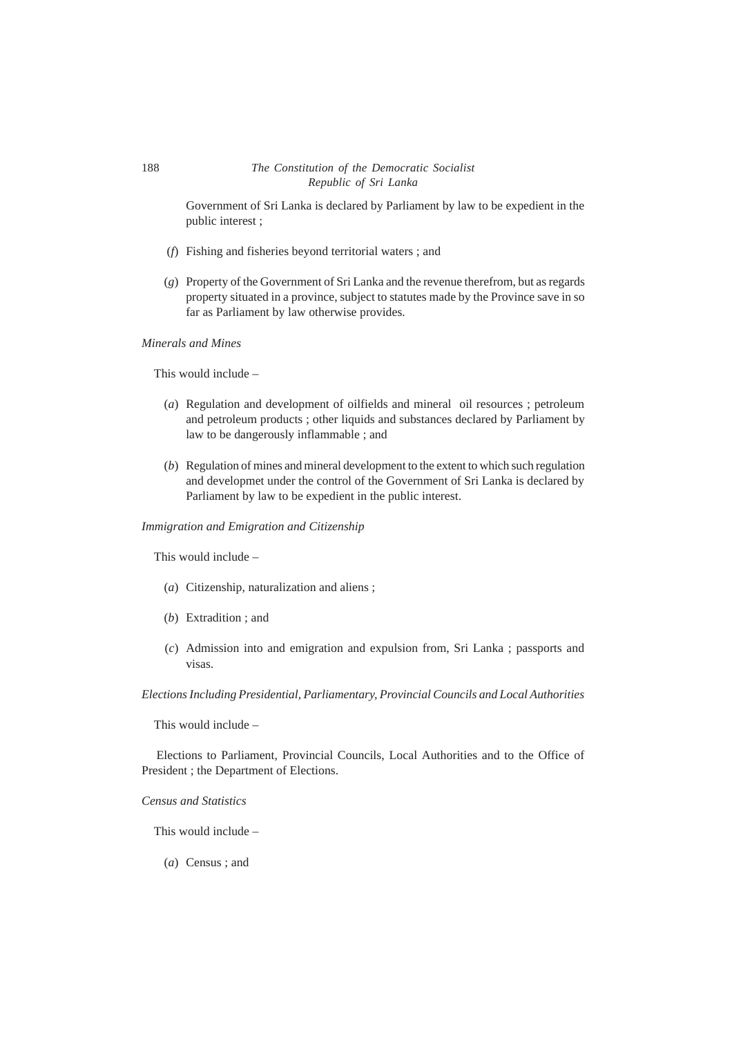Government of Sri Lanka is declared by Parliament by law to be expedient in the public interest ;

(*f*) Fishing and fisheries beyond territorial waters ; and

(*g*) Property of the Government of Sri Lanka and the revenue therefrom, but as regards property situated in a province, subject to statutes made by the Province save in so far as Parliament by law otherwise provides.

*Minerals and Mines*

This would include –

(*a*) Regulation and development of oilfields and mineral oil resources ; petroleum and petroleum products ; other liquids and substances declared by Parliament by law to be dangerously inflammable ; and

(*b*) Regulation of mines and mineral development to the extent to which such regulation and developmet under the control of the Government of Sri Lanka is declared by Parliament by law to be expedient in the public interest.

*Immigration and Emigration and Citizenship*

This would include –

(*a*) Citizenship, naturalization and aliens ;

(*b*) Extradition ; and

(*c*) Admission into and emigration and expulsion from, Sri Lanka ; passports and visas.

*Elections Including Presidential, Parliamentary, Provincial Councils and Local Authorities*

This would include –

Elections to Parliament, Provincial Councils, Local Authorities and to the Office of President ; the Department of Elections.

*Census and Statistics*

This would include –

(*a*) Census ; and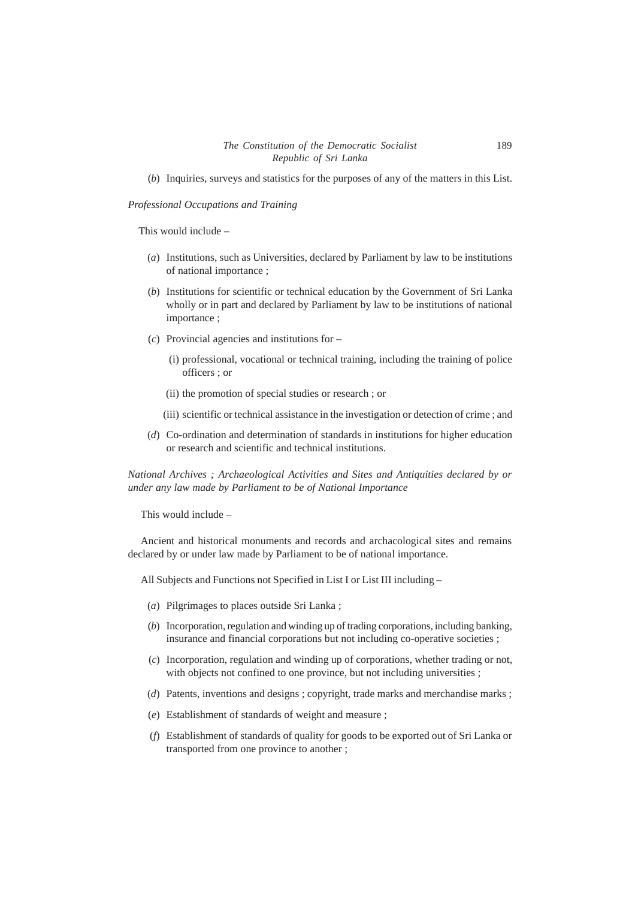(*b*) Inquiries, surveys and statistics for the purposes of any of the matters in this List.

*Professional Occupations and Training*

This would include –

(*a*) Institutions, such as Universities, declared by Parliament by law to be institutions of national importance ;

(*b*) Institutions for scientific or technical education by the Government of Sri Lanka wholly or in part and declared by Parliament by law to be institutions of national importance ;

(*c*) Provincial agencies and institutions for –

(i) professional, vocational or technical training, including the training of police officers ; or

(ii) the promotion of special studies or research ; or

(iii) scientific or technical assistance in the investigation or detection of crime ; and

(*d*) Co-ordination and determination of standards in institutions for higher education or research and scientific and technical institutions.

*National Archives ; Archaeological Activities and Sites and Antiquities declared by or under any law made by Parliament to be of National Importance*

This would include –

Ancient and historical monuments and records and archacological sites and remains declared by or under law made by Parliament to be of national importance.

All Subjects and Functions not Specified in List I or List III including –

(*a*) Pilgrimages to places outside Sri Lanka ;

(*b*) Incorporation, regulation and winding up of trading corporations, including banking, insurance and financial corporations but not including co-operative societies ;

(*c*) Incorporation, regulation and winding up of corporations, whether trading or not, with objects not confined to one province, but not including universities ;

(*d*) Patents, inventions and designs ; copyright, trade marks and merchandise marks ;

(*e*) Establishment of standards of weight and measure ;

(*f*) Establishment of standards of quality for goods to be exported out of Sri Lanka or transported from one province to another ;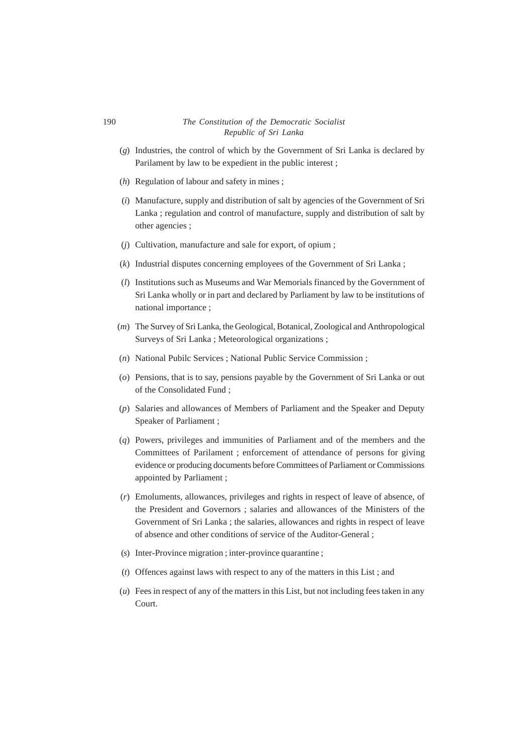(*g*) Industries, the control of which by the Government of Sri Lanka is declared by Parilament by law to be expedient in the public interest ;

(*h*) Regulation of labour and safety in mines ;

(*i*) Manufacture, supply and distribution of salt by agencies of the Government of Sri Lanka ; regulation and control of manufacture, supply and distribution of salt by other agencies ;

(*j*) Cultivation, manufacture and sale for export, of opium ;

(*k*) Industrial disputes concerning employees of the Government of Sri Lanka ;

(*l*) Institutions such as Museums and War Memorials financed by the Government of Sri Lanka wholly or in part and declared by Parliament by law to be institutions of national importance ;

(*m*) The Survey of Sri Lanka, the Geological, Botanical, Zoological and Anthropological Surveys of Sri Lanka ; Meteorological organizations ;

(*n*) National Pubilc Services ; National Public Service Commission ;

(*o*) Pensions, that is to say, pensions payable by the Government of Sri Lanka or out of the Consolidated Fund ;

(*p*) Salaries and allowances of Members of Parliament and the Speaker and Deputy Speaker of Parliament ;

(*q*) Powers, privileges and immunities of Parliament and of the members and the Committees of Parilament ; enforcement of attendance of persons for giving evidence or producing documents before Committees of Parliament or Commissions appointed by Parliament ;

(*r*) Emoluments, allowances, privileges and rights in respect of leave of absence, of the President and Governors ; salaries and allowances of the Ministers of the Government of Sri Lanka ; the salaries, allowances and rights in respect of leave of absence and other conditions of service of the Auditor-General ;

(*s*) Inter-Province migration ; inter-province quarantine ;

(*t*) Offences against laws with respect to any of the matters in this List ; and

(*u*) Fees in respect of any of the matters in this List, but not including fees taken in any Court.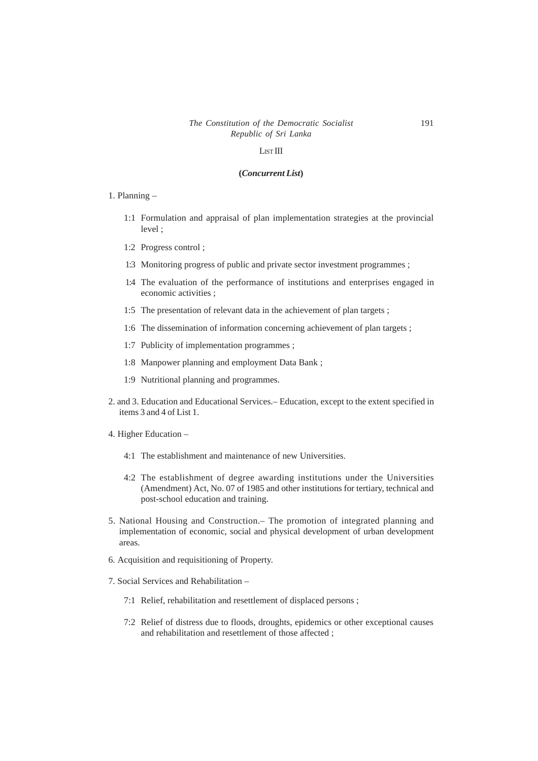## LIST III

### (*Concurrent List*)

1. Planning –

   1:1 Formulation and appraisal of plan implementation strategies at the provincial level ;

   1:2 Progress control ;

   1:3 Monitoring progress of public and private sector investment programmes ;

   1:4 The evaluation of the performance of institutions and enterprises engaged in economic activities ;

   1:5 The presentation of relevant data in the achievement of plan targets ;

   1:6 The dissemination of information concerning achievement of plan targets ;

   1:7 Publicity of implementation programmes ;

   1:8 Manpower planning and employment Data Bank ;

   1:9 Nutritional planning and programmes.

2. and 3. Education and Educational Services.– Education, except to the extent specified in items 3 and 4 of List 1.

4. Higher Education –

   4:1 The establishment and maintenance of new Universities.

   4:2 The establishment of degree awarding institutions under the Universities (Amendment) Act, No. 07 of 1985 and other institutions for tertiary, technical and post-school education and training.

5. National Housing and Construction.– The promotion of integrated planning and implementation of economic, social and physical development of urban development areas.

6. Acquisition and requisitioning of Property.

7. Social Services and Rehabilitation –

   7:1 Relief, rehabilitation and resettlement of displaced persons ;

   7:2 Relief of distress due to floods, droughts, epidemics or other exceptional causes and rehabilitation and resettlement of those affected ;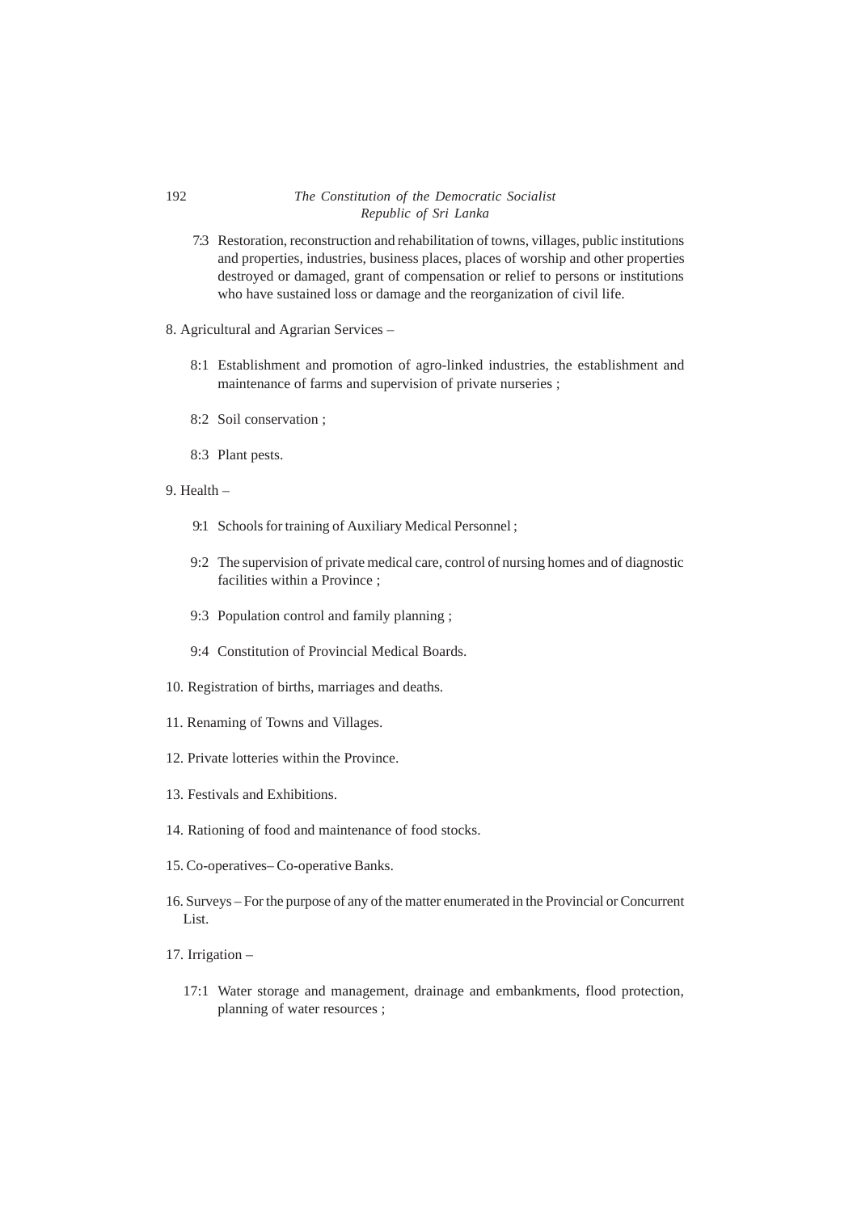7:3 Restoration, reconstruction and rehabilitation of towns, villages, public institutions and properties, industries, business places, places of worship and other properties destroyed or damaged, grant of compensation or relief to persons or institutions who have sustained loss or damage and the reorganization of civil life.

8. Agricultural and Agrarian Services –

8:1 Establishment and promotion of agro-linked industries, the establishment and maintenance of farms and supervision of private nurseries ;

8:2 Soil conservation ;

8:3 Plant pests.

9. Health –

9:1 Schools for training of Auxiliary Medical Personnel ;

9:2 The supervision of private medical care, control of nursing homes and of diagnostic facilities within a Province ;

9:3 Population control and family planning ;

9:4 Constitution of Provincial Medical Boards.

10. Registration of births, marriages and deaths.

11. Renaming of Towns and Villages.

12. Private lotteries within the Province.

13. Festivals and Exhibitions.

14. Rationing of food and maintenance of food stocks.

15. Co-operatives– Co-operative Banks.

16. Surveys – For the purpose of any of the matter enumerated in the Provincial or Concurrent List.

17. Irrigation –

17:1 Water storage and management, drainage and embankments, flood protection, planning of water resources ;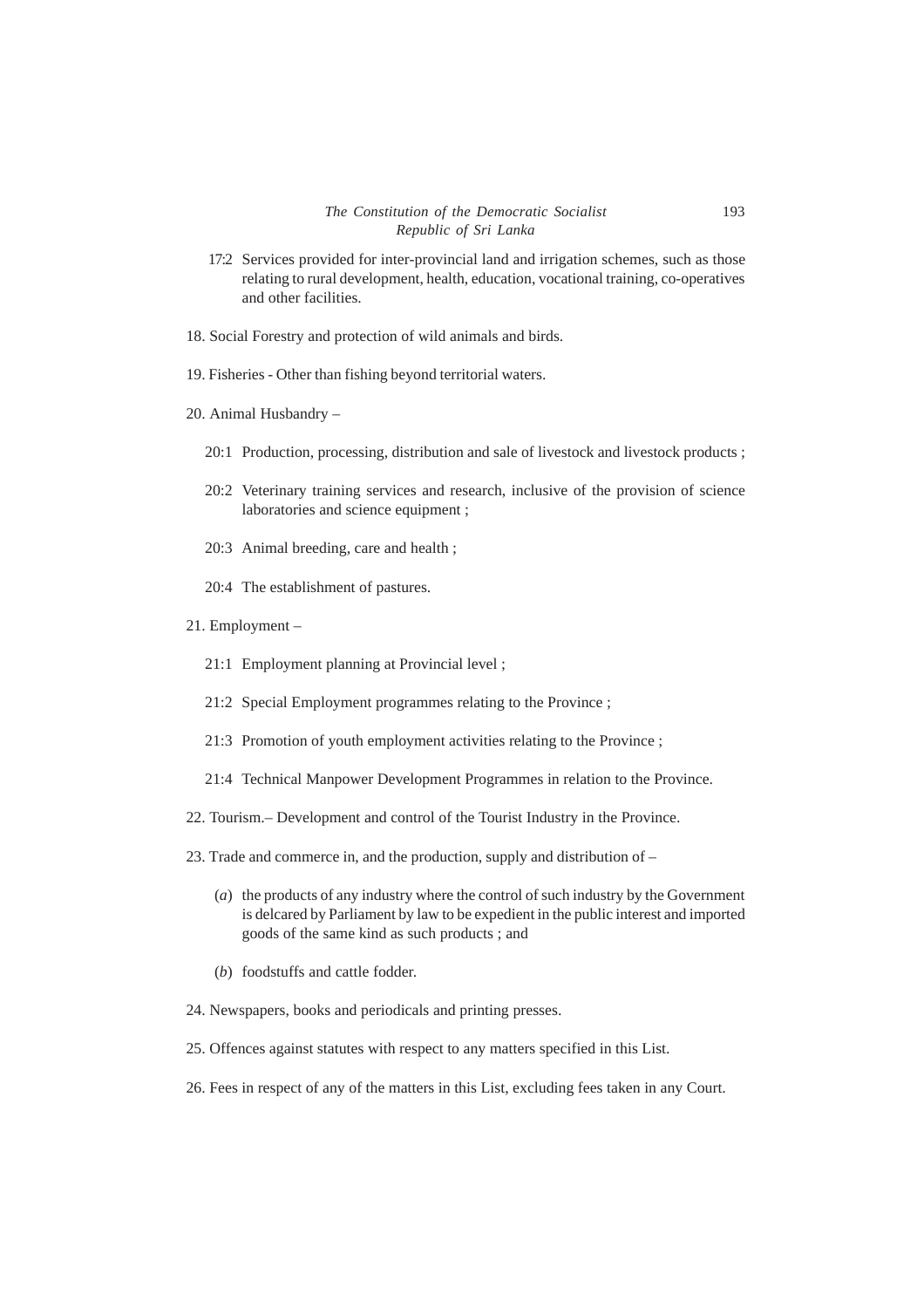17:2 Services provided for inter-provincial land and irrigation schemes, such as those relating to rural development, health, education, vocational training, co-operatives and other facilities.

18. Social Forestry and protection of wild animals and birds.

19. Fisheries - Other than fishing beyond territorial waters.

20. Animal Husbandry –

20:1 Production, processing, distribution and sale of livestock and livestock products ;

20:2 Veterinary training services and research, inclusive of the provision of science laboratories and science equipment ;

20:3 Animal breeding, care and health ;

20:4 The establishment of pastures.

21. Employment –

21:1 Employment planning at Provincial level ;

21:2 Special Employment programmes relating to the Province ;

21:3 Promotion of youth employment activities relating to the Province ;

21:4 Technical Manpower Development Programmes in relation to the Province.

22. Tourism.– Development and control of the Tourist Industry in the Province.

23. Trade and commerce in, and the production, supply and distribution of –

(*a*) the products of any industry where the control of such industry by the Government is delcared by Parliament by law to be expedient in the public interest and imported goods of the same kind as such products ; and

(*b*) foodstuffs and cattle fodder.

24. Newspapers, books and periodicals and printing presses.

25. Offences against statutes with respect to any matters specified in this List.

26. Fees in respect of any of the matters in this List, excluding fees taken in any Court.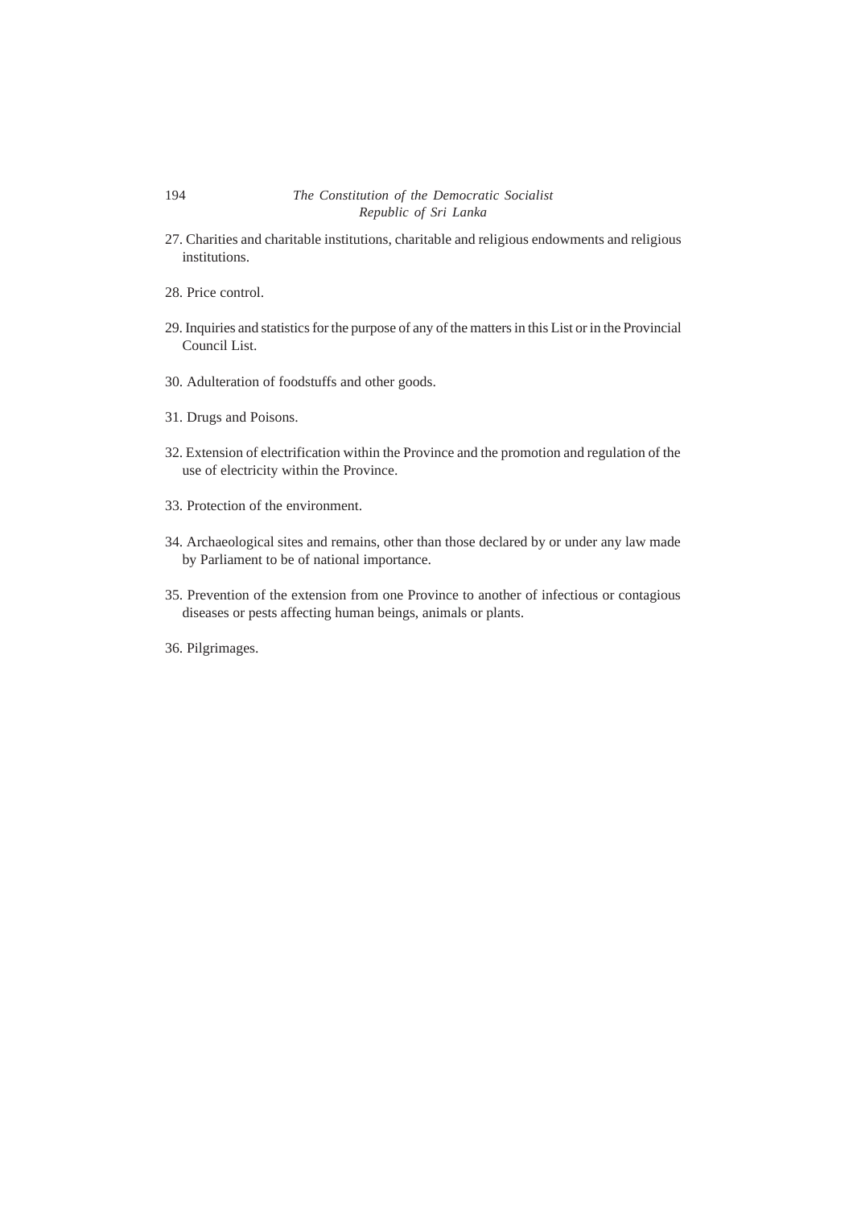27. Charities and charitable institutions, charitable and religious endowments and religious institutions.

28. Price control.

29. Inquiries and statistics for the purpose of any of the matters in this List or in the Provincial Council List.

30. Adulteration of foodstuffs and other goods.

31. Drugs and Poisons.

32. Extension of electrification within the Province and the promotion and regulation of the use of electricity within the Province.

33. Protection of the environment.

34. Archaeological sites and remains, other than those declared by or under any law made by Parliament to be of national importance.

35. Prevention of the extension from one Province to another of infectious or contagious diseases or pests affecting human beings, animals or plants.

36. Pilgrimages.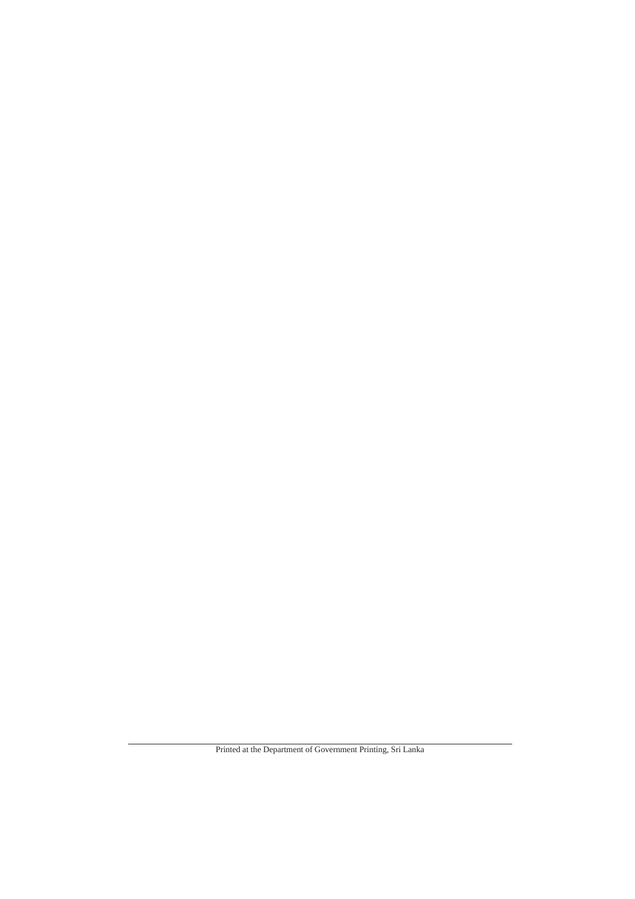Printed at the Department of Government Printing, Sri Lanka